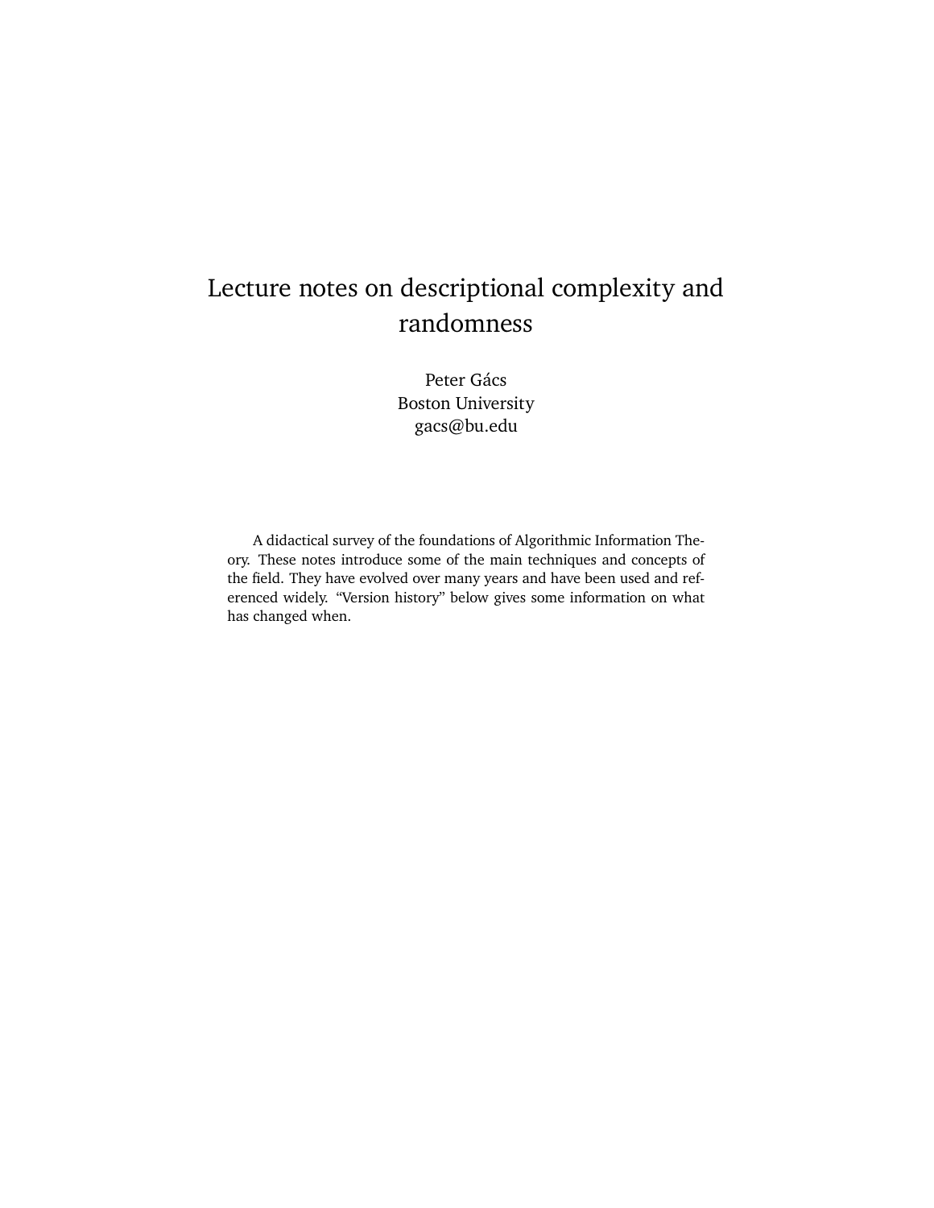# Lecture notes on descriptional complexity and randomness

Peter Gács
Boston University
gacs@bu.edu

A didactical survey of the foundations of Algorithmic Information Theory. These notes introduce some of the main techniques and concepts of the field. They have evolved over many years and have been used and referenced widely. "Version history" below gives some information on what has changed when.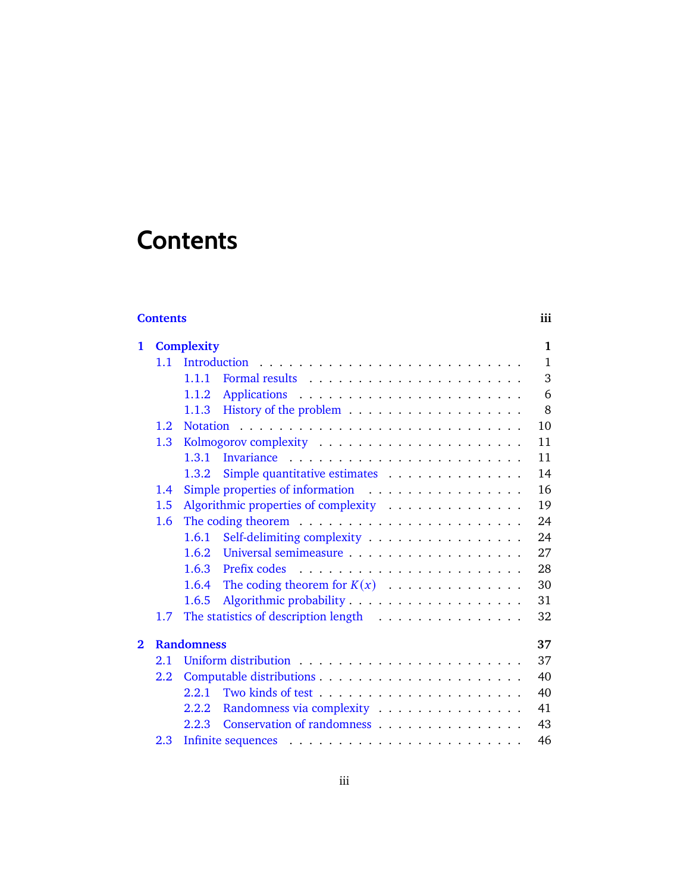# Contents

**Contents** iii

**1 Complexity** **1**
- 1.1 Introduction . . . 1
  - 1.1.1 Formal results . . . 3
  - 1.1.2 Applications . . . 6
  - 1.1.3 History of the problem . . . 8
- 1.2 Notation . . . 10
- 1.3 Kolmogorov complexity . . . 11
  - 1.3.1 Invariance . . . 11
  - 1.3.2 Simple quantitative estimates . . . 14
- 1.4 Simple properties of information . . . 16
- 1.5 Algorithmic properties of complexity . . . 19
- 1.6 The coding theorem . . . 24
  - 1.6.1 Self-delimiting complexity . . . 24
  - 1.6.2 Universal semimeasure . . . 27
  - 1.6.3 Prefix codes . . . 28
  - 1.6.4 The coding theorem for $K(x)$ . . . 30
  - 1.6.5 Algorithmic probability . . . 31
- 1.7 The statistics of description length . . . 32

**2 Randomness** **37**
- 2.1 Uniform distribution . . . 37
- 2.2 Computable distributions . . . 40
  - 2.2.1 Two kinds of test . . . 40
  - 2.2.2 Randomness via complexity . . . 41
  - 2.2.3 Conservation of randomness . . . 43
- 2.3 Infinite sequences . . . 46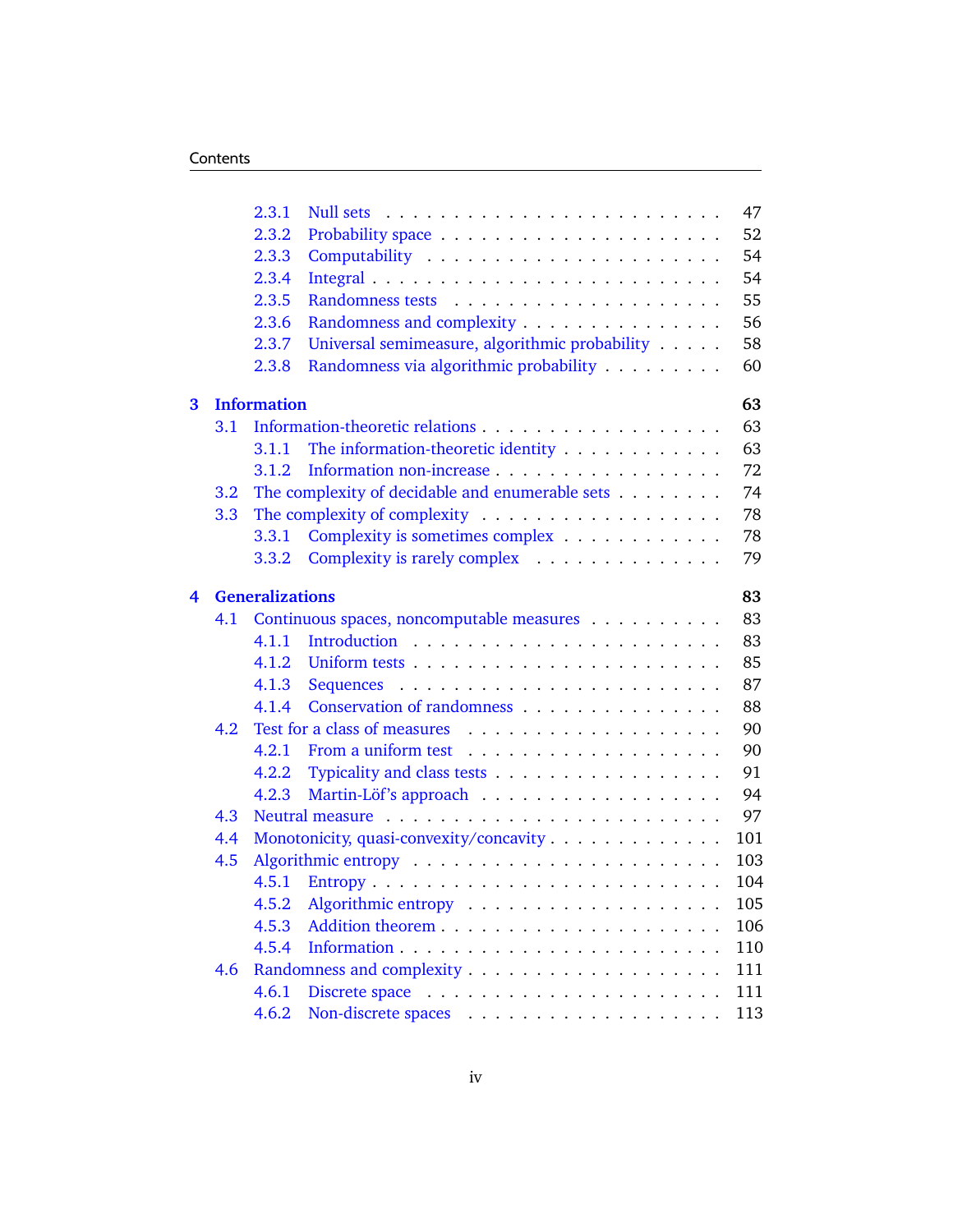- 2.3.1 Null sets . . . . . . . . . . . . . . . . . . . . . . . 47
- 2.3.2 Probability space . . . . . . . . . . . . . . . . . . . 52
- 2.3.3 Computability . . . . . . . . . . . . . . . . . . . . 54
- 2.3.4 Integral . . . . . . . . . . . . . . . . . . . . . . . 54
- 2.3.5 Randomness tests . . . . . . . . . . . . . . . . . . 55
- 2.3.6 Randomness and complexity . . . . . . . . . . . . . 56
- 2.3.7 Universal semimeasure, algorithmic probability . . . . . 58
- 2.3.8 Randomness via algorithmic probability . . . . . . . . 60

**3 Information** **63**

- 3.1 Information-theoretic relations . . . . . . . . . . . . . . . . 63
  - 3.1.1 The information-theoretic identity . . . . . . . . . . . 63
  - 3.1.2 Information non-increase . . . . . . . . . . . . . . . 72
- 3.2 The complexity of decidable and enumerable sets . . . . . . . 74
- 3.3 The complexity of complexity . . . . . . . . . . . . . . . . 78
  - 3.3.1 Complexity is sometimes complex . . . . . . . . . . . 78
  - 3.3.2 Complexity is rarely complex . . . . . . . . . . . . . 79

**4 Generalizations** **83**

- 4.1 Continuous spaces, noncomputable measures . . . . . . . . . . 83
  - 4.1.1 Introduction . . . . . . . . . . . . . . . . . . . . . 83
  - 4.1.2 Uniform tests . . . . . . . . . . . . . . . . . . . . 85
  - 4.1.3 Sequences . . . . . . . . . . . . . . . . . . . . . . 87
  - 4.1.4 Conservation of randomness . . . . . . . . . . . . . . 88
- 4.2 Test for a class of measures . . . . . . . . . . . . . . . . . 90
  - 4.2.1 From a uniform test . . . . . . . . . . . . . . . . . 90
  - 4.2.2 Typicality and class tests . . . . . . . . . . . . . . . 91
  - 4.2.3 Martin-Löf's approach . . . . . . . . . . . . . . . . 94
- 4.3 Neutral measure . . . . . . . . . . . . . . . . . . . . . . . 97
- 4.4 Monotonicity, quasi-convexity/concavity . . . . . . . . . . . . 101
- 4.5 Algorithmic entropy . . . . . . . . . . . . . . . . . . . . . 103
  - 4.5.1 Entropy . . . . . . . . . . . . . . . . . . . . . . . 104
  - 4.5.2 Algorithmic entropy . . . . . . . . . . . . . . . . . 105
  - 4.5.3 Addition theorem . . . . . . . . . . . . . . . . . . . 106
  - 4.5.4 Information . . . . . . . . . . . . . . . . . . . . . 110
- 4.6 Randomness and complexity . . . . . . . . . . . . . . . . . 111
  - 4.6.1 Discrete space . . . . . . . . . . . . . . . . . . . . 111
  - 4.6.2 Non-discrete spaces . . . . . . . . . . . . . . . . . 113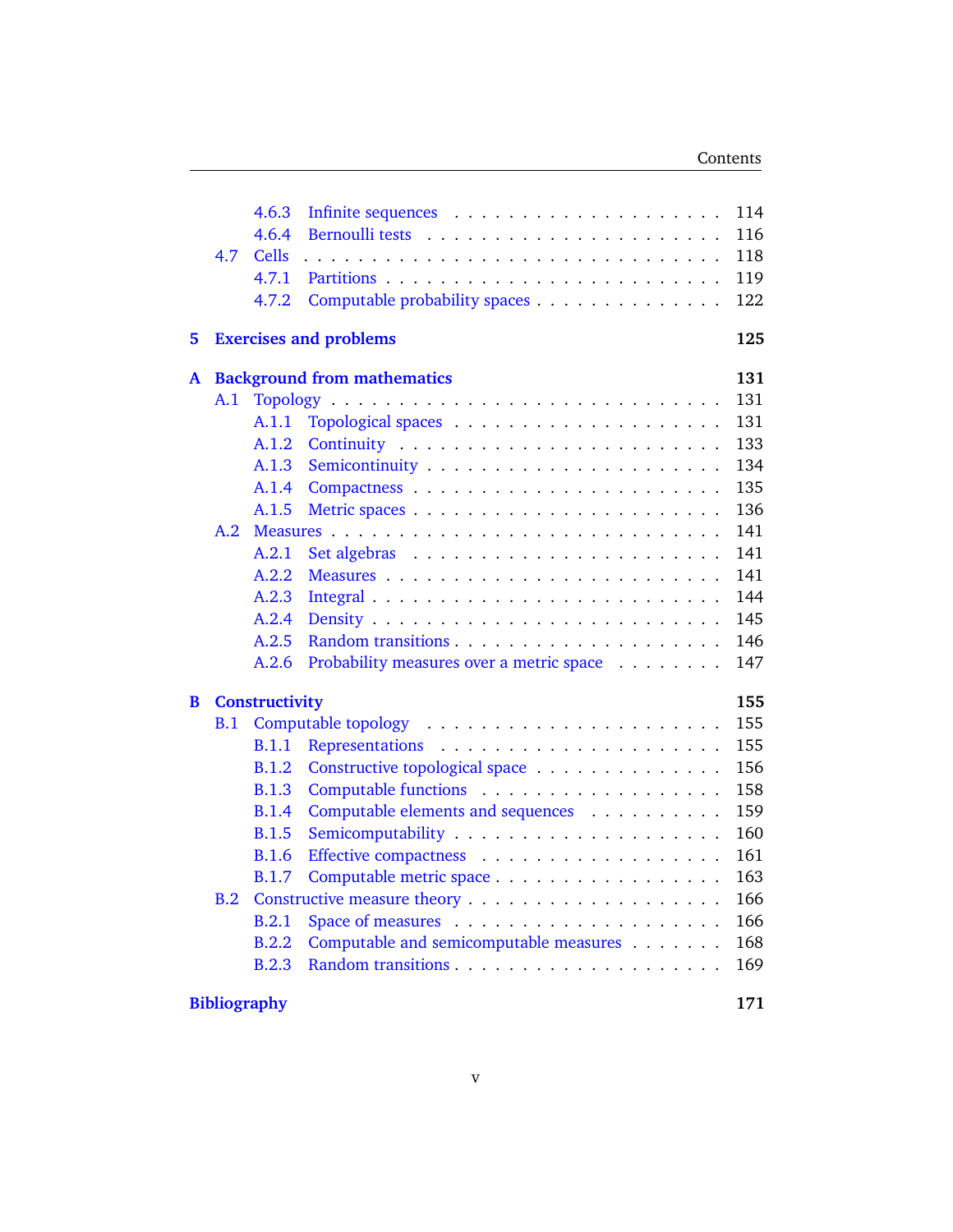4.6.3 Infinite sequences . . . . . . . . . . . . . . . . . . . 114
4.6.4 Bernoulli tests . . . . . . . . . . . . . . . . . . . 116
4.7 Cells . . . . . . . . . . . . . . . . . . . . . . . . 118
4.7.1 Partitions . . . . . . . . . . . . . . . . . . . . . 119
4.7.2 Computable probability spaces . . . . . . . . . . . . 122

**5 Exercises and problems 125**

**A Background from mathematics 131**

A.1 Topology . . . . . . . . . . . . . . . . . . . . . . . 131
A.1.1 Topological spaces . . . . . . . . . . . . . . . . . 131
A.1.2 Continuity . . . . . . . . . . . . . . . . . . . . . 133
A.1.3 Semicontinuity . . . . . . . . . . . . . . . . . . . 134
A.1.4 Compactness . . . . . . . . . . . . . . . . . . . . 135
A.1.5 Metric spaces . . . . . . . . . . . . . . . . . . . . 136
A.2 Measures . . . . . . . . . . . . . . . . . . . . . . . 141
A.2.1 Set algebras . . . . . . . . . . . . . . . . . . . . 141
A.2.2 Measures . . . . . . . . . . . . . . . . . . . . . . 141
A.2.3 Integral . . . . . . . . . . . . . . . . . . . . . . 144
A.2.4 Density . . . . . . . . . . . . . . . . . . . . . . 145
A.2.5 Random transitions . . . . . . . . . . . . . . . . . 146
A.2.6 Probability measures over a metric space . . . . . . . . 147

**B Constructivity 155**

B.1 Computable topology . . . . . . . . . . . . . . . . . . 155
B.1.1 Representations . . . . . . . . . . . . . . . . . . . 155
B.1.2 Constructive topological space . . . . . . . . . . . . 156
B.1.3 Computable functions . . . . . . . . . . . . . . . . 158
B.1.4 Computable elements and sequences . . . . . . . . . . 159
B.1.5 Semicomputability . . . . . . . . . . . . . . . . . . 160
B.1.6 Effective compactness . . . . . . . . . . . . . . . . 161
B.1.7 Computable metric space . . . . . . . . . . . . . . . 163
B.2 Constructive measure theory . . . . . . . . . . . . . . 166
B.2.1 Space of measures . . . . . . . . . . . . . . . . . . 166
B.2.2 Computable and semicomputable measures . . . . . . . 168
B.2.3 Random transitions . . . . . . . . . . . . . . . . . 169

**Bibliography 171**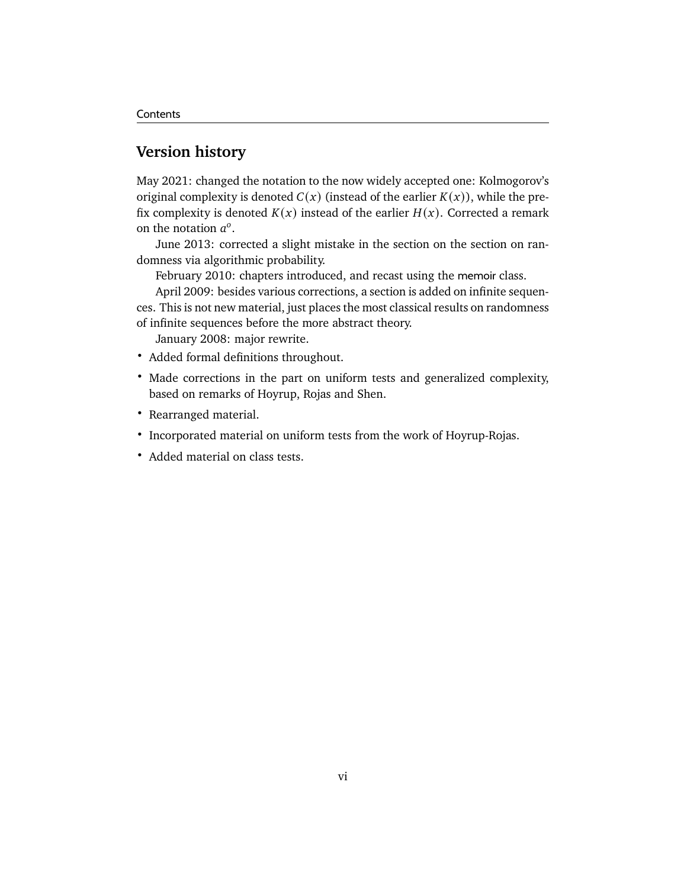## Version history

May 2021: changed the notation to the now widely accepted one: Kolmogorov's original complexity is denoted $C(x)$ (instead of the earlier $K(x)$), while the prefix complexity is denoted $K(x)$ instead of the earlier $H(x)$. Corrected a remark on the notation $a^o$.

June 2013: corrected a slight mistake in the section on the section on randomness via algorithmic probability.

February 2010: chapters introduced, and recast using the memoir class.

April 2009: besides various corrections, a section is added on infinite sequences. This is not new material, just places the most classical results on randomness of infinite sequences before the more abstract theory.

January 2008: major rewrite.

- Added formal definitions throughout.
- Made corrections in the part on uniform tests and generalized complexity, based on remarks of Hoyrup, Rojas and Shen.
- Rearranged material.
- Incorporated material on uniform tests from the work of Hoyrup-Rojas.
- Added material on class tests.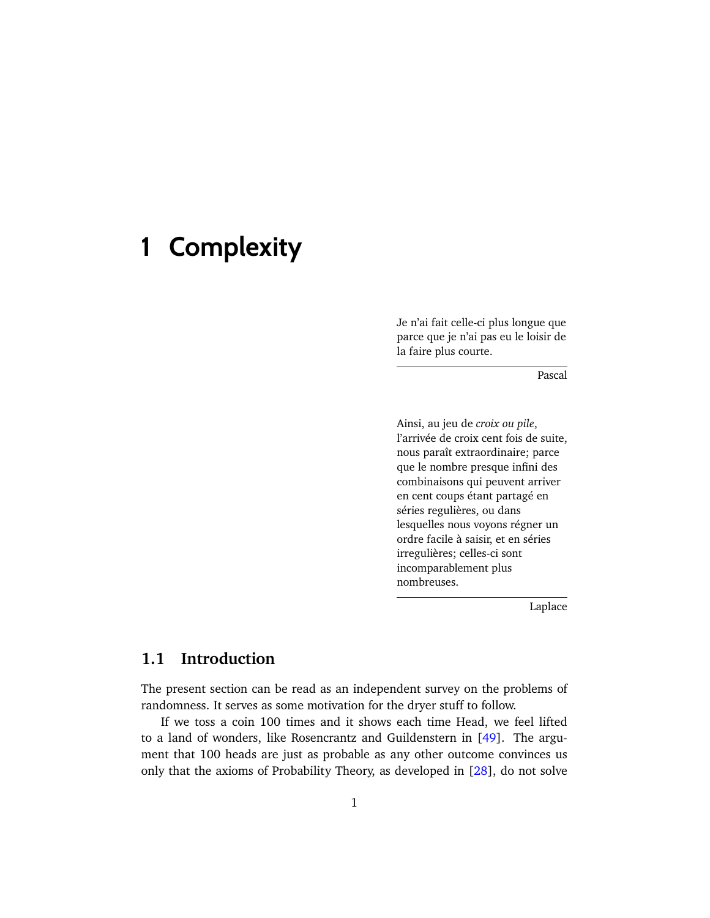# 1 Complexity

> Je n'ai fait celle-ci plus longue que parce que je n'ai pas eu le loisir de la faire plus courte.
>
> — Pascal

> Ainsi, au jeu de *croix ou pile*, l'arrivée de croix cent fois de suite, nous paraît extraordinaire; parce que le nombre presque infini des combinaisons qui peuvent arriver en cent coups étant partagé en séries regulières, ou dans lesquelles nous voyons régner un ordre facile à saisir, et en séries irregulières; celles-ci sont incomparablement plus nombreuses.
>
> — Laplace

## 1.1 Introduction

The present section can be read as an independent survey on the problems of randomness. It serves as some motivation for the dryer stuff to follow.

If we toss a coin 100 times and it shows each time Head, we feel lifted to a land of wonders, like Rosencrantz and Guildenstern in [49]. The argument that 100 heads are just as probable as any other outcome convinces us only that the axioms of Probability Theory, as developed in [28], do not solve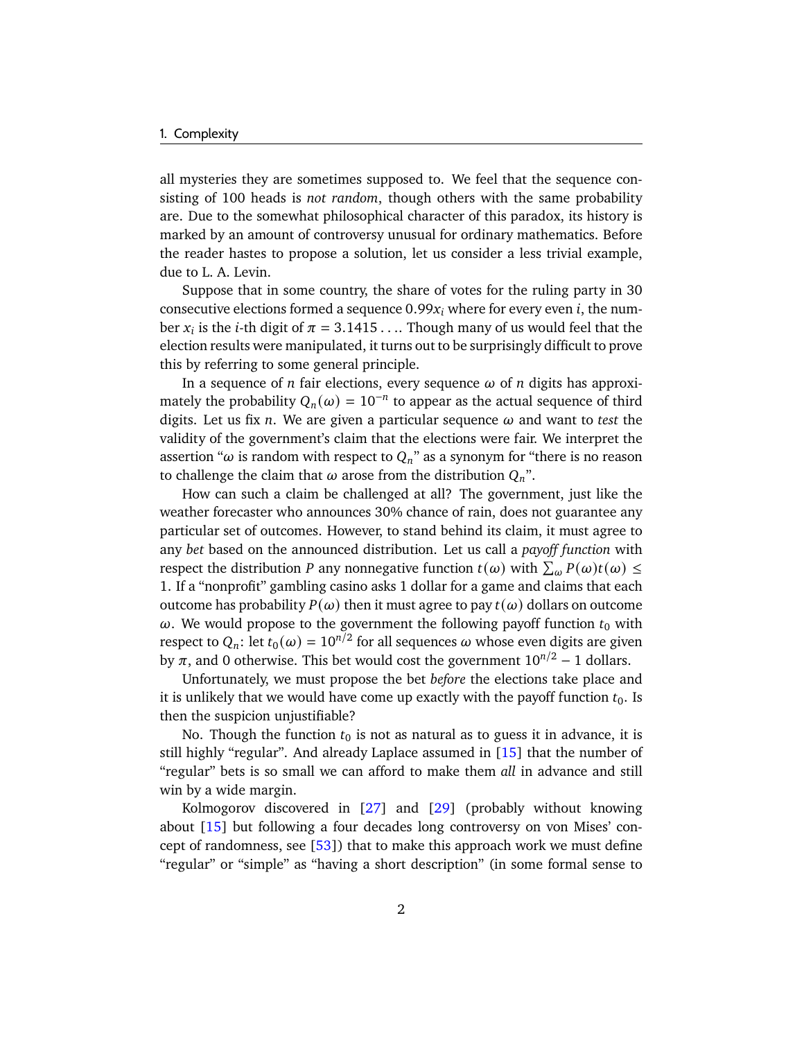all mysteries they are sometimes supposed to. We feel that the sequence consisting of 100 heads is *not random*, though others with the same probability are. Due to the somewhat philosophical character of this paradox, its history is marked by an amount of controversy unusual for ordinary mathematics. Before the reader hastes to propose a solution, let us consider a less trivial example, due to L. A. Levin.

Suppose that in some country, the share of votes for the ruling party in 30 consecutive elections formed a sequence $0.99x_i$ where for every even $i$, the number $x_i$ is the $i$-th digit of $\pi = 3.1415\ldots$. Though many of us would feel that the election results were manipulated, it turns out to be surprisingly difficult to prove this by referring to some general principle.

In a sequence of $n$ fair elections, every sequence $\omega$ of $n$ digits has approximately the probability $Q_n(\omega) = 10^{-n}$ to appear as the actual sequence of third digits. Let us fix $n$. We are given a particular sequence $\omega$ and want to *test* the validity of the government's claim that the elections were fair. We interpret the assertion "$\omega$ is random with respect to $Q_n$" as a synonym for "there is no reason to challenge the claim that $\omega$ arose from the distribution $Q_n$".

How can such a claim be challenged at all? The government, just like the weather forecaster who announces 30% chance of rain, does not guarantee any particular set of outcomes. However, to stand behind its claim, it must agree to any *bet* based on the announced distribution. Let us call a *payoff function* with respect the distribution $P$ any nonnegative function $t(\omega)$ with $\sum_\omega P(\omega)t(\omega) \leq 1$. If a "nonprofit" gambling casino asks 1 dollar for a game and claims that each outcome has probability $P(\omega)$ then it must agree to pay $t(\omega)$ dollars on outcome $\omega$. We would propose to the government the following payoff function $t_0$ with respect to $Q_n$: let $t_0(\omega) = 10^{n/2}$ for all sequences $\omega$ whose even digits are given by $\pi$, and 0 otherwise. This bet would cost the government $10^{n/2} - 1$ dollars.

Unfortunately, we must propose the bet *before* the elections take place and it is unlikely that we would have come up exactly with the payoff function $t_0$. Is then the suspicion unjustifiable?

No. Though the function $t_0$ is not as natural as to guess it in advance, it is still highly "regular". And already Laplace assumed in [15] that the number of "regular" bets is so small we can afford to make them *all* in advance and still win by a wide margin.

Kolmogorov discovered in [27] and [29] (probably without knowing about [15] but following a four decades long controversy on von Mises' concept of randomness, see [53]) that to make this approach work we must define "regular" or "simple" as "having a short description" (in some formal sense to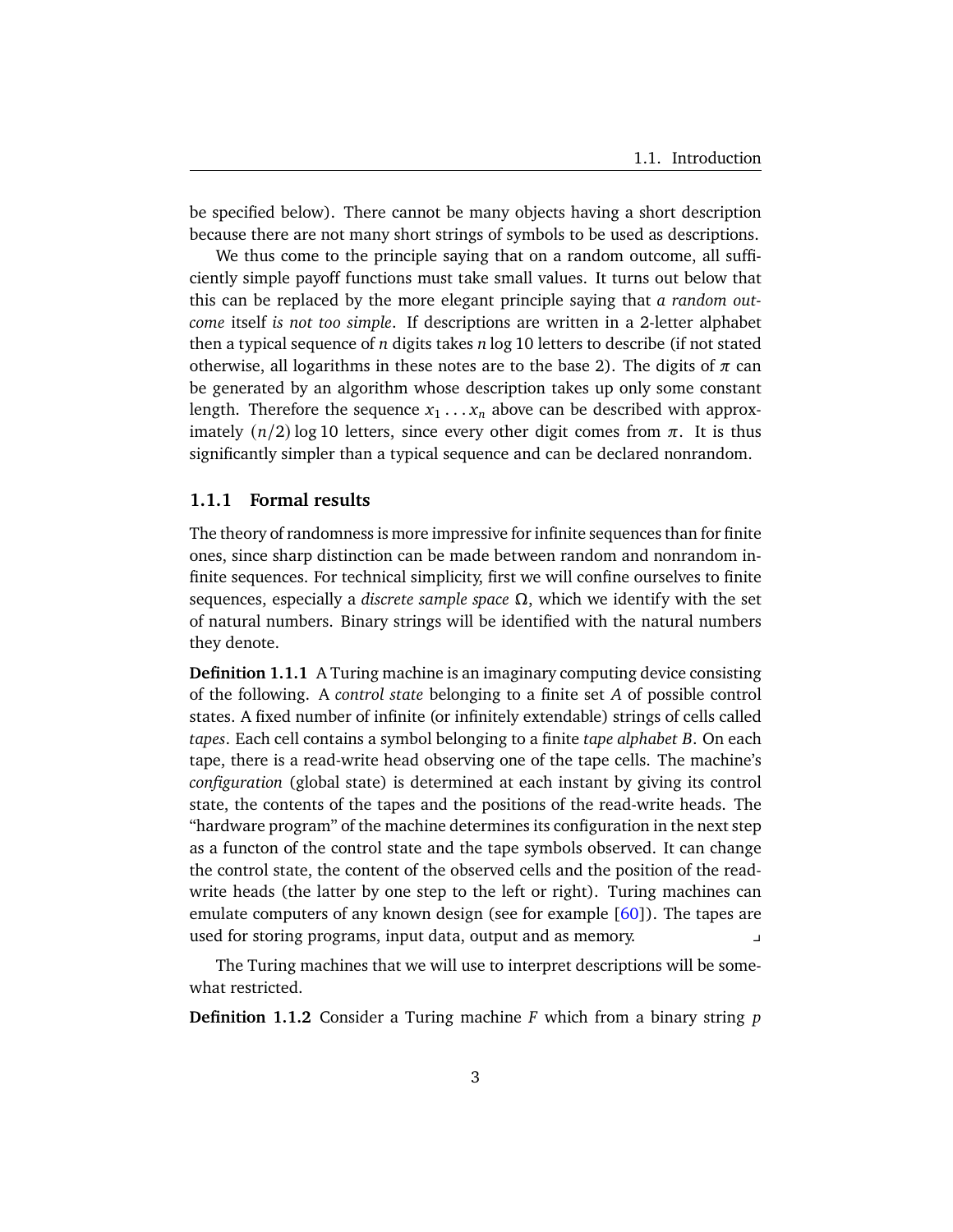be specified below). There cannot be many objects having a short description because there are not many short strings of symbols to be used as descriptions.

We thus come to the principle saying that on a random outcome, all sufficiently simple payoff functions must take small values. It turns out below that this can be replaced by the more elegant principle saying that *a random outcome* itself *is not too simple*. If descriptions are written in a 2-letter alphabet then a typical sequence of $n$ digits takes $n \log 10$ letters to describe (if not stated otherwise, all logarithms in these notes are to the base 2). The digits of $\pi$ can be generated by an algorithm whose description takes up only some constant length. Therefore the sequence $x_1 \dots x_n$ above can be described with approximately $(n/2) \log 10$ letters, since every other digit comes from $\pi$. It is thus significantly simpler than a typical sequence and can be declared nonrandom.

### 1.1.1 Formal results

The theory of randomness is more impressive for infinite sequences than for finite ones, since sharp distinction can be made between random and nonrandom infinite sequences. For technical simplicity, first we will confine ourselves to finite sequences, especially a *discrete sample space* $\Omega$, which we identify with the set of natural numbers. Binary strings will be identified with the natural numbers they denote.

**Definition 1.1.1** A Turing machine is an imaginary computing device consisting of the following. A *control state* belonging to a finite set $A$ of possible control states. A fixed number of infinite (or infinitely extendable) strings of cells called *tapes*. Each cell contains a symbol belonging to a finite *tape alphabet* $B$. On each tape, there is a read-write head observing one of the tape cells. The machine's *configuration* (global state) is determined at each instant by giving its control state, the contents of the tapes and the positions of the read-write heads. The "hardware program" of the machine determines its configuration in the next step as a functon of the control state and the tape symbols observed. It can change the control state, the content of the observed cells and the position of the read-write heads (the latter by one step to the left or right). Turing machines can emulate computers of any known design (see for example [60]). The tapes are used for storing programs, input data, output and as memory. ⌟

The Turing machines that we will use to interpret descriptions will be somewhat restricted.

**Definition 1.1.2** Consider a Turing machine $F$ which from a binary string $p$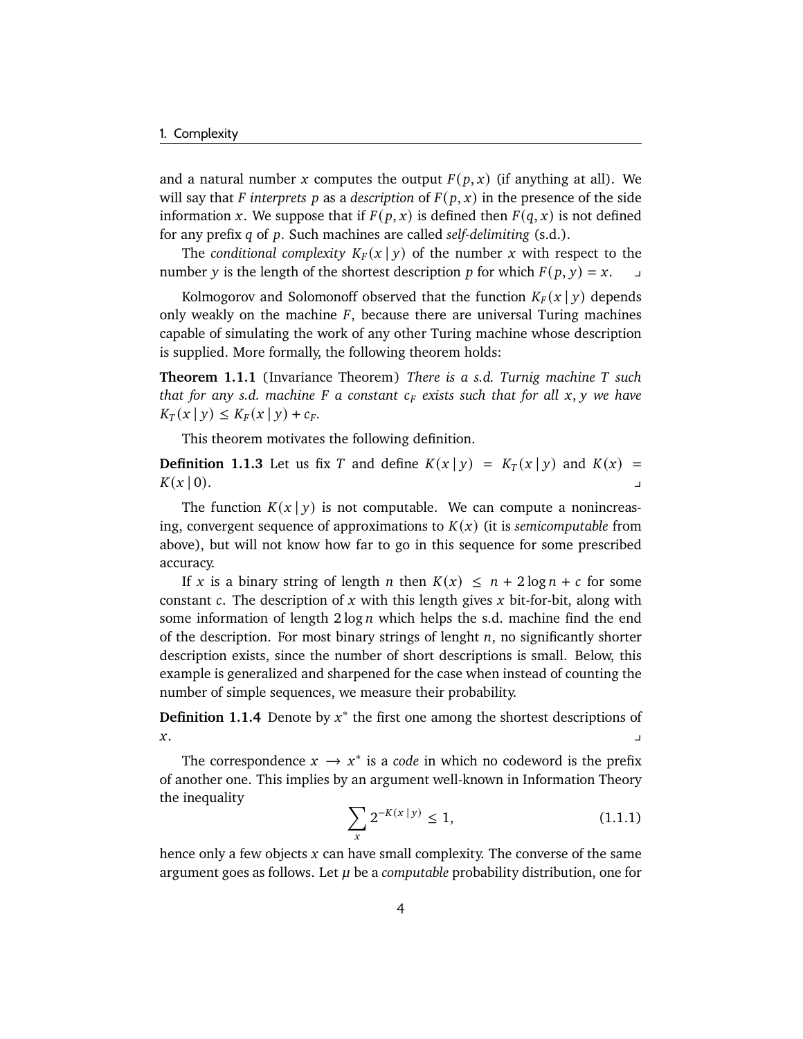and a natural number $x$ computes the output $F(p, x)$ (if anything at all). We will say that $F$ *interprets* $p$ as a *description* of $F(p, x)$ in the presence of the side information $x$. We suppose that if $F(p, x)$ is defined then $F(q, x)$ is not defined for any prefix $q$ of $p$. Such machines are called *self-delimiting* (s.d.).

The *conditional complexity* $K_F(x \mid y)$ of the number $x$ with respect to the number $y$ is the length of the shortest description $p$ for which $F(p, y) = x$. ⌟

Kolmogorov and Solomonoff observed that the function $K_F(x \mid y)$ depends only weakly on the machine $F$, because there are universal Turing machines capable of simulating the work of any other Turing machine whose description is supplied. More formally, the following theorem holds:

**Theorem 1.1.1** (Invariance Theorem) *There is a s.d. Turnig machine $T$ such that for any s.d. machine $F$ a constant $c_F$ exists such that for all $x, y$ we have $K_T(x \mid y) \leq K_F(x \mid y) + c_F$.*

This theorem motivates the following definition.

**Definition 1.1.3** Let us fix $T$ and define $K(x \mid y) = K_T(x \mid y)$ and $K(x) = K(x \mid 0)$. ⌟

The function $K(x \mid y)$ is not computable. We can compute a nonincreasing, convergent sequence of approximations to $K(x)$ (it is *semicomputable* from above), but will not know how far to go in this sequence for some prescribed accuracy.

If $x$ is a binary string of length $n$ then $K(x) \leq n + 2 \log n + c$ for some constant $c$. The description of $x$ with this length gives $x$ bit-for-bit, along with some information of length $2 \log n$ which helps the s.d. machine find the end of the description. For most binary strings of lenght $n$, no significantly shorter description exists, since the number of short descriptions is small. Below, this example is generalized and sharpened for the case when instead of counting the number of simple sequences, we measure their probability.

**Definition 1.1.4** Denote by $x^*$ the first one among the shortest descriptions of $x$. ⌟

The correspondence $x \to x^*$ is a *code* in which no codeword is the prefix of another one. This implies by an argument well-known in Information Theory the inequality

$$\sum_x 2^{-K(x \mid y)} \leq 1, \tag{1.1.1}$$

hence only a few objects $x$ can have small complexity. The converse of the same argument goes as follows. Let $\mu$ be a *computable* probability distribution, one for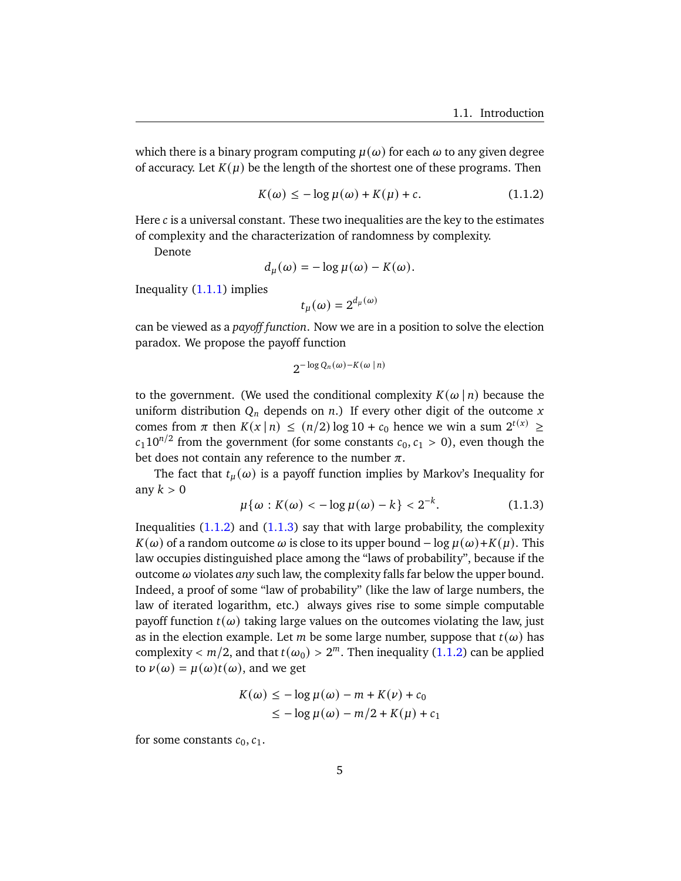which there is a binary program computing $\mu(\omega)$ for each $\omega$ to any given degree of accuracy. Let $K(\mu)$ be the length of the shortest one of these programs. Then

$$K(\omega) \leq -\log \mu(\omega) + K(\mu) + c. \tag{1.1.2}$$

Here $c$ is a universal constant. These two inequalities are the key to the estimates of complexity and the characterization of randomness by complexity.

Denote

$$d_\mu(\omega) = -\log \mu(\omega) - K(\omega).$$

Inequality (1.1.1) implies

$$t_\mu(\omega) = 2^{d_\mu(\omega)}$$

can be viewed as a *payoff function*. Now we are in a position to solve the election paradox. We propose the payoff function

$$2^{-\log Q_n(\omega) - K(\omega \mid n)}$$

to the government. (We used the conditional complexity $K(\omega \mid n)$ because the uniform distribution $Q_n$ depends on $n$.) If every other digit of the outcome $x$ comes from $\pi$ then $K(x \mid n) \leq (n/2)\log 10 + c_0$ hence we win a sum $2^{t(x)} \geq c_1 10^{n/2}$ from the government (for some constants $c_0, c_1 > 0$), even though the bet does not contain any reference to the number $\pi$.

The fact that $t_\mu(\omega)$ is a payoff function implies by Markov's Inequality for any $k > 0$

$$\mu\{\omega : K(\omega) < -\log \mu(\omega) - k\} < 2^{-k}. \tag{1.1.3}$$

Inequalities (1.1.2) and (1.1.3) say that with large probability, the complexity $K(\omega)$ of a random outcome $\omega$ is close to its upper bound $-\log \mu(\omega) + K(\mu)$. This law occupies distinguished place among the "laws of probability", because if the outcome $\omega$ violates *any* such law, the complexity falls far below the upper bound. Indeed, a proof of some "law of probability" (like the law of large numbers, the law of iterated logarithm, etc.) always gives rise to some simple computable payoff function $t(\omega)$ taking large values on the outcomes violating the law, just as in the election example. Let $m$ be some large number, suppose that $t(\omega)$ has complexity $< m/2$, and that $t(\omega_0) > 2^m$. Then inequality (1.1.2) can be applied to $\nu(\omega) = \mu(\omega)t(\omega)$, and we get

$$\begin{aligned}
K(\omega) &\leq -\log \mu(\omega) - m + K(\nu) + c_0 \\
&\leq -\log \mu(\omega) - m/2 + K(\mu) + c_1
\end{aligned}$$

for some constants $c_0, c_1$.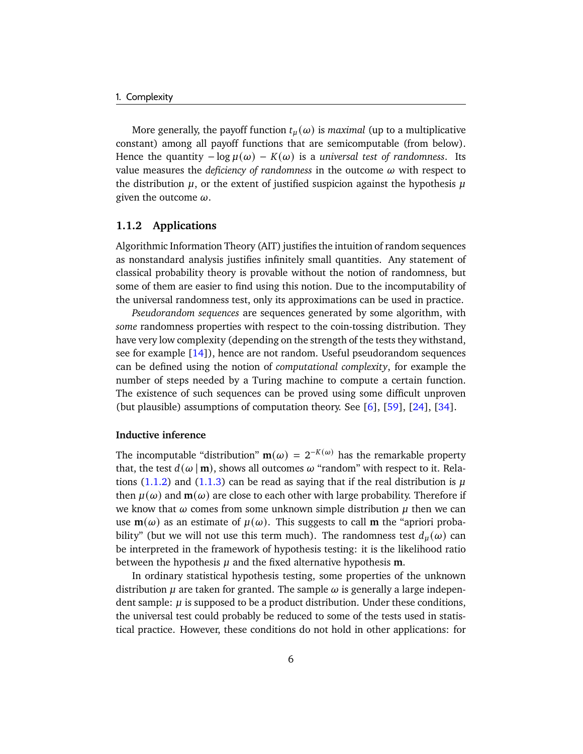More generally, the payoff function $t_\mu(\omega)$ is *maximal* (up to a multiplicative constant) among all payoff functions that are semicomputable (from below). Hence the quantity $-\log \mu(\omega) - K(\omega)$ is a *universal test of randomness*. Its value measures the *deficiency of randomness* in the outcome $\omega$ with respect to the distribution $\mu$, or the extent of justified suspicion against the hypothesis $\mu$ given the outcome $\omega$.

### 1.1.2 Applications

Algorithmic Information Theory (AIT) justifies the intuition of random sequences as nonstandard analysis justifies infinitely small quantities. Any statement of classical probability theory is provable without the notion of randomness, but some of them are easier to find using this notion. Due to the incomputability of the universal randomness test, only its approximations can be used in practice.

*Pseudorandom sequences* are sequences generated by some algorithm, with *some* randomness properties with respect to the coin-tossing distribution. They have very low complexity (depending on the strength of the tests they withstand, see for example [14]), hence are not random. Useful pseudorandom sequences can be defined using the notion of *computational complexity*, for example the number of steps needed by a Turing machine to compute a certain function. The existence of such sequences can be proved using some difficult unproven (but plausible) assumptions of computation theory. See [6], [59], [24], [34].

#### Inductive inference

The incomputable "distribution" $\mathbf{m}(\omega) = 2^{-K(\omega)}$ has the remarkable property that, the test $d(\omega \mid \mathbf{m})$, shows all outcomes $\omega$ "random" with respect to it. Relations (1.1.2) and (1.1.3) can be read as saying that if the real distribution is $\mu$ then $\mu(\omega)$ and $\mathbf{m}(\omega)$ are close to each other with large probability. Therefore if we know that $\omega$ comes from some unknown simple distribution $\mu$ then we can use $\mathbf{m}(\omega)$ as an estimate of $\mu(\omega)$. This suggests to call $\mathbf{m}$ the "apriori probability" (but we will not use this term much). The randomness test $d_\mu(\omega)$ can be interpreted in the framework of hypothesis testing: it is the likelihood ratio between the hypothesis $\mu$ and the fixed alternative hypothesis $\mathbf{m}$.

In ordinary statistical hypothesis testing, some properties of the unknown distribution $\mu$ are taken for granted. The sample $\omega$ is generally a large independent sample: $\mu$ is supposed to be a product distribution. Under these conditions, the universal test could probably be reduced to some of the tests used in statistical practice. However, these conditions do not hold in other applications: for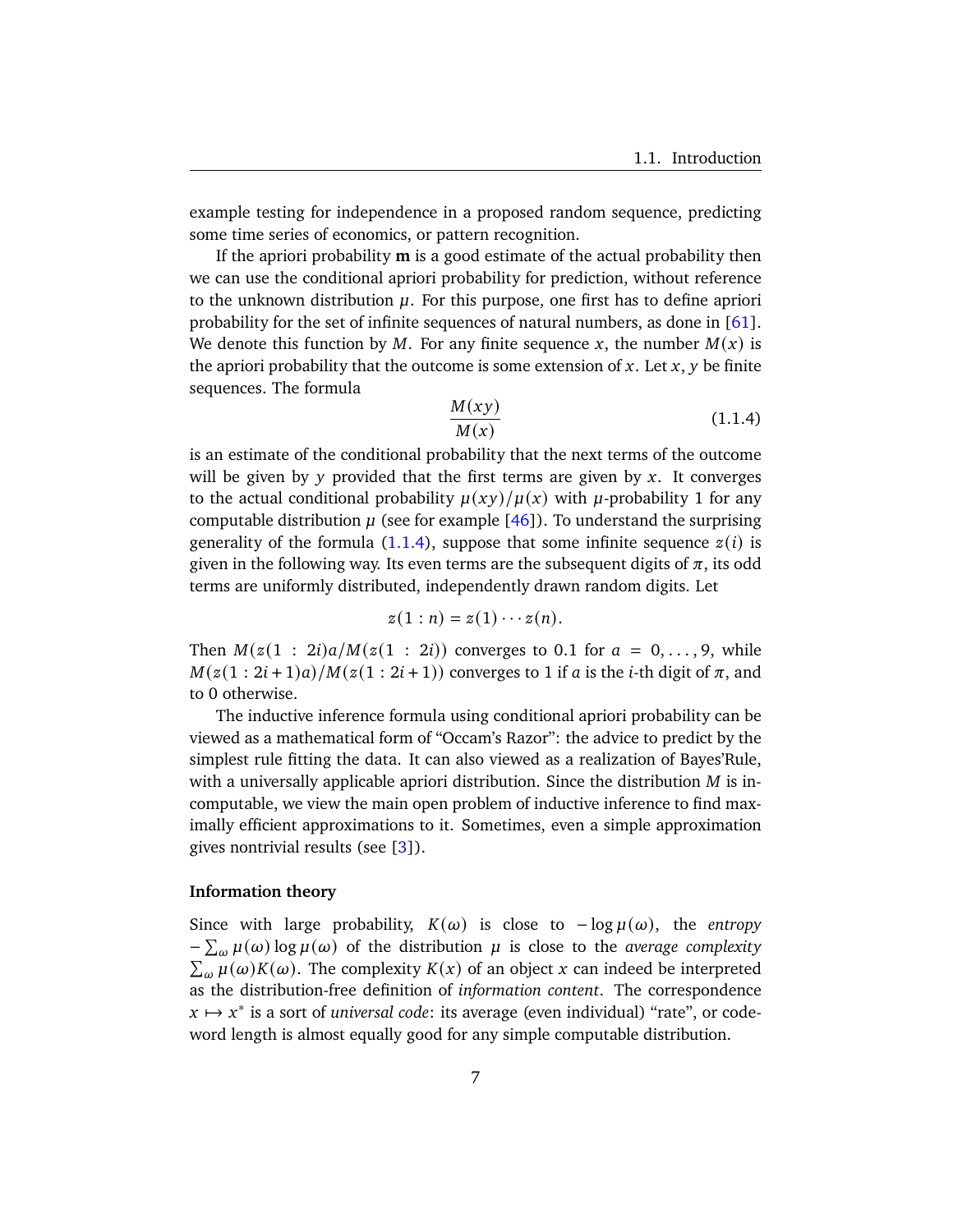example testing for independence in a proposed random sequence, predicting some time series of economics, or pattern recognition.

If the apriori probability $\mathbf{m}$ is a good estimate of the actual probability then we can use the conditional apriori probability for prediction, without reference to the unknown distribution $\mu$. For this purpose, one first has to define apriori probability for the set of infinite sequences of natural numbers, as done in [61]. We denote this function by $M$. For any finite sequence $x$, the number $M(x)$ is the apriori probability that the outcome is some extension of $x$. Let $x, y$ be finite sequences. The formula

$$\frac{M(xy)}{M(x)} \tag{1.1.4}$$

is an estimate of the conditional probability that the next terms of the outcome will be given by $y$ provided that the first terms are given by $x$. It converges to the actual conditional probability $\mu(xy)/\mu(x)$ with $\mu$-probability 1 for any computable distribution $\mu$ (see for example [46]). To understand the surprising generality of the formula (1.1.4), suppose that some infinite sequence $z(i)$ is given in the following way. Its even terms are the subsequent digits of $\pi$, its odd terms are uniformly distributed, independently drawn random digits. Let

$$z(1:n) = z(1) \cdots z(n).$$

Then $M(z(1:2i)a/M(z(1:2i))$ converges to 0.1 for $a = 0, \dots, 9$, while $M(z(1:2i+1)a)/M(z(1:2i+1))$ converges to 1 if $a$ is the $i$-th digit of $\pi$, and to 0 otherwise.

The inductive inference formula using conditional apriori probability can be viewed as a mathematical form of "Occam's Razor": the advice to predict by the simplest rule fitting the data. It can also viewed as a realization of Bayes'Rule, with a universally applicable apriori distribution. Since the distribution $M$ is incomputable, we view the main open problem of inductive inference to find maximally efficient approximations to it. Sometimes, even a simple approximation gives nontrivial results (see [3]).

#### Information theory

Since with large probability, $K(\omega)$ is close to $-\log \mu(\omega)$, the *entropy* $-\sum_\omega \mu(\omega) \log \mu(\omega)$ of the distribution $\mu$ is close to the *average complexity* $\sum_\omega \mu(\omega) K(\omega)$. The complexity $K(x)$ of an object $x$ can indeed be interpreted as the distribution-free definition of *information content*. The correspondence $x \mapsto x^*$ is a sort of *universal code*: its average (even individual) "rate", or codeword length is almost equally good for any simple computable distribution.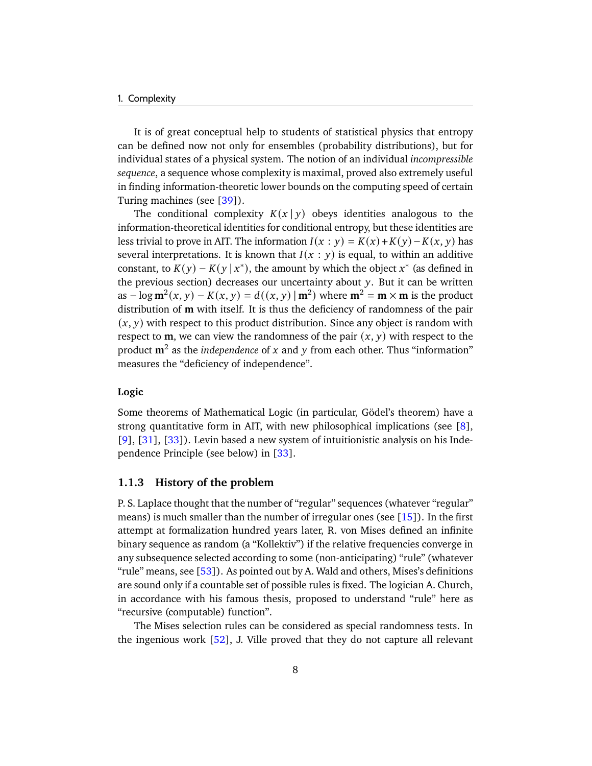It is of great conceptual help to students of statistical physics that entropy can be defined now not only for ensembles (probability distributions), but for individual states of a physical system. The notion of an individual *incompressible sequence*, a sequence whose complexity is maximal, proved also extremely useful in finding information-theoretic lower bounds on the computing speed of certain Turing machines (see [39]).

The conditional complexity $K(x \mid y)$ obeys identities analogous to the information-theoretical identities for conditional entropy, but these identities are less trivial to prove in AIT. The information $I(x : y) = K(x) + K(y) - K(x, y)$ has several interpretations. It is known that $I(x : y)$ is equal, to within an additive constant, to $K(y) - K(y \mid x^*)$, the amount by which the object $x^*$ (as defined in the previous section) decreases our uncertainty about $y$. But it can be written as $-\log \mathbf{m}^2(x, y) - K(x, y) = d((x, y) \mid \mathbf{m}^2)$ where $\mathbf{m}^2 = \mathbf{m} \times \mathbf{m}$ is the product distribution of $\mathbf{m}$ with itself. It is thus the deficiency of randomness of the pair $(x, y)$ with respect to this product distribution. Since any object is random with respect to $\mathbf{m}$, we can view the randomness of the pair $(x, y)$ with respect to the product $\mathbf{m}^2$ as the *independence* of $x$ and $y$ from each other. Thus "information" measures the "deficiency of independence".

**Logic**

Some theorems of Mathematical Logic (in particular, Gödel's theorem) have a strong quantitative form in AIT, with new philosophical implications (see [8], [9], [31], [33]). Levin based a new system of intuitionistic analysis on his Independence Principle (see below) in [33].

### 1.1.3 History of the problem

P. S. Laplace thought that the number of "regular" sequences (whatever "regular" means) is much smaller than the number of irregular ones (see [15]). In the first attempt at formalization hundred years later, R. von Mises defined an infinite binary sequence as random (a "Kollektiv") if the relative frequencies converge in any subsequence selected according to some (non-anticipating) "rule" (whatever "rule" means, see [53]). As pointed out by A. Wald and others, Mises's definitions are sound only if a countable set of possible rules is fixed. The logician A. Church, in accordance with his famous thesis, proposed to understand "rule" here as "recursive (computable) function".

The Mises selection rules can be considered as special randomness tests. In the ingenious work [52], J. Ville proved that they do not capture all relevant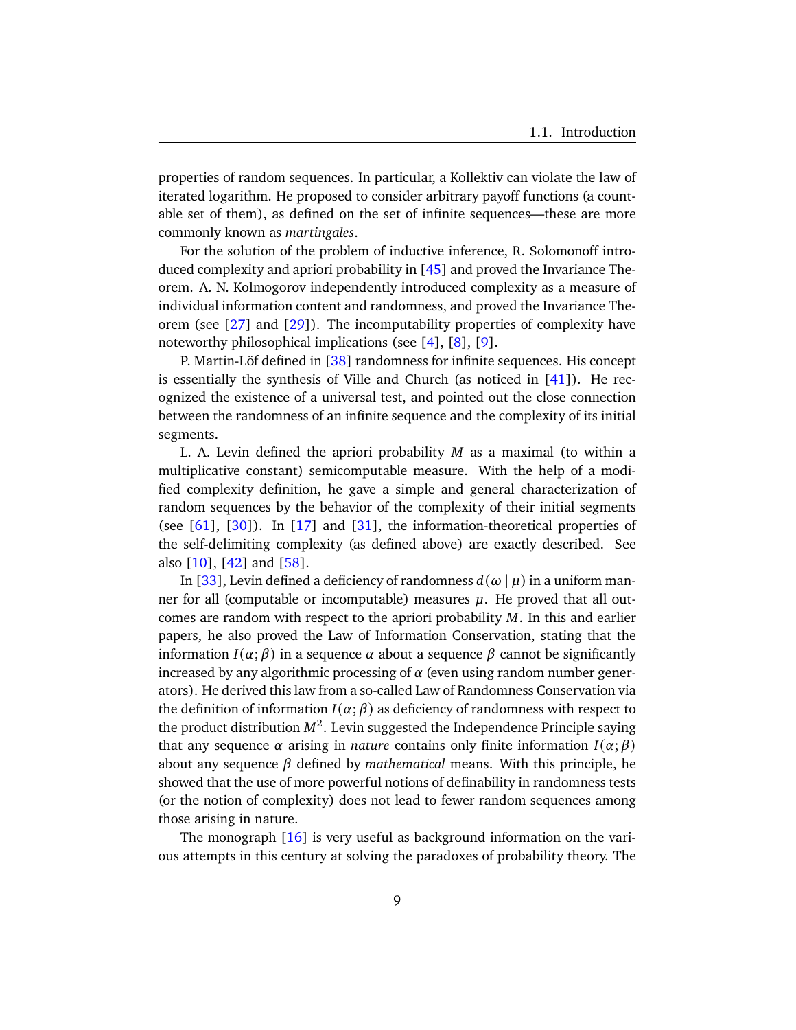properties of random sequences. In particular, a Kollektiv can violate the law of iterated logarithm. He proposed to consider arbitrary payoff functions (a countable set of them), as defined on the set of infinite sequences—these are more commonly known as *martingales*.

For the solution of the problem of inductive inference, R. Solomonoff introduced complexity and apriori probability in [45] and proved the Invariance Theorem. A. N. Kolmogorov independently introduced complexity as a measure of individual information content and randomness, and proved the Invariance Theorem (see [27] and [29]). The incomputability properties of complexity have noteworthy philosophical implications (see [4], [8], [9].

P. Martin-Löf defined in [38] randomness for infinite sequences. His concept is essentially the synthesis of Ville and Church (as noticed in [41]). He recognized the existence of a universal test, and pointed out the close connection between the randomness of an infinite sequence and the complexity of its initial segments.

L. A. Levin defined the apriori probability $M$ as a maximal (to within a multiplicative constant) semicomputable measure. With the help of a modified complexity definition, he gave a simple and general characterization of random sequences by the behavior of the complexity of their initial segments (see [61], [30]). In [17] and [31], the information-theoretical properties of the self-delimiting complexity (as defined above) are exactly described. See also [10], [42] and [58].

In [33], Levin defined a deficiency of randomness $d(\omega \mid \mu)$ in a uniform manner for all (computable or incomputable) measures $\mu$. He proved that all outcomes are random with respect to the apriori probability $M$. In this and earlier papers, he also proved the Law of Information Conservation, stating that the information $I(\alpha;\beta)$ in a sequence $\alpha$ about a sequence $\beta$ cannot be significantly increased by any algorithmic processing of $\alpha$ (even using random number generators). He derived this law from a so-called Law of Randomness Conservation via the definition of information $I(\alpha;\beta)$ as deficiency of randomness with respect to the product distribution $M^2$. Levin suggested the Independence Principle saying that any sequence $\alpha$ arising in *nature* contains only finite information $I(\alpha;\beta)$ about any sequence $\beta$ defined by *mathematical* means. With this principle, he showed that the use of more powerful notions of definability in randomness tests (or the notion of complexity) does not lead to fewer random sequences among those arising in nature.

The monograph [16] is very useful as background information on the various attempts in this century at solving the paradoxes of probability theory. The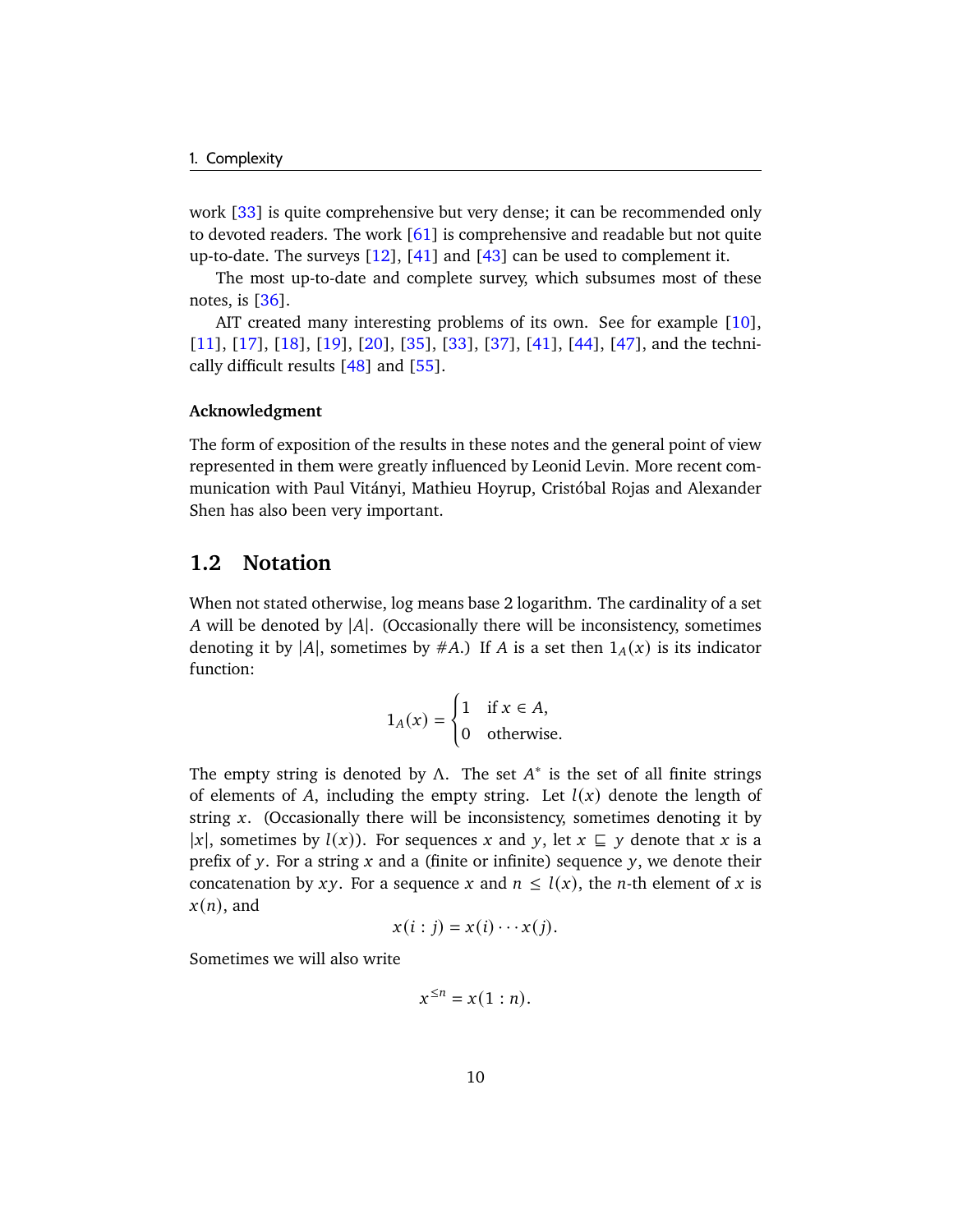work [33] is quite comprehensive but very dense; it can be recommended only to devoted readers. The work [61] is comprehensive and readable but not quite up-to-date. The surveys [12], [41] and [43] can be used to complement it.

The most up-to-date and complete survey, which subsumes most of these notes, is [36].

AIT created many interesting problems of its own. See for example [10], [11], [17], [18], [19], [20], [35], [33], [37], [41], [44], [47], and the technically difficult results [48] and [55].

#### Acknowledgment

The form of exposition of the results in these notes and the general point of view represented in them were greatly influenced by Leonid Levin. More recent communication with Paul Vitányi, Mathieu Hoyrup, Cristóbal Rojas and Alexander Shen has also been very important.

## 1.2 Notation

When not stated otherwise, log means base 2 logarithm. The cardinality of a set $A$ will be denoted by $|A|$. (Occasionally there will be inconsistency, sometimes denoting it by $|A|$, sometimes by $\#A$.) If $A$ is a set then $1_A(x)$ is its indicator function:

$$1_A(x) = \begin{cases} 1 & \text{if } x \in A, \\ 0 & \text{otherwise.} \end{cases}$$

The empty string is denoted by $\Lambda$. The set $A^*$ is the set of all finite strings of elements of $A$, including the empty string. Let $l(x)$ denote the length of string $x$. (Occasionally there will be inconsistency, sometimes denoting it by $|x|$, sometimes by $l(x)$). For sequences $x$ and $y$, let $x \sqsubseteq y$ denote that $x$ is a prefix of $y$. For a string $x$ and a (finite or infinite) sequence $y$, we denote their concatenation by $xy$. For a sequence $x$ and $n \le l(x)$, the $n$-th element of $x$ is $x(n)$, and

$$x(i:j) = x(i) \cdots x(j).$$

Sometimes we will also write

$$x^{\le n} = x(1:n).$$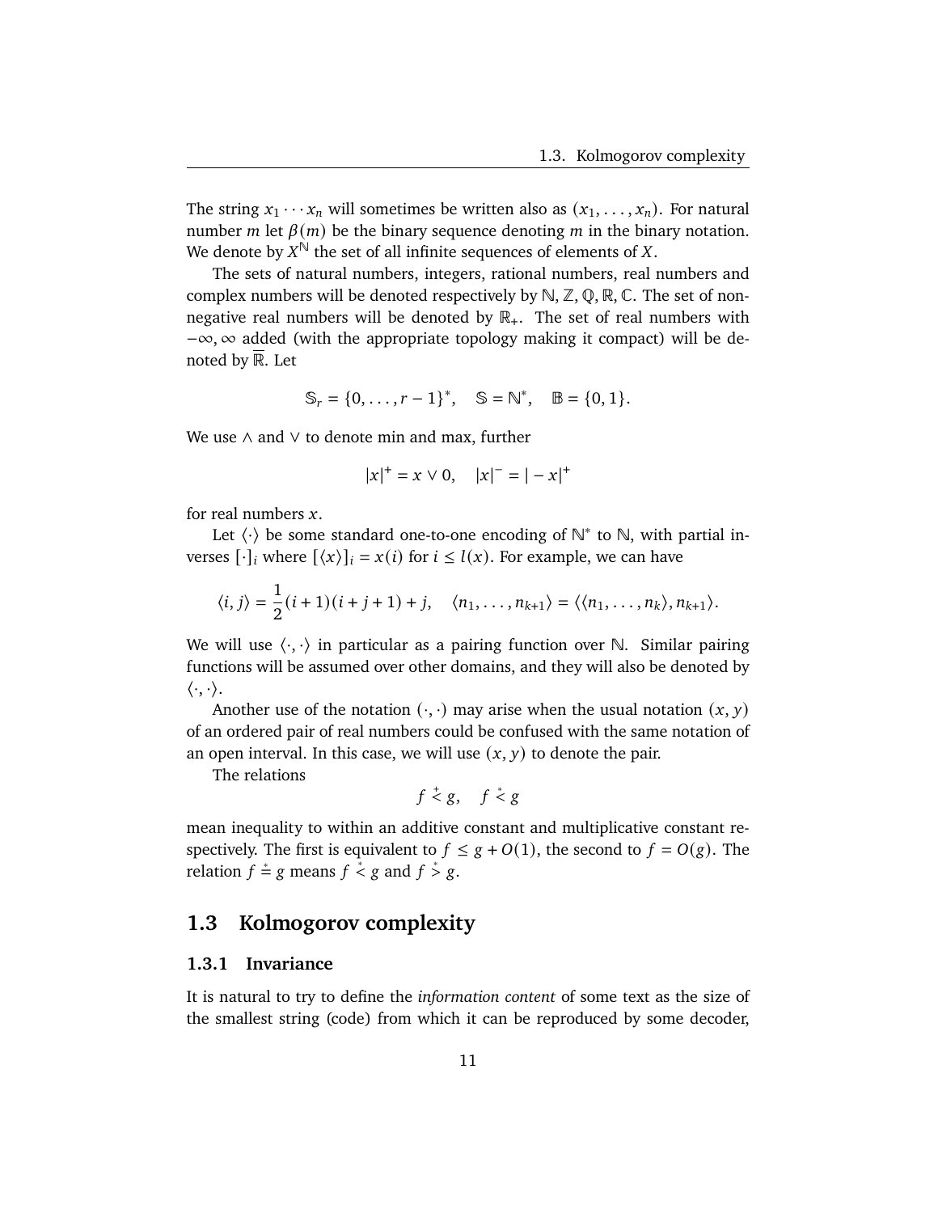The string $x_1 \cdots x_n$ will sometimes be written also as $(x_1, \dots, x_n)$. For natural number $m$ let $\beta(m)$ be the binary sequence denoting $m$ in the binary notation. We denote by $X^{\mathbb{N}}$ the set of all infinite sequences of elements of $X$.

The sets of natural numbers, integers, rational numbers, real numbers and complex numbers will be denoted respectively by $\mathbb{N}, \mathbb{Z}, \mathbb{Q}, \mathbb{R}, \mathbb{C}$. The set of non-negative real numbers will be denoted by $\mathbb{R}_+$. The set of real numbers with $-\infty, \infty$ added (with the appropriate topology making it compact) will be denoted by $\overline{\mathbb{R}}$. Let

$$\mathbb{S}_r = \{0, \dots, r-1\}^*, \quad \mathbb{S} = \mathbb{N}^*, \quad \mathbb{B} = \{0, 1\}.$$

We use $\wedge$ and $\vee$ to denote min and max, further

$$|x|^+ = x \vee 0, \quad |x|^- = |-x|^+$$

for real numbers $x$.

Let $\langle \cdot \rangle$ be some standard one-to-one encoding of $\mathbb{N}^*$ to $\mathbb{N}$, with partial inverses $[\cdot]_i$ where $[\langle x \rangle]_i = x(i)$ for $i \le l(x)$. For example, we can have

$$\langle i, j \rangle = \frac{1}{2}(i+1)(i+j+1) + j, \quad \langle n_1, \dots, n_{k+1} \rangle = \langle \langle n_1, \dots, n_k \rangle, n_{k+1} \rangle.$$

We will use $\langle \cdot, \cdot \rangle$ in particular as a pairing function over $\mathbb{N}$. Similar pairing functions will be assumed over other domains, and they will also be denoted by $\langle \cdot, \cdot \rangle$.

Another use of the notation $(\cdot, \cdot)$ may arise when the usual notation $(x, y)$ of an ordered pair of real numbers could be confused with the same notation of an open interval. In this case, we will use $(x, y)$ to denote the pair.

The relations

$$f \stackrel{+}{<} g, \quad f \stackrel{*}{<} g$$

mean inequality to within an additive constant and multiplicative constant respectively. The first is equivalent to $f \le g + O(1)$, the second to $f = O(g)$. The relation $f \stackrel{*}{=} g$ means $f \stackrel{*}{<} g$ and $f \stackrel{*}{>} g$.

## 1.3 Kolmogorov complexity

### 1.3.1 Invariance

It is natural to try to define the *information content* of some text as the size of the smallest string (code) from which it can be reproduced by some decoder,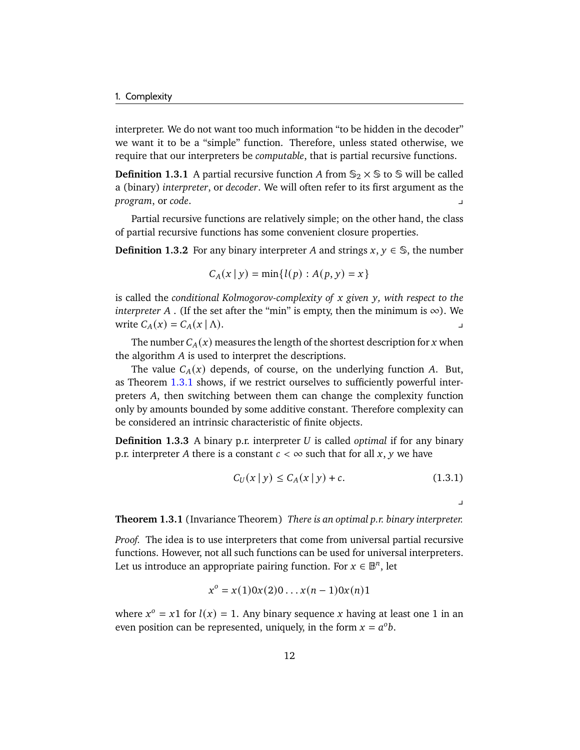interpreter. We do not want too much information "to be hidden in the decoder" we want it to be a "simple" function. Therefore, unless stated otherwise, we require that our interpreters be *computable*, that is partial recursive functions.

**Definition 1.3.1** A partial recursive function $A$ from $\mathbb{S}_2 \times \mathbb{S}$ to $\mathbb{S}$ will be called a (binary) *interpreter*, or *decoder*. We will often refer to its first argument as the *program*, or *code*. ⌟

Partial recursive functions are relatively simple; on the other hand, the class of partial recursive functions has some convenient closure properties.

**Definition 1.3.2** For any binary interpreter $A$ and strings $x, y \in \mathbb{S}$, the number

$$C_A(x \mid y) = \min\{l(p) : A(p, y) = x\}$$

is called the *conditional Kolmogorov-complexity of $x$ given $y$, with respect to the interpreter $A$* . (If the set after the "min" is empty, then the minimum is $\infty$). We write $C_A(x) = C_A(x \mid \Lambda)$. ⌟

The number $C_A(x)$ measures the length of the shortest description for $x$ when the algorithm $A$ is used to interpret the descriptions.

The value $C_A(x)$ depends, of course, on the underlying function $A$. But, as Theorem 1.3.1 shows, if we restrict ourselves to sufficiently powerful interpreters $A$, then switching between them can change the complexity function only by amounts bounded by some additive constant. Therefore complexity can be considered an intrinsic characteristic of finite objects.

**Definition 1.3.3** A binary p.r. interpreter $U$ is called *optimal* if for any binary p.r. interpreter $A$ there is a constant $c < \infty$ such that for all $x, y$ we have

$$C_U(x \mid y) \le C_A(x \mid y) + c. \tag{1.3.1}$$

⌟

**Theorem 1.3.1** (Invariance Theorem) *There is an optimal p.r. binary interpreter.*

*Proof.* The idea is to use interpreters that come from universal partial recursive functions. However, not all such functions can be used for universal interpreters. Let us introduce an appropriate pairing function. For $x \in \mathbb{B}^n$, let

$$x^o = x(1)0x(2)0 \dots x(n-1)0x(n)1$$

where $x^o = x1$ for $l(x) = 1$. Any binary sequence $x$ having at least one 1 in an even position can be represented, uniquely, in the form $x = a^o b$.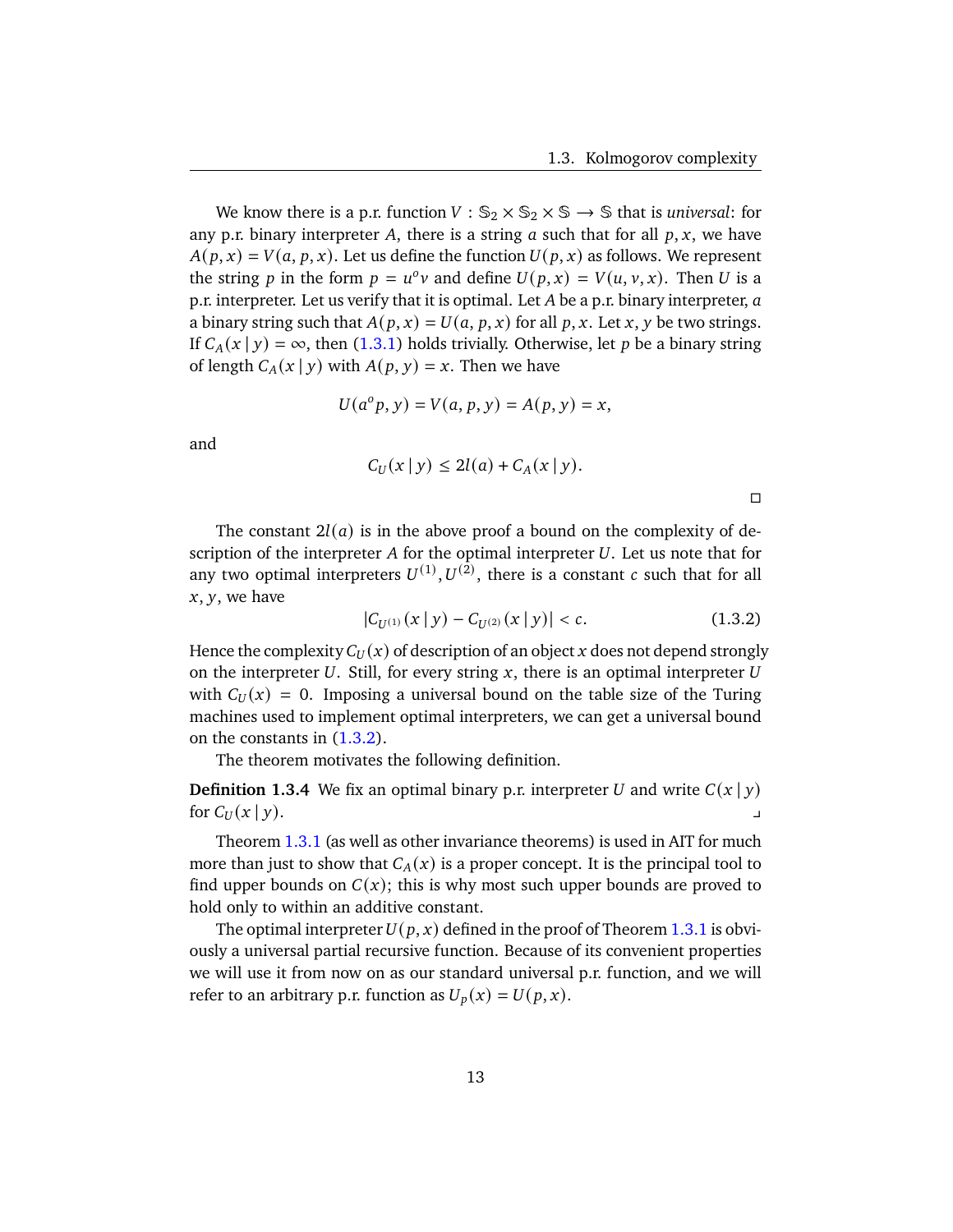We know there is a p.r. function $V : \mathbb{S}_2 \times \mathbb{S}_2 \times \mathbb{S} \longrightarrow \mathbb{S}$ that is *universal*: for any p.r. binary interpreter $A$, there is a string $a$ such that for all $p, x$, we have $A(p,x) = V(a,p,x)$. Let us define the function $U(p,x)$ as follows. We represent the string $p$ in the form $p = u^o v$ and define $U(p,x) = V(u,v,x)$. Then $U$ is a p.r. interpreter. Let us verify that it is optimal. Let $A$ be a p.r. binary interpreter, $a$ a binary string such that $A(p,x) = U(a,p,x)$ for all $p, x$. Let $x, y$ be two strings. If $C_A(x \mid y) = \infty$, then (1.3.1) holds trivially. Otherwise, let $p$ be a binary string of length $C_A(x \mid y)$ with $A(p,y) = x$. Then we have

$$U(a^o p, y) = V(a,p,y) = A(p,y) = x,$$

and

$$C_U(x \mid y) \le 2l(a) + C_A(x \mid y).$$

□

The constant $2l(a)$ is in the above proof a bound on the complexity of description of the interpreter $A$ for the optimal interpreter $U$. Let us note that for any two optimal interpreters $U^{(1)}, U^{(2)}$, there is a constant $c$ such that for all $x, y$, we have

$$|C_{U^{(1)}}(x \mid y) - C_{U^{(2)}}(x \mid y)| < c. \tag{1.3.2}$$

Hence the complexity $C_U(x)$ of description of an object $x$ does not depend strongly on the interpreter $U$. Still, for every string $x$, there is an optimal interpreter $U$ with $C_U(x) = 0$. Imposing a universal bound on the table size of the Turing machines used to implement optimal interpreters, we can get a universal bound on the constants in (1.3.2).

The theorem motivates the following definition.

**Definition 1.3.4** We fix an optimal binary p.r. interpreter $U$ and write $C(x \mid y)$ for $C_U(x \mid y)$. ⌟

Theorem 1.3.1 (as well as other invariance theorems) is used in AIT for much more than just to show that $C_A(x)$ is a proper concept. It is the principal tool to find upper bounds on $C(x)$; this is why most such upper bounds are proved to hold only to within an additive constant.

The optimal interpreter $U(p,x)$ defined in the proof of Theorem 1.3.1 is obviously a universal partial recursive function. Because of its convenient properties we will use it from now on as our standard universal p.r. function, and we will refer to an arbitrary p.r. function as $U_p(x) = U(p,x)$.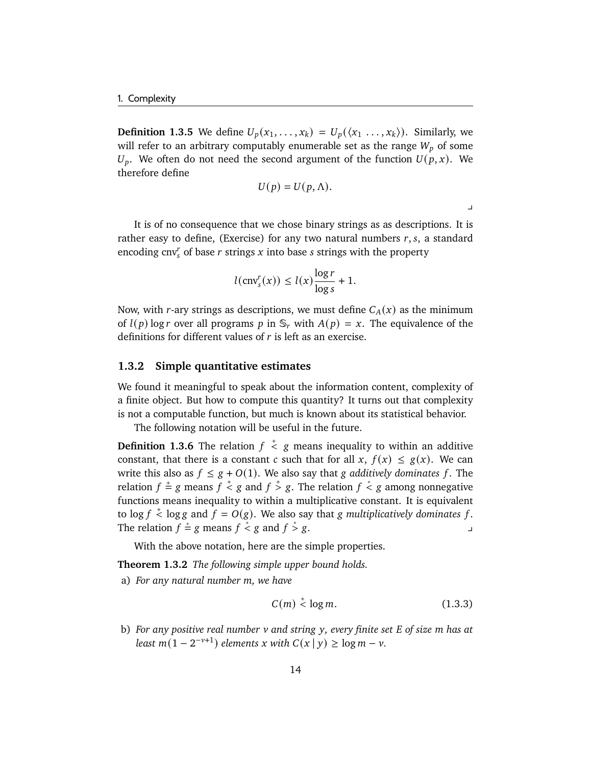**Definition 1.3.5** We define $U_p(x_1, \dots, x_k) = U_p(\langle x_1 \ \dots, x_k \rangle)$. Similarly, we will refer to an arbitrary computably enumerable set as the range $W_p$ of some $U_p$. We often do not need the second argument of the function $U(p, x)$. We therefore define

$$U(p) = U(p, \Lambda).$$

⌟

It is of no consequence that we chose binary strings as as descriptions. It is rather easy to define, (Exercise) for any two natural numbers $r, s$, a standard encoding $\mathrm{cnv}_s^r$ of base $r$ strings $x$ into base $s$ strings with the property

$$l(\mathrm{cnv}_s^r(x)) \le l(x) \frac{\log r}{\log s} + 1.$$

Now, with $r$-ary strings as descriptions, we must define $C_A(x)$ as the minimum of $l(p) \log r$ over all programs $p$ in $\mathbb{S}_r$ with $A(p) = x$. The equivalence of the definitions for different values of $r$ is left as an exercise.

### 1.3.2 Simple quantitative estimates

We found it meaningful to speak about the information content, complexity of a finite object. But how to compute this quantity? It turns out that complexity is not a computable function, but much is known about its statistical behavior.

The following notation will be useful in the future.

**Definition 1.3.6** The relation $f \overset{+}{<} g$ means inequality to within an additive constant, that there is a constant $c$ such that for all $x$, $f(x) \le g(x)$. We can write this also as $f \le g + O(1)$. We also say that $g$ *additively dominates* $f$. The relation $f \overset{+}{=} g$ means $f \overset{+}{<} g$ and $f \overset{+}{>} g$. The relation $f \overset{*}{<} g$ among nonnegative functions means inequality to within a multiplicative constant. It is equivalent to $\log f \overset{+}{<} \log g$ and $f = O(g)$. We also say that $g$ *multiplicatively dominates* $f$. The relation $f \overset{*}{=} g$ means $f \overset{*}{<} g$ and $f \overset{*}{>} g$. ⌟

With the above notation, here are the simple properties.

**Theorem 1.3.2** *The following simple upper bound holds.*

a) *For any natural number $m$, we have*

$$C(m) \overset{+}{<} \log m. \tag{1.3.3}$$

b) *For any positive real number $v$ and string $y$, every finite set $E$ of size $m$ has at least $m(1 - 2^{-v+1})$ elements $x$ with $C(x \mid y) \ge \log m - v$.*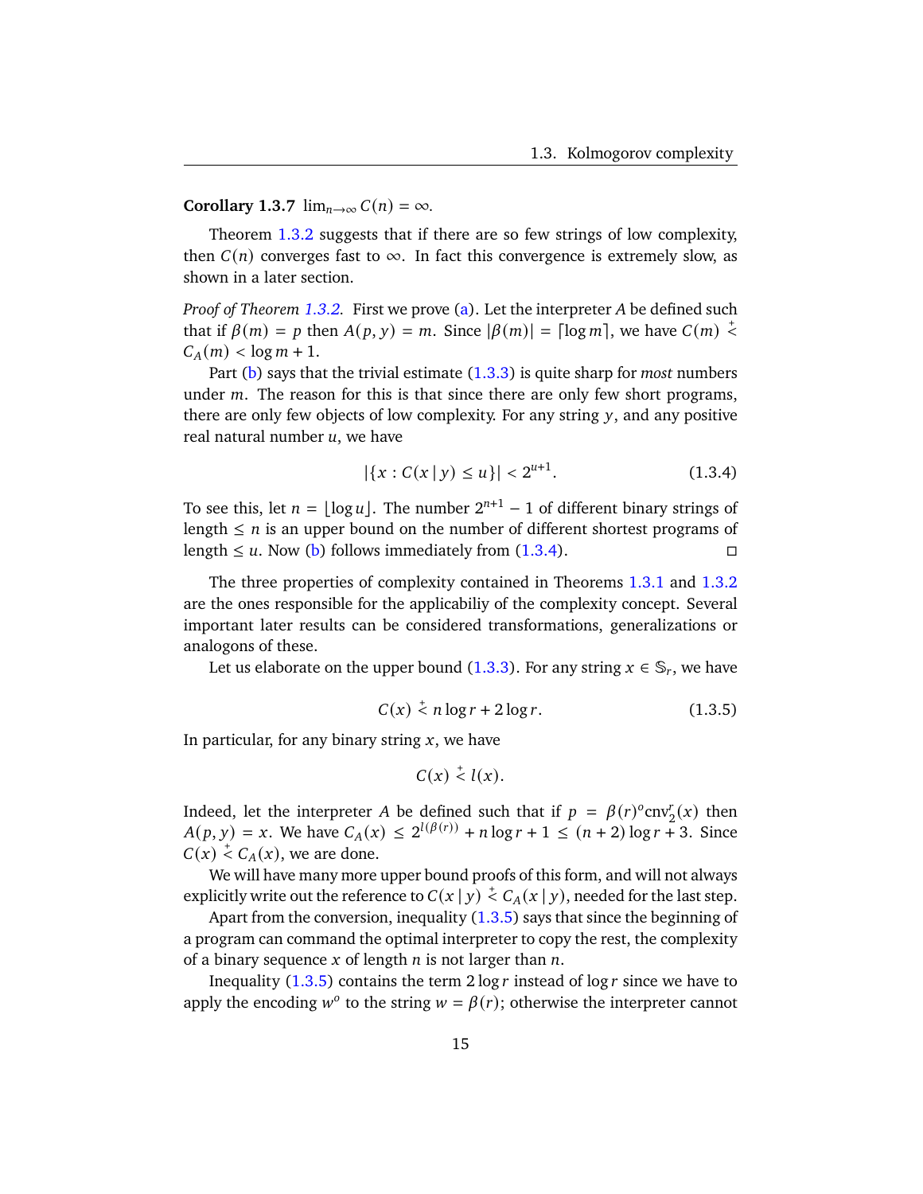**Corollary 1.3.7** $\lim_{n\to\infty} C(n) = \infty$.

Theorem 1.3.2 suggests that if there are so few strings of low complexity, then $C(n)$ converges fast to $\infty$. In fact this convergence is extremely slow, as shown in a later section.

*Proof of Theorem 1.3.2.* First we prove (a). Let the interpreter $A$ be defined such that if $\beta(m) = p$ then $A(p, y) = m$. Since $|\beta(m)| = \lceil \log m \rceil$, we have $C(m) \stackrel{+}{<} C_A(m) < \log m + 1$.

Part (b) says that the trivial estimate (1.3.3) is quite sharp for *most* numbers under $m$. The reason for this is that since there are only few short programs, there are only few objects of low complexity. For any string $y$, and any positive real natural number $u$, we have

$$|\{x : C(x \mid y) \leq u\}| < 2^{u+1}. \tag{1.3.4}$$

To see this, let $n = \lfloor \log u \rfloor$. The number $2^{n+1} - 1$ of different binary strings of length $\leq n$ is an upper bound on the number of different shortest programs of length $\leq u$. Now (b) follows immediately from (1.3.4). □

The three properties of complexity contained in Theorems 1.3.1 and 1.3.2 are the ones responsible for the applicabiliy of the complexity concept. Several important later results can be considered transformations, generalizations or analogons of these.

Let us elaborate on the upper bound (1.3.3). For any string $x \in \mathbb{S}_r$, we have

$$C(x) \stackrel{+}{<} n \log r + 2 \log r. \tag{1.3.5}$$

In particular, for any binary string $x$, we have

$$C(x) \stackrel{+}{<} l(x).$$

Indeed, let the interpreter $A$ be defined such that if $p = \beta(r)^o \operatorname{cnv}_2^r(x)$ then $A(p, y) = x$. We have $C_A(x) \leq 2^{l(\beta(r))} + n \log r + 1 \leq (n + 2) \log r + 3$. Since $C(x) \stackrel{+}{<} C_A(x)$, we are done.

We will have many more upper bound proofs of this form, and will not always explicitly write out the reference to $C(x \mid y) \stackrel{+}{<} C_A(x \mid y)$, needed for the last step.

Apart from the conversion, inequality (1.3.5) says that since the beginning of a program can command the optimal interpreter to copy the rest, the complexity of a binary sequence $x$ of length $n$ is not larger than $n$.

Inequality (1.3.5) contains the term $2 \log r$ instead of $\log r$ since we have to apply the encoding $w^o$ to the string $w = \beta(r)$; otherwise the interpreter cannot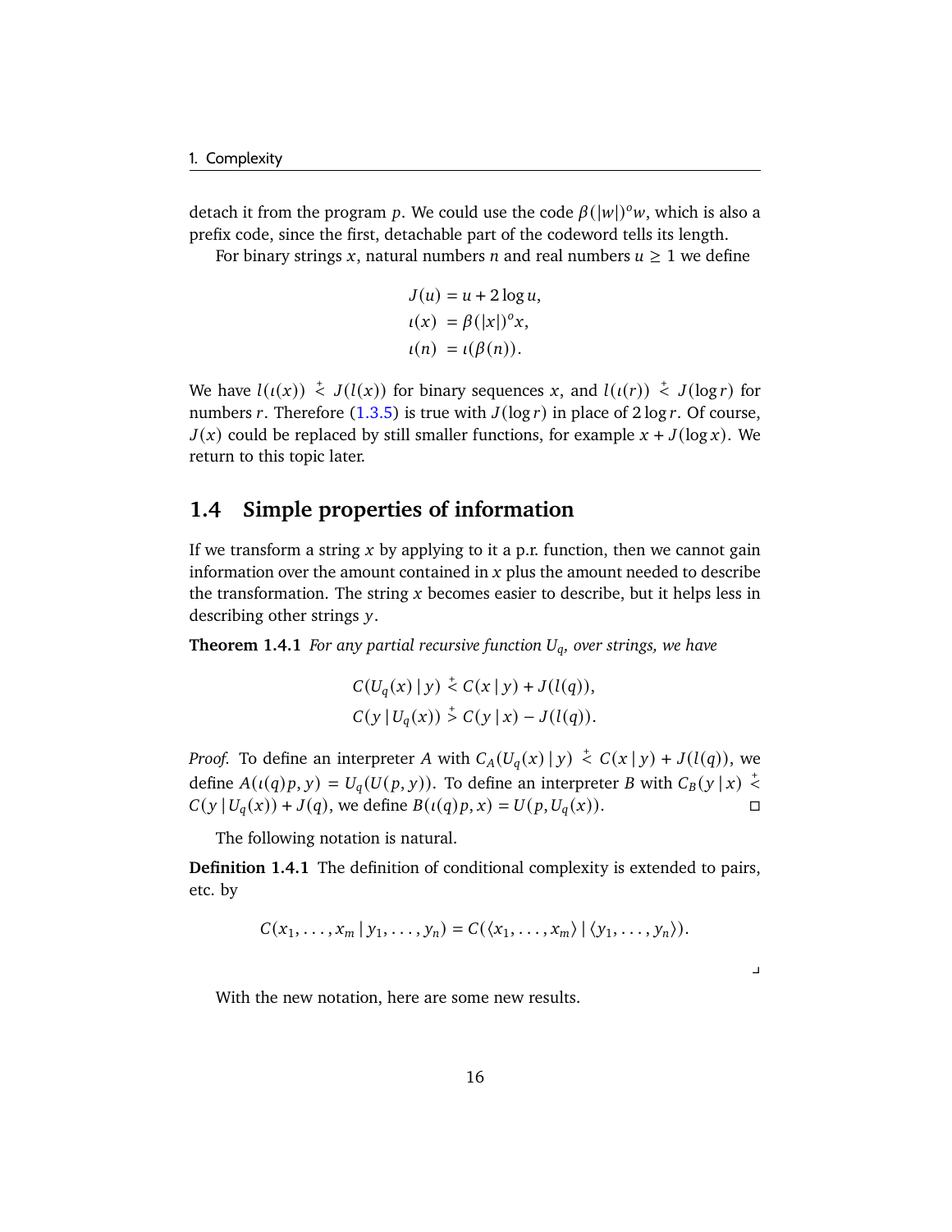detach it from the program $p$. We could use the code $\beta(|w|)^o w$, which is also a prefix code, since the first, detachable part of the codeword tells its length.

For binary strings $x$, natural numbers $n$ and real numbers $u \geq 1$ we define

$$
\begin{aligned}
J(u) &= u + 2\log u, \\
\iota(x) &= \beta(|x|)^o x, \\
\iota(n) &= \iota(\beta(n)).
\end{aligned}
$$

We have $l(\iota(x)) \stackrel{+}{<} J(l(x))$ for binary sequences $x$, and $l(\iota(r)) \stackrel{+}{<} J(\log r)$ for numbers $r$. Therefore (1.3.5) is true with $J(\log r)$ in place of $2\log r$. Of course, $J(x)$ could be replaced by still smaller functions, for example $x + J(\log x)$. We return to this topic later.

## 1.4 Simple properties of information

If we transform a string $x$ by applying to it a p.r. function, then we cannot gain information over the amount contained in $x$ plus the amount needed to describe the transformation. The string $x$ becomes easier to describe, but it helps less in describing other strings $y$.

**Theorem 1.4.1** *For any partial recursive function $U_q$, over strings, we have*

$$
\begin{aligned}
C(U_q(x) \mid y) &\stackrel{+}{<} C(x \mid y) + J(l(q)), \\
C(y \mid U_q(x)) &\stackrel{+}{>} C(y \mid x) - J(l(q)).
\end{aligned}
$$

*Proof.* To define an interpreter $A$ with $C_A(U_q(x) \mid y) \stackrel{+}{<} C(x \mid y) + J(l(q))$, we define $A(\iota(q)p, y) = U_q(U(p, y))$. To define an interpreter $B$ with $C_B(y \mid x) \stackrel{+}{<} C(y \mid U_q(x)) + J(q)$, we define $B(\iota(q)p, x) = U(p, U_q(x))$. □

The following notation is natural.

**Definition 1.4.1** The definition of conditional complexity is extended to pairs, etc. by

$$
C(x_1, \ldots, x_m \mid y_1, \ldots, y_n) = C(\langle x_1, \ldots, x_m \rangle \mid \langle y_1, \ldots, y_n \rangle).
$$

⌟

With the new notation, here are some new results.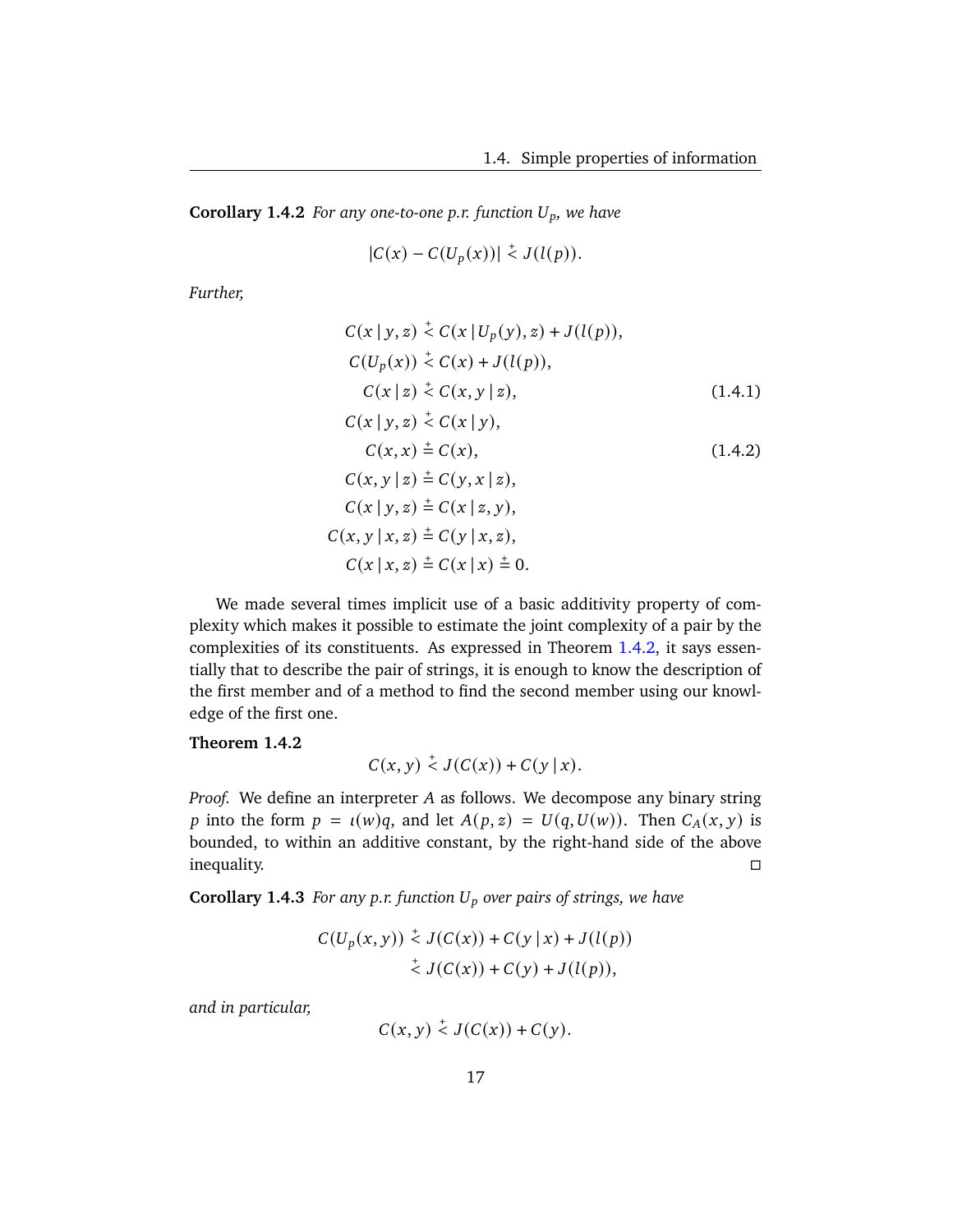**Corollary 1.4.2** *For any one-to-one p.r. function $U_p$, we have*

$$|C(x) - C(U_p(x))| \overset{+}{<} J(l(p)).$$

*Further,*

$$
\begin{aligned}
C(x \mid y, z) &\overset{+}{<} C(x \mid U_p(y), z) + J(l(p)), \\
C(U_p(x)) &\overset{+}{<} C(x) + J(l(p)), \\
C(x \mid z) &\overset{+}{<} C(x, y \mid z), \qquad (1.4.1) \\
C(x \mid y, z) &\overset{+}{<} C(x \mid y), \\
C(x, x) &\overset{+}{=} C(x), \qquad (1.4.2) \\
C(x, y \mid z) &\overset{+}{=} C(y, x \mid z), \\
C(x \mid y, z) &\overset{+}{=} C(x \mid z, y), \\
C(x, y \mid x, z) &\overset{+}{=} C(y \mid x, z), \\
C(x \mid x, z) &\overset{+}{=} C(x \mid x) \overset{+}{=} 0.
\end{aligned}
$$

We made several times implicit use of a basic additivity property of complexity which makes it possible to estimate the joint complexity of a pair by the complexities of its constituents. As expressed in Theorem 1.4.2, it says essentially that to describe the pair of strings, it is enough to know the description of the first member and of a method to find the second member using our knowledge of the first one.

**Theorem 1.4.2**

$$C(x, y) \overset{+}{<} J(C(x)) + C(y \mid x).$$

*Proof.* We define an interpreter $A$ as follows. We decompose any binary string $p$ into the form $p = \iota(w)q$, and let $A(p, z) = U(q, U(w))$. Then $C_A(x, y)$ is bounded, to within an additive constant, by the right-hand side of the above inequality. □

**Corollary 1.4.3** *For any p.r. function $U_p$ over pairs of strings, we have*

$$
\begin{aligned}
C(U_p(x, y)) &\overset{+}{<} J(C(x)) + C(y \mid x) + J(l(p)) \\
&\overset{+}{<} J(C(x)) + C(y) + J(l(p)),
\end{aligned}
$$

*and in particular,*

$$C(x, y) \overset{+}{<} J(C(x)) + C(y).$$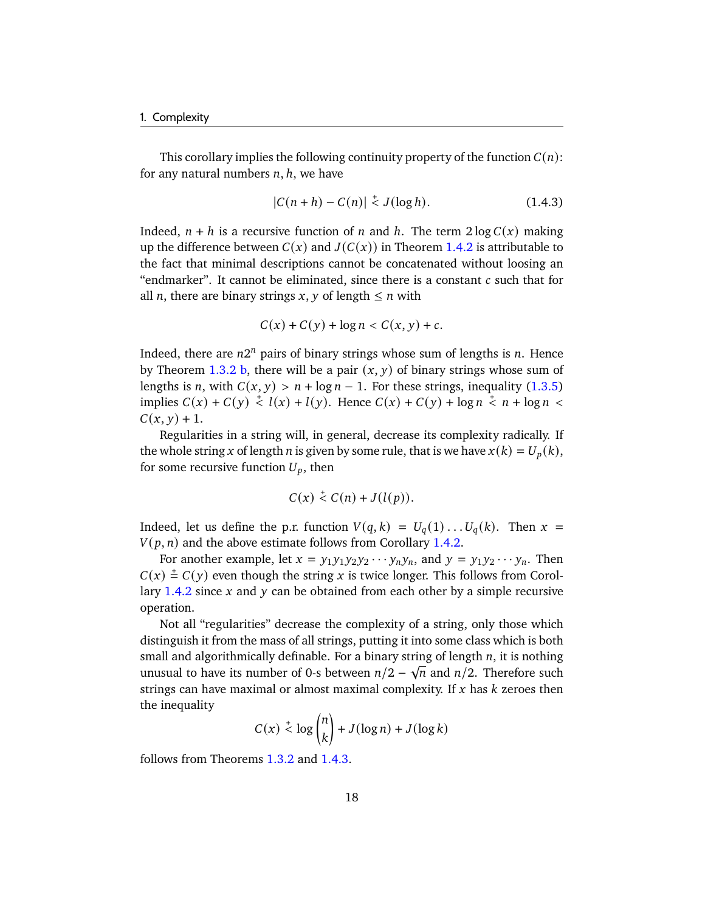This corollary implies the following continuity property of the function $C(n)$: for any natural numbers $n, h$, we have

$$|C(n+h) - C(n)| \stackrel{+}{<} J(\log h). \tag{1.4.3}$$

Indeed, $n + h$ is a recursive function of $n$ and $h$. The term $2\log C(x)$ making up the difference between $C(x)$ and $J(C(x))$ in Theorem 1.4.2 is attributable to the fact that minimal descriptions cannot be concatenated without loosing an "endmarker". It cannot be eliminated, since there is a constant $c$ such that for all $n$, there are binary strings $x, y$ of length $\le n$ with

$$C(x) + C(y) + \log n < C(x, y) + c.$$

Indeed, there are $n2^n$ pairs of binary strings whose sum of lengths is $n$. Hence by Theorem 1.3.2 b, there will be a pair $(x, y)$ of binary strings whose sum of lengths is $n$, with $C(x, y) > n + \log n - 1$. For these strings, inequality (1.3.5) implies $C(x) + C(y) \stackrel{+}{<} l(x) + l(y)$. Hence $C(x) + C(y) + \log n \stackrel{+}{<} n + \log n < C(x, y) + 1$.

Regularities in a string will, in general, decrease its complexity radically. If the whole string $x$ of length $n$ is given by some rule, that is we have $x(k) = U_p(k)$, for some recursive function $U_p$, then

$$C(x) \stackrel{+}{<} C(n) + J(l(p)).$$

Indeed, let us define the p.r. function $V(q, k) = U_q(1) \dots U_q(k)$. Then $x = V(p, n)$ and the above estimate follows from Corollary 1.4.2.

For another example, let $x = y_1 y_1 y_2 y_2 \cdots y_n y_n$, and $y = y_1 y_2 \cdots y_n$. Then $C(x) \stackrel{+}{=} C(y)$ even though the string $x$ is twice longer. This follows from Corollary 1.4.2 since $x$ and $y$ can be obtained from each other by a simple recursive operation.

Not all "regularities" decrease the complexity of a string, only those which distinguish it from the mass of all strings, putting it into some class which is both small and algorithmically definable. For a binary string of length $n$, it is nothing unusual to have its number of 0-s between $n/2 - \sqrt{n}$ and $n/2$. Therefore such strings can have maximal or almost maximal complexity. If $x$ has $k$ zeroes then the inequality

$$C(x) \stackrel{+}{<} \log \binom{n}{k} + J(\log n) + J(\log k)$$

follows from Theorems 1.3.2 and 1.4.3.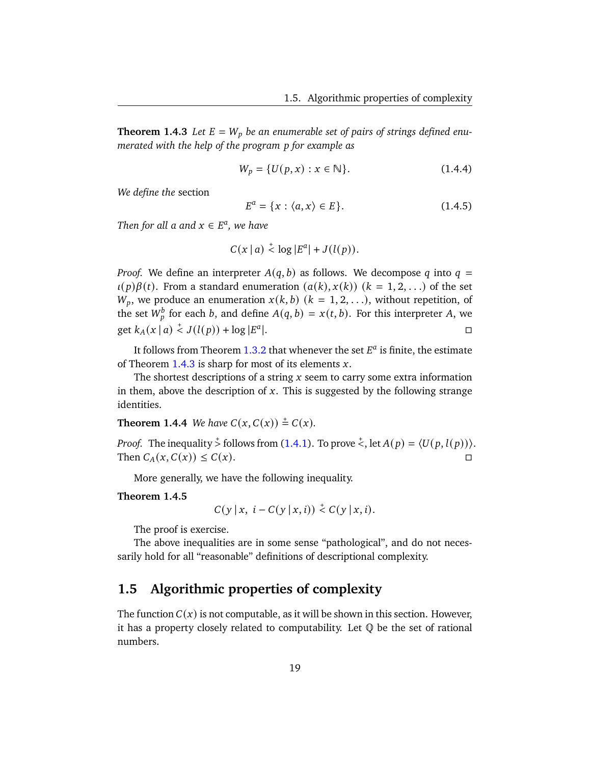**Theorem 1.4.3** *Let $E = W_p$ be an enumerable set of pairs of strings defined enumerated with the help of the program $p$ for example as*

$$W_p = \{U(p, x) : x \in \mathbb{N}\}. \tag{1.4.4}$$

*We define the* section

$$E^a = \{x : \langle a, x\rangle \in E\}. \tag{1.4.5}$$

*Then for all $a$ and $x \in E^a$, we have*

$$C(x \mid a) \overset{+}{<} \log |E^a| + J(l(p)).$$

*Proof.* We define an interpreter $A(q, b)$ as follows. We decompose $q$ into $q = \iota(p)\beta(t)$. From a standard enumeration $(a(k), x(k))$ $(k = 1, 2, \ldots)$ of the set $W_p$, we produce an enumeration $x(k, b)$ $(k = 1, 2, \ldots)$, without repetition, of the set $W_p^b$ for each $b$, and define $A(q, b) = x(t, b)$. For this interpreter $A$, we get $k_A(x \mid a) \overset{+}{<} J(l(p)) + \log |E^a|$. □

It follows from Theorem 1.3.2 that whenever the set $E^a$ is finite, the estimate of Theorem 1.4.3 is sharp for most of its elements $x$.

The shortest descriptions of a string $x$ seem to carry some extra information in them, above the description of $x$. This is suggested by the following strange identities.

**Theorem 1.4.4** *We have $C(x, C(x)) \overset{+}{=} C(x)$.*

*Proof.* The inequality $\overset{+}{>}$ follows from (1.4.1). To prove $\overset{+}{<}$, let $A(p) = \langle U(p, l(p))\rangle$. Then $C_A(x, C(x)) \le C(x)$. □

More generally, we have the following inequality.

**Theorem 1.4.5**

$$C(y \mid x,\ i - C(y \mid x, i)) \overset{+}{<} C(y \mid x, i).$$

The proof is exercise.

The above inequalities are in some sense "pathological", and do not necessarily hold for all "reasonable" definitions of descriptional complexity.

## 1.5 Algorithmic properties of complexity

The function $C(x)$ is not computable, as it will be shown in this section. However, it has a property closely related to computability. Let $\mathbb{Q}$ be the set of rational numbers.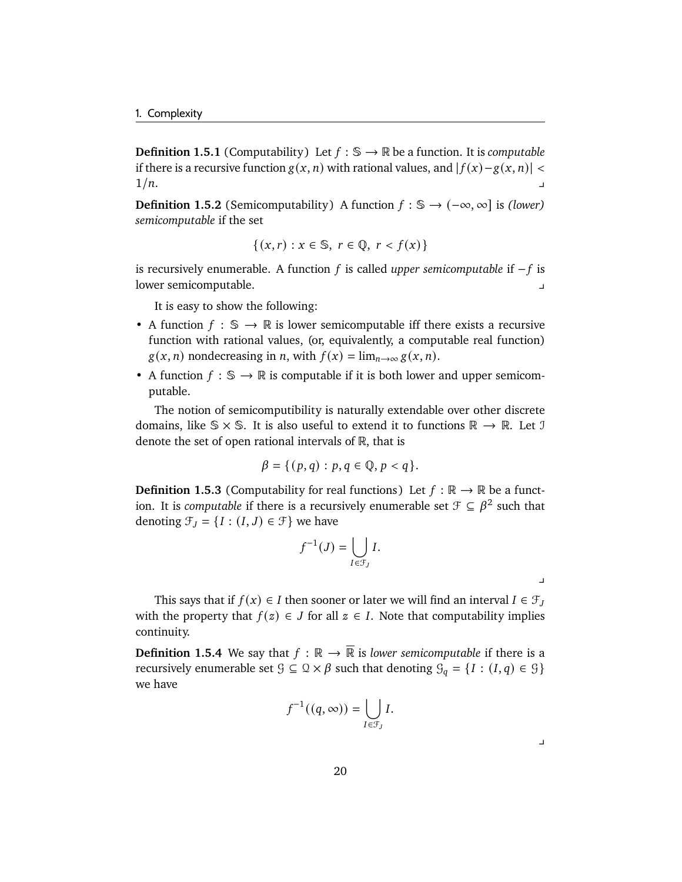**Definition 1.5.1** (Computability) Let $f : \mathbb{S} \to \mathbb{R}$ be a function. It is *computable* if there is a recursive function $g(x, n)$ with rational values, and $|f(x) - g(x, n)| < 1/n$. ⌟

**Definition 1.5.2** (Semicomputability) A function $f : \mathbb{S} \to (-\infty, \infty]$ is *(lower) semicomputable* if the set

$$\{(x, r) : x \in \mathbb{S},\ r \in \mathbb{Q},\ r < f(x)\}$$

is recursively enumerable. A function $f$ is called *upper semicomputable* if $-f$ is lower semicomputable. ⌟

It is easy to show the following:

- A function $f : \mathbb{S} \to \mathbb{R}$ is lower semicomputable iff there exists a recursive function with rational values, (or, equivalently, a computable real function) $g(x, n)$ nondecreasing in $n$, with $f(x) = \lim_{n\to\infty} g(x, n)$.
- A function $f : \mathbb{S} \to \mathbb{R}$ is computable if it is both lower and upper semicomputable.

The notion of semicomputibility is naturally extendable over other discrete domains, like $\mathbb{S} \times \mathbb{S}$. It is also useful to extend it to functions $\mathbb{R} \to \mathbb{R}$. Let $\mathcal{I}$ denote the set of open rational intervals of $\mathbb{R}$, that is

$$\beta = \{(p, q) : p, q \in \mathbb{Q}, p < q\}.$$

**Definition 1.5.3** (Computability for real functions) Let $f : \mathbb{R} \to \mathbb{R}$ be a function. It is *computable* if there is a recursively enumerable set $\mathcal{F} \subseteq \beta^2$ such that denoting $\mathcal{F}_J = \{I : (I, J) \in \mathcal{F}\}$ we have

$$f^{-1}(J) = \bigcup_{I \in \mathcal{F}_J} I.$$

⌟

This says that if $f(x) \in I$ then sooner or later we will find an interval $I \in \mathcal{F}_J$ with the property that $f(z) \in J$ for all $z \in I$. Note that computability implies continuity.

**Definition 1.5.4** We say that $f : \mathbb{R} \to \overline{\mathbb{R}}$ is *lower semicomputable* if there is a recursively enumerable set $\mathcal{G} \subseteq \mathcal{Q} \times \beta$ such that denoting $\mathcal{G}_q = \{I : (I, q) \in \mathcal{G}\}$ we have

$$f^{-1}((q, \infty)) = \bigcup_{I \in \mathcal{F}_J} I.$$

⌟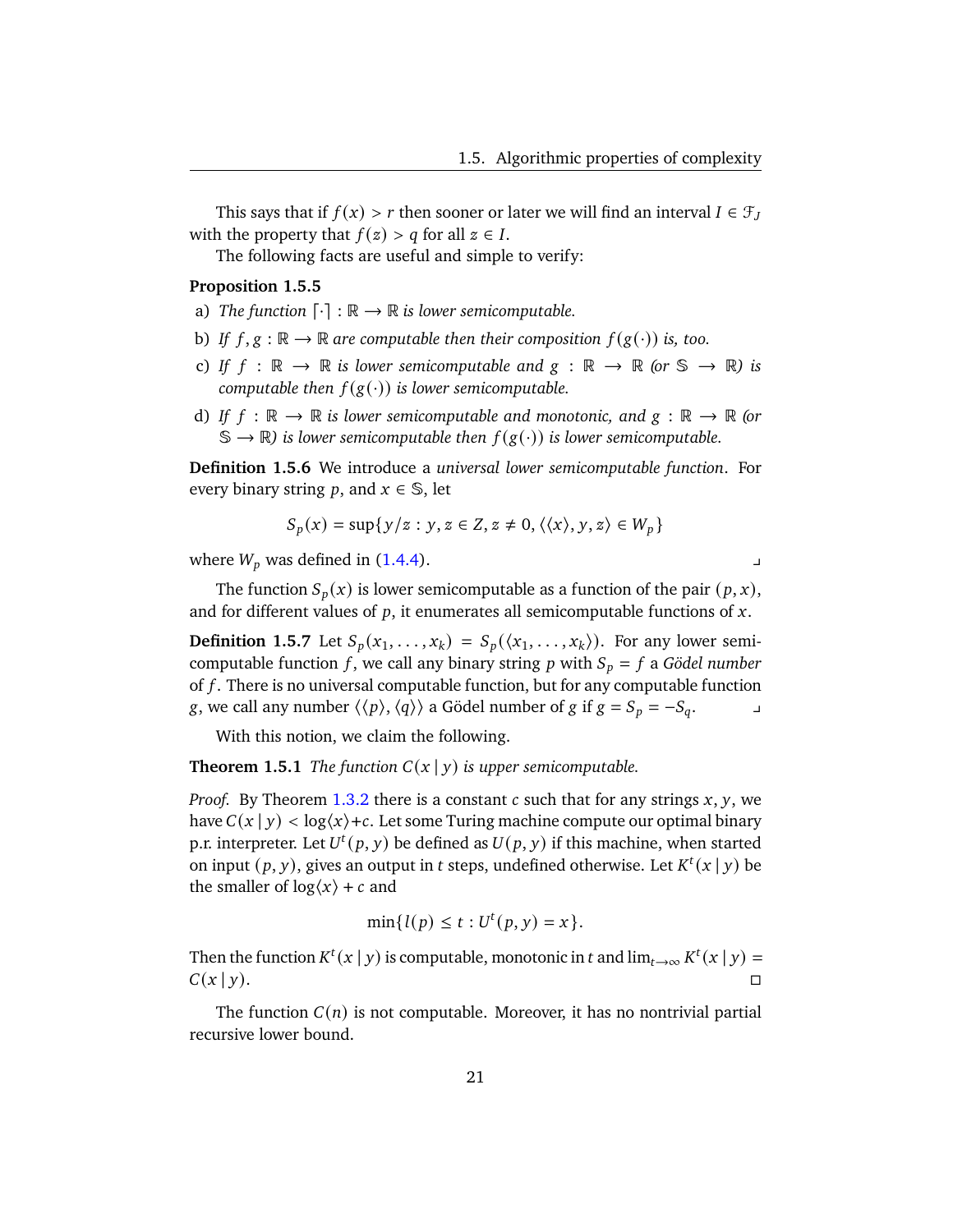This says that if $f(x) > r$ then sooner or later we will find an interval $I \in \mathcal{F}_J$ with the property that $f(z) > q$ for all $z \in I$.

The following facts are useful and simple to verify:

**Proposition 1.5.5**

a) *The function* $\lceil \cdot \rceil : \mathbb{R} \to \mathbb{R}$ *is lower semicomputable.*

b) *If* $f, g : \mathbb{R} \to \mathbb{R}$ *are computable then their composition* $f(g(\cdot))$ *is, too.*

c) *If* $f : \mathbb{R} \to \mathbb{R}$ *is lower semicomputable and* $g : \mathbb{R} \to \mathbb{R}$ *(or* $\mathbb{S} \to \mathbb{R}$*) is computable then* $f(g(\cdot))$ *is lower semicomputable.*

d) *If* $f : \mathbb{R} \to \mathbb{R}$ *is lower semicomputable and monotonic, and* $g : \mathbb{R} \to \mathbb{R}$ *(or* $\mathbb{S} \to \mathbb{R}$*) is lower semicomputable then* $f(g(\cdot))$ *is lower semicomputable.*

**Definition 1.5.6** We introduce a *universal lower semicomputable function*. For every binary string $p$, and $x \in \mathbb{S}$, let

$$S_p(x) = \sup\{ y/z : y, z \in Z, z \neq 0, \langle\langle x \rangle, y, z\rangle \in W_p \}$$

where $W_p$ was defined in (1.4.4). ⌟

The function $S_p(x)$ is lower semicomputable as a function of the pair $(p, x)$, and for different values of $p$, it enumerates all semicomputable functions of $x$.

**Definition 1.5.7** Let $S_p(x_1, \dots, x_k) = S_p(\langle x_1, \dots, x_k \rangle)$. For any lower semicomputable function $f$, we call any binary string $p$ with $S_p = f$ a *Gödel number* of $f$. There is no universal computable function, but for any computable function $g$, we call any number $\langle\langle p \rangle, \langle q \rangle\rangle$ a Gödel number of $g$ if $g = S_p = -S_q$. ⌟

With this notion, we claim the following.

**Theorem 1.5.1** *The function* $C(x \mid y)$ *is upper semicomputable.*

*Proof.* By Theorem 1.3.2 there is a constant $c$ such that for any strings $x, y$, we have $C(x \mid y) < \log\langle x \rangle + c$. Let some Turing machine compute our optimal binary p.r. interpreter. Let $U^t(p, y)$ be defined as $U(p, y)$ if this machine, when started on input $(p, y)$, gives an output in $t$ steps, undefined otherwise. Let $K^t(x \mid y)$ be the smaller of $\log\langle x \rangle + c$ and

$$\min\{ l(p) \leq t : U^t(p, y) = x \}.$$

Then the function $K^t(x \mid y)$ is computable, monotonic in $t$ and $\lim_{t\to\infty} K^t(x \mid y) = C(x \mid y)$. □

The function $C(n)$ is not computable. Moreover, it has no nontrivial partial recursive lower bound.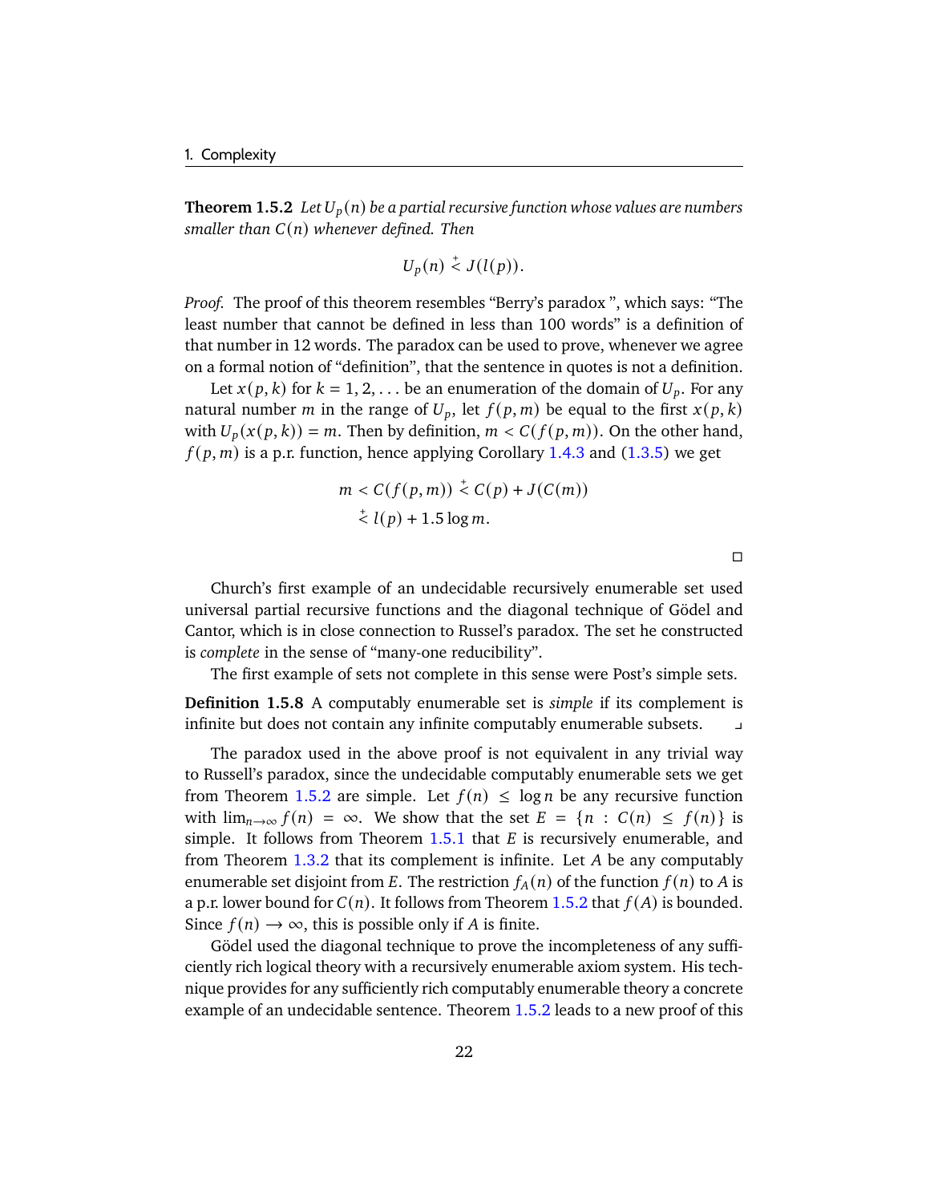**Theorem 1.5.2** *Let $U_p(n)$ be a partial recursive function whose values are numbers smaller than $C(n)$ whenever defined. Then*

$$U_p(n) \overset{+}{<} J(l(p)).$$

*Proof.* The proof of this theorem resembles "Berry's paradox ", which says: "The least number that cannot be defined in less than 100 words" is a definition of that number in 12 words. The paradox can be used to prove, whenever we agree on a formal notion of "definition", that the sentence in quotes is not a definition.

Let $x(p,k)$ for $k = 1, 2, \ldots$ be an enumeration of the domain of $U_p$. For any natural number $m$ in the range of $U_p$, let $f(p,m)$ be equal to the first $x(p,k)$ with $U_p(x(p,k)) = m$. Then by definition, $m < C(f(p,m))$. On the other hand, $f(p,m)$ is a p.r. function, hence applying Corollary 1.4.3 and (1.3.5) we get

$$\begin{aligned} m < C(f(p,m)) &\overset{+}{<} C(p) + J(C(m)) \\ &\overset{+}{<} l(p) + 1.5 \log m. \end{aligned}$$

□

Church's first example of an undecidable recursively enumerable set used universal partial recursive functions and the diagonal technique of Gödel and Cantor, which is in close connection to Russel's paradox. The set he constructed is *complete* in the sense of "many-one reducibility".

The first example of sets not complete in this sense were Post's simple sets.

**Definition 1.5.8** A computably enumerable set is *simple* if its complement is infinite but does not contain any infinite computably enumerable subsets. ⌟

The paradox used in the above proof is not equivalent in any trivial way to Russell's paradox, since the undecidable computably enumerable sets we get from Theorem 1.5.2 are simple. Let $f(n) \le \log n$ be any recursive function with $\lim_{n\to\infty} f(n) = \infty$. We show that the set $E = \{n : C(n) \le f(n)\}$ is simple. It follows from Theorem 1.5.1 that $E$ is recursively enumerable, and from Theorem 1.3.2 that its complement is infinite. Let $A$ be any computably enumerable set disjoint from $E$. The restriction $f_A(n)$ of the function $f(n)$ to $A$ is a p.r. lower bound for $C(n)$. It follows from Theorem 1.5.2 that $f(A)$ is bounded. Since $f(n) \to \infty$, this is possible only if $A$ is finite.

Gödel used the diagonal technique to prove the incompleteness of any sufficiently rich logical theory with a recursively enumerable axiom system. His technique provides for any sufficiently rich computably enumerable theory a concrete example of an undecidable sentence. Theorem 1.5.2 leads to a new proof of this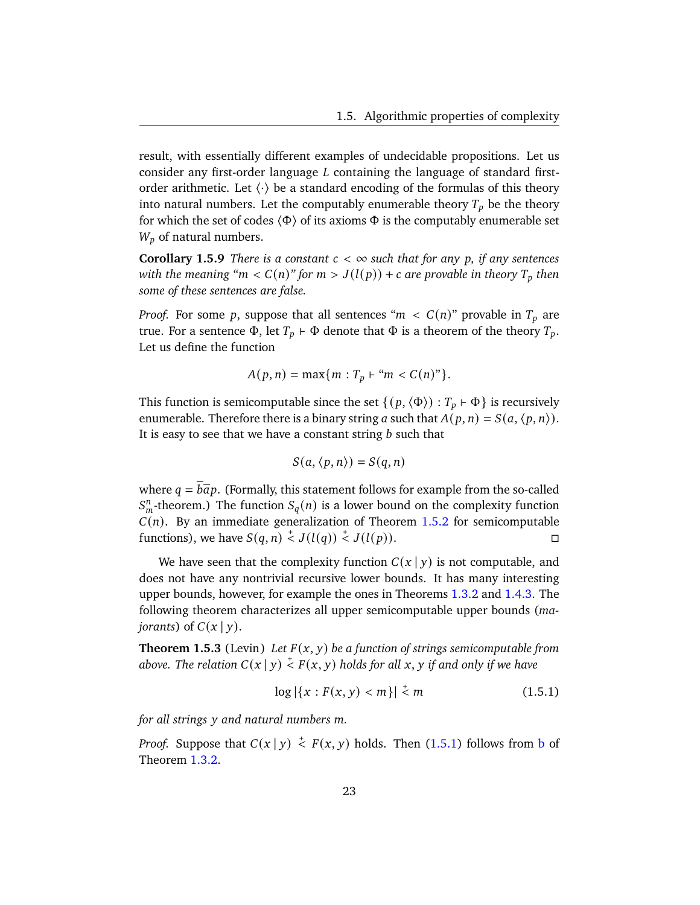result, with essentially different examples of undecidable propositions. Let us consider any first-order language $L$ containing the language of standard first-order arithmetic. Let $\langle\cdot\rangle$ be a standard encoding of the formulas of this theory into natural numbers. Let the computably enumerable theory $T_p$ be the theory for which the set of codes $\langle\Phi\rangle$ of its axioms $\Phi$ is the computably enumerable set $W_p$ of natural numbers.

**Corollary 1.5.9** *There is a constant $c < \infty$ such that for any $p$, if any sentences with the meaning "$m < C(n)$" for $m > J(l(p)) + c$ are provable in theory $T_p$ then some of these sentences are false.*

*Proof.* For some $p$, suppose that all sentences "$m < C(n)$" provable in $T_p$ are true. For a sentence $\Phi$, let $T_p \vdash \Phi$ denote that $\Phi$ is a theorem of the theory $T_p$. Let us define the function

$$A(p,n) = \max\{m : T_p \vdash \text{“}m < C(n)\text{”}\}.$$

This function is semicomputable since the set $\{(p, \langle\Phi\rangle) : T_p \vdash \Phi\}$ is recursively enumerable. Therefore there is a binary string $a$ such that $A(p,n) = S(a, \langle p, n\rangle)$. It is easy to see that we have a constant string $b$ such that

$$S(a, \langle p, n\rangle) = S(q, n)$$

where $q = \overline{b}\overline{a}p$. (Formally, this statement follows for example from the so-called $S^n_m$-theorem.) The function $S_q(n)$ is a lower bound on the complexity function $C(n)$. By an immediate generalization of Theorem 1.5.2 for semicomputable functions), we have $S(q,n) \overset{+}{<} J(l(q)) \overset{+}{<} J(l(p))$. □

We have seen that the complexity function $C(x \mid y)$ is not computable, and does not have any nontrivial recursive lower bounds. It has many interesting upper bounds, however, for example the ones in Theorems 1.3.2 and 1.4.3. The following theorem characterizes all upper semicomputable upper bounds (*majorants*) of $C(x \mid y)$.

**Theorem 1.5.3** (Levin) *Let $F(x,y)$ be a function of strings semicomputable from above. The relation $C(x \mid y) \overset{+}{<} F(x,y)$ holds for all $x, y$ if and only if we have*

$$\log|\{x : F(x,y) < m\}| \overset{+}{<} m \tag{1.5.1}$$

*for all strings $y$ and natural numbers $m$.*

*Proof.* Suppose that $C(x \mid y) \overset{+}{<} F(x,y)$ holds. Then (1.5.1) follows from b of Theorem 1.3.2.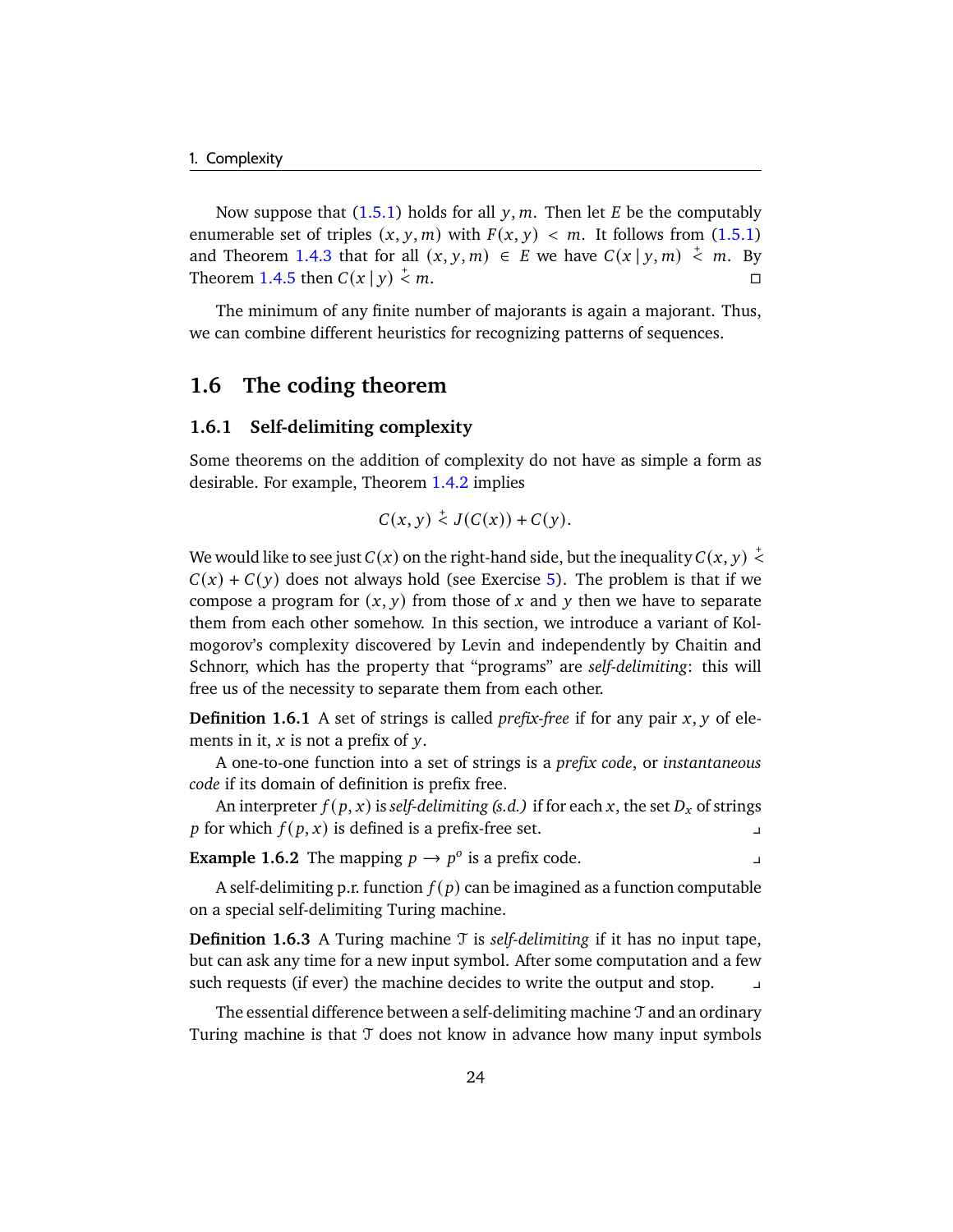Now suppose that (1.5.1) holds for all $y, m$. Then let $E$ be the computably enumerable set of triples $(x, y, m)$ with $F(x, y) < m$. It follows from (1.5.1) and Theorem 1.4.3 that for all $(x, y, m) \in E$ we have $C(x \mid y, m) \overset{+}{<} m$. By Theorem 1.4.5 then $C(x \mid y) \overset{+}{<} m$. ◻

The minimum of any finite number of majorants is again a majorant. Thus, we can combine different heuristics for recognizing patterns of sequences.

## 1.6 The coding theorem

### 1.6.1 Self-delimiting complexity

Some theorems on the addition of complexity do not have as simple a form as desirable. For example, Theorem 1.4.2 implies

$$C(x, y) \overset{+}{<} J(C(x)) + C(y).$$

We would like to see just $C(x)$ on the right-hand side, but the inequality $C(x, y) \overset{+}{<} C(x) + C(y)$ does not always hold (see Exercise 5). The problem is that if we compose a program for $(x, y)$ from those of $x$ and $y$ then we have to separate them from each other somehow. In this section, we introduce a variant of Kolmogorov's complexity discovered by Levin and independently by Chaitin and Schnorr, which has the property that "programs" are *self-delimiting*: this will free us of the necessity to separate them from each other.

**Definition 1.6.1** A set of strings is called *prefix-free* if for any pair $x, y$ of elements in it, $x$ is not a prefix of $y$.

A one-to-one function into a set of strings is a *prefix code*, or *instantaneous code* if its domain of definition is prefix free.

An interpreter $f(p, x)$ is *self-delimiting (s.d.)* if for each $x$, the set $D_x$ of strings $p$ for which $f(p, x)$ is defined is a prefix-free set. ⌟

**Example 1.6.2** The mapping $p \to p^o$ is a prefix code. ⌟

A self-delimiting p.r. function $f(p)$ can be imagined as a function computable on a special self-delimiting Turing machine.

**Definition 1.6.3** A Turing machine $\mathcal{T}$ is *self-delimiting* if it has no input tape, but can ask any time for a new input symbol. After some computation and a few such requests (if ever) the machine decides to write the output and stop. ⌟

The essential difference between a self-delimiting machine $\mathcal{T}$ and an ordinary Turing machine is that $\mathcal{T}$ does not know in advance how many input symbols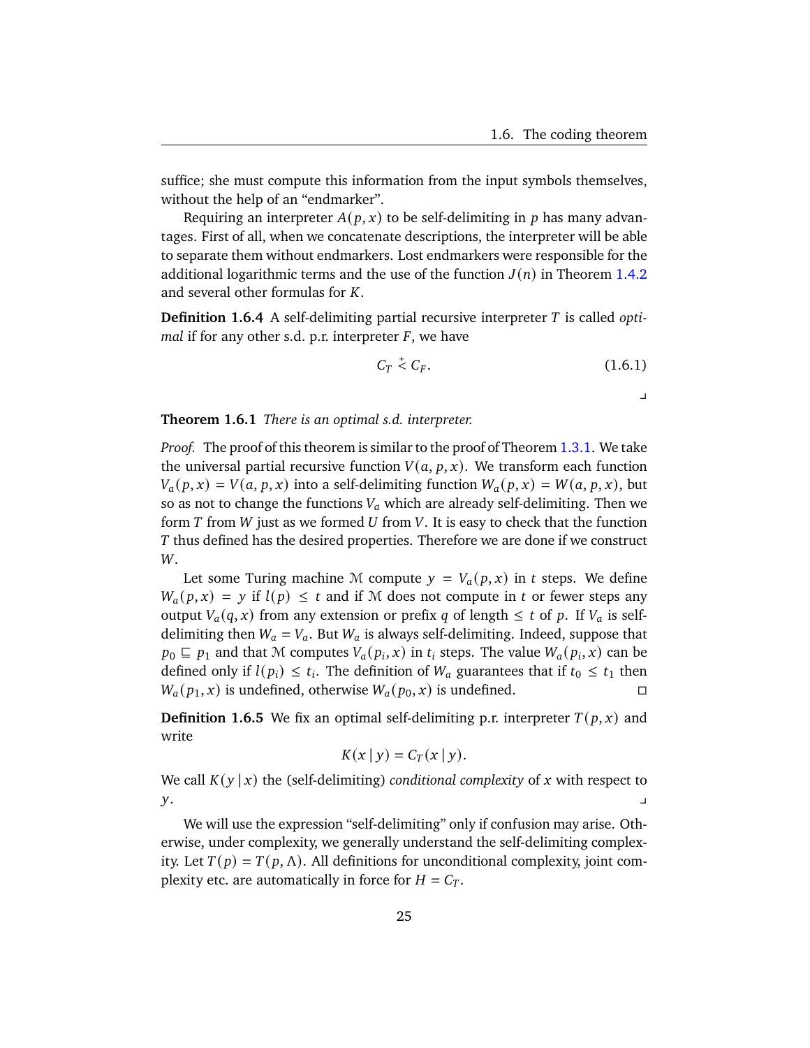suffice; she must compute this information from the input symbols themselves, without the help of an "endmarker".

Requiring an interpreter $A(p, x)$ to be self-delimiting in $p$ has many advantages. First of all, when we concatenate descriptions, the interpreter will be able to separate them without endmarkers. Lost endmarkers were responsible for the additional logarithmic terms and the use of the function $J(n)$ in Theorem 1.4.2 and several other formulas for $K$.

**Definition 1.6.4** A self-delimiting partial recursive interpreter $T$ is called *optimal* if for any other s.d. p.r. interpreter $F$, we have

$$C_T \overset{+}{<} C_F. \tag{1.6.1}$$

⌟

**Theorem 1.6.1** *There is an optimal s.d. interpreter.*

*Proof.* The proof of this theorem is similar to the proof of Theorem 1.3.1. We take the universal partial recursive function $V(a, p, x)$. We transform each function $V_a(p, x) = V(a, p, x)$ into a self-delimiting function $W_a(p, x) = W(a, p, x)$, but so as not to change the functions $V_a$ which are already self-delimiting. Then we form $T$ from $W$ just as we formed $U$ from $V$. It is easy to check that the function $T$ thus defined has the desired properties. Therefore we are done if we construct $W$.

Let some Turing machine $\mathcal{M}$ compute $y = V_a(p, x)$ in $t$ steps. We define $W_a(p, x) = y$ if $l(p) \le t$ and if $\mathcal{M}$ does not compute in $t$ or fewer steps any output $V_a(q, x)$ from any extension or prefix $q$ of length $\le t$ of $p$. If $V_a$ is self-delimiting then $W_a = V_a$. But $W_a$ is always self-delimiting. Indeed, suppose that $p_0 \sqsubseteq p_1$ and that $\mathcal{M}$ computes $V_a(p_i, x)$ in $t_i$ steps. The value $W_a(p_i, x)$ can be defined only if $l(p_i) \le t_i$. The definition of $W_a$ guarantees that if $t_0 \le t_1$ then $W_a(p_1, x)$ is undefined, otherwise $W_a(p_0, x)$ is undefined. □

**Definition 1.6.5** We fix an optimal self-delimiting p.r. interpreter $T(p, x)$ and write

$$K(x \mid y) = C_T(x \mid y).$$

We call $K(y \mid x)$ the (self-delimiting) *conditional complexity* of $x$ with respect to $y$. ⌟

We will use the expression "self-delimiting" only if confusion may arise. Otherwise, under complexity, we generally understand the self-delimiting complexity. Let $T(p) = T(p, \Lambda)$. All definitions for unconditional complexity, joint complexity etc. are automatically in force for $H = C_T$.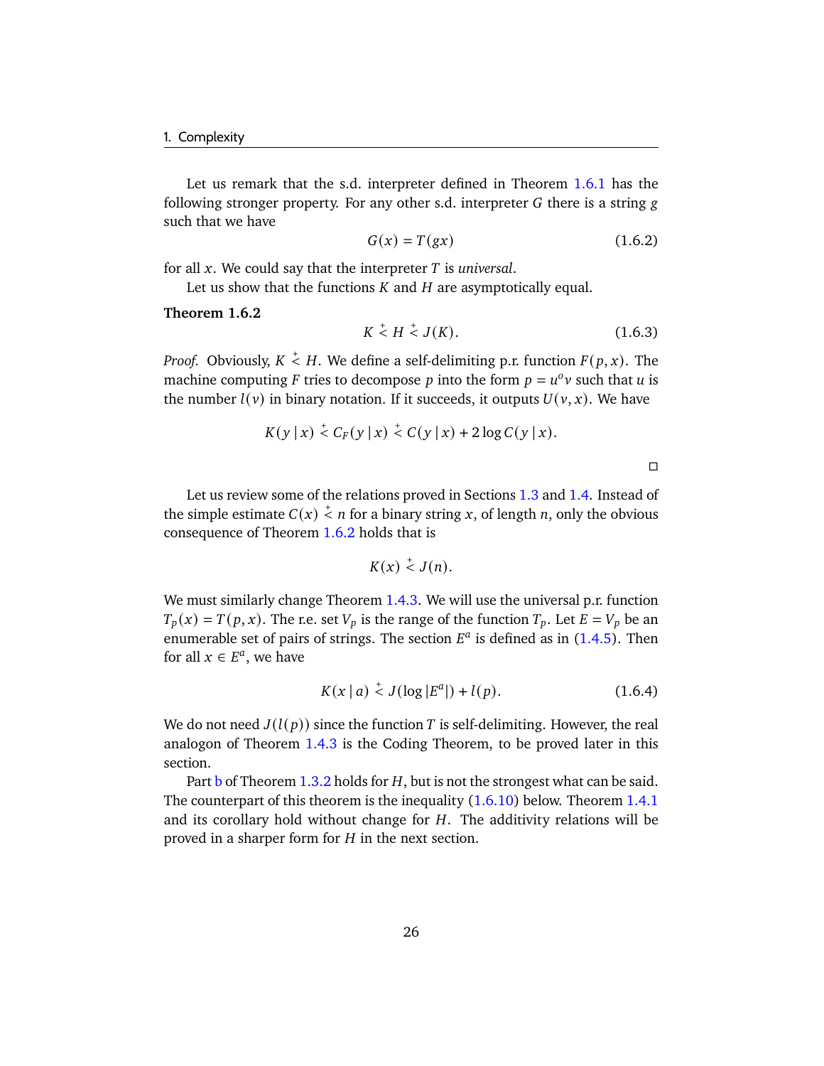Let us remark that the s.d. interpreter defined in Theorem 1.6.1 has the following stronger property. For any other s.d. interpreter $G$ there is a string $g$ such that we have

$$G(x) = T(gx) \tag{1.6.2}$$

for all $x$. We could say that the interpreter $T$ is *universal*.

Let us show that the functions $K$ and $H$ are asymptotically equal.

**Theorem 1.6.2**

$$K \stackrel{+}{<} H \stackrel{+}{<} J(K). \tag{1.6.3}$$

*Proof.* Obviously, $K \stackrel{+}{<} H$. We define a self-delimiting p.r. function $F(p, x)$. The machine computing $F$ tries to decompose $p$ into the form $p = u^o v$ such that $u$ is the number $l(v)$ in binary notation. If it succeeds, it outputs $U(v, x)$. We have

$$K(y \mid x) \stackrel{+}{<} C_F(y \mid x) \stackrel{+}{<} C(y \mid x) + 2 \log C(y \mid x).$$

□

Let us review some of the relations proved in Sections 1.3 and 1.4. Instead of the simple estimate $C(x) \stackrel{+}{<} n$ for a binary string $x$, of length $n$, only the obvious consequence of Theorem 1.6.2 holds that is

$$K(x) \stackrel{+}{<} J(n).$$

We must similarly change Theorem 1.4.3. We will use the universal p.r. function $T_p(x) = T(p, x)$. The r.e. set $V_p$ is the range of the function $T_p$. Let $E = V_p$ be an enumerable set of pairs of strings. The section $E^a$ is defined as in (1.4.5). Then for all $x \in E^a$, we have

$$K(x \mid a) \stackrel{+}{<} J(\log |E^a|) + l(p). \tag{1.6.4}$$

We do not need $J(l(p))$ since the function $T$ is self-delimiting. However, the real analogon of Theorem 1.4.3 is the Coding Theorem, to be proved later in this section.

Part b of Theorem 1.3.2 holds for $H$, but is not the strongest what can be said. The counterpart of this theorem is the inequality (1.6.10) below. Theorem 1.4.1 and its corollary hold without change for $H$. The additivity relations will be proved in a sharper form for $H$ in the next section.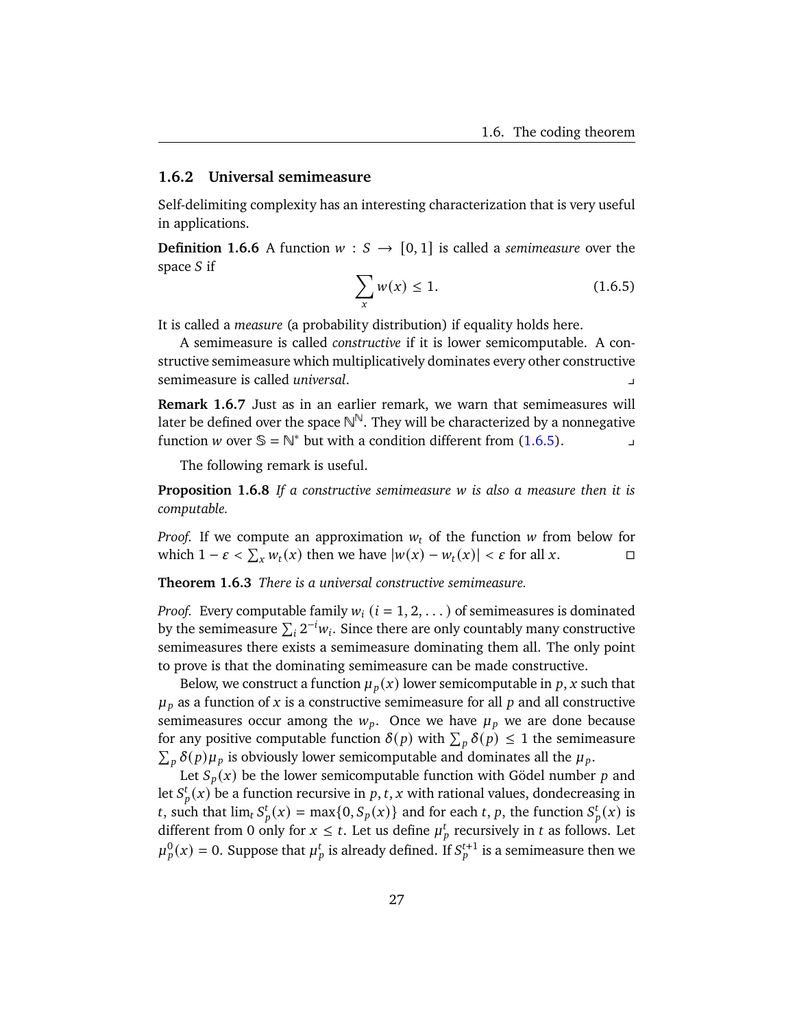### 1.6.2 Universal semimeasure

Self-delimiting complexity has an interesting characterization that is very useful in applications.

**Definition 1.6.6** A function $w : S \to [0, 1]$ is called a *semimeasure* over the space $S$ if

$$\sum_x w(x) \leq 1. \tag{1.6.5}$$

It is called a *measure* (a probability distribution) if equality holds here.

A semimeasure is called *constructive* if it is lower semicomputable. A constructive semimeasure which multiplicatively dominates every other constructive semimeasure is called *universal*. ⌟

**Remark 1.6.7** Just as in an earlier remark, we warn that semimeasures will later be defined over the space $\mathbb{N}^{\mathbb{N}}$. They will be characterized by a nonnegative function $w$ over $\mathbb{S} = \mathbb{N}^*$ but with a condition different from (1.6.5). ⌟

The following remark is useful.

**Proposition 1.6.8** *If a constructive semimeasure $w$ is also a measure then it is computable.*

*Proof.* If we compute an approximation $w_t$ of the function $w$ from below for which $1 - \varepsilon < \sum_x w_t(x)$ then we have $|w(x) - w_t(x)| < \varepsilon$ for all $x$. □

**Theorem 1.6.3** *There is a universal constructive semimeasure.*

*Proof.* Every computable family $w_i$ ($i = 1, 2, \dots$) of semimeasures is dominated by the semimeasure $\sum_i 2^{-i} w_i$. Since there are only countably many constructive semimeasures there exists a semimeasure dominating them all. The only point to prove is that the dominating semimeasure can be made constructive.

Below, we construct a function $\mu_p(x)$ lower semicomputable in $p, x$ such that $\mu_p$ as a function of $x$ is a constructive semimeasure for all $p$ and all constructive semimeasures occur among the $w_p$. Once we have $\mu_p$ we are done because for any positive computable function $\delta(p)$ with $\sum_p \delta(p) \leq 1$ the semimeasure $\sum_p \delta(p)\mu_p$ is obviously lower semicomputable and dominates all the $\mu_p$.

Let $S_p(x)$ be the lower semicomputable function with Gödel number $p$ and let $S_p^t(x)$ be a function recursive in $p, t, x$ with rational values, dondecreasing in $t$, such that $\lim_t S_p^t(x) = \max\{0, S_p(x)\}$ and for each $t, p$, the function $S_p^t(x)$ is different from 0 only for $x \leq t$. Let us define $\mu_p^t$ recursively in $t$ as follows. Let $\mu_p^0(x) = 0$. Suppose that $\mu_p^t$ is already defined. If $S_p^{t+1}$ is a semimeasure then we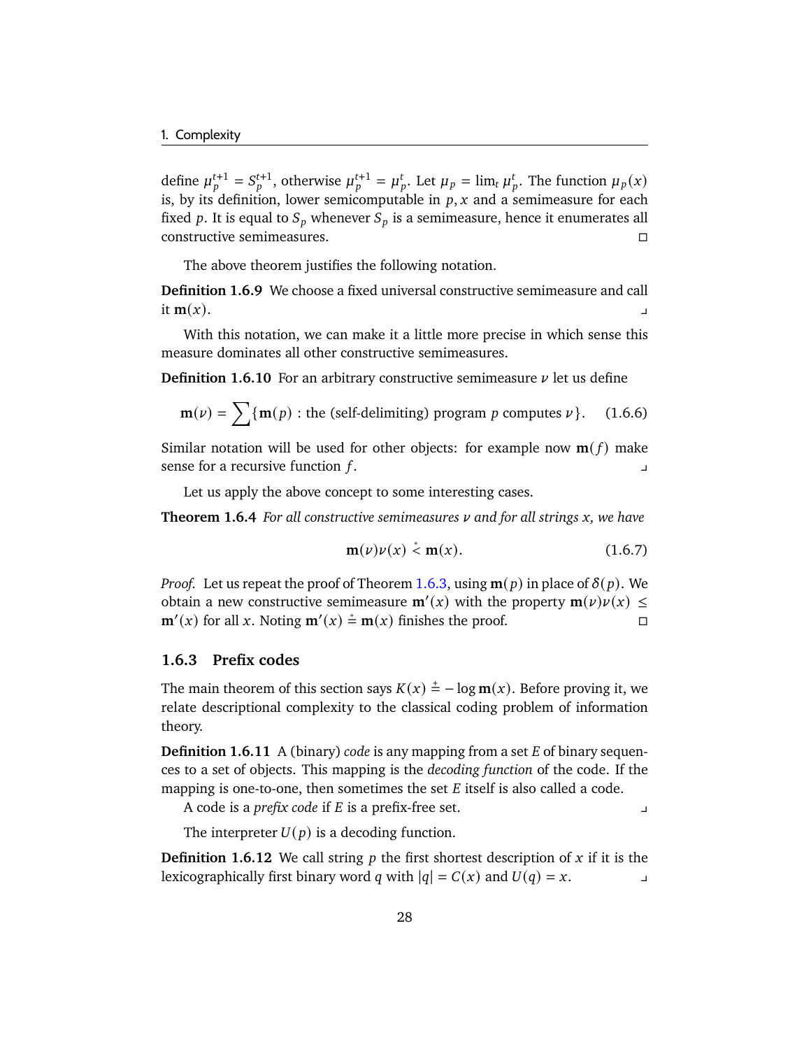define $\mu_p^{t+1} = S_p^{t+1}$, otherwise $\mu_p^{t+1} = \mu_p^t$. Let $\mu_p = \lim_t \mu_p^t$. The function $\mu_p(x)$ is, by its definition, lower semicomputable in $p, x$ and a semimeasure for each fixed $p$. It is equal to $S_p$ whenever $S_p$ is a semimeasure, hence it enumerates all constructive semimeasures. □

The above theorem justifies the following notation.

**Definition 1.6.9** We choose a fixed universal constructive semimeasure and call it $\mathbf{m}(x)$. ⌟

With this notation, we can make it a little more precise in which sense this measure dominates all other constructive semimeasures.

**Definition 1.6.10** For an arbitrary constructive semimeasure $\nu$ let us define

$$\mathbf{m}(\nu) = \sum \{\mathbf{m}(p) : \text{the (self-delimiting) program } p \text{ computes } \nu\}. \tag{1.6.6}$$

Similar notation will be used for other objects: for example now $\mathbf{m}(f)$ make sense for a recursive function $f$. ⌟

Let us apply the above concept to some interesting cases.

**Theorem 1.6.4** *For all constructive semimeasures $\nu$ and for all strings $x$, we have*

$$\mathbf{m}(\nu)\nu(x) \overset{*}{<} \mathbf{m}(x). \tag{1.6.7}$$

*Proof.* Let us repeat the proof of Theorem 1.6.3, using $\mathbf{m}(p)$ in place of $\delta(p)$. We obtain a new constructive semimeasure $\mathbf{m}'(x)$ with the property $\mathbf{m}(\nu)\nu(x) \le \mathbf{m}'(x)$ for all $x$. Noting $\mathbf{m}'(x) \overset{*}{=} \mathbf{m}(x)$ finishes the proof. □

### 1.6.3 Prefix codes

The main theorem of this section says $K(x) \overset{+}{=} -\log \mathbf{m}(x)$. Before proving it, we relate descriptional complexity to the classical coding problem of information theory.

**Definition 1.6.11** A (binary) *code* is any mapping from a set $E$ of binary sequences to a set of objects. This mapping is the *decoding function* of the code. If the mapping is one-to-one, then sometimes the set $E$ itself is also called a code.

A code is a *prefix code* if $E$ is a prefix-free set. ⌟

The interpreter $U(p)$ is a decoding function.

**Definition 1.6.12** We call string $p$ the first shortest description of $x$ if it is the lexicographically first binary word $q$ with $|q| = C(x)$ and $U(q) = x$. ⌟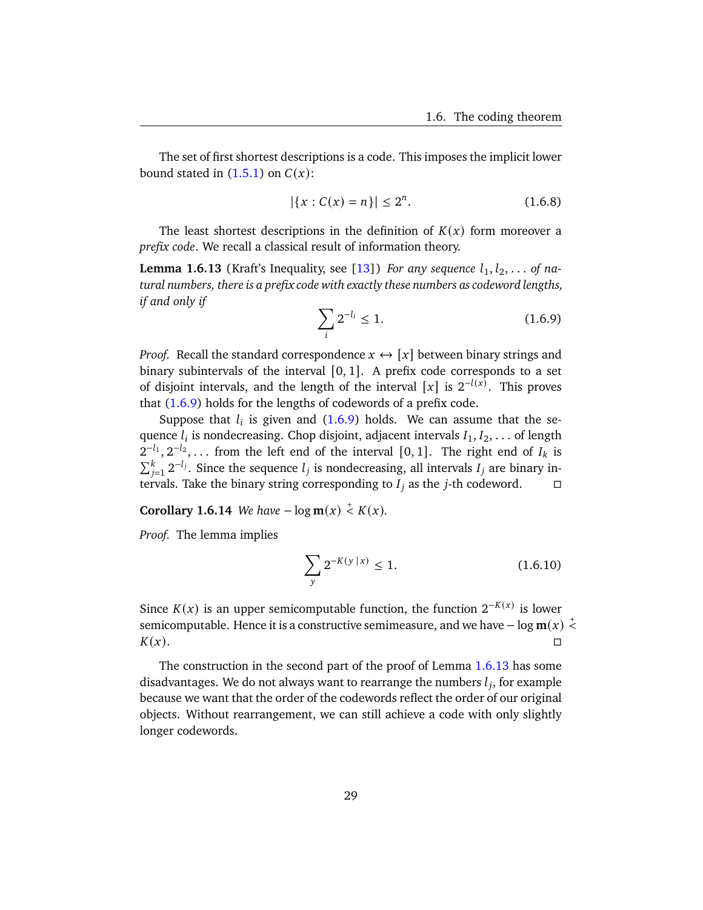The set of first shortest descriptions is a code. This imposes the implicit lower bound stated in (1.5.1) on $C(x)$:

$$|\{x : C(x) = n\}| \le 2^n. \tag{1.6.8}$$

The least shortest descriptions in the definition of $K(x)$ form moreover a *prefix code*. We recall a classical result of information theory.

**Lemma 1.6.13** (Kraft's Inequality, see [13]) *For any sequence $l_1, l_2, \dots$ of natural numbers, there is a prefix code with exactly these numbers as codeword lengths, if and only if*

$$\sum_i 2^{-l_i} \le 1. \tag{1.6.9}$$

*Proof.* Recall the standard correspondence $x \leftrightarrow [x]$ between binary strings and binary subintervals of the interval $[0,1]$. A prefix code corresponds to a set of disjoint intervals, and the length of the interval $[x]$ is $2^{-l(x)}$. This proves that (1.6.9) holds for the lengths of codewords of a prefix code.

Suppose that $l_i$ is given and (1.6.9) holds. We can assume that the sequence $l_i$ is nondecreasing. Chop disjoint, adjacent intervals $I_1, I_2, \dots$ of length $2^{-l_1}, 2^{-l_2}, \dots$ from the left end of the interval $[0,1]$. The right end of $I_k$ is $\sum_{j=1}^{k} 2^{-l_j}$. Since the sequence $l_j$ is nondecreasing, all intervals $I_j$ are binary intervals. Take the binary string corresponding to $I_j$ as the $j$-th codeword. □

**Corollary 1.6.14** *We have $-\log \mathbf{m}(x) \overset{+}{<} K(x)$.*

*Proof.* The lemma implies

$$\sum_y 2^{-K(y\,|\,x)} \le 1. \tag{1.6.10}$$

Since $K(x)$ is an upper semicomputable function, the function $2^{-K(x)}$ is lower semicomputable. Hence it is a constructive semimeasure, and we have $-\log \mathbf{m}(x) \overset{+}{<} K(x)$. □

The construction in the second part of the proof of Lemma 1.6.13 has some disadvantages. We do not always want to rearrange the numbers $l_j$, for example because we want that the order of the codewords reflect the order of our original objects. Without rearrangement, we can still achieve a code with only slightly longer codewords.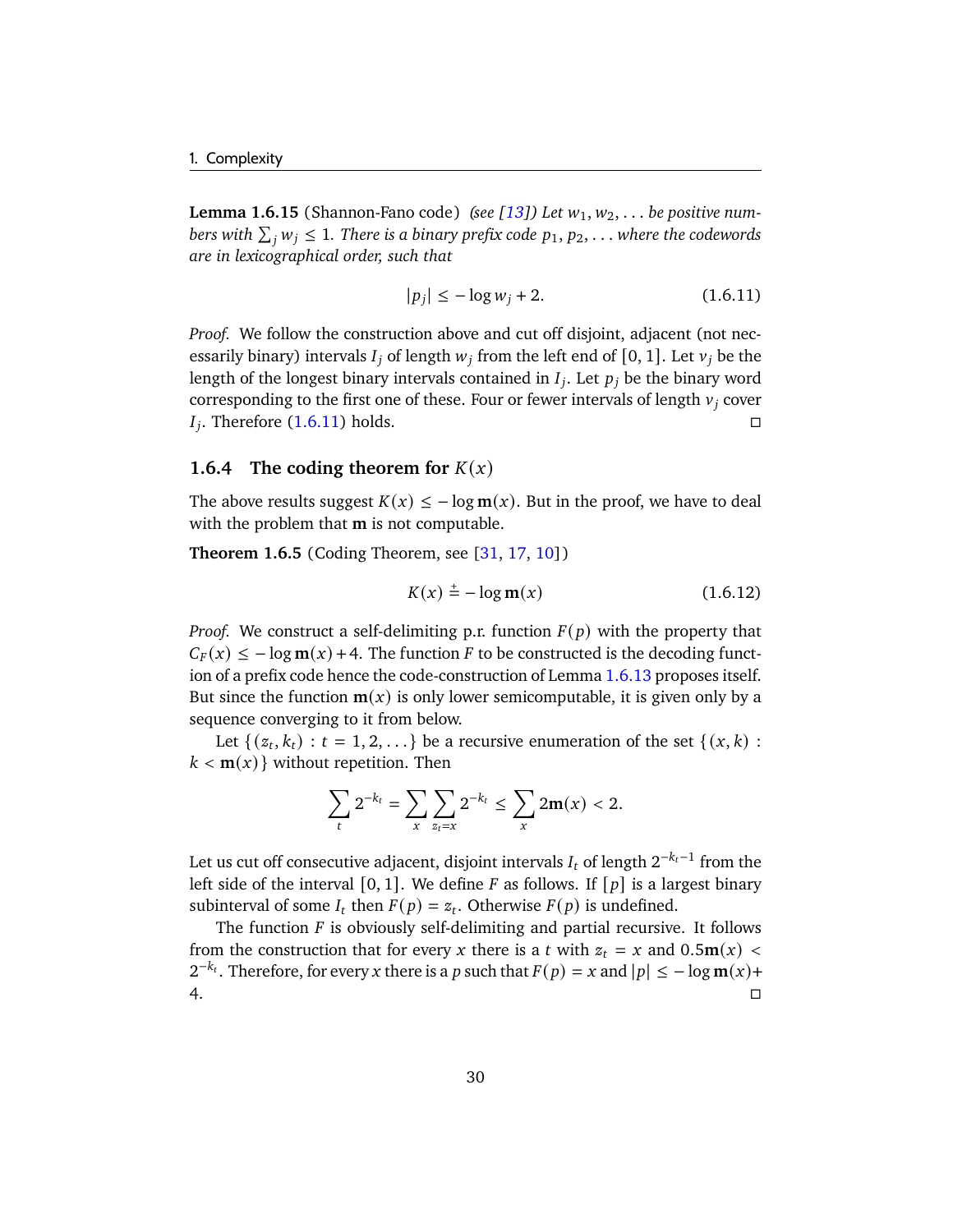**Lemma 1.6.15** (Shannon-Fano code) *(see [13]) Let $w_1, w_2, \dots$ be positive numbers with $\sum_j w_j \le 1$. There is a binary prefix code $p_1, p_2, \dots$ where the codewords are in lexicographical order, such that*

$$|p_j| \le -\log w_j + 2. \tag{1.6.11}$$

*Proof.* We follow the construction above and cut off disjoint, adjacent (not necessarily binary) intervals $I_j$ of length $w_j$ from the left end of $[0, 1]$. Let $v_j$ be the length of the longest binary intervals contained in $I_j$. Let $p_j$ be the binary word corresponding to the first one of these. Four or fewer intervals of length $v_j$ cover $I_j$. Therefore (1.6.11) holds. □

### 1.6.4 The coding theorem for $K(x)$

The above results suggest $K(x) \le -\log \mathbf{m}(x)$. But in the proof, we have to deal with the problem that $\mathbf{m}$ is not computable.

**Theorem 1.6.5** (Coding Theorem, see [31, 17, 10])

$$K(x) \stackrel{+}{=} -\log \mathbf{m}(x) \tag{1.6.12}$$

*Proof.* We construct a self-delimiting p.r. function $F(p)$ with the property that $C_F(x) \le -\log \mathbf{m}(x) + 4$. The function $F$ to be constructed is the decoding function of a prefix code hence the code-construction of Lemma 1.6.13 proposes itself. But since the function $\mathbf{m}(x)$ is only lower semicomputable, it is given only by a sequence converging to it from below.

Let $\{(z_t, k_t) : t = 1, 2, \dots\}$ be a recursive enumeration of the set $\{(x, k) : k < \mathbf{m}(x)\}$ without repetition. Then

$$\sum_t 2^{-k_t} = \sum_x \sum_{z_t = x} 2^{-k_t} \le \sum_x 2\mathbf{m}(x) < 2.$$

Let us cut off consecutive adjacent, disjoint intervals $I_t$ of length $2^{-k_t - 1}$ from the left side of the interval $[0, 1]$. We define $F$ as follows. If $[p]$ is a largest binary subinterval of some $I_t$ then $F(p) = z_t$. Otherwise $F(p)$ is undefined.

The function $F$ is obviously self-delimiting and partial recursive. It follows from the construction that for every $x$ there is a $t$ with $z_t = x$ and $0.5\mathbf{m}(x) < 2^{-k_t}$. Therefore, for every $x$ there is a $p$ such that $F(p) = x$ and $|p| \le -\log \mathbf{m}(x) + 4$. □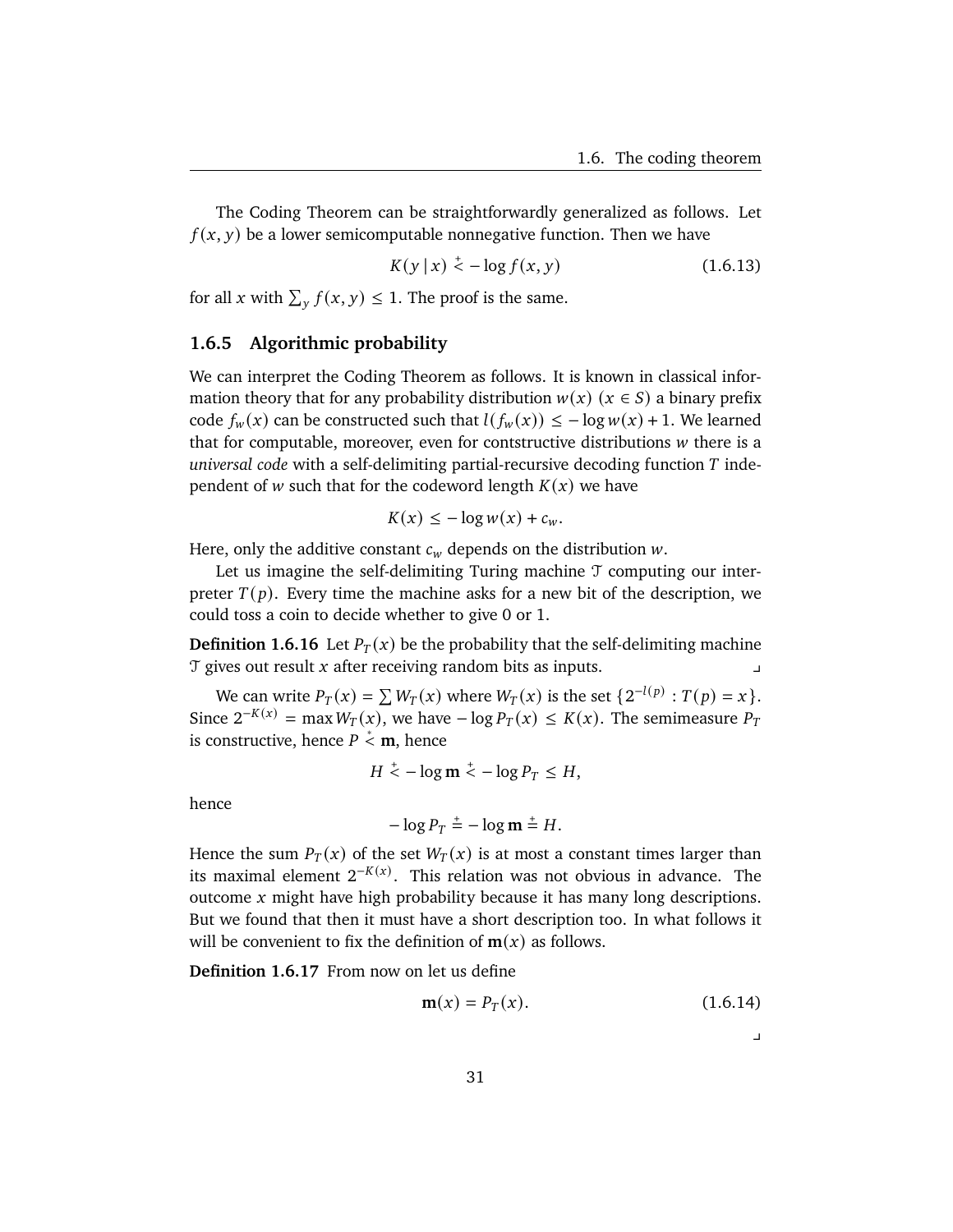The Coding Theorem can be straightforwardly generalized as follows. Let $f(x, y)$ be a lower semicomputable nonnegative function. Then we have

$$K(y \mid x) \stackrel{+}{<} -\log f(x, y) \tag{1.6.13}$$

for all $x$ with $\sum_y f(x, y) \le 1$. The proof is the same.

### 1.6.5 Algorithmic probability

We can interpret the Coding Theorem as follows. It is known in classical information theory that for any probability distribution $w(x)$ $(x \in S)$ a binary prefix code $f_w(x)$ can be constructed such that $l(f_w(x)) \le -\log w(x) + 1$. We learned that for computable, moreover, even for contstructive distributions $w$ there is a *universal code* with a self-delimiting partial-recursive decoding function $T$ independent of $w$ such that for the codeword length $K(x)$ we have

$$K(x) \le -\log w(x) + c_w.$$

Here, only the additive constant $c_w$ depends on the distribution $w$.

Let us imagine the self-delimiting Turing machine $\mathcal{T}$ computing our interpreter $T(p)$. Every time the machine asks for a new bit of the description, we could toss a coin to decide whether to give 0 or 1.

**Definition 1.6.16** Let $P_T(x)$ be the probability that the self-delimiting machine $\mathcal{T}$ gives out result $x$ after receiving random bits as inputs. ⌟

We can write $P_T(x) = \sum W_T(x)$ where $W_T(x)$ is the set $\{2^{-l(p)} : T(p) = x\}$. Since $2^{-K(x)} = \max W_T(x)$, we have $-\log P_T(x) \le K(x)$. The semimeasure $P_T$ is constructive, hence $P \stackrel{*}{<} \mathbf{m}$, hence

$$H \stackrel{+}{<} -\log \mathbf{m} \stackrel{+}{<} -\log P_T \le H,$$

hence

$$-\log P_T \stackrel{+}{=} -\log \mathbf{m} \stackrel{+}{=} H.$$

Hence the sum $P_T(x)$ of the set $W_T(x)$ is at most a constant times larger than its maximal element $2^{-K(x)}$. This relation was not obvious in advance. The outcome $x$ might have high probability because it has many long descriptions. But we found that then it must have a short description too. In what follows it will be convenient to fix the definition of $\mathbf{m}(x)$ as follows.

**Definition 1.6.17** From now on let us define

$$\mathbf{m}(x) = P_T(x). \tag{1.6.14}$$

⌟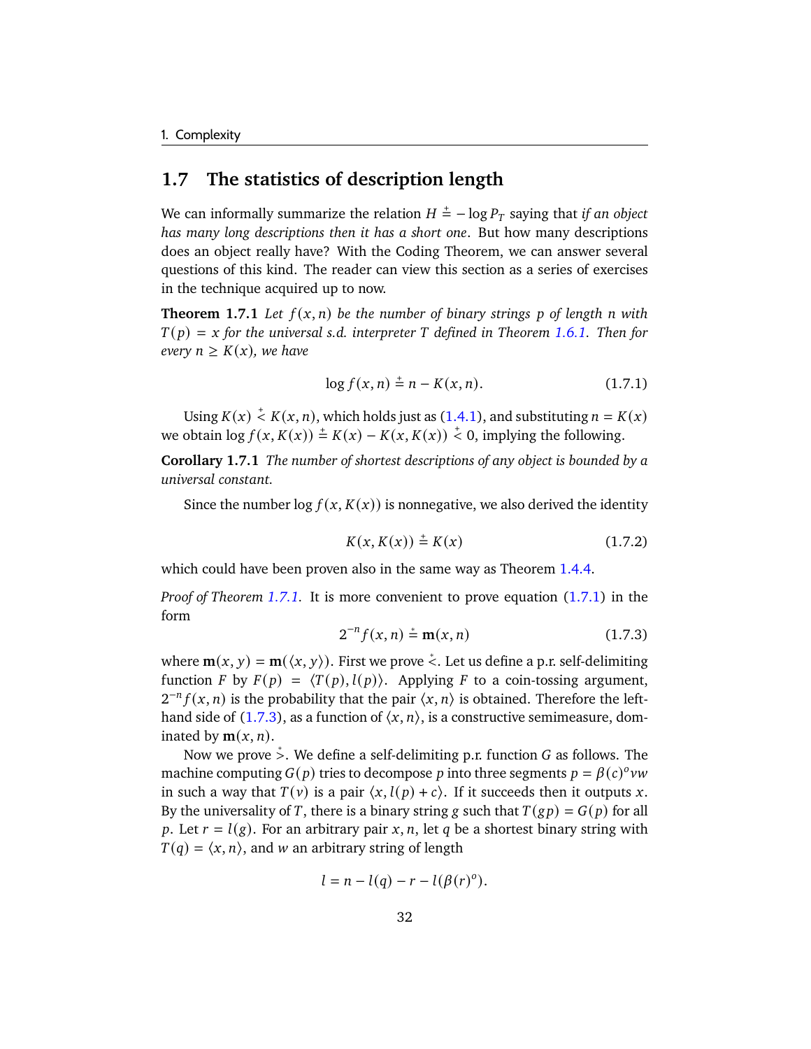## 1.7 The statistics of description length

We can informally summarize the relation $H \stackrel{+}{=} -\log P_T$ saying that *if an object has many long descriptions then it has a short one*. But how many descriptions does an object really have? With the Coding Theorem, we can answer several questions of this kind. The reader can view this section as a series of exercises in the technique acquired up to now.

**Theorem 1.7.1** *Let $f(x, n)$ be the number of binary strings $p$ of length $n$ with $T(p) = x$ for the universal s.d. interpreter $T$ defined in Theorem 1.6.1. Then for every $n \geq K(x)$, we have*

$$\log f(x, n) \stackrel{+}{=} n - K(x, n). \tag{1.7.1}$$

Using $K(x) \stackrel{+}{<} K(x, n)$, which holds just as (1.4.1), and substituting $n = K(x)$ we obtain $\log f(x, K(x)) \stackrel{+}{=} K(x) - K(x, K(x)) \stackrel{+}{<} 0$, implying the following.

**Corollary 1.7.1** *The number of shortest descriptions of any object is bounded by a universal constant.*

Since the number $\log f(x, K(x))$ is nonnegative, we also derived the identity

$$K(x, K(x)) \stackrel{+}{=} K(x) \tag{1.7.2}$$

which could have been proven also in the same way as Theorem 1.4.4.

*Proof of Theorem 1.7.1.* It is more convenient to prove equation (1.7.1) in the form

$$2^{-n} f(x, n) \stackrel{*}{=} \mathbf{m}(x, n) \tag{1.7.3}$$

where $\mathbf{m}(x, y) = \mathbf{m}(\langle x, y \rangle)$. First we prove $\stackrel{*}{<}$. Let us define a p.r. self-delimiting function $F$ by $F(p) = \langle T(p), l(p) \rangle$. Applying $F$ to a coin-tossing argument, $2^{-n} f(x, n)$ is the probability that the pair $\langle x, n \rangle$ is obtained. Therefore the left-hand side of (1.7.3), as a function of $\langle x, n \rangle$, is a constructive semimeasure, dominated by $\mathbf{m}(x, n)$.

Now we prove $\stackrel{*}{>}$. We define a self-delimiting p.r. function $G$ as follows. The machine computing $G(p)$ tries to decompose $p$ into three segments $p = \beta(c)^o vw$ in such a way that $T(v)$ is a pair $\langle x, l(p) + c \rangle$. If it succeeds then it outputs $x$. By the universality of $T$, there is a binary string $g$ such that $T(gp) = G(p)$ for all $p$. Let $r = l(g)$. For an arbitrary pair $x, n$, let $q$ be a shortest binary string with $T(q) = \langle x, n \rangle$, and $w$ an arbitrary string of length

$$l = n - l(q) - r - l(\beta(r)^o).$$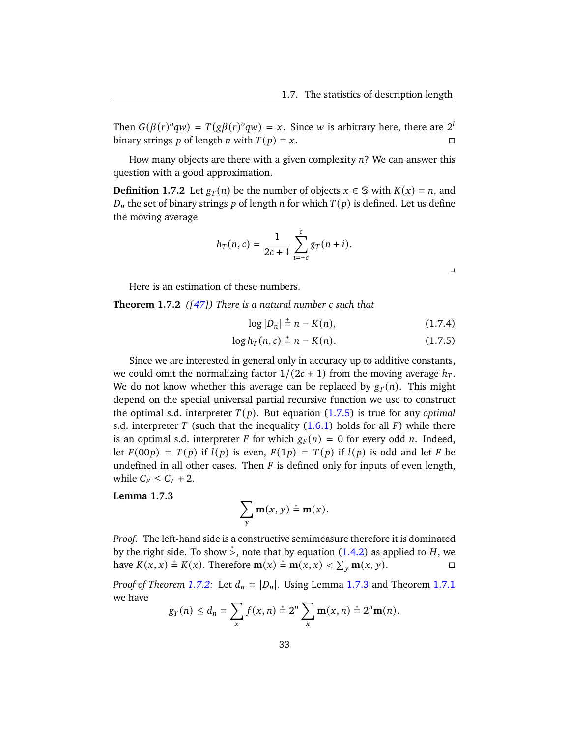Then $G(\beta(r)^o qw) = T(g\beta(r)^o qw) = x$. Since $w$ is arbitrary here, there are $2^l$ binary strings $p$ of length $n$ with $T(p) = x$. □

How many objects are there with a given complexity $n$? We can answer this question with a good approximation.

**Definition 1.7.2** Let $g_T(n)$ be the number of objects $x \in \mathbb{S}$ with $K(x) = n$, and $D_n$ the set of binary strings $p$ of length $n$ for which $T(p)$ is defined. Let us define the moving average

$$h_T(n, c) = \frac{1}{2c+1} \sum_{i=-c}^{c} g_T(n+i).$$

⌟

Here is an estimation of these numbers.

**Theorem 1.7.2** *([47]) There is a natural number $c$ such that*

$$\log |D_n| \overset{+}{=} n - K(n), \tag{1.7.4}$$

$$\log h_T(n, c) \overset{+}{=} n - K(n). \tag{1.7.5}$$

Since we are interested in general only in accuracy up to additive constants, we could omit the normalizing factor $1/(2c+1)$ from the moving average $h_T$. We do not know whether this average can be replaced by $g_T(n)$. This might depend on the special universal partial recursive function we use to construct the optimal s.d. interpreter $T(p)$. But equation (1.7.5) is true for any *optimal* s.d. interpreter $T$ (such that the inequality (1.6.1) holds for all $F$) while there is an optimal s.d. interpreter $F$ for which $g_F(n) = 0$ for every odd $n$. Indeed, let $F(00p) = T(p)$ if $l(p)$ is even, $F(1p) = T(p)$ if $l(p)$ is odd and let $F$ be undefined in all other cases. Then $F$ is defined only for inputs of even length, while $C_F \leq C_T + 2$.

**Lemma 1.7.3**

$$\sum_y \mathbf{m}(x, y) \overset{*}{=} \mathbf{m}(x).$$

*Proof.* The left-hand side is a constructive semimeasure therefore it is dominated by the right side. To show $\overset{*}{>}$, note that by equation (1.4.2) as applied to $H$, we have $K(x, x) \overset{+}{=} K(x)$. Therefore $\mathbf{m}(x) \overset{*}{=} \mathbf{m}(x, x) < \sum_y \mathbf{m}(x, y)$. □

*Proof of Theorem 1.7.2:* Let $d_n = |D_n|$. Using Lemma 1.7.3 and Theorem 1.7.1 we have

$$g_T(n) \leq d_n = \sum_x f(x, n) \overset{*}{=} 2^n \sum_x \mathbf{m}(x, n) \overset{*}{=} 2^n \mathbf{m}(n).$$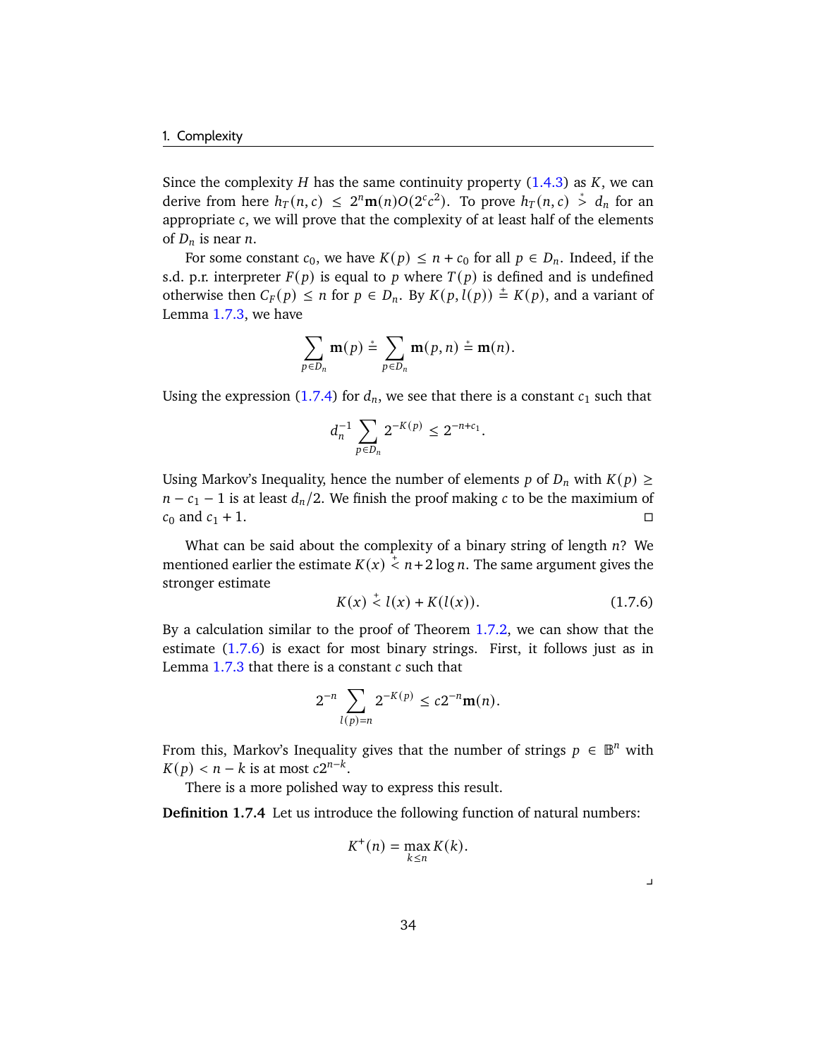Since the complexity $H$ has the same continuity property (1.4.3) as $K$, we can derive from here $h_T(n, c) \le 2^n \mathbf{m}(n) O(2^c c^2)$. To prove $h_T(n, c) \overset{*}{>} d_n$ for an appropriate $c$, we will prove that the complexity of at least half of the elements of $D_n$ is near $n$.

For some constant $c_0$, we have $K(p) \le n + c_0$ for all $p \in D_n$. Indeed, if the s.d. p.r. interpreter $F(p)$ is equal to $p$ where $T(p)$ is defined and is undefined otherwise then $C_F(p) \le n$ for $p \in D_n$. By $K(p, l(p)) \overset{+}{=} K(p)$, and a variant of Lemma 1.7.3, we have

$$\sum_{p \in D_n} \mathbf{m}(p) \overset{*}{=} \sum_{p \in D_n} \mathbf{m}(p, n) \overset{*}{=} \mathbf{m}(n).$$

Using the expression (1.7.4) for $d_n$, we see that there is a constant $c_1$ such that

$$d_n^{-1} \sum_{p \in D_n} 2^{-K(p)} \le 2^{-n+c_1}.$$

Using Markov's Inequality, hence the number of elements $p$ of $D_n$ with $K(p) \ge n - c_1 - 1$ is at least $d_n/2$. We finish the proof making $c$ to be the maximum of $c_0$ and $c_1 + 1$. □

What can be said about the complexity of a binary string of length $n$? We mentioned earlier the estimate $K(x) \overset{+}{<} n + 2\log n$. The same argument gives the stronger estimate

$$K(x) \overset{+}{<} l(x) + K(l(x)). \tag{1.7.6}$$

By a calculation similar to the proof of Theorem 1.7.2, we can show that the estimate (1.7.6) is exact for most binary strings. First, it follows just as in Lemma 1.7.3 that there is a constant $c$ such that

$$2^{-n} \sum_{l(p)=n} 2^{-K(p)} \le c 2^{-n} \mathbf{m}(n).$$

From this, Markov's Inequality gives that the number of strings $p \in \mathbb{B}^n$ with $K(p) < n - k$ is at most $c 2^{n-k}$.

There is a more polished way to express this result.

**Definition 1.7.4** Let us introduce the following function of natural numbers:

$$K^+(n) = \max_{k \le n} K(k).$$

┘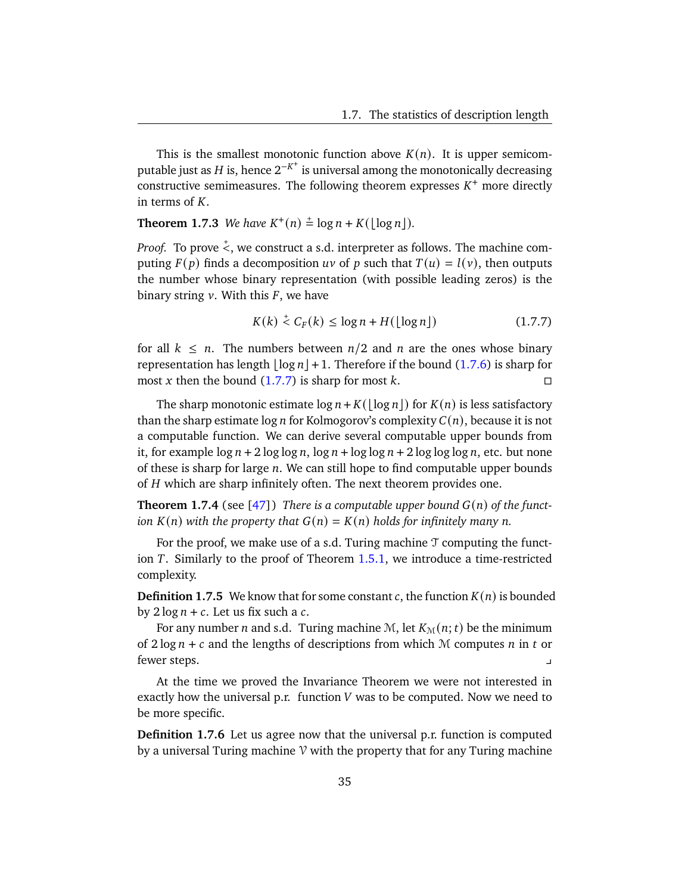This is the smallest monotonic function above $K(n)$. It is upper semicomputable just as $H$ is, hence $2^{-K^+}$ is universal among the monotonically decreasing constructive semimeasures. The following theorem expresses $K^+$ more directly in terms of $K$.

**Theorem 1.7.3** *We have $K^+(n) \stackrel{+}{=} \log n + K(\lfloor \log n \rfloor)$.*

*Proof.* To prove $\stackrel{+}{<}$, we construct a s.d. interpreter as follows. The machine computing $F(p)$ finds a decomposition $uv$ of $p$ such that $T(u) = l(v)$, then outputs the number whose binary representation (with possible leading zeros) is the binary string $v$. With this $F$, we have

$$K(k) \stackrel{+}{<} C_F(k) \le \log n + H(\lfloor \log n \rfloor) \tag{1.7.7}$$

for all $k \le n$. The numbers between $n/2$ and $n$ are the ones whose binary representation has length $\lfloor \log n \rfloor + 1$. Therefore if the bound (1.7.6) is sharp for most $x$ then the bound (1.7.7) is sharp for most $k$. □

The sharp monotonic estimate $\log n + K(\lfloor \log n \rfloor)$ for $K(n)$ is less satisfactory than the sharp estimate $\log n$ for Kolmogorov's complexity $C(n)$, because it is not a computable function. We can derive several computable upper bounds from it, for example $\log n + 2 \log \log n$, $\log n + \log \log n + 2 \log \log \log n$, etc. but none of these is sharp for large $n$. We can still hope to find computable upper bounds of $H$ which are sharp infinitely often. The next theorem provides one.

**Theorem 1.7.4** (see [47]) *There is a computable upper bound $G(n)$ of the function $K(n)$ with the property that $G(n) = K(n)$ holds for infinitely many $n$.*

For the proof, we make use of a s.d. Turing machine $\mathcal{T}$ computing the function $T$. Similarly to the proof of Theorem 1.5.1, we introduce a time-restricted complexity.

**Definition 1.7.5** We know that for some constant $c$, the function $K(n)$ is bounded by $2 \log n + c$. Let us fix such a $c$.

For any number $n$ and s.d. Turing machine $\mathcal{M}$, let $K_{\mathcal{M}}(n; t)$ be the minimum of $2 \log n + c$ and the lengths of descriptions from which $\mathcal{M}$ computes $n$ in $t$ or fewer steps. ⌟

At the time we proved the Invariance Theorem we were not interested in exactly how the universal p.r. function $V$ was to be computed. Now we need to be more specific.

**Definition 1.7.6** Let us agree now that the universal p.r. function is computed by a universal Turing machine $\mathcal{V}$ with the property that for any Turing machine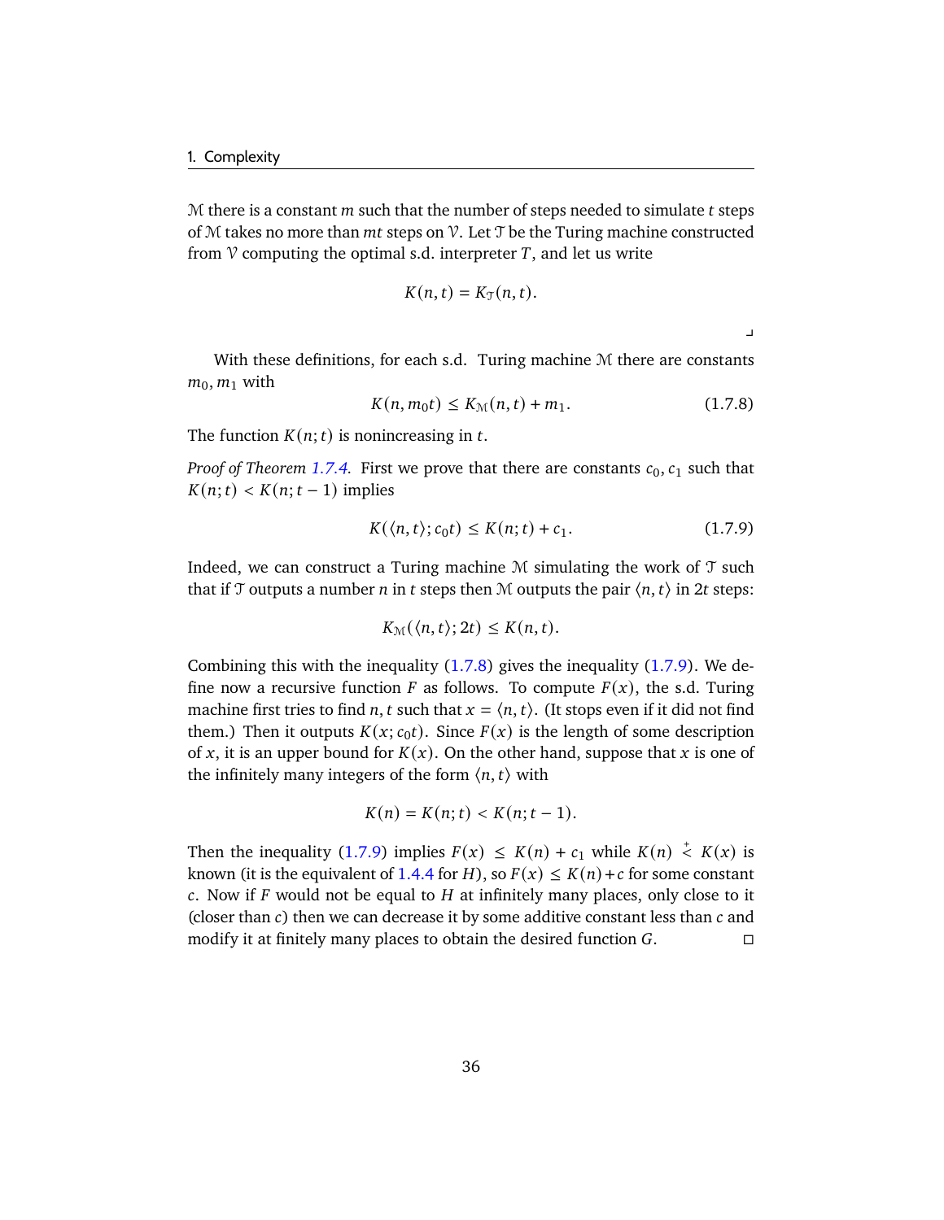$\mathcal{M}$ there is a constant $m$ such that the number of steps needed to simulate $t$ steps of $\mathcal{M}$ takes no more than $mt$ steps on $\mathcal{V}$. Let $\mathcal{T}$ be the Turing machine constructed from $\mathcal{V}$ computing the optimal s.d. interpreter $T$, and let us write

$$K(n,t) = K_{\mathcal{T}}(n,t).$$

⌟

With these definitions, for each s.d. Turing machine $\mathcal{M}$ there are constants $m_0, m_1$ with

$$K(n, m_0 t) \le K_{\mathcal{M}}(n,t) + m_1. \tag{1.7.8}$$

The function $K(n;t)$ is nonincreasing in $t$.

*Proof of Theorem 1.7.4.* First we prove that there are constants $c_0, c_1$ such that $K(n;t) < K(n;t-1)$ implies

$$K(\langle n,t\rangle; c_0 t) \le K(n;t) + c_1. \tag{1.7.9}$$

Indeed, we can construct a Turing machine $\mathcal{M}$ simulating the work of $\mathcal{T}$ such that if $\mathcal{T}$ outputs a number $n$ in $t$ steps then $\mathcal{M}$ outputs the pair $\langle n,t\rangle$ in $2t$ steps:

$$K_{\mathcal{M}}(\langle n,t\rangle; 2t) \le K(n,t).$$

Combining this with the inequality (1.7.8) gives the inequality (1.7.9). We define now a recursive function $F$ as follows. To compute $F(x)$, the s.d. Turing machine first tries to find $n, t$ such that $x = \langle n,t\rangle$. (It stops even if it did not find them.) Then it outputs $K(x; c_0 t)$. Since $F(x)$ is the length of some description of $x$, it is an upper bound for $K(x)$. On the other hand, suppose that $x$ is one of the infinitely many integers of the form $\langle n,t\rangle$ with

$$K(n) = K(n;t) < K(n;t-1).$$

Then the inequality (1.7.9) implies $F(x) \le K(n) + c_1$ while $K(n) \stackrel{+}{<} K(x)$ is known (it is the equivalent of 1.4.4 for $H$), so $F(x) \le K(n) + c$ for some constant $c$. Now if $F$ would not be equal to $H$ at infinitely many places, only close to it (closer than $c$) then we can decrease it by some additive constant less than $c$ and modify it at finitely many places to obtain the desired function $G$. □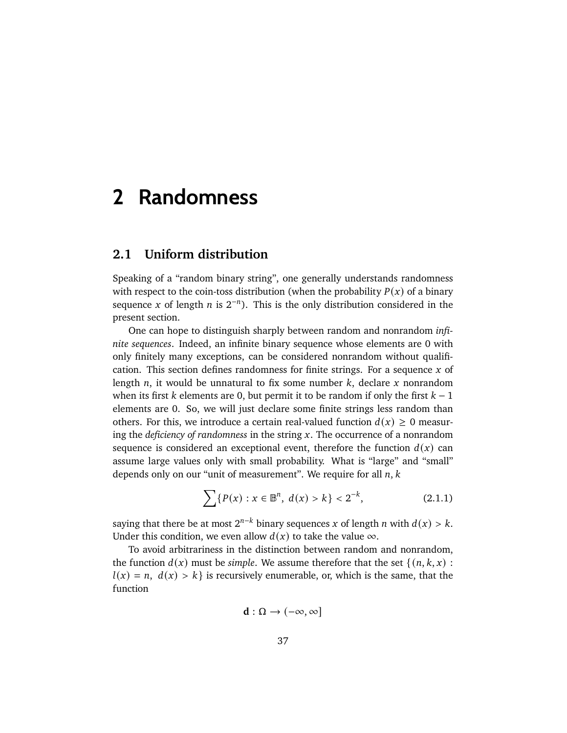# 2 Randomness

## 2.1 Uniform distribution

Speaking of a "random binary string", one generally understands randomness with respect to the coin-toss distribution (when the probability $P(x)$ of a binary sequence $x$ of length $n$ is $2^{-n}$). This is the only distribution considered in the present section.

One can hope to distinguish sharply between random and nonrandom *infinite sequences*. Indeed, an infinite binary sequence whose elements are 0 with only finitely many exceptions, can be considered nonrandom without qualification. This section defines randomness for finite strings. For a sequence $x$ of length $n$, it would be unnatural to fix some number $k$, declare $x$ nonrandom when its first $k$ elements are 0, but permit it to be random if only the first $k-1$ elements are 0. So, we will just declare some finite strings less random than others. For this, we introduce a certain real-valued function $d(x) \geq 0$ measuring the *deficiency of randomness* in the string $x$. The occurrence of a nonrandom sequence is considered an exceptional event, therefore the function $d(x)$ can assume large values only with small probability. What is "large" and "small" depends only on our "unit of measurement". We require for all $n, k$

$$\sum \{P(x) : x \in \mathbb{B}^n,\ d(x) > k\} < 2^{-k}, \tag{2.1.1}$$

saying that there be at most $2^{n-k}$ binary sequences $x$ of length $n$ with $d(x) > k$. Under this condition, we even allow $d(x)$ to take the value $\infty$.

To avoid arbitrariness in the distinction between random and nonrandom, the function $d(x)$ must be *simple*. We assume therefore that the set $\{(n, k, x) : l(x) = n,\ d(x) > k\}$ is recursively enumerable, or, which is the same, that the function

$$\mathbf{d} : \Omega \to (-\infty, \infty]$$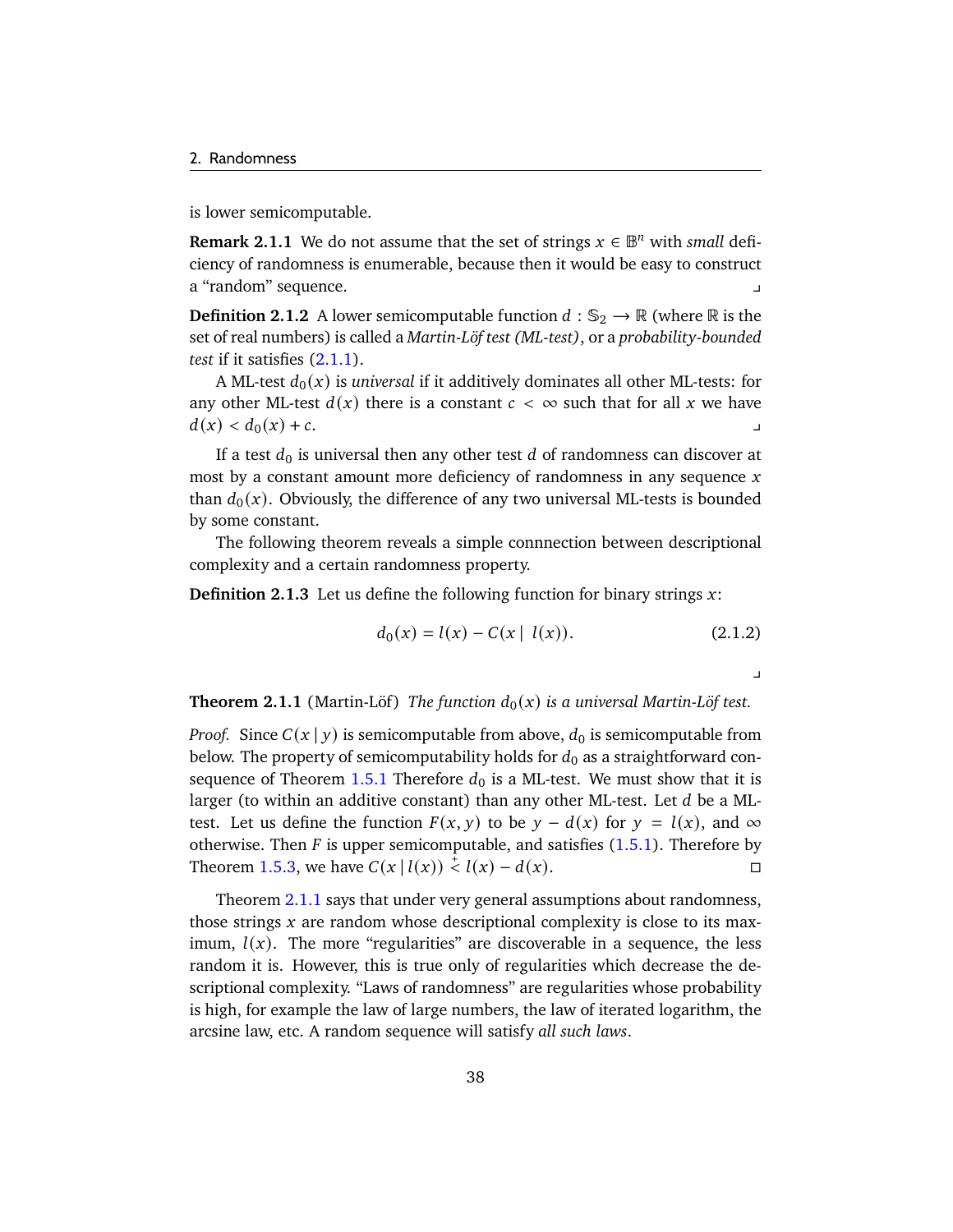is lower semicomputable.

**Remark 2.1.1** We do not assume that the set of strings $x \in \mathbb{B}^n$ with *small* deficiency of randomness is enumerable, because then it would be easy to construct a "random" sequence. ⌟

**Definition 2.1.2** A lower semicomputable function $d : \mathbb{S}_2 \to \mathbb{R}$ (where $\mathbb{R}$ is the set of real numbers) is called a *Martin-Löf test (ML-test)*, or a *probability-bounded test* if it satisfies (2.1.1).

A ML-test $d_0(x)$ is *universal* if it additively dominates all other ML-tests: for any other ML-test $d(x)$ there is a constant $c < \infty$ such that for all $x$ we have $d(x) < d_0(x) + c$. ⌟

If a test $d_0$ is universal then any other test $d$ of randomness can discover at most by a constant amount more deficiency of randomness in any sequence $x$ than $d_0(x)$. Obviously, the difference of any two universal ML-tests is bounded by some constant.

The following theorem reveals a simple connnection between descriptional complexity and a certain randomness property.

**Definition 2.1.3** Let us define the following function for binary strings $x$:

$$d_0(x) = l(x) - C(x \mid l(x)). \tag{2.1.2}$$

⌟

**Theorem 2.1.1** (Martin-Löf) *The function $d_0(x)$ is a universal Martin-Löf test.*

*Proof.* Since $C(x \mid y)$ is semicomputable from above, $d_0$ is semicomputable from below. The property of semicomputability holds for $d_0$ as a straightforward consequence of Theorem 1.5.1 Therefore $d_0$ is a ML-test. We must show that it is larger (to within an additive constant) than any other ML-test. Let $d$ be a ML-test. Let us define the function $F(x, y)$ to be $y - d(x)$ for $y = l(x)$, and $\infty$ otherwise. Then $F$ is upper semicomputable, and satisfies (1.5.1). Therefore by Theorem 1.5.3, we have $C(x \mid l(x)) \overset{+}{<} l(x) - d(x)$. □

Theorem 2.1.1 says that under very general assumptions about randomness, those strings $x$ are random whose descriptional complexity is close to its maximum, $l(x)$. The more "regularities" are discoverable in a sequence, the less random it is. However, this is true only of regularities which decrease the descriptional complexity. "Laws of randomness" are regularities whose probability is high, for example the law of large numbers, the law of iterated logarithm, the arcsine law, etc. A random sequence will satisfy *all such laws*.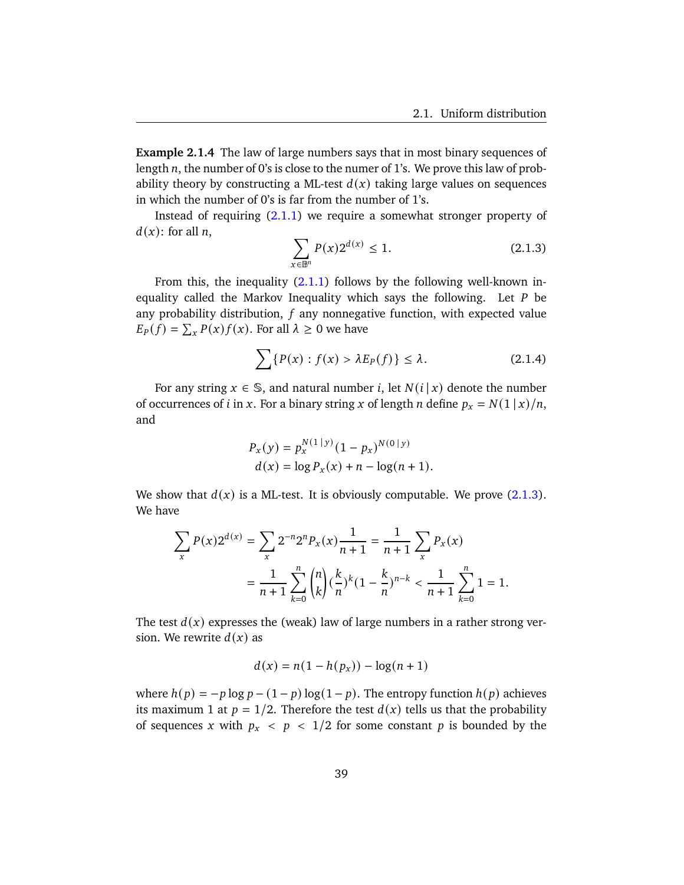**Example 2.1.4** The law of large numbers says that in most binary sequences of length $n$, the number of 0's is close to the numer of 1's. We prove this law of probability theory by constructing a ML-test $d(x)$ taking large values on sequences in which the number of 0's is far from the number of 1's.

Instead of requiring (2.1.1) we require a somewhat stronger property of $d(x)$: for all $n$,

$$\sum_{x \in \mathbb{B}^n} P(x) 2^{d(x)} \leq 1. \tag{2.1.3}$$

From this, the inequality (2.1.1) follows by the following well-known inequality called the Markov Inequality which says the following. Let $P$ be any probability distribution, $f$ any nonnegative function, with expected value $E_P(f) = \sum_x P(x) f(x)$. For all $\lambda \geq 0$ we have

$$\sum \{ P(x) : f(x) > \lambda E_P(f) \} \leq \lambda. \tag{2.1.4}$$

For any string $x \in \mathbb{S}$, and natural number $i$, let $N(i \mid x)$ denote the number of occurrences of $i$ in $x$. For a binary string $x$ of length $n$ define $p_x = N(1 \mid x)/n$, and

$$\begin{aligned}
P_x(y) &= p_x^{N(1 \mid y)} (1 - p_x)^{N(0 \mid y)} \\
d(x) &= \log P_x(x) + n - \log(n+1).
\end{aligned}$$

We show that $d(x)$ is a ML-test. It is obviously computable. We prove (2.1.3). We have

$$\begin{aligned}
\sum_x P(x) 2^{d(x)} &= \sum_x 2^{-n} 2^n P_x(x) \frac{1}{n+1} = \frac{1}{n+1} \sum_x P_x(x) \\
&= \frac{1}{n+1} \sum_{k=0}^{n} \binom{n}{k} (\frac{k}{n})^k (1 - \frac{k}{n})^{n-k} < \frac{1}{n+1} \sum_{k=0}^{n} 1 = 1.
\end{aligned}$$

The test $d(x)$ expresses the (weak) law of large numbers in a rather strong version. We rewrite $d(x)$ as

$$d(x) = n(1 - h(p_x)) - \log(n+1)$$

where $h(p) = -p \log p - (1-p) \log(1-p)$. The entropy function $h(p)$ achieves its maximum 1 at $p = 1/2$. Therefore the test $d(x)$ tells us that the probability of sequences $x$ with $p_x < p < 1/2$ for some constant $p$ is bounded by the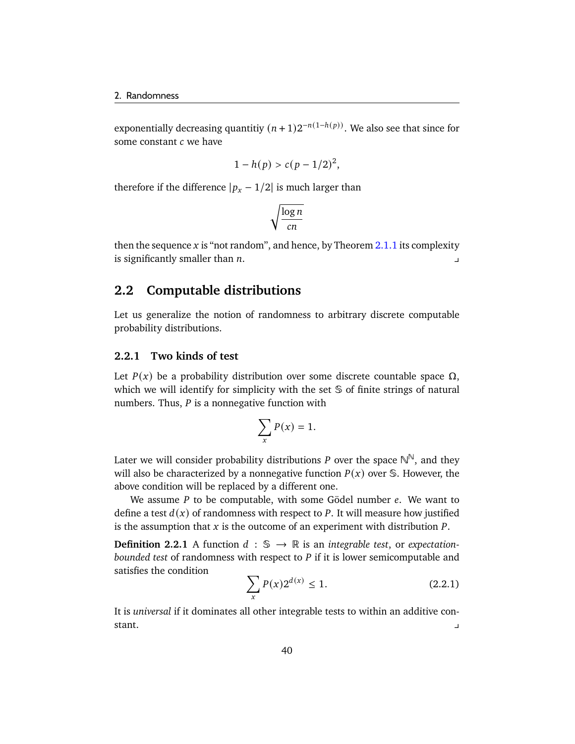exponentially decreasing quantitiy $(n+1)2^{-n(1-h(p))}$. We also see that since for some constant $c$ we have

$$1 - h(p) > c(p - 1/2)^2,$$

therefore if the difference $|p_x - 1/2|$ is much larger than

$$\sqrt{\frac{\log n}{cn}}$$

then the sequence $x$ is "not random", and hence, by Theorem 2.1.1 its complexity is significantly smaller than $n$. ⌟

## 2.2 Computable distributions

Let us generalize the notion of randomness to arbitrary discrete computable probability distributions.

### 2.2.1 Two kinds of test

Let $P(x)$ be a probability distribution over some discrete countable space $\Omega$, which we will identify for simplicity with the set $\mathbb{S}$ of finite strings of natural numbers. Thus, $P$ is a nonnegative function with

$$\sum_x P(x) = 1.$$

Later we will consider probability distributions $P$ over the space $\mathbb{N}^{\mathbb{N}}$, and they will also be characterized by a nonnegative function $P(x)$ over $\mathbb{S}$. However, the above condition will be replaced by a different one.

We assume $P$ to be computable, with some Gödel number $e$. We want to define a test $d(x)$ of randomness with respect to $P$. It will measure how justified is the assumption that $x$ is the outcome of an experiment with distribution $P$.

**Definition 2.2.1** A function $d : \mathbb{S} \to \mathbb{R}$ is an *integrable test*, or *expectation-bounded test* of randomness with respect to $P$ if it is lower semicomputable and satisfies the condition

$$\sum_x P(x) 2^{d(x)} \leq 1. \tag{2.2.1}$$

It is *universal* if it dominates all other integrable tests to within an additive constant. ⌟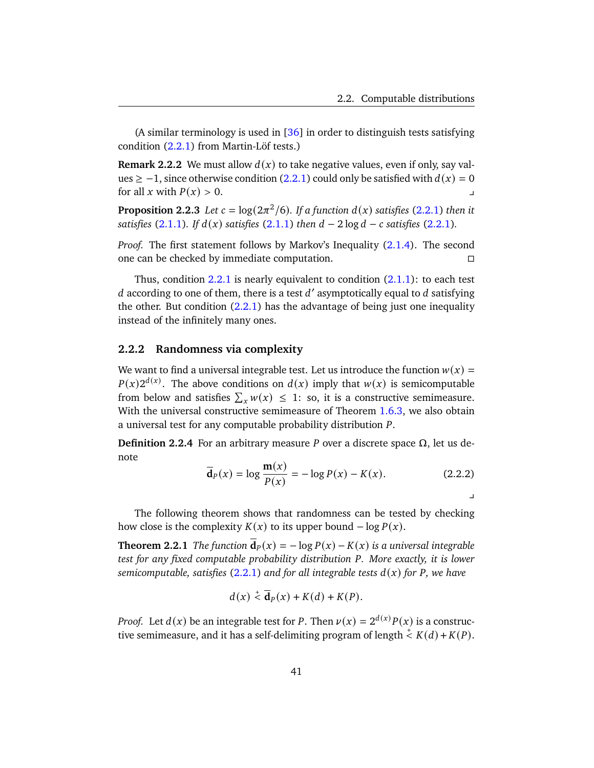(A similar terminology is used in [36] in order to distinguish tests satisfying condition (2.2.1) from Martin-Löf tests.)

**Remark 2.2.2** We must allow $d(x)$ to take negative values, even if only, say values $\geq -1$, since otherwise condition (2.2.1) could only be satisfied with $d(x) = 0$ for all $x$ with $P(x) > 0$. ⌟

**Proposition 2.2.3** *Let $c = \log(2\pi^2/6)$. If a function $d(x)$ satisfies (2.2.1) then it satisfies (2.1.1). If $d(x)$ satisfies (2.1.1) then $d - 2\log d - c$ satisfies (2.2.1).*

*Proof.* The first statement follows by Markov's Inequality (2.1.4). The second one can be checked by immediate computation. □

Thus, condition 2.2.1 is nearly equivalent to condition (2.1.1): to each test $d$ according to one of them, there is a test $d'$ asymptotically equal to $d$ satisfying the other. But condition (2.2.1) has the advantage of being just one inequality instead of the infinitely many ones.

### 2.2.2 Randomness via complexity

We want to find a universal integrable test. Let us introduce the function $w(x) = P(x)2^{d(x)}$. The above conditions on $d(x)$ imply that $w(x)$ is semicomputable from below and satisfies $\sum_x w(x) \leq 1$: so, it is a constructive semimeasure. With the universal constructive semimeasure of Theorem 1.6.3, we also obtain a universal test for any computable probability distribution $P$.

**Definition 2.2.4** For an arbitrary measure $P$ over a discrete space $\Omega$, let us denote

$$\overline{\mathbf{d}}_P(x) = \log \frac{\mathbf{m}(x)}{P(x)} = -\log P(x) - K(x). \tag{2.2.2}$$

⌟

The following theorem shows that randomness can be tested by checking how close is the complexity $K(x)$ to its upper bound $-\log P(x)$.

**Theorem 2.2.1** *The function $\overline{\mathbf{d}}_P(x) = -\log P(x) - K(x)$ is a universal integrable test for any fixed computable probability distribution $P$. More exactly, it is lower semicomputable, satisfies (2.2.1) and for all integrable tests $d(x)$ for $P$, we have*

$$d(x) \stackrel{+}{<} \overline{\mathbf{d}}_P(x) + K(d) + K(P).$$

*Proof.* Let $d(x)$ be an integrable test for $P$. Then $\nu(x) = 2^{d(x)}P(x)$ is a constructive semimeasure, and it has a self-delimiting program of length $\stackrel{+}{<} K(d) + K(P)$.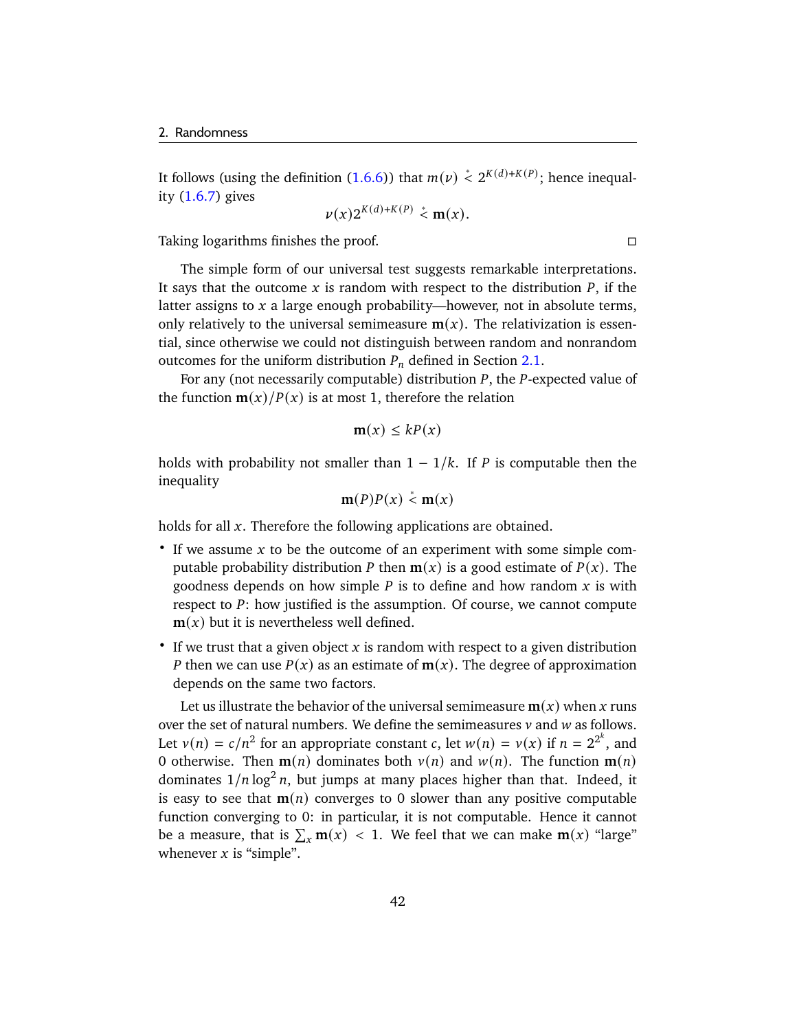It follows (using the definition (1.6.6)) that $m(\nu) \stackrel{*}{<} 2^{K(d)+K(P)}$; hence inequality (1.6.7) gives

$$\nu(x) 2^{K(d)+K(P)} \stackrel{*}{<} \mathbf{m}(x).$$

Taking logarithms finishes the proof. □

The simple form of our universal test suggests remarkable interpretations. It says that the outcome $x$ is random with respect to the distribution $P$, if the latter assigns to $x$ a large enough probability—however, not in absolute terms, only relatively to the universal semimeasure $\mathbf{m}(x)$. The relativization is essential, since otherwise we could not distinguish between random and nonrandom outcomes for the uniform distribution $P_n$ defined in Section 2.1.

For any (not necessarily computable) distribution $P$, the $P$-expected value of the function $\mathbf{m}(x)/P(x)$ is at most 1, therefore the relation

$$\mathbf{m}(x) \le kP(x)$$

holds with probability not smaller than $1 - 1/k$. If $P$ is computable then the inequality

$$\mathbf{m}(P)P(x) \stackrel{*}{<} \mathbf{m}(x)$$

holds for all $x$. Therefore the following applications are obtained.

- If we assume $x$ to be the outcome of an experiment with some simple computable probability distribution $P$ then $\mathbf{m}(x)$ is a good estimate of $P(x)$. The goodness depends on how simple $P$ is to define and how random $x$ is with respect to $P$: how justified is the assumption. Of course, we cannot compute $\mathbf{m}(x)$ but it is nevertheless well defined.
- If we trust that a given object $x$ is random with respect to a given distribution $P$ then we can use $P(x)$ as an estimate of $\mathbf{m}(x)$. The degree of approximation depends on the same two factors.

Let us illustrate the behavior of the universal semimeasure $\mathbf{m}(x)$ when $x$ runs over the set of natural numbers. We define the semimeasures $v$ and $w$ as follows. Let $v(n) = c/n^2$ for an appropriate constant $c$, let $w(n) = v(x)$ if $n = 2^{2^k}$, and 0 otherwise. Then $\mathbf{m}(n)$ dominates both $v(n)$ and $w(n)$. The function $\mathbf{m}(n)$ dominates $1/n \log^2 n$, but jumps at many places higher than that. Indeed, it is easy to see that $\mathbf{m}(n)$ converges to 0 slower than any positive computable function converging to 0: in particular, it is not computable. Hence it cannot be a measure, that is $\sum_x \mathbf{m}(x) < 1$. We feel that we can make $\mathbf{m}(x)$ "large" whenever $x$ is "simple".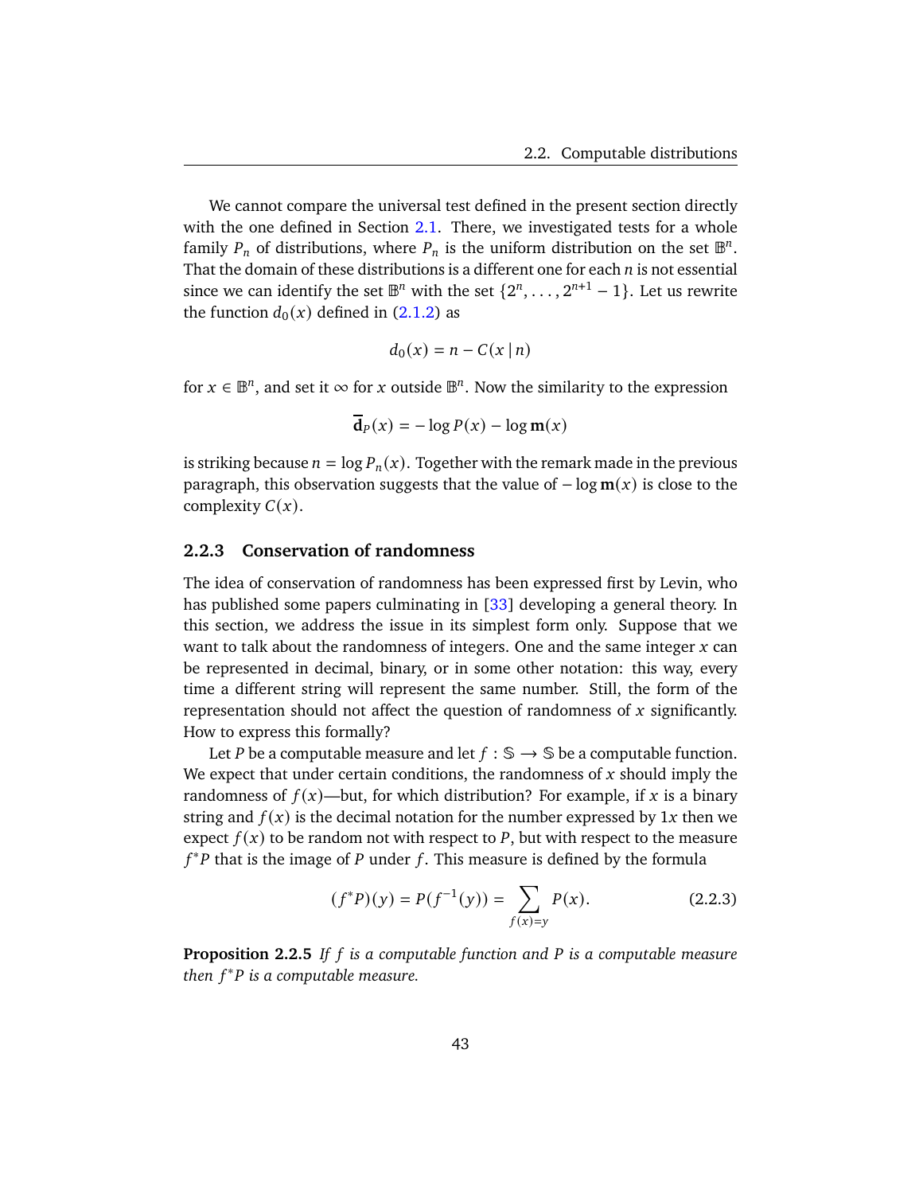We cannot compare the universal test defined in the present section directly with the one defined in Section 2.1. There, we investigated tests for a whole family $P_n$ of distributions, where $P_n$ is the uniform distribution on the set $\mathbb{B}^n$. That the domain of these distributions is a different one for each $n$ is not essential since we can identify the set $\mathbb{B}^n$ with the set $\{2^n, \ldots, 2^{n+1} - 1\}$. Let us rewrite the function $d_0(x)$ defined in (2.1.2) as

$$d_0(x) = n - C(x \mid n)$$

for $x \in \mathbb{B}^n$, and set it $\infty$ for $x$ outside $\mathbb{B}^n$. Now the similarity to the expression

$$\overline{\mathbf{d}}_P(x) = -\log P(x) - \log \mathbf{m}(x)$$

is striking because $n = \log P_n(x)$. Together with the remark made in the previous paragraph, this observation suggests that the value of $-\log \mathbf{m}(x)$ is close to the complexity $C(x)$.

### 2.2.3 Conservation of randomness

The idea of conservation of randomness has been expressed first by Levin, who has published some papers culminating in [33] developing a general theory. In this section, we address the issue in its simplest form only. Suppose that we want to talk about the randomness of integers. One and the same integer $x$ can be represented in decimal, binary, or in some other notation: this way, every time a different string will represent the same number. Still, the form of the representation should not affect the question of randomness of $x$ significantly. How to express this formally?

Let $P$ be a computable measure and let $f : \mathbb{S} \to \mathbb{S}$ be a computable function. We expect that under certain conditions, the randomness of $x$ should imply the randomness of $f(x)$—but, for which distribution? For example, if $x$ is a binary string and $f(x)$ is the decimal notation for the number expressed by $1x$ then we expect $f(x)$ to be random not with respect to $P$, but with respect to the measure $f^*P$ that is the image of $P$ under $f$. This measure is defined by the formula

$$(f^*P)(y) = P(f^{-1}(y)) = \sum_{f(x)=y} P(x). \tag{2.2.3}$$

**Proposition 2.2.5** *If $f$ is a computable function and $P$ is a computable measure then $f^*P$ is a computable measure.*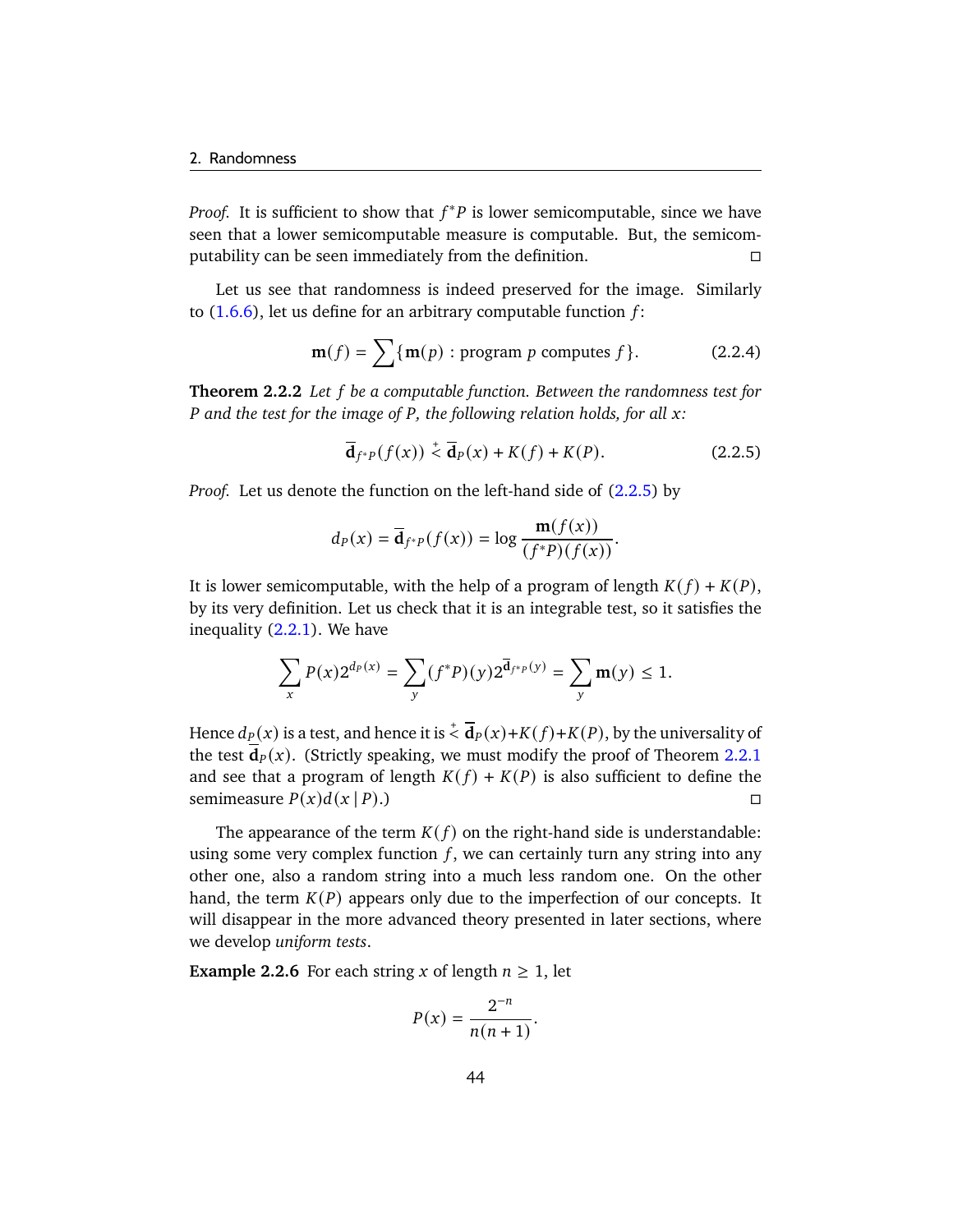*Proof.* It is sufficient to show that $f^*P$ is lower semicomputable, since we have seen that a lower semicomputable measure is computable. But, the semicomputability can be seen immediately from the definition. □

Let us see that randomness is indeed preserved for the image. Similarly to (1.6.6), let us define for an arbitrary computable function $f$:

$$\mathbf{m}(f) = \sum \{\mathbf{m}(p) : \text{program } p \text{ computes } f\}. \tag{2.2.4}$$

**Theorem 2.2.2** *Let $f$ be a computable function. Between the randomness test for $P$ and the test for the image of $P$, the following relation holds, for all $x$:*

$$\overline{\mathbf{d}}_{f^*P}(f(x)) \stackrel{+}{<} \overline{\mathbf{d}}_P(x) + K(f) + K(P). \tag{2.2.5}$$

*Proof.* Let us denote the function on the left-hand side of (2.2.5) by

$$d_P(x) = \overline{\mathbf{d}}_{f^*P}(f(x)) = \log \frac{\mathbf{m}(f(x))}{(f^*P)(f(x))}.$$

It is lower semicomputable, with the help of a program of length $K(f) + K(P)$, by its very definition. Let us check that it is an integrable test, so it satisfies the inequality (2.2.1). We have

$$\sum_x P(x) 2^{d_P(x)} = \sum_y (f^*P)(y) 2^{\overline{\mathbf{d}}_{f^*P}(y)} = \sum_y \mathbf{m}(y) \le 1.$$

Hence $d_P(x)$ is a test, and hence it is $\stackrel{+}{<} \overline{\mathbf{d}}_P(x) + K(f) + K(P)$, by the universality of the test $\overline{\mathbf{d}}_P(x)$. (Strictly speaking, we must modify the proof of Theorem 2.2.1 and see that a program of length $K(f) + K(P)$ is also sufficient to define the semimeasure $P(x)d(x \mid P)$.) □

The appearance of the term $K(f)$ on the right-hand side is understandable: using some very complex function $f$, we can certainly turn any string into any other one, also a random string into a much less random one. On the other hand, the term $K(P)$ appears only due to the imperfection of our concepts. It will disappear in the more advanced theory presented in later sections, where we develop *uniform tests*.

**Example 2.2.6** For each string $x$ of length $n \ge 1$, let

$$P(x) = \frac{2^{-n}}{n(n+1)}.$$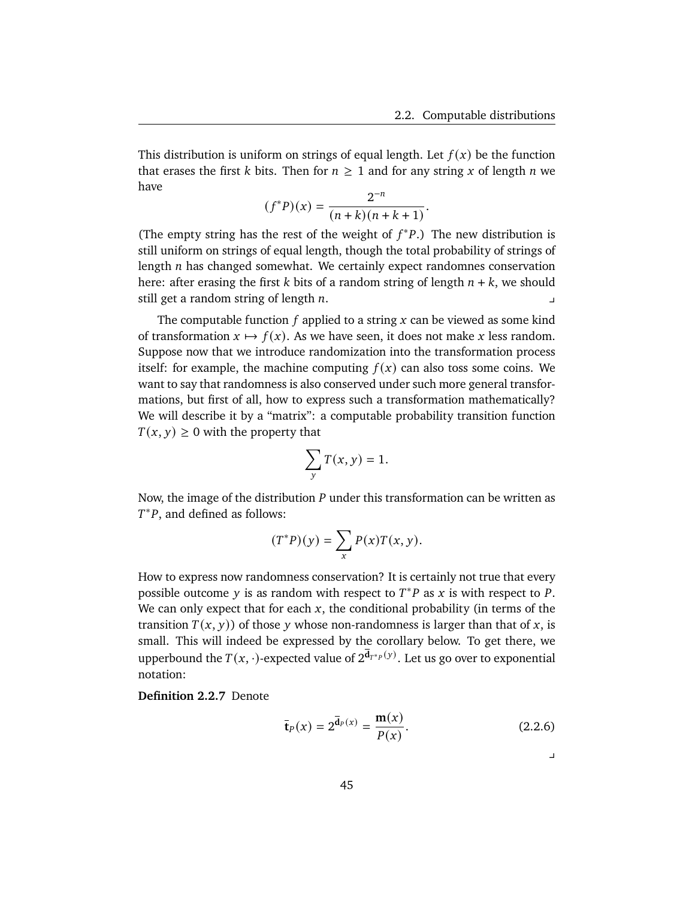This distribution is uniform on strings of equal length. Let $f(x)$ be the function that erases the first $k$ bits. Then for $n \geq 1$ and for any string $x$ of length $n$ we have

$$(f^*P)(x) = \frac{2^{-n}}{(n+k)(n+k+1)}.$$

(The empty string has the rest of the weight of $f^*P$.) The new distribution is still uniform on strings of equal length, though the total probability of strings of length $n$ has changed somewhat. We certainly expect randomnes conservation here: after erasing the first $k$ bits of a random string of length $n+k$, we should still get a random string of length $n$. ⌟

The computable function $f$ applied to a string $x$ can be viewed as some kind of transformation $x \mapsto f(x)$. As we have seen, it does not make $x$ less random. Suppose now that we introduce randomization into the transformation process itself: for example, the machine computing $f(x)$ can also toss some coins. We want to say that randomness is also conserved under such more general transformations, but first of all, how to express such a transformation mathematically? We will describe it by a "matrix": a computable probability transition function $T(x, y) \geq 0$ with the property that

$$\sum_y T(x, y) = 1.$$

Now, the image of the distribution $P$ under this transformation can be written as $T^*P$, and defined as follows:

$$(T^*P)(y) = \sum_x P(x)T(x, y).$$

How to express now randomness conservation? It is certainly not true that every possible outcome $y$ is as random with respect to $T^*P$ as $x$ is with respect to $P$. We can only expect that for each $x$, the conditional probability (in terms of the transition $T(x, y)$) of those $y$ whose non-randomness is larger than that of $x$, is small. This will indeed be expressed by the corollary below. To get there, we upperbound the $T(x, \cdot)$-expected value of $2^{\bar{\mathbf{d}}_{T^*P}(y)}$. Let us go over to exponential notation:

**Definition 2.2.7** Denote

$$\bar{\mathbf{t}}_P(x) = 2^{\bar{\mathbf{d}}_P(x)} = \frac{\mathbf{m}(x)}{P(x)}. \tag{2.2.6}$$

⌟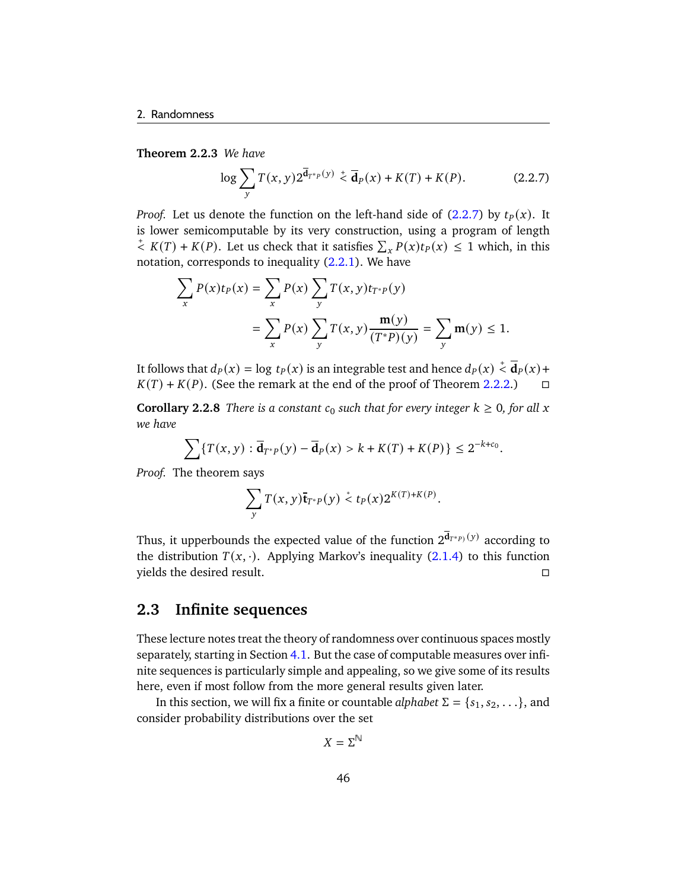**Theorem 2.2.3** *We have*

$$\log \sum_y T(x,y) 2^{\overline{\mathbf{d}}_{T^*P}(y)} \stackrel{+}{<} \overline{\mathbf{d}}_P(x) + K(T) + K(P). \tag{2.2.7}$$

*Proof.* Let us denote the function on the left-hand side of (2.2.7) by $t_P(x)$. It is lower semicomputable by its very construction, using a program of length $\stackrel{+}{<} K(T) + K(P)$. Let us check that it satisfies $\sum_x P(x) t_P(x) \le 1$ which, in this notation, corresponds to inequality (2.2.1). We have

$$\begin{aligned}\sum_x P(x) t_P(x) &= \sum_x P(x) \sum_y T(x,y) t_{T^*P}(y) \\ &= \sum_x P(x) \sum_y T(x,y) \frac{\mathbf{m}(y)}{(T^*P)(y)} = \sum_y \mathbf{m}(y) \le 1.\end{aligned}$$

It follows that $d_P(x) = \log\ t_P(x)$ is an integrable test and hence $d_P(x) \stackrel{+}{<} \overline{\mathbf{d}}_P(x) + K(T) + K(P)$. (See the remark at the end of the proof of Theorem 2.2.2.) □

**Corollary 2.2.8** *There is a constant $c_0$ such that for every integer $k \ge 0$, for all $x$ we have*

$$\sum \{ T(x,y) : \overline{\mathbf{d}}_{T^*P}(y) - \overline{\mathbf{d}}_P(x) > k + K(T) + K(P) \} \le 2^{-k+c_0}.$$

*Proof.* The theorem says

$$\sum_y T(x,y) \overline{\mathbf{t}}_{T^*P}(y) \stackrel{*}{<} t_P(x) 2^{K(T)+K(P)}.$$

Thus, it upperbounds the expected value of the function $2^{\overline{\mathbf{d}}_{T^*P)}(y)}$ according to the distribution $T(x,\cdot)$. Applying Markov's inequality (2.1.4) to this function yields the desired result. □

## 2.3 Infinite sequences

These lecture notes treat the theory of randomness over continuous spaces mostly separately, starting in Section 4.1. But the case of computable measures over infinite sequences is particularly simple and appealing, so we give some of its results here, even if most follow from the more general results given later.

In this section, we will fix a finite or countable *alphabet* $\Sigma = \{s_1, s_2, \dots\}$, and consider probability distributions over the set

$$X = \Sigma^{\mathbb{N}}$$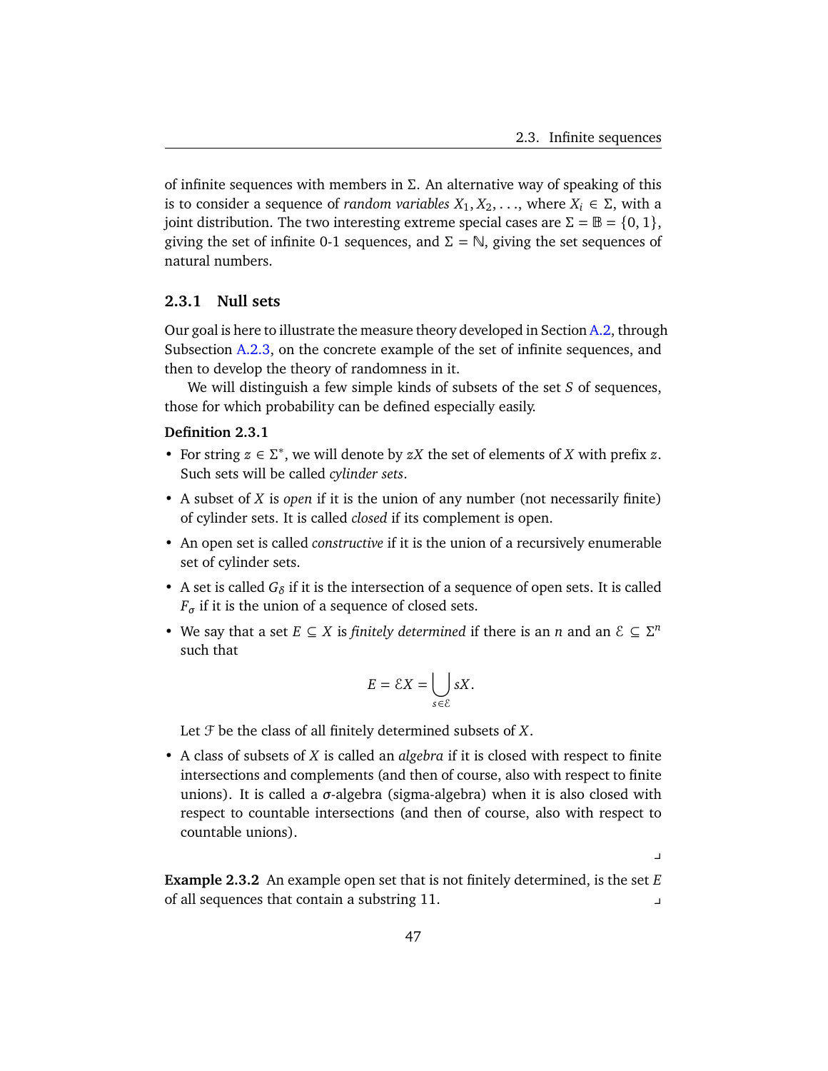of infinite sequences with members in $\Sigma$. An alternative way of speaking of this is to consider a sequence of *random variables* $X_1, X_2, \ldots$, where $X_i \in \Sigma$, with a joint distribution. The two interesting extreme special cases are $\Sigma = \mathbb{B} = \{0, 1\}$, giving the set of infinite 0-1 sequences, and $\Sigma = \mathbb{N}$, giving the set sequences of natural numbers.

### 2.3.1 Null sets

Our goal is here to illustrate the measure theory developed in Section A.2, through Subsection A.2.3, on the concrete example of the set of infinite sequences, and then to develop the theory of randomness in it.

We will distinguish a few simple kinds of subsets of the set $S$ of sequences, those for which probability can be defined especially easily.

**Definition 2.3.1**

- For string $z \in \Sigma^*$, we will denote by $zX$ the set of elements of $X$ with prefix $z$. Such sets will be called *cylinder sets*.
- A subset of $X$ is *open* if it is the union of any number (not necessarily finite) of cylinder sets. It is called *closed* if its complement is open.
- An open set is called *constructive* if it is the union of a recursively enumerable set of cylinder sets.
- A set is called $G_\delta$ if it is the intersection of a sequence of open sets. It is called $F_\sigma$ if it is the union of a sequence of closed sets.
- We say that a set $E \subseteq X$ is *finitely determined* if there is an $n$ and an $\mathcal{E} \subseteq \Sigma^n$ such that

  $$E = \mathcal{E}X = \bigcup_{s \in \mathcal{E}} sX.$$

  Let $\mathcal{F}$ be the class of all finitely determined subsets of $X$.
- A class of subsets of $X$ is called an *algebra* if it is closed with respect to finite intersections and complements (and then of course, also with respect to finite unions). It is called a $\sigma$-algebra (sigma-algebra) when it is also closed with respect to countable intersections (and then of course, also with respect to countable unions).

⌟

**Example 2.3.2** An example open set that is not finitely determined, is the set $E$ of all sequences that contain a substring 11. ⌟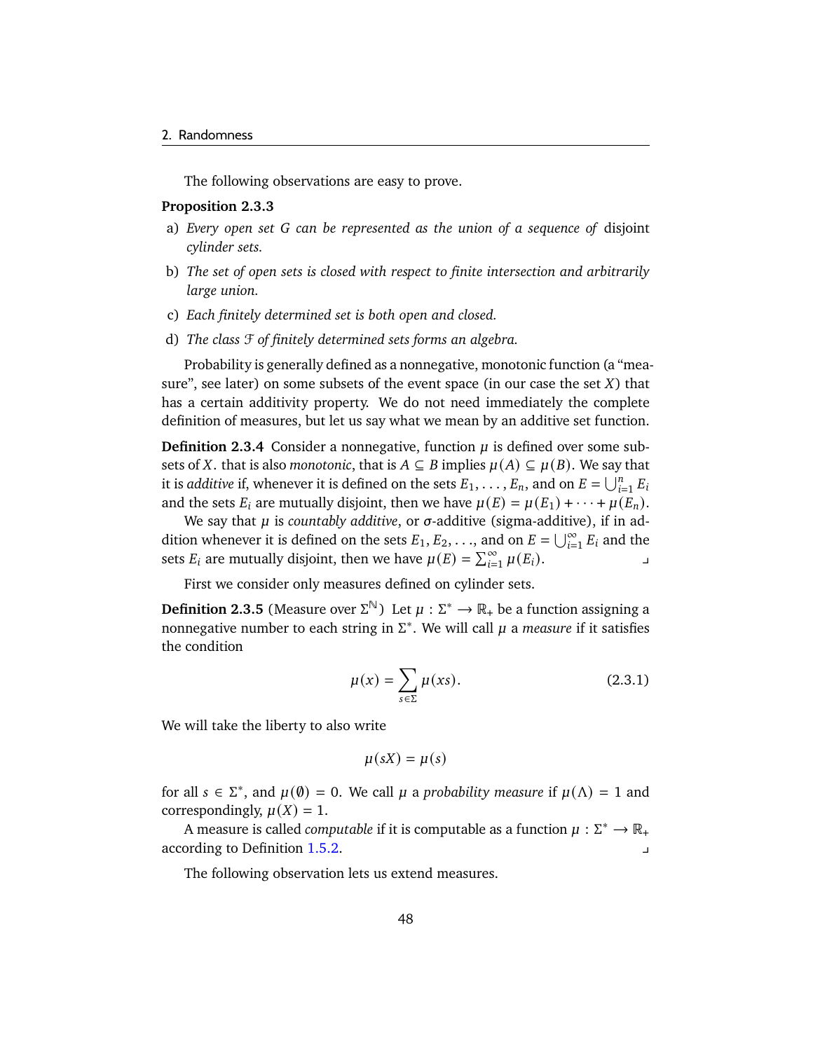The following observations are easy to prove.

**Proposition 2.3.3**

a) *Every open set $G$ can be represented as the union of a sequence of* disjoint *cylinder sets.*

b) *The set of open sets is closed with respect to finite intersection and arbitrarily large union.*

c) *Each finitely determined set is both open and closed.*

d) *The class $\mathcal{F}$ of finitely determined sets forms an algebra.*

Probability is generally defined as a nonnegative, monotonic function (a "measure", see later) on some subsets of the event space (in our case the set $X$) that has a certain additivity property. We do not need immediately the complete definition of measures, but let us say what we mean by an additive set function.

**Definition 2.3.4** Consider a nonnegative, function $\mu$ is defined over some subsets of $X$. that is also *monotonic*, that is $A \subseteq B$ implies $\mu(A) \subseteq \mu(B)$. We say that it is *additive* if, whenever it is defined on the sets $E_1, \dots, E_n$, and on $E = \bigcup_{i=1}^{n} E_i$ and the sets $E_i$ are mutually disjoint, then we have $\mu(E) = \mu(E_1) + \cdots + \mu(E_n)$.

We say that $\mu$ is *countably additive*, or $\sigma$-additive (sigma-additive), if in addition whenever it is defined on the sets $E_1, E_2, \dots$, and on $E = \bigcup_{i=1}^{\infty} E_i$ and the sets $E_i$ are mutually disjoint, then we have $\mu(E) = \sum_{i=1}^{\infty} \mu(E_i)$. ⌟

First we consider only measures defined on cylinder sets.

**Definition 2.3.5** (Measure over $\Sigma^{\mathbb{N}}$) Let $\mu : \Sigma^* \to \mathbb{R}_+$ be a function assigning a nonnegative number to each string in $\Sigma^*$. We will call $\mu$ a *measure* if it satisfies the condition

$$\mu(x) = \sum_{s \in \Sigma} \mu(xs). \tag{2.3.1}$$

We will take the liberty to also write

$$\mu(sX) = \mu(s)$$

for all $s \in \Sigma^*$, and $\mu(\emptyset) = 0$. We call $\mu$ a *probability measure* if $\mu(\Lambda) = 1$ and correspondingly, $\mu(X) = 1$.

A measure is called *computable* if it is computable as a function $\mu : \Sigma^* \to \mathbb{R}_+$ according to Definition 1.5.2. ⌟

The following observation lets us extend measures.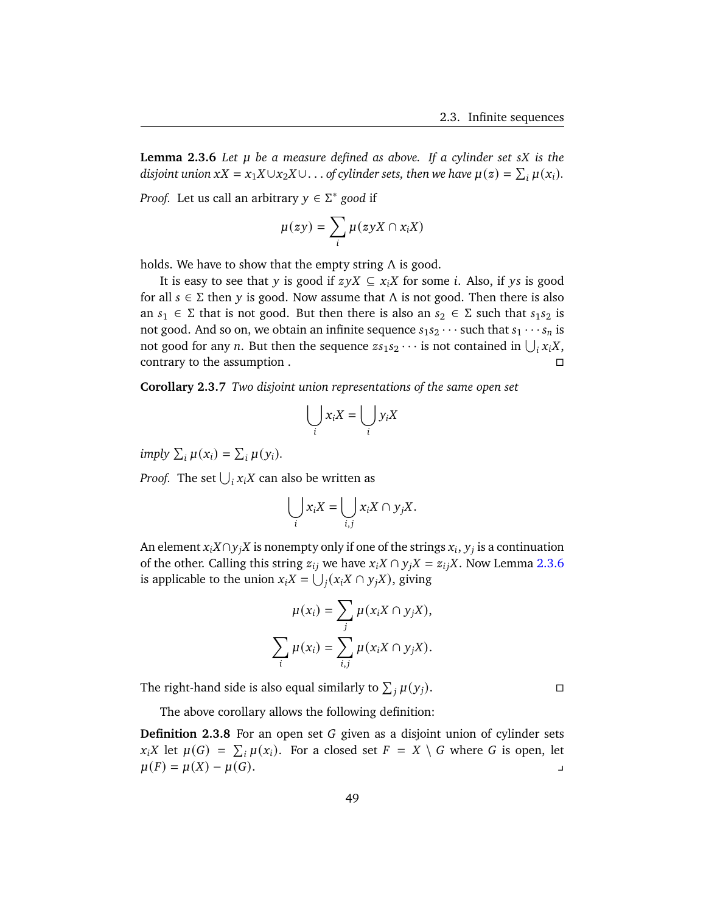**Lemma 2.3.6** *Let $\mu$ be a measure defined as above. If a cylinder set $sX$ is the disjoint union $xX = x_1X \cup x_2X \cup \ldots$ of cylinder sets, then we have $\mu(z) = \sum_i \mu(x_i)$.*

*Proof.* Let us call an arbitrary $y \in \Sigma^*$ *good* if

$$\mu(zy) = \sum_i \mu(zyX \cap x_iX)$$

holds. We have to show that the empty string $\Lambda$ is good.

It is easy to see that $y$ is good if $zyX \subseteq x_iX$ for some $i$. Also, if $ys$ is good for all $s \in \Sigma$ then $y$ is good. Now assume that $\Lambda$ is not good. Then there is also an $s_1 \in \Sigma$ that is not good. But then there is also an $s_2 \in \Sigma$ such that $s_1s_2$ is not good. And so on, we obtain an infinite sequence $s_1s_2\cdots$ such that $s_1\cdots s_n$ is not good for any $n$. But then the sequence $zs_1s_2\cdots$ is not contained in $\bigcup_i x_iX$, contrary to the assumption . □

**Corollary 2.3.7** *Two disjoint union representations of the same open set*

$$\bigcup_i x_iX = \bigcup_i y_iX$$

*imply $\sum_i \mu(x_i) = \sum_i \mu(y_i)$.*

*Proof.* The set $\bigcup_i x_iX$ can also be written as

$$\bigcup_i x_iX = \bigcup_{i,j} x_iX \cap y_jX.$$

An element $x_iX \cap y_jX$ is nonempty only if one of the strings $x_i, y_j$ is a continuation of the other. Calling this string $z_{ij}$ we have $x_iX \cap y_jX = z_{ij}X$. Now Lemma 2.3.6 is applicable to the union $x_iX = \bigcup_j (x_iX \cap y_jX)$, giving

$$\mu(x_i) = \sum_j \mu(x_iX \cap y_jX),$$

$$\sum_i \mu(x_i) = \sum_{i,j} \mu(x_iX \cap y_jX).$$

The right-hand side is also equal similarly to $\sum_j \mu(y_j)$. □

The above corollary allows the following definition:

**Definition 2.3.8** For an open set $G$ given as a disjoint union of cylinder sets $x_iX$ let $\mu(G) = \sum_i \mu(x_i)$. For a closed set $F = X \setminus G$ where $G$ is open, let $\mu(F) = \mu(X) - \mu(G)$. ⌟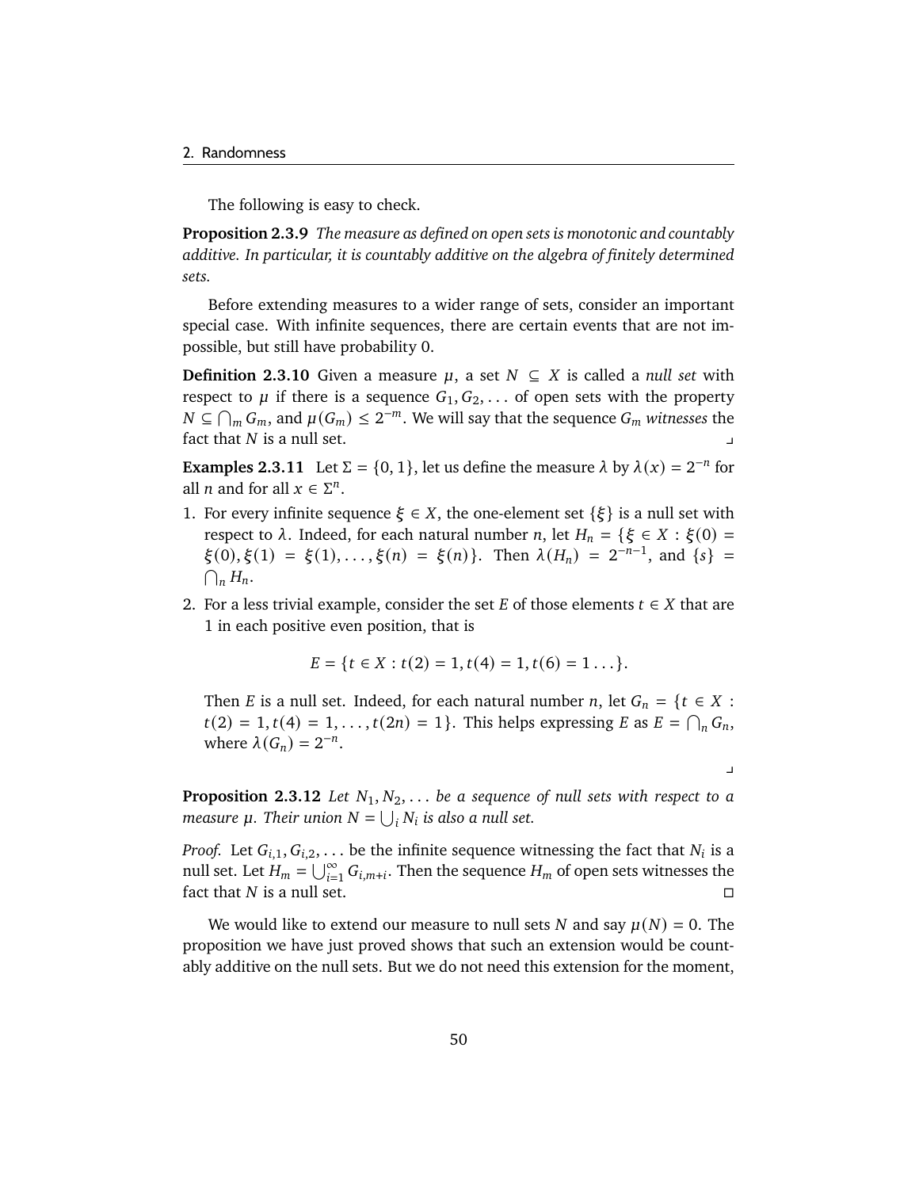The following is easy to check.

**Proposition 2.3.9** *The measure as defined on open sets is monotonic and countably additive. In particular, it is countably additive on the algebra of finitely determined sets.*

Before extending measures to a wider range of sets, consider an important special case. With infinite sequences, there are certain events that are not impossible, but still have probability 0.

**Definition 2.3.10** Given a measure $\mu$, a set $N \subseteq X$ is called a *null set* with respect to $\mu$ if there is a sequence $G_1, G_2, \dots$ of open sets with the property $N \subseteq \bigcap_m G_m$, and $\mu(G_m) \le 2^{-m}$. We will say that the sequence $G_m$ *witnesses* the fact that $N$ is a null set. ⌟

**Examples 2.3.11** Let $\Sigma = \{0, 1\}$, let us define the measure $\lambda$ by $\lambda(x) = 2^{-n}$ for all $n$ and for all $x \in \Sigma^n$.

1. For every infinite sequence $\xi \in X$, the one-element set $\{\xi\}$ is a null set with respect to $\lambda$. Indeed, for each natural number $n$, let $H_n = \{\xi \in X : \xi(0) = \xi(0), \xi(1) = \xi(1), \dots, \xi(n) = \xi(n)\}$. Then $\lambda(H_n) = 2^{-n-1}$, and $\{s\} = \bigcap_n H_n$.
2. For a less trivial example, consider the set $E$ of those elements $t \in X$ that are 1 in each positive even position, that is

$$E = \{t \in X : t(2) = 1, t(4) = 1, t(6) = 1 \dots\}.$$

   Then $E$ is a null set. Indeed, for each natural number $n$, let $G_n = \{t \in X : t(2) = 1, t(4) = 1, \dots, t(2n) = 1\}$. This helps expressing $E$ as $E = \bigcap_n G_n$, where $\lambda(G_n) = 2^{-n}$.

⌟

**Proposition 2.3.12** *Let $N_1, N_2, \dots$ be a sequence of null sets with respect to a measure $\mu$. Their union $N = \bigcup_i N_i$ is also a null set.*

*Proof.* Let $G_{i,1}, G_{i,2}, \dots$ be the infinite sequence witnessing the fact that $N_i$ is a null set. Let $H_m = \bigcup_{i=1}^{\infty} G_{i,m+i}$. Then the sequence $H_m$ of open sets witnesses the fact that $N$ is a null set. □

We would like to extend our measure to null sets $N$ and say $\mu(N) = 0$. The proposition we have just proved shows that such an extension would be countably additive on the null sets. But we do not need this extension for the moment,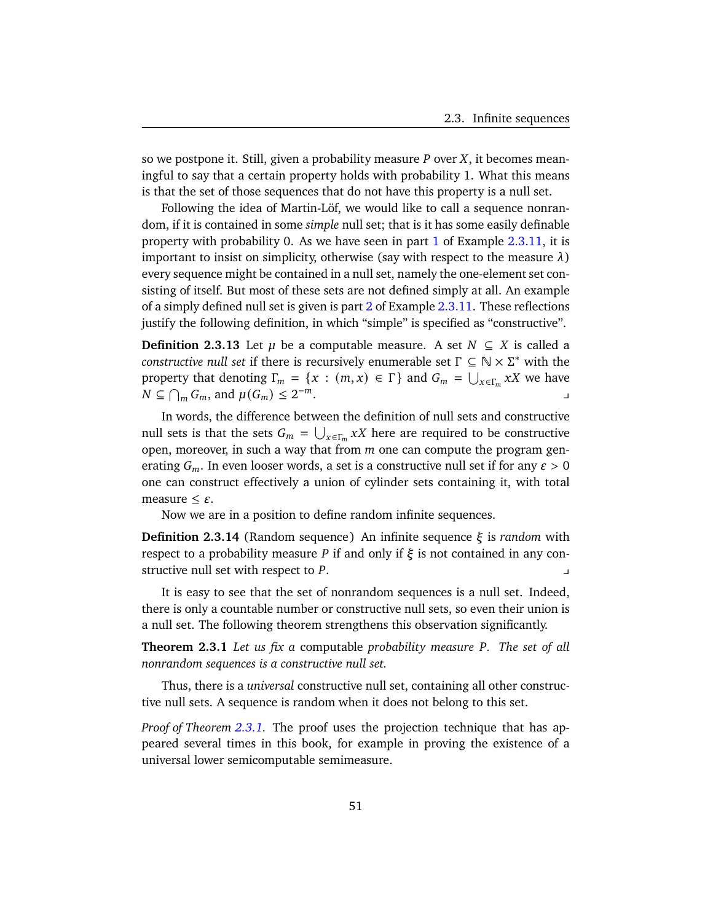so we postpone it. Still, given a probability measure $P$ over $X$, it becomes meaningful to say that a certain property holds with probability 1. What this means is that the set of those sequences that do not have this property is a null set.

Following the idea of Martin-Löf, we would like to call a sequence nonrandom, if it is contained in some *simple* null set; that is it has some easily definable property with probability 0. As we have seen in part 1 of Example 2.3.11, it is important to insist on simplicity, otherwise (say with respect to the measure $\lambda$) every sequence might be contained in a null set, namely the one-element set consisting of itself. But most of these sets are not defined simply at all. An example of a simply defined null set is given is part 2 of Example 2.3.11. These reflections justify the following definition, in which "simple" is specified as "constructive".

**Definition 2.3.13** Let $\mu$ be a computable measure. A set $N \subseteq X$ is called a *constructive null set* if there is recursively enumerable set $\Gamma \subseteq \mathbb{N} \times \Sigma^*$ with the property that denoting $\Gamma_m = \{x : (m, x) \in \Gamma\}$ and $G_m = \bigcup_{x \in \Gamma_m} xX$ we have $N \subseteq \bigcap_m G_m$, and $\mu(G_m) \leq 2^{-m}$. ⌟

In words, the difference between the definition of null sets and constructive null sets is that the sets $G_m = \bigcup_{x \in \Gamma_m} xX$ here are required to be constructive open, moreover, in such a way that from $m$ one can compute the program generating $G_m$. In even looser words, a set is a constructive null set if for any $\varepsilon > 0$ one can construct effectively a union of cylinder sets containing it, with total measure $\leq \varepsilon$.

Now we are in a position to define random infinite sequences.

**Definition 2.3.14** (Random sequence) An infinite sequence $\xi$ is *random* with respect to a probability measure $P$ if and only if $\xi$ is not contained in any constructive null set with respect to $P$. ⌟

It is easy to see that the set of nonrandom sequences is a null set. Indeed, there is only a countable number or constructive null sets, so even their union is a null set. The following theorem strengthens this observation significantly.

**Theorem 2.3.1** *Let us fix a* computable *probability measure $P$. The set of all nonrandom sequences is a constructive null set.*

Thus, there is a *universal* constructive null set, containing all other constructive null sets. A sequence is random when it does not belong to this set.

*Proof of Theorem 2.3.1.* The proof uses the projection technique that has appeared several times in this book, for example in proving the existence of a universal lower semicomputable semimeasure.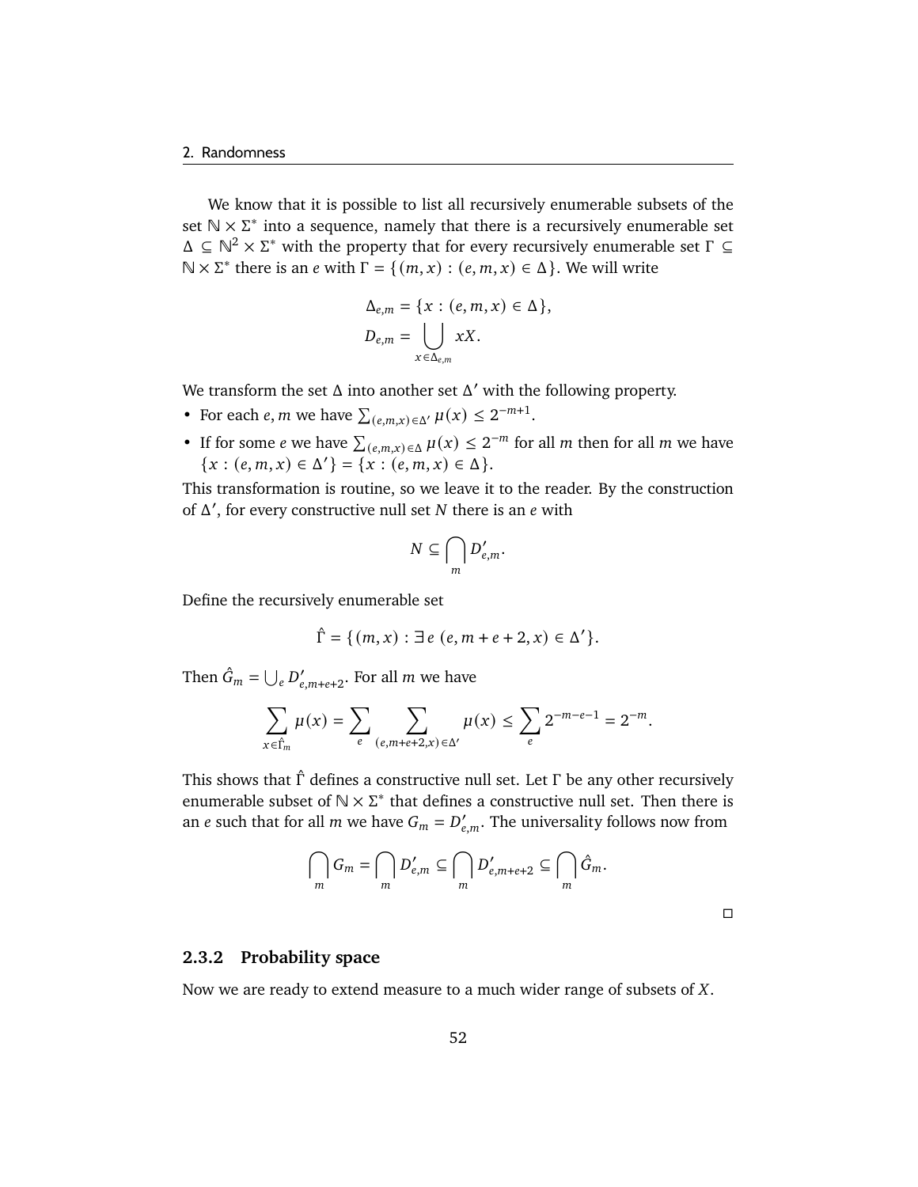We know that it is possible to list all recursively enumerable subsets of the set $\mathbb{N} \times \Sigma^*$ into a sequence, namely that there is a recursively enumerable set $\Delta \subseteq \mathbb{N}^2 \times \Sigma^*$ with the property that for every recursively enumerable set $\Gamma \subseteq \mathbb{N} \times \Sigma^*$ there is an $e$ with $\Gamma = \{(m, x) : (e, m, x) \in \Delta\}$. We will write

$$\Delta_{e,m} = \{x : (e, m, x) \in \Delta\},$$
$$D_{e,m} = \bigcup_{x \in \Delta_{e,m}} xX.$$

We transform the set $\Delta$ into another set $\Delta'$ with the following property.

- For each $e, m$ we have $\sum_{(e,m,x) \in \Delta'} \mu(x) \leq 2^{-m+1}$.
- If for some $e$ we have $\sum_{(e,m,x) \in \Delta} \mu(x) \leq 2^{-m}$ for all $m$ then for all $m$ we have $\{x : (e, m, x) \in \Delta'\} = \{x : (e, m, x) \in \Delta\}$.

This transformation is routine, so we leave it to the reader. By the construction of $\Delta'$, for every constructive null set $N$ there is an $e$ with

$$N \subseteq \bigcap_m D'_{e,m}.$$

Define the recursively enumerable set

$$\hat{\Gamma} = \{(m, x) : \exists\, e\ (e, m + e + 2, x) \in \Delta'\}.$$

Then $\hat{G}_m = \bigcup_e D'_{e,m+e+2}$. For all $m$ we have

$$\sum_{x \in \hat{\Gamma}_m} \mu(x) = \sum_e \sum_{(e,m+e+2,x) \in \Delta'} \mu(x) \leq \sum_e 2^{-m-e-1} = 2^{-m}.$$

This shows that $\hat{\Gamma}$ defines a constructive null set. Let $\Gamma$ be any other recursively enumerable subset of $\mathbb{N} \times \Sigma^*$ that defines a constructive null set. Then there is an $e$ such that for all $m$ we have $G_m = D'_{e,m}$. The universality follows now from

$$\bigcap_m G_m = \bigcap_m D'_{e,m} \subseteq \bigcap_m D'_{e,m+e+2} \subseteq \bigcap_m \hat{G}_m.$$

□

### 2.3.2 Probability space

Now we are ready to extend measure to a much wider range of subsets of $X$.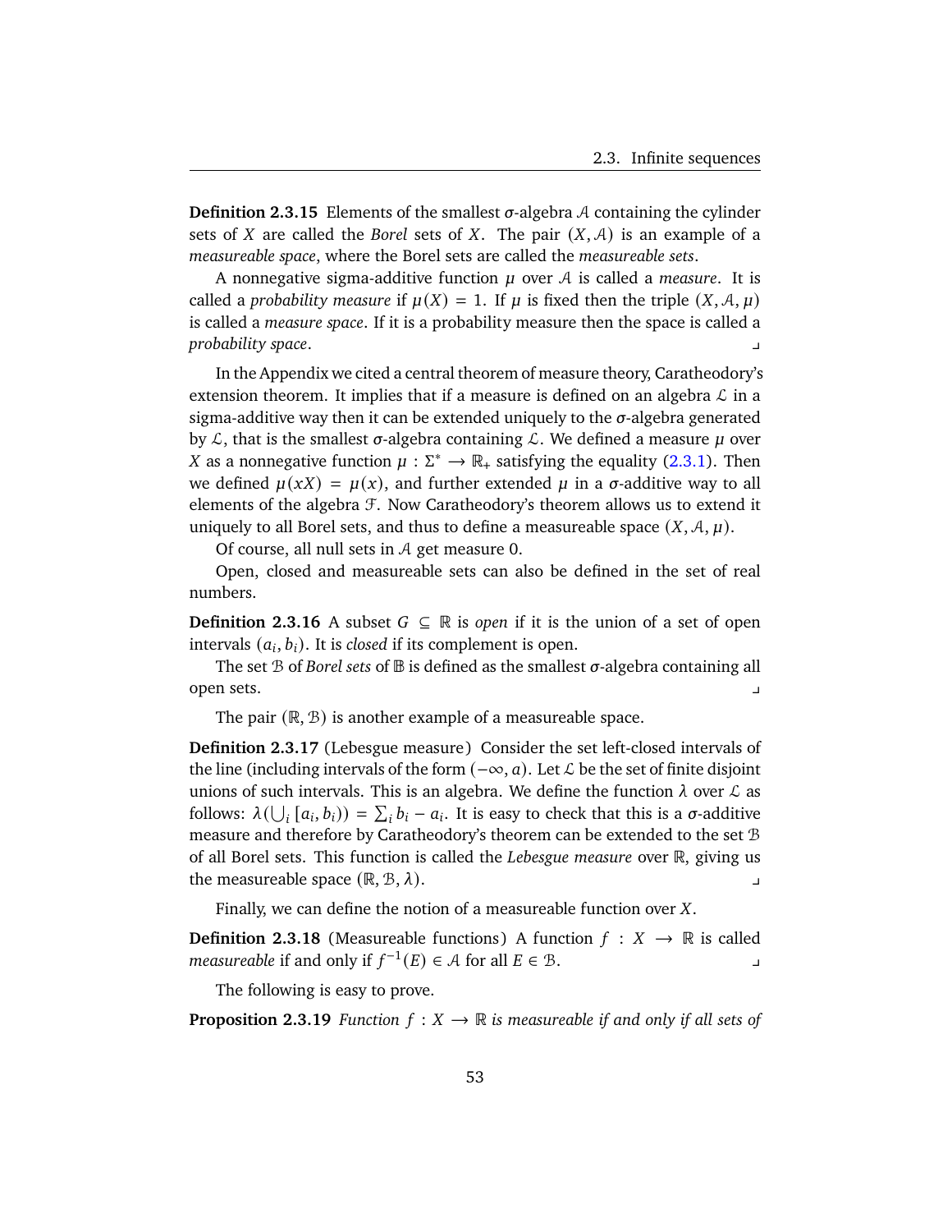**Definition 2.3.15** Elements of the smallest $\sigma$-algebra $\mathcal{A}$ containing the cylinder sets of $X$ are called the *Borel* sets of $X$. The pair $(X, \mathcal{A})$ is an example of a *measureable space*, where the Borel sets are called the *measureable sets*.

A nonnegative sigma-additive function $\mu$ over $\mathcal{A}$ is called a *measure*. It is called a *probability measure* if $\mu(X) = 1$. If $\mu$ is fixed then the triple $(X, \mathcal{A}, \mu)$ is called a *measure space*. If it is a probability measure then the space is called a *probability space*. ⌟

In the Appendix we cited a central theorem of measure theory, Caratheodory's extension theorem. It implies that if a measure is defined on an algebra $\mathcal{L}$ in a sigma-additive way then it can be extended uniquely to the $\sigma$-algebra generated by $\mathcal{L}$, that is the smallest $\sigma$-algebra containing $\mathcal{L}$. We defined a measure $\mu$ over $X$ as a nonnegative function $\mu : \Sigma^* \to \mathbb{R}_+$ satisfying the equality (2.3.1). Then we defined $\mu(xX) = \mu(x)$, and further extended $\mu$ in a $\sigma$-additive way to all elements of the algebra $\mathcal{F}$. Now Caratheodory's theorem allows us to extend it uniquely to all Borel sets, and thus to define a measureable space $(X, \mathcal{A}, \mu)$.

Of course, all null sets in $\mathcal{A}$ get measure 0.

Open, closed and measureable sets can also be defined in the set of real numbers.

**Definition 2.3.16** A subset $G \subseteq \mathbb{R}$ is *open* if it is the union of a set of open intervals $(a_i, b_i)$. It is *closed* if its complement is open.

The set $\mathcal{B}$ of *Borel sets* of $\mathbb{B}$ is defined as the smallest $\sigma$-algebra containing all open sets. ⌟

The pair $(\mathbb{R}, \mathcal{B})$ is another example of a measureable space.

**Definition 2.3.17** (Lebesgue measure) Consider the set left-closed intervals of the line (including intervals of the form $(-\infty, a)$. Let $\mathcal{L}$ be the set of finite disjoint unions of such intervals. This is an algebra. We define the function $\lambda$ over $\mathcal{L}$ as follows: $\lambda(\bigcup_i [a_i, b_i)) = \sum_i b_i - a_i$. It is easy to check that this is a $\sigma$-additive measure and therefore by Caratheodory's theorem can be extended to the set $\mathcal{B}$ of all Borel sets. This function is called the *Lebesgue measure* over $\mathbb{R}$, giving us the measureable space $(\mathbb{R}, \mathcal{B}, \lambda)$. ⌟

Finally, we can define the notion of a measureable function over $X$.

**Definition 2.3.18** (Measureable functions) A function $f : X \to \mathbb{R}$ is called *measureable* if and only if $f^{-1}(E) \in \mathcal{A}$ for all $E \in \mathcal{B}$. ⌟

The following is easy to prove.

**Proposition 2.3.19** *Function $f : X \to \mathbb{R}$ is measureable if and only if all sets of*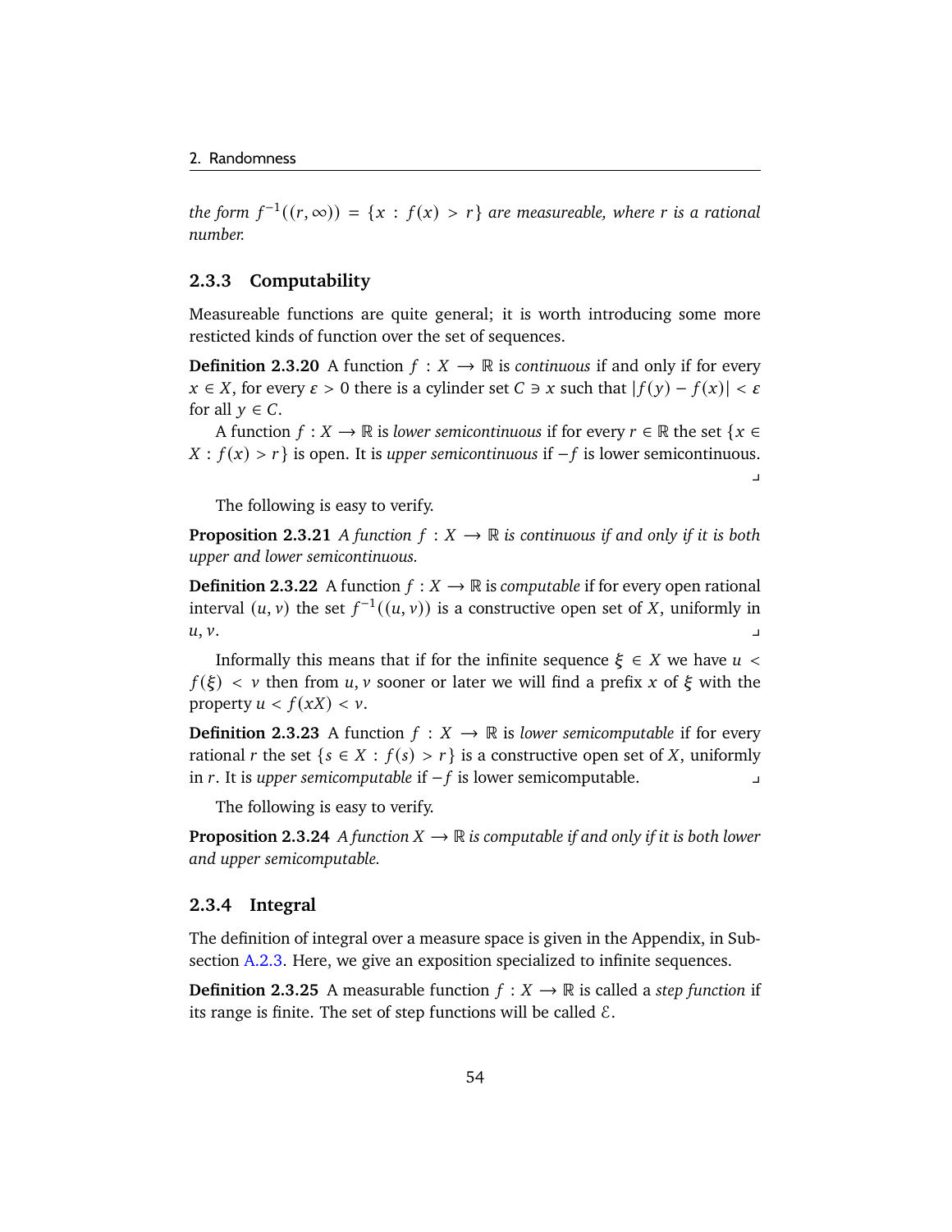*the form* $f^{-1}((r,\infty)) = \{x : f(x) > r\}$ *are measureable, where* $r$ *is a rational number.*

### 2.3.3 Computability

Measureable functions are quite general; it is worth introducing some more resticted kinds of function over the set of sequences.

**Definition 2.3.20** A function $f : X \to \mathbb{R}$ is *continuous* if and only if for every $x \in X$, for every $\varepsilon > 0$ there is a cylinder set $C \ni x$ such that $|f(y) - f(x)| < \varepsilon$ for all $y \in C$.

A function $f : X \to \mathbb{R}$ is *lower semicontinuous* if for every $r \in \mathbb{R}$ the set $\{x \in X : f(x) > r\}$ is open. It is *upper semicontinuous* if $-f$ is lower semicontinuous. ⌟

The following is easy to verify.

**Proposition 2.3.21** *A function* $f : X \to \mathbb{R}$ *is continuous if and only if it is both upper and lower semicontinuous.*

**Definition 2.3.22** A function $f : X \to \mathbb{R}$ is *computable* if for every open rational interval $(u, v)$ the set $f^{-1}((u, v))$ is a constructive open set of $X$, uniformly in $u, v$. ⌟

Informally this means that if for the infinite sequence $\xi \in X$ we have $u < f(\xi) < v$ then from $u, v$ sooner or later we will find a prefix $x$ of $\xi$ with the property $u < f(xX) < v$.

**Definition 2.3.23** A function $f : X \to \mathbb{R}$ is *lower semicomputable* if for every rational $r$ the set $\{s \in X : f(s) > r\}$ is a constructive open set of $X$, uniformly in $r$. It is *upper semicomputable* if $-f$ is lower semicomputable. ⌟

The following is easy to verify.

**Proposition 2.3.24** *A function* $X \to \mathbb{R}$ *is computable if and only if it is both lower and upper semicomputable.*

### 2.3.4 Integral

The definition of integral over a measure space is given in the Appendix, in Subsection A.2.3. Here, we give an exposition specialized to infinite sequences.

**Definition 2.3.25** A measurable function $f : X \to \mathbb{R}$ is called a *step function* if its range is finite. The set of step functions will be called $\mathcal{E}$.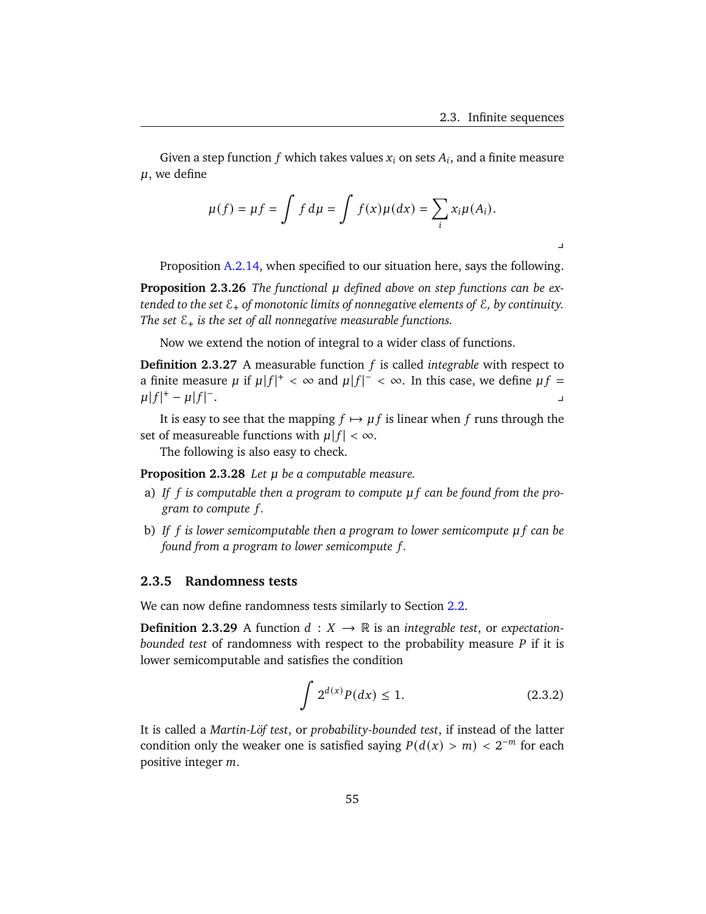Given a step function $f$ which takes values $x_i$ on sets $A_i$, and a finite measure $\mu$, we define

$$\mu(f) = \mu f = \int f \, d\mu = \int f(x)\mu(dx) = \sum_i x_i \mu(A_i).$$

⌟

Proposition A.2.14, when specified to our situation here, says the following.

**Proposition 2.3.26** *The functional $\mu$ defined above on step functions can be extended to the set $\mathcal{E}_+$ of monotonic limits of nonnegative elements of $\mathcal{E}$, by continuity. The set $\mathcal{E}_+$ is the set of all nonnegative measurable functions.*

Now we extend the notion of integral to a wider class of functions.

**Definition 2.3.27** A measurable function $f$ is called *integrable* with respect to a finite measure $\mu$ if $\mu|f|^+ < \infty$ and $\mu|f|^- < \infty$. In this case, we define $\mu f = \mu|f|^+ - \mu|f|^-$. ⌟

It is easy to see that the mapping $f \mapsto \mu f$ is linear when $f$ runs through the set of measureable functions with $\mu|f| < \infty$.

The following is also easy to check.

**Proposition 2.3.28** *Let $\mu$ be a computable measure.*

a) *If $f$ is computable then a program to compute $\mu f$ can be found from the program to compute $f$.*

b) *If $f$ is lower semicomputable then a program to lower semicompute $\mu f$ can be found from a program to lower semicompute $f$.*

### 2.3.5 Randomness tests

We can now define randomness tests similarly to Section 2.2.

**Definition 2.3.29** A function $d : X \to \mathbb{R}$ is an *integrable test*, or *expectation-bounded test* of randomness with respect to the probability measure $P$ if it is lower semicomputable and satisfies the condition

$$\int 2^{d(x)} P(dx) \leq 1. \tag{2.3.2}$$

It is called a *Martin-Löf test*, or *probability-bounded test*, if instead of the latter condition only the weaker one is satisfied saying $P(d(x) > m) < 2^{-m}$ for each positive integer $m$.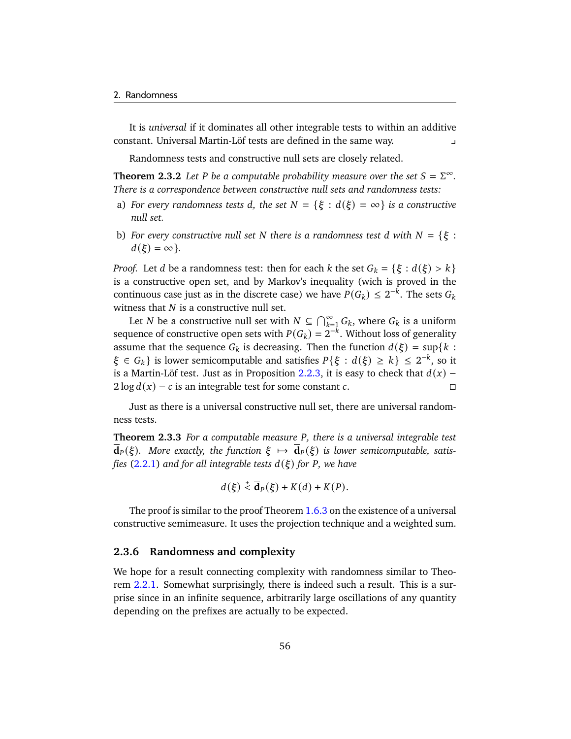It is *universal* if it dominates all other integrable tests to within an additive constant. Universal Martin-Löf tests are defined in the same way. ⌟

Randomness tests and constructive null sets are closely related.

**Theorem 2.3.2** *Let $P$ be a computable probability measure over the set $S = \Sigma^\infty$. There is a correspondence between constructive null sets and randomness tests:*

a) *For every randomness tests $d$, the set $N = \{\xi : d(\xi) = \infty\}$ is a constructive null set.*

b) *For every constructive null set $N$ there is a randomness test $d$ with $N = \{\xi : d(\xi) = \infty\}$.*

*Proof.* Let $d$ be a randomness test: then for each $k$ the set $G_k = \{\xi : d(\xi) > k\}$ is a constructive open set, and by Markov's inequality (wich is proved in the continuous case just as in the discrete case) we have $P(G_k) \le 2^{-k}$. The sets $G_k$ witness that $N$ is a constructive null set.

Let $N$ be a constructive null set with $N \subseteq \bigcap_{k=1}^\infty G_k$, where $G_k$ is a uniform sequence of constructive open sets with $P(G_k) = 2^{-k}$. Without loss of generality assume that the sequence $G_k$ is decreasing. Then the function $d(\xi) = \sup\{k : \xi \in G_k\}$ is lower semicomputable and satisfies $P\{\xi : d(\xi) \ge k\} \le 2^{-k}$, so it is a Martin-Löf test. Just as in Proposition 2.2.3, it is easy to check that $d(x) - 2\log d(x) - c$ is an integrable test for some constant $c$. □

Just as there is a universal constructive null set, there are universal randomness tests.

**Theorem 2.3.3** *For a computable measure $P$, there is a universal integrable test $\overline{\mathbf{d}}_P(\xi)$. More exactly, the function $\xi \mapsto \overline{\mathbf{d}}_P(\xi)$ is lower semicomputable, satisfies (2.2.1) and for all integrable tests $d(\xi)$ for $P$, we have*

$$d(\xi) \overset{+}{<} \overline{\mathbf{d}}_P(\xi) + K(d) + K(P).$$

The proof is similar to the proof Theorem 1.6.3 on the existence of a universal constructive semimeasure. It uses the projection technique and a weighted sum.

### 2.3.6 Randomness and complexity

We hope for a result connecting complexity with randomness similar to Theorem 2.2.1. Somewhat surprisingly, there is indeed such a result. This is a surprise since in an infinite sequence, arbitrarily large oscillations of any quantity depending on the prefixes are actually to be expected.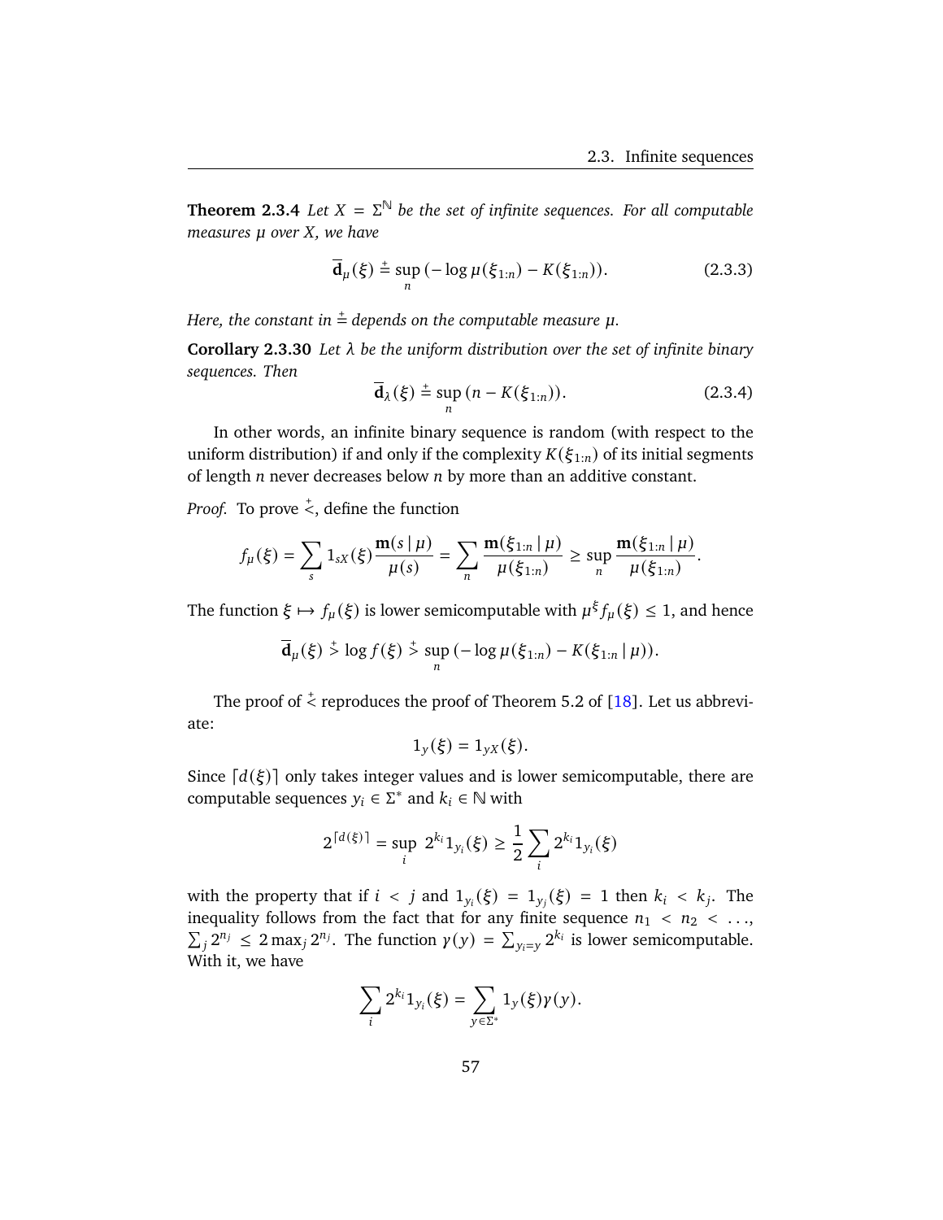**Theorem 2.3.4** *Let $X = \Sigma^{\mathbb{N}}$ be the set of infinite sequences. For all computable measures $\mu$ over $X$, we have*

$$\overline{\mathbf{d}}_{\mu}(\xi) \stackrel{+}{=} \sup_{n} \left(-\log \mu(\xi_{1:n}) - K(\xi_{1:n})\right). \tag{2.3.3}$$

*Here, the constant in $\stackrel{+}{=}$ depends on the computable measure $\mu$.*

**Corollary 2.3.30** *Let $\lambda$ be the uniform distribution over the set of infinite binary sequences. Then*

$$\overline{\mathbf{d}}_{\lambda}(\xi) \stackrel{+}{=} \sup_{n} \left(n - K(\xi_{1:n})\right). \tag{2.3.4}$$

In other words, an infinite binary sequence is random (with respect to the uniform distribution) if and only if the complexity $K(\xi_{1:n})$ of its initial segments of length $n$ never decreases below $n$ by more than an additive constant.

*Proof.* To prove $\stackrel{+}{<}$, define the function

$$f_{\mu}(\xi) = \sum_{s} 1_{sX}(\xi) \frac{\mathbf{m}(s \mid \mu)}{\mu(s)} = \sum_{n} \frac{\mathbf{m}(\xi_{1:n} \mid \mu)}{\mu(\xi_{1:n})} \geq \sup_{n} \frac{\mathbf{m}(\xi_{1:n} \mid \mu)}{\mu(\xi_{1:n})}.$$

The function $\xi \mapsto f_{\mu}(\xi)$ is lower semicomputable with $\mu^{\xi} f_{\mu}(\xi) \leq 1$, and hence

$$\overline{\mathbf{d}}_{\mu}(\xi) \stackrel{+}{>} \log f(\xi) \stackrel{+}{>} \sup_{n} \left(-\log \mu(\xi_{1:n}) - K(\xi_{1:n} \mid \mu)\right).$$

The proof of $\stackrel{+}{<}$ reproduces the proof of Theorem 5.2 of [18]. Let us abbreviate:

$$1_{y}(\xi) = 1_{yX}(\xi).$$

Since $\lceil d(\xi) \rceil$ only takes integer values and is lower semicomputable, there are computable sequences $y_i \in \Sigma^*$ and $k_i \in \mathbb{N}$ with

$$2^{\lceil d(\xi) \rceil} = \sup_{i} \, 2^{k_i} 1_{y_i}(\xi) \geq \frac{1}{2} \sum_{i} 2^{k_i} 1_{y_i}(\xi)$$

with the property that if $i < j$ and $1_{y_i}(\xi) = 1_{y_j}(\xi) = 1$ then $k_i < k_j$. The inequality follows from the fact that for any finite sequence $n_1 < n_2 < \dots$, $\sum_j 2^{n_j} \leq 2 \max_j 2^{n_j}$. The function $\gamma(y) = \sum_{y_i = y} 2^{k_i}$ is lower semicomputable. With it, we have

$$\sum_{i} 2^{k_i} 1_{y_i}(\xi) = \sum_{y \in \Sigma^*} 1_{y}(\xi) \gamma(y).$$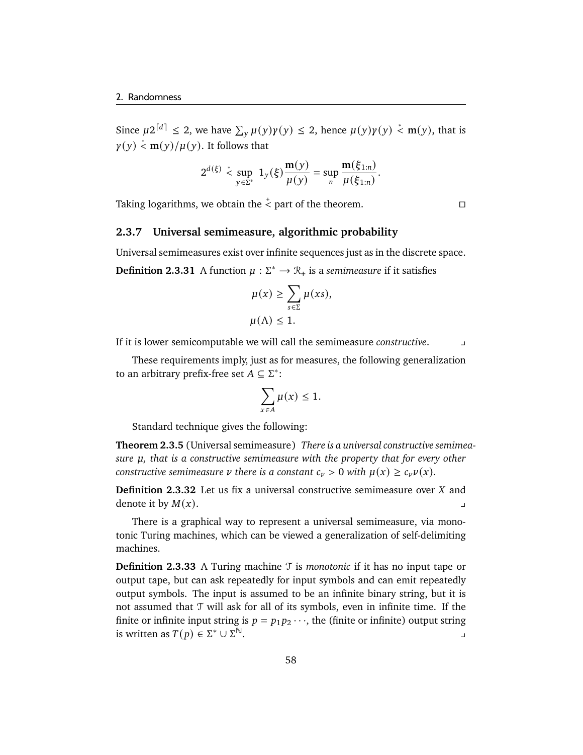Since $\mu 2^{\lceil d \rceil} \leq 2$, we have $\sum_y \mu(y)\gamma(y) \leq 2$, hence $\mu(y)\gamma(y) \stackrel{*}{<} \mathbf{m}(y)$, that is $\gamma(y) \stackrel{*}{<} \mathbf{m}(y)/\mu(y)$. It follows that

$$2^{d(\xi)} \stackrel{*}{<} \sup_{y \in \Sigma^*} 1_y(\xi) \frac{\mathbf{m}(y)}{\mu(y)} = \sup_n \frac{\mathbf{m}(\xi_{1:n})}{\mu(\xi_{1:n})}.$$

Taking logarithms, we obtain the $\stackrel{+}{<}$ part of the theorem. □

### 2.3.7 Universal semimeasure, algorithmic probability

Universal semimeasures exist over infinite sequences just as in the discrete space.

**Definition 2.3.31** A function $\mu : \Sigma^* \to \mathcal{R}_+$ is a *semimeasure* if it satisfies

$$\mu(x) \geq \sum_{s \in \Sigma} \mu(xs),$$
$$\mu(\Lambda) \leq 1.$$

If it is lower semicomputable we will call the semimeasure *constructive*. ⌟

These requirements imply, just as for measures, the following generalization to an arbitrary prefix-free set $A \subseteq \Sigma^*$:

$$\sum_{x \in A} \mu(x) \leq 1.$$

Standard technique gives the following:

**Theorem 2.3.5** (Universal semimeasure) *There is a universal constructive semimeasure $\mu$, that is a constructive semimeasure with the property that for every other constructive semimeasure $\nu$ there is a constant $c_\nu > 0$ with $\mu(x) \geq c_\nu \nu(x)$.*

**Definition 2.3.32** Let us fix a universal constructive semimeasure over $X$ and denote it by $M(x)$. ⌟

There is a graphical way to represent a universal semimeasure, via monotonic Turing machines, which can be viewed a generalization of self-delimiting machines.

**Definition 2.3.33** A Turing machine $\mathcal{T}$ is *monotonic* if it has no input tape or output tape, but can ask repeatedly for input symbols and can emit repeatedly output symbols. The input is assumed to be an infinite binary string, but it is not assumed that $\mathcal{T}$ will ask for all of its symbols, even in infinite time. If the finite or infinite input string is $p = p_1 p_2 \cdots$, the (finite or infinite) output string is written as $T(p) \in \Sigma^* \cup \Sigma^{\mathbb{N}}$. ⌟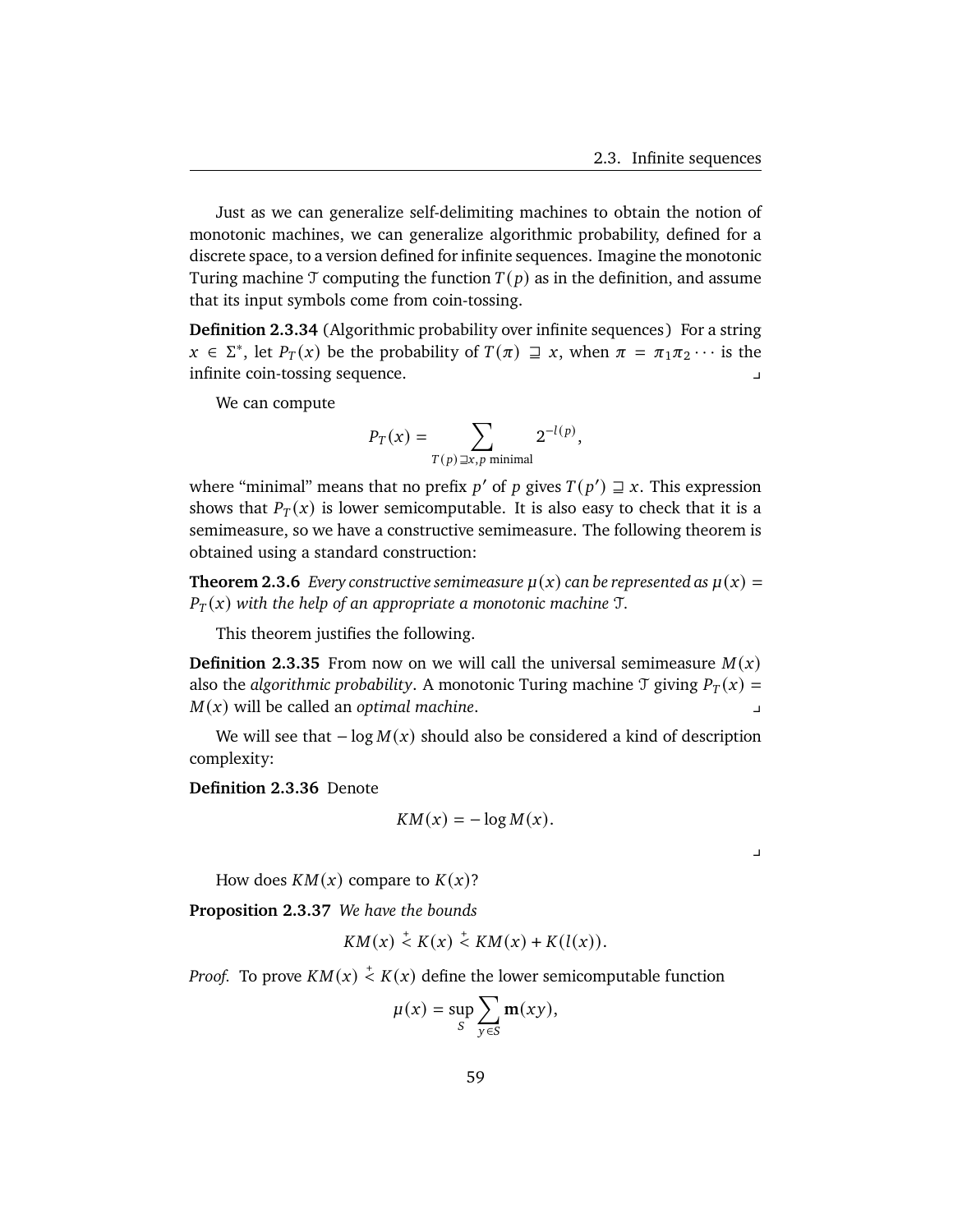Just as we can generalize self-delimiting machines to obtain the notion of monotonic machines, we can generalize algorithmic probability, defined for a discrete space, to a version defined for infinite sequences. Imagine the monotonic Turing machine $\mathcal{T}$ computing the function $T(p)$ as in the definition, and assume that its input symbols come from coin-tossing.

**Definition 2.3.34** (Algorithmic probability over infinite sequences) For a string $x \in \Sigma^*$, let $P_T(x)$ be the probability of $T(\pi) \sqsupseteq x$, when $\pi = \pi_1\pi_2\cdots$ is the infinite coin-tossing sequence. ⌟

We can compute

$$P_T(x) = \sum_{T(p)\sqsupseteq x, p \text{ minimal}} 2^{-l(p)},$$

where "minimal" means that no prefix $p'$ of $p$ gives $T(p') \sqsupseteq x$. This expression shows that $P_T(x)$ is lower semicomputable. It is also easy to check that it is a semimeasure, so we have a constructive semimeasure. The following theorem is obtained using a standard construction:

**Theorem 2.3.6** *Every constructive semimeasure $\mu(x)$ can be represented as $\mu(x) = P_T(x)$ with the help of an appropriate a monotonic machine $\mathcal{T}$.*

This theorem justifies the following.

**Definition 2.3.35** From now on we will call the universal semimeasure $M(x)$ also the *algorithmic probability*. A monotonic Turing machine $\mathcal{T}$ giving $P_T(x) = M(x)$ will be called an *optimal machine*. ⌟

We will see that $-\log M(x)$ should also be considered a kind of description complexity:

**Definition 2.3.36** Denote

$$KM(x) = -\log M(x).$$

⌟

How does $KM(x)$ compare to $K(x)$?

**Proposition 2.3.37** *We have the bounds*

$$KM(x) \overset{+}{<} K(x) \overset{+}{<} KM(x) + K(l(x)).$$

*Proof.* To prove $KM(x) \overset{+}{<} K(x)$ define the lower semicomputable function

$$\mu(x) = \sup_S \sum_{y\in S} \mathbf{m}(xy),$$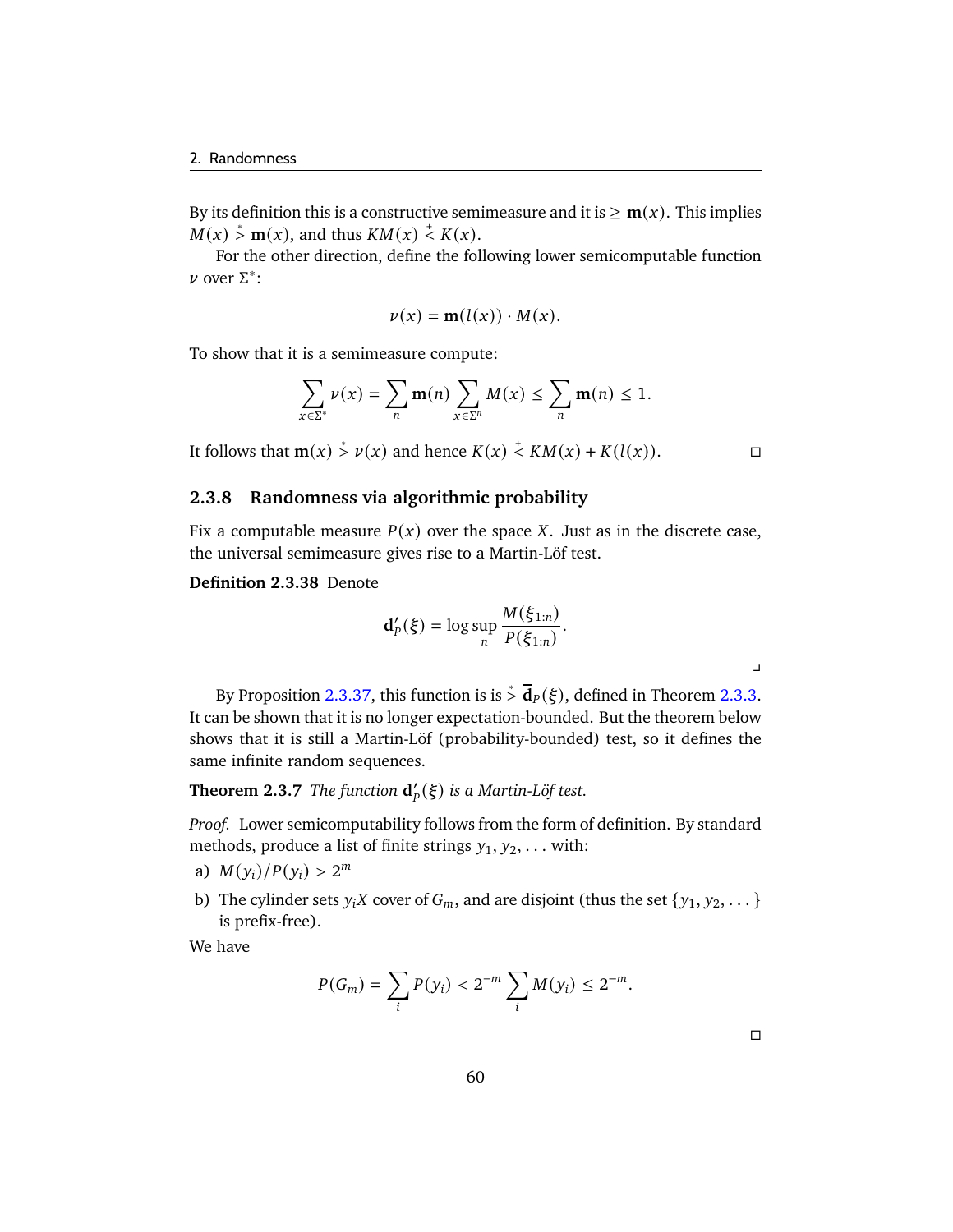By its definition this is a constructive semimeasure and it is $\geq \mathbf{m}(x)$. This implies $M(x) \overset{*}{>} \mathbf{m}(x)$, and thus $KM(x) \overset{+}{<} K(x)$.

For the other direction, define the following lower semicomputable function $\nu$ over $\Sigma^*$:

$$\nu(x) = \mathbf{m}(l(x)) \cdot M(x).$$

To show that it is a semimeasure compute:

$$\sum_{x \in \Sigma^*} \nu(x) = \sum_n \mathbf{m}(n) \sum_{x \in \Sigma^n} M(x) \leq \sum_n \mathbf{m}(n) \leq 1.$$

It follows that $\mathbf{m}(x) \overset{*}{>} \nu(x)$ and hence $K(x) \overset{+}{<} KM(x) + K(l(x))$. □

### 2.3.8 Randomness via algorithmic probability

Fix a computable measure $P(x)$ over the space $X$. Just as in the discrete case, the universal semimeasure gives rise to a Martin-Löf test.

**Definition 2.3.38** Denote

$$\mathbf{d}'_P(\xi) = \log \sup_n \frac{M(\xi_{1:n})}{P(\xi_{1:n})}.$$

⌟

By Proposition 2.3.37, this function is is $\overset{*}{>} \overline{\mathbf{d}}_P(\xi)$, defined in Theorem 2.3.3. It can be shown that it is no longer expectation-bounded. But the theorem below shows that it is still a Martin-Löf (probability-bounded) test, so it defines the same infinite random sequences.

**Theorem 2.3.7** *The function $\mathbf{d}'_P(\xi)$ is a Martin-Löf test.*

*Proof.* Lower semicomputability follows from the form of definition. By standard methods, produce a list of finite strings $y_1, y_2, \dots$ with:

a) $M(y_i)/P(y_i) > 2^m$

b) The cylinder sets $y_i X$ cover of $G_m$, and are disjoint (thus the set $\{y_1, y_2, \dots\}$ is prefix-free).

We have

$$P(G_m) = \sum_i P(y_i) < 2^{-m} \sum_i M(y_i) \leq 2^{-m}.$$

□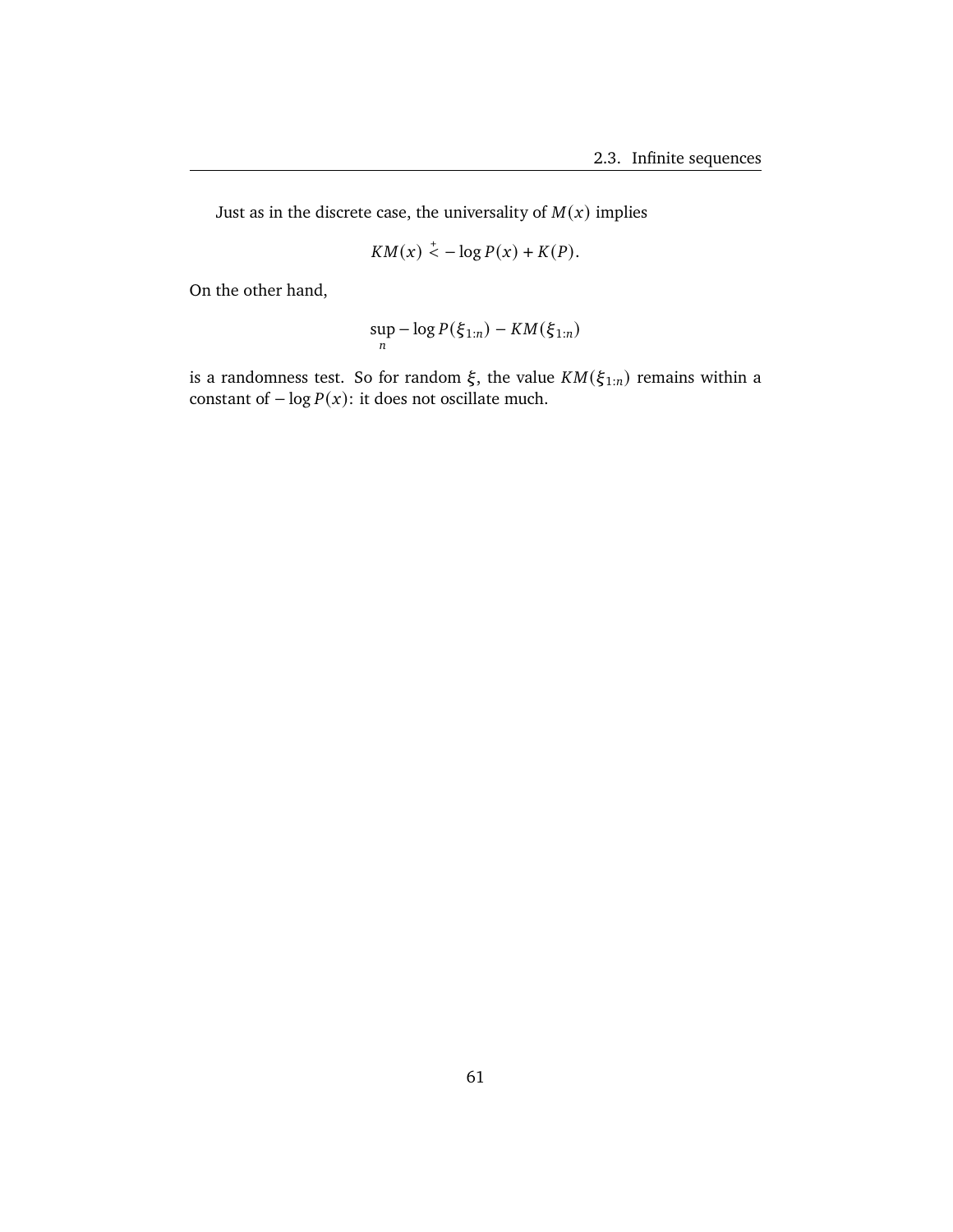Just as in the discrete case, the universality of $M(x)$ implies

$$KM(x) \stackrel{+}{<} -\log P(x) + K(P).$$

On the other hand,

$$\sup_n -\log P(\xi_{1:n}) - KM(\xi_{1:n})$$

is a randomness test. So for random $\xi$, the value $KM(\xi_{1:n})$ remains within a constant of $-\log P(x)$: it does not oscillate much.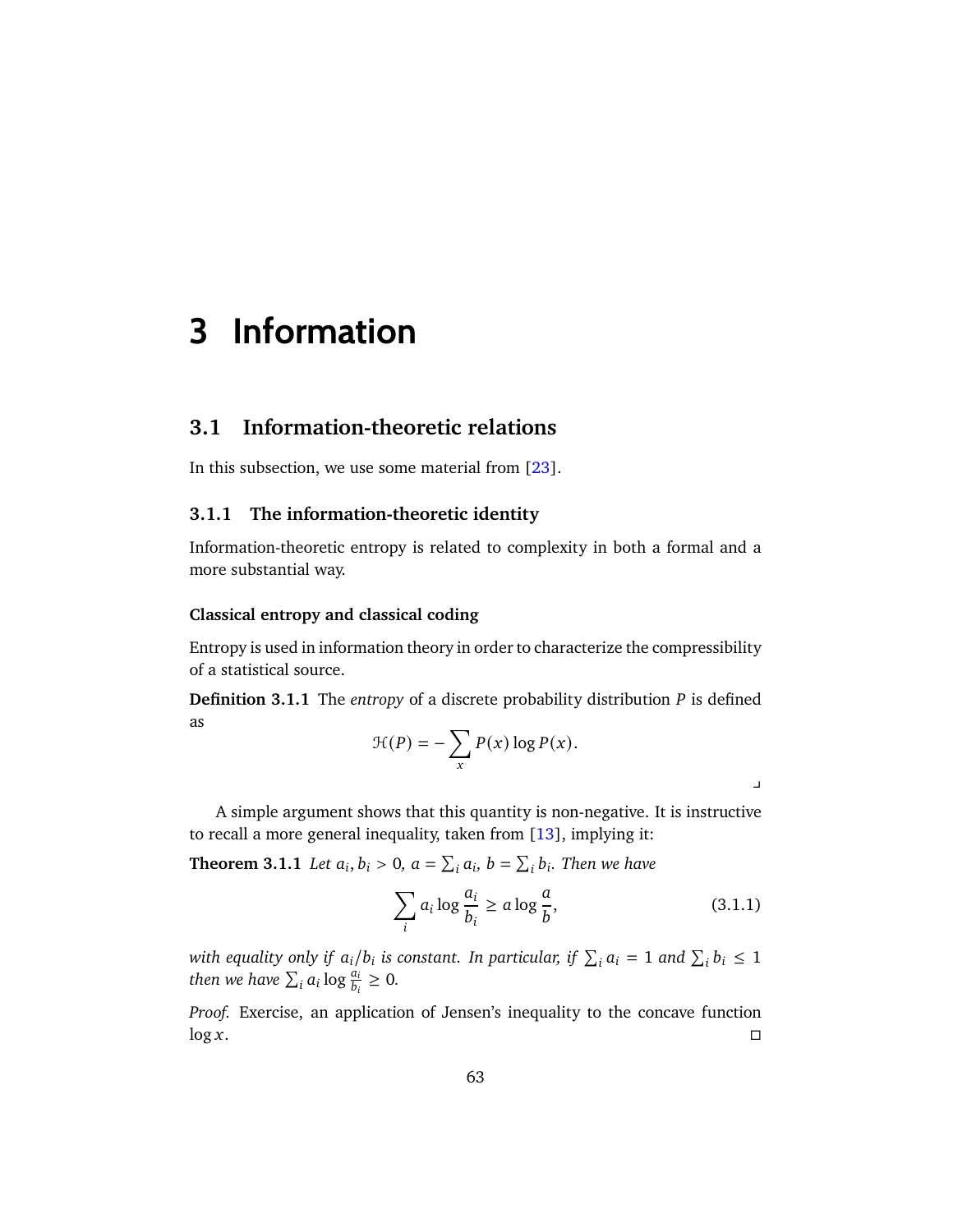# 3 Information

## 3.1 Information-theoretic relations

In this subsection, we use some material from [23].

### 3.1.1 The information-theoretic identity

Information-theoretic entropy is related to complexity in both a formal and a more substantial way.

#### Classical entropy and classical coding

Entropy is used in information theory in order to characterize the compressibility of a statistical source.

**Definition 3.1.1** The *entropy* of a discrete probability distribution $P$ is defined as

$$\mathcal{H}(P) = -\sum_{x} P(x) \log P(x).$$

⌟

A simple argument shows that this quantity is non-negative. It is instructive to recall a more general inequality, taken from [13], implying it:

**Theorem 3.1.1** *Let $a_i, b_i > 0$, $a = \sum_i a_i$, $b = \sum_i b_i$. Then we have*

$$\sum_i a_i \log \frac{a_i}{b_i} \geq a \log \frac{a}{b}, \tag{3.1.1}$$

*with equality only if $a_i/b_i$ is constant. In particular, if $\sum_i a_i = 1$ and $\sum_i b_i \leq 1$ then we have $\sum_i a_i \log \frac{a_i}{b_i} \geq 0$.*

*Proof.* Exercise, an application of Jensen's inequality to the concave function $\log x$. ◻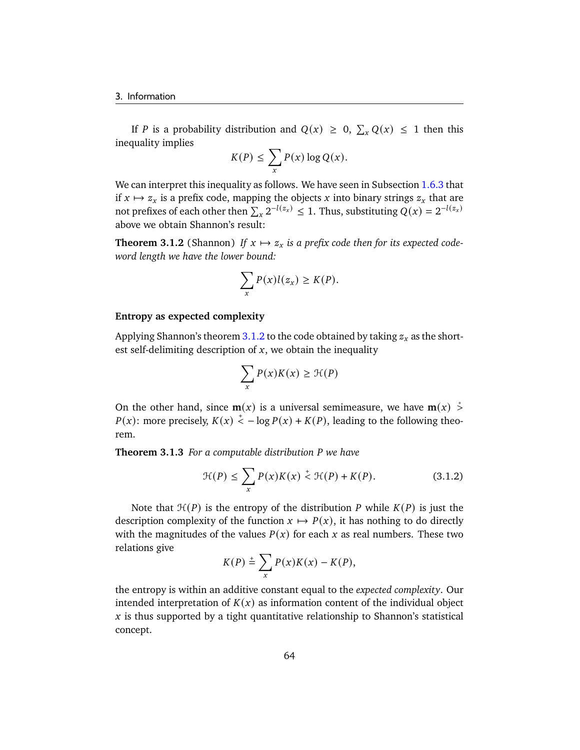If $P$ is a probability distribution and $Q(x) \geq 0$, $\sum_x Q(x) \leq 1$ then this inequality implies

$$K(P) \leq \sum_x P(x) \log Q(x).$$

We can interpret this inequality as follows. We have seen in Subsection 1.6.3 that if $x \mapsto z_x$ is a prefix code, mapping the objects $x$ into binary strings $z_x$ that are not prefixes of each other then $\sum_x 2^{-l(z_x)} \leq 1$. Thus, substituting $Q(x) = 2^{-l(z_x)}$ above we obtain Shannon's result:

**Theorem 3.1.2** (Shannon) *If $x \mapsto z_x$ is a prefix code then for its expected code-word length we have the lower bound:*

$$\sum_x P(x) l(z_x) \geq K(P).$$

### Entropy as expected complexity

Applying Shannon's theorem 3.1.2 to the code obtained by taking $z_x$ as the shortest self-delimiting description of $x$, we obtain the inequality

$$\sum_x P(x) K(x) \geq \mathcal{H}(P)$$

On the other hand, since $\mathbf{m}(x)$ is a universal semimeasure, we have $\mathbf{m}(x) \overset{*}{>} P(x)$: more precisely, $K(x) \overset{+}{<} -\log P(x) + K(P)$, leading to the following theorem.

**Theorem 3.1.3** *For a computable distribution $P$ we have*

$$\mathcal{H}(P) \leq \sum_x P(x) K(x) \overset{+}{<} \mathcal{H}(P) + K(P). \tag{3.1.2}$$

Note that $\mathcal{H}(P)$ is the entropy of the distribution $P$ while $K(P)$ is just the description complexity of the function $x \mapsto P(x)$, it has nothing to do directly with the magnitudes of the values $P(x)$ for each $x$ as real numbers. These two relations give

$$K(P) \overset{+}{=} \sum_x P(x) K(x) - K(P),$$

the entropy is within an additive constant equal to the *expected complexity*. Our intended interpretation of $K(x)$ as information content of the individual object $x$ is thus supported by a tight quantitative relationship to Shannon's statistical concept.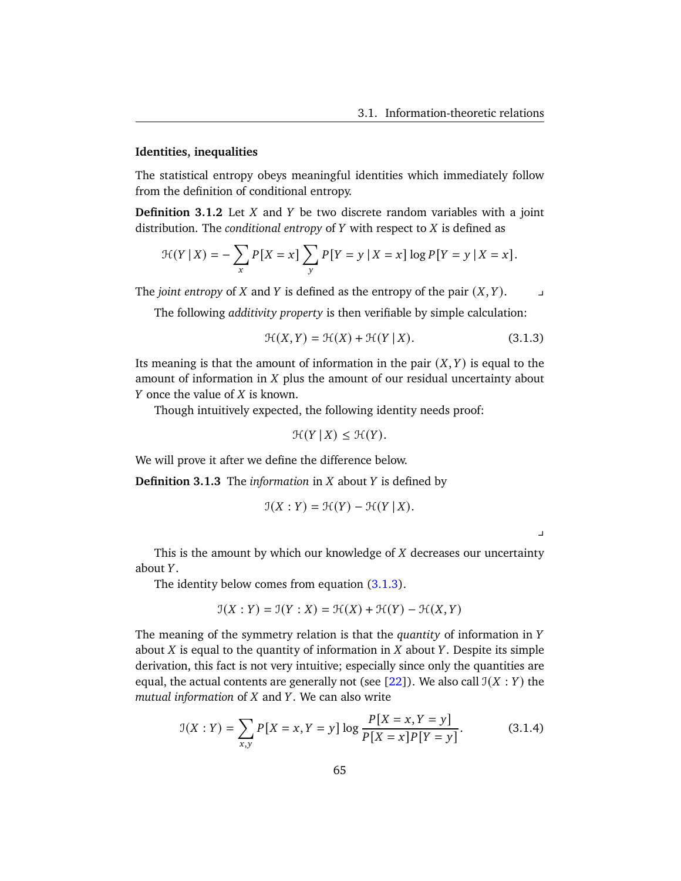### Identities, inequalities

The statistical entropy obeys meaningful identities which immediately follow from the definition of conditional entropy.

**Definition 3.1.2** Let $X$ and $Y$ be two discrete random variables with a joint distribution. The *conditional entropy* of $Y$ with respect to $X$ is defined as

$$\mathcal{H}(Y \mid X) = -\sum_{x} P[X = x] \sum_{y} P[Y = y \mid X = x] \log P[Y = y \mid X = x].$$

The *joint entropy* of $X$ and $Y$ is defined as the entropy of the pair $(X, Y)$. ⌟

The following *additivity property* is then verifiable by simple calculation:

$$\mathcal{H}(X, Y) = \mathcal{H}(X) + \mathcal{H}(Y \mid X). \tag{3.1.3}$$

Its meaning is that the amount of information in the pair $(X, Y)$ is equal to the amount of information in $X$ plus the amount of our residual uncertainty about $Y$ once the value of $X$ is known.

Though intuitively expected, the following identity needs proof:

$$\mathcal{H}(Y \mid X) \leq \mathcal{H}(Y).$$

We will prove it after we define the difference below.

**Definition 3.1.3** The *information* in $X$ about $Y$ is defined by

$$\mathcal{I}(X : Y) = \mathcal{H}(Y) - \mathcal{H}(Y \mid X).$$

⌟

This is the amount by which our knowledge of $X$ decreases our uncertainty about $Y$.

The identity below comes from equation (3.1.3).

$$\mathcal{I}(X : Y) = \mathcal{I}(Y : X) = \mathcal{H}(X) + \mathcal{H}(Y) - \mathcal{H}(X, Y)$$

The meaning of the symmetry relation is that the *quantity* of information in $Y$ about $X$ is equal to the quantity of information in $X$ about $Y$. Despite its simple derivation, this fact is not very intuitive; especially since only the quantities are equal, the actual contents are generally not (see [22]). We also call $\mathcal{I}(X : Y)$ the *mutual information* of $X$ and $Y$. We can also write

$$\mathcal{I}(X : Y) = \sum_{x,y} P[X = x, Y = y] \log \frac{P[X = x, Y = y]}{P[X = x]P[Y = y]}. \tag{3.1.4}$$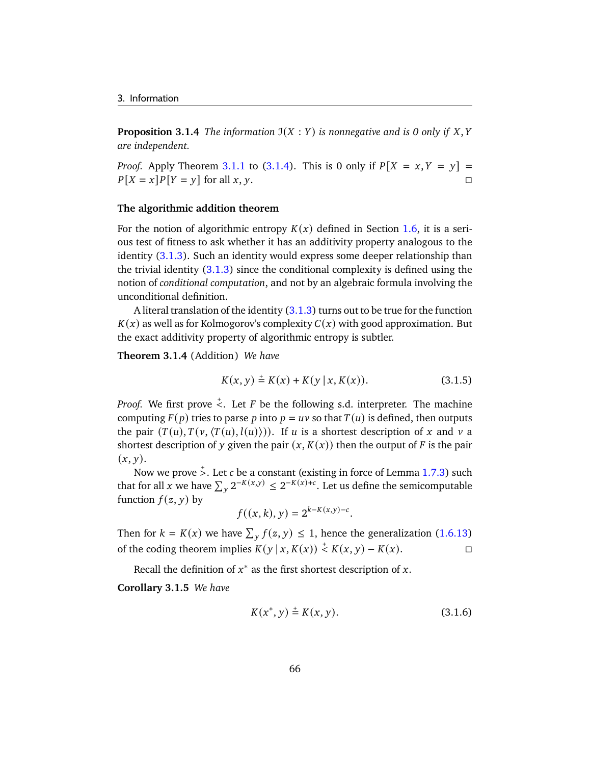**Proposition 3.1.4** *The information $\mathcal{I}(X : Y)$ is nonnegative and is 0 only if $X, Y$ are independent.*

*Proof.* Apply Theorem 3.1.1 to (3.1.4). This is 0 only if $P[X = x, Y = y] = P[X = x]P[Y = y]$ for all $x, y$. □

### The algorithmic addition theorem

For the notion of algorithmic entropy $K(x)$ defined in Section 1.6, it is a serious test of fitness to ask whether it has an additivity property analogous to the identity (3.1.3). Such an identity would express some deeper relationship than the trivial identity (3.1.3) since the conditional complexity is defined using the notion of *conditional computation*, and not by an algebraic formula involving the unconditional definition.

A literal translation of the identity (3.1.3) turns out to be true for the function $K(x)$ as well as for Kolmogorov's complexity $C(x)$ with good approximation. But the exact additivity property of algorithmic entropy is subtler.

**Theorem 3.1.4** (Addition) *We have*

$$K(x, y) \stackrel{+}{=} K(x) + K(y \mid x, K(x)). \tag{3.1.5}$$

*Proof.* We first prove $\stackrel{+}{<}$. Let $F$ be the following s.d. interpreter. The machine computing $F(p)$ tries to parse $p$ into $p = uv$ so that $T(u)$ is defined, then outputs the pair $(T(u), T(v, \langle T(u), l(u) \rangle))$. If $u$ is a shortest description of $x$ and $v$ a shortest description of $y$ given the pair $(x, K(x))$ then the output of $F$ is the pair $(x, y)$.

Now we prove $\stackrel{+}{>}$. Let $c$ be a constant (existing in force of Lemma 1.7.3) such that for all $x$ we have $\sum_y 2^{-K(x,y)} \le 2^{-K(x)+c}$. Let us define the semicomputable function $f(z, y)$ by

$$f((x, k), y) = 2^{k - K(x,y) - c}.$$

Then for $k = K(x)$ we have $\sum_y f(z, y) \le 1$, hence the generalization (1.6.13) of the coding theorem implies $K(y \mid x, K(x)) \stackrel{+}{<} K(x, y) - K(x)$. □

Recall the definition of $x^*$ as the first shortest description of $x$.

**Corollary 3.1.5** *We have*

$$K(x^*, y) \stackrel{+}{=} K(x, y). \tag{3.1.6}$$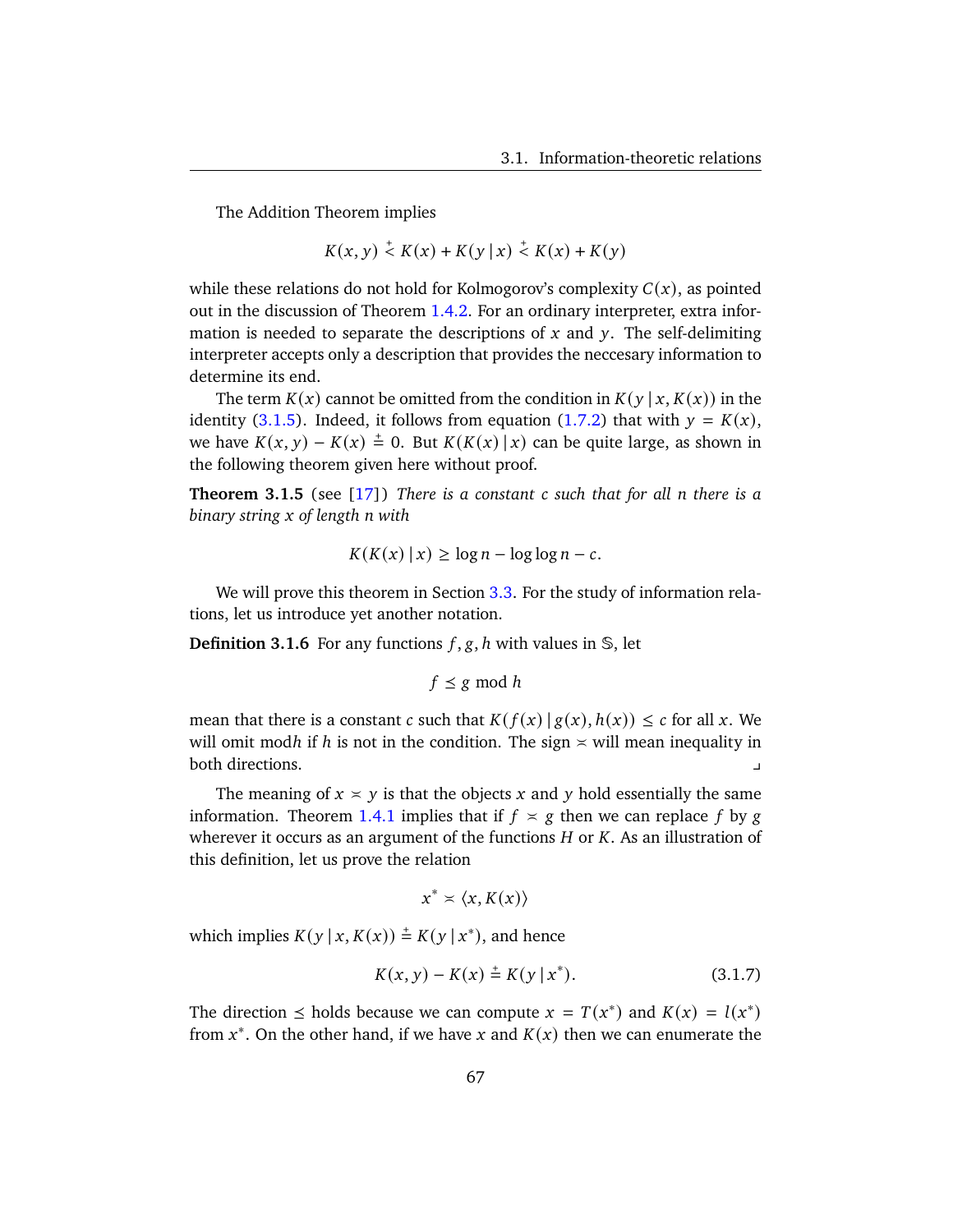The Addition Theorem implies

$$K(x, y) \overset{+}{<} K(x) + K(y \mid x) \overset{+}{<} K(x) + K(y)$$

while these relations do not hold for Kolmogorov's complexity $C(x)$, as pointed out in the discussion of Theorem 1.4.2. For an ordinary interpreter, extra information is needed to separate the descriptions of $x$ and $y$. The self-delimiting interpreter accepts only a description that provides the neccesary information to determine its end.

The term $K(x)$ cannot be omitted from the condition in $K(y \mid x, K(x))$ in the identity (3.1.5). Indeed, it follows from equation (1.7.2) that with $y = K(x)$, we have $K(x, y) - K(x) \overset{+}{=} 0$. But $K(K(x) \mid x)$ can be quite large, as shown in the following theorem given here without proof.

**Theorem 3.1.5** (see [17]) *There is a constant $c$ such that for all $n$ there is a binary string $x$ of length $n$ with*

$$K(K(x) \mid x) \geq \log n - \log \log n - c.$$

We will prove this theorem in Section 3.3. For the study of information relations, let us introduce yet another notation.

**Definition 3.1.6** For any functions $f, g, h$ with values in $\mathbb{S}$, let

$$f \preceq g \bmod h$$

mean that there is a constant $c$ such that $K(f(x) \mid g(x), h(x)) \leq c$ for all $x$. We will omit mod$h$ if $h$ is not in the condition. The sign $\asymp$ will mean inequality in both directions. ⌟

The meaning of $x \asymp y$ is that the objects $x$ and $y$ hold essentially the same information. Theorem 1.4.1 implies that if $f \asymp g$ then we can replace $f$ by $g$ wherever it occurs as an argument of the functions $H$ or $K$. As an illustration of this definition, let us prove the relation

$$x^* \asymp \langle x, K(x) \rangle$$

which implies $K(y \mid x, K(x)) \overset{+}{=} K(y \mid x^*)$, and hence

$$K(x, y) - K(x) \overset{+}{=} K(y \mid x^*). \tag{3.1.7}$$

The direction $\preceq$ holds because we can compute $x = T(x^*)$ and $K(x) = l(x^*)$ from $x^*$. On the other hand, if we have $x$ and $K(x)$ then we can enumerate the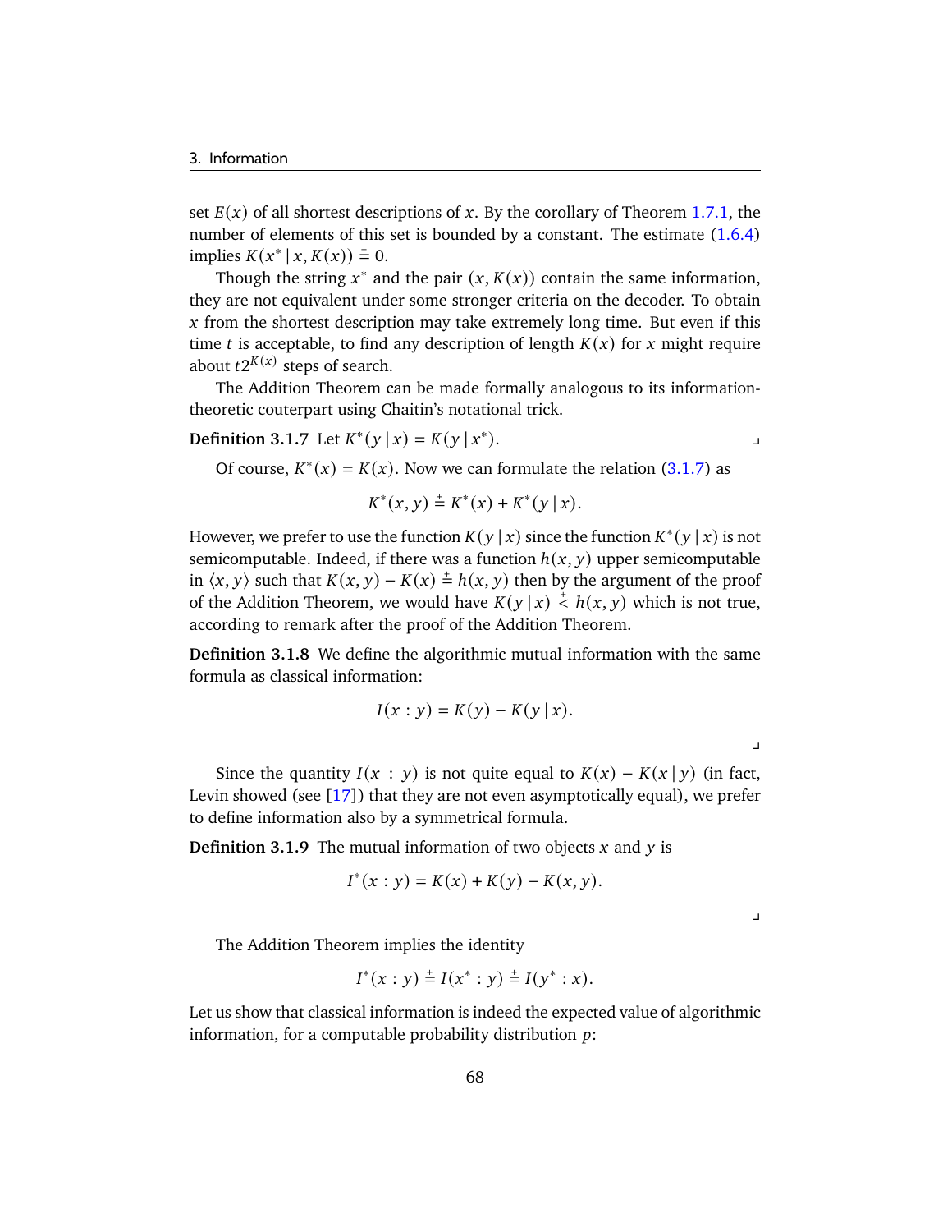set $E(x)$ of all shortest descriptions of $x$. By the corollary of Theorem 1.7.1, the number of elements of this set is bounded by a constant. The estimate (1.6.4) implies $K(x^* \mid x, K(x)) \stackrel{+}{=} 0$.

Though the string $x^*$ and the pair $(x, K(x))$ contain the same information, they are not equivalent under some stronger criteria on the decoder. To obtain $x$ from the shortest description may take extremely long time. But even if this time $t$ is acceptable, to find any description of length $K(x)$ for $x$ might require about $t2^{K(x)}$ steps of search.

The Addition Theorem can be made formally analogous to its information-theoretic couterpart using Chaitin's notational trick.

**Definition 3.1.7** Let $K^*(y \mid x) = K(y \mid x^*)$. ⌟

Of course, $K^*(x) = K(x)$. Now we can formulate the relation (3.1.7) as

$$K^*(x, y) \stackrel{+}{=} K^*(x) + K^*(y \mid x).$$

However, we prefer to use the function $K(y \mid x)$ since the function $K^*(y \mid x)$ is not semicomputable. Indeed, if there was a function $h(x, y)$ upper semicomputable in $\langle x, y \rangle$ such that $K(x, y) - K(x) \stackrel{+}{=} h(x, y)$ then by the argument of the proof of the Addition Theorem, we would have $K(y \mid x) \stackrel{+}{<} h(x, y)$ which is not true, according to remark after the proof of the Addition Theorem.

**Definition 3.1.8** We define the algorithmic mutual information with the same formula as classical information:

$$I(x : y) = K(y) - K(y \mid x).$$

⌟

Since the quantity $I(x : y)$ is not quite equal to $K(x) - K(x \mid y)$ (in fact, Levin showed (see [17]) that they are not even asymptotically equal), we prefer to define information also by a symmetrical formula.

**Definition 3.1.9** The mutual information of two objects $x$ and $y$ is

$$I^*(x : y) = K(x) + K(y) - K(x, y).$$

⌟

The Addition Theorem implies the identity

$$I^*(x : y) \stackrel{+}{=} I(x^* : y) \stackrel{+}{=} I(y^* : x).$$

Let us show that classical information is indeed the expected value of algorithmic information, for a computable probability distribution $p$: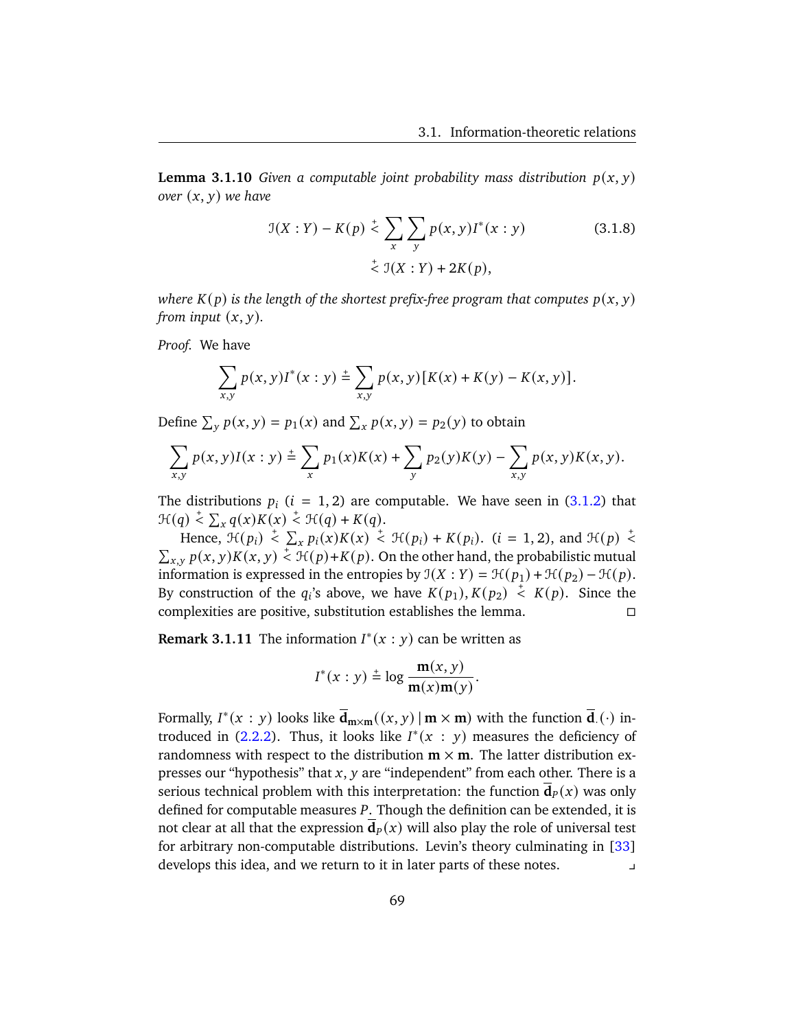**Lemma 3.1.10** *Given a computable joint probability mass distribution $p(x, y)$ over $(x, y)$ we have*

$$\begin{aligned}\mathcal{I}(X : Y) - K(p) &\stackrel{+}{<} \sum_x \sum_y p(x, y) I^*(x : y) \qquad (3.1.8)\\ &\stackrel{+}{<} \mathcal{I}(X : Y) + 2K(p),\end{aligned}$$

*where $K(p)$ is the length of the shortest prefix-free program that computes $p(x, y)$ from input $(x, y)$.*

*Proof.* We have

$$\sum_{x,y} p(x, y) I^*(x : y) \stackrel{\pm}{=} \sum_{x,y} p(x, y)[K(x) + K(y) - K(x, y)].$$

Define $\sum_y p(x, y) = p_1(x)$ and $\sum_x p(x, y) = p_2(y)$ to obtain

$$\sum_{x,y} p(x, y) I(x : y) \stackrel{\pm}{=} \sum_x p_1(x) K(x) + \sum_y p_2(y) K(y) - \sum_{x,y} p(x, y) K(x, y).$$

The distributions $p_i$ ($i = 1, 2$) are computable. We have seen in (3.1.2) that $\mathcal{H}(q) \stackrel{+}{<} \sum_x q(x) K(x) \stackrel{+}{<} \mathcal{H}(q) + K(q)$.

Hence, $\mathcal{H}(p_i) \stackrel{+}{<} \sum_x p_i(x) K(x) \stackrel{+}{<} \mathcal{H}(p_i) + K(p_i)$. ($i = 1, 2$), and $\mathcal{H}(p) \stackrel{+}{<} \sum_{x,y} p(x, y) K(x, y) \stackrel{+}{<} \mathcal{H}(p) + K(p)$. On the other hand, the probabilistic mutual information is expressed in the entropies by $\mathcal{I}(X : Y) = \mathcal{H}(p_1) + \mathcal{H}(p_2) - \mathcal{H}(p)$. By construction of the $q_i$'s above, we have $K(p_1), K(p_2) \stackrel{+}{<} K(p)$. Since the complexities are positive, substitution establishes the lemma. □

**Remark 3.1.11** The information $I^*(x : y)$ can be written as

$$I^*(x : y) \stackrel{\pm}{=} \log \frac{\mathbf{m}(x, y)}{\mathbf{m}(x)\mathbf{m}(y)}.$$

Formally, $I^*(x : y)$ looks like $\overline{\mathbf{d}}_{\mathbf{m} \times \mathbf{m}}((x, y) \mid \mathbf{m} \times \mathbf{m})$ with the function $\overline{\mathbf{d}}_{\cdot}(\cdot)$ introduced in (2.2.2). Thus, it looks like $I^*(x : y)$ measures the deficiency of randomness with respect to the distribution $\mathbf{m} \times \mathbf{m}$. The latter distribution expresses our "hypothesis" that $x, y$ are "independent" from each other. There is a serious technical problem with this interpretation: the function $\overline{\mathbf{d}}_P(x)$ was only defined for computable measures $P$. Though the definition can be extended, it is not clear at all that the expression $\overline{\mathbf{d}}_P(x)$ will also play the role of universal test for arbitrary non-computable distributions. Levin's theory culminating in [33] develops this idea, and we return to it in later parts of these notes. ⌟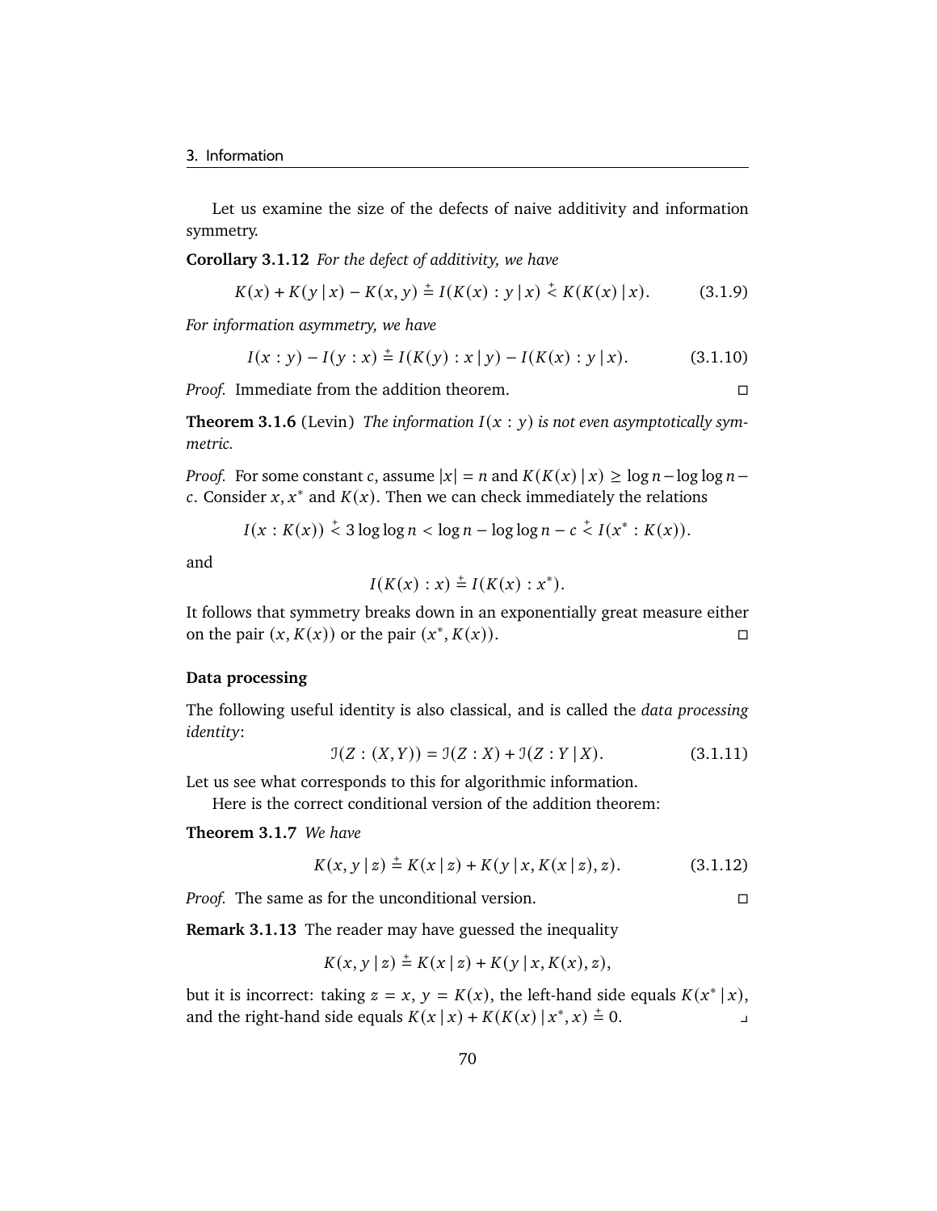Let us examine the size of the defects of naive additivity and information symmetry.

**Corollary 3.1.12** *For the defect of additivity, we have*

$$K(x) + K(y \mid x) - K(x, y) \stackrel{+}{=} I(K(x) : y \mid x) \stackrel{+}{<} K(K(x) \mid x). \tag{3.1.9}$$

*For information asymmetry, we have*

$$I(x : y) - I(y : x) \stackrel{+}{=} I(K(y) : x \mid y) - I(K(x) : y \mid x). \tag{3.1.10}$$

*Proof.* Immediate from the addition theorem. □

**Theorem 3.1.6** (Levin) *The information $I(x : y)$ is not even asymptotically symmetric.*

*Proof.* For some constant $c$, assume $|x| = n$ and $K(K(x) \mid x) \geq \log n - \log\log n - c$. Consider $x, x^*$ and $K(x)$. Then we can check immediately the relations

$$I(x : K(x)) \stackrel{+}{<} 3\log\log n < \log n - \log\log n - c \stackrel{+}{<} I(x^* : K(x)).$$

and

$$I(K(x) : x) \stackrel{+}{=} I(K(x) : x^*).$$

It follows that symmetry breaks down in an exponentially great measure either on the pair $(x, K(x))$ or the pair $(x^*, K(x))$. □

### Data processing

The following useful identity is also classical, and is called the *data processing identity*:

$$\mathcal{I}(Z : (X, Y)) = \mathcal{I}(Z : X) + \mathcal{I}(Z : Y \mid X). \tag{3.1.11}$$

Let us see what corresponds to this for algorithmic information.

Here is the correct conditional version of the addition theorem:

**Theorem 3.1.7** *We have*

$$K(x, y \mid z) \stackrel{+}{=} K(x \mid z) + K(y \mid x, K(x \mid z), z). \tag{3.1.12}$$

*Proof.* The same as for the unconditional version. □

**Remark 3.1.13** The reader may have guessed the inequality

$$K(x, y \mid z) \stackrel{+}{=} K(x \mid z) + K(y \mid x, K(x), z),$$

but it is incorrect: taking $z = x$, $y = K(x)$, the left-hand side equals $K(x^* \mid x)$, and the right-hand side equals $K(x \mid x) + K(K(x) \mid x^*, x) \stackrel{+}{=} 0$. ⌟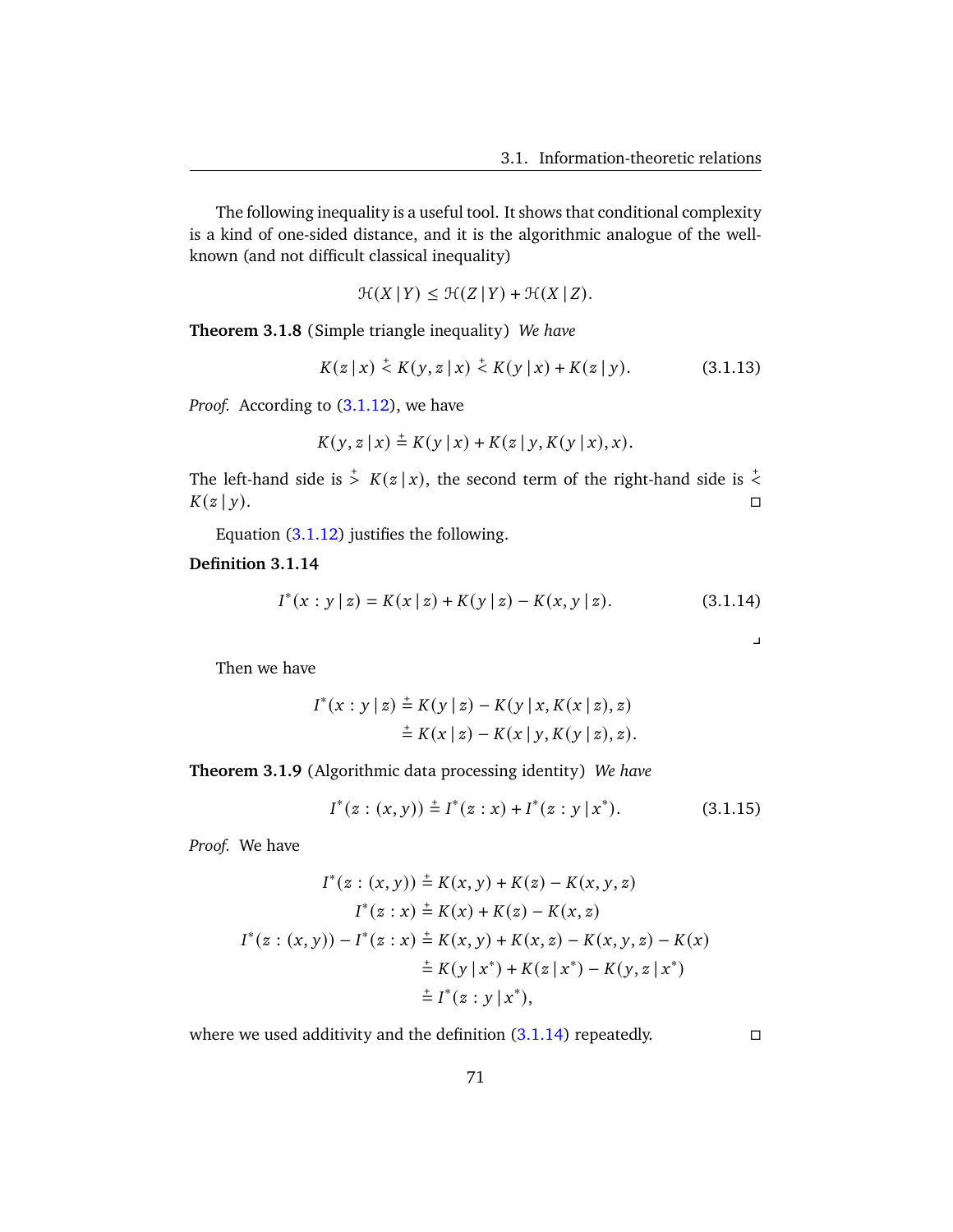The following inequality is a useful tool. It shows that conditional complexity is a kind of one-sided distance, and it is the algorithmic analogue of the well-known (and not difficult classical inequality)

$$\mathcal{H}(X \mid Y) \le \mathcal{H}(Z \mid Y) + \mathcal{H}(X \mid Z).$$

**Theorem 3.1.8** (Simple triangle inequality) *We have*

$$K(z \mid x) \overset{+}{<} K(y, z \mid x) \overset{+}{<} K(y \mid x) + K(z \mid y). \tag{3.1.13}$$

*Proof.* According to (3.1.12), we have

$$K(y, z \mid x) \overset{+}{=} K(y \mid x) + K(z \mid y, K(y \mid x), x).$$

The left-hand side is $\overset{+}{>} K(z \mid x)$, the second term of the right-hand side is $\overset{+}{<} K(z \mid y)$. □

Equation (3.1.12) justifies the following.

**Definition 3.1.14**

$$I^*(x : y \mid z) = K(x \mid z) + K(y \mid z) - K(x, y \mid z). \tag{3.1.14}$$

⌟

Then we have

$$\begin{aligned} I^*(x : y \mid z) &\overset{+}{=} K(y \mid z) - K(y \mid x, K(x \mid z), z) \\ &\overset{+}{=} K(x \mid z) - K(x \mid y, K(y \mid z), z). \end{aligned}$$

**Theorem 3.1.9** (Algorithmic data processing identity) *We have*

$$I^*(z : (x, y)) \overset{+}{=} I^*(z : x) + I^*(z : y \mid x^*). \tag{3.1.15}$$

*Proof.* We have

$$\begin{aligned} I^*(z : (x, y)) &\overset{+}{=} K(x, y) + K(z) - K(x, y, z) \\ I^*(z : x) &\overset{+}{=} K(x) + K(z) - K(x, z) \\ I^*(z : (x, y)) - I^*(z : x) &\overset{+}{=} K(x, y) + K(x, z) - K(x, y, z) - K(x) \\ &\overset{+}{=} K(y \mid x^*) + K(z \mid x^*) - K(y, z \mid x^*) \\ &\overset{+}{=} I^*(z : y \mid x^*), \end{aligned}$$

where we used additivity and the definition (3.1.14) repeatedly. □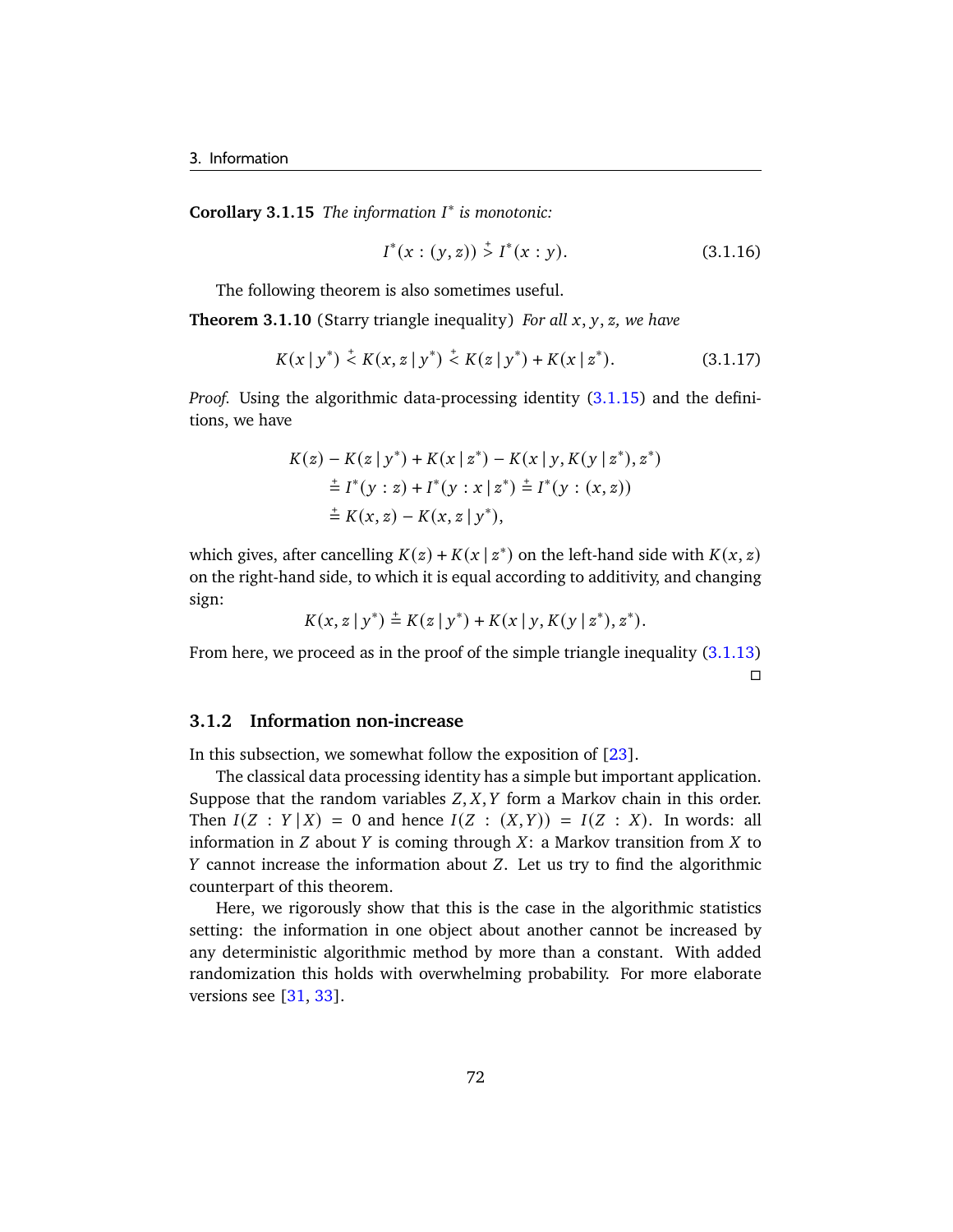**Corollary 3.1.15** *The information $I^*$ is monotonic:*

$$I^*(x : (y, z)) \stackrel{+}{>} I^*(x : y). \tag{3.1.16}$$

The following theorem is also sometimes useful.

**Theorem 3.1.10** (Starry triangle inequality) *For all $x, y, z$, we have*

$$K(x \mid y^*) \stackrel{+}{<} K(x, z \mid y^*) \stackrel{+}{<} K(z \mid y^*) + K(x \mid z^*). \tag{3.1.17}$$

*Proof.* Using the algorithmic data-processing identity (3.1.15) and the definitions, we have

$$\begin{aligned}
&K(z) - K(z \mid y^*) + K(x \mid z^*) - K(x \mid y, K(y \mid z^*), z^*) \\
&\stackrel{+}{=} I^*(y : z) + I^*(y : x \mid z^*) \stackrel{+}{=} I^*(y : (x, z)) \\
&\stackrel{+}{=} K(x, z) - K(x, z \mid y^*),
\end{aligned}$$

which gives, after cancelling $K(z) + K(x \mid z^*)$ on the left-hand side with $K(x, z)$ on the right-hand side, to which it is equal according to additivity, and changing sign:

$$K(x, z \mid y^*) \stackrel{+}{=} K(z \mid y^*) + K(x \mid y, K(y \mid z^*), z^*).$$

From here, we proceed as in the proof of the simple triangle inequality (3.1.13) □

### 3.1.2 Information non-increase

In this subsection, we somewhat follow the exposition of [23].

The classical data processing identity has a simple but important application. Suppose that the random variables $Z, X, Y$ form a Markov chain in this order. Then $I(Z : Y \mid X) = 0$ and hence $I(Z : (X, Y)) = I(Z : X)$. In words: all information in $Z$ about $Y$ is coming through $X$: a Markov transition from $X$ to $Y$ cannot increase the information about $Z$. Let us try to find the algorithmic counterpart of this theorem.

Here, we rigorously show that this is the case in the algorithmic statistics setting: the information in one object about another cannot be increased by any deterministic algorithmic method by more than a constant. With added randomization this holds with overwhelming probability. For more elaborate versions see [31, 33].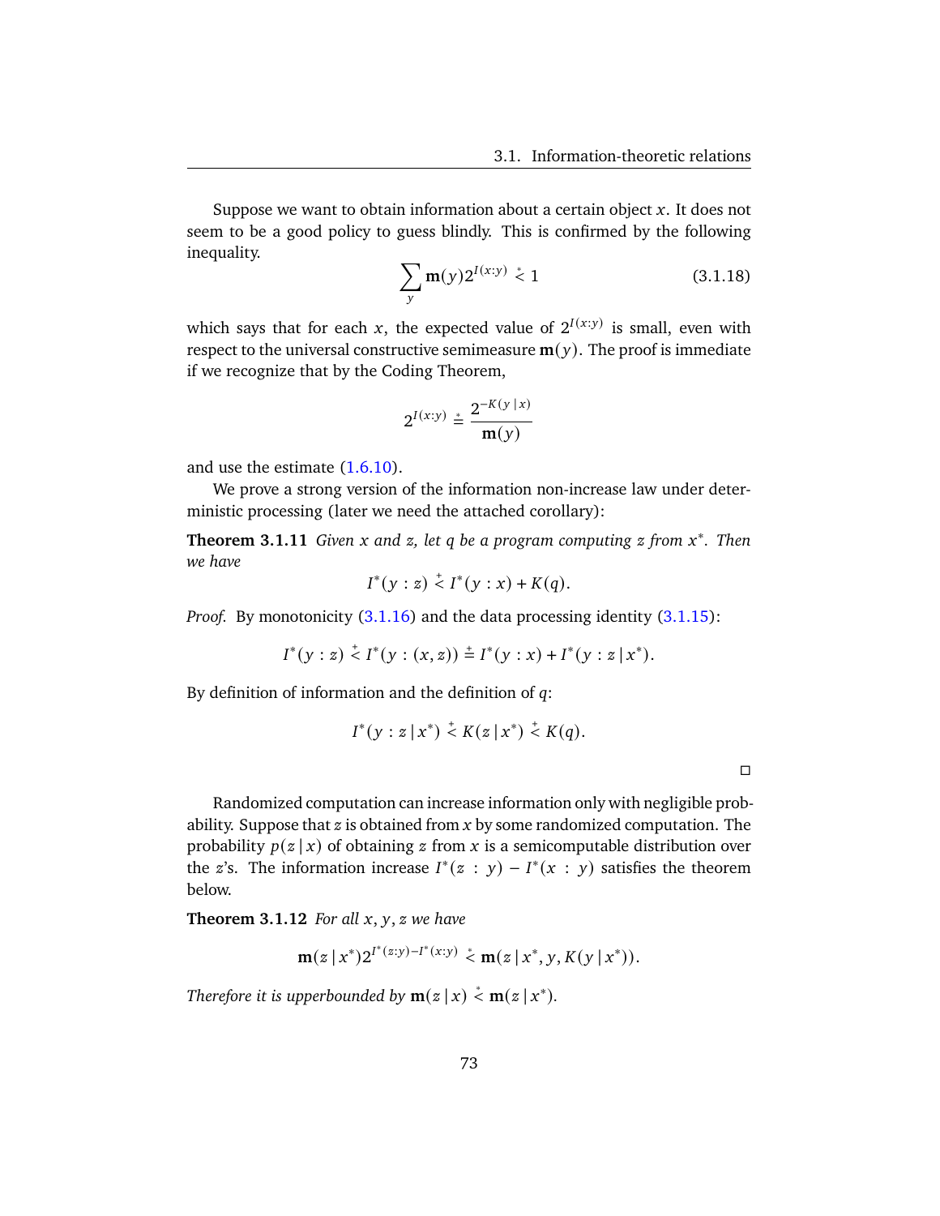Suppose we want to obtain information about a certain object $x$. It does not seem to be a good policy to guess blindly. This is confirmed by the following inequality.

$$\sum_y \mathbf{m}(y) 2^{I(x:y)} \stackrel{*}{<} 1 \tag{3.1.18}$$

which says that for each $x$, the expected value of $2^{I(x:y)}$ is small, even with respect to the universal constructive semimeasure $\mathbf{m}(y)$. The proof is immediate if we recognize that by the Coding Theorem,

$$2^{I(x:y)} \stackrel{*}{=} \frac{2^{-K(y \mid x)}}{\mathbf{m}(y)}$$

and use the estimate (1.6.10).

We prove a strong version of the information non-increase law under deterministic processing (later we need the attached corollary):

**Theorem 3.1.11** *Given $x$ and $z$, let $q$ be a program computing $z$ from $x^*$. Then we have*

$$I^*(y : z) \stackrel{+}{<} I^*(y : x) + K(q).$$

*Proof.* By monotonicity (3.1.16) and the data processing identity (3.1.15):

$$I^*(y : z) \stackrel{+}{<} I^*(y : (x, z)) \stackrel{+}{=} I^*(y : x) + I^*(y : z \mid x^*).$$

By definition of information and the definition of $q$:

$$I^*(y : z \mid x^*) \stackrel{+}{<} K(z \mid x^*) \stackrel{+}{<} K(q).$$

□

Randomized computation can increase information only with negligible probability. Suppose that $z$ is obtained from $x$ by some randomized computation. The probability $p(z \mid x)$ of obtaining $z$ from $x$ is a semicomputable distribution over the $z$'s. The information increase $I^*(z : y) - I^*(x : y)$ satisfies the theorem below.

**Theorem 3.1.12** *For all $x, y, z$ we have*

$$\mathbf{m}(z \mid x^*) 2^{I^*(z:y) - I^*(x:y)} \stackrel{*}{<} \mathbf{m}(z \mid x^*, y, K(y \mid x^*)).$$

*Therefore it is upperbounded by $\mathbf{m}(z \mid x) \stackrel{*}{<} \mathbf{m}(z \mid x^*)$.*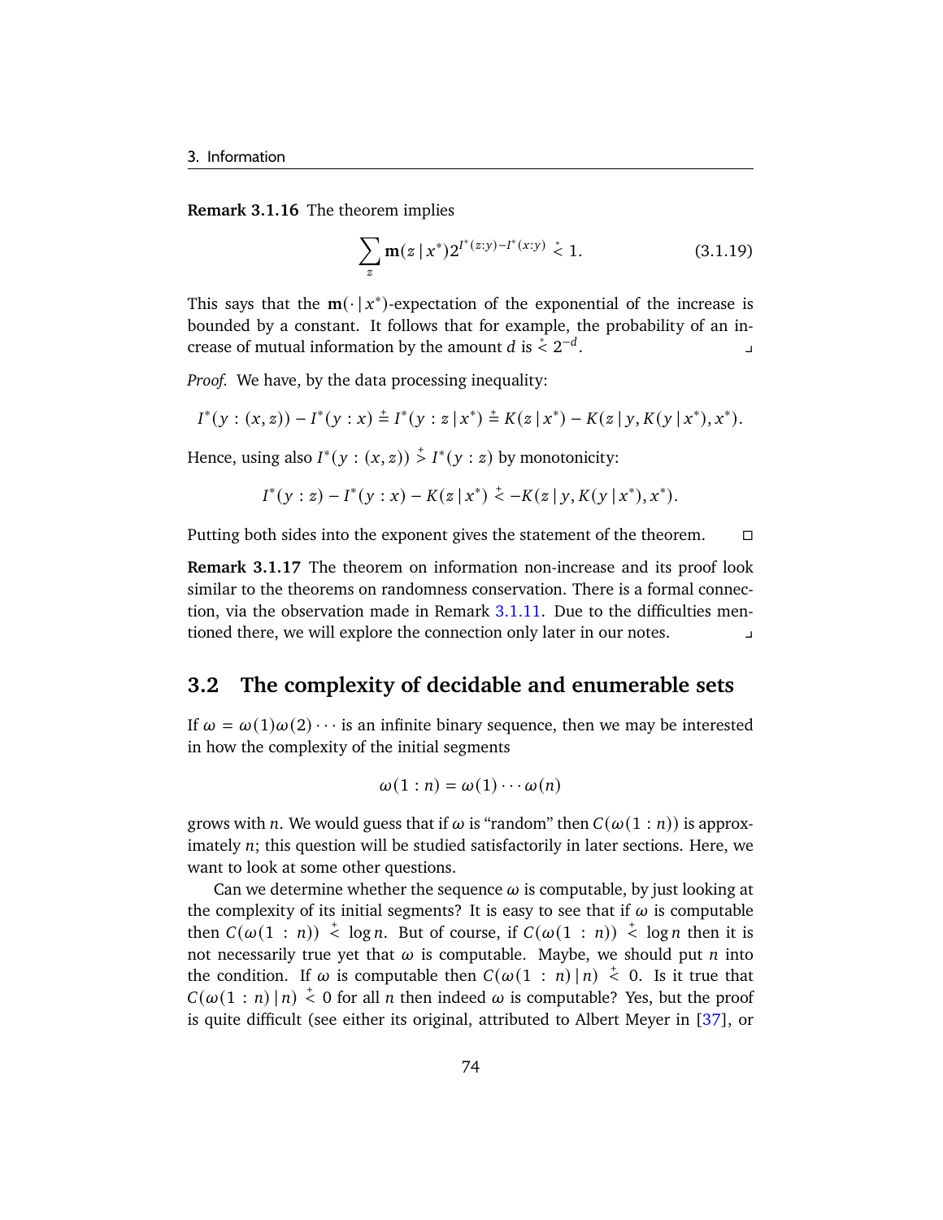**Remark 3.1.16** The theorem implies

$$\sum_z \mathbf{m}(z \mid x^*) 2^{I^*(z:y) - I^*(x:y)} \stackrel{*}{<} 1. \tag{3.1.19}$$

This says that the $\mathbf{m}(\cdot \mid x^*)$-expectation of the exponential of the increase is bounded by a constant. It follows that for example, the probability of an increase of mutual information by the amount $d$ is $\stackrel{*}{<} 2^{-d}$. ⌟

*Proof.* We have, by the data processing inequality:

$$I^*(y : (x,z)) - I^*(y : x) \stackrel{+}{=} I^*(y : z \mid x^*) \stackrel{+}{=} K(z \mid x^*) - K(z \mid y, K(y \mid x^*), x^*).$$

Hence, using also $I^*(y : (x,z)) \stackrel{+}{>} I^*(y : z)$ by monotonicity:

$$I^*(y : z) - I^*(y : x) - K(z \mid x^*) \stackrel{+}{<} -K(z \mid y, K(y \mid x^*), x^*).$$

Putting both sides into the exponent gives the statement of the theorem. □

**Remark 3.1.17** The theorem on information non-increase and its proof look similar to the theorems on randomness conservation. There is a formal connection, via the observation made in Remark 3.1.11. Due to the difficulties mentioned there, we will explore the connection only later in our notes. ⌟

## 3.2 The complexity of decidable and enumerable sets

If $\omega = \omega(1)\omega(2)\cdots$ is an infinite binary sequence, then we may be interested in how the complexity of the initial segments

$$\omega(1:n) = \omega(1)\cdots\omega(n)$$

grows with $n$. We would guess that if $\omega$ is "random" then $C(\omega(1:n))$ is approximately $n$; this question will be studied satisfactorily in later sections. Here, we want to look at some other questions.

Can we determine whether the sequence $\omega$ is computable, by just looking at the complexity of its initial segments? It is easy to see that if $\omega$ is computable then $C(\omega(1:n)) \stackrel{+}{<} \log n$. But of course, if $C(\omega(1:n)) \stackrel{+}{<} \log n$ then it is not necessarily true yet that $\omega$ is computable. Maybe, we should put $n$ into the condition. If $\omega$ is computable then $C(\omega(1:n) \mid n) \stackrel{+}{<} 0$. Is it true that $C(\omega(1:n) \mid n) \stackrel{+}{<} 0$ for all $n$ then indeed $\omega$ is computable? Yes, but the proof is quite difficult (see either its original, attributed to Albert Meyer in [37], or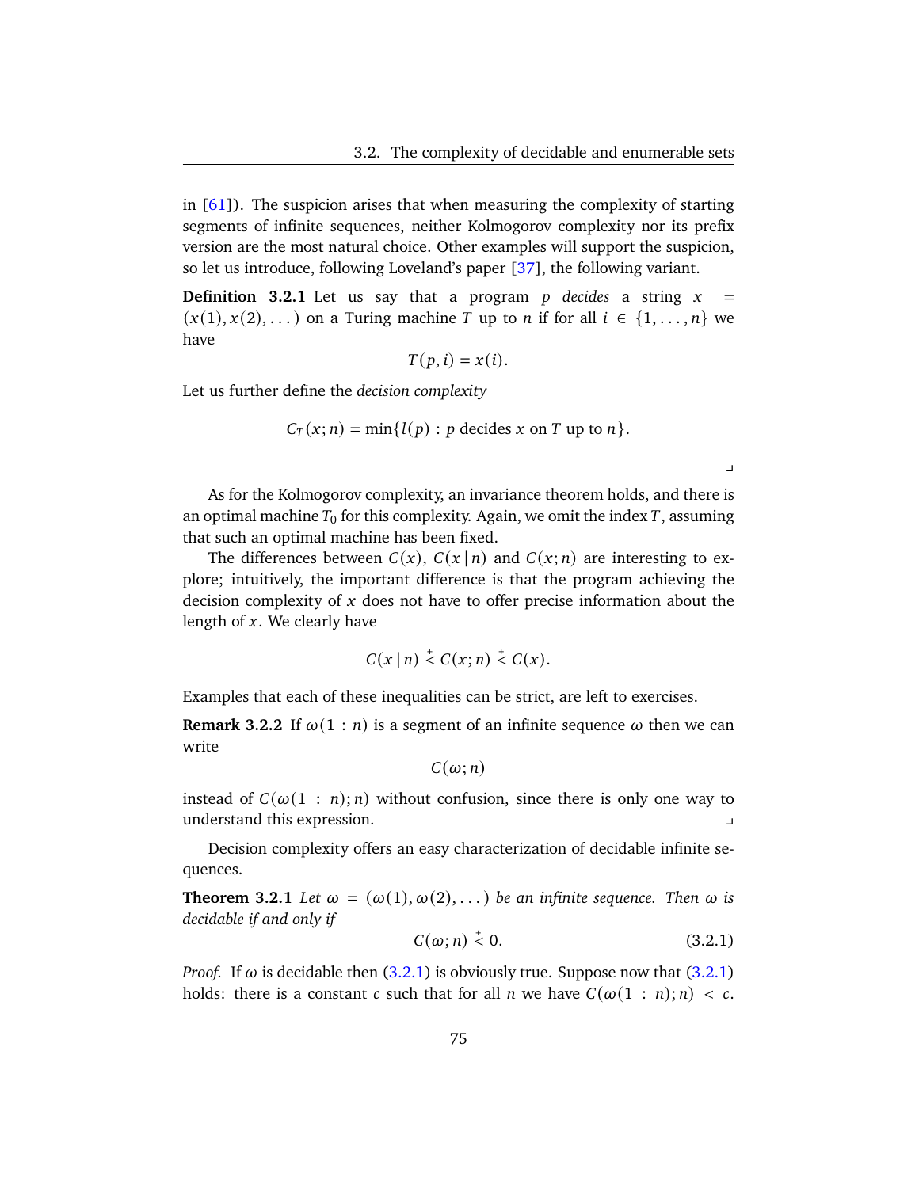in [61]). The suspicion arises that when measuring the complexity of starting segments of infinite sequences, neither Kolmogorov complexity nor its prefix version are the most natural choice. Other examples will support the suspicion, so let us introduce, following Loveland's paper [37], the following variant.

**Definition 3.2.1** Let us say that a program $p$ *decides* a string $x = (x(1), x(2), \dots)$ on a Turing machine $T$ up to $n$ if for all $i \in \{1, \dots, n\}$ we have

$$T(p, i) = x(i).$$

Let us further define the *decision complexity*

$$C_T(x; n) = \min\{l(p) : p \text{ decides } x \text{ on } T \text{ up to } n\}.$$

⌟

As for the Kolmogorov complexity, an invariance theorem holds, and there is an optimal machine $T_0$ for this complexity. Again, we omit the index $T$, assuming that such an optimal machine has been fixed.

The differences between $C(x)$, $C(x \mid n)$ and $C(x; n)$ are interesting to explore; intuitively, the important difference is that the program achieving the decision complexity of $x$ does not have to offer precise information about the length of $x$. We clearly have

$$C(x \mid n) \overset{+}{<} C(x; n) \overset{+}{<} C(x).$$

Examples that each of these inequalities can be strict, are left to exercises.

**Remark 3.2.2** If $\omega(1 : n)$ is a segment of an infinite sequence $\omega$ then we can write

$$C(\omega; n)$$

instead of $C(\omega(1 : n); n)$ without confusion, since there is only one way to understand this expression. ⌟

Decision complexity offers an easy characterization of decidable infinite sequences.

**Theorem 3.2.1** *Let $\omega = (\omega(1), \omega(2), \dots)$ be an infinite sequence. Then $\omega$ is decidable if and only if*

$$C(\omega; n) \overset{+}{<} 0. \tag{3.2.1}$$

*Proof.* If $\omega$ is decidable then (3.2.1) is obviously true. Suppose now that (3.2.1) holds: there is a constant $c$ such that for all $n$ we have $C(\omega(1 : n); n) < c$.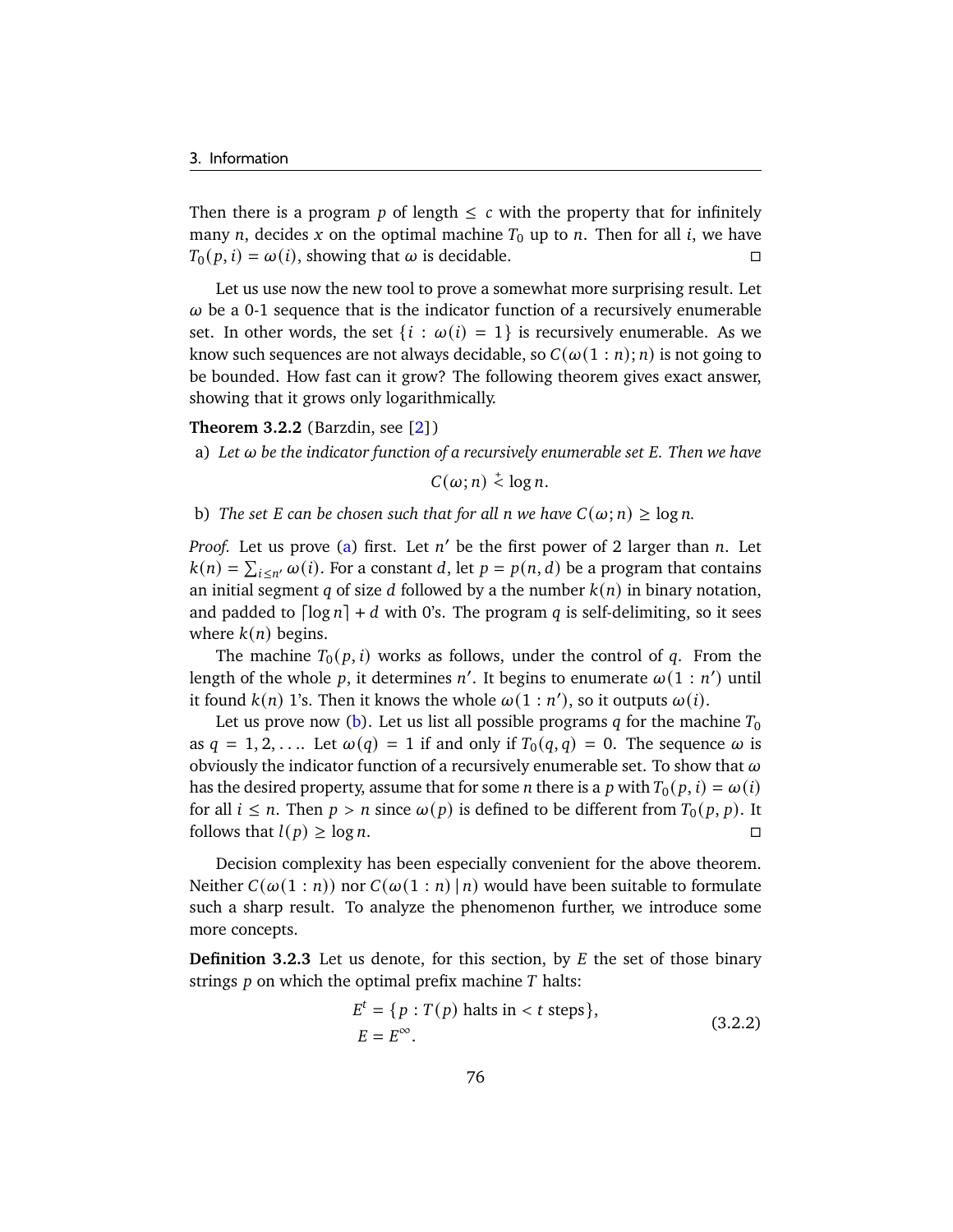Then there is a program $p$ of length $\leq c$ with the property that for infinitely many $n$, decides $x$ on the optimal machine $T_0$ up to $n$. Then for all $i$, we have $T_0(p, i) = \omega(i)$, showing that $\omega$ is decidable. $\square$

Let us use now the new tool to prove a somewhat more surprising result. Let $\omega$ be a 0-1 sequence that is the indicator function of a recursively enumerable set. In other words, the set $\{i : \omega(i) = 1\}$ is recursively enumerable. As we know such sequences are not always decidable, so $C(\omega(1:n); n)$ is not going to be bounded. How fast can it grow? The following theorem gives exact answer, showing that it grows only logarithmically.

**Theorem 3.2.2** (Barzdin, see [2])

a) *Let $\omega$ be the indicator function of a recursively enumerable set $E$. Then we have*

$$C(\omega; n) \overset{+}{<} \log n.$$

b) *The set $E$ can be chosen such that for all $n$ we have $C(\omega; n) \geq \log n$.*

*Proof.* Let us prove (a) first. Let $n'$ be the first power of 2 larger than $n$. Let $k(n) = \sum_{i \leq n'} \omega(i)$. For a constant $d$, let $p = p(n, d)$ be a program that contains an initial segment $q$ of size $d$ followed by a the number $k(n)$ in binary notation, and padded to $\lceil \log n \rceil + d$ with 0's. The program $q$ is self-delimiting, so it sees where $k(n)$ begins.

The machine $T_0(p, i)$ works as follows, under the control of $q$. From the length of the whole $p$, it determines $n'$. It begins to enumerate $\omega(1 : n')$ until it found $k(n)$ 1's. Then it knows the whole $\omega(1 : n')$, so it outputs $\omega(i)$.

Let us prove now (b). Let us list all possible programs $q$ for the machine $T_0$ as $q = 1, 2, \ldots$. Let $\omega(q) = 1$ if and only if $T_0(q, q) = 0$. The sequence $\omega$ is obviously the indicator function of a recursively enumerable set. To show that $\omega$ has the desired property, assume that for some $n$ there is a $p$ with $T_0(p, i) = \omega(i)$ for all $i \leq n$. Then $p > n$ since $\omega(p)$ is defined to be different from $T_0(p, p)$. It follows that $l(p) \geq \log n$. $\square$

Decision complexity has been especially convenient for the above theorem. Neither $C(\omega(1 : n))$ nor $C(\omega(1 : n) \mid n)$ would have been suitable to formulate such a sharp result. To analyze the phenomenon further, we introduce some more concepts.

**Definition 3.2.3** Let us denote, for this section, by $E$ the set of those binary strings $p$ on which the optimal prefix machine $T$ halts:

$$
\begin{aligned}
E^t &= \{p : T(p) \text{ halts in} < t \text{ steps}\}, \\
E &= E^{\infty}.
\end{aligned}
\tag{3.2.2}
$$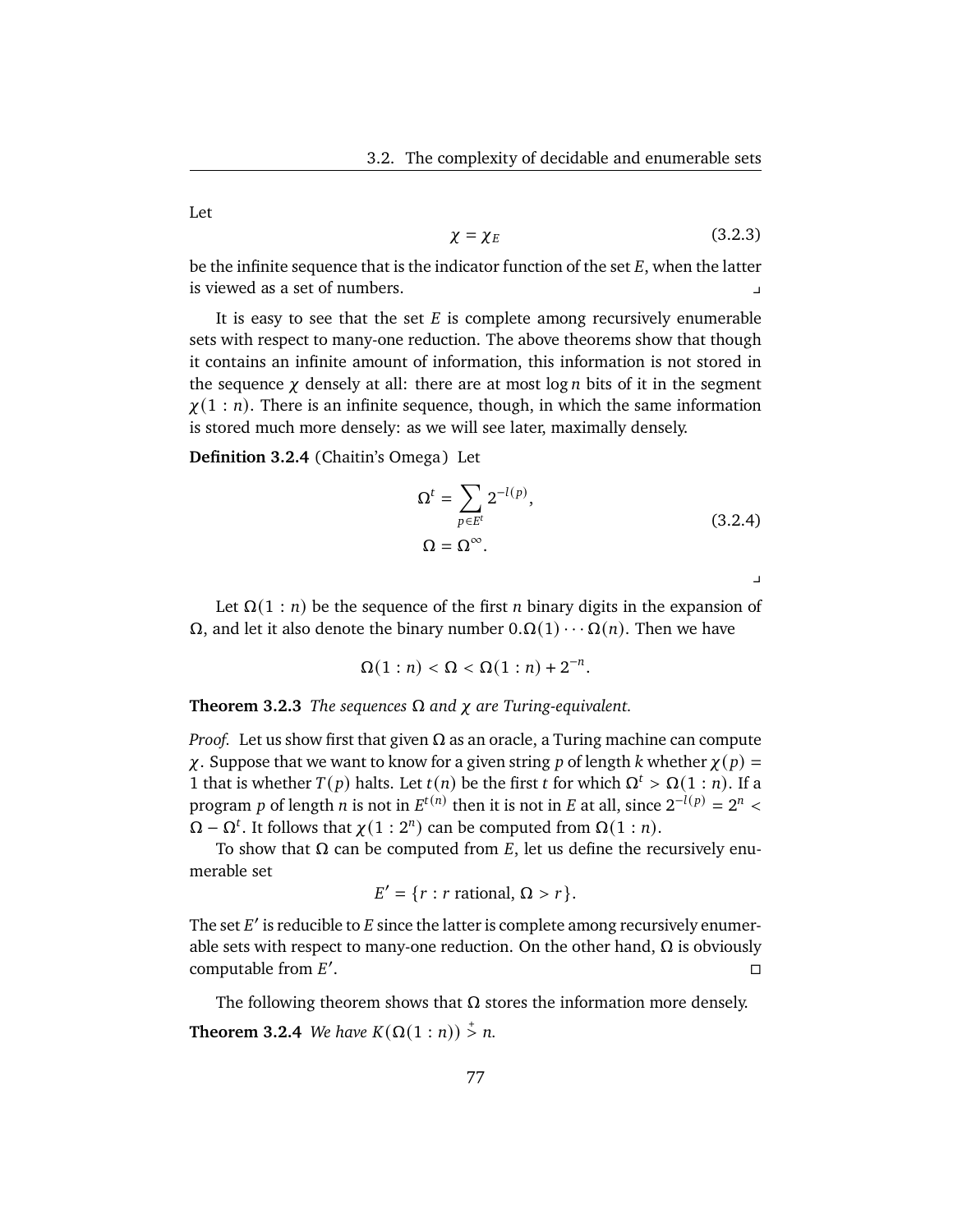Let

$$\chi = \chi_E \tag{3.2.3}$$

be the infinite sequence that is the indicator function of the set $E$, when the latter is viewed as a set of numbers. ⌟

It is easy to see that the set $E$ is complete among recursively enumerable sets with respect to many-one reduction. The above theorems show that though it contains an infinite amount of information, this information is not stored in the sequence $\chi$ densely at all: there are at most $\log n$ bits of it in the segment $\chi(1:n)$. There is an infinite sequence, though, in which the same information is stored much more densely: as we will see later, maximally densely.

**Definition 3.2.4** (Chaitin's Omega) Let

$$\begin{aligned} \Omega^t &= \sum_{p \in E^t} 2^{-l(p)}, \\ \Omega &= \Omega^\infty. \end{aligned} \tag{3.2.4}$$

⌟

Let $\Omega(1:n)$ be the sequence of the first $n$ binary digits in the expansion of $\Omega$, and let it also denote the binary number $0.\Omega(1)\cdots\Omega(n)$. Then we have

$$\Omega(1:n) < \Omega < \Omega(1:n) + 2^{-n}.$$

**Theorem 3.2.3** *The sequences $\Omega$ and $\chi$ are Turing-equivalent.*

*Proof.* Let us show first that given $\Omega$ as an oracle, a Turing machine can compute $\chi$. Suppose that we want to know for a given string $p$ of length $k$ whether $\chi(p) = 1$ that is whether $T(p)$ halts. Let $t(n)$ be the first $t$ for which $\Omega^t > \Omega(1:n)$. If a program $p$ of length $n$ is not in $E^{t(n)}$ then it is not in $E$ at all, since $2^{-l(p)} = 2^n < \Omega - \Omega^t$. It follows that $\chi(1:2^n)$ can be computed from $\Omega(1:n)$.

To show that $\Omega$ can be computed from $E$, let us define the recursively enumerable set

$$E' = \{r : r \text{ rational}, \Omega > r\}.$$

The set $E'$ is reducible to $E$ since the latter is complete among recursively enumerable sets with respect to many-one reduction. On the other hand, $\Omega$ is obviously computable from $E'$. □

The following theorem shows that $\Omega$ stores the information more densely.

**Theorem 3.2.4** *We have $K(\Omega(1:n)) \overset{+}{>} n$.*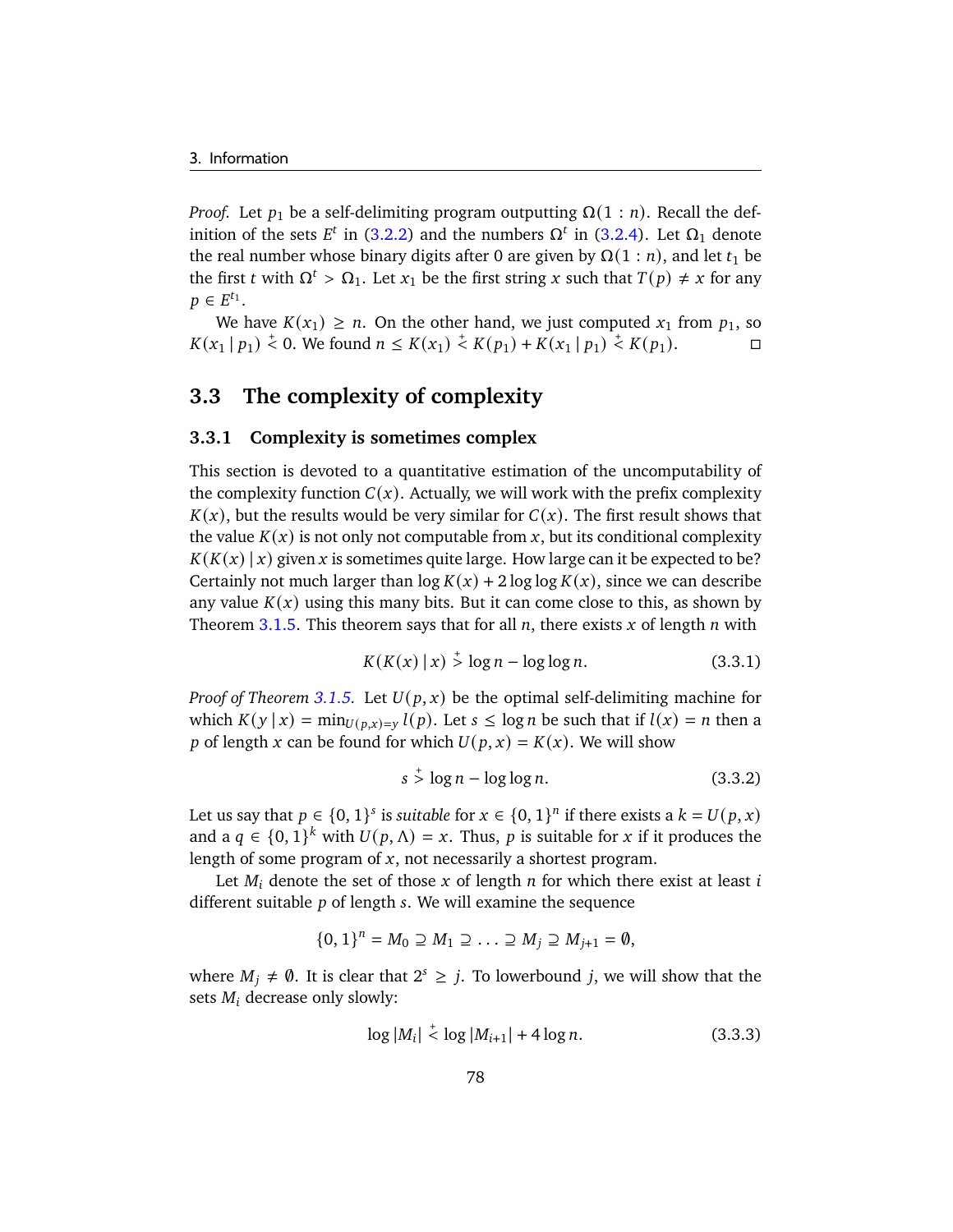*Proof.* Let $p_1$ be a self-delimiting program outputting $\Omega(1:n)$. Recall the definition of the sets $E^t$ in (3.2.2) and the numbers $\Omega^t$ in (3.2.4). Let $\Omega_1$ denote the real number whose binary digits after 0 are given by $\Omega(1:n)$, and let $t_1$ be the first $t$ with $\Omega^t > \Omega_1$. Let $x_1$ be the first string $x$ such that $T(p) \neq x$ for any $p \in E^{t_1}$.

We have $K(x_1) \geq n$. On the other hand, we just computed $x_1$ from $p_1$, so $K(x_1 \mid p_1) \overset{+}{<} 0$. We found $n \leq K(x_1) \overset{+}{<} K(p_1) + K(x_1 \mid p_1) \overset{+}{<} K(p_1)$. □

## 3.3 The complexity of complexity

### 3.3.1 Complexity is sometimes complex

This section is devoted to a quantitative estimation of the uncomputability of the complexity function $C(x)$. Actually, we will work with the prefix complexity $K(x)$, but the results would be very similar for $C(x)$. The first result shows that the value $K(x)$ is not only not computable from $x$, but its conditional complexity $K(K(x) \mid x)$ given $x$ is sometimes quite large. How large can it be expected to be? Certainly not much larger than $\log K(x) + 2 \log \log K(x)$, since we can describe any value $K(x)$ using this many bits. But it can come close to this, as shown by Theorem 3.1.5. This theorem says that for all $n$, there exists $x$ of length $n$ with

$$K(K(x) \mid x) \overset{+}{>} \log n - \log \log n. \tag{3.3.1}$$

*Proof of Theorem 3.1.5.* Let $U(p,x)$ be the optimal self-delimiting machine for which $K(y \mid x) = \min_{U(p,x)=y} l(p)$. Let $s \leq \log n$ be such that if $l(x) = n$ then a $p$ of length $x$ can be found for which $U(p,x) = K(x)$. We will show

$$s \overset{+}{>} \log n - \log \log n. \tag{3.3.2}$$

Let us say that $p \in \{0,1\}^s$ is *suitable* for $x \in \{0,1\}^n$ if there exists a $k = U(p,x)$ and a $q \in \{0,1\}^k$ with $U(p,\Lambda) = x$. Thus, $p$ is suitable for $x$ if it produces the length of some program of $x$, not necessarily a shortest program.

Let $M_i$ denote the set of those $x$ of length $n$ for which there exist at least $i$ different suitable $p$ of length $s$. We will examine the sequence

$$\{0,1\}^n = M_0 \supseteq M_1 \supseteq \ldots \supseteq M_j \supseteq M_{j+1} = \emptyset,$$

where $M_j \neq \emptyset$. It is clear that $2^s \geq j$. To lowerbound $j$, we will show that the sets $M_i$ decrease only slowly:

$$\log |M_i| \overset{+}{<} \log |M_{i+1}| + 4 \log n. \tag{3.3.3}$$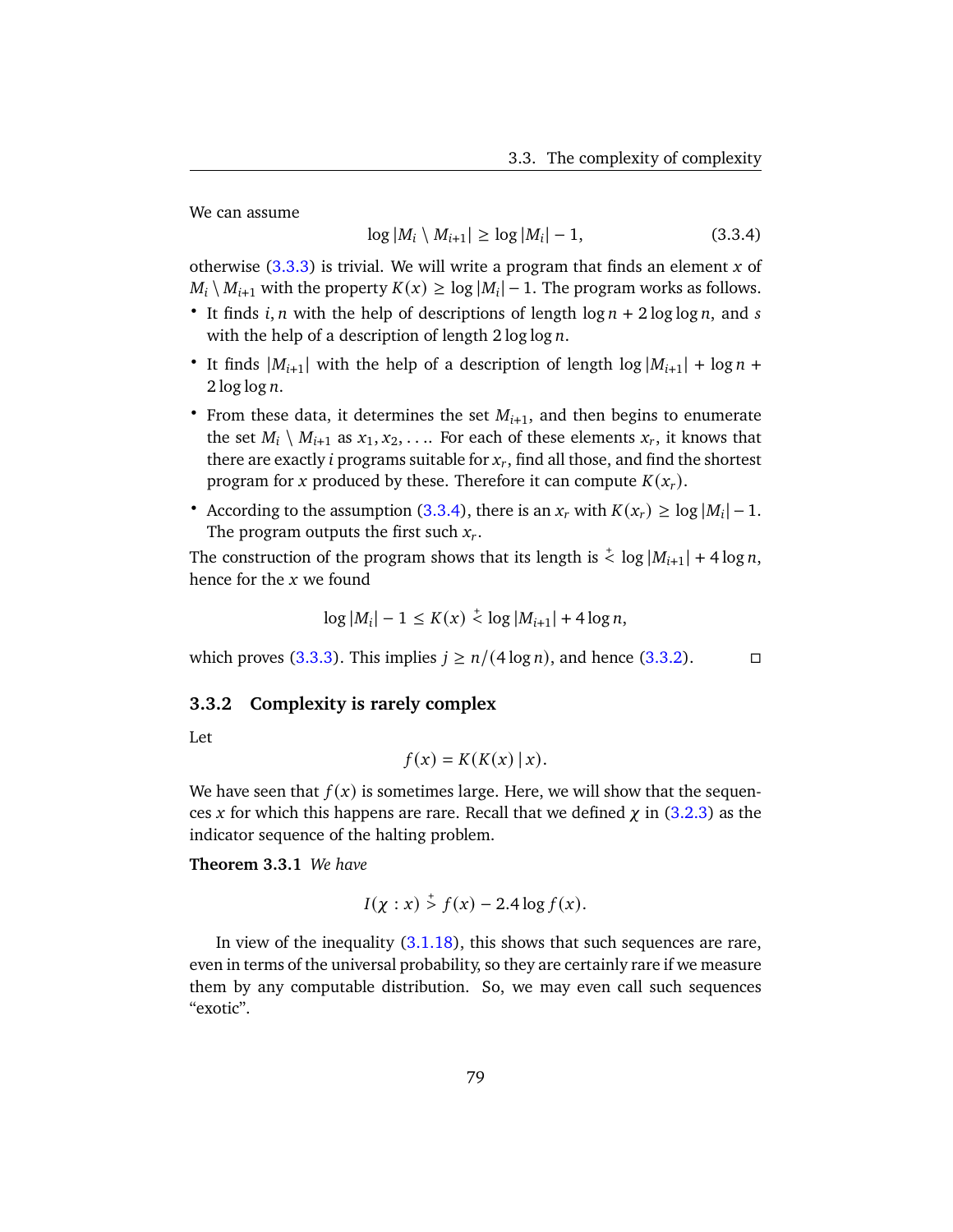We can assume

$$\log |M_i \setminus M_{i+1}| \geq \log |M_i| - 1, \tag{3.3.4}$$

otherwise (3.3.3) is trivial. We will write a program that finds an element $x$ of $M_i \setminus M_{i+1}$ with the property $K(x) \geq \log |M_i| - 1$. The program works as follows.

- It finds $i, n$ with the help of descriptions of length $\log n + 2 \log \log n$, and $s$ with the help of a description of length $2 \log \log n$.
- It finds $|M_{i+1}|$ with the help of a description of length $\log |M_{i+1}| + \log n + 2 \log \log n$.
- From these data, it determines the set $M_{i+1}$, and then begins to enumerate the set $M_i \setminus M_{i+1}$ as $x_1, x_2, \ldots$. For each of these elements $x_r$, it knows that there are exactly $i$ programs suitable for $x_r$, find all those, and find the shortest program for $x$ produced by these. Therefore it can compute $K(x_r)$.
- According to the assumption (3.3.4), there is an $x_r$ with $K(x_r) \geq \log |M_i| - 1$. The program outputs the first such $x_r$.

The construction of the program shows that its length is $\stackrel{+}{<} \log |M_{i+1}| + 4 \log n$, hence for the $x$ we found

$$\log |M_i| - 1 \leq K(x) \stackrel{+}{<} \log |M_{i+1}| + 4 \log n,$$

which proves (3.3.3). This implies $j \geq n/(4 \log n)$, and hence (3.3.2). □

### 3.3.2 Complexity is rarely complex

Let

$$f(x) = K(K(x) \mid x).$$

We have seen that $f(x)$ is sometimes large. Here, we will show that the sequences $x$ for which this happens are rare. Recall that we defined $\chi$ in (3.2.3) as the indicator sequence of the halting problem.

**Theorem 3.3.1** *We have*

$$I(\chi : x) \stackrel{+}{>} f(x) - 2.4 \log f(x).$$

In view of the inequality (3.1.18), this shows that such sequences are rare, even in terms of the universal probability, so they are certainly rare if we measure them by any computable distribution. So, we may even call such sequences "exotic".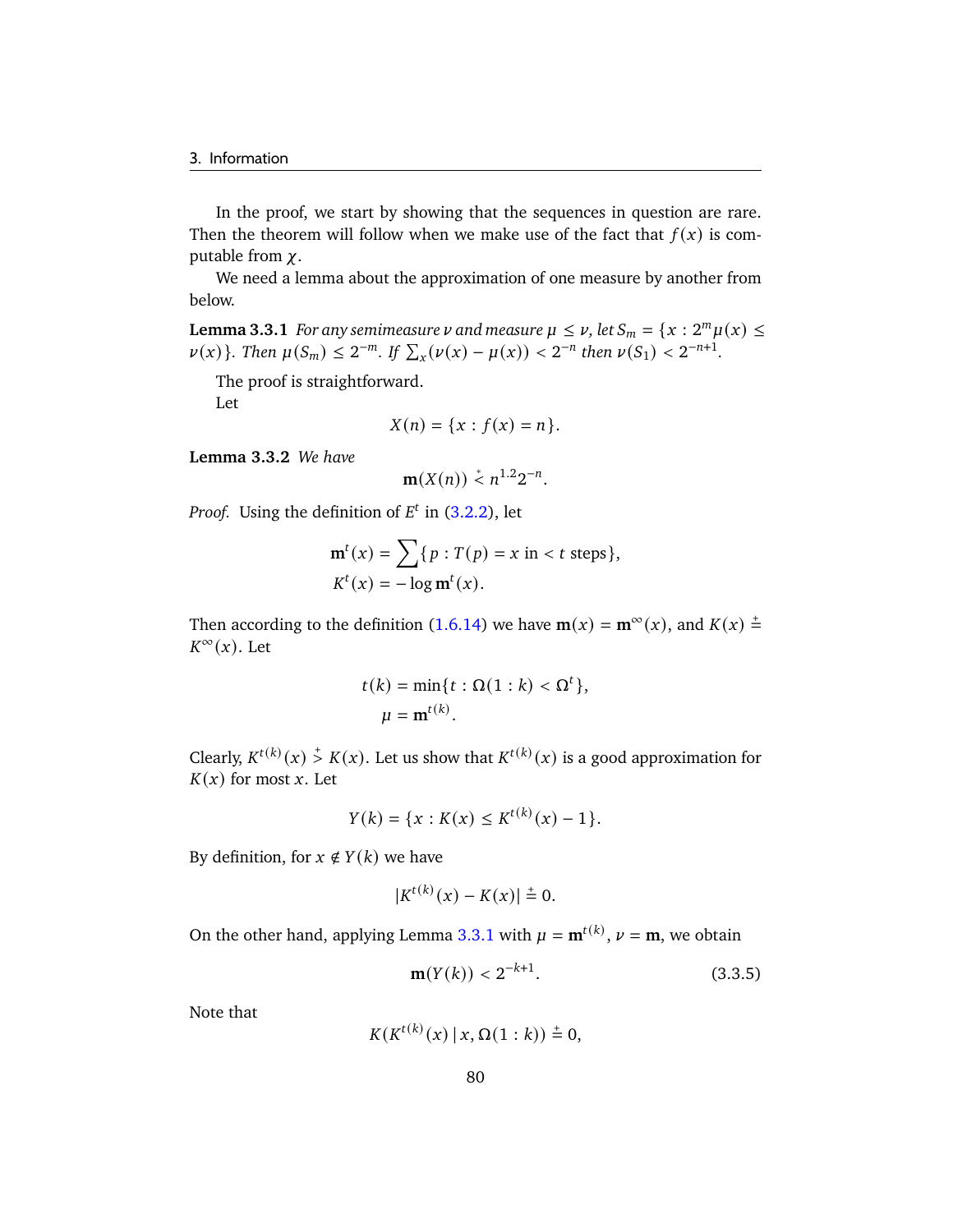In the proof, we start by showing that the sequences in question are rare. Then the theorem will follow when we make use of the fact that $f(x)$ is computable from $\chi$.

We need a lemma about the approximation of one measure by another from below.

**Lemma 3.3.1** *For any semimeasure $\nu$ and measure $\mu \le \nu$, let $S_m = \{x : 2^m \mu(x) \le \nu(x)\}$. Then $\mu(S_m) \le 2^{-m}$. If $\sum_x (\nu(x) - \mu(x)) < 2^{-n}$ then $\nu(S_1) < 2^{-n+1}$.*

The proof is straightforward.

Let

$$X(n) = \{x : f(x) = n\}.$$

**Lemma 3.3.2** *We have*

$$\mathbf{m}(X(n)) \overset{*}{<} n^{1.2} 2^{-n}.$$

*Proof.* Using the definition of $E^t$ in (3.2.2), let

$$\begin{aligned}
\mathbf{m}^t(x) &= \sum \{p : T(p) = x \text{ in } < t \text{ steps}\}, \\
K^t(x) &= -\log \mathbf{m}^t(x).
\end{aligned}$$

Then according to the definition (1.6.14) we have $\mathbf{m}(x) = \mathbf{m}^\infty(x)$, and $K(x) \overset{+}{=} K^\infty(x)$. Let

$$\begin{aligned}
t(k) &= \min\{t : \Omega(1:k) < \Omega^t\}, \\
\mu &= \mathbf{m}^{t(k)}.
\end{aligned}$$

Clearly, $K^{t(k)}(x) \overset{+}{>} K(x)$. Let us show that $K^{t(k)}(x)$ is a good approximation for $K(x)$ for most $x$. Let

$$Y(k) = \{x : K(x) \le K^{t(k)}(x) - 1\}.$$

By definition, for $x \notin Y(k)$ we have

$$|K^{t(k)}(x) - K(x)| \overset{+}{=} 0.$$

On the other hand, applying Lemma 3.3.1 with $\mu = \mathbf{m}^{t(k)}$, $\nu = \mathbf{m}$, we obtain

$$\mathbf{m}(Y(k)) < 2^{-k+1}. \tag{3.3.5}$$

Note that

$$K(K^{t(k)}(x) \mid x, \Omega(1:k)) \overset{+}{=} 0,$$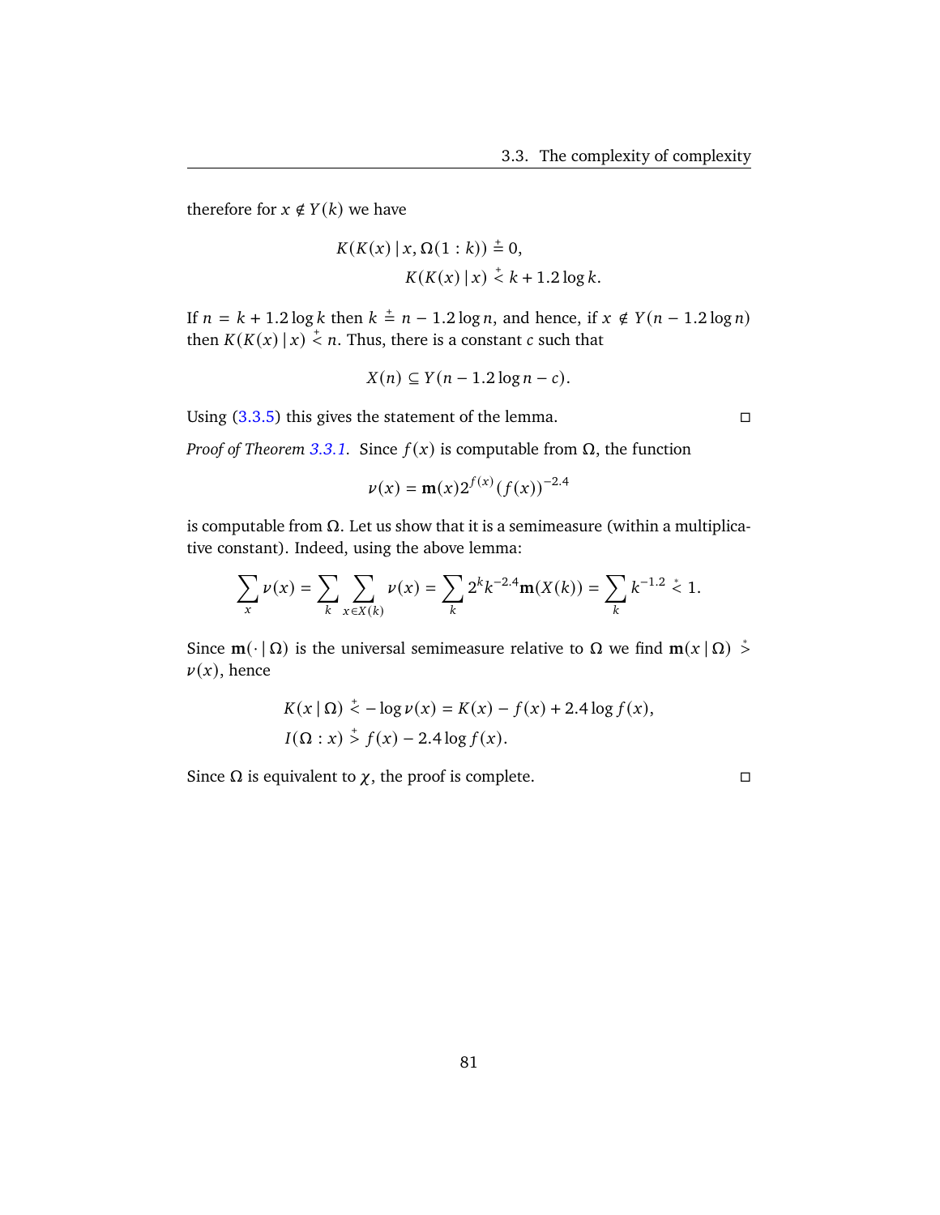therefore for $x \notin Y(k)$ we have

$$K(K(x) \mid x, \Omega(1:k)) \stackrel{+}{=} 0,$$
$$K(K(x) \mid x) \stackrel{+}{<} k + 1.2 \log k.$$

If $n = k + 1.2 \log k$ then $k \stackrel{+}{=} n - 1.2 \log n$, and hence, if $x \notin Y(n - 1.2 \log n)$ then $K(K(x) \mid x) \stackrel{+}{<} n$. Thus, there is a constant $c$ such that

$$X(n) \subseteq Y(n - 1.2 \log n - c).$$

Using (3.3.5) this gives the statement of the lemma. □

*Proof of Theorem 3.3.1.* Since $f(x)$ is computable from $\Omega$, the function

$$\nu(x) = \mathbf{m}(x) 2^{f(x)} (f(x))^{-2.4}$$

is computable from $\Omega$. Let us show that it is a semimeasure (within a multiplicative constant). Indeed, using the above lemma:

$$\sum_{x} \nu(x) = \sum_{k} \sum_{x \in X(k)} \nu(x) = \sum_{k} 2^{k} k^{-2.4} \mathbf{m}(X(k)) = \sum_{k} k^{-1.2} \stackrel{*}{<} 1.$$

Since $\mathbf{m}(\cdot \mid \Omega)$ is the universal semimeasure relative to $\Omega$ we find $\mathbf{m}(x \mid \Omega) \stackrel{*}{>} \nu(x)$, hence

$$K(x \mid \Omega) \stackrel{+}{<} -\log \nu(x) = K(x) - f(x) + 2.4 \log f(x),$$
$$I(\Omega : x) \stackrel{+}{>} f(x) - 2.4 \log f(x).$$

Since $\Omega$ is equivalent to $\chi$, the proof is complete. □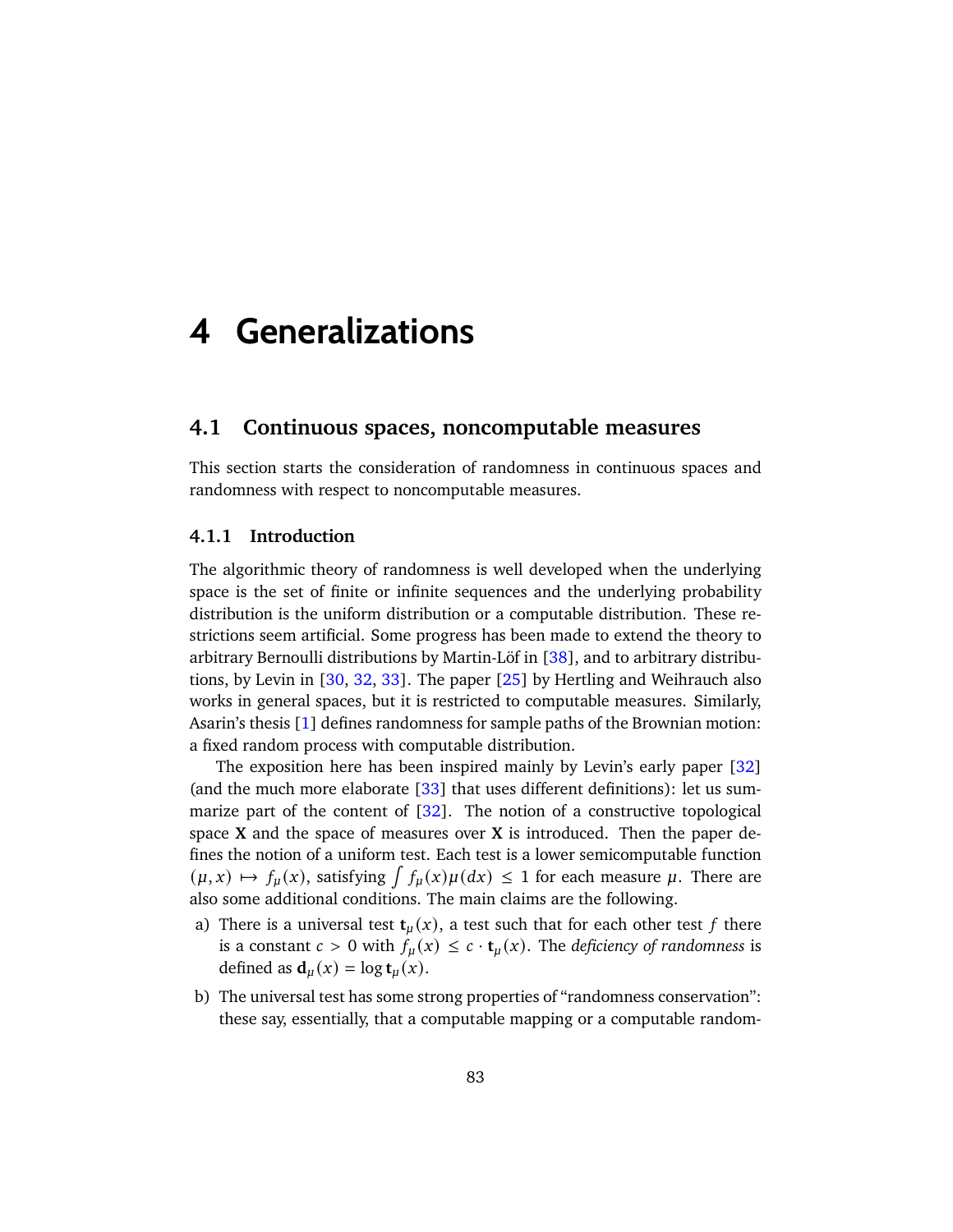# 4 Generalizations

## 4.1 Continuous spaces, noncomputable measures

This section starts the consideration of randomness in continuous spaces and randomness with respect to noncomputable measures.

### 4.1.1 Introduction

The algorithmic theory of randomness is well developed when the underlying space is the set of finite or infinite sequences and the underlying probability distribution is the uniform distribution or a computable distribution. These restrictions seem artificial. Some progress has been made to extend the theory to arbitrary Bernoulli distributions by Martin-Löf in [38], and to arbitrary distributions, by Levin in [30, 32, 33]. The paper [25] by Hertling and Weihrauch also works in general spaces, but it is restricted to computable measures. Similarly, Asarin's thesis [1] defines randomness for sample paths of the Brownian motion: a fixed random process with computable distribution.

The exposition here has been inspired mainly by Levin's early paper [32] (and the much more elaborate [33] that uses different definitions): let us summarize part of the content of [32]. The notion of a constructive topological space $\mathbf{X}$ and the space of measures over $\mathbf{X}$ is introduced. Then the paper defines the notion of a uniform test. Each test is a lower semicomputable function $(\mu, x) \mapsto f_\mu(x)$, satisfying $\int f_\mu(x)\mu(dx) \le 1$ for each measure $\mu$. There are also some additional conditions. The main claims are the following.

a) There is a universal test $\mathbf{t}_\mu(x)$, a test such that for each other test $f$ there is a constant $c > 0$ with $f_\mu(x) \le c \cdot \mathbf{t}_\mu(x)$. The *deficiency of randomness* is defined as $\mathbf{d}_\mu(x) = \log \mathbf{t}_\mu(x)$.

b) The universal test has some strong properties of "randomness conservation": these say, essentially, that a computable mapping or a computable random-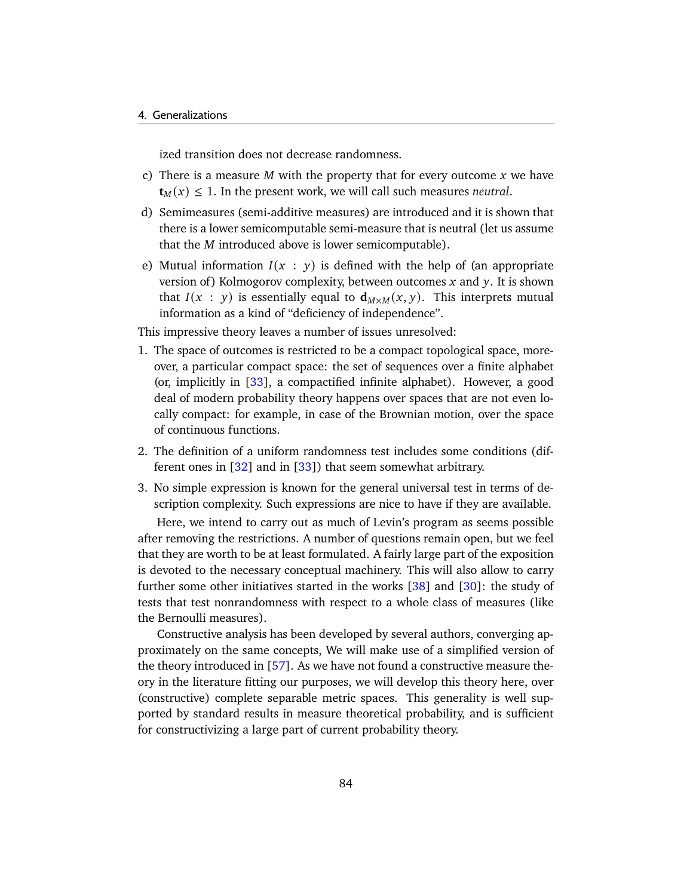ized transition does not decrease randomness.

c) There is a measure $M$ with the property that for every outcome $x$ we have $\mathbf{t}_M(x) \le 1$. In the present work, we will call such measures *neutral*.

d) Semimeasures (semi-additive measures) are introduced and it is shown that there is a lower semicomputable semi-measure that is neutral (let us assume that the $M$ introduced above is lower semicomputable).

e) Mutual information $I(x : y)$ is defined with the help of (an appropriate version of) Kolmogorov complexity, between outcomes $x$ and $y$. It is shown that $I(x : y)$ is essentially equal to $\mathbf{d}_{M \times M}(x, y)$. This interprets mutual information as a kind of "deficiency of independence".

This impressive theory leaves a number of issues unresolved:

1. The space of outcomes is restricted to be a compact topological space, moreover, a particular compact space: the set of sequences over a finite alphabet (or, implicitly in [33], a compactified infinite alphabet). However, a good deal of modern probability theory happens over spaces that are not even locally compact: for example, in case of the Brownian motion, over the space of continuous functions.
2. The definition of a uniform randomness test includes some conditions (different ones in [32] and in [33]) that seem somewhat arbitrary.
3. No simple expression is known for the general universal test in terms of description complexity. Such expressions are nice to have if they are available.

Here, we intend to carry out as much of Levin's program as seems possible after removing the restrictions. A number of questions remain open, but we feel that they are worth to be at least formulated. A fairly large part of the exposition is devoted to the necessary conceptual machinery. This will also allow to carry further some other initiatives started in the works [38] and [30]: the study of tests that test nonrandomness with respect to a whole class of measures (like the Bernoulli measures).

Constructive analysis has been developed by several authors, converging approximately on the same concepts, We will make use of a simplified version of the theory introduced in [57]. As we have not found a constructive measure theory in the literature fitting our purposes, we will develop this theory here, over (constructive) complete separable metric spaces. This generality is well supported by standard results in measure theoretical probability, and is sufficient for constructivizing a large part of current probability theory.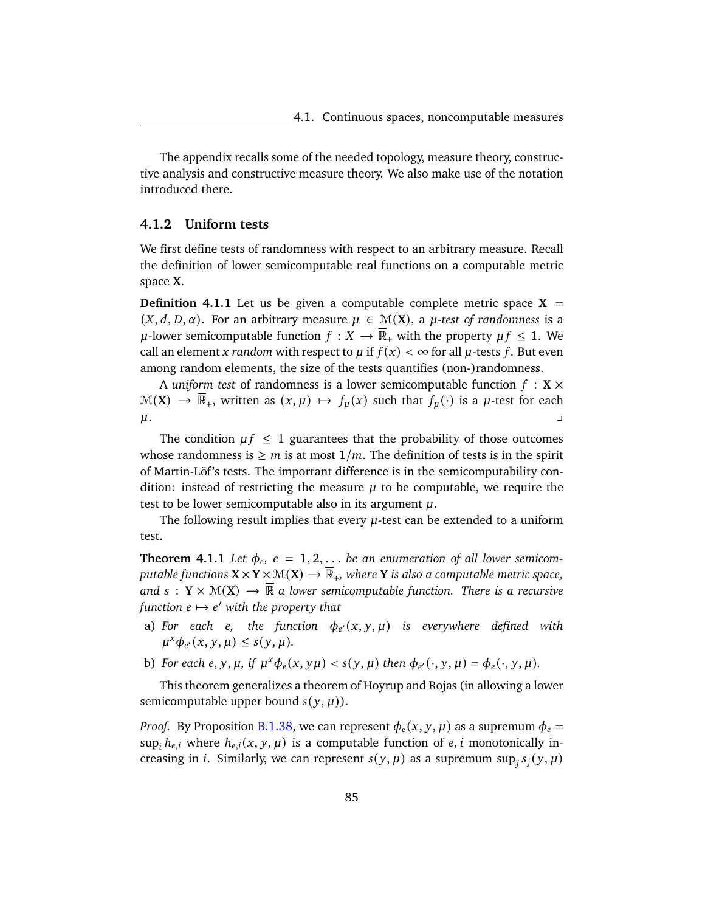The appendix recalls some of the needed topology, measure theory, constructive analysis and constructive measure theory. We also make use of the notation introduced there.

### 4.1.2 Uniform tests

We first define tests of randomness with respect to an arbitrary measure. Recall the definition of lower semicomputable real functions on a computable metric space $\mathbf{X}$.

**Definition 4.1.1** Let us be given a computable complete metric space $\mathbf{X} = (X, d, D, \alpha)$. For an arbitrary measure $\mu \in \mathcal{M}(\mathbf{X})$, a *$\mu$-test of randomness* is a $\mu$-lower semicomputable function $f : X \to \overline{\mathbb{R}}_{+}$ with the property $\mu f \leq 1$. We call an element $x$ *random* with respect to $\mu$ if $f(x) < \infty$ for all $\mu$-tests $f$. But even among random elements, the size of the tests quantifies (non-)randomness.

A *uniform test* of randomness is a lower semicomputable function $f : \mathbf{X} \times \mathcal{M}(\mathbf{X}) \to \overline{\mathbb{R}}_{+}$, written as $(x, \mu) \mapsto f_{\mu}(x)$ such that $f_{\mu}(\cdot)$ is a $\mu$-test for each $\mu$. ⌟

The condition $\mu f \leq 1$ guarantees that the probability of those outcomes whose randomness is $\geq m$ is at most $1/m$. The definition of tests is in the spirit of Martin-Löf's tests. The important difference is in the semicomputability condition: instead of restricting the measure $\mu$ to be computable, we require the test to be lower semicomputable also in its argument $\mu$.

The following result implies that every $\mu$-test can be extended to a uniform test.

**Theorem 4.1.1** *Let $\phi_e$, $e = 1, 2, \ldots$ be an enumeration of all lower semicomputable functions $\mathbf{X} \times \mathbf{Y} \times \mathcal{M}(\mathbf{X}) \to \overline{\mathbb{R}}_{+}$, where $\mathbf{Y}$ is also a computable metric space, and $s : \mathbf{Y} \times \mathcal{M}(\mathbf{X}) \to \overline{\mathbb{R}}$ a lower semicomputable function. There is a recursive function $e \mapsto e'$ with the property that*

a) *For each $e$, the function $\phi_{e'}(x, y, \mu)$ is everywhere defined with $\mu^{x} \phi_{e'}(x, y, \mu) \leq s(y, \mu)$.*

b) *For each $e, y, \mu$, if $\mu^{x} \phi_{e}(x, y\mu) < s(y, \mu)$ then $\phi_{e'}(\cdot, y, \mu) = \phi_{e}(\cdot, y, \mu)$.*

This theorem generalizes a theorem of Hoyrup and Rojas (in allowing a lower semicomputable upper bound $s(y, \mu)$).

*Proof.* By Proposition B.1.38, we can represent $\phi_e(x, y, \mu)$ as a supremum $\phi_e = \sup_i h_{e,i}$ where $h_{e,i}(x, y, \mu)$ is a computable function of $e, i$ monotonically increasing in $i$. Similarly, we can represent $s(y, \mu)$ as a supremum $\sup_j s_j(y, \mu)$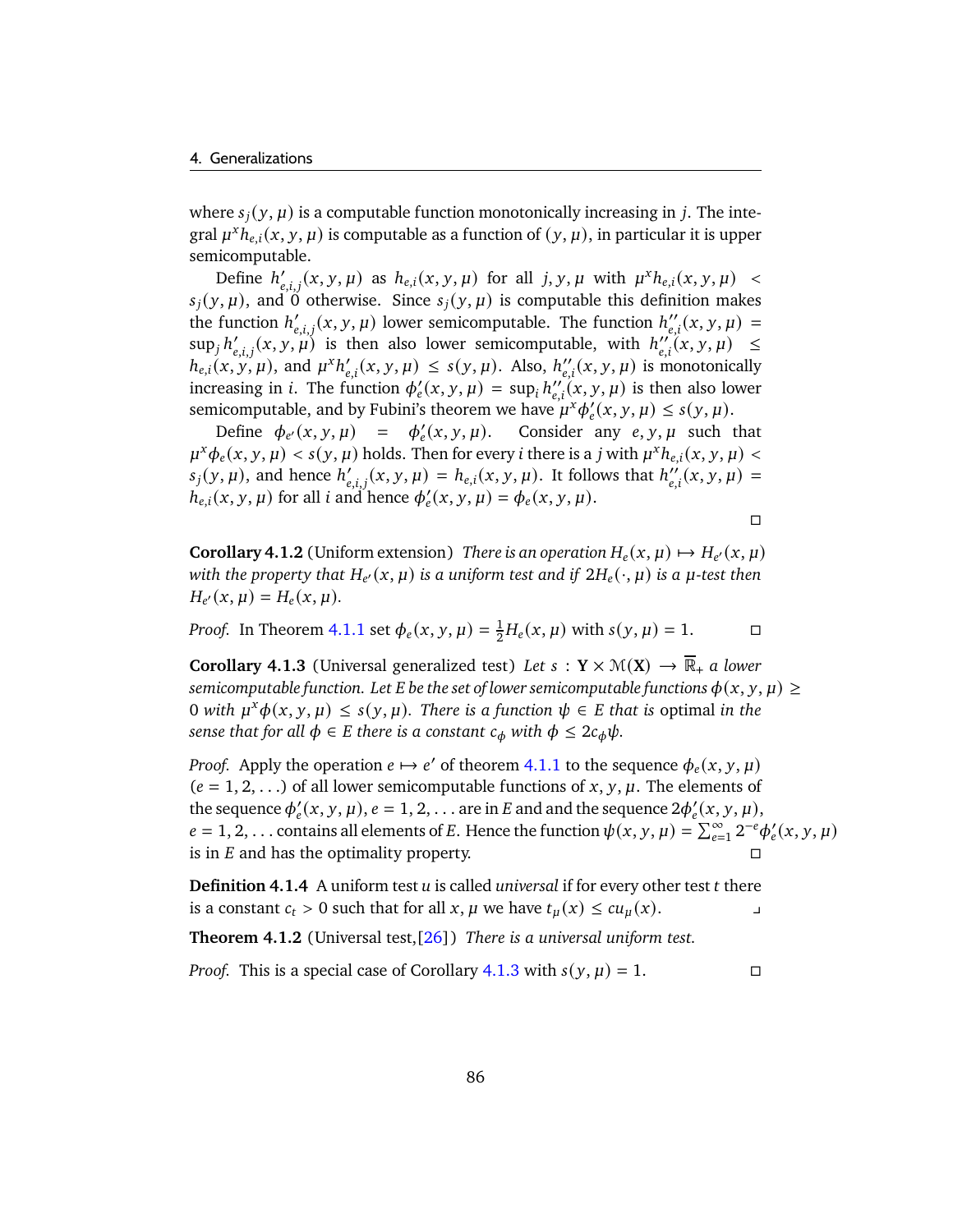where $s_j(y, \mu)$ is a computable function monotonically increasing in $j$. The integral $\mu^x h_{e,i}(x, y, \mu)$ is computable as a function of $(y, \mu)$, in particular it is upper semicomputable.

Define $h'_{e,i,j}(x, y, \mu)$ as $h_{e,i}(x, y, \mu)$ for all $j, y, \mu$ with $\mu^x h_{e,i}(x, y, \mu) < s_j(y, \mu)$, and 0 otherwise. Since $s_j(y, \mu)$ is computable this definition makes the function $h'_{e,i,j}(x, y, \mu)$ lower semicomputable. The function $h''_{e,i}(x, y, \mu) = \sup_j h'_{e,i,j}(x, y, \mu)$ is then also lower semicomputable, with $h''_{e,i}(x, y, \mu) \le h_{e,i}(x, y, \mu)$, and $\mu^x h'_{e,i}(x, y, \mu) \le s(y, \mu)$. Also, $h''_{e,i}(x, y, \mu)$ is monotonically increasing in $i$. The function $\phi'_e(x, y, \mu) = \sup_i h''_{e,i}(x, y, \mu)$ is then also lower semicomputable, and by Fubini's theorem we have $\mu^x \phi'_e(x, y, \mu) \le s(y, \mu)$.

Define $\phi_{e'}(x, y, \mu) = \phi'_e(x, y, \mu)$. Consider any $e, y, \mu$ such that $\mu^x \phi_e(x, y, \mu) < s(y, \mu)$ holds. Then for every $i$ there is a $j$ with $\mu^x h_{e,i}(x, y, \mu) < s_j(y, \mu)$, and hence $h'_{e,i,j}(x, y, \mu) = h_{e,i}(x, y, \mu)$. It follows that $h''_{e,i}(x, y, \mu) = h_{e,i}(x, y, \mu)$ for all $i$ and hence $\phi'_e(x, y, \mu) = \phi_e(x, y, \mu)$.

□

**Corollary 4.1.2** (Uniform extension) *There is an operation $H_e(x, \mu) \mapsto H_{e'}(x, \mu)$ with the property that $H_{e'}(x, \mu)$ is a uniform test and if $2H_e(\cdot, \mu)$ is a $\mu$-test then $H_{e'}(x, \mu) = H_e(x, \mu)$.*

*Proof.* In Theorem 4.1.1 set $\phi_e(x, y, \mu) = \frac{1}{2}H_e(x, \mu)$ with $s(y, \mu) = 1$. □

**Corollary 4.1.3** (Universal generalized test) *Let $s : \mathbf{Y} \times \mathcal{M}(\mathbf{X}) \to \overline{\mathbb{R}}_+$ a lower semicomputable function. Let $E$ be the set of lower semicomputable functions $\phi(x, y, \mu) \ge 0$ with $\mu^x \phi(x, y, \mu) \le s(y, \mu)$. There is a function $\psi \in E$ that is* optimal *in the sense that for all $\phi \in E$ there is a constant $c_\phi$ with $\phi \le 2c_\phi \psi$.*

*Proof.* Apply the operation $e \mapsto e'$ of theorem 4.1.1 to the sequence $\phi_e(x, y, \mu)$ ($e = 1, 2, \dots$) of all lower semicomputable functions of $x, y, \mu$. The elements of the sequence $\phi'_e(x, y, \mu)$, $e = 1, 2, \dots$ are in $E$ and and the sequence $2\phi'_e(x, y, \mu)$, $e = 1, 2, \dots$ contains all elements of $E$. Hence the function $\psi(x, y, \mu) = \sum_{e=1}^{\infty} 2^{-e}\phi'_e(x, y, \mu)$ is in $E$ and has the optimality property. □

**Definition 4.1.4** A uniform test $u$ is called *universal* if for every other test $t$ there is a constant $c_t > 0$ such that for all $x, \mu$ we have $t_\mu(x) \le c u_\mu(x)$. ⌟

**Theorem 4.1.2** (Universal test,[26]) *There is a universal uniform test.*

*Proof.* This is a special case of Corollary 4.1.3 with $s(y, \mu) = 1$. □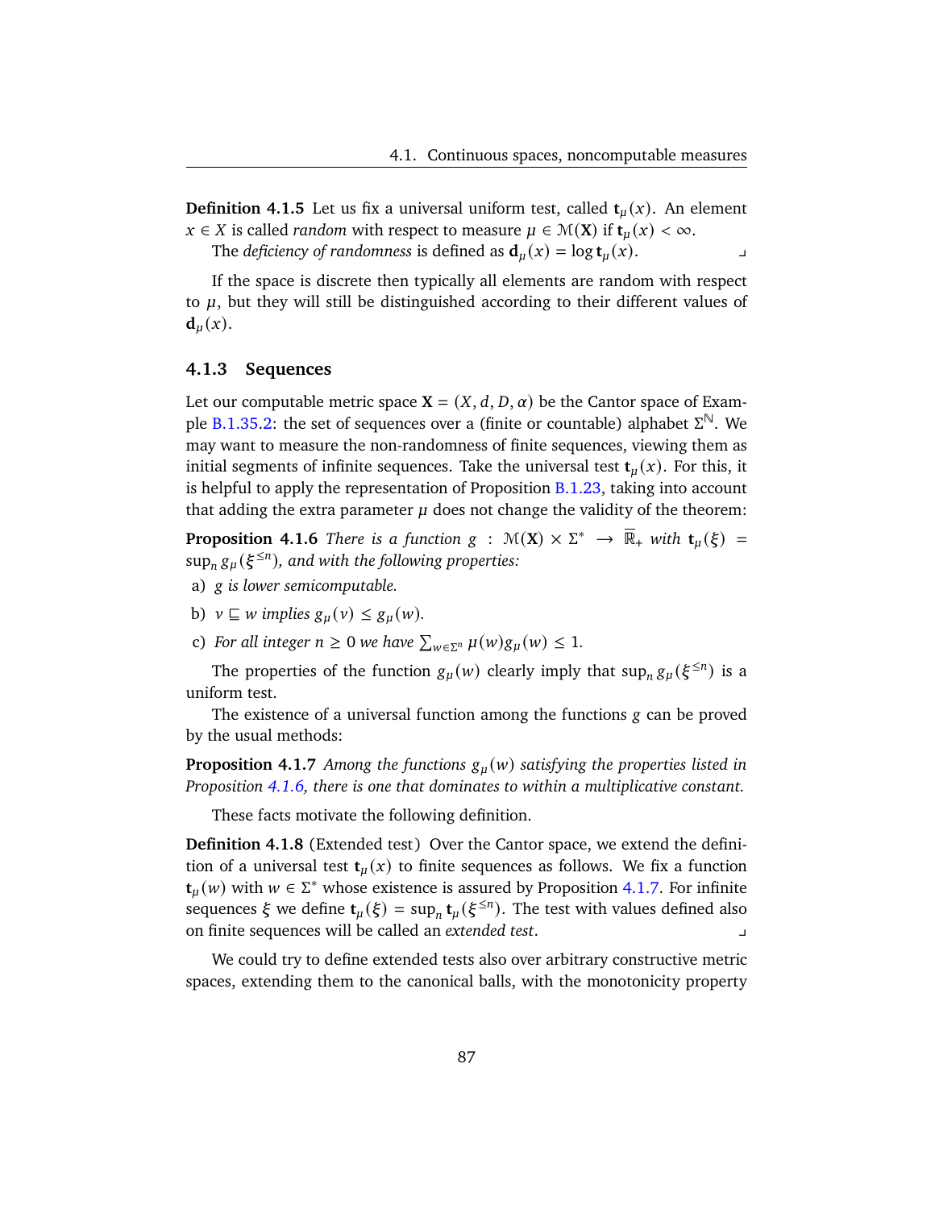**Definition 4.1.5** Let us fix a universal uniform test, called $\mathbf{t}_\mu(x)$. An element $x \in X$ is called *random* with respect to measure $\mu \in \mathcal{M}(\mathbf{X})$ if $\mathbf{t}_\mu(x) < \infty$.

The *deficiency of randomness* is defined as $\mathbf{d}_\mu(x) = \log \mathbf{t}_\mu(x)$. ⌟

If the space is discrete then typically all elements are random with respect to $\mu$, but they will still be distinguished according to their different values of $\mathbf{d}_\mu(x)$.

### 4.1.3 Sequences

Let our computable metric space $\mathbf{X} = (X, d, D, \alpha)$ be the Cantor space of Example B.1.35.2: the set of sequences over a (finite or countable) alphabet $\Sigma^{\mathbb{N}}$. We may want to measure the non-randomness of finite sequences, viewing them as initial segments of infinite sequences. Take the universal test $\mathbf{t}_\mu(x)$. For this, it is helpful to apply the representation of Proposition B.1.23, taking into account that adding the extra parameter $\mu$ does not change the validity of the theorem:

**Proposition 4.1.6** *There is a function $g : \mathcal{M}(\mathbf{X}) \times \Sigma^* \to \overline{\mathbb{R}}_+$ with $\mathbf{t}_\mu(\xi) = \sup_n g_\mu(\xi^{\le n})$, and with the following properties:*

a) *$g$ is lower semicomputable.*

b) *$v \sqsubseteq w$ implies $g_\mu(v) \le g_\mu(w)$.*

c) *For all integer $n \ge 0$ we have $\sum_{w \in \Sigma^n} \mu(w) g_\mu(w) \le 1$.*

The properties of the function $g_\mu(w)$ clearly imply that $\sup_n g_\mu(\xi^{\le n})$ is a uniform test.

The existence of a universal function among the functions $g$ can be proved by the usual methods:

**Proposition 4.1.7** *Among the functions $g_\mu(w)$ satisfying the properties listed in Proposition 4.1.6, there is one that dominates to within a multiplicative constant.*

These facts motivate the following definition.

**Definition 4.1.8** (Extended test) Over the Cantor space, we extend the definition of a universal test $\mathbf{t}_\mu(x)$ to finite sequences as follows. We fix a function $\mathbf{t}_\mu(w)$ with $w \in \Sigma^*$ whose existence is assured by Proposition 4.1.7. For infinite sequences $\xi$ we define $\mathbf{t}_\mu(\xi) = \sup_n \mathbf{t}_\mu(\xi^{\le n})$. The test with values defined also on finite sequences will be called an *extended test*. ⌟

We could try to define extended tests also over arbitrary constructive metric spaces, extending them to the canonical balls, with the monotonicity property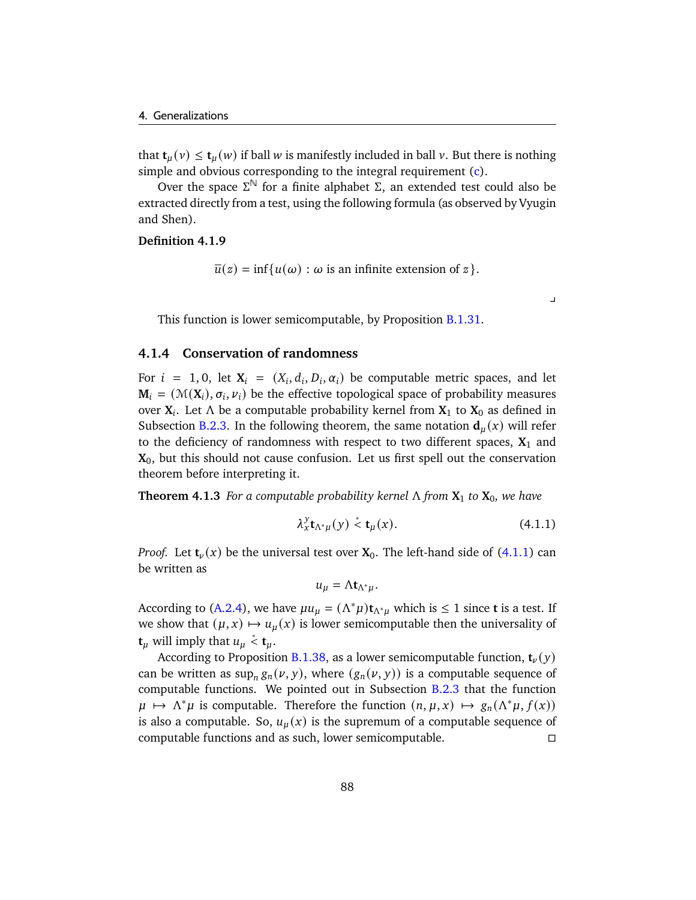that $\mathbf{t}_\mu(v) \le \mathbf{t}_\mu(w)$ if ball $w$ is manifestly included in ball $v$. But there is nothing simple and obvious corresponding to the integral requirement (c).

Over the space $\Sigma^{\mathbb{N}}$ for a finite alphabet $\Sigma$, an extended test could also be extracted directly from a test, using the following formula (as observed by Vyugin and Shen).

**Definition 4.1.9**

$$\overline{u}(z) = \inf\{u(\omega) : \omega \text{ is an infinite extension of } z\}.$$

⌟

This function is lower semicomputable, by Proposition B.1.31.

### 4.1.4 Conservation of randomness

For $i = 1, 0$, let $\mathbf{X}_i = (X_i, d_i, D_i, \alpha_i)$ be computable metric spaces, and let $\mathbf{M}_i = (\mathcal{M}(\mathbf{X}_i), \sigma_i, \nu_i)$ be the effective topological space of probability measures over $\mathbf{X}_i$. Let $\Lambda$ be a computable probability kernel from $\mathbf{X}_1$ to $\mathbf{X}_0$ as defined in Subsection B.2.3. In the following theorem, the same notation $\mathbf{d}_\mu(x)$ will refer to the deficiency of randomness with respect to two different spaces, $\mathbf{X}_1$ and $\mathbf{X}_0$, but this should not cause confusion. Let us first spell out the conservation theorem before interpreting it.

**Theorem 4.1.3** *For a computable probability kernel $\Lambda$ from $\mathbf{X}_1$ to $\mathbf{X}_0$, we have*

$$\lambda_x^y \mathbf{t}_{\Lambda^*\mu}(y) \overset{*}{<} \mathbf{t}_\mu(x). \tag{4.1.1}$$

*Proof.* Let $\mathbf{t}_\nu(x)$ be the universal test over $\mathbf{X}_0$. The left-hand side of (4.1.1) can be written as

$$u_\mu = \Lambda \mathbf{t}_{\Lambda^*\mu}.$$

According to (A.2.4), we have $\mu u_\mu = (\Lambda^*\mu)\mathbf{t}_{\Lambda^*\mu}$ which is $\le 1$ since $\mathbf{t}$ is a test. If we show that $(\mu, x) \mapsto u_\mu(x)$ is lower semicomputable then the universality of $\mathbf{t}_\mu$ will imply that $u_\mu \overset{*}{<} \mathbf{t}_\mu$.

According to Proposition B.1.38, as a lower semicomputable function, $\mathbf{t}_\nu(y)$ can be written as $\sup_n g_n(\nu, y)$, where $(g_n(\nu, y))$ is a computable sequence of computable functions. We pointed out in Subsection B.2.3 that the function $\mu \mapsto \Lambda^*\mu$ is computable. Therefore the function $(n, \mu, x) \mapsto g_n(\Lambda^*\mu, f(x))$ is also a computable. So, $u_\mu(x)$ is the supremum of a computable sequence of computable functions and as such, lower semicomputable. □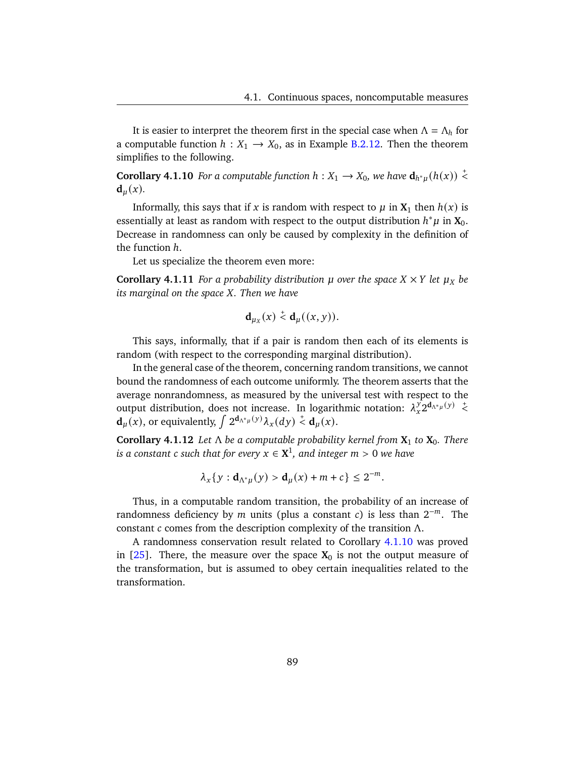It is easier to interpret the theorem first in the special case when $\Lambda = \Lambda_h$ for a computable function $h : X_1 \to X_0$, as in Example B.2.12. Then the theorem simplifies to the following.

**Corollary 4.1.10** *For a computable function $h : X_1 \to X_0$, we have $\mathbf{d}_{h^*\mu}(h(x)) \stackrel{+}{<} \mathbf{d}_\mu(x)$.*

Informally, this says that if $x$ is random with respect to $\mu$ in $\mathbf{X}_1$ then $h(x)$ is essentially at least as random with respect to the output distribution $h^*\mu$ in $\mathbf{X}_0$. Decrease in randomness can only be caused by complexity in the definition of the function $h$.

Let us specialize the theorem even more:

**Corollary 4.1.11** *For a probability distribution $\mu$ over the space $X \times Y$ let $\mu_X$ be its marginal on the space $X$. Then we have*

$$\mathbf{d}_{\mu_X}(x) \stackrel{+}{<} \mathbf{d}_\mu((x, y)).$$

This says, informally, that if a pair is random then each of its elements is random (with respect to the corresponding marginal distribution).

In the general case of the theorem, concerning random transitions, we cannot bound the randomness of each outcome uniformly. The theorem asserts that the average nonrandomness, as measured by the universal test with respect to the output distribution, does not increase. In logarithmic notation: $\lambda_x^y 2^{\mathbf{d}_{\Lambda^*\mu}(y)} \stackrel{+}{<} \mathbf{d}_\mu(x)$, or equivalently, $\int 2^{\mathbf{d}_{\Lambda^*\mu}(y)} \lambda_x(dy) \stackrel{+}{<} \mathbf{d}_\mu(x)$.

**Corollary 4.1.12** *Let $\Lambda$ be a computable probability kernel from $\mathbf{X}_1$ to $\mathbf{X}_0$. There is a constant $c$ such that for every $x \in \mathbf{X}^1$, and integer $m > 0$ we have*

$$\lambda_x\{y : \mathbf{d}_{\Lambda^*\mu}(y) > \mathbf{d}_\mu(x) + m + c\} \leq 2^{-m}.$$

Thus, in a computable random transition, the probability of an increase of randomness deficiency by $m$ units (plus a constant $c$) is less than $2^{-m}$. The constant $c$ comes from the description complexity of the transition $\Lambda$.

A randomness conservation result related to Corollary 4.1.10 was proved in [25]. There, the measure over the space $\mathbf{X}_0$ is not the output measure of the transformation, but is assumed to obey certain inequalities related to the transformation.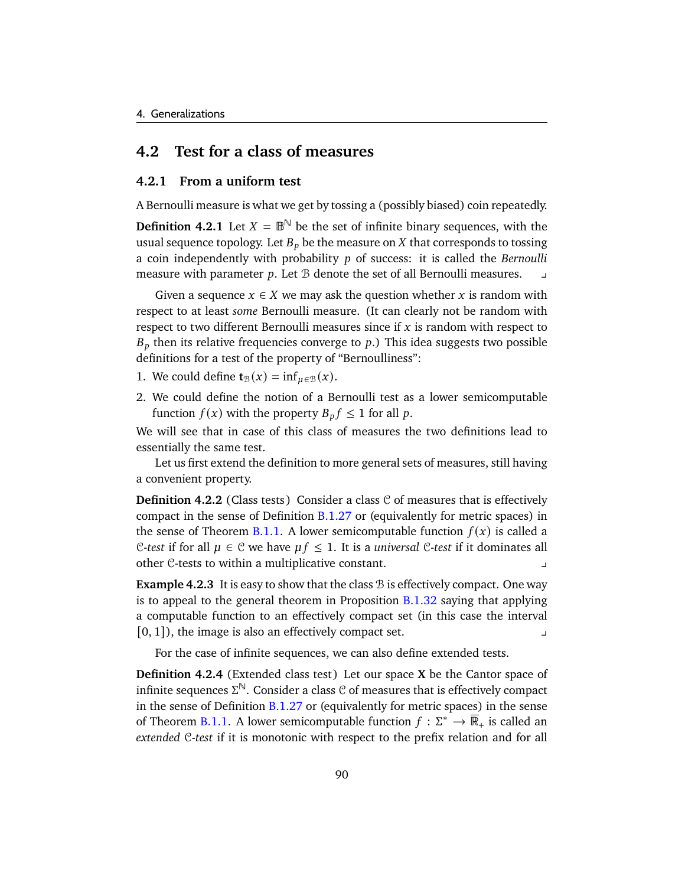## 4.2 Test for a class of measures

### 4.2.1 From a uniform test

A Bernoulli measure is what we get by tossing a (possibly biased) coin repeatedly.

**Definition 4.2.1** Let $X = \mathbb{B}^{\mathbb{N}}$ be the set of infinite binary sequences, with the usual sequence topology. Let $B_p$ be the measure on $X$ that corresponds to tossing a coin independently with probability $p$ of success: it is called the *Bernoulli* measure with parameter $p$. Let $\mathcal{B}$ denote the set of all Bernoulli measures. ⌟

Given a sequence $x \in X$ we may ask the question whether $x$ is random with respect to at least *some* Bernoulli measure. (It can clearly not be random with respect to two different Bernoulli measures since if $x$ is random with respect to $B_p$ then its relative frequencies converge to $p$.) This idea suggests two possible definitions for a test of the property of "Bernoulliness":

1. We could define $\mathbf{t}_{\mathcal{B}}(x) = \inf_{\mu \in \mathcal{B}}(x)$.
2. We could define the notion of a Bernoulli test as a lower semicomputable function $f(x)$ with the property $B_p f \le 1$ for all $p$.

We will see that in case of this class of measures the two definitions lead to essentially the same test.

Let us first extend the definition to more general sets of measures, still having a convenient property.

**Definition 4.2.2** (Class tests) Consider a class $\mathcal{C}$ of measures that is effectively compact in the sense of Definition B.1.27 or (equivalently for metric spaces) in the sense of Theorem B.1.1. A lower semicomputable function $f(x)$ is called a $\mathcal{C}$-*test* if for all $\mu \in \mathcal{C}$ we have $\mu f \le 1$. It is a *universal* $\mathcal{C}$-*test* if it dominates all other $\mathcal{C}$-tests to within a multiplicative constant. ⌟

**Example 4.2.3** It is easy to show that the class $\mathcal{B}$ is effectively compact. One way is to appeal to the general theorem in Proposition B.1.32 saying that applying a computable function to an effectively compact set (in this case the interval $[0, 1]$), the image is also an effectively compact set. ⌟

For the case of infinite sequences, we can also define extended tests.

**Definition 4.2.4** (Extended class test) Let our space $\mathbf{X}$ be the Cantor space of infinite sequences $\Sigma^{\mathbb{N}}$. Consider a class $\mathcal{C}$ of measures that is effectively compact in the sense of Definition B.1.27 or (equivalently for metric spaces) in the sense of Theorem B.1.1. A lower semicomputable function $f : \Sigma^* \to \overline{\mathbb{R}}_+$ is called an *extended* $\mathcal{C}$-*test* if it is monotonic with respect to the prefix relation and for all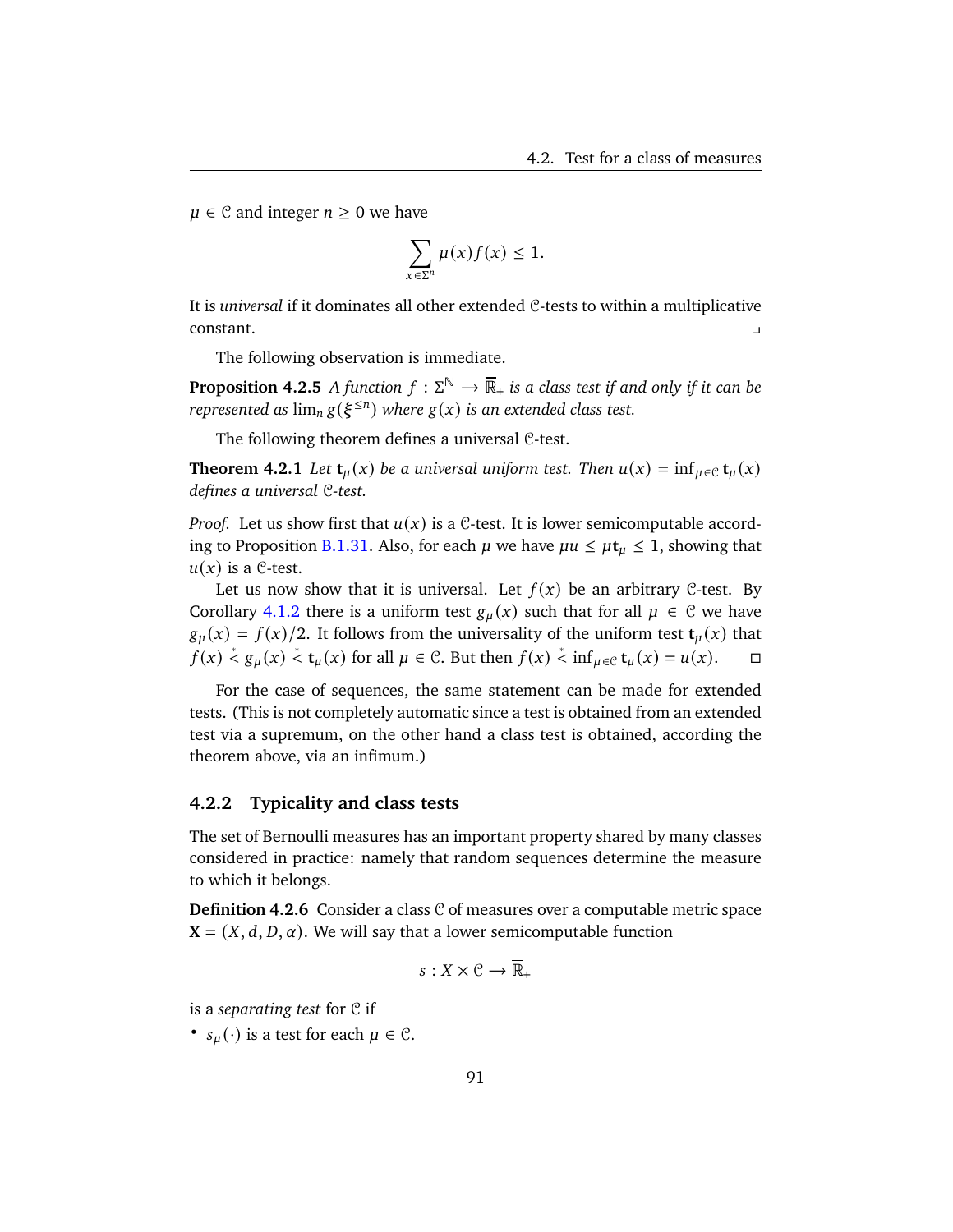$\mu \in \mathcal{C}$ and integer $n \geq 0$ we have

$$\sum_{x \in \Sigma^n} \mu(x) f(x) \leq 1.$$

It is *universal* if it dominates all other extended $\mathcal{C}$-tests to within a multiplicative constant. ⌟

The following observation is immediate.

**Proposition 4.2.5** *A function $f : \Sigma^{\mathbb{N}} \to \overline{\mathbb{R}}_+$ is a class test if and only if it can be represented as $\lim_n g(\xi^{\leq n})$ where $g(x)$ is an extended class test.*

The following theorem defines a universal $\mathcal{C}$-test.

**Theorem 4.2.1** *Let $\mathbf{t}_\mu(x)$ be a universal uniform test. Then $u(x) = \inf_{\mu \in \mathcal{C}} \mathbf{t}_\mu(x)$ defines a universal $\mathcal{C}$-test.*

*Proof.* Let us show first that $u(x)$ is a $\mathcal{C}$-test. It is lower semicomputable according to Proposition B.1.31. Also, for each $\mu$ we have $\mu u \leq \mu \mathbf{t}_\mu \leq 1$, showing that $u(x)$ is a $\mathcal{C}$-test.

Let us now show that it is universal. Let $f(x)$ be an arbitrary $\mathcal{C}$-test. By Corollary 4.1.2 there is a uniform test $g_\mu(x)$ such that for all $\mu \in \mathcal{C}$ we have $g_\mu(x) = f(x)/2$. It follows from the universality of the uniform test $\mathbf{t}_\mu(x)$ that $f(x) \stackrel{*}{<} g_\mu(x) \stackrel{*}{<} \mathbf{t}_\mu(x)$ for all $\mu \in \mathcal{C}$. But then $f(x) \stackrel{*}{<} \inf_{\mu \in \mathcal{C}} \mathbf{t}_\mu(x) = u(x)$. □

For the case of sequences, the same statement can be made for extended tests. (This is not completely automatic since a test is obtained from an extended test via a supremum, on the other hand a class test is obtained, according the theorem above, via an infimum.)

### 4.2.2 Typicality and class tests

The set of Bernoulli measures has an important property shared by many classes considered in practice: namely that random sequences determine the measure to which it belongs.

**Definition 4.2.6** Consider a class $\mathcal{C}$ of measures over a computable metric space $\mathbf{X} = (X, d, D, \alpha)$. We will say that a lower semicomputable function

$$s : X \times \mathcal{C} \to \overline{\mathbb{R}}_+$$

is a *separating test* for $\mathcal{C}$ if

- $s_\mu(\cdot)$ is a test for each $\mu \in \mathcal{C}$.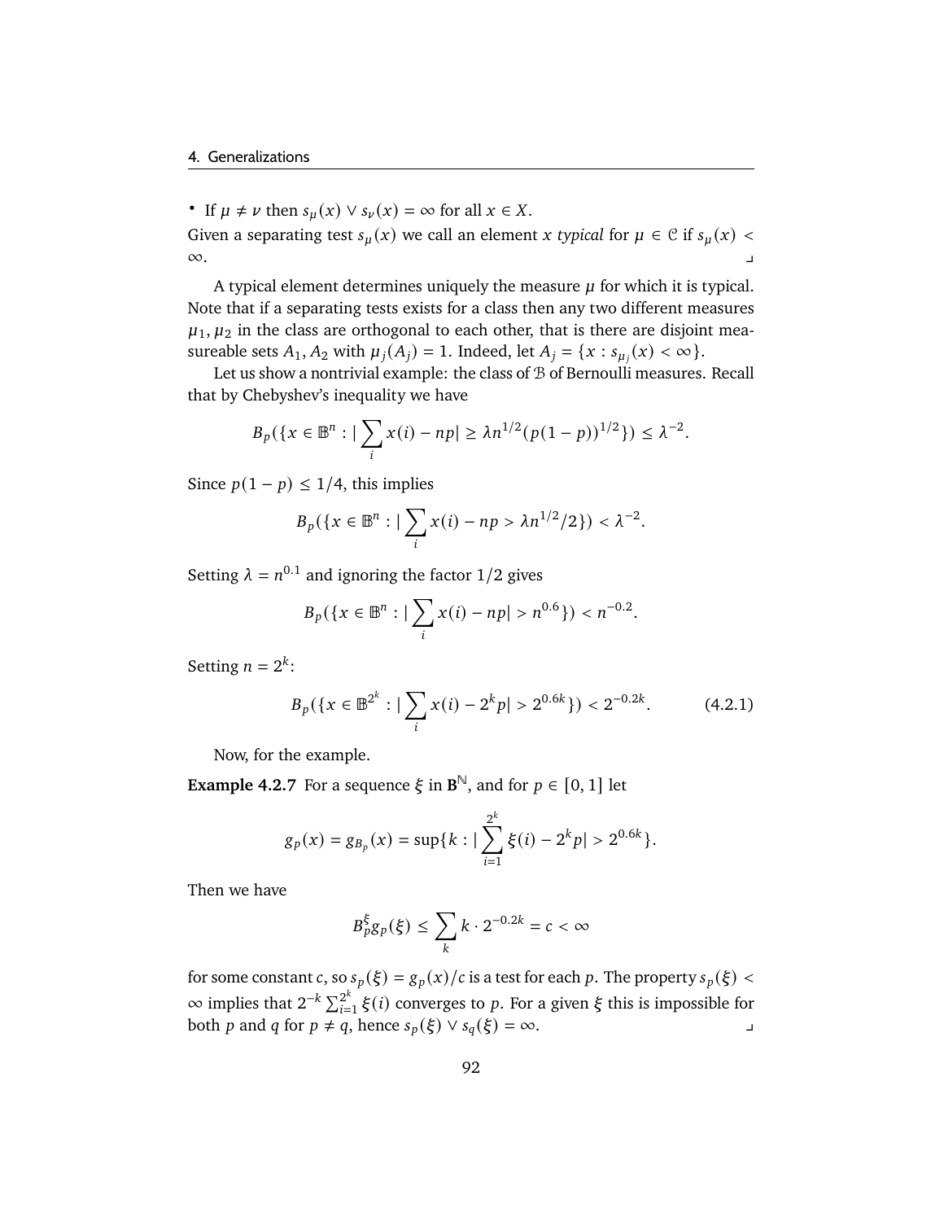- If $\mu \neq \nu$ then $s_\mu(x) \vee s_\nu(x) = \infty$ for all $x \in X$.

Given a separating test $s_\mu(x)$ we call an element $x$ *typical* for $\mu \in \mathcal{C}$ if $s_\mu(x) < \infty$. ⌟

A typical element determines uniquely the measure $\mu$ for which it is typical. Note that if a separating tests exists for a class then any two different measures $\mu_1, \mu_2$ in the class are orthogonal to each other, that is there are disjoint measureable sets $A_1, A_2$ with $\mu_j(A_j) = 1$. Indeed, let $A_j = \{x : s_{\mu_j}(x) < \infty\}$.

Let us show a nontrivial example: the class of $\mathcal{B}$ of Bernoulli measures. Recall that by Chebyshev's inequality we have

$$B_p(\{x \in \mathbb{B}^n : |\sum_i x(i) - np| \geq \lambda n^{1/2}(p(1-p))^{1/2}\}) \leq \lambda^{-2}.$$

Since $p(1-p) \leq 1/4$, this implies

$$B_p(\{x \in \mathbb{B}^n : |\sum_i x(i) - np > \lambda n^{1/2}/2\}) < \lambda^{-2}.$$

Setting $\lambda = n^{0.1}$ and ignoring the factor $1/2$ gives

$$B_p(\{x \in \mathbb{B}^n : |\sum_i x(i) - np| > n^{0.6}\}) < n^{-0.2}.$$

Setting $n = 2^k$:

$$B_p(\{x \in \mathbb{B}^{2^k} : |\sum_i x(i) - 2^k p| > 2^{0.6k}\}) < 2^{-0.2k}. \tag{4.2.1}$$

Now, for the example.

**Example 4.2.7** For a sequence $\xi$ in $\mathbf{B}^{\mathbb{N}}$, and for $p \in [0,1]$ let

$$g_p(x) = g_{B_p}(x) = \sup\{k : |\sum_{i=1}^{2^k} \xi(i) - 2^k p| > 2^{0.6k}\}.$$

Then we have

$$B_p^{\xi} g_p(\xi) \leq \sum_k k \cdot 2^{-0.2k} = c < \infty$$

for some constant $c$, so $s_p(\xi) = g_p(x)/c$ is a test for each $p$. The property $s_p(\xi) < \infty$ implies that $2^{-k}\sum_{i=1}^{2^k} \xi(i)$ converges to $p$. For a given $\xi$ this is impossible for both $p$ and $q$ for $p \neq q$, hence $s_p(\xi) \vee s_q(\xi) = \infty$. ⌟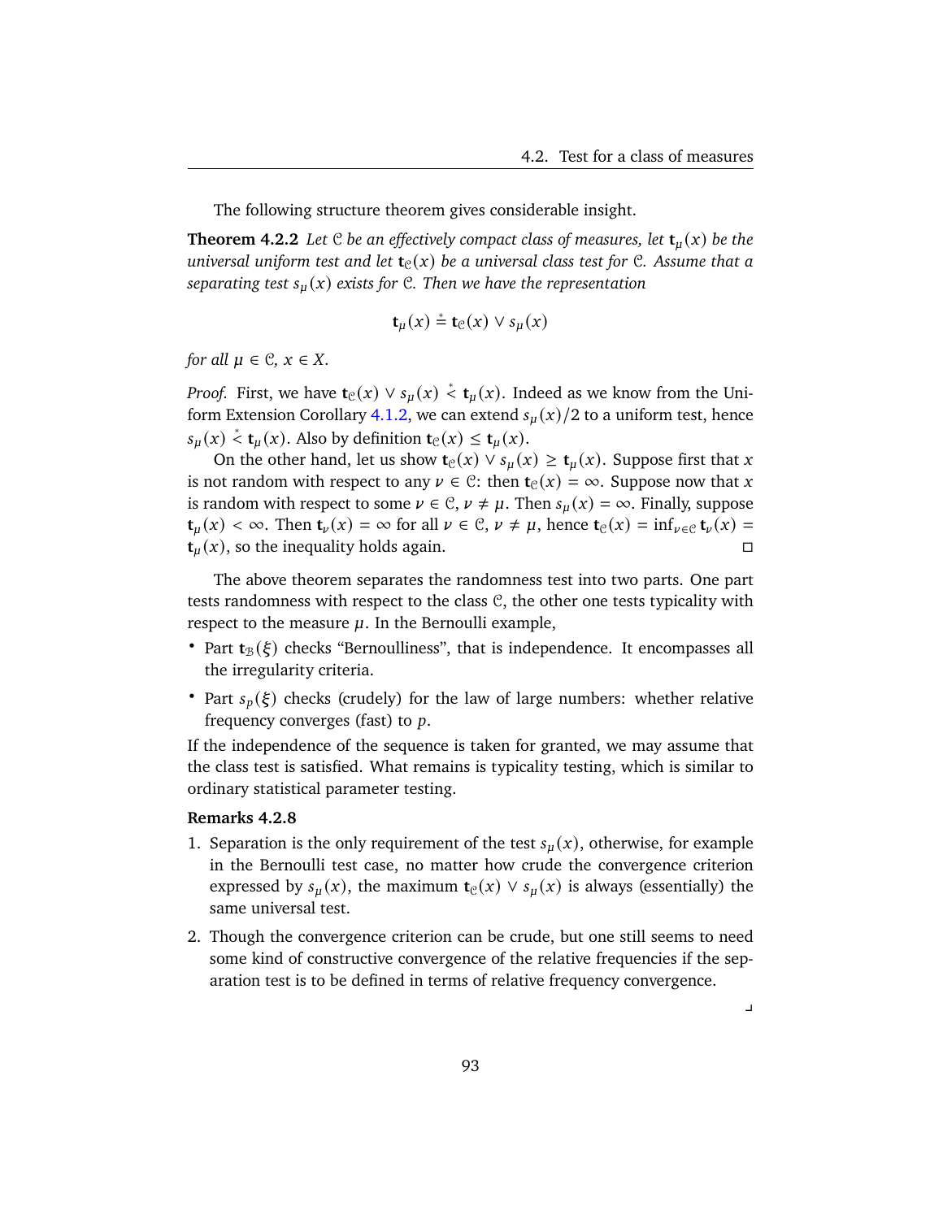The following structure theorem gives considerable insight.

**Theorem 4.2.2** *Let $\mathcal{C}$ be an effectively compact class of measures, let $\mathbf{t}_\mu(x)$ be the universal uniform test and let $\mathbf{t}_\mathcal{C}(x)$ be a universal class test for $\mathcal{C}$. Assume that a separating test $s_\mu(x)$ exists for $\mathcal{C}$. Then we have the representation*

$$\mathbf{t}_\mu(x) \stackrel{*}{=} \mathbf{t}_\mathcal{C}(x) \vee s_\mu(x)$$

*for all $\mu \in \mathcal{C}$, $x \in X$.*

*Proof.* First, we have $\mathbf{t}_\mathcal{C}(x) \vee s_\mu(x) \stackrel{*}{<} \mathbf{t}_\mu(x)$. Indeed as we know from the Uniform Extension Corollary 4.1.2, we can extend $s_\mu(x)/2$ to a uniform test, hence $s_\mu(x) \stackrel{*}{<} \mathbf{t}_\mu(x)$. Also by definition $\mathbf{t}_\mathcal{C}(x) \le \mathbf{t}_\mu(x)$.

On the other hand, let us show $\mathbf{t}_\mathcal{C}(x) \vee s_\mu(x) \ge \mathbf{t}_\mu(x)$. Suppose first that $x$ is not random with respect to any $\nu \in \mathcal{C}$: then $\mathbf{t}_\mathcal{C}(x) = \infty$. Suppose now that $x$ is random with respect to some $\nu \in \mathcal{C}$, $\nu \ne \mu$. Then $s_\mu(x) = \infty$. Finally, suppose $\mathbf{t}_\mu(x) < \infty$. Then $\mathbf{t}_\nu(x) = \infty$ for all $\nu \in \mathcal{C}$, $\nu \ne \mu$, hence $\mathbf{t}_\mathcal{C}(x) = \inf_{\nu\in\mathcal{C}} \mathbf{t}_\nu(x) = \mathbf{t}_\mu(x)$, so the inequality holds again. □

The above theorem separates the randomness test into two parts. One part tests randomness with respect to the class $\mathcal{C}$, the other one tests typicality with respect to the measure $\mu$. In the Bernoulli example,

- Part $\mathbf{t}_\mathcal{B}(\xi)$ checks "Bernoulliness", that is independence. It encompasses all the irregularity criteria.
- Part $s_p(\xi)$ checks (crudely) for the law of large numbers: whether relative frequency converges (fast) to $p$.

If the independence of the sequence is taken for granted, we may assume that the class test is satisfied. What remains is typicality testing, which is similar to ordinary statistical parameter testing.

**Remarks 4.2.8**

1. Separation is the only requirement of the test $s_\mu(x)$, otherwise, for example in the Bernoulli test case, no matter how crude the convergence criterion expressed by $s_\mu(x)$, the maximum $\mathbf{t}_\mathcal{C}(x) \vee s_\mu(x)$ is always (essentially) the same universal test.
2. Though the convergence criterion can be crude, but one still seems to need some kind of constructive convergence of the relative frequencies if the separation test is to be defined in terms of relative frequency convergence.

⌟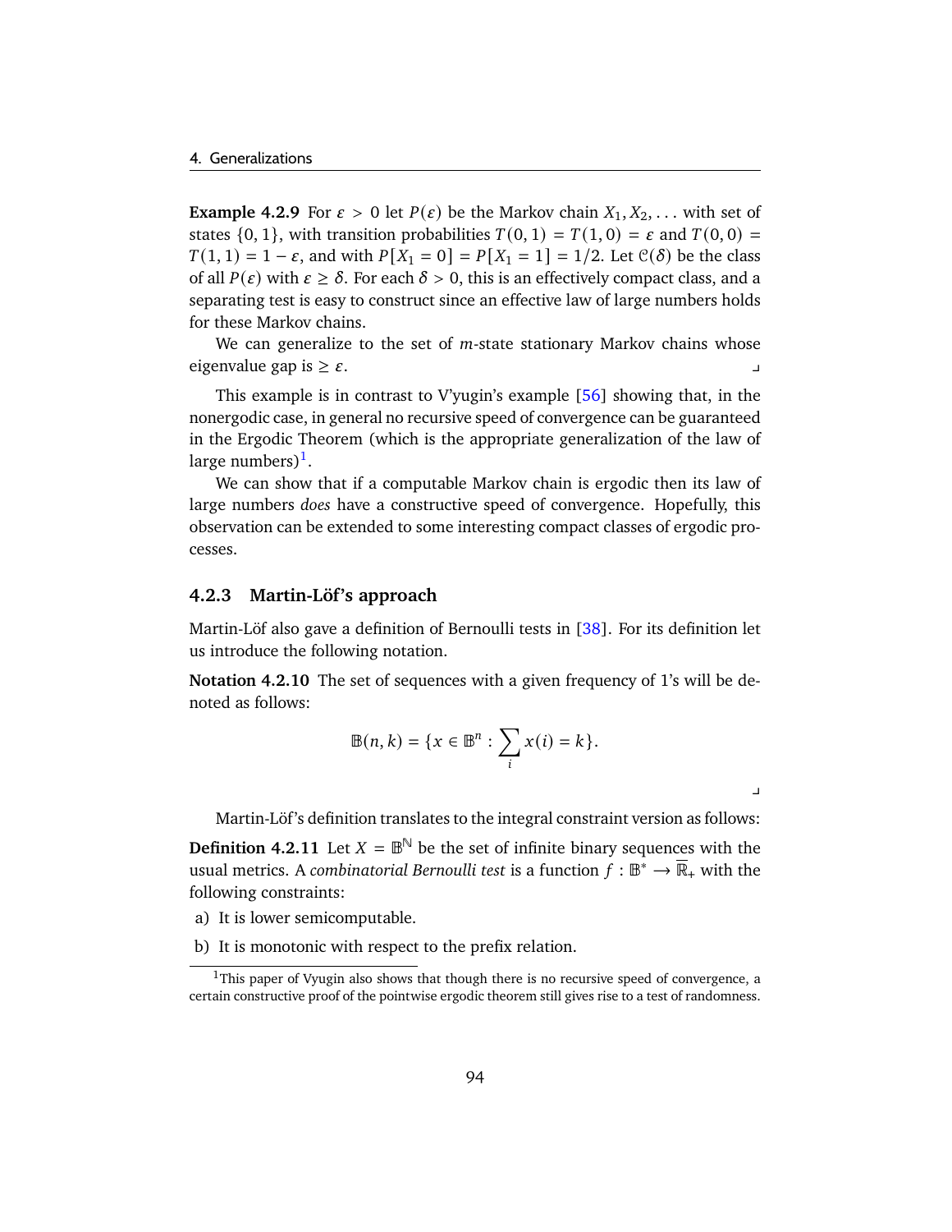**Example 4.2.9** For $\varepsilon > 0$ let $P(\varepsilon)$ be the Markov chain $X_1, X_2, \ldots$ with set of states $\{0, 1\}$, with transition probabilities $T(0,1) = T(1,0) = \varepsilon$ and $T(0,0) = T(1,1) = 1 - \varepsilon$, and with $P[X_1 = 0] = P[X_1 = 1] = 1/2$. Let $\mathcal{C}(\delta)$ be the class of all $P(\varepsilon)$ with $\varepsilon \geq \delta$. For each $\delta > 0$, this is an effectively compact class, and a separating test is easy to construct since an effective law of large numbers holds for these Markov chains.

We can generalize to the set of $m$-state stationary Markov chains whose eigenvalue gap is $\geq \varepsilon$. ⌟

This example is in contrast to V'yugin's example [56] showing that, in the nonergodic case, in general no recursive speed of convergence can be guaranteed in the Ergodic Theorem (which is the appropriate generalization of the law of large numbers)[1].

We can show that if a computable Markov chain is ergodic then its law of large numbers *does* have a constructive speed of convergence. Hopefully, this observation can be extended to some interesting compact classes of ergodic processes.

### 4.2.3 Martin-Löf's approach

Martin-Löf also gave a definition of Bernoulli tests in [38]. For its definition let us introduce the following notation.

**Notation 4.2.10** The set of sequences with a given frequency of 1's will be denoted as follows:

$$\mathbb{B}(n,k) = \{x \in \mathbb{B}^n : \sum_i x(i) = k\}.$$

⌟

Martin-Löf's definition translates to the integral constraint version as follows:

**Definition 4.2.11** Let $X = \mathbb{B}^{\mathbb{N}}$ be the set of infinite binary sequences with the usual metrics. A *combinatorial Bernoulli test* is a function $f : \mathbb{B}^* \to \overline{\mathbb{R}}_+$ with the following constraints:

a) It is lower semicomputable.

b) It is monotonic with respect to the prefix relation.

[1] This paper of Vyugin also shows that though there is no recursive speed of convergence, a certain constructive proof of the pointwise ergodic theorem still gives rise to a test of randomness.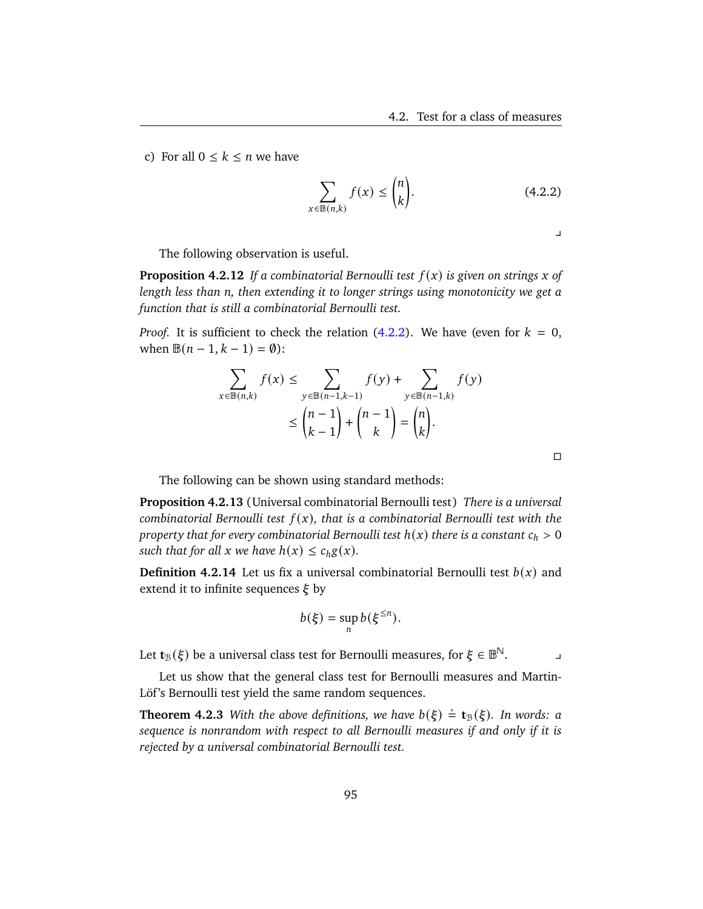c) For all $0 \le k \le n$ we have

$$\sum_{x \in \mathbb{B}(n,k)} f(x) \le \binom{n}{k}. \tag{4.2.2}$$

⌟

The following observation is useful.

**Proposition 4.2.12** *If a combinatorial Bernoulli test $f(x)$ is given on strings $x$ of length less than $n$, then extending it to longer strings using monotonicity we get a function that is still a combinatorial Bernoulli test.*

*Proof.* It is sufficient to check the relation (4.2.2). We have (even for $k = 0$, when $\mathbb{B}(n-1, k-1) = \emptyset$):

$$\begin{aligned}\sum_{x \in \mathbb{B}(n,k)} f(x) &\le \sum_{y \in \mathbb{B}(n-1,k-1)} f(y) + \sum_{y \in \mathbb{B}(n-1,k)} f(y) \\ &\le \binom{n-1}{k-1} + \binom{n-1}{k} = \binom{n}{k}.\end{aligned}$$

□

The following can be shown using standard methods:

**Proposition 4.2.13** (Universal combinatorial Bernoulli test) *There is a universal combinatorial Bernoulli test $f(x)$, that is a combinatorial Bernoulli test with the property that for every combinatorial Bernoulli test $h(x)$ there is a constant $c_h > 0$ such that for all $x$ we have $h(x) \le c_h g(x)$.*

**Definition 4.2.14** Let us fix a universal combinatorial Bernoulli test $b(x)$ and extend it to infinite sequences $\xi$ by

$$b(\xi) = \sup_n b(\xi^{\le n}).$$

Let $\mathbf{t}_{\mathcal{B}}(\xi)$ be a universal class test for Bernoulli measures, for $\xi \in \mathbb{B}^{\mathbb{N}}$. ⌟

Let us show that the general class test for Bernoulli measures and Martin-Löf's Bernoulli test yield the same random sequences.

**Theorem 4.2.3** *With the above definitions, we have $b(\xi) \stackrel{*}{=} \mathbf{t}_{\mathcal{B}}(\xi)$. In words: a sequence is nonrandom with respect to all Bernoulli measures if and only if it is rejected by a universal combinatorial Bernoulli test.*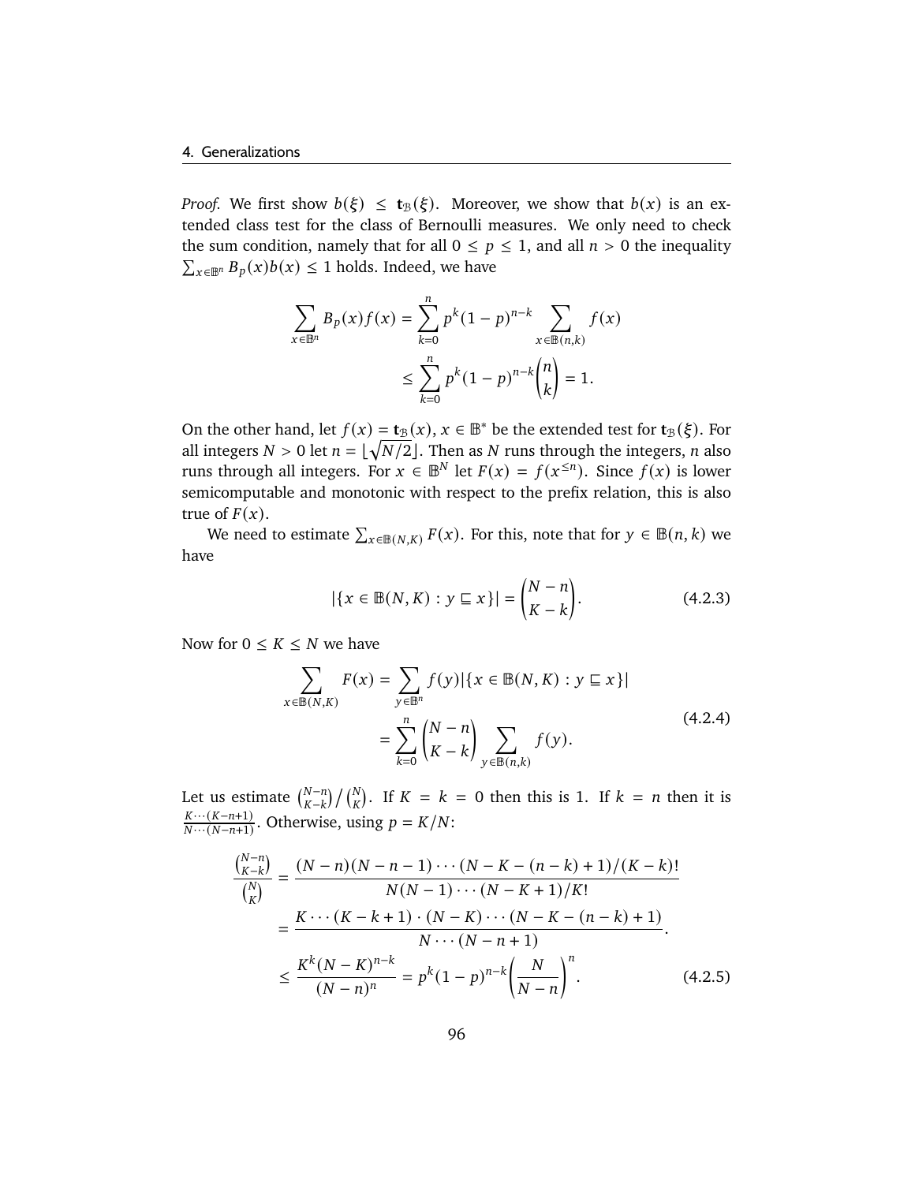*Proof.* We first show $b(\xi) \le \mathbf{t}_{\mathcal{B}}(\xi)$. Moreover, we show that $b(x)$ is an extended class test for the class of Bernoulli measures. We only need to check the sum condition, namely that for all $0 \le p \le 1$, and all $n > 0$ the inequality $\sum_{x \in \mathbb{B}^n} B_p(x) b(x) \le 1$ holds. Indeed, we have

$$\sum_{x \in \mathbb{B}^n} B_p(x) f(x) = \sum_{k=0}^{n} p^k (1-p)^{n-k} \sum_{x \in \mathbb{B}(n,k)} f(x)$$

$$\le \sum_{k=0}^{n} p^k (1-p)^{n-k} \binom{n}{k} = 1.$$

On the other hand, let $f(x) = \mathbf{t}_{\mathcal{B}}(x)$, $x \in \mathbb{B}^*$ be the extended test for $\mathbf{t}_{\mathcal{B}}(\xi)$. For all integers $N > 0$ let $n = \lfloor \sqrt{N/2} \rfloor$. Then as $N$ runs through the integers, $n$ also runs through all integers. For $x \in \mathbb{B}^N$ let $F(x) = f(x^{\le n})$. Since $f(x)$ is lower semicomputable and monotonic with respect to the prefix relation, this is also true of $F(x)$.

We need to estimate $\sum_{x \in \mathbb{B}(N,K)} F(x)$. For this, note that for $y \in \mathbb{B}(n,k)$ we have

$$|\{x \in \mathbb{B}(N,K) : y \sqsubseteq x\}| = \binom{N-n}{K-k}. \tag{4.2.3}$$

Now for $0 \le K \le N$ we have

$$\begin{aligned}
\sum_{x \in \mathbb{B}(N,K)} F(x) &= \sum_{y \in \mathbb{B}^n} f(y) |\{x \in \mathbb{B}(N,K) : y \sqsubseteq x\}| \\
&= \sum_{k=0}^{n} \binom{N-n}{K-k} \sum_{y \in \mathbb{B}(n,k)} f(y).
\end{aligned} \tag{4.2.4}$$

Let us estimate $\binom{N-n}{K-k} / \binom{N}{K}$. If $K = k = 0$ then this is 1. If $k = n$ then it is $\frac{K \cdots (K-n+1)}{N \cdots (N-n+1)}$. Otherwise, using $p = K/N$:

$$\begin{aligned}
\frac{\binom{N-n}{K-k}}{\binom{N}{K}} &= \frac{(N-n)(N-n-1)\cdots(N-K-(n-k)+1)/(K-k)!}{N(N-1)\cdots(N-K+1)/K!} \\
&= \frac{K \cdots (K-k+1) \cdot (N-K) \cdots (N-K-(n-k)+1)}{N \cdots (N-n+1)}. \\
&\le \frac{K^k (N-K)^{n-k}}{(N-n)^n} = p^k (1-p)^{n-k} \left( \frac{N}{N-n} \right)^n.
\end{aligned} \tag{4.2.5}$$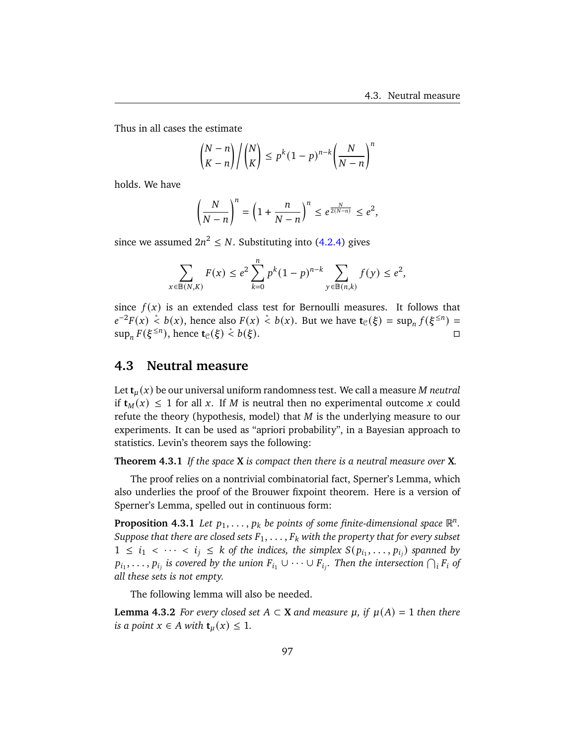Thus in all cases the estimate

$$\binom{N-n}{K-n} \Big/ \binom{N}{K} \le p^k (1-p)^{n-k} \left( \frac{N}{N-n} \right)^n$$

holds. We have

$$\left( \frac{N}{N-n} \right)^n = \left( 1 + \frac{n}{N-n} \right)^n \le e^{\frac{N}{2(N-n)}} \le e^2,$$

since we assumed $2n^2 \le N$. Substituting into (4.2.4) gives

$$\sum_{x \in \mathbb{B}(N,K)} F(x) \le e^2 \sum_{k=0}^{n} p^k (1-p)^{n-k} \sum_{y \in \mathbb{B}(n,k)} f(y) \le e^2,$$

since $f(x)$ is an extended class test for Bernoulli measures. It follows that $e^{-2} F(x) \overset{*}{<} b(x)$, hence also $F(x) \overset{*}{<} b(x)$. But we have $\mathbf{t}_{\mathcal{C}}(\xi) = \sup_n f(\xi^{\le n}) = \sup_n F(\xi^{\le n})$, hence $\mathbf{t}_{\mathcal{C}}(\xi) \overset{*}{<} b(\xi)$. □

## 4.3 Neutral measure

Let $\mathbf{t}_\mu(x)$ be our universal uniform randomness test. We call a measure $M$ *neutral* if $\mathbf{t}_M(x) \le 1$ for all $x$. If $M$ is neutral then no experimental outcome $x$ could refute the theory (hypothesis, model) that $M$ is the underlying measure to our experiments. It can be used as "apriori probability", in a Bayesian approach to statistics. Levin's theorem says the following:

**Theorem 4.3.1** *If the space $\mathbf{X}$ is compact then there is a neutral measure over $\mathbf{X}$.*

The proof relies on a nontrivial combinatorial fact, Sperner's Lemma, which also underlies the proof of the Brouwer fixpoint theorem. Here is a version of Sperner's Lemma, spelled out in continuous form:

**Proposition 4.3.1** *Let $p_1, \dots, p_k$ be points of some finite-dimensional space $\mathbb{R}^n$. Suppose that there are closed sets $F_1, \dots, F_k$ with the property that for every subset $1 \le i_1 < \dots < i_j \le k$ of the indices, the simplex $S(p_{i_1}, \dots, p_{i_j})$ spanned by $p_{i_1}, \dots, p_{i_j}$ is covered by the union $F_{i_1} \cup \dots \cup F_{i_j}$. Then the intersection $\bigcap_i F_i$ of all these sets is not empty.*

The following lemma will also be needed.

**Lemma 4.3.2** *For every closed set $A \subset \mathbf{X}$ and measure $\mu$, if $\mu(A) = 1$ then there is a point $x \in A$ with $\mathbf{t}_\mu(x) \le 1$.*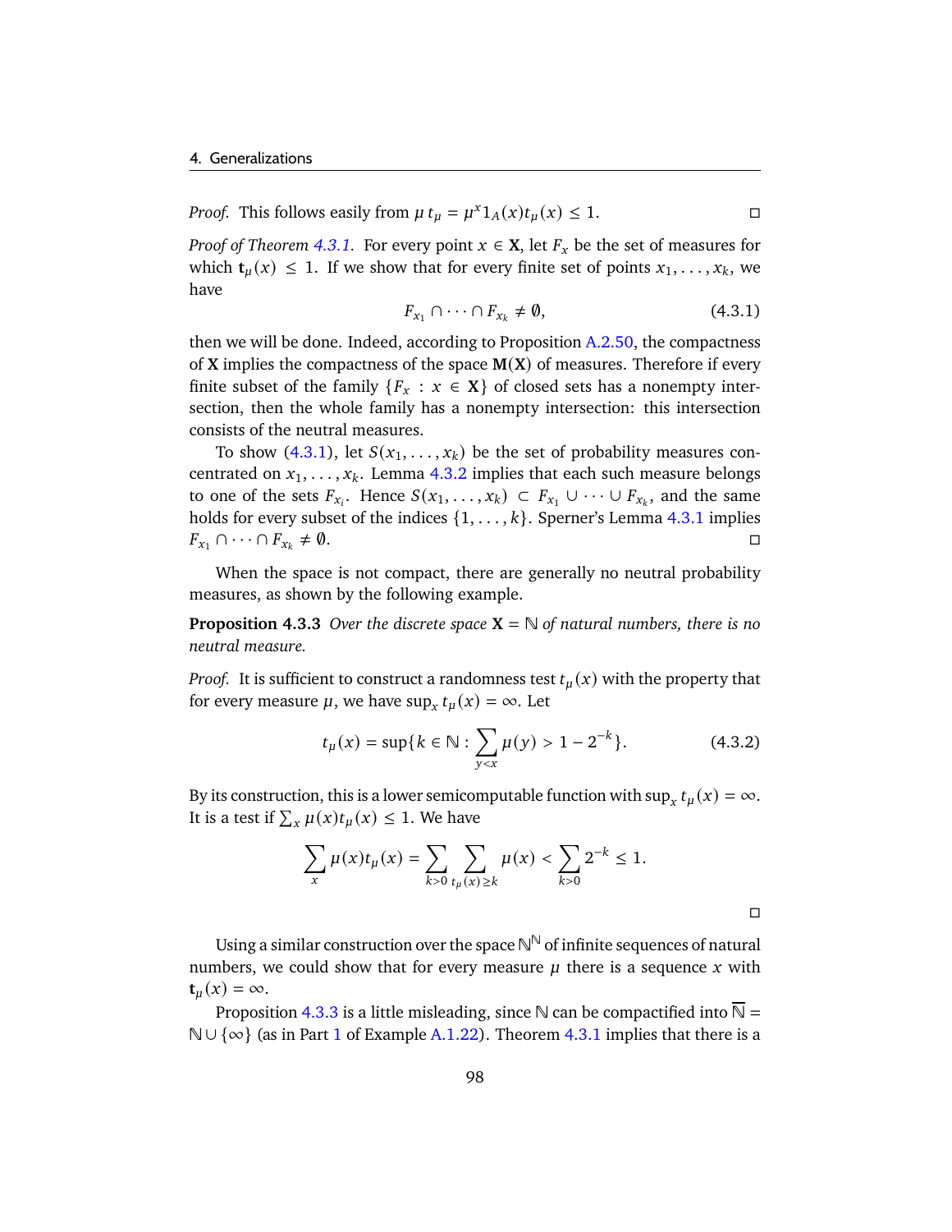*Proof.* This follows easily from $\mu\, t_\mu = \mu^x 1_A(x) t_\mu(x) \le 1$. □

*Proof of Theorem 4.3.1.* For every point $x \in \mathbf{X}$, let $F_x$ be the set of measures for which $\mathbf{t}_\mu(x) \le 1$. If we show that for every finite set of points $x_1, \dots, x_k$, we have

$$F_{x_1} \cap \dots \cap F_{x_k} \ne \emptyset, \tag{4.3.1}$$

then we will be done. Indeed, according to Proposition A.2.50, the compactness of $\mathbf{X}$ implies the compactness of the space $\mathbf{M}(\mathbf{X})$ of measures. Therefore if every finite subset of the family $\{F_x : x \in \mathbf{X}\}$ of closed sets has a nonempty intersection, then the whole family has a nonempty intersection: this intersection consists of the neutral measures.

To show (4.3.1), let $S(x_1, \dots, x_k)$ be the set of probability measures concentrated on $x_1, \dots, x_k$. Lemma 4.3.2 implies that each such measure belongs to one of the sets $F_{x_i}$. Hence $S(x_1, \dots, x_k) \subset F_{x_1} \cup \dots \cup F_{x_k}$, and the same holds for every subset of the indices $\{1, \dots, k\}$. Sperner's Lemma 4.3.1 implies $F_{x_1} \cap \dots \cap F_{x_k} \ne \emptyset$. □

When the space is not compact, there are generally no neutral probability measures, as shown by the following example.

**Proposition 4.3.3** *Over the discrete space $\mathbf{X} = \mathbb{N}$ of natural numbers, there is no neutral measure.*

*Proof.* It is sufficient to construct a randomness test $t_\mu(x)$ with the property that for every measure $\mu$, we have $\sup_x t_\mu(x) = \infty$. Let

$$t_\mu(x) = \sup\{k \in \mathbb{N} : \sum_{y<x} \mu(y) > 1 - 2^{-k}\}. \tag{4.3.2}$$

By its construction, this is a lower semicomputable function with $\sup_x t_\mu(x) = \infty$. It is a test if $\sum_x \mu(x) t_\mu(x) \le 1$. We have

$$\sum_x \mu(x) t_\mu(x) = \sum_{k>0} \sum_{t_\mu(x) \ge k} \mu(x) < \sum_{k>0} 2^{-k} \le 1.$$

□

Using a similar construction over the space $\mathbb{N}^{\mathbb{N}}$ of infinite sequences of natural numbers, we could show that for every measure $\mu$ there is a sequence $x$ with $\mathbf{t}_\mu(x) = \infty$.

Proposition 4.3.3 is a little misleading, since $\mathbb{N}$ can be compactified into $\overline{\mathbb{N}} = \mathbb{N} \cup \{\infty\}$ (as in Part 1 of Example A.1.22). Theorem 4.3.1 implies that there is a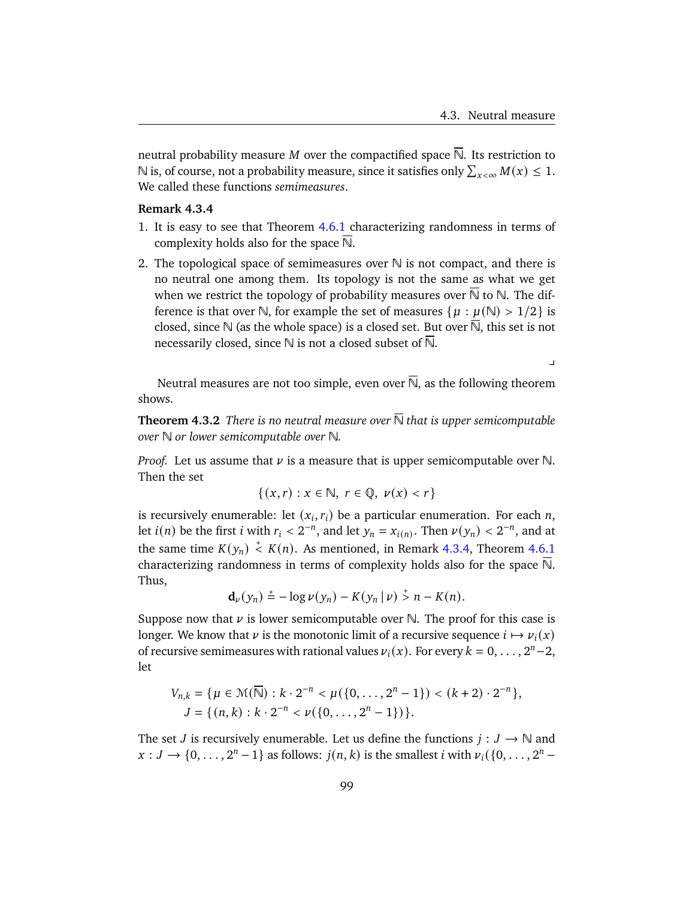neutral probability measure $M$ over the compactified space $\overline{\mathbb{N}}$. Its restriction to $\mathbb{N}$ is, of course, not a probability measure, since it satisfies only $\sum_{x<\infty} M(x) \le 1$. We called these functions *semimeasures*.

**Remark 4.3.4**

1. It is easy to see that Theorem 4.6.1 characterizing randomness in terms of complexity holds also for the space $\overline{\mathbb{N}}$.
2. The topological space of semimeasures over $\mathbb{N}$ is not compact, and there is no neutral one among them. Its topology is not the same as what we get when we restrict the topology of probability measures over $\overline{\mathbb{N}}$ to $\mathbb{N}$. The difference is that over $\mathbb{N}$, for example the set of measures $\{\mu : \mu(\mathbb{N}) > 1/2\}$ is closed, since $\mathbb{N}$ (as the whole space) is a closed set. But over $\overline{\mathbb{N}}$, this set is not necessarily closed, since $\mathbb{N}$ is not a closed subset of $\overline{\mathbb{N}}$.

⌟

Neutral measures are not too simple, even over $\overline{\mathbb{N}}$, as the following theorem shows.

**Theorem 4.3.2** *There is no neutral measure over $\overline{\mathbb{N}}$ that is upper semicomputable over $\mathbb{N}$ or lower semicomputable over $\mathbb{N}$.*

*Proof.* Let us assume that $\nu$ is a measure that is upper semicomputable over $\mathbb{N}$. Then the set

$$\{(x, r) : x \in \mathbb{N},\ r \in \mathbb{Q},\ \nu(x) < r\}$$

is recursively enumerable: let $(x_i, r_i)$ be a particular enumeration. For each $n$, let $i(n)$ be the first $i$ with $r_i < 2^{-n}$, and let $y_n = x_{i(n)}$. Then $\nu(y_n) < 2^{-n}$, and at the same time $K(y_n) \overset{+}{<} K(n)$. As mentioned, in Remark 4.3.4, Theorem 4.6.1 characterizing randomness in terms of complexity holds also for the space $\overline{\mathbb{N}}$. Thus,

$$\mathbf{d}_\nu(y_n) \overset{\pm}{=} -\log \nu(y_n) - K(y_n \mid \nu) \overset{+}{>} n - K(n).$$

Suppose now that $\nu$ is lower semicomputable over $\mathbb{N}$. The proof for this case is longer. We know that $\nu$ is the monotonic limit of a recursive sequence $i \mapsto \nu_i(x)$ of recursive semimeasures with rational values $\nu_i(x)$. For every $k = 0, \dots, 2^n - 2$, let

$$\begin{aligned}
V_{n,k} &= \{\mu \in \mathcal{M}(\overline{\mathbb{N}}) : k \cdot 2^{-n} < \mu(\{0, \dots, 2^n - 1\}) < (k+2) \cdot 2^{-n}\}, \\
J &= \{(n, k) : k \cdot 2^{-n} < \nu(\{0, \dots, 2^n - 1\})\}.
\end{aligned}$$

The set $J$ is recursively enumerable. Let us define the functions $j : J \to \mathbb{N}$ and $x : J \to \{0, \dots, 2^n - 1\}$ as follows: $j(n, k)$ is the smallest $i$ with $\nu_i(\{0, \dots, 2^n -$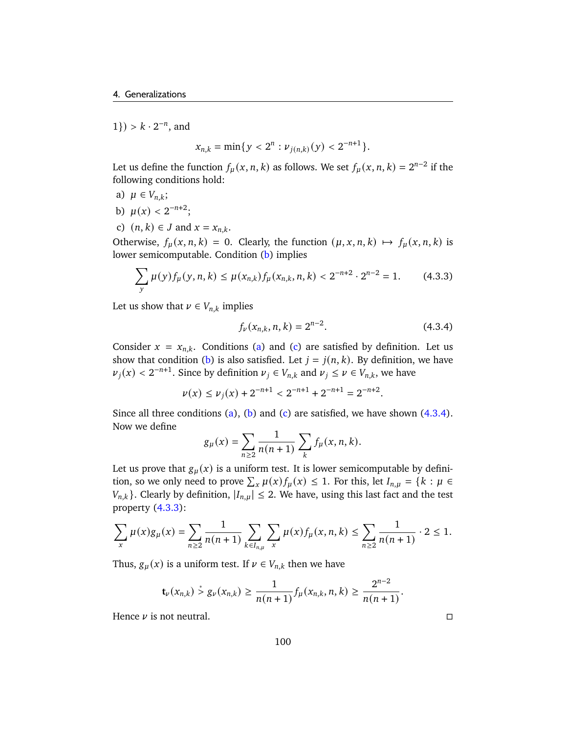$1\}) > k \cdot 2^{-n}$, and

$$x_{n,k} = \min\{y < 2^n : \nu_{j(n,k)}(y) < 2^{-n+1}\}.$$

Let us define the function $f_\mu(x, n, k)$ as follows. We set $f_\mu(x, n, k) = 2^{n-2}$ if the following conditions hold:

a) $\mu \in V_{n,k}$;

b) $\mu(x) < 2^{-n+2}$;

c) $(n, k) \in J$ and $x = x_{n,k}$.

Otherwise, $f_\mu(x, n, k) = 0$. Clearly, the function $(\mu, x, n, k) \mapsto f_\mu(x, n, k)$ is lower semicomputable. Condition (b) implies

$$\sum_y \mu(y) f_\mu(y, n, k) \le \mu(x_{n,k}) f_\mu(x_{n,k}, n, k) < 2^{-n+2} \cdot 2^{n-2} = 1. \tag{4.3.3}$$

Let us show that $\nu \in V_{n,k}$ implies

$$f_\nu(x_{n,k}, n, k) = 2^{n-2}. \tag{4.3.4}$$

Consider $x = x_{n,k}$. Conditions (a) and (c) are satisfied by definition. Let us show that condition (b) is also satisfied. Let $j = j(n, k)$. By definition, we have $\nu_j(x) < 2^{-n+1}$. Since by definition $\nu_j \in V_{n,k}$ and $\nu_j \le \nu \in V_{n,k}$, we have

$$\nu(x) \le \nu_j(x) + 2^{-n+1} < 2^{-n+1} + 2^{-n+1} = 2^{-n+2}.$$

Since all three conditions (a), (b) and (c) are satisfied, we have shown (4.3.4). Now we define

$$g_\mu(x) = \sum_{n \ge 2} \frac{1}{n(n+1)} \sum_k f_\mu(x, n, k).$$

Let us prove that $g_\mu(x)$ is a uniform test. It is lower semicomputable by definition, so we only need to prove $\sum_x \mu(x) f_\mu(x) \le 1$. For this, let $I_{n,\mu} = \{k : \mu \in V_{n,k}\}$. Clearly by definition, $|I_{n,\mu}| \le 2$. We have, using this last fact and the test property (4.3.3):

$$\sum_x \mu(x) g_\mu(x) = \sum_{n \ge 2} \frac{1}{n(n+1)} \sum_{k \in I_{n,\mu}} \sum_x \mu(x) f_\mu(x, n, k) \le \sum_{n \ge 2} \frac{1}{n(n+1)} \cdot 2 \le 1.$$

Thus, $g_\mu(x)$ is a uniform test. If $\nu \in V_{n,k}$ then we have

$$\mathbf{t}_\nu(x_{n,k}) \overset{*}{>} g_\nu(x_{n,k}) \ge \frac{1}{n(n+1)} f_\mu(x_{n,k}, n, k) \ge \frac{2^{n-2}}{n(n+1)}.$$

Hence $\nu$ is not neutral. □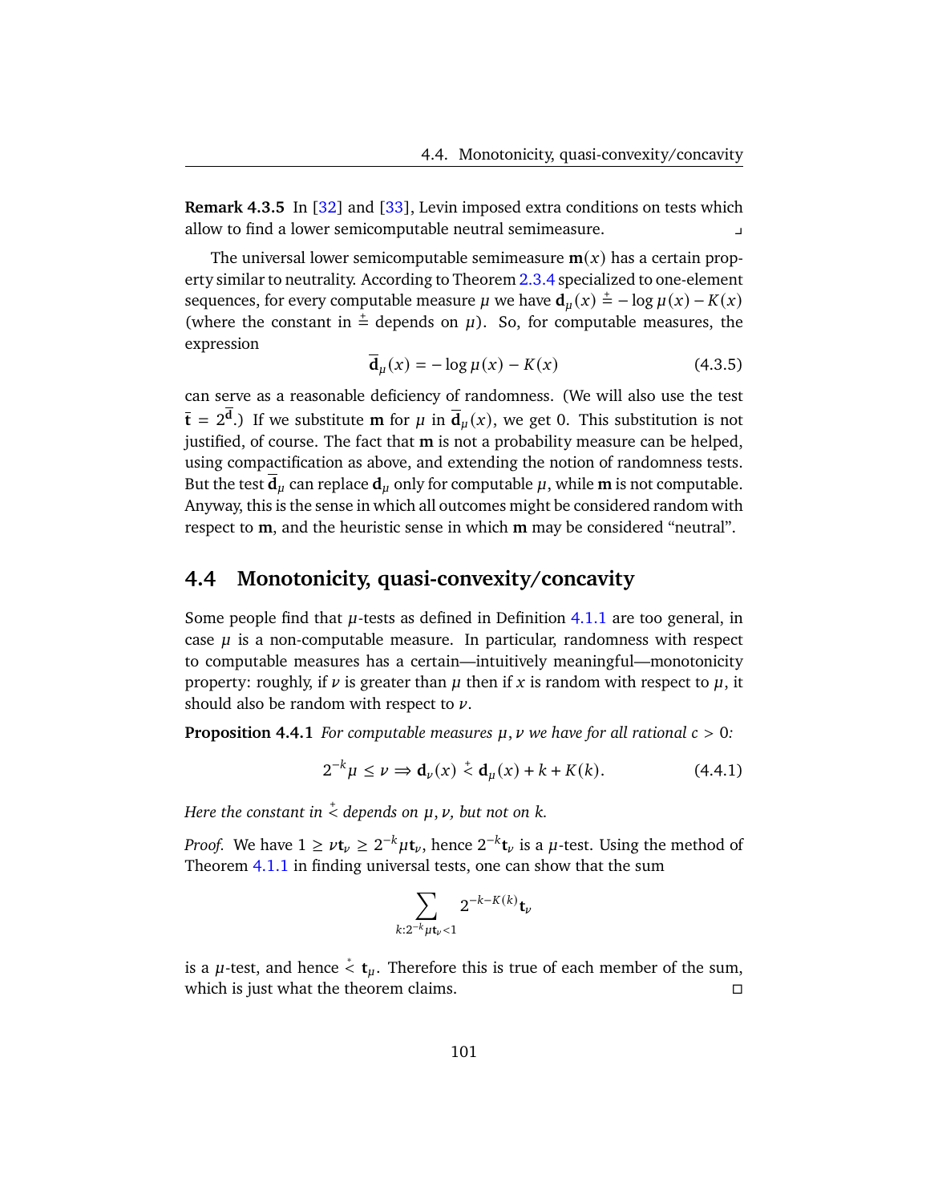**Remark 4.3.5** In [32] and [33], Levin imposed extra conditions on tests which allow to find a lower semicomputable neutral semimeasure. ⌟

The universal lower semicomputable semimeasure $\mathbf{m}(x)$ has a certain property similar to neutrality. According to Theorem 2.3.4 specialized to one-element sequences, for every computable measure $\mu$ we have $\mathbf{d}_\mu(x) \stackrel{+}{=} -\log \mu(x) - K(x)$ (where the constant in $\stackrel{+}{=}$ depends on $\mu$). So, for computable measures, the expression

$$\overline{\mathbf{d}}_\mu(x) = -\log \mu(x) - K(x) \tag{4.3.5}$$

can serve as a reasonable deficiency of randomness. (We will also use the test $\overline{\mathbf{t}} = 2^{\overline{\mathbf{d}}}$.) If we substitute $\mathbf{m}$ for $\mu$ in $\overline{\mathbf{d}}_\mu(x)$, we get 0. This substitution is not justified, of course. The fact that $\mathbf{m}$ is not a probability measure can be helped, using compactification as above, and extending the notion of randomness tests. But the test $\overline{\mathbf{d}}_\mu$ can replace $\mathbf{d}_\mu$ only for computable $\mu$, while $\mathbf{m}$ is not computable. Anyway, this is the sense in which all outcomes might be considered random with respect to $\mathbf{m}$, and the heuristic sense in which $\mathbf{m}$ may be considered "neutral".

## 4.4 Monotonicity, quasi-convexity/concavity

Some people find that $\mu$-tests as defined in Definition 4.1.1 are too general, in case $\mu$ is a non-computable measure. In particular, randomness with respect to computable measures has a certain—intuitively meaningful—monotonicity property: roughly, if $\nu$ is greater than $\mu$ then if $x$ is random with respect to $\mu$, it should also be random with respect to $\nu$.

**Proposition 4.4.1** *For computable measures $\mu, \nu$ we have for all rational $c > 0$:*

$$2^{-k}\mu \le \nu \Rightarrow \mathbf{d}_\nu(x) \stackrel{+}{<} \mathbf{d}_\mu(x) + k + K(k). \tag{4.4.1}$$

*Here the constant in $\stackrel{+}{<}$ depends on $\mu, \nu$, but not on $k$.*

*Proof.* We have $1 \ge \nu \mathbf{t}_\nu \ge 2^{-k}\mu \mathbf{t}_\nu$, hence $2^{-k}\mathbf{t}_\nu$ is a $\mu$-test. Using the method of Theorem 4.1.1 in finding universal tests, one can show that the sum

$$\sum_{k : 2^{-k}\mu \mathbf{t}_\nu < 1} 2^{-k-K(k)}\mathbf{t}_\nu$$

is a $\mu$-test, and hence $\stackrel{*}{<} \mathbf{t}_\mu$. Therefore this is true of each member of the sum, which is just what the theorem claims. □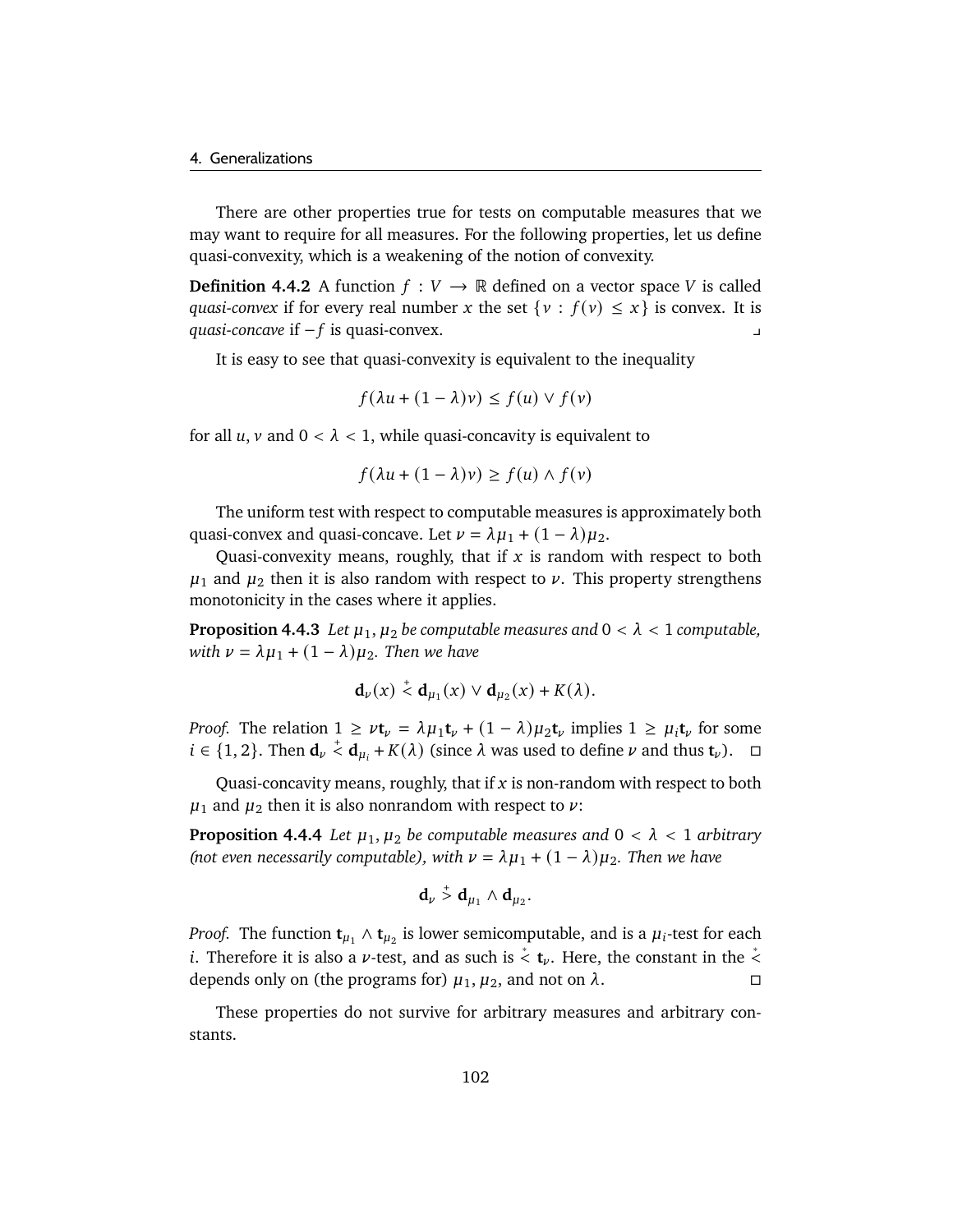There are other properties true for tests on computable measures that we may want to require for all measures. For the following properties, let us define quasi-convexity, which is a weakening of the notion of convexity.

**Definition 4.4.2** A function $f : V \to \mathbb{R}$ defined on a vector space $V$ is called *quasi-convex* if for every real number $x$ the set $\{v : f(v) \leq x\}$ is convex. It is *quasi-concave* if $-f$ is quasi-convex. ⌟

It is easy to see that quasi-convexity is equivalent to the inequality

$$f(\lambda u + (1-\lambda)v) \leq f(u) \vee f(v)$$

for all $u, v$ and $0 < \lambda < 1$, while quasi-concavity is equivalent to

$$f(\lambda u + (1-\lambda)v) \geq f(u) \wedge f(v)$$

The uniform test with respect to computable measures is approximately both quasi-convex and quasi-concave. Let $\nu = \lambda\mu_1 + (1-\lambda)\mu_2$.

Quasi-convexity means, roughly, that if $x$ is random with respect to both $\mu_1$ and $\mu_2$ then it is also random with respect to $\nu$. This property strengthens monotonicity in the cases where it applies.

**Proposition 4.4.3** *Let $\mu_1, \mu_2$ be computable measures and $0 < \lambda < 1$ computable, with $\nu = \lambda\mu_1 + (1-\lambda)\mu_2$. Then we have*

$$\mathbf{d}_\nu(x) \overset{+}{<} \mathbf{d}_{\mu_1}(x) \vee \mathbf{d}_{\mu_2}(x) + K(\lambda).$$

*Proof.* The relation $1 \geq \nu\mathbf{t}_\nu = \lambda\mu_1\mathbf{t}_\nu + (1-\lambda)\mu_2\mathbf{t}_\nu$ implies $1 \geq \mu_i\mathbf{t}_\nu$ for some $i \in \{1, 2\}$. Then $\mathbf{d}_\nu \overset{+}{<} \mathbf{d}_{\mu_i} + K(\lambda)$ (since $\lambda$ was used to define $\nu$ and thus $\mathbf{t}_\nu$). □

Quasi-concavity means, roughly, that if $x$ is non-random with respect to both $\mu_1$ and $\mu_2$ then it is also nonrandom with respect to $\nu$:

**Proposition 4.4.4** *Let $\mu_1, \mu_2$ be computable measures and $0 < \lambda < 1$ arbitrary (not even necessarily computable), with $\nu = \lambda\mu_1 + (1-\lambda)\mu_2$. Then we have*

$$\mathbf{d}_\nu \overset{+}{>} \mathbf{d}_{\mu_1} \wedge \mathbf{d}_{\mu_2}.$$

*Proof.* The function $\mathbf{t}_{\mu_1} \wedge \mathbf{t}_{\mu_2}$ is lower semicomputable, and is a $\mu_i$-test for each $i$. Therefore it is also a $\nu$-test, and as such is $\overset{*}{<} \mathbf{t}_\nu$. Here, the constant in the $\overset{*}{<}$ depends only on (the programs for) $\mu_1, \mu_2$, and not on $\lambda$. □

These properties do not survive for arbitrary measures and arbitrary constants.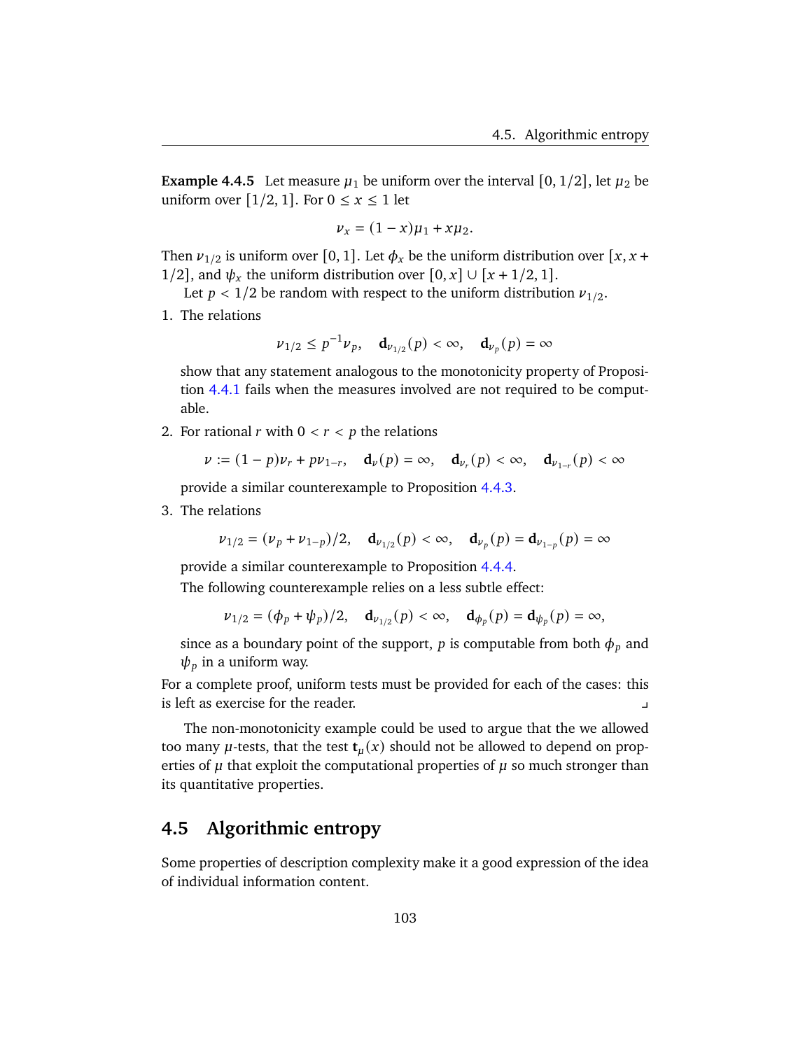**Example 4.4.5** Let measure $\mu_1$ be uniform over the interval $[0, 1/2]$, let $\mu_2$ be uniform over $[1/2, 1]$. For $0 \le x \le 1$ let

$$\nu_x = (1 - x)\mu_1 + x\mu_2.$$

Then $\nu_{1/2}$ is uniform over $[0, 1]$. Let $\phi_x$ be the uniform distribution over $[x, x + 1/2]$, and $\psi_x$ the uniform distribution over $[0, x] \cup [x + 1/2, 1]$.

Let $p < 1/2$ be random with respect to the uniform distribution $\nu_{1/2}$.

1. The relations

$$\nu_{1/2} \le p^{-1}\nu_p, \quad \mathbf{d}_{\nu_{1/2}}(p) < \infty, \quad \mathbf{d}_{\nu_p}(p) = \infty$$

   show that any statement analogous to the monotonicity property of Proposition 4.4.1 fails when the measures involved are not required to be computable.

2. For rational $r$ with $0 < r < p$ the relations

$$\nu := (1 - p)\nu_r + p\nu_{1-r}, \quad \mathbf{d}_\nu(p) = \infty, \quad \mathbf{d}_{\nu_r}(p) < \infty, \quad \mathbf{d}_{\nu_{1-r}}(p) < \infty$$

   provide a similar counterexample to Proposition 4.4.3.

3. The relations

$$\nu_{1/2} = (\nu_p + \nu_{1-p})/2, \quad \mathbf{d}_{\nu_{1/2}}(p) < \infty, \quad \mathbf{d}_{\nu_p}(p) = \mathbf{d}_{\nu_{1-p}}(p) = \infty$$

   provide a similar counterexample to Proposition 4.4.4.

   The following counterexample relies on a less subtle effect:

$$\nu_{1/2} = (\phi_p + \psi_p)/2, \quad \mathbf{d}_{\nu_{1/2}}(p) < \infty, \quad \mathbf{d}_{\phi_p}(p) = \mathbf{d}_{\psi_p}(p) = \infty,$$

   since as a boundary point of the support, $p$ is computable from both $\phi_p$ and $\psi_p$ in a uniform way.

For a complete proof, uniform tests must be provided for each of the cases: this is left as exercise for the reader. ⌟

The non-monotonicity example could be used to argue that the we allowed too many $\mu$-tests, that the test $\mathbf{t}_\mu(x)$ should not be allowed to depend on properties of $\mu$ that exploit the computational properties of $\mu$ so much stronger than its quantitative properties.

## 4.5 Algorithmic entropy

Some properties of description complexity make it a good expression of the idea of individual information content.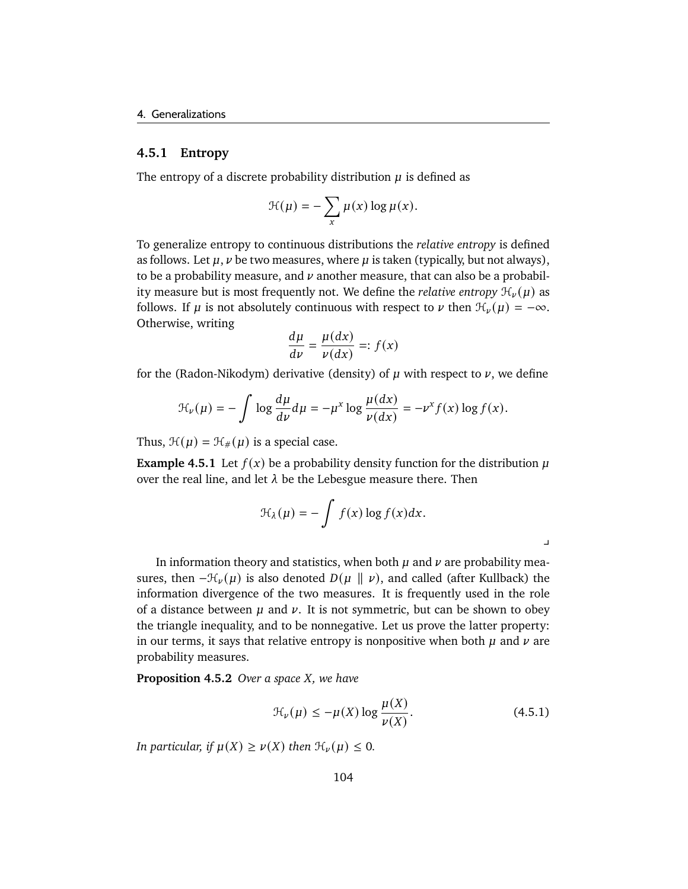### 4.5.1 Entropy

The entropy of a discrete probability distribution $\mu$ is defined as

$$\mathcal{H}(\mu) = -\sum_x \mu(x) \log \mu(x).$$

To generalize entropy to continuous distributions the *relative entropy* is defined as follows. Let $\mu, \nu$ be two measures, where $\mu$ is taken (typically, but not always), to be a probability measure, and $\nu$ another measure, that can also be a probability measure but is most frequently not. We define the *relative entropy* $\mathcal{H}_\nu(\mu)$ as follows. If $\mu$ is not absolutely continuous with respect to $\nu$ then $\mathcal{H}_\nu(\mu) = -\infty$. Otherwise, writing

$$\frac{d\mu}{d\nu} = \frac{\mu(dx)}{\nu(dx)} =: f(x)$$

for the (Radon-Nikodym) derivative (density) of $\mu$ with respect to $\nu$, we define

$$\mathcal{H}_\nu(\mu) = -\int \log \frac{d\mu}{d\nu} d\mu = -\mu^x \log \frac{\mu(dx)}{\nu(dx)} = -\nu^x f(x) \log f(x).$$

Thus, $\mathcal{H}(\mu) = \mathcal{H}_\#(\mu)$ is a special case.

**Example 4.5.1** Let $f(x)$ be a probability density function for the distribution $\mu$ over the real line, and let $\lambda$ be the Lebesgue measure there. Then

$$\mathcal{H}_\lambda(\mu) = -\int f(x) \log f(x) dx.$$

⌟

In information theory and statistics, when both $\mu$ and $\nu$ are probability measures, then $-\mathcal{H}_\nu(\mu)$ is also denoted $D(\mu \parallel \nu)$, and called (after Kullback) the information divergence of the two measures. It is frequently used in the role of a distance between $\mu$ and $\nu$. It is not symmetric, but can be shown to obey the triangle inequality, and to be nonnegative. Let us prove the latter property: in our terms, it says that relative entropy is nonpositive when both $\mu$ and $\nu$ are probability measures.

**Proposition 4.5.2** *Over a space X, we have*

$$\mathcal{H}_\nu(\mu) \leq -\mu(X) \log \frac{\mu(X)}{\nu(X)}. \tag{4.5.1}$$

*In particular, if $\mu(X) \geq \nu(X)$ then $\mathcal{H}_\nu(\mu) \leq 0$.*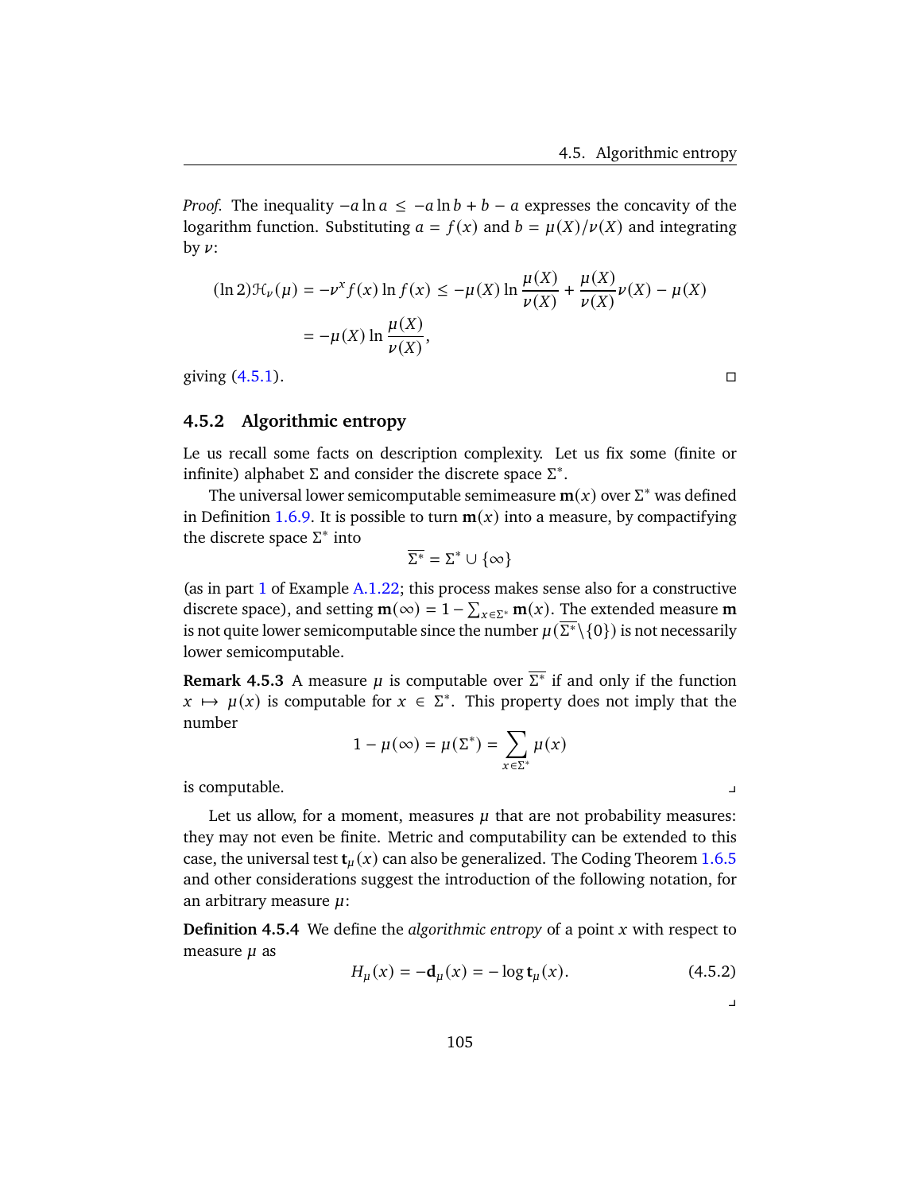*Proof.* The inequality $-a \ln a \le -a \ln b + b - a$ expresses the concavity of the logarithm function. Substituting $a = f(x)$ and $b = \mu(X)/\nu(X)$ and integrating by $\nu$:

$$
\begin{aligned}
(\ln 2)\mathcal{H}_\nu(\mu) = -\nu^x f(x) \ln f(x) &\le -\mu(X) \ln \frac{\mu(X)}{\nu(X)} + \frac{\mu(X)}{\nu(X)}\nu(X) - \mu(X) \\
&= -\mu(X) \ln \frac{\mu(X)}{\nu(X)},
\end{aligned}
$$

giving (4.5.1). □

### 4.5.2 Algorithmic entropy

Le us recall some facts on description complexity. Let us fix some (finite or infinite) alphabet $\Sigma$ and consider the discrete space $\Sigma^*$.

The universal lower semicomputable semimeasure $\mathbf{m}(x)$ over $\Sigma^*$ was defined in Definition 1.6.9. It is possible to turn $\mathbf{m}(x)$ into a measure, by compactifying the discrete space $\Sigma^*$ into

$$
\overline{\Sigma^*} = \Sigma^* \cup \{\infty\}
$$

(as in part 1 of Example A.1.22; this process makes sense also for a constructive discrete space), and setting $\mathbf{m}(\infty) = 1 - \sum_{x \in \Sigma^*} \mathbf{m}(x)$. The extended measure $\mathbf{m}$ is not quite lower semicomputable since the number $\mu(\overline{\Sigma^*} \setminus \{0\})$ is not necessarily lower semicomputable.

**Remark 4.5.3** A measure $\mu$ is computable over $\overline{\Sigma^*}$ if and only if the function $x \mapsto \mu(x)$ is computable for $x \in \Sigma^*$. This property does not imply that the number

$$
1 - \mu(\infty) = \mu(\Sigma^*) = \sum_{x \in \Sigma^*} \mu(x)
$$

is computable. ⌟

Let us allow, for a moment, measures $\mu$ that are not probability measures: they may not even be finite. Metric and computability can be extended to this case, the universal test $\mathbf{t}_\mu(x)$ can also be generalized. The Coding Theorem 1.6.5 and other considerations suggest the introduction of the following notation, for an arbitrary measure $\mu$:

**Definition 4.5.4** We define the *algorithmic entropy* of a point $x$ with respect to measure $\mu$ as

$$
H_\mu(x) = -\mathbf{d}_\mu(x) = -\log \mathbf{t}_\mu(x). \tag{4.5.2}
$$

⌟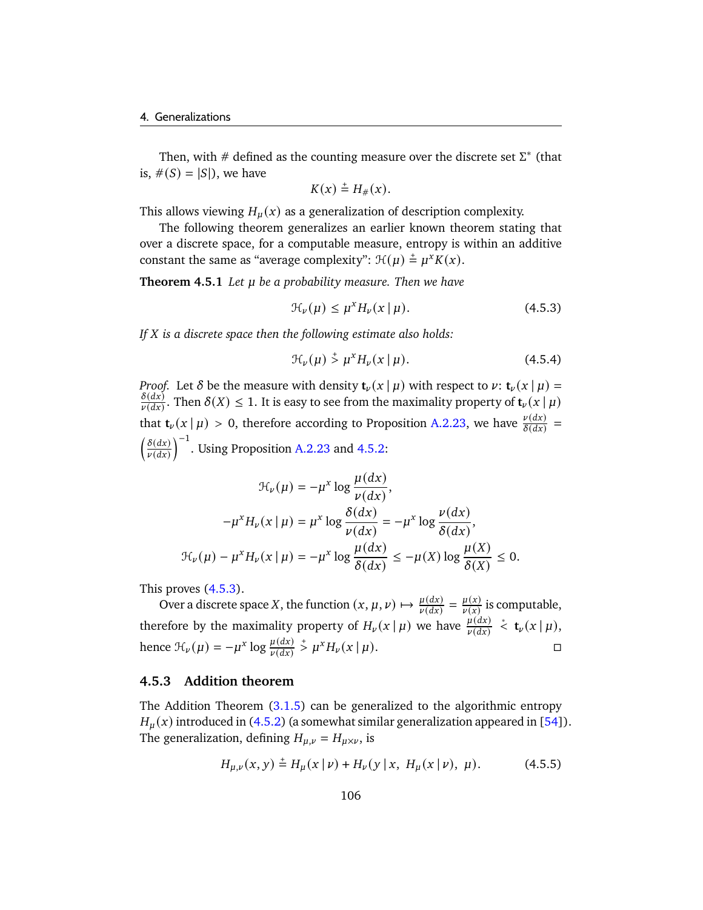Then, with # defined as the counting measure over the discrete set $\Sigma^*$ (that is, $\#(S) = |S|$), we have

$$K(x) \stackrel{+}{=} H_{\#}(x).$$

This allows viewing $H_\mu(x)$ as a generalization of description complexity.

The following theorem generalizes an earlier known theorem stating that over a discrete space, for a computable measure, entropy is within an additive constant the same as "average complexity": $\mathcal{H}(\mu) \stackrel{+}{=} \mu^x K(x)$.

**Theorem 4.5.1** *Let $\mu$ be a probability measure. Then we have*

$$\mathcal{H}_\nu(\mu) \le \mu^x H_\nu(x \mid \mu). \tag{4.5.3}$$

*If $X$ is a discrete space then the following estimate also holds:*

$$\mathcal{H}_\nu(\mu) \stackrel{+}{>} \mu^x H_\nu(x \mid \mu). \tag{4.5.4}$$

*Proof.* Let $\delta$ be the measure with density $\mathbf{t}_\nu(x \mid \mu)$ with respect to $\nu$: $\mathbf{t}_\nu(x \mid \mu) = \frac{\delta(dx)}{\nu(dx)}$. Then $\delta(X) \le 1$. It is easy to see from the maximality property of $\mathbf{t}_\nu(x \mid \mu)$ that $\mathbf{t}_\nu(x \mid \mu) > 0$, therefore according to Proposition A.2.23, we have $\frac{\nu(dx)}{\delta(dx)} = \left(\frac{\delta(dx)}{\nu(dx)}\right)^{-1}$. Using Proposition A.2.23 and 4.5.2:

$$\begin{aligned}
\mathcal{H}_\nu(\mu) &= -\mu^x \log \frac{\mu(dx)}{\nu(dx)},\\
-\mu^x H_\nu(x \mid \mu) &= \mu^x \log \frac{\delta(dx)}{\nu(dx)} = -\mu^x \log \frac{\nu(dx)}{\delta(dx)},\\
\mathcal{H}_\nu(\mu) - \mu^x H_\nu(x \mid \mu) &= -\mu^x \log \frac{\mu(dx)}{\delta(dx)} \le -\mu(X) \log \frac{\mu(X)}{\delta(X)} \le 0.
\end{aligned}$$

This proves (4.5.3).

Over a discrete space $X$, the function $(x, \mu, \nu) \mapsto \frac{\mu(dx)}{\nu(dx)} = \frac{\mu(x)}{\nu(x)}$ is computable, therefore by the maximality property of $H_\nu(x \mid \mu)$ we have $\frac{\mu(dx)}{\nu(dx)} \stackrel{*}{<} \mathbf{t}_\nu(x \mid \mu)$, hence $\mathcal{H}_\nu(\mu) = -\mu^x \log \frac{\mu(dx)}{\nu(dx)} \stackrel{+}{>} \mu^x H_\nu(x \mid \mu)$. ☐

### 4.5.3 Addition theorem

The Addition Theorem (3.1.5) can be generalized to the algorithmic entropy $H_\mu(x)$ introduced in (4.5.2) (a somewhat similar generalization appeared in [54]). The generalization, defining $H_{\mu,\nu} = H_{\mu\times\nu}$, is

$$H_{\mu,\nu}(x, y) \stackrel{+}{=} H_\mu(x \mid \nu) + H_\nu(y \mid x,\ H_\mu(x \mid \nu),\ \mu). \tag{4.5.5}$$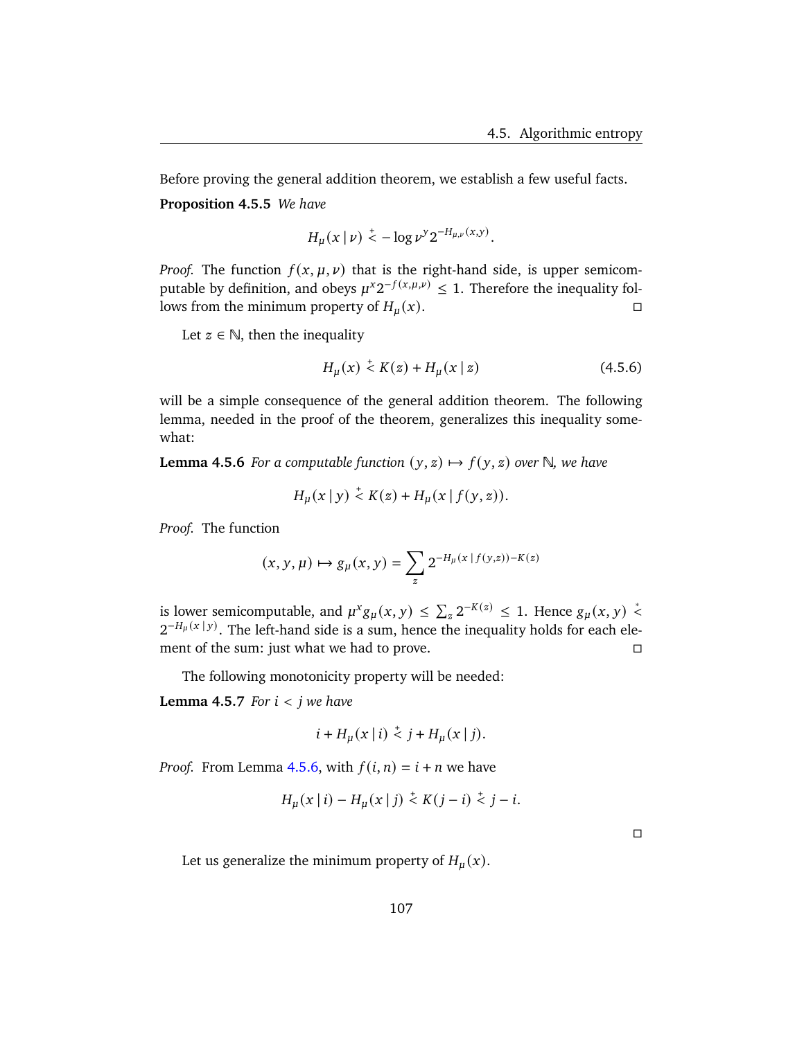Before proving the general addition theorem, we establish a few useful facts.

**Proposition 4.5.5** *We have*

$$H_\mu(x \mid \nu) \overset{+}{<} -\log \nu^y 2^{-H_{\mu,\nu}(x,y)}.$$

*Proof.* The function $f(x,\mu,\nu)$ that is the right-hand side, is upper semicomputable by definition, and obeys $\mu^x 2^{-f(x,\mu,\nu)} \le 1$. Therefore the inequality follows from the minimum property of $H_\mu(x)$. □

Let $z \in \mathbb{N}$, then the inequality

$$H_\mu(x) \overset{+}{<} K(z) + H_\mu(x \mid z) \tag{4.5.6}$$

will be a simple consequence of the general addition theorem. The following lemma, needed in the proof of the theorem, generalizes this inequality somewhat:

**Lemma 4.5.6** *For a computable function $(y,z) \mapsto f(y,z)$ over $\mathbb{N}$, we have*

$$H_\mu(x \mid y) \overset{+}{<} K(z) + H_\mu(x \mid f(y,z)).$$

*Proof.* The function

$$(x,y,\mu) \mapsto g_\mu(x,y) = \sum_z 2^{-H_\mu(x \mid f(y,z)) - K(z)}$$

is lower semicomputable, and $\mu^x g_\mu(x,y) \le \sum_z 2^{-K(z)} \le 1$. Hence $g_\mu(x,y) \overset{*}{<} 2^{-H_\mu(x \mid y)}$. The left-hand side is a sum, hence the inequality holds for each element of the sum: just what we had to prove. □

The following monotonicity property will be needed:

**Lemma 4.5.7** *For $i < j$ we have*

$$i + H_\mu(x \mid i) \overset{+}{<} j + H_\mu(x \mid j).$$

*Proof.* From Lemma 4.5.6, with $f(i,n) = i + n$ we have

$$H_\mu(x \mid i) - H_\mu(x \mid j) \overset{+}{<} K(j-i) \overset{+}{<} j - i.$$

□

Let us generalize the minimum property of $H_\mu(x)$.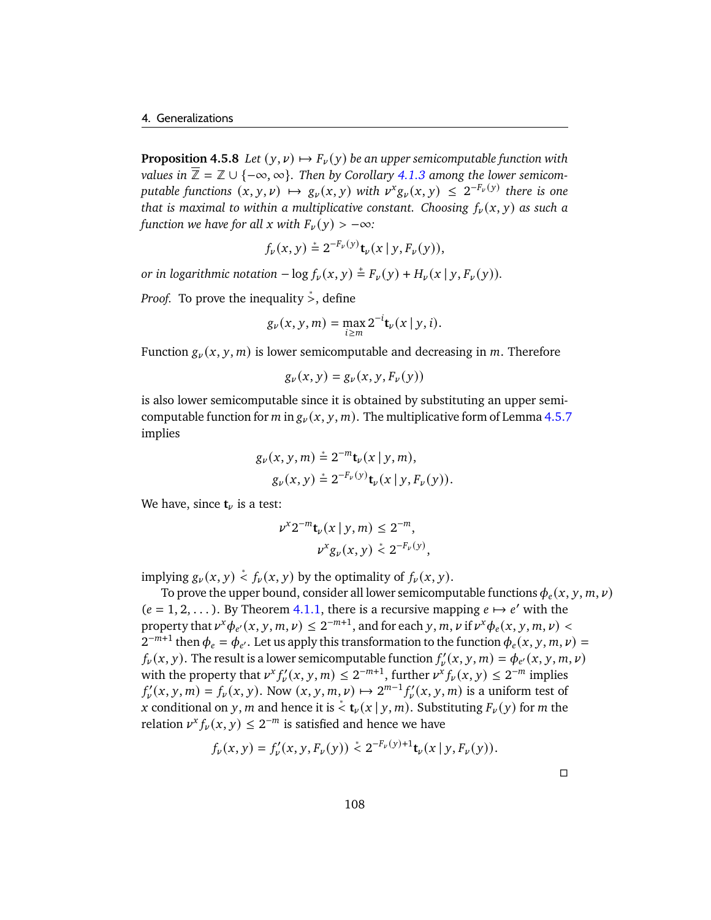**Proposition 4.5.8** *Let $(y, \nu) \mapsto F_\nu(y)$ be an upper semicomputable function with values in $\overline{\mathbb{Z}} = \mathbb{Z} \cup \{-\infty, \infty\}$. Then by Corollary 4.1.3 among the lower semicomputable functions $(x, y, \nu) \mapsto g_\nu(x, y)$ with $\nu^x g_\nu(x, y) \leq 2^{-F_\nu(y)}$ there is one that is maximal to within a multiplicative constant. Choosing $f_\nu(x, y)$ as such a function we have for all $x$ with $F_\nu(y) > -\infty$:*

$$f_\nu(x, y) \stackrel{*}{=} 2^{-F_\nu(y)} \mathbf{t}_\nu(x \mid y, F_\nu(y)),$$

*or in logarithmic notation $-\log f_\nu(x, y) \stackrel{+}{=} F_\nu(y) + H_\nu(x \mid y, F_\nu(y))$.*

*Proof.* To prove the inequality $\stackrel{*}{>}$, define

$$g_\nu(x, y, m) = \max_{i \geq m} 2^{-i} \mathbf{t}_\nu(x \mid y, i).$$

Function $g_\nu(x, y, m)$ is lower semicomputable and decreasing in $m$. Therefore

$$g_\nu(x, y) = g_\nu(x, y, F_\nu(y))$$

is also lower semicomputable since it is obtained by substituting an upper semicomputable function for $m$ in $g_\nu(x, y, m)$. The multiplicative form of Lemma 4.5.7 implies

$$g_\nu(x, y, m) \stackrel{*}{=} 2^{-m} \mathbf{t}_\nu(x \mid y, m),$$
$$g_\nu(x, y) \stackrel{*}{=} 2^{-F_\nu(y)} \mathbf{t}_\nu(x \mid y, F_\nu(y)).$$

We have, since $\mathbf{t}_\nu$ is a test:

$$\nu^x 2^{-m} \mathbf{t}_\nu(x \mid y, m) \leq 2^{-m},$$
$$\nu^x g_\nu(x, y) \stackrel{*}{<} 2^{-F_\nu(y)},$$

implying $g_\nu(x, y) \stackrel{*}{<} f_\nu(x, y)$ by the optimality of $f_\nu(x, y)$.

To prove the upper bound, consider all lower semicomputable functions $\phi_e(x, y, m, \nu)$ $(e = 1, 2, \dots)$. By Theorem 4.1.1, there is a recursive mapping $e \mapsto e'$ with the property that $\nu^x \phi_{e'}(x, y, m, \nu) \leq 2^{-m+1}$, and for each $y, m, \nu$ if $\nu^x \phi_e(x, y, m, \nu) < 2^{-m+1}$ then $\phi_e = \phi_{e'}$. Let us apply this transformation to the function $\phi_e(x, y, m, \nu) = f_\nu(x, y)$. The result is a lower semicomputable function $f'_\nu(x, y, m) = \phi_{e'}(x, y, m, \nu)$ with the property that $\nu^x f'_\nu(x, y, m) \leq 2^{-m+1}$, further $\nu^x f_\nu(x, y) \leq 2^{-m}$ implies $f'_\nu(x, y, m) = f_\nu(x, y)$. Now $(x, y, m, \nu) \mapsto 2^{m-1} f'_\nu(x, y, m)$ is a uniform test of $x$ conditional on $y, m$ and hence it is $\stackrel{*}{<} \mathbf{t}_\nu(x \mid y, m)$. Substituting $F_\nu(y)$ for $m$ the relation $\nu^x f_\nu(x, y) \leq 2^{-m}$ is satisfied and hence we have

$$f_\nu(x, y) = f'_\nu(x, y, F_\nu(y)) \stackrel{*}{<} 2^{-F_\nu(y)+1} \mathbf{t}_\nu(x \mid y, F_\nu(y)).$$

□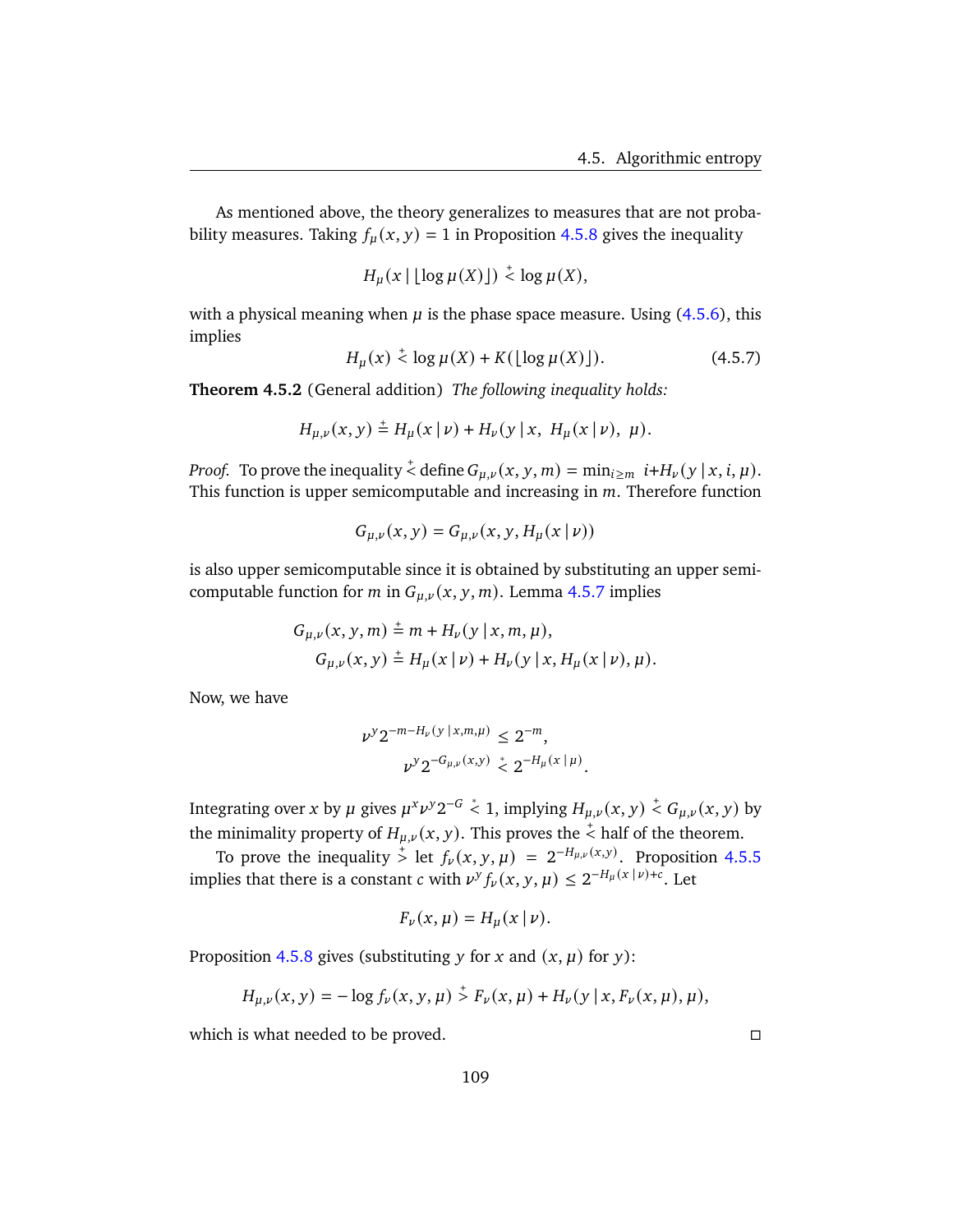As mentioned above, the theory generalizes to measures that are not probability measures. Taking $f_\mu(x, y) = 1$ in Proposition 4.5.8 gives the inequality

$$H_\mu(x \mid \lfloor \log \mu(X) \rfloor) \stackrel{+}{<} \log \mu(X),$$

with a physical meaning when $\mu$ is the phase space measure. Using (4.5.6), this implies

$$H_\mu(x) \stackrel{+}{<} \log \mu(X) + K(\lfloor \log \mu(X) \rfloor). \tag{4.5.7}$$

**Theorem 4.5.2** (General addition) *The following inequality holds:*

$$H_{\mu,\nu}(x, y) \stackrel{+}{=} H_\mu(x \mid \nu) + H_\nu(y \mid x,\ H_\mu(x \mid \nu),\ \mu).$$

*Proof.* To prove the inequality $\stackrel{+}{<}$ define $G_{\mu,\nu}(x, y, m) = \min_{i \geq m} \ i + H_\nu(y \mid x, i, \mu)$. This function is upper semicomputable and increasing in $m$. Therefore function

$$G_{\mu,\nu}(x, y) = G_{\mu,\nu}(x, y, H_\mu(x \mid \nu))$$

is also upper semicomputable since it is obtained by substituting an upper semicomputable function for $m$ in $G_{\mu,\nu}(x, y, m)$. Lemma 4.5.7 implies

$$\begin{aligned}
G_{\mu,\nu}(x, y, m) &\stackrel{+}{=} m + H_\nu(y \mid x, m, \mu), \\
G_{\mu,\nu}(x, y) &\stackrel{+}{=} H_\mu(x \mid \nu) + H_\nu(y \mid x, H_\mu(x \mid \nu), \mu).
\end{aligned}$$

Now, we have

$$\begin{aligned}
\nu^y 2^{-m - H_\nu(y \mid x, m, \mu)} &\leq 2^{-m}, \\
\nu^y 2^{-G_{\mu,\nu}(x,y)} &\stackrel{*}{<} 2^{-H_\mu(x \mid \mu)}.
\end{aligned}$$

Integrating over $x$ by $\mu$ gives $\mu^x \nu^y 2^{-G} \stackrel{*}{<} 1$, implying $H_{\mu,\nu}(x, y) \stackrel{+}{<} G_{\mu,\nu}(x, y)$ by the minimality property of $H_{\mu,\nu}(x, y)$. This proves the $\stackrel{+}{<}$ half of the theorem.

To prove the inequality $\stackrel{+}{>}$ let $f_\nu(x, y, \mu) = 2^{-H_{\mu,\nu}(x,y)}$. Proposition 4.5.5 implies that there is a constant $c$ with $\nu^y f_\nu(x, y, \mu) \leq 2^{-H_\mu(x \mid \nu) + c}$. Let

$$F_\nu(x, \mu) = H_\mu(x \mid \nu).$$

Proposition 4.5.8 gives (substituting $y$ for $x$ and $(x, \mu)$ for $y$):

$$H_{\mu,\nu}(x, y) = -\log f_\nu(x, y, \mu) \stackrel{+}{>} F_\nu(x, \mu) + H_\nu(y \mid x, F_\nu(x, \mu), \mu),$$

which is what needed to be proved. □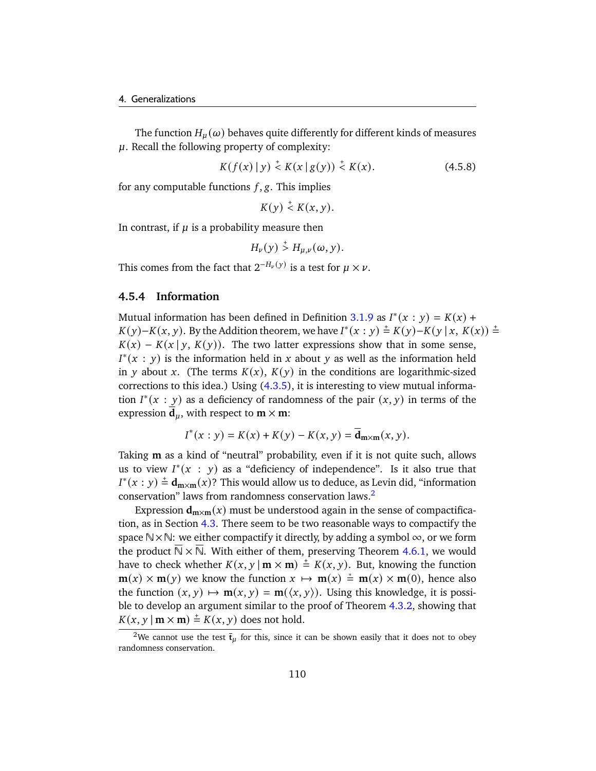The function $H_\mu(\omega)$ behaves quite differently for different kinds of measures $\mu$. Recall the following property of complexity:

$$K(f(x) \mid y) \stackrel{+}{<} K(x \mid g(y)) \stackrel{+}{<} K(x). \tag{4.5.8}$$

for any computable functions $f, g$. This implies

$$K(y) \stackrel{+}{<} K(x, y).$$

In contrast, if $\mu$ is a probability measure then

$$H_\nu(y) \stackrel{+}{>} H_{\mu,\nu}(\omega, y).$$

This comes from the fact that $2^{-H_\nu(y)}$ is a test for $\mu \times \nu$.

### 4.5.4 Information

Mutual information has been defined in Definition 3.1.9 as $I^*(x : y) = K(x) + K(y) - K(x, y)$. By the Addition theorem, we have $I^*(x : y) \stackrel{+}{=} K(y) - K(y \mid x, K(x)) \stackrel{+}{=} K(x) - K(x \mid y, K(y))$. The two latter expressions show that in some sense, $I^*(x : y)$ is the information held in $x$ about $y$ as well as the information held in $y$ about $x$. (The terms $K(x)$, $K(y)$ in the conditions are logarithmic-sized corrections to this idea.) Using (4.3.5), it is interesting to view mutual information $I^*(x : y)$ as a deficiency of randomness of the pair $(x, y)$ in terms of the expression $\overline{\mathbf{d}}_\mu$, with respect to $\mathbf{m} \times \mathbf{m}$:

$$I^*(x : y) = K(x) + K(y) - K(x, y) = \overline{\mathbf{d}}_{\mathbf{m} \times \mathbf{m}}(x, y).$$

Taking $\mathbf{m}$ as a kind of "neutral" probability, even if it is not quite such, allows us to view $I^*(x : y)$ as a "deficiency of independence". Is it also true that $I^*(x : y) \stackrel{+}{=} \mathbf{d}_{\mathbf{m} \times \mathbf{m}}(x)$? This would allow us to deduce, as Levin did, "information conservation" laws from randomness conservation laws.[2]

Expression $\mathbf{d}_{\mathbf{m} \times \mathbf{m}}(x)$ must be understood again in the sense of compactification, as in Section 4.3. There seem to be two reasonable ways to compactify the space $\mathbb{N} \times \mathbb{N}$: we either compactify it directly, by adding a symbol $\infty$, or we form the product $\overline{\mathbb{N}} \times \overline{\mathbb{N}}$. With either of them, preserving Theorem 4.6.1, we would have to check whether $K(x, y \mid \mathbf{m} \times \mathbf{m}) \stackrel{+}{=} K(x, y)$. But, knowing the function $\mathbf{m}(x) \times \mathbf{m}(y)$ we know the function $x \mapsto \mathbf{m}(x) \stackrel{*}{=} \mathbf{m}(x) \times \mathbf{m}(0)$, hence also the function $(x, y) \mapsto \mathbf{m}(x, y) = \mathbf{m}(\langle x, y \rangle)$. Using this knowledge, it is possible to develop an argument similar to the proof of Theorem 4.3.2, showing that $K(x, y \mid \mathbf{m} \times \mathbf{m}) \stackrel{+}{=} K(x, y)$ does not hold.

[2] We cannot use the test $\overline{\mathbf{t}}_\mu$ for this, since it can be shown easily that it does not to obey randomness conservation.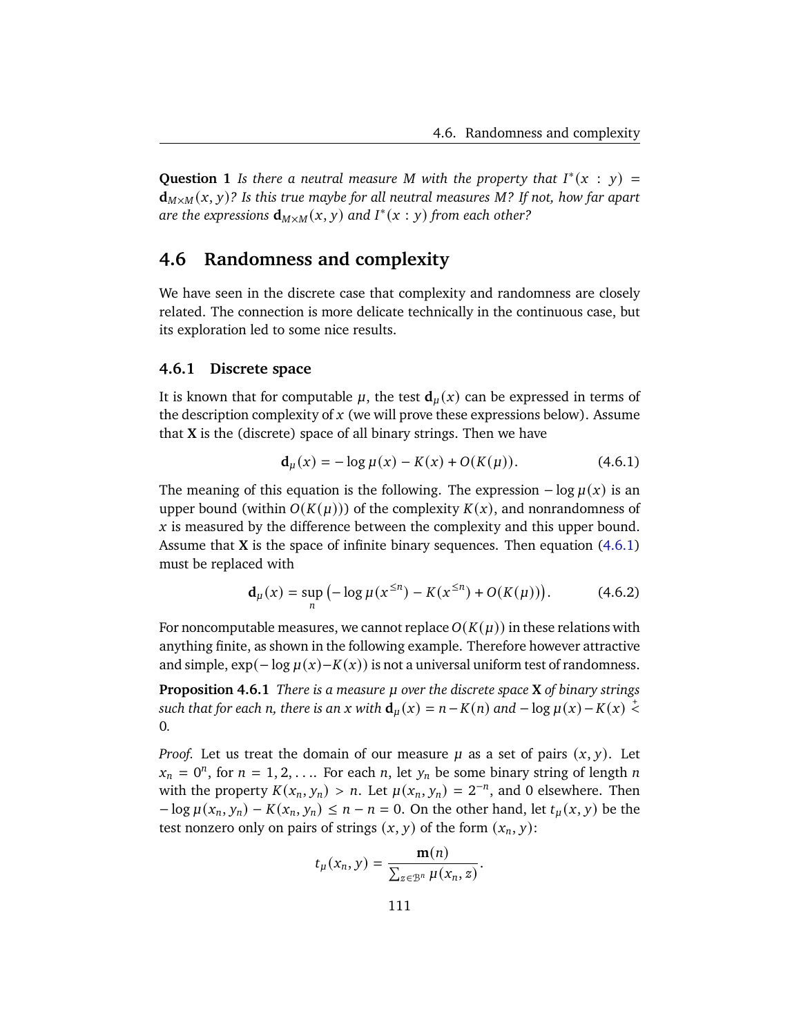**Question 1** *Is there a neutral measure $M$ with the property that $I^*(x : y) = \mathbf{d}_{M\times M}(x, y)$? Is this true maybe for all neutral measures $M$? If not, how far apart are the expressions $\mathbf{d}_{M\times M}(x, y)$ and $I^*(x : y)$ from each other?*

## 4.6 Randomness and complexity

We have seen in the discrete case that complexity and randomness are closely related. The connection is more delicate technically in the continuous case, but its exploration led to some nice results.

### 4.6.1 Discrete space

It is known that for computable $\mu$, the test $\mathbf{d}_\mu(x)$ can be expressed in terms of the description complexity of $x$ (we will prove these expressions below). Assume that $\mathbf{X}$ is the (discrete) space of all binary strings. Then we have

$$\mathbf{d}_\mu(x) = -\log \mu(x) - K(x) + O(K(\mu)). \tag{4.6.1}$$

The meaning of this equation is the following. The expression $-\log \mu(x)$ is an upper bound (within $O(K(\mu))$) of the complexity $K(x)$, and nonrandomness of $x$ is measured by the difference between the complexity and this upper bound. Assume that $\mathbf{X}$ is the space of infinite binary sequences. Then equation (4.6.1) must be replaced with

$$\mathbf{d}_\mu(x) = \sup_n \left(-\log \mu(x^{\le n}) - K(x^{\le n}) + O(K(\mu))\right). \tag{4.6.2}$$

For noncomputable measures, we cannot replace $O(K(\mu))$ in these relations with anything finite, as shown in the following example. Therefore however attractive and simple, $\exp(-\log \mu(x) - K(x))$ is not a universal uniform test of randomness.

**Proposition 4.6.1** *There is a measure $\mu$ over the discrete space $\mathbf{X}$ of binary strings such that for each $n$, there is an $x$ with $\mathbf{d}_\mu(x) = n - K(n)$ and $-\log \mu(x) - K(x) \overset{+}{<} 0$.*

*Proof.* Let us treat the domain of our measure $\mu$ as a set of pairs $(x, y)$. Let $x_n = 0^n$, for $n = 1, 2, \dots$. For each $n$, let $y_n$ be some binary string of length $n$ with the property $K(x_n, y_n) > n$. Let $\mu(x_n, y_n) = 2^{-n}$, and 0 elsewhere. Then $-\log \mu(x_n, y_n) - K(x_n, y_n) \le n - n = 0$. On the other hand, let $t_\mu(x, y)$ be the test nonzero only on pairs of strings $(x, y)$ of the form $(x_n, y)$:

$$t_\mu(x_n, y) = \frac{\mathbf{m}(n)}{\sum_{z\in\mathbb{B}^n} \mu(x_n, z)}.$$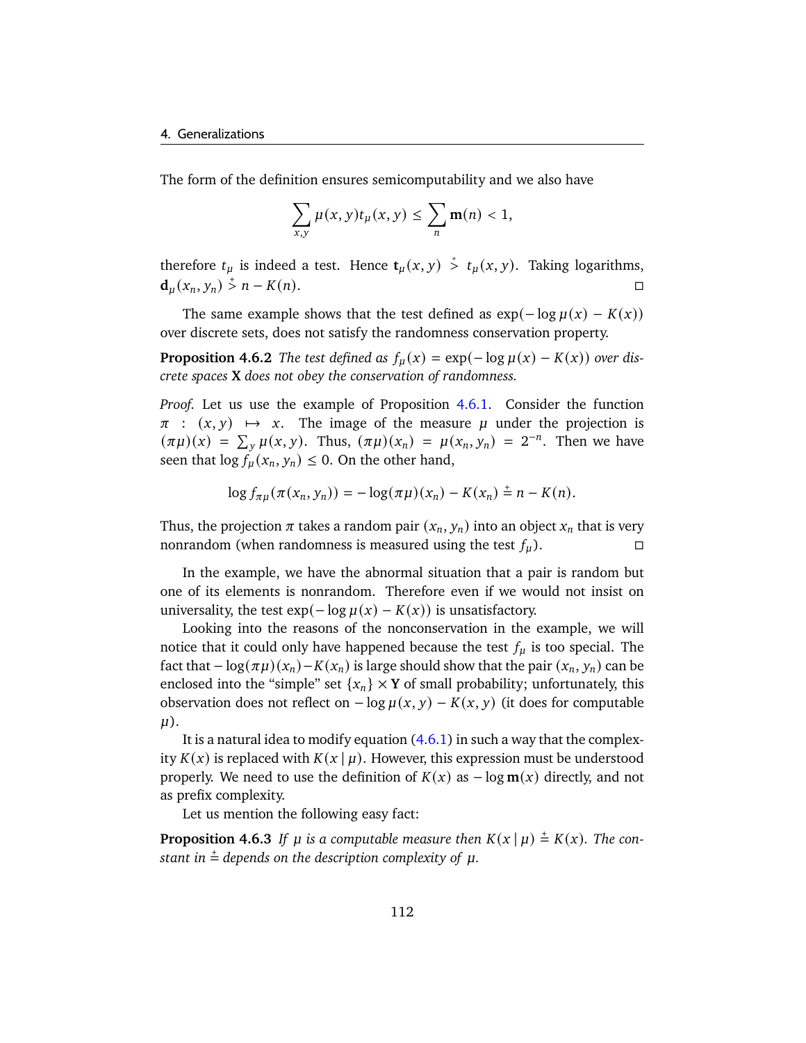The form of the definition ensures semicomputability and we also have

$$\sum_{x,y} \mu(x,y) t_\mu(x,y) \le \sum_n \mathbf{m}(n) < 1,$$

therefore $t_\mu$ is indeed a test. Hence $\mathbf{t}_\mu(x,y) \stackrel{*}{>} t_\mu(x,y)$. Taking logarithms, $\mathbf{d}_\mu(x_n, y_n) \stackrel{+}{>} n - K(n)$. □

The same example shows that the test defined as $\exp(-\log \mu(x) - K(x))$ over discrete sets, does not satisfy the randomness conservation property.

**Proposition 4.6.2** *The test defined as $f_\mu(x) = \exp(-\log \mu(x) - K(x))$ over discrete spaces $\mathbf{X}$ does not obey the conservation of randomness.*

*Proof.* Let us use the example of Proposition 4.6.1. Consider the function $\pi : (x,y) \mapsto x$. The image of the measure $\mu$ under the projection is $(\pi\mu)(x) = \sum_y \mu(x,y)$. Thus, $(\pi\mu)(x_n) = \mu(x_n, y_n) = 2^{-n}$. Then we have seen that $\log f_\mu(x_n, y_n) \le 0$. On the other hand,

$$\log f_{\pi\mu}(\pi(x_n, y_n)) = -\log(\pi\mu)(x_n) - K(x_n) \stackrel{+}{=} n - K(n).$$

Thus, the projection $\pi$ takes a random pair $(x_n, y_n)$ into an object $x_n$ that is very nonrandom (when randomness is measured using the test $f_\mu$). □

In the example, we have the abnormal situation that a pair is random but one of its elements is nonrandom. Therefore even if we would not insist on universality, the test $\exp(-\log \mu(x) - K(x))$ is unsatisfactory.

Looking into the reasons of the nonconservation in the example, we will notice that it could only have happened because the test $f_\mu$ is too special. The fact that $-\log(\pi\mu)(x_n) - K(x_n)$ is large should show that the pair $(x_n, y_n)$ can be enclosed into the "simple" set $\{x_n\} \times \mathbf{Y}$ of small probability; unfortunately, this observation does not reflect on $-\log \mu(x,y) - K(x,y)$ (it does for computable $\mu$).

It is a natural idea to modify equation (4.6.1) in such a way that the complexity $K(x)$ is replaced with $K(x \mid \mu)$. However, this expression must be understood properly. We need to use the definition of $K(x)$ as $-\log \mathbf{m}(x)$ directly, and not as prefix complexity.

Let us mention the following easy fact:

**Proposition 4.6.3** *If $\mu$ is a computable measure then $K(x \mid \mu) \stackrel{+}{=} K(x)$. The constant in $\stackrel{+}{=}$ depends on the description complexity of $\mu$.*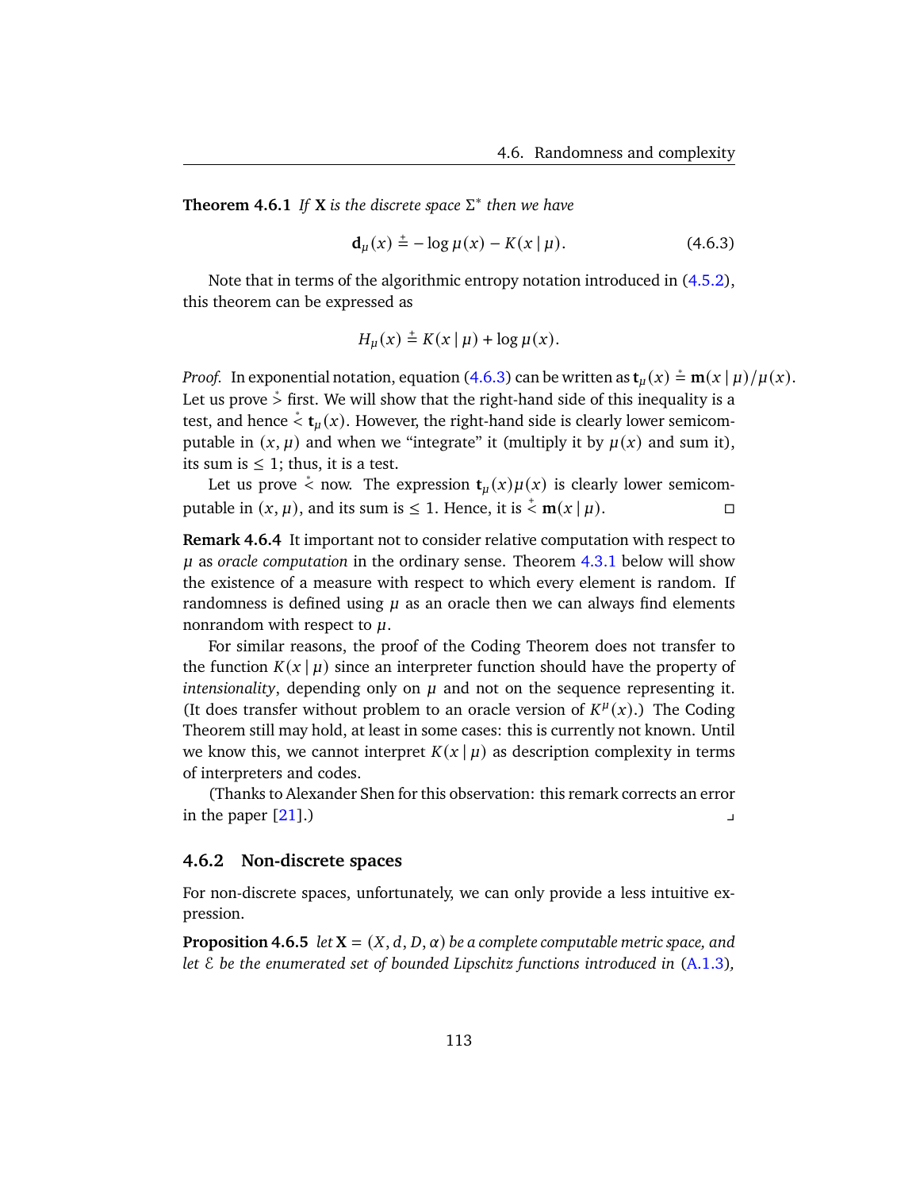**Theorem 4.6.1** *If* $\mathbf{X}$ *is the discrete space* $\Sigma^*$ *then we have*

$$\mathbf{d}_\mu(x) \stackrel{+}{=} -\log \mu(x) - K(x \mid \mu). \tag{4.6.3}$$

Note that in terms of the algorithmic entropy notation introduced in (4.5.2), this theorem can be expressed as

$$H_\mu(x) \stackrel{+}{=} K(x \mid \mu) + \log \mu(x).$$

*Proof.* In exponential notation, equation (4.6.3) can be written as $\mathbf{t}_\mu(x) \stackrel{*}{=} \mathbf{m}(x \mid \mu)/\mu(x)$. Let us prove $\stackrel{*}{>}$ first. We will show that the right-hand side of this inequality is a test, and hence $\stackrel{*}{<} \mathbf{t}_\mu(x)$. However, the right-hand side is clearly lower semicomputable in $(x, \mu)$ and when we "integrate" it (multiply it by $\mu(x)$ and sum it), its sum is $\le 1$; thus, it is a test.

Let us prove $\stackrel{*}{<}$ now. The expression $\mathbf{t}_\mu(x)\mu(x)$ is clearly lower semicomputable in $(x, \mu)$, and its sum is $\le 1$. Hence, it is $\stackrel{+}{<} \mathbf{m}(x \mid \mu)$. □

**Remark 4.6.4** It important not to consider relative computation with respect to $\mu$ as *oracle computation* in the ordinary sense. Theorem 4.3.1 below will show the existence of a measure with respect to which every element is random. If randomness is defined using $\mu$ as an oracle then we can always find elements nonrandom with respect to $\mu$.

For similar reasons, the proof of the Coding Theorem does not transfer to the function $K(x \mid \mu)$ since an interpreter function should have the property of *intensionality*, depending only on $\mu$ and not on the sequence representing it. (It does transfer without problem to an oracle version of $K^\mu(x)$.) The Coding Theorem still may hold, at least in some cases: this is currently not known. Until we know this, we cannot interpret $K(x \mid \mu)$ as description complexity in terms of interpreters and codes.

(Thanks to Alexander Shen for this observation: this remark corrects an error in the paper [21].) ⌟

### 4.6.2 Non-discrete spaces

For non-discrete spaces, unfortunately, we can only provide a less intuitive expression.

**Proposition 4.6.5** *let* $\mathbf{X} = (X, d, D, \alpha)$ *be a complete computable metric space, and let* $\mathcal{E}$ *be the enumerated set of bounded Lipschitz functions introduced in* (A.1.3)*,*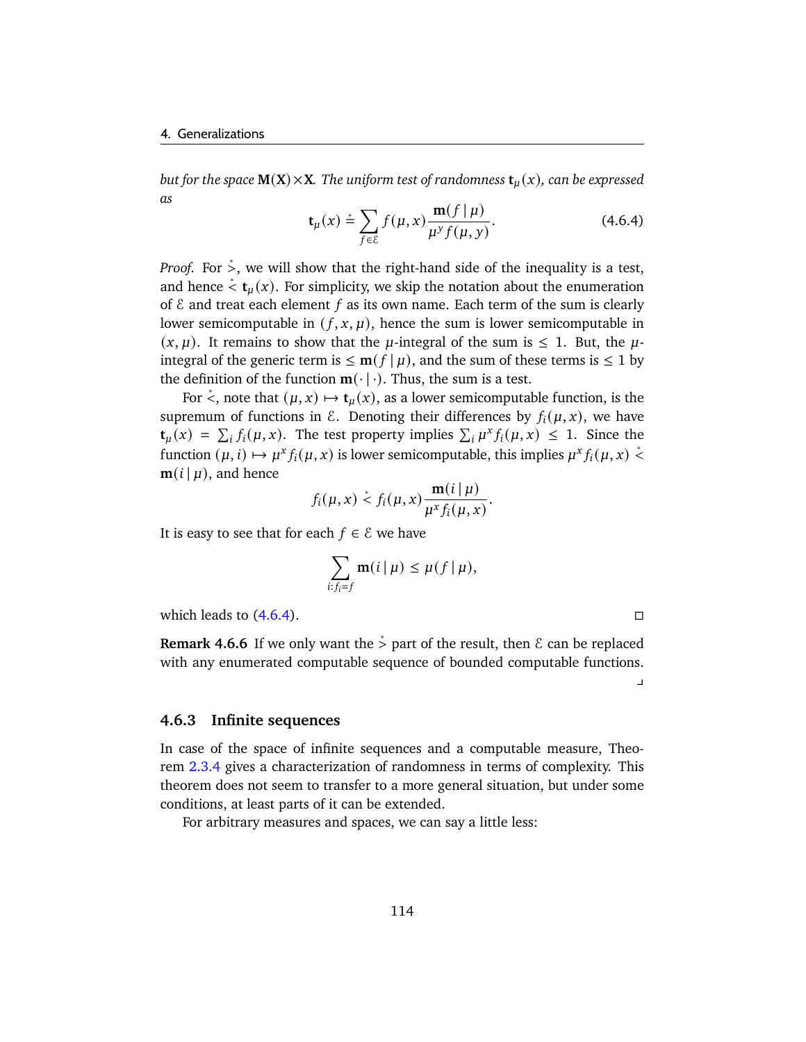*but for the space* $\mathbf{M}(\mathbf{X})\times\mathbf{X}$*. The uniform test of randomness* $\mathbf{t}_\mu(x)$*, can be expressed as*

$$\mathbf{t}_\mu(x) \stackrel{*}{=} \sum_{f\in\mathcal{E}} f(\mu,x)\frac{\mathbf{m}(f\mid\mu)}{\mu^y f(\mu,y)}. \tag{4.6.4}$$

*Proof.* For $\stackrel{*}{>}$, we will show that the right-hand side of the inequality is a test, and hence $\stackrel{*}{<} \mathbf{t}_\mu(x)$. For simplicity, we skip the notation about the enumeration of $\mathcal{E}$ and treat each element $f$ as its own name. Each term of the sum is clearly lower semicomputable in $(f,x,\mu)$, hence the sum is lower semicomputable in $(x,\mu)$. It remains to show that the $\mu$-integral of the sum is $\le 1$. But, the $\mu$-integral of the generic term is $\le \mathbf{m}(f\mid\mu)$, and the sum of these terms is $\le 1$ by the definition of the function $\mathbf{m}(\cdot\mid\cdot)$. Thus, the sum is a test.

For $\stackrel{*}{<}$, note that $(\mu,x)\mapsto\mathbf{t}_\mu(x)$, as a lower semicomputable function, is the supremum of functions in $\mathcal{E}$. Denoting their differences by $f_i(\mu,x)$, we have $\mathbf{t}_\mu(x) = \sum_i f_i(\mu,x)$. The test property implies $\sum_i \mu^x f_i(\mu,x) \le 1$. Since the function $(\mu,i)\mapsto\mu^x f_i(\mu,x)$ is lower semicomputable, this implies $\mu^x f_i(\mu,x) \stackrel{*}{<} \mathbf{m}(i\mid\mu)$, and hence

$$f_i(\mu,x) \stackrel{*}{<} f_i(\mu,x)\frac{\mathbf{m}(i\mid\mu)}{\mu^x f_i(\mu,x)}.$$

It is easy to see that for each $f\in\mathcal{E}$ we have

$$\sum_{i:f_i=f}\mathbf{m}(i\mid\mu) \le \mu(f\mid\mu),$$

which leads to (4.6.4). □

**Remark 4.6.6** If we only want the $\stackrel{*}{>}$ part of the result, then $\mathcal{E}$ can be replaced with any enumerated computable sequence of bounded computable functions. ⌟

### 4.6.3 Infinite sequences

In case of the space of infinite sequences and a computable measure, Theorem 2.3.4 gives a characterization of randomness in terms of complexity. This theorem does not seem to transfer to a more general situation, but under some conditions, at least parts of it can be extended.

For arbitrary measures and spaces, we can say a little less: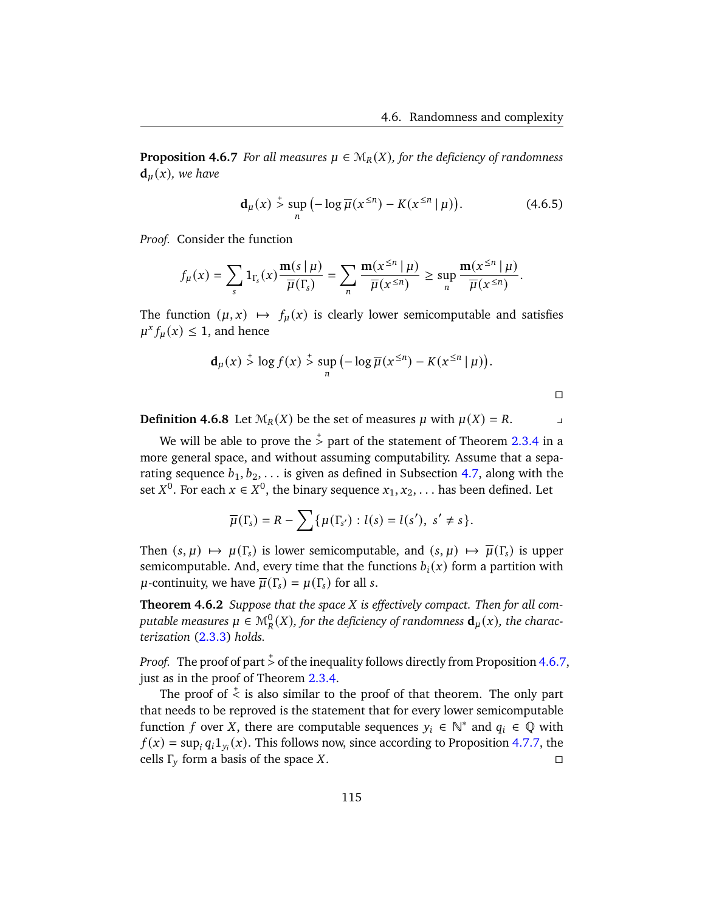**Proposition 4.6.7** *For all measures $\mu \in \mathcal{M}_R(X)$, for the deficiency of randomness $\mathbf{d}_\mu(x)$, we have*

$$\mathbf{d}_\mu(x) \stackrel{+}{>} \sup_n \big(-\log \overline{\mu}(x^{\le n}) - K(x^{\le n} \mid \mu)\big). \tag{4.6.5}$$

*Proof.* Consider the function

$$f_\mu(x) = \sum_s 1_{\Gamma_s}(x) \frac{\mathbf{m}(s \mid \mu)}{\overline{\mu}(\Gamma_s)} = \sum_n \frac{\mathbf{m}(x^{\le n} \mid \mu)}{\overline{\mu}(x^{\le n})} \ge \sup_n \frac{\mathbf{m}(x^{\le n} \mid \mu)}{\overline{\mu}(x^{\le n})}.$$

The function $(\mu, x) \mapsto f_\mu(x)$ is clearly lower semicomputable and satisfies $\mu^x f_\mu(x) \le 1$, and hence

$$\mathbf{d}_\mu(x) \stackrel{+}{>} \log f(x) \stackrel{+}{>} \sup_n \big(-\log \overline{\mu}(x^{\le n}) - K(x^{\le n} \mid \mu)\big).$$

□

**Definition 4.6.8** Let $\mathcal{M}_R(X)$ be the set of measures $\mu$ with $\mu(X) = R$. ⌟

We will be able to prove the $\stackrel{+}{>}$ part of the statement of Theorem 2.3.4 in a more general space, and without assuming computability. Assume that a separating sequence $b_1, b_2, \dots$ is given as defined in Subsection 4.7, along with the set $X^0$. For each $x \in X^0$, the binary sequence $x_1, x_2, \dots$ has been defined. Let

$$\overline{\mu}(\Gamma_s) = R - \sum\{\mu(\Gamma_{s'}) : l(s) = l(s'),\ s' \ne s\}.$$

Then $(s, \mu) \mapsto \mu(\Gamma_s)$ is lower semicomputable, and $(s, \mu) \mapsto \overline{\mu}(\Gamma_s)$ is upper semicomputable. And, every time that the functions $b_i(x)$ form a partition with $\mu$-continuity, we have $\overline{\mu}(\Gamma_s) = \mu(\Gamma_s)$ for all $s$.

**Theorem 4.6.2** *Suppose that the space $X$ is effectively compact. Then for all computable measures $\mu \in \mathcal{M}_R^0(X)$, for the deficiency of randomness $\mathbf{d}_\mu(x)$, the characterization (2.3.3) holds.*

*Proof.* The proof of part $\stackrel{+}{>}$ of the inequality follows directly from Proposition 4.6.7, just as in the proof of Theorem 2.3.4.

The proof of $\stackrel{+}{<}$ is also similar to the proof of that theorem. The only part that needs to be reproved is the statement that for every lower semicomputable function $f$ over $X$, there are computable sequences $y_i \in \mathbb{N}^*$ and $q_i \in \mathbb{Q}$ with $f(x) = \sup_i q_i 1_{y_i}(x)$. This follows now, since according to Proposition 4.7.7, the cells $\Gamma_y$ form a basis of the space $X$. □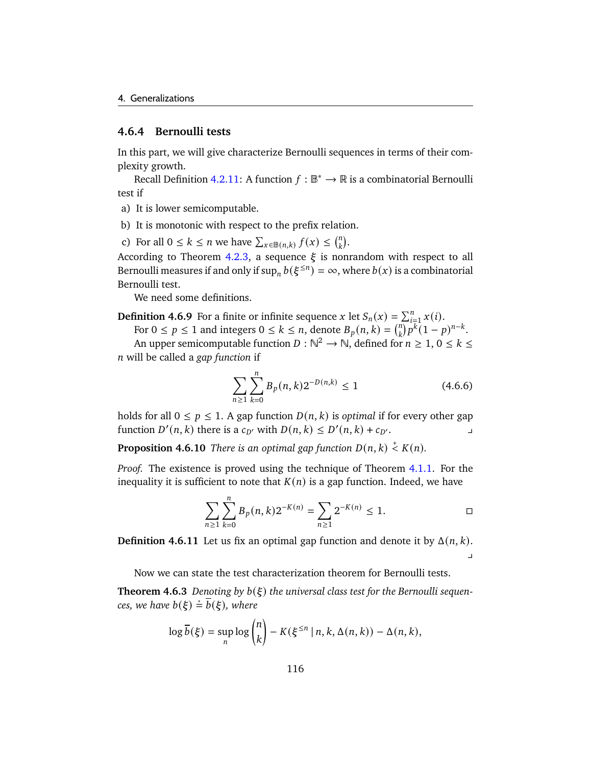### 4.6.4 Bernoulli tests

In this part, we will give characterize Bernoulli sequences in terms of their complexity growth.

Recall Definition 4.2.11: A function $f : \mathbb{B}^* \to \mathbb{R}$ is a combinatorial Bernoulli test if

a) It is lower semicomputable.

b) It is monotonic with respect to the prefix relation.

c) For all $0 \le k \le n$ we have $\sum_{x \in \mathbb{B}(n,k)} f(x) \le \binom{n}{k}$.

According to Theorem 4.2.3, a sequence $\xi$ is nonrandom with respect to all Bernoulli measures if and only if $\sup_n b(\xi^{\le n}) = \infty$, where $b(x)$ is a combinatorial Bernoulli test.

We need some definitions.

**Definition 4.6.9** For a finite or infinite sequence $x$ let $S_n(x) = \sum_{i=1}^{n} x(i)$.

For $0 \le p \le 1$ and integers $0 \le k \le n$, denote $B_p(n,k) = \binom{n}{k} p^k (1-p)^{n-k}$.

An upper semicomputable function $D : \mathbb{N}^2 \to \mathbb{N}$, defined for $n \ge 1$, $0 \le k \le n$ will be called a *gap function* if

$$\sum_{n \ge 1} \sum_{k=0}^{n} B_p(n,k) 2^{-D(n,k)} \le 1 \tag{4.6.6}$$

holds for all $0 \le p \le 1$. A gap function $D(n,k)$ is *optimal* if for every other gap function $D'(n,k)$ there is a $c_{D'}$ with $D(n,k) \le D'(n,k) + c_{D'}$. ⌟

**Proposition 4.6.10** *There is an optimal gap function $D(n,k) \stackrel{+}{<} K(n)$.*

*Proof.* The existence is proved using the technique of Theorem 4.1.1. For the inequality it is sufficient to note that $K(n)$ is a gap function. Indeed, we have

$$\sum_{n \ge 1} \sum_{k=0}^{n} B_p(n,k) 2^{-K(n)} = \sum_{n \ge 1} 2^{-K(n)} \le 1. \qquad \square$$

**Definition 4.6.11** Let us fix an optimal gap function and denote it by $\Delta(n,k)$. ⌟

Now we can state the test characterization theorem for Bernoulli tests.

**Theorem 4.6.3** *Denoting by $b(\xi)$ the universal class test for the Bernoulli sequences, we have $b(\xi) \stackrel{*}{=} \overline{b}(\xi)$, where*

$$\log \overline{b}(\xi) = \sup_n \log \binom{n}{k} - K(\xi^{\le n} \mid n, k, \Delta(n,k)) - \Delta(n,k),$$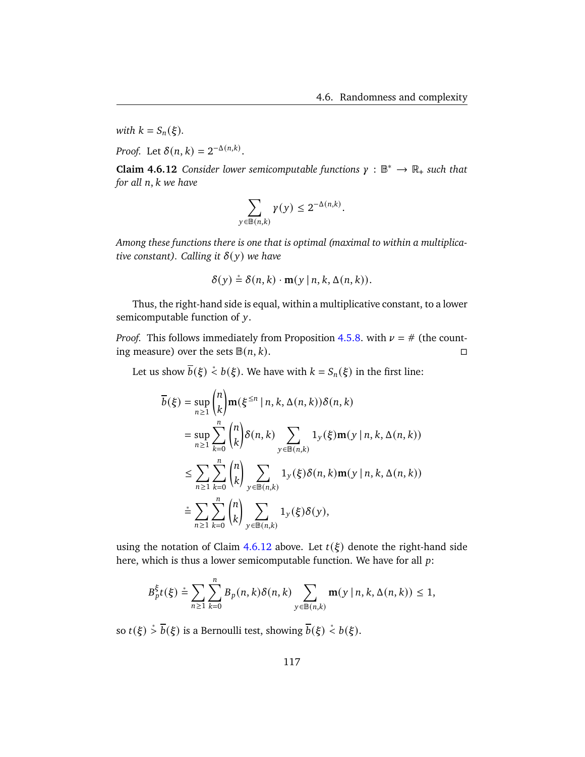*with $k = S_n(\xi)$.*

*Proof.* Let $\delta(n,k) = 2^{-\Delta(n,k)}$.

**Claim 4.6.12** *Consider lower semicomputable functions $\gamma : \mathbb{B}^* \to \mathbb{R}_+$ such that for all $n, k$ we have*

$$\sum_{y \in \mathbb{B}(n,k)} \gamma(y) \le 2^{-\Delta(n,k)}.$$

*Among these functions there is one that is optimal (maximal to within a multiplicative constant). Calling it $\delta(y)$ we have*

$$\delta(y) \stackrel{*}{=} \delta(n,k) \cdot \mathbf{m}(y \mid n, k, \Delta(n,k)).$$

Thus, the right-hand side is equal, within a multiplicative constant, to a lower semicomputable function of $y$.

*Proof.* This follows immediately from Proposition 4.5.8. with $\nu = \#$ (the counting measure) over the sets $\mathbb{B}(n,k)$. ◻

Let us show $\overline{b}(\xi) \stackrel{*}{<} b(\xi)$. We have with $k = S_n(\xi)$ in the first line:

$$
\begin{aligned}
\overline{b}(\xi) &= \sup_{n \ge 1} \binom{n}{k} \mathbf{m}(\xi^{\le n} \mid n, k, \Delta(n,k)) \delta(n,k) \\
&= \sup_{n \ge 1} \sum_{k=0}^{n} \binom{n}{k} \delta(n,k) \sum_{y \in \mathbb{B}(n,k)} 1_y(\xi) \mathbf{m}(y \mid n, k, \Delta(n,k)) \\
&\le \sum_{n \ge 1} \sum_{k=0}^{n} \binom{n}{k} \sum_{y \in \mathbb{B}(n,k)} 1_y(\xi) \delta(n,k) \mathbf{m}(y \mid n, k, \Delta(n,k)) \\
&\stackrel{*}{=} \sum_{n \ge 1} \sum_{k=0}^{n} \binom{n}{k} \sum_{y \in \mathbb{B}(n,k)} 1_y(\xi) \delta(y),
\end{aligned}
$$

using the notation of Claim 4.6.12 above. Let $t(\xi)$ denote the right-hand side here, which is thus a lower semicomputable function. We have for all $p$:

$$B_p^{\xi} t(\xi) \stackrel{*}{=} \sum_{n \ge 1} \sum_{k=0}^{n} B_p(n,k) \delta(n,k) \sum_{y \in \mathbb{B}(n,k)} \mathbf{m}(y \mid n, k, \Delta(n,k)) \le 1,$$

so $t(\xi) \stackrel{*}{>} \overline{b}(\xi)$ is a Bernoulli test, showing $\overline{b}(\xi) \stackrel{*}{<} b(\xi)$.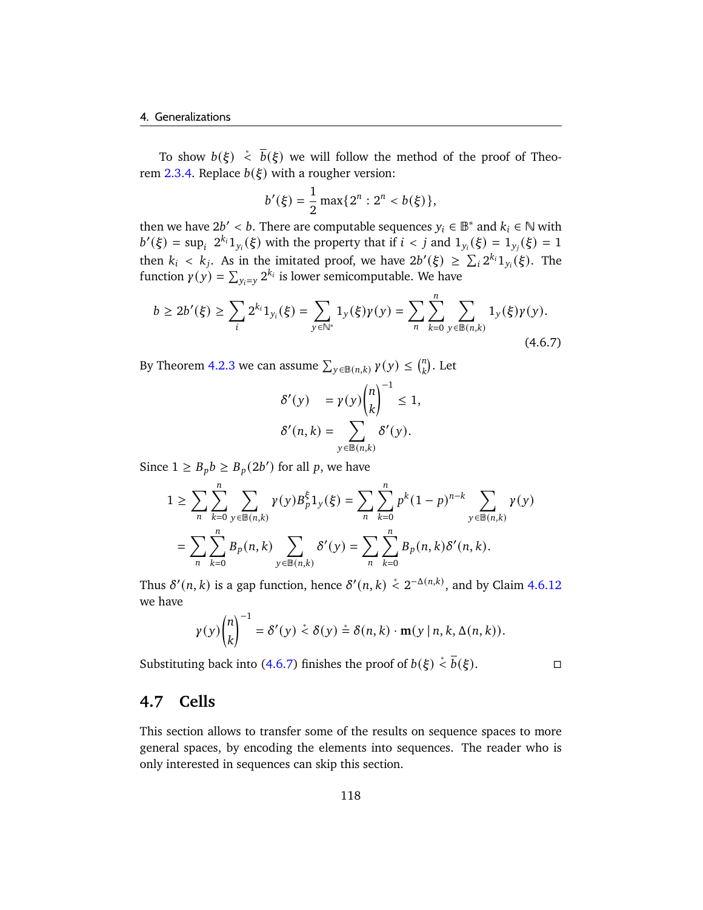To show $b(\xi) \stackrel{*}{<} \overline{b}(\xi)$ we will follow the method of the proof of Theorem 2.3.4. Replace $b(\xi)$ with a rougher version:

$$b'(\xi) = \frac{1}{2} \max\{2^n : 2^n < b(\xi)\},$$

then we have $2b' < b$. There are computable sequences $y_i \in \mathbb{B}^*$ and $k_i \in \mathbb{N}$ with $b'(\xi) = \sup_i \; 2^{k_i} 1_{y_i}(\xi)$ with the property that if $i < j$ and $1_{y_i}(\xi) = 1_{y_j}(\xi) = 1$ then $k_i < k_j$. As in the imitated proof, we have $2b'(\xi) \geq \sum_i 2^{k_i} 1_{y_i}(\xi)$. The function $\gamma(y) = \sum_{y_i = y} 2^{k_i}$ is lower semicomputable. We have

$$b \geq 2b'(\xi) \geq \sum_i 2^{k_i} 1_{y_i}(\xi) = \sum_{y \in \mathbb{N}^*} 1_y(\xi)\gamma(y) = \sum_n \sum_{k=0}^{n} \sum_{y \in \mathbb{B}(n,k)} 1_y(\xi)\gamma(y). \tag{4.6.7}$$

By Theorem 4.2.3 we can assume $\sum_{y \in \mathbb{B}(n,k)} \gamma(y) \leq \binom{n}{k}$. Let

$$\begin{aligned}
\delta'(y) \quad &= \gamma(y)\binom{n}{k}^{-1} \leq 1, \\
\delta'(n,k) &= \sum_{y \in \mathbb{B}(n,k)} \delta'(y).
\end{aligned}$$

Since $1 \geq B_p b \geq B_p(2b')$ for all $p$, we have

$$\begin{aligned}
1 &\geq \sum_n \sum_{k=0}^{n} \sum_{y \in \mathbb{B}(n,k)} \gamma(y) B_p^{\xi} 1_y(\xi) = \sum_n \sum_{k=0}^{n} p^k (1-p)^{n-k} \sum_{y \in \mathbb{B}(n,k)} \gamma(y) \\
&= \sum_n \sum_{k=0}^{n} B_p(n,k) \sum_{y \in \mathbb{B}(n,k)} \delta'(y) = \sum_n \sum_{k=0}^{n} B_p(n,k)\delta'(n,k).
\end{aligned}$$

Thus $\delta'(n,k)$ is a gap function, hence $\delta'(n,k) \stackrel{*}{<} 2^{-\Delta(n,k)}$, and by Claim 4.6.12 we have

$$\gamma(y)\binom{n}{k}^{-1} = \delta'(y) \stackrel{*}{<} \delta(y) \stackrel{*}{=} \delta(n,k) \cdot \mathbf{m}(y \mid n, k, \Delta(n,k)).$$

Substituting back into (4.6.7) finishes the proof of $b(\xi) \stackrel{*}{<} \overline{b}(\xi)$. □

## 4.7 Cells

This section allows to transfer some of the results on sequence spaces to more general spaces, by encoding the elements into sequences. The reader who is only interested in sequences can skip this section.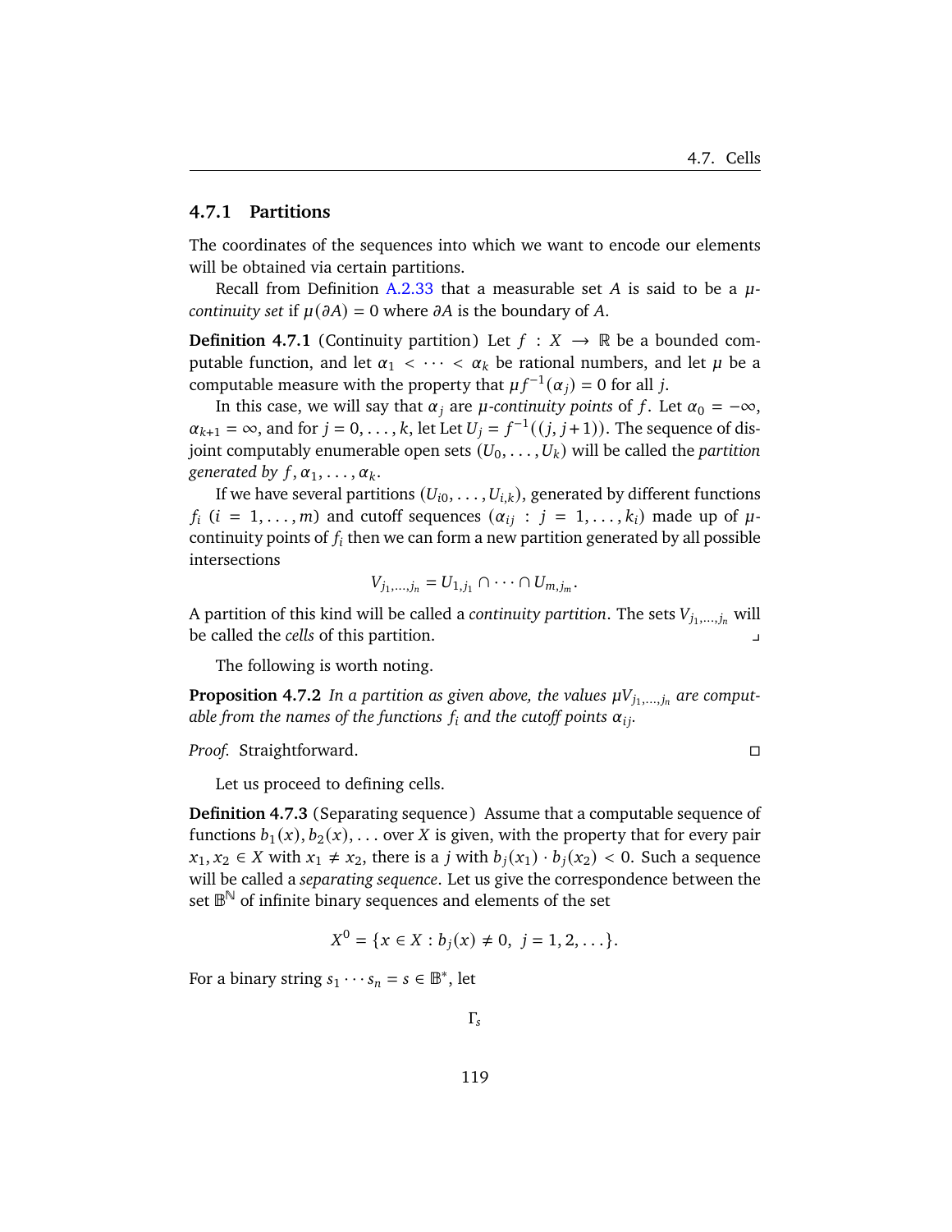### 4.7.1 Partitions

The coordinates of the sequences into which we want to encode our elements will be obtained via certain partitions.

Recall from Definition A.2.33 that a measurable set $A$ is said to be a *$\mu$-continuity set* if $\mu(\partial A) = 0$ where $\partial A$ is the boundary of $A$.

**Definition 4.7.1** (Continuity partition) Let $f : X \to \mathbb{R}$ be a bounded computable function, and let $\alpha_1 < \cdots < \alpha_k$ be rational numbers, and let $\mu$ be a computable measure with the property that $\mu f^{-1}(\alpha_j) = 0$ for all $j$.

In this case, we will say that $\alpha_j$ are *$\mu$-continuity points* of $f$. Let $\alpha_0 = -\infty$, $\alpha_{k+1} = \infty$, and for $j = 0, \dots, k$, let Let $U_j = f^{-1}((j, j+1))$. The sequence of disjoint computably enumerable open sets $(U_0, \dots, U_k)$ will be called the *partition generated by* $f, \alpha_1, \dots, \alpha_k$.

If we have several partitions $(U_{i0}, \dots, U_{i,k})$, generated by different functions $f_i$ ($i = 1, \dots, m$) and cutoff sequences ($\alpha_{ij} : j = 1, \dots, k_i$) made up of $\mu$-continuity points of $f_i$ then we can form a new partition generated by all possible intersections

$$V_{j_1,\dots,j_n} = U_{1,j_1} \cap \cdots \cap U_{m,j_m}.$$

A partition of this kind will be called a *continuity partition*. The sets $V_{j_1,\dots,j_n}$ will be called the *cells* of this partition. ⌟

The following is worth noting.

**Proposition 4.7.2** *In a partition as given above, the values $\mu V_{j_1,\dots,j_n}$ are computable from the names of the functions $f_i$ and the cutoff points $\alpha_{ij}$.*

*Proof.* Straightforward. □

Let us proceed to defining cells.

**Definition 4.7.3** (Separating sequence) Assume that a computable sequence of functions $b_1(x), b_2(x), \dots$ over $X$ is given, with the property that for every pair $x_1, x_2 \in X$ with $x_1 \neq x_2$, there is a $j$ with $b_j(x_1) \cdot b_j(x_2) < 0$. Such a sequence will be called a *separating sequence*. Let us give the correspondence between the set $\mathbb{B}^{\mathbb{N}}$ of infinite binary sequences and elements of the set

$$X^0 = \{x \in X : b_j(x) \neq 0, \; j = 1, 2, \dots\}.$$

For a binary string $s_1 \cdots s_n = s \in \mathbb{B}^*$, let

$$\Gamma_s$$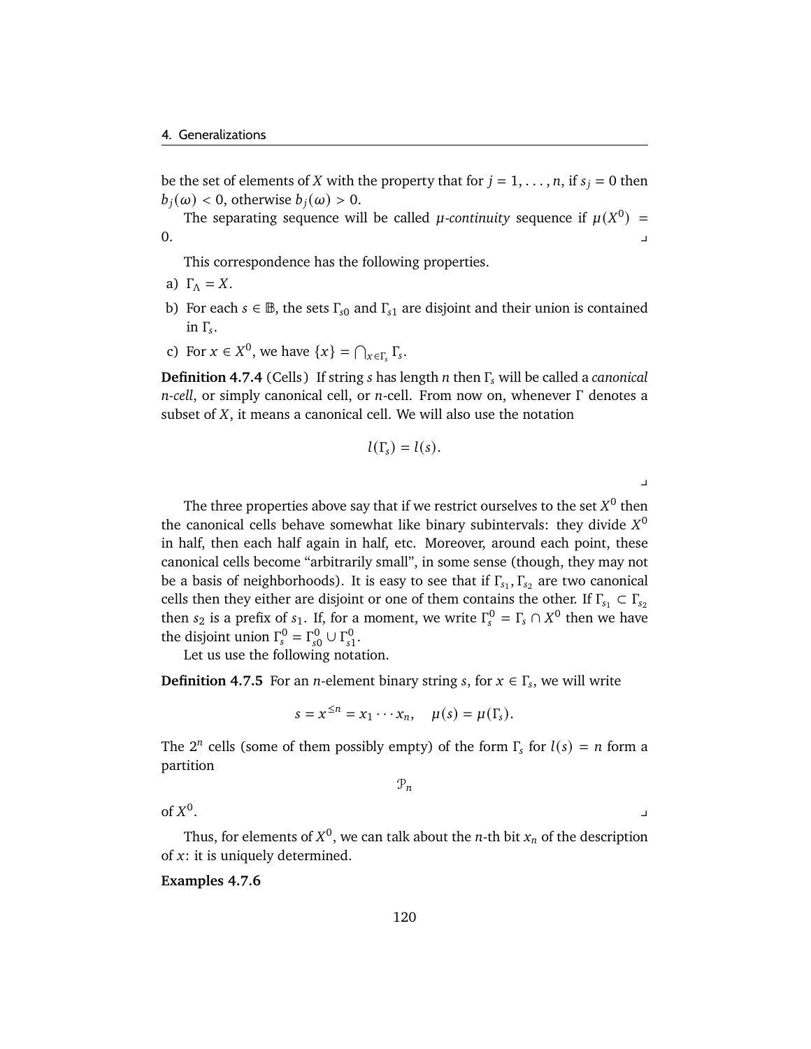be the set of elements of $X$ with the property that for $j = 1, \dots, n$, if $s_j = 0$ then $b_j(\omega) < 0$, otherwise $b_j(\omega) > 0$.

The separating sequence will be called *$\mu$-continuity* sequence if $\mu(X^0) = 0$. ⌟

This correspondence has the following properties.

a) $\Gamma_\Lambda = X$.

b) For each $s \in \mathbb{B}$, the sets $\Gamma_{s0}$ and $\Gamma_{s1}$ are disjoint and their union is contained in $\Gamma_s$.

c) For $x \in X^0$, we have $\{x\} = \bigcap_{x \in \Gamma_s} \Gamma_s$.

**Definition 4.7.4** (Cells) If string $s$ has length $n$ then $\Gamma_s$ will be called a *canonical $n$-cell*, or simply canonical cell, or $n$-cell. From now on, whenever $\Gamma$ denotes a subset of $X$, it means a canonical cell. We will also use the notation

$$l(\Gamma_s) = l(s).$$

⌟

The three properties above say that if we restrict ourselves to the set $X^0$ then the canonical cells behave somewhat like binary subintervals: they divide $X^0$ in half, then each half again in half, etc. Moreover, around each point, these canonical cells become "arbitrarily small", in some sense (though, they may not be a basis of neighborhoods). It is easy to see that if $\Gamma_{s_1}, \Gamma_{s_2}$ are two canonical cells then they either are disjoint or one of them contains the other. If $\Gamma_{s_1} \subset \Gamma_{s_2}$ then $s_2$ is a prefix of $s_1$. If, for a moment, we write $\Gamma_s^0 = \Gamma_s \cap X^0$ then we have the disjoint union $\Gamma_s^0 = \Gamma_{s0}^0 \cup \Gamma_{s1}^0$.

Let us use the following notation.

**Definition 4.7.5** For an $n$-element binary string $s$, for $x \in \Gamma_s$, we will write

$$s = x^{\le n} = x_1 \cdots x_n, \quad \mu(s) = \mu(\Gamma_s).$$

The $2^n$ cells (some of them possibly empty) of the form $\Gamma_s$ for $l(s) = n$ form a partition

$$\mathcal{P}_n$$

of $X^0$. ⌟

Thus, for elements of $X^0$, we can talk about the $n$-th bit $x_n$ of the description of $x$: it is uniquely determined.

**Examples 4.7.6**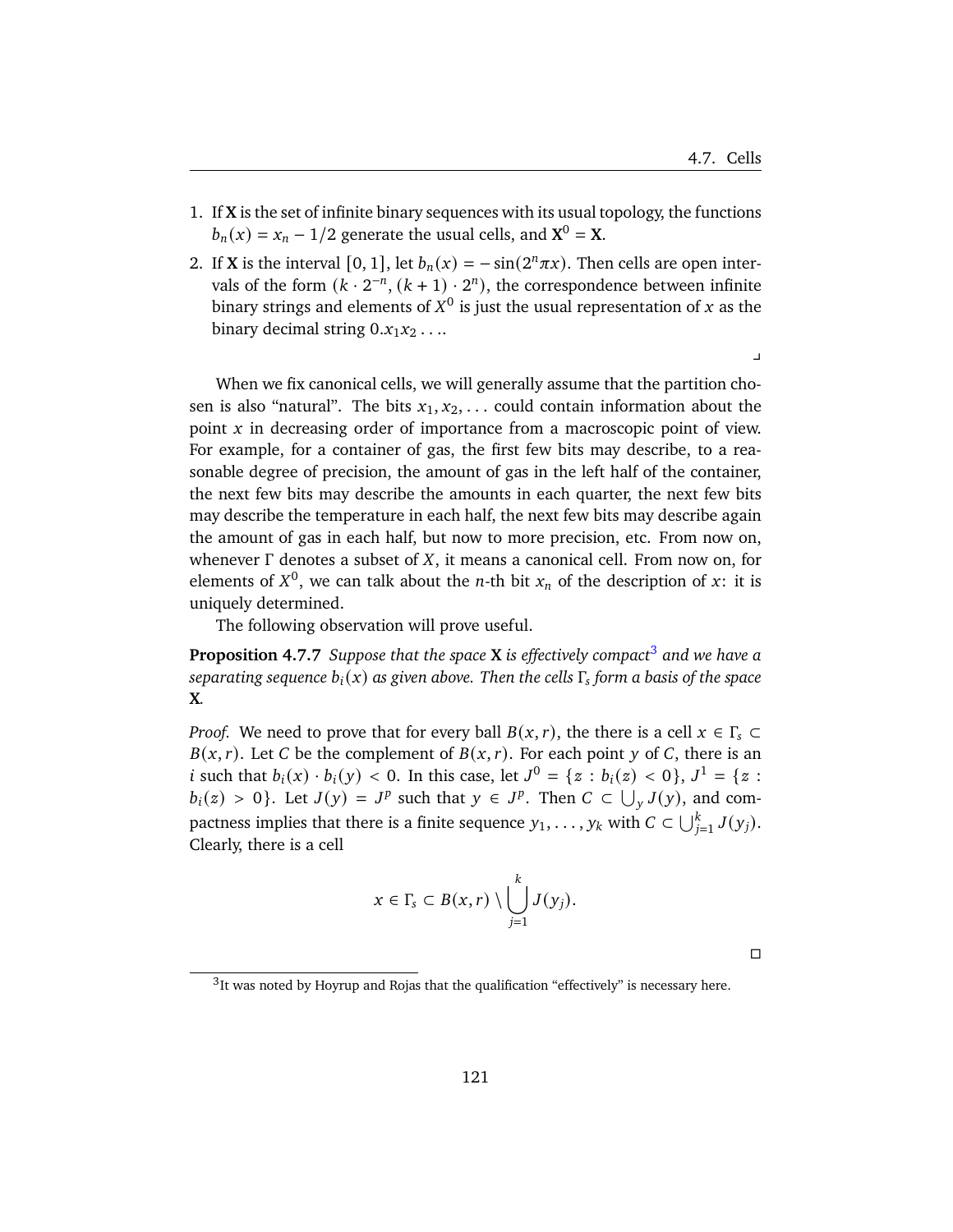1. If $\mathbf{X}$ is the set of infinite binary sequences with its usual topology, the functions $b_n(x) = x_n - 1/2$ generate the usual cells, and $\mathbf{X}^0 = \mathbf{X}$.
2. If $\mathbf{X}$ is the interval $[0, 1]$, let $b_n(x) = -\sin(2^n \pi x)$. Then cells are open intervals of the form $(k \cdot 2^{-n}, (k+1) \cdot 2^n)$, the correspondence between infinite binary strings and elements of $X^0$ is just the usual representation of $x$ as the binary decimal string $0.x_1 x_2 \ldots$.

⌟

When we fix canonical cells, we will generally assume that the partition chosen is also "natural". The bits $x_1, x_2, \ldots$ could contain information about the point $x$ in decreasing order of importance from a macroscopic point of view. For example, for a container of gas, the first few bits may describe, to a reasonable degree of precision, the amount of gas in the left half of the container, the next few bits may describe the amounts in each quarter, the next few bits may describe the temperature in each half, the next few bits may describe again the amount of gas in each half, but now to more precision, etc. From now on, whenever $\Gamma$ denotes a subset of $X$, it means a canonical cell. From now on, for elements of $X^0$, we can talk about the $n$-th bit $x_n$ of the description of $x$: it is uniquely determined.

The following observation will prove useful.

**Proposition 4.7.7** *Suppose that the space $\mathbf{X}$ is effectively compact*[3] *and we have a separating sequence $b_i(x)$ as given above. Then the cells $\Gamma_s$ form a basis of the space $\mathbf{X}$.*

*Proof.* We need to prove that for every ball $B(x, r)$, the there is a cell $x \in \Gamma_s \subset B(x, r)$. Let $C$ be the complement of $B(x, r)$. For each point $y$ of $C$, there is an $i$ such that $b_i(x) \cdot b_i(y) < 0$. In this case, let $J^0 = \{z : b_i(z) < 0\}$, $J^1 = \{z : b_i(z) > 0\}$. Let $J(y) = J^p$ such that $y \in J^p$. Then $C \subset \bigcup_y J(y)$, and compactness implies that there is a finite sequence $y_1, \ldots, y_k$ with $C \subset \bigcup_{j=1}^k J(y_j)$. Clearly, there is a cell

$$x \in \Gamma_s \subset B(x, r) \setminus \bigcup_{j=1}^{k} J(y_j).$$

□

[3] It was noted by Hoyrup and Rojas that the qualification "effectively" is necessary here.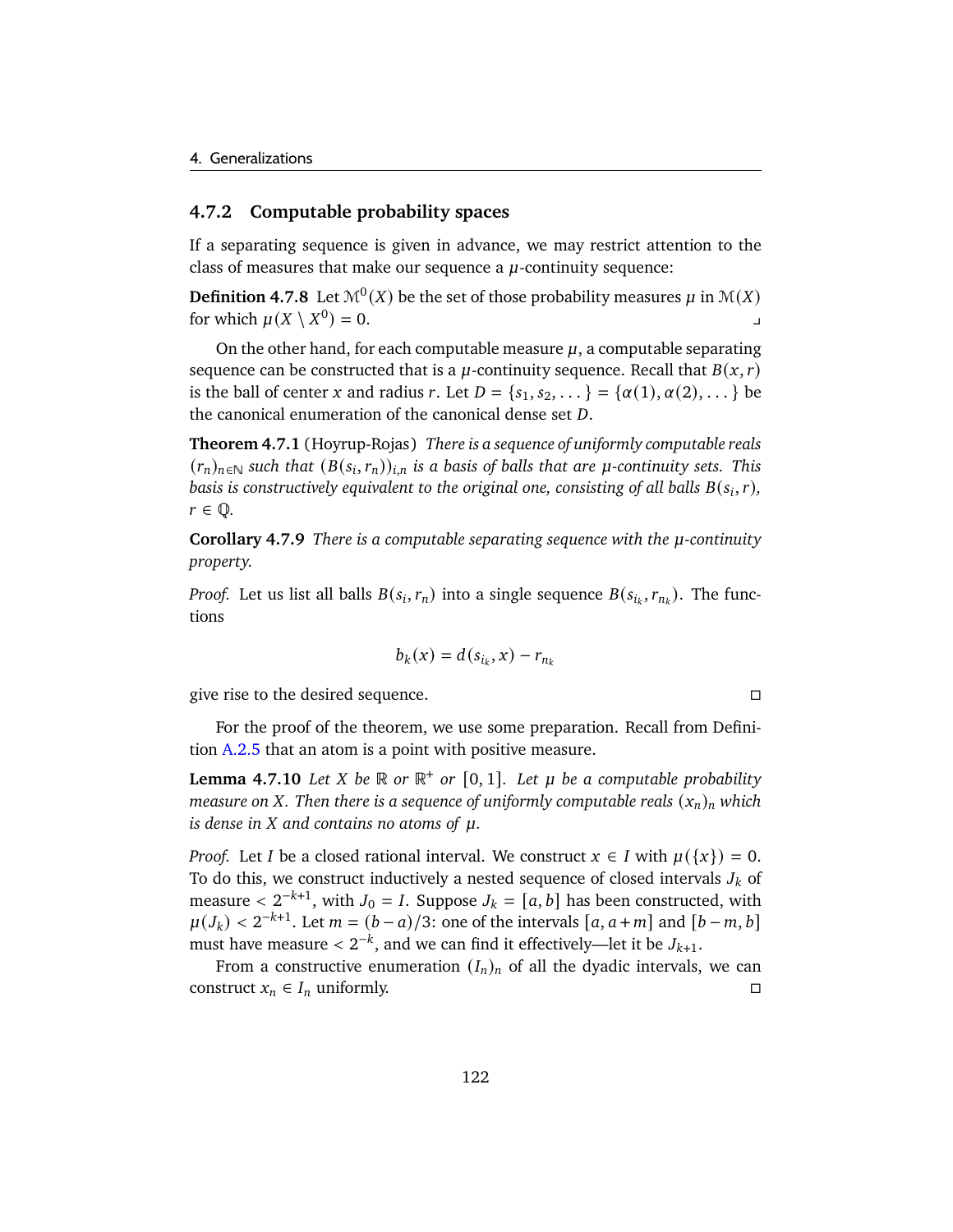### 4.7.2 Computable probability spaces

If a separating sequence is given in advance, we may restrict attention to the class of measures that make our sequence a $\mu$-continuity sequence:

**Definition 4.7.8** Let $\mathcal{M}^0(X)$ be the set of those probability measures $\mu$ in $\mathcal{M}(X)$ for which $\mu(X \setminus X^0) = 0$. ⌟

On the other hand, for each computable measure $\mu$, a computable separating sequence can be constructed that is a $\mu$-continuity sequence. Recall that $B(x, r)$ is the ball of center $x$ and radius $r$. Let $D = \{s_1, s_2, \dots\} = \{\alpha(1), \alpha(2), \dots\}$ be the canonical enumeration of the canonical dense set $D$.

**Theorem 4.7.1** (Hoyrup-Rojas) *There is a sequence of uniformly computable reals $(r_n)_{n\in\mathbb{N}}$ such that $(B(s_i, r_n))_{i,n}$ is a basis of balls that are $\mu$-continuity sets. This basis is constructively equivalent to the original one, consisting of all balls $B(s_i, r)$, $r \in \mathbb{Q}$.*

**Corollary 4.7.9** *There is a computable separating sequence with the $\mu$-continuity property.*

*Proof.* Let us list all balls $B(s_i, r_n)$ into a single sequence $B(s_{i_k}, r_{n_k})$. The functions

$$b_k(x) = d(s_{i_k}, x) - r_{n_k}$$

give rise to the desired sequence. □

For the proof of the theorem, we use some preparation. Recall from Definition A.2.5 that an atom is a point with positive measure.

**Lemma 4.7.10** *Let $X$ be $\mathbb{R}$ or $\mathbb{R}^+$ or $[0, 1]$. Let $\mu$ be a computable probability measure on $X$. Then there is a sequence of uniformly computable reals $(x_n)_n$ which is dense in $X$ and contains no atoms of $\mu$.*

*Proof.* Let $I$ be a closed rational interval. We construct $x \in I$ with $\mu(\{x\}) = 0$. To do this, we construct inductively a nested sequence of closed intervals $J_k$ of measure $< 2^{-k+1}$, with $J_0 = I$. Suppose $J_k = [a, b]$ has been constructed, with $\mu(J_k) < 2^{-k+1}$. Let $m = (b - a)/3$: one of the intervals $[a, a + m]$ and $[b - m, b]$ must have measure $< 2^{-k}$, and we can find it effectively—let it be $J_{k+1}$.

From a constructive enumeration $(I_n)_n$ of all the dyadic intervals, we can construct $x_n \in I_n$ uniformly. □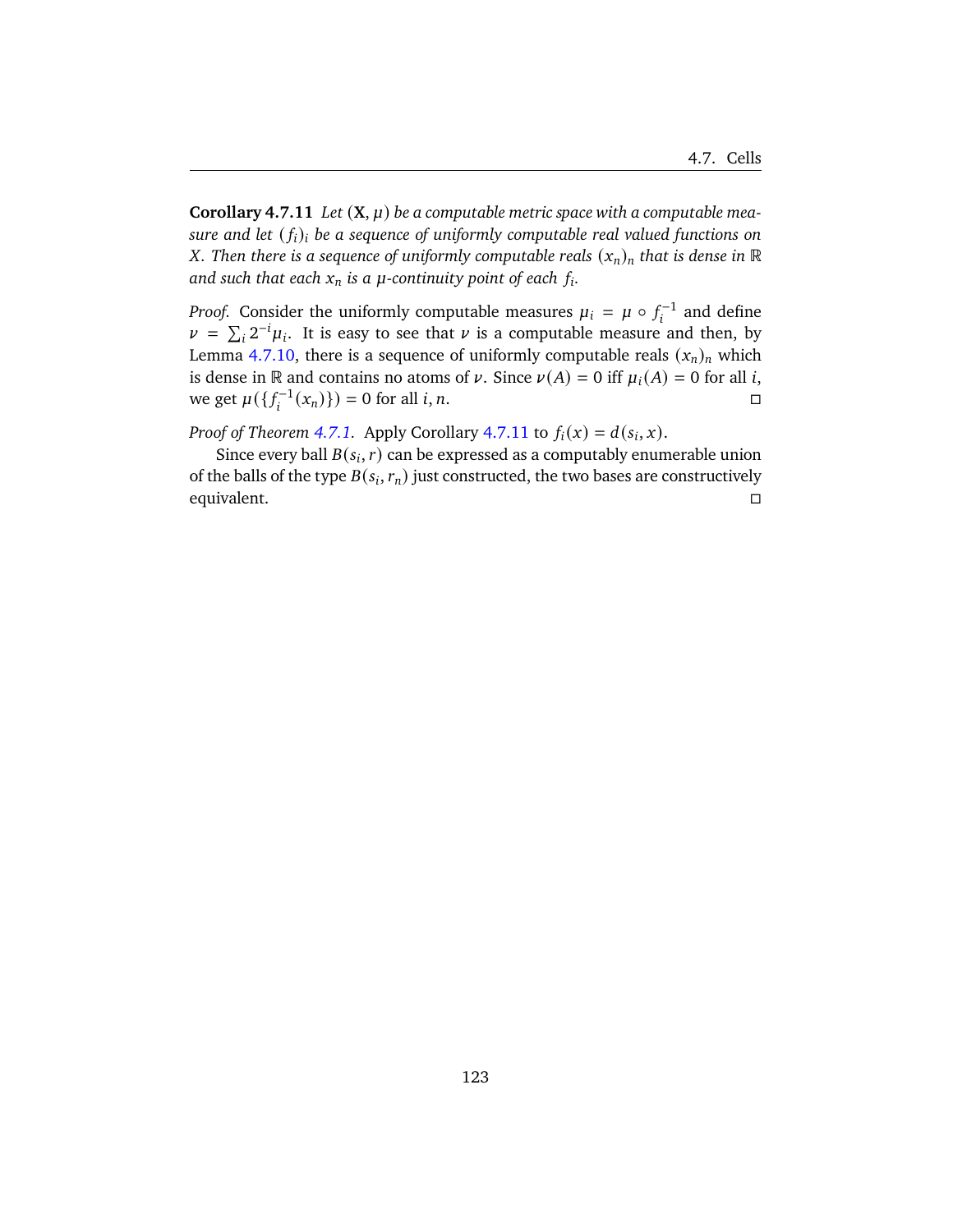**Corollary 4.7.11** *Let $(\mathbf{X}, \mu)$ be a computable metric space with a computable measure and let $(f_i)_i$ be a sequence of uniformly computable real valued functions on $X$. Then there is a sequence of uniformly computable reals $(x_n)_n$ that is dense in $\mathbb{R}$ and such that each $x_n$ is a $\mu$-continuity point of each $f_i$.*

*Proof.* Consider the uniformly computable measures $\mu_i = \mu \circ f_i^{-1}$ and define $\nu = \sum_i 2^{-i}\mu_i$. It is easy to see that $\nu$ is a computable measure and then, by Lemma 4.7.10, there is a sequence of uniformly computable reals $(x_n)_n$ which is dense in $\mathbb{R}$ and contains no atoms of $\nu$. Since $\nu(A) = 0$ iff $\mu_i(A) = 0$ for all $i$, we get $\mu(\{f_i^{-1}(x_n)\}) = 0$ for all $i, n$. □

*Proof of Theorem 4.7.1.* Apply Corollary 4.7.11 to $f_i(x) = d(s_i, x)$.

Since every ball $B(s_i, r)$ can be expressed as a computably enumerable union of the balls of the type $B(s_i, r_n)$ just constructed, the two bases are constructively equivalent. □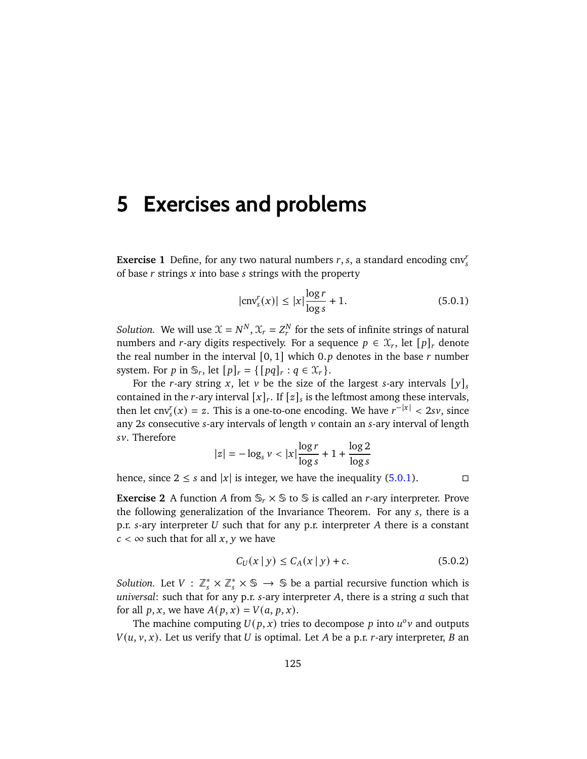# 5 Exercises and problems

**Exercise 1** Define, for any two natural numbers $r, s$, a standard encoding $\mathrm{cnv}^r_s$ of base $r$ strings $x$ into base $s$ strings with the property

$$|\mathrm{cnv}^r_s(x)| \le |x|\frac{\log r}{\log s} + 1. \tag{5.0.1}$$

*Solution.* We will use $\mathcal{X} = N^N$, $\mathcal{X}_r = Z_r^N$ for the sets of infinite strings of natural numbers and $r$-ary digits respectively. For a sequence $p \in \mathcal{X}_r$, let $[p]_r$ denote the real number in the interval $[0, 1]$ which $0.p$ denotes in the base $r$ number system. For $p$ in $\mathbb{S}_r$, let $[p]_r = \{[pq]_r : q \in \mathcal{X}_r\}$.

For the $r$-ary string $x$, let $v$ be the size of the largest $s$-ary intervals $[y]_s$ contained in the $r$-ary interval $[x]_r$. If $[z]_s$ is the leftmost among these intervals, then let $\mathrm{cnv}^r_s(x) = z$. This is a one-to-one encoding. We have $r^{-|x|} < 2sv$, since any $2s$ consecutive $s$-ary intervals of length $v$ contain an $s$-ary interval of length $sv$. Therefore

$$|z| = -\log_s v < |x|\frac{\log r}{\log s} + 1 + \frac{\log 2}{\log s}$$

hence, since $2 \le s$ and $|x|$ is integer, we have the inequality (5.0.1). □

**Exercise 2** A function $A$ from $\mathbb{S}_r \times \mathbb{S}$ to $\mathbb{S}$ is called an $r$-ary interpreter. Prove the following generalization of the Invariance Theorem. For any $s$, there is a p.r. $s$-ary interpreter $U$ such that for any p.r. interpreter $A$ there is a constant $c < \infty$ such that for all $x, y$ we have

$$C_U(x \mid y) \le C_A(x \mid y) + c. \tag{5.0.2}$$

*Solution.* Let $V : \mathbb{Z}_s^* \times \mathbb{Z}_s^* \times \mathbb{S} \to \mathbb{S}$ be a partial recursive function which is *universal*: such that for any p.r. $s$-ary interpreter $A$, there is a string $a$ such that for all $p, x$, we have $A(p, x) = V(a, p, x)$.

The machine computing $U(p, x)$ tries to decompose $p$ into $u^o v$ and outputs $V(u, v, x)$. Let us verify that $U$ is optimal. Let $A$ be a p.r. $r$-ary interpreter, $B$ an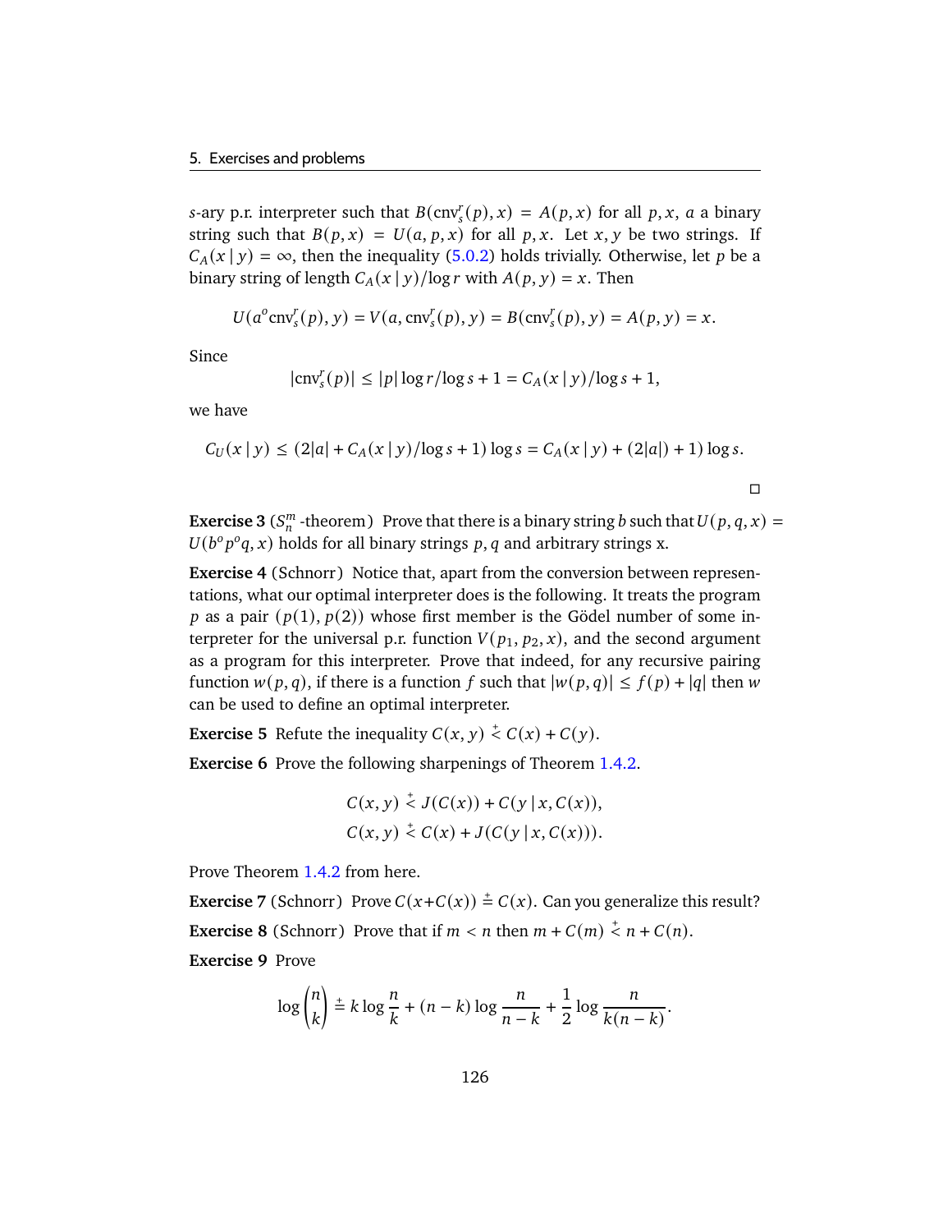$s$-ary p.r. interpreter such that $B(\mathrm{cnv}_s^r(p), x) = A(p, x)$ for all $p, x$, $a$ a binary string such that $B(p, x) = U(a, p, x)$ for all $p, x$. Let $x, y$ be two strings. If $C_A(x \mid y) = \infty$, then the inequality (5.0.2) holds trivially. Otherwise, let $p$ be a binary string of length $C_A(x \mid y)/\log r$ with $A(p, y) = x$. Then

$$U(a^o \mathrm{cnv}_s^r(p), y) = V(a, \mathrm{cnv}_s^r(p), y) = B(\mathrm{cnv}_s^r(p), y) = A(p, y) = x.$$

Since

$$|\mathrm{cnv}_s^r(p)| \le |p| \log r / \log s + 1 = C_A(x \mid y)/\log s + 1,$$

we have

$$C_U(x \mid y) \le (2|a| + C_A(x \mid y)/\log s + 1) \log s = C_A(x \mid y) + (2|a|) + 1) \log s.$$

□

**Exercise 3** ($S_n^m$ -theorem) Prove that there is a binary string $b$ such that $U(p, q, x) = U(b^o p^o q, x)$ holds for all binary strings $p, q$ and arbitrary strings x.

**Exercise 4** (Schnorr) Notice that, apart from the conversion between representations, what our optimal interpreter does is the following. It treats the program $p$ as a pair $(p(1), p(2))$ whose first member is the Gödel number of some interpreter for the universal p.r. function $V(p_1, p_2, x)$, and the second argument as a program for this interpreter. Prove that indeed, for any recursive pairing function $w(p, q)$, if there is a function $f$ such that $|w(p, q)| \le f(p) + |q|$ then $w$ can be used to define an optimal interpreter.

**Exercise 5** Refute the inequality $C(x, y) \overset{+}{<} C(x) + C(y)$.

**Exercise 6** Prove the following sharpenings of Theorem 1.4.2.

$$C(x, y) \overset{+}{<} J(C(x)) + C(y \mid x, C(x)),$$
$$C(x, y) \overset{+}{<} C(x) + J(C(y \mid x, C(x))).$$

Prove Theorem 1.4.2 from here.

**Exercise 7** (Schnorr) Prove $C(x + C(x)) \overset{+}{=} C(x)$. Can you generalize this result?

**Exercise 8** (Schnorr) Prove that if $m < n$ then $m + C(m) \overset{+}{<} n + C(n)$.

**Exercise 9** Prove

$$\log \binom{n}{k} \overset{+}{=} k \log \frac{n}{k} + (n - k) \log \frac{n}{n - k} + \frac{1}{2} \log \frac{n}{k(n - k)}.$$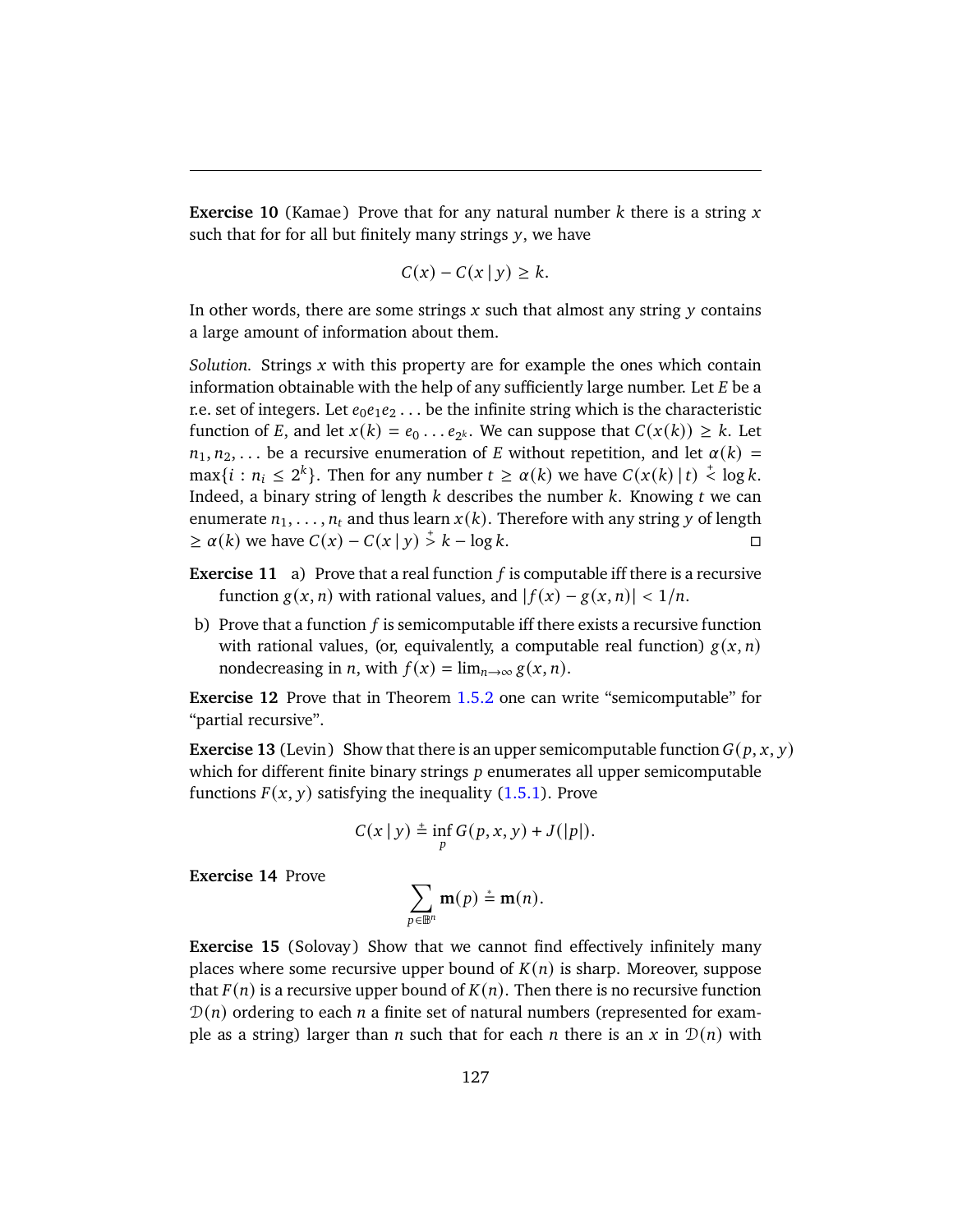**Exercise 10** (Kamae) Prove that for any natural number $k$ there is a string $x$ such that for for all but finitely many strings $y$, we have

$$C(x) - C(x \mid y) \geq k.$$

In other words, there are some strings $x$ such that almost any string $y$ contains a large amount of information about them.

*Solution.* Strings $x$ with this property are for example the ones which contain information obtainable with the help of any sufficiently large number. Let $E$ be a r.e. set of integers. Let $e_0 e_1 e_2 \ldots$ be the infinite string which is the characteristic function of $E$, and let $x(k) = e_0 \ldots e_{2^k}$. We can suppose that $C(x(k)) \geq k$. Let $n_1, n_2, \ldots$ be a recursive enumeration of $E$ without repetition, and let $\alpha(k) = \max\{i : n_i \leq 2^k\}$. Then for any number $t \geq \alpha(k)$ we have $C(x(k) \mid t) \stackrel{+}{<} \log k$. Indeed, a binary string of length $k$ describes the number $k$. Knowing $t$ we can enumerate $n_1, \ldots, n_t$ and thus learn $x(k)$. Therefore with any string $y$ of length $\geq \alpha(k)$ we have $C(x) - C(x \mid y) \stackrel{+}{>} k - \log k$. □

**Exercise 11** a) Prove that a real function $f$ is computable iff there is a recursive function $g(x, n)$ with rational values, and $|f(x) - g(x, n)| < 1/n$.

b) Prove that a function $f$ is semicomputable iff there exists a recursive function with rational values, (or, equivalently, a computable real function) $g(x, n)$ nondecreasing in $n$, with $f(x) = \lim_{n \to \infty} g(x, n)$.

**Exercise 12** Prove that in Theorem 1.5.2 one can write "semicomputable" for "partial recursive".

**Exercise 13** (Levin) Show that there is an upper semicomputable function $G(p, x, y)$ which for different finite binary strings $p$ enumerates all upper semicomputable functions $F(x, y)$ satisfying the inequality (1.5.1). Prove

$$C(x \mid y) \stackrel{+}{=} \inf_p G(p, x, y) + J(|p|).$$

**Exercise 14** Prove

$$\sum_{p \in \mathbb{B}^n} \mathbf{m}(p) \stackrel{*}{=} \mathbf{m}(n).$$

**Exercise 15** (Solovay) Show that we cannot find effectively infinitely many places where some recursive upper bound of $K(n)$ is sharp. Moreover, suppose that $F(n)$ is a recursive upper bound of $K(n)$. Then there is no recursive function $\mathcal{D}(n)$ ordering to each $n$ a finite set of natural numbers (represented for example as a string) larger than $n$ such that for each $n$ there is an $x$ in $\mathcal{D}(n)$ with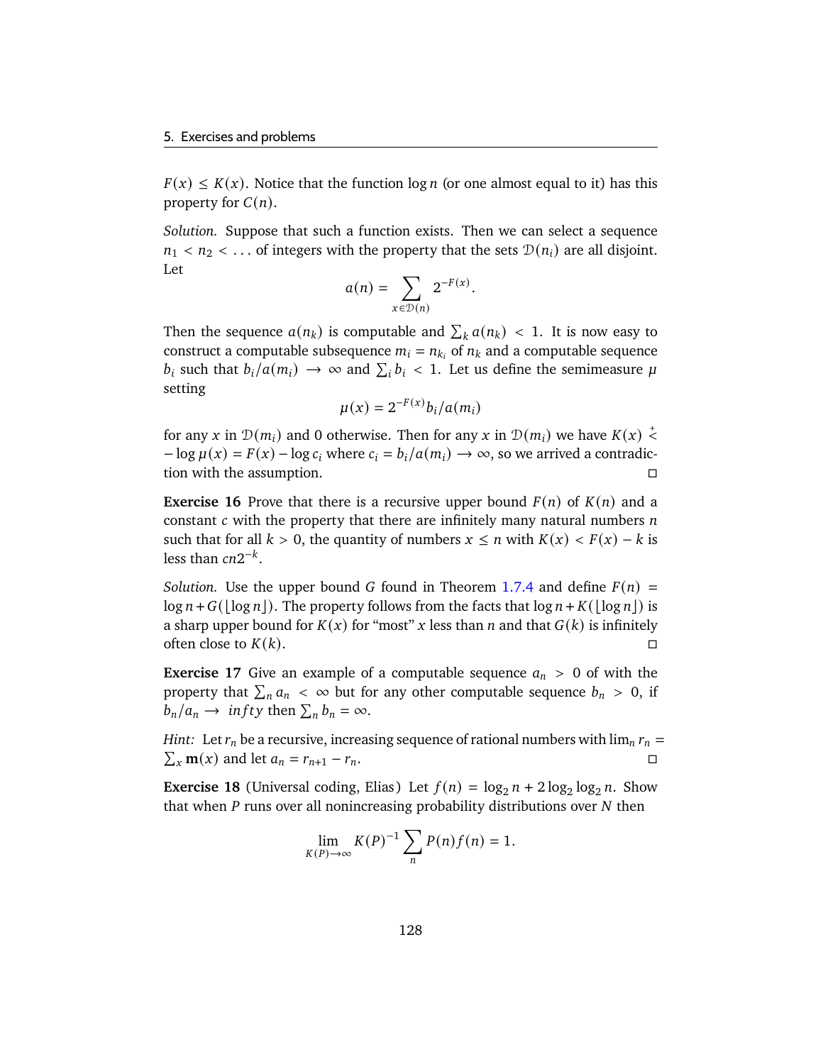$F(x) \leq K(x)$. Notice that the function $\log n$ (or one almost equal to it) has this property for $C(n)$.

*Solution.* Suppose that such a function exists. Then we can select a sequence $n_1 < n_2 < \ldots$ of integers with the property that the sets $\mathcal{D}(n_i)$ are all disjoint. Let

$$a(n) = \sum_{x \in \mathcal{D}(n)} 2^{-F(x)}.$$

Then the sequence $a(n_k)$ is computable and $\sum_k a(n_k) < 1$. It is now easy to construct a computable subsequence $m_i = n_{k_i}$ of $n_k$ and a computable sequence $b_i$ such that $b_i/a(m_i) \to \infty$ and $\sum_i b_i < 1$. Let us define the semimeasure $\mu$ setting

$$\mu(x) = 2^{-F(x)} b_i/a(m_i)$$

for any $x$ in $\mathcal{D}(m_i)$ and 0 otherwise. Then for any $x$ in $\mathcal{D}(m_i)$ we have $K(x) \overset{+}{<} -\log \mu(x) = F(x) - \log c_i$ where $c_i = b_i/a(m_i) \to \infty$, so we arrived a contradiction with the assumption. □

**Exercise 16** Prove that there is a recursive upper bound $F(n)$ of $K(n)$ and a constant $c$ with the property that there are infinitely many natural numbers $n$ such that for all $k > 0$, the quantity of numbers $x \leq n$ with $K(x) < F(x) - k$ is less than $cn2^{-k}$.

*Solution.* Use the upper bound $G$ found in Theorem 1.7.4 and define $F(n) = \log n + G(\lfloor \log n \rfloor)$. The property follows from the facts that $\log n + K(\lfloor \log n \rfloor)$ is a sharp upper bound for $K(x)$ for "most" $x$ less than $n$ and that $G(k)$ is infinitely often close to $K(k)$. □

**Exercise 17** Give an example of a computable sequence $a_n > 0$ of with the property that $\sum_n a_n < \infty$ but for any other computable sequence $b_n > 0$, if $b_n/a_n \to \ infty$ then $\sum_n b_n = \infty$.

*Hint:* Let $r_n$ be a recursive, increasing sequence of rational numbers with $\lim_n r_n = \sum_x \mathbf{m}(x)$ and let $a_n = r_{n+1} - r_n$. □

**Exercise 18** (Universal coding, Elias) Let $f(n) = \log_2 n + 2\log_2 \log_2 n$. Show that when $P$ runs over all nonincreasing probability distributions over $N$ then

$$\lim_{K(P) \to \infty} K(P)^{-1} \sum_n P(n) f(n) = 1.$$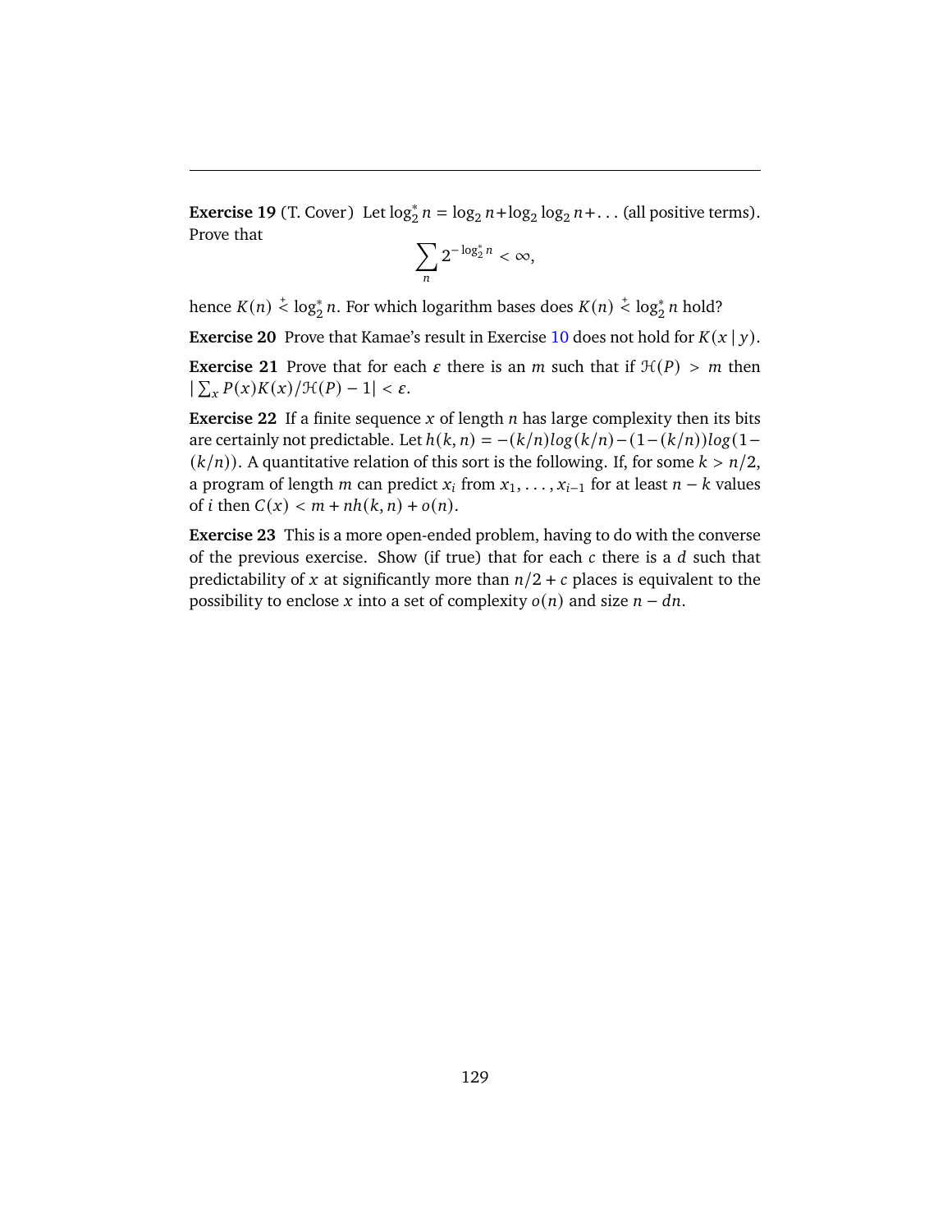**Exercise 19** (T. Cover) Let $\log_2^* n = \log_2 n + \log_2 \log_2 n + \ldots$ (all positive terms). Prove that

$$\sum_n 2^{-\log_2^* n} < \infty,$$

hence $K(n) \overset{+}{<} \log_2^* n$. For which logarithm bases does $K(n) \overset{+}{<} \log_2^* n$ hold?

**Exercise 20** Prove that Kamae's result in Exercise 10 does not hold for $K(x \mid y)$.

**Exercise 21** Prove that for each $\varepsilon$ there is an $m$ such that if $\mathcal{H}(P) > m$ then $|\sum_x P(x)K(x)/\mathcal{H}(P) - 1| < \varepsilon$.

**Exercise 22** If a finite sequence $x$ of length $n$ has large complexity then its bits are certainly not predictable. Let $h(k, n) = -(k/n)log(k/n) - (1 - (k/n))log(1 - (k/n))$. A quantitative relation of this sort is the following. If, for some $k > n/2$, a program of length $m$ can predict $x_i$ from $x_1, \ldots, x_{i-1}$ for at least $n - k$ values of $i$ then $C(x) < m + nh(k, n) + o(n)$.

**Exercise 23** This is a more open-ended problem, having to do with the converse of the previous exercise. Show (if true) that for each $c$ there is a $d$ such that predictability of $x$ at significantly more than $n/2 + c$ places is equivalent to the possibility to enclose $x$ into a set of complexity $o(n)$ and size $n - dn$.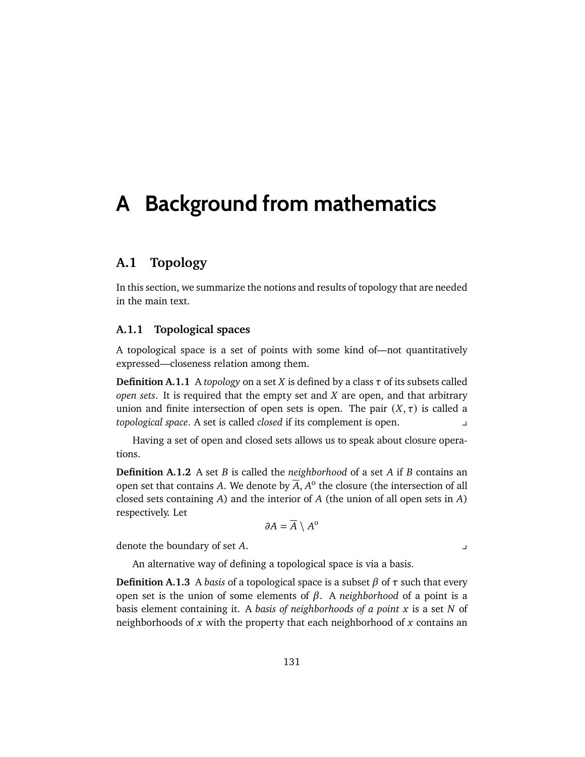# A Background from mathematics

## A.1 Topology

In this section, we summarize the notions and results of topology that are needed in the main text.

### A.1.1 Topological spaces

A topological space is a set of points with some kind of—not quantitatively expressed—closeness relation among them.

**Definition A.1.1** A *topology* on a set $X$ is defined by a class $\tau$ of its subsets called *open sets*. It is required that the empty set and $X$ are open, and that arbitrary union and finite intersection of open sets is open. The pair $(X, \tau)$ is called a *topological space*. A set is called *closed* if its complement is open. ⌟

Having a set of open and closed sets allows us to speak about closure operations.

**Definition A.1.2** A set $B$ is called the *neighborhood* of a set $A$ if $B$ contains an open set that contains $A$. We denote by $\overline{A}$, $A^{\mathrm{o}}$ the closure (the intersection of all closed sets containing $A$) and the interior of $A$ (the union of all open sets in $A$) respectively. Let

$$\partial A = \overline{A} \setminus A^{\mathrm{o}}$$

denote the boundary of set $A$. ⌟

An alternative way of defining a topological space is via a basis.

**Definition A.1.3** A *basis* of a topological space is a subset $\beta$ of $\tau$ such that every open set is the union of some elements of $\beta$. A *neighborhood* of a point is a basis element containing it. A *basis of neighborhoods of a point $x$* is a set $N$ of neighborhoods of $x$ with the property that each neighborhood of $x$ contains an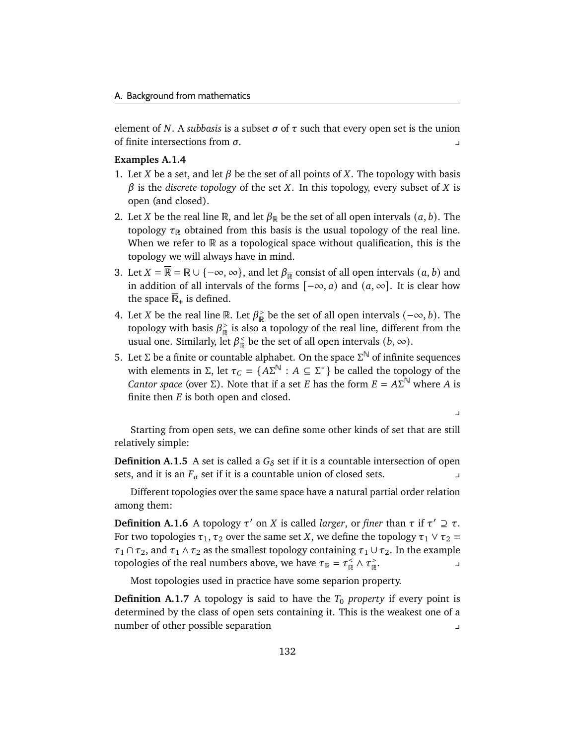element of $N$. A *subbasis* is a subset $\sigma$ of $\tau$ such that every open set is the union of finite intersections from $\sigma$. ⌟

**Examples A.1.4**

1. Let $X$ be a set, and let $\beta$ be the set of all points of $X$. The topology with basis $\beta$ is the *discrete topology* of the set $X$. In this topology, every subset of $X$ is open (and closed).
2. Let $X$ be the real line $\mathbb{R}$, and let $\beta_{\mathbb{R}}$ be the set of all open intervals $(a, b)$. The topology $\tau_{\mathbb{R}}$ obtained from this basis is the usual topology of the real line. When we refer to $\mathbb{R}$ as a topological space without qualification, this is the topology we will always have in mind.
3. Let $X = \overline{\mathbb{R}} = \mathbb{R} \cup \{-\infty, \infty\}$, and let $\beta_{\overline{\mathbb{R}}}$ consist of all open intervals $(a, b)$ and in addition of all intervals of the forms $[-\infty, a)$ and $(a, \infty]$. It is clear how the space $\overline{\mathbb{R}}_+$ is defined.
4. Let $X$ be the real line $\mathbb{R}$. Let $\beta^{>}_{\mathbb{R}}$ be the set of all open intervals $(-\infty, b)$. The topology with basis $\beta^{>}_{\mathbb{R}}$ is also a topology of the real line, different from the usual one. Similarly, let $\beta^{<}_{\mathbb{R}}$ be the set of all open intervals $(b, \infty)$.
5. Let $\Sigma$ be a finite or countable alphabet. On the space $\Sigma^{\mathbb{N}}$ of infinite sequences with elements in $\Sigma$, let $\tau_C = \{A\Sigma^{\mathbb{N}} : A \subseteq \Sigma^*\}$ be called the topology of the *Cantor space* (over $\Sigma$). Note that if a set $E$ has the form $E = A\Sigma^{\mathbb{N}}$ where $A$ is finite then $E$ is both open and closed.

⌟

Starting from open sets, we can define some other kinds of set that are still relatively simple:

**Definition A.1.5** A set is called a $G_\delta$ set if it is a countable intersection of open sets, and it is an $F_\sigma$ set if it is a countable union of closed sets. ⌟

Different topologies over the same space have a natural partial order relation among them:

**Definition A.1.6** A topology $\tau'$ on $X$ is called *larger*, or *finer* than $\tau$ if $\tau' \supseteq \tau$. For two topologies $\tau_1, \tau_2$ over the same set $X$, we define the topology $\tau_1 \vee \tau_2 = \tau_1 \cap \tau_2$, and $\tau_1 \wedge \tau_2$ as the smallest topology containing $\tau_1 \cup \tau_2$. In the example topologies of the real numbers above, we have $\tau_{\mathbb{R}} = \tau^{<}_{\mathbb{R}} \wedge \tau^{>}_{\mathbb{R}}$. ⌟

Most topologies used in practice have some separion property.

**Definition A.1.7** A topology is said to have the $T_0$ *property* if every point is determined by the class of open sets containing it. This is the weakest one of a number of other possible separation ⌟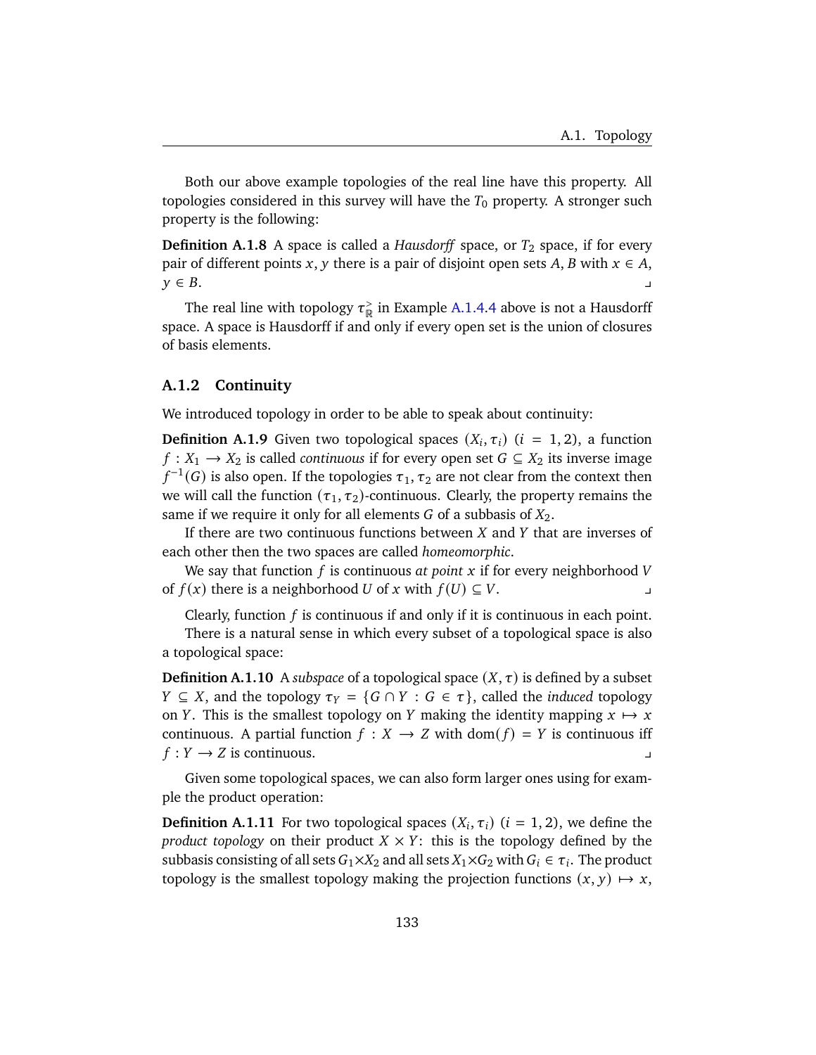Both our above example topologies of the real line have this property. All topologies considered in this survey will have the $T_0$ property. A stronger such property is the following:

**Definition A.1.8** A space is called a *Hausdorff* space, or $T_2$ space, if for every pair of different points $x, y$ there is a pair of disjoint open sets $A, B$ with $x \in A$, $y \in B$. ⌟

The real line with topology $\tau_{\mathbb{R}}^{>}$ in Example A.1.4.4 above is not a Hausdorff space. A space is Hausdorff if and only if every open set is the union of closures of basis elements.

### A.1.2 Continuity

We introduced topology in order to be able to speak about continuity:

**Definition A.1.9** Given two topological spaces $(X_i, \tau_i)$ $(i = 1, 2)$, a function $f : X_1 \to X_2$ is called *continuous* if for every open set $G \subseteq X_2$ its inverse image $f^{-1}(G)$ is also open. If the topologies $\tau_1, \tau_2$ are not clear from the context then we will call the function $(\tau_1, \tau_2)$-continuous. Clearly, the property remains the same if we require it only for all elements $G$ of a subbasis of $X_2$.

If there are two continuous functions between $X$ and $Y$ that are inverses of each other then the two spaces are called *homeomorphic*.

We say that function $f$ is continuous *at point* $x$ if for every neighborhood $V$ of $f(x)$ there is a neighborhood $U$ of $x$ with $f(U) \subseteq V$. ⌟

Clearly, function $f$ is continuous if and only if it is continuous in each point.

There is a natural sense in which every subset of a topological space is also a topological space:

**Definition A.1.10** A *subspace* of a topological space $(X, \tau)$ is defined by a subset $Y \subseteq X$, and the topology $\tau_Y = \{G \cap Y : G \in \tau\}$, called the *induced* topology on $Y$. This is the smallest topology on $Y$ making the identity mapping $x \mapsto x$ continuous. A partial function $f : X \to Z$ with $\mathrm{dom}(f) = Y$ is continuous iff $f : Y \to Z$ is continuous. ⌟

Given some topological spaces, we can also form larger ones using for example the product operation:

**Definition A.1.11** For two topological spaces $(X_i, \tau_i)$ $(i = 1, 2)$, we define the *product topology* on their product $X \times Y$: this is the topology defined by the subbasis consisting of all sets $G_1 \times X_2$ and all sets $X_1 \times G_2$ with $G_i \in \tau_i$. The product topology is the smallest topology making the projection functions $(x, y) \mapsto x$,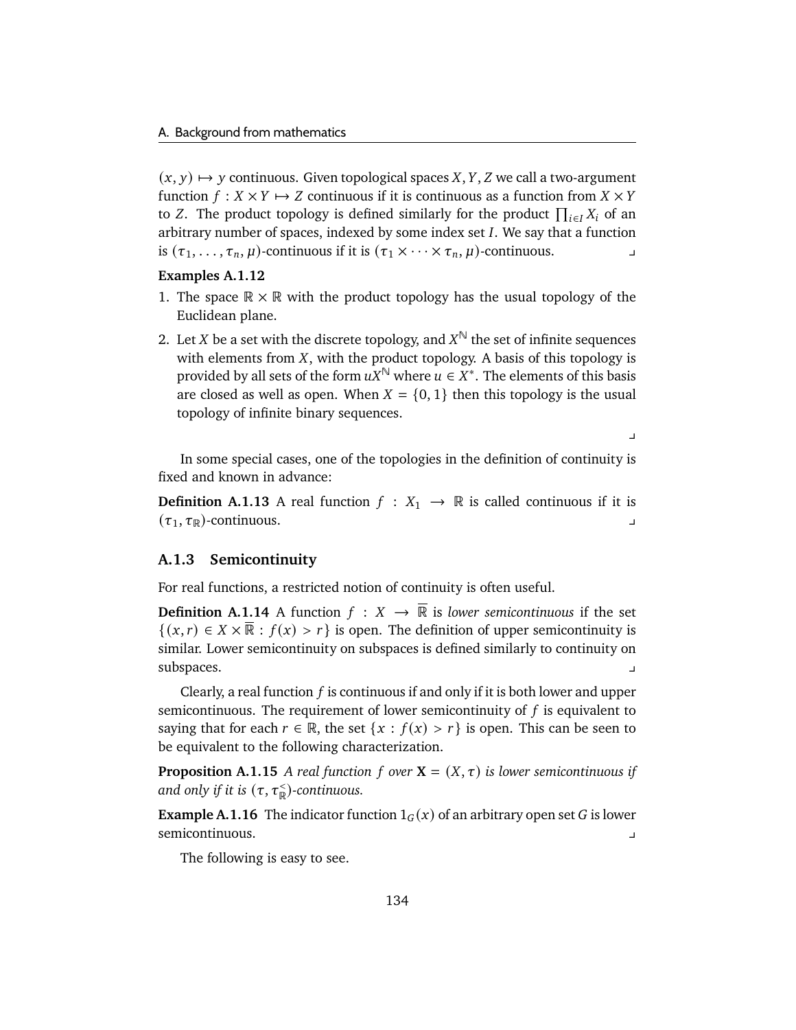$(x, y) \mapsto y$ continuous. Given topological spaces $X, Y, Z$ we call a two-argument function $f : X \times Y \mapsto Z$ continuous if it is continuous as a function from $X \times Y$ to $Z$. The product topology is defined similarly for the product $\prod_{i \in I} X_i$ of an arbitrary number of spaces, indexed by some index set $I$. We say that a function is $(\tau_1, \dots, \tau_n, \mu)$-continuous if it is $(\tau_1 \times \cdots \times \tau_n, \mu)$-continuous. ⌟

**Examples A.1.12**

1. The space $\mathbb{R} \times \mathbb{R}$ with the product topology has the usual topology of the Euclidean plane.
2. Let $X$ be a set with the discrete topology, and $X^{\mathbb{N}}$ the set of infinite sequences with elements from $X$, with the product topology. A basis of this topology is provided by all sets of the form $uX^{\mathbb{N}}$ where $u \in X^*$. The elements of this basis are closed as well as open. When $X = \{0, 1\}$ then this topology is the usual topology of infinite binary sequences.

⌟

In some special cases, one of the topologies in the definition of continuity is fixed and known in advance:

**Definition A.1.13** A real function $f : X_1 \to \mathbb{R}$ is called continuous if it is $(\tau_1, \tau_{\mathbb{R}})$-continuous. ⌟

### A.1.3 Semicontinuity

For real functions, a restricted notion of continuity is often useful.

**Definition A.1.14** A function $f : X \to \overline{\mathbb{R}}$ is *lower semicontinuous* if the set $\{(x, r) \in X \times \overline{\mathbb{R}} : f(x) > r\}$ is open. The definition of upper semicontinuity is similar. Lower semicontinuity on subspaces is defined similarly to continuity on subspaces. ⌟

Clearly, a real function $f$ is continuous if and only if it is both lower and upper semicontinuous. The requirement of lower semicontinuity of $f$ is equivalent to saying that for each $r \in \mathbb{R}$, the set $\{x : f(x) > r\}$ is open. This can be seen to be equivalent to the following characterization.

**Proposition A.1.15** *A real function $f$ over $\mathbf{X} = (X, \tau)$ is lower semicontinuous if and only if it is $(\tau, \tau_{\mathbb{R}}^{<})$-continuous.*

**Example A.1.16** The indicator function $1_G(x)$ of an arbitrary open set $G$ is lower semicontinuous. ⌟

The following is easy to see.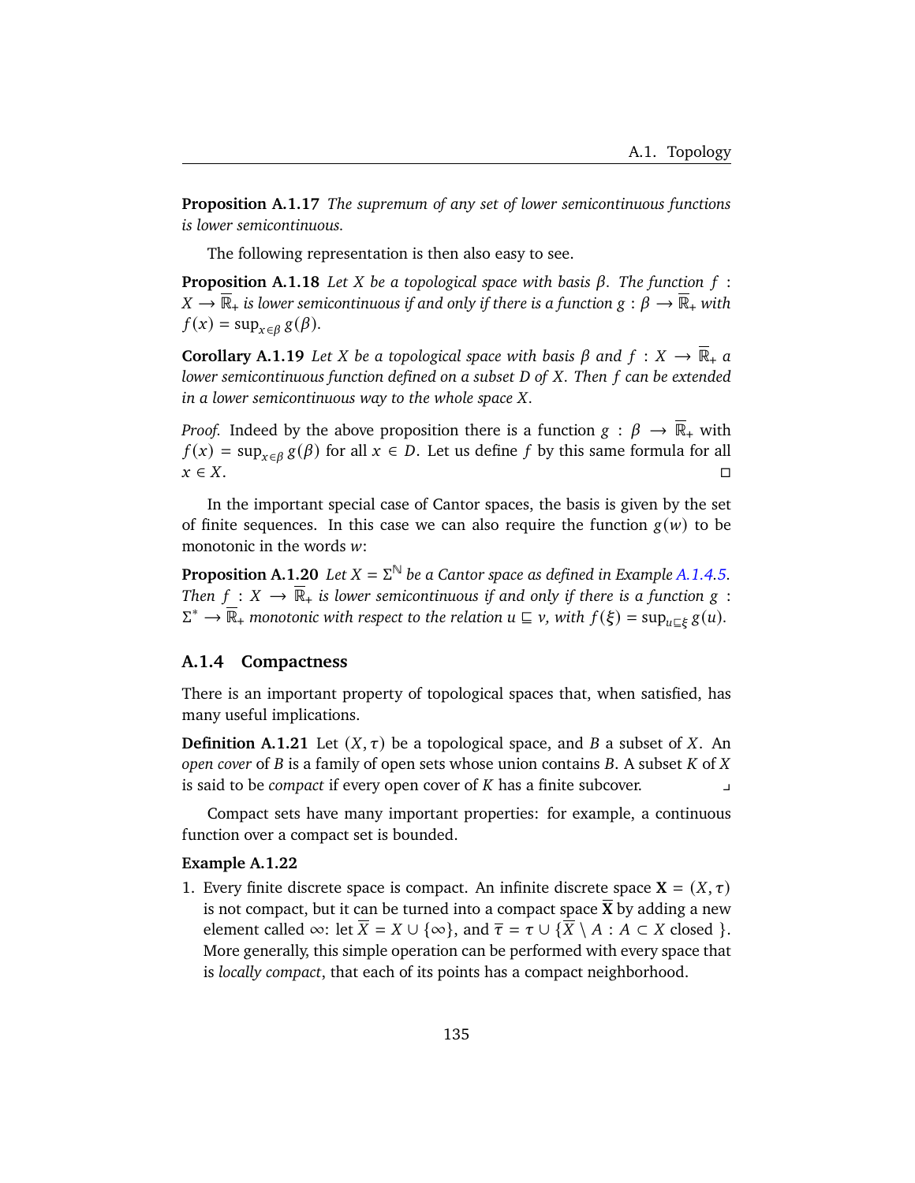**Proposition A.1.17** *The supremum of any set of lower semicontinuous functions is lower semicontinuous.*

The following representation is then also easy to see.

**Proposition A.1.18** *Let $X$ be a topological space with basis $\beta$. The function $f : X \to \overline{\mathbb{R}}_+$ is lower semicontinuous if and only if there is a function $g : \beta \to \overline{\mathbb{R}}_+$ with $f(x) = \sup_{x \in \beta} g(\beta)$.*

**Corollary A.1.19** *Let $X$ be a topological space with basis $\beta$ and $f : X \to \overline{\mathbb{R}}_+$ a lower semicontinuous function defined on a subset $D$ of $X$. Then $f$ can be extended in a lower semicontinuous way to the whole space $X$.*

*Proof.* Indeed by the above proposition there is a function $g : \beta \to \overline{\mathbb{R}}_+$ with $f(x) = \sup_{x \in \beta} g(\beta)$ for all $x \in D$. Let us define $f$ by this same formula for all $x \in X$. □

In the important special case of Cantor spaces, the basis is given by the set of finite sequences. In this case we can also require the function $g(w)$ to be monotonic in the words $w$:

**Proposition A.1.20** *Let $X = \Sigma^{\mathbb{N}}$ be a Cantor space as defined in Example A.1.4.5. Then $f : X \to \overline{\mathbb{R}}_+$ is lower semicontinuous if and only if there is a function $g : \Sigma^* \to \overline{\mathbb{R}}_+$ monotonic with respect to the relation $u \sqsubseteq v$, with $f(\xi) = \sup_{u \sqsubseteq \xi} g(u)$.*

### A.1.4 Compactness

There is an important property of topological spaces that, when satisfied, has many useful implications.

**Definition A.1.21** Let $(X, \tau)$ be a topological space, and $B$ a subset of $X$. An *open cover* of $B$ is a family of open sets whose union contains $B$. A subset $K$ of $X$ is said to be *compact* if every open cover of $K$ has a finite subcover. ⌟

Compact sets have many important properties: for example, a continuous function over a compact set is bounded.

**Example A.1.22**

1. Every finite discrete space is compact. An infinite discrete space $\mathbf{X} = (X, \tau)$ is not compact, but it can be turned into a compact space $\overline{\mathbf{X}}$ by adding a new element called $\infty$: let $\overline{X} = X \cup \{\infty\}$, and $\overline{\tau} = \tau \cup \{\overline{X} \setminus A : A \subset X \text{ closed }\}$. More generally, this simple operation can be performed with every space that is *locally compact*, that each of its points has a compact neighborhood.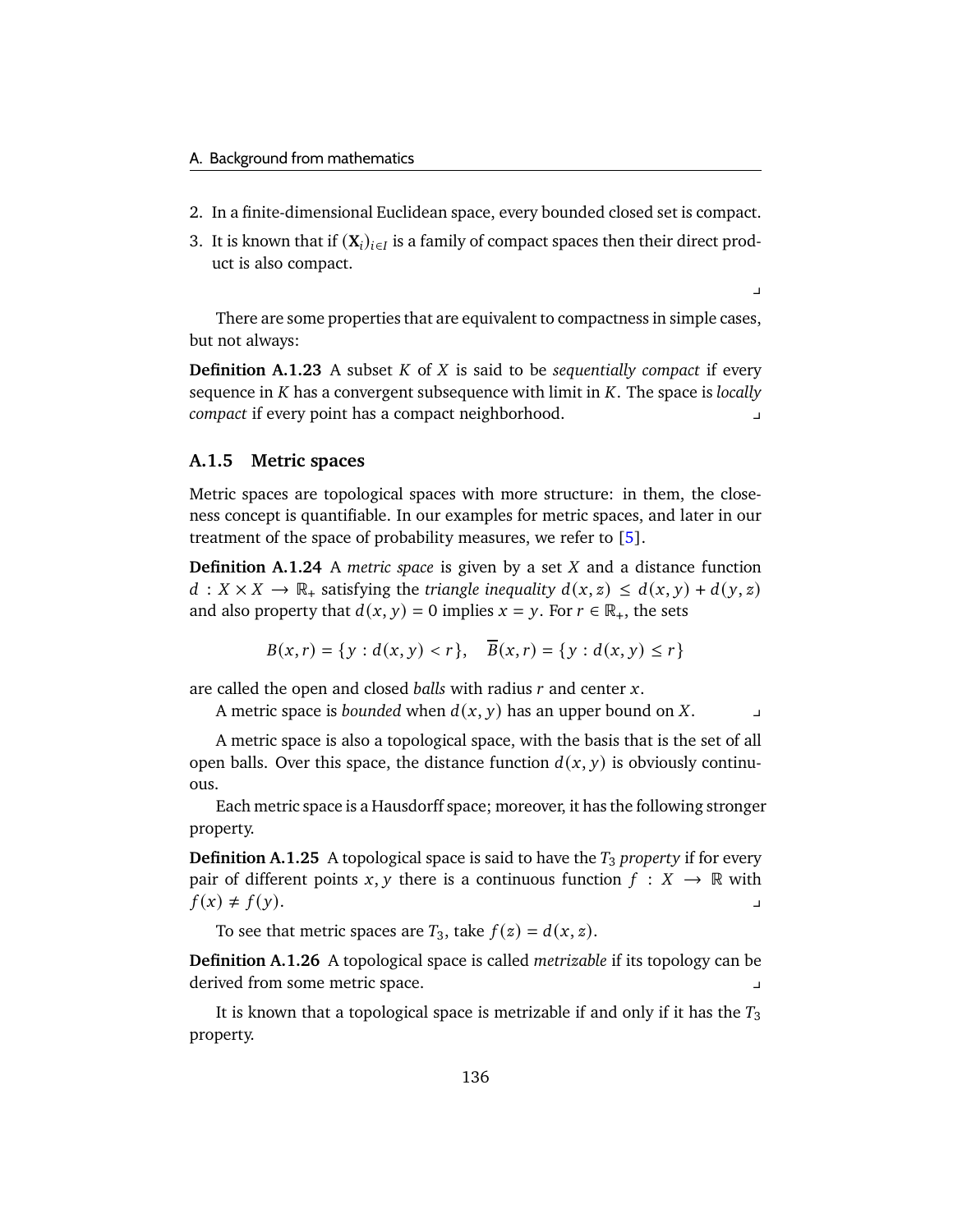2. In a finite-dimensional Euclidean space, every bounded closed set is compact.
3. It is known that if $(\mathbf{X}_i)_{i \in I}$ is a family of compact spaces then their direct product is also compact.

⌟

There are some properties that are equivalent to compactness in simple cases, but not always:

**Definition A.1.23** A subset $K$ of $X$ is said to be *sequentially compact* if every sequence in $K$ has a convergent subsequence with limit in $K$. The space is *locally compact* if every point has a compact neighborhood. ⌟

### A.1.5 Metric spaces

Metric spaces are topological spaces with more structure: in them, the closeness concept is quantifiable. In our examples for metric spaces, and later in our treatment of the space of probability measures, we refer to [5].

**Definition A.1.24** A *metric space* is given by a set $X$ and a distance function $d : X \times X \to \mathbb{R}_+$ satisfying the *triangle inequality* $d(x, z) \leq d(x, y) + d(y, z)$ and also property that $d(x, y) = 0$ implies $x = y$. For $r \in \mathbb{R}_+$, the sets

$$B(x, r) = \{y : d(x, y) < r\}, \quad \overline{B}(x, r) = \{y : d(x, y) \leq r\}$$

are called the open and closed *balls* with radius $r$ and center $x$.

A metric space is *bounded* when $d(x, y)$ has an upper bound on $X$. ⌟

A metric space is also a topological space, with the basis that is the set of all open balls. Over this space, the distance function $d(x, y)$ is obviously continuous.

Each metric space is a Hausdorff space; moreover, it has the following stronger property.

**Definition A.1.25** A topological space is said to have the $T_3$ *property* if for every pair of different points $x, y$ there is a continuous function $f : X \to \mathbb{R}$ with $f(x) \neq f(y)$. ⌟

To see that metric spaces are $T_3$, take $f(z) = d(x, z)$.

**Definition A.1.26** A topological space is called *metrizable* if its topology can be derived from some metric space. ⌟

It is known that a topological space is metrizable if and only if it has the $T_3$ property.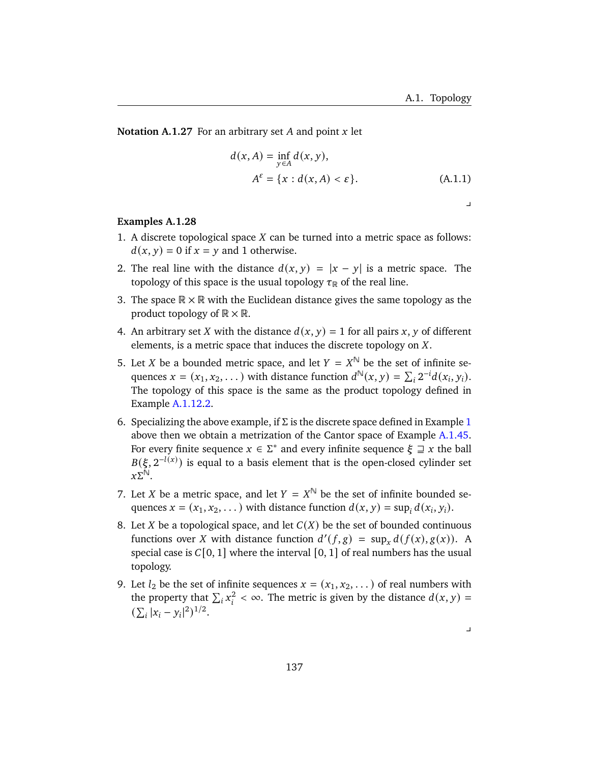**Notation A.1.27** For an arbitrary set $A$ and point $x$ let

$$
\begin{aligned}
d(x, A) &= \inf_{y \in A} d(x, y), \\
A^{\varepsilon} &= \{x : d(x, A) < \varepsilon\}.
\end{aligned}
\tag{A.1.1}
$$

⌟

**Examples A.1.28**

1. A discrete topological space $X$ can be turned into a metric space as follows: $d(x, y) = 0$ if $x = y$ and 1 otherwise.
2. The real line with the distance $d(x, y) = |x - y|$ is a metric space. The topology of this space is the usual topology $\tau_{\mathbb{R}}$ of the real line.
3. The space $\mathbb{R} \times \mathbb{R}$ with the Euclidean distance gives the same topology as the product topology of $\mathbb{R} \times \mathbb{R}$.
4. An arbitrary set $X$ with the distance $d(x, y) = 1$ for all pairs $x, y$ of different elements, is a metric space that induces the discrete topology on $X$.
5. Let $X$ be a bounded metric space, and let $Y = X^{\mathbb{N}}$ be the set of infinite sequences $x = (x_1, x_2, \dots)$ with distance function $d^{\mathbb{N}}(x, y) = \sum_i 2^{-i} d(x_i, y_i)$. The topology of this space is the same as the product topology defined in Example A.1.12.2.
6. Specializing the above example, if $\Sigma$ is the discrete space defined in Example 1 above then we obtain a metrization of the Cantor space of Example A.1.45. For every finite sequence $x \in \Sigma^*$ and every infinite sequence $\xi \sqsupseteq x$ the ball $B(\xi, 2^{-l(x)})$ is equal to a basis element that is the open-closed cylinder set $x\Sigma^{\mathbb{N}}$.
7. Let $X$ be a metric space, and let $Y = X^{\mathbb{N}}$ be the set of infinite bounded sequences $x = (x_1, x_2, \dots)$ with distance function $d(x, y) = \sup_i d(x_i, y_i)$.
8. Let $X$ be a topological space, and let $C(X)$ be the set of bounded continuous functions over $X$ with distance function $d'(f, g) = \sup_x d(f(x), g(x))$. A special case is $C[0, 1]$ where the interval $[0, 1]$ of real numbers has the usual topology.
9. Let $l_2$ be the set of infinite sequences $x = (x_1, x_2, \dots)$ of real numbers with the property that $\sum_i x_i^2 < \infty$. The metric is given by the distance $d(x, y) = (\sum_i |x_i - y_i|^2)^{1/2}$.

⌟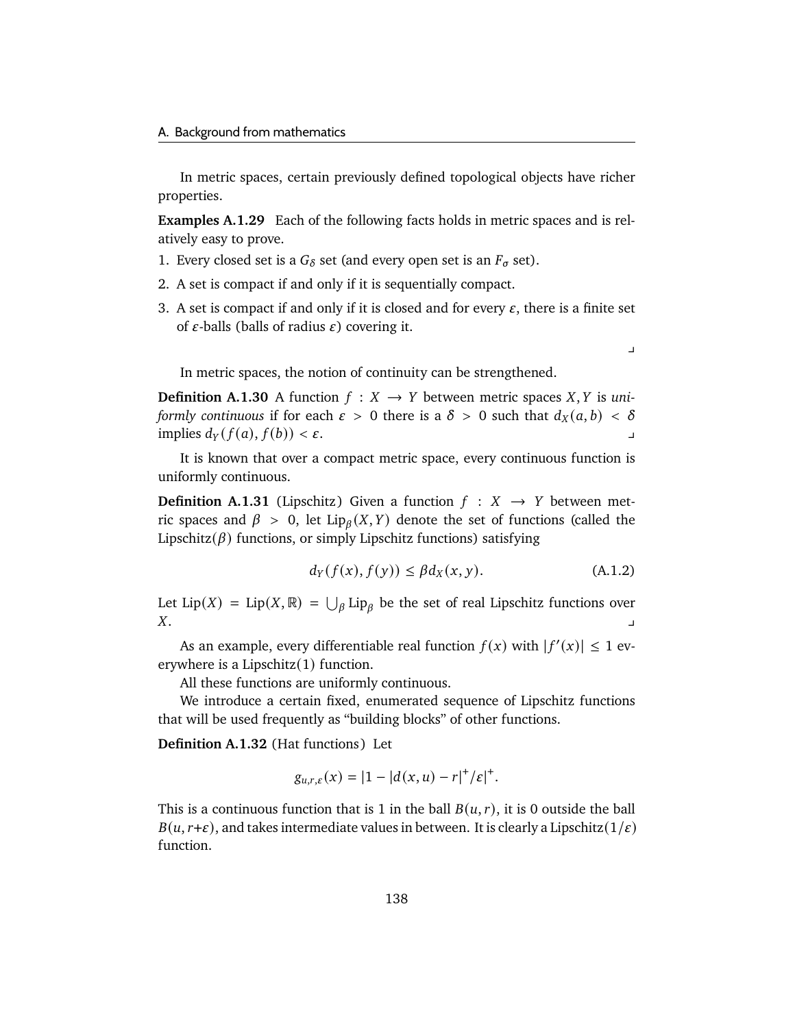In metric spaces, certain previously defined topological objects have richer properties.

**Examples A.1.29** Each of the following facts holds in metric spaces and is relatively easy to prove.

1. Every closed set is a $G_\delta$ set (and every open set is an $F_\sigma$ set).
2. A set is compact if and only if it is sequentially compact.
3. A set is compact if and only if it is closed and for every $\varepsilon$, there is a finite set of $\varepsilon$-balls (balls of radius $\varepsilon$) covering it.

⌟

In metric spaces, the notion of continuity can be strengthened.

**Definition A.1.30** A function $f : X \to Y$ between metric spaces $X, Y$ is *uniformly continuous* if for each $\varepsilon > 0$ there is a $\delta > 0$ such that $d_X(a, b) < \delta$ implies $d_Y(f(a), f(b)) < \varepsilon$. ⌟

It is known that over a compact metric space, every continuous function is uniformly continuous.

**Definition A.1.31** (Lipschitz) Given a function $f : X \to Y$ between metric spaces and $\beta > 0$, let $\mathrm{Lip}_\beta(X, Y)$ denote the set of functions (called the Lipschitz($\beta$) functions, or simply Lipschitz functions) satisfying

$$d_Y(f(x), f(y)) \le \beta d_X(x, y). \tag{A.1.2}$$

Let $\mathrm{Lip}(X) = \mathrm{Lip}(X, \mathbb{R}) = \bigcup_\beta \mathrm{Lip}_\beta$ be the set of real Lipschitz functions over $X$. ⌟

As an example, every differentiable real function $f(x)$ with $|f'(x)| \le 1$ everywhere is a Lipschitz(1) function.

All these functions are uniformly continuous.

We introduce a certain fixed, enumerated sequence of Lipschitz functions that will be used frequently as "building blocks" of other functions.

**Definition A.1.32** (Hat functions) Let

$$g_{u,r,\varepsilon}(x) = |1 - |d(x, u) - r|^+/\varepsilon|^+.$$

This is a continuous function that is 1 in the ball $B(u, r)$, it is 0 outside the ball $B(u, r+\varepsilon)$, and takes intermediate values in between. It is clearly a Lipschitz($1/\varepsilon$) function.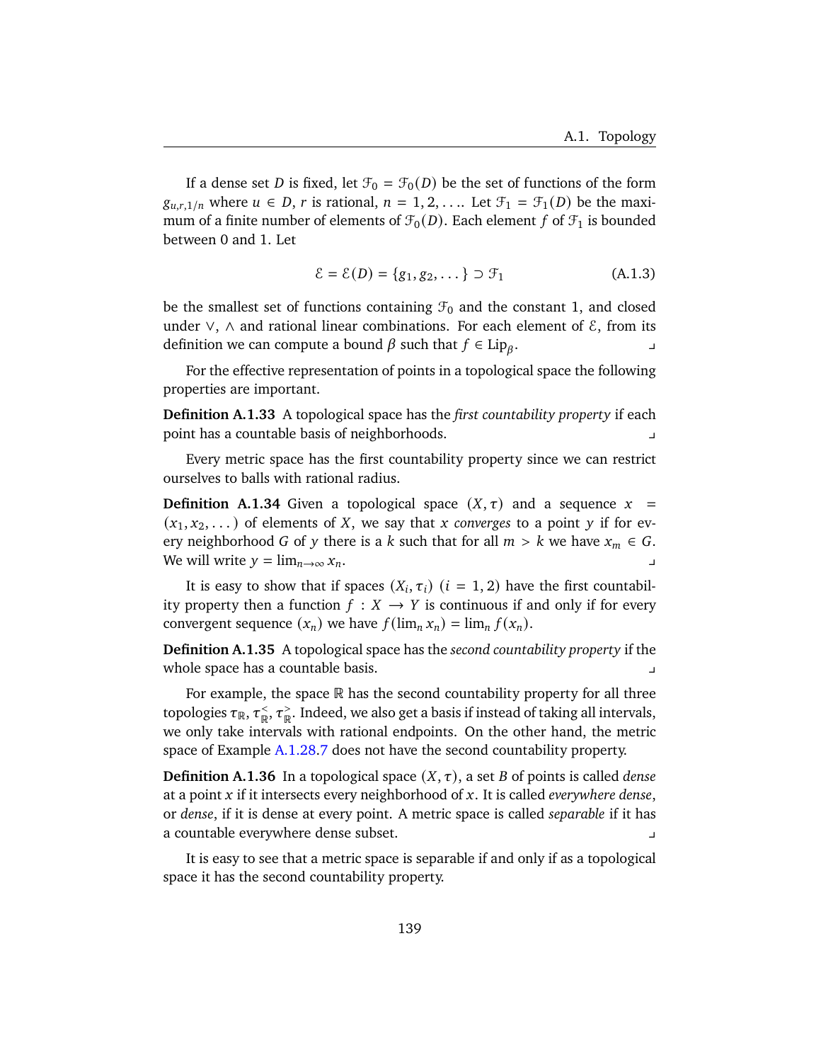If a dense set $D$ is fixed, let $\mathcal{F}_0 = \mathcal{F}_0(D)$ be the set of functions of the form $g_{u,r,1/n}$ where $u \in D$, $r$ is rational, $n = 1, 2, \ldots$. Let $\mathcal{F}_1 = \mathcal{F}_1(D)$ be the maximum of a finite number of elements of $\mathcal{F}_0(D)$. Each element $f$ of $\mathcal{F}_1$ is bounded between 0 and 1. Let

$$\mathcal{E} = \mathcal{E}(D) = \{g_1, g_2, \ldots\} \supset \mathcal{F}_1 \tag{A.1.3}$$

be the smallest set of functions containing $\mathcal{F}_0$ and the constant 1, and closed under $\vee$, $\wedge$ and rational linear combinations. For each element of $\mathcal{E}$, from its definition we can compute a bound $\beta$ such that $f \in \mathrm{Lip}_\beta$. ⌟

For the effective representation of points in a topological space the following properties are important.

**Definition A.1.33** A topological space has the *first countability property* if each point has a countable basis of neighborhoods. ⌟

Every metric space has the first countability property since we can restrict ourselves to balls with rational radius.

**Definition A.1.34** Given a topological space $(X, \tau)$ and a sequence $x = (x_1, x_2, \ldots)$ of elements of $X$, we say that $x$ *converges* to a point $y$ if for every neighborhood $G$ of $y$ there is a $k$ such that for all $m > k$ we have $x_m \in G$. We will write $y = \lim_{n\to\infty} x_n$. ⌟

It is easy to show that if spaces $(X_i, \tau_i)$ $(i = 1, 2)$ have the first countability property then a function $f : X \to Y$ is continuous if and only if for every convergent sequence $(x_n)$ we have $f(\lim_n x_n) = \lim_n f(x_n)$.

**Definition A.1.35** A topological space has the *second countability property* if the whole space has a countable basis. ⌟

For example, the space $\mathbb{R}$ has the second countability property for all three topologies $\tau_{\mathbb{R}}$, $\tau_{\mathbb{R}}^{<}$, $\tau_{\mathbb{R}}^{>}$. Indeed, we also get a basis if instead of taking all intervals, we only take intervals with rational endpoints. On the other hand, the metric space of Example A.1.28.7 does not have the second countability property.

**Definition A.1.36** In a topological space $(X, \tau)$, a set $B$ of points is called *dense* at a point $x$ if it intersects every neighborhood of $x$. It is called *everywhere dense*, or *dense*, if it is dense at every point. A metric space is called *separable* if it has a countable everywhere dense subset. ⌟

It is easy to see that a metric space is separable if and only if as a topological space it has the second countability property.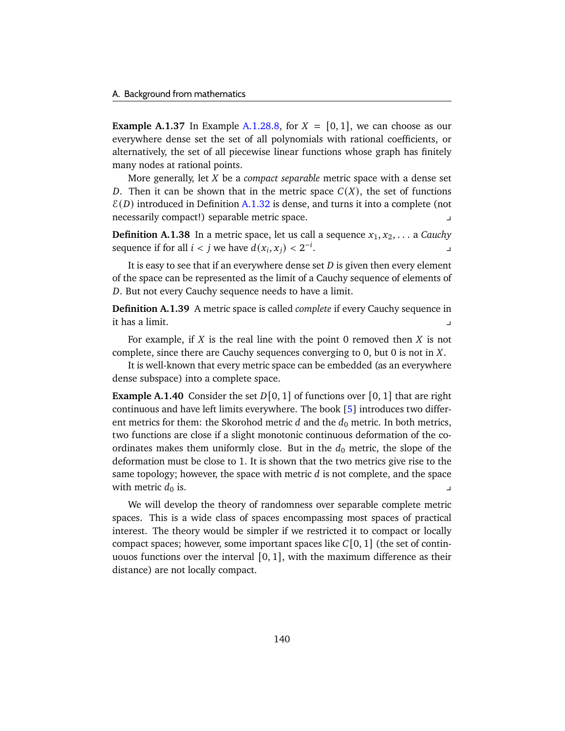**Example A.1.37** In Example A.1.28.8, for $X = [0, 1]$, we can choose as our everywhere dense set the set of all polynomials with rational coefficients, or alternatively, the set of all piecewise linear functions whose graph has finitely many nodes at rational points.

More generally, let $X$ be a *compact separable* metric space with a dense set $D$. Then it can be shown that in the metric space $C(X)$, the set of functions $\mathcal{E}(D)$ introduced in Definition A.1.32 is dense, and turns it into a complete (not necessarily compact!) separable metric space. ⌟

**Definition A.1.38** In a metric space, let us call a sequence $x_1, x_2, \dots$ a *Cauchy* sequence if for all $i < j$ we have $d(x_i, x_j) < 2^{-i}$. ⌟

It is easy to see that if an everywhere dense set $D$ is given then every element of the space can be represented as the limit of a Cauchy sequence of elements of $D$. But not every Cauchy sequence needs to have a limit.

**Definition A.1.39** A metric space is called *complete* if every Cauchy sequence in it has a limit. ⌟

For example, if $X$ is the real line with the point 0 removed then $X$ is not complete, since there are Cauchy sequences converging to 0, but 0 is not in $X$.

It is well-known that every metric space can be embedded (as an everywhere dense subspace) into a complete space.

**Example A.1.40** Consider the set $D[0, 1]$ of functions over $[0, 1]$ that are right continuous and have left limits everywhere. The book [5] introduces two different metrics for them: the Skorohod metric $d$ and the $d_0$ metric. In both metrics, two functions are close if a slight monotonic continuous deformation of the coordinates makes them uniformly close. But in the $d_0$ metric, the slope of the deformation must be close to 1. It is shown that the two metrics give rise to the same topology; however, the space with metric $d$ is not complete, and the space with metric $d_0$ is. ⌟

We will develop the theory of randomness over separable complete metric spaces. This is a wide class of spaces encompassing most spaces of practical interest. The theory would be simpler if we restricted it to compact or locally compact spaces; however, some important spaces like $C[0, 1]$ (the set of continuouos functions over the interval $[0, 1]$, with the maximum difference as their distance) are not locally compact.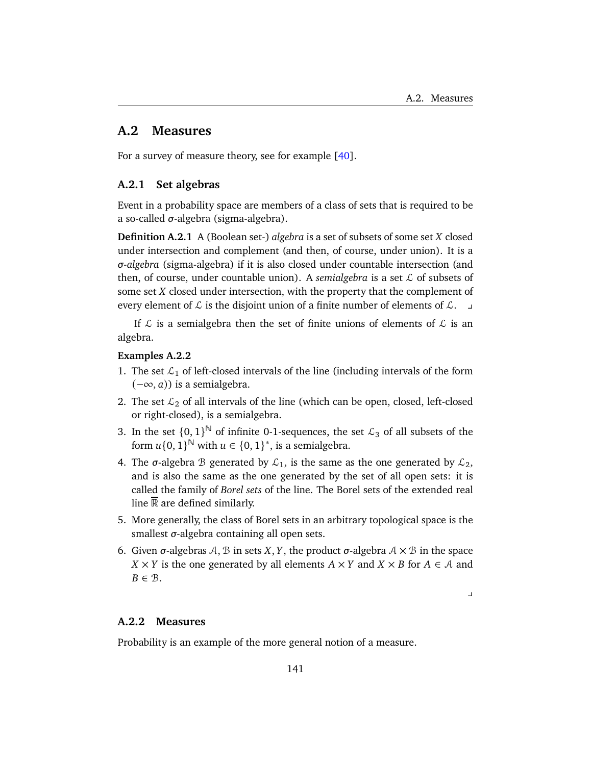## A.2 Measures

For a survey of measure theory, see for example [40].

### A.2.1 Set algebras

Event in a probability space are members of a class of sets that is required to be a so-called $\sigma$-algebra (sigma-algebra).

**Definition A.2.1** A (Boolean set-) *algebra* is a set of subsets of some set $X$ closed under intersection and complement (and then, of course, under union). It is a *$\sigma$-algebra* (sigma-algebra) if it is also closed under countable intersection (and then, of course, under countable union). A *semialgebra* is a set $\mathcal{L}$ of subsets of some set $X$ closed under intersection, with the property that the complement of every element of $\mathcal{L}$ is the disjoint union of a finite number of elements of $\mathcal{L}$. ⌟

If $\mathcal{L}$ is a semialgebra then the set of finite unions of elements of $\mathcal{L}$ is an algebra.

**Examples A.2.2**

1. The set $\mathcal{L}_1$ of left-closed intervals of the line (including intervals of the form $(-\infty, a)$) is a semialgebra.
2. The set $\mathcal{L}_2$ of all intervals of the line (which can be open, closed, left-closed or right-closed), is a semialgebra.
3. In the set $\{0,1\}^{\mathbb{N}}$ of infinite 0-1-sequences, the set $\mathcal{L}_3$ of all subsets of the form $u\{0,1\}^{\mathbb{N}}$ with $u \in \{0,1\}^*$, is a semialgebra.
4. The $\sigma$-algebra $\mathcal{B}$ generated by $\mathcal{L}_1$, is the same as the one generated by $\mathcal{L}_2$, and is also the same as the one generated by the set of all open sets: it is called the family of *Borel sets* of the line. The Borel sets of the extended real line $\overline{\mathbb{R}}$ are defined similarly.
5. More generally, the class of Borel sets in an arbitrary topological space is the smallest $\sigma$-algebra containing all open sets.
6. Given $\sigma$-algebras $\mathcal{A}, \mathcal{B}$ in sets $X, Y$, the product $\sigma$-algebra $\mathcal{A} \times \mathcal{B}$ in the space $X \times Y$ is the one generated by all elements $A \times Y$ and $X \times B$ for $A \in \mathcal{A}$ and $B \in \mathcal{B}$.

⌟

### A.2.2 Measures

Probability is an example of the more general notion of a measure.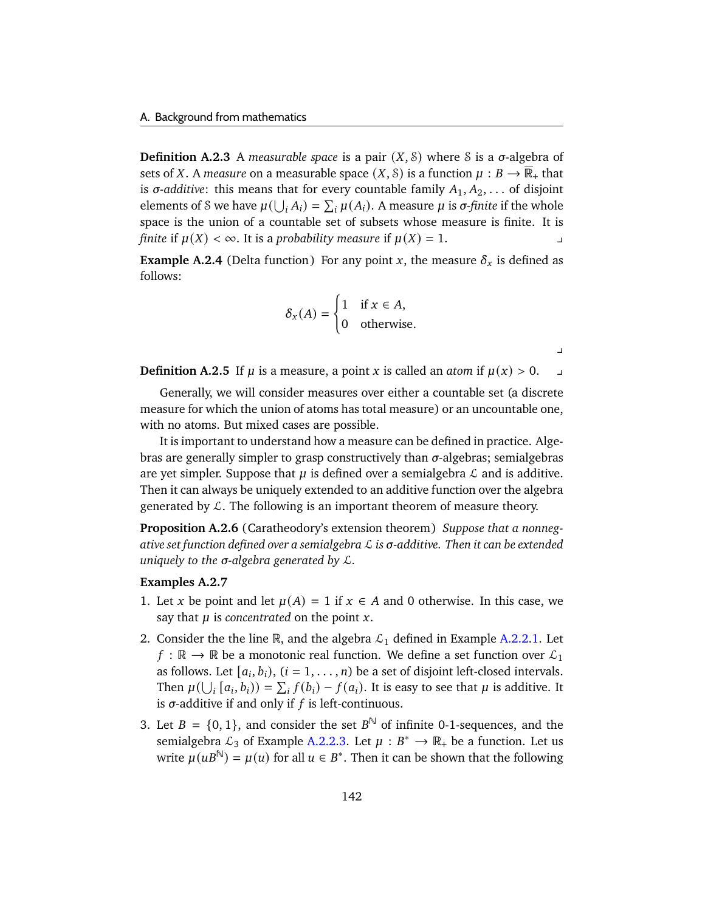**Definition A.2.3** A *measurable space* is a pair $(X, \mathcal{S})$ where $\mathcal{S}$ is a $\sigma$-algebra of sets of $X$. A *measure* on a measurable space $(X, \mathcal{S})$ is a function $\mu : B \to \overline{\mathbb{R}}_+$ that is $\sigma$-*additive*: this means that for every countable family $A_1, A_2, \ldots$ of disjoint elements of $\mathcal{S}$ we have $\mu(\bigcup_i A_i) = \sum_i \mu(A_i)$. A measure $\mu$ is $\sigma$-*finite* if the whole space is the union of a countable set of subsets whose measure is finite. It is *finite* if $\mu(X) < \infty$. It is a *probability measure* if $\mu(X) = 1$. ⌟

**Example A.2.4** (Delta function) For any point $x$, the measure $\delta_x$ is defined as follows:

$$\delta_x(A) = \begin{cases} 1 & \text{if } x \in A, \\ 0 & \text{otherwise.} \end{cases}$$

⌟

**Definition A.2.5** If $\mu$ is a measure, a point $x$ is called an *atom* if $\mu(x) > 0$. ⌟

Generally, we will consider measures over either a countable set (a discrete measure for which the union of atoms has total measure) or an uncountable one, with no atoms. But mixed cases are possible.

It is important to understand how a measure can be defined in practice. Algebras are generally simpler to grasp constructively than $\sigma$-algebras; semialgebras are yet simpler. Suppose that $\mu$ is defined over a semialgebra $\mathcal{L}$ and is additive. Then it can always be uniquely extended to an additive function over the algebra generated by $\mathcal{L}$. The following is an important theorem of measure theory.

**Proposition A.2.6** (Caratheodory's extension theorem) *Suppose that a nonnegative set function defined over a semialgebra $\mathcal{L}$ is $\sigma$-additive. Then it can be extended uniquely to the $\sigma$-algebra generated by $\mathcal{L}$.*

**Examples A.2.7**

1. Let $x$ be point and let $\mu(A) = 1$ if $x \in A$ and 0 otherwise. In this case, we say that $\mu$ is *concentrated* on the point $x$.

2. Consider the the line $\mathbb{R}$, and the algebra $\mathcal{L}_1$ defined in Example A.2.2.1. Let $f : \mathbb{R} \to \mathbb{R}$ be a monotonic real function. We define a set function over $\mathcal{L}_1$ as follows. Let $[a_i, b_i)$, $(i = 1, \ldots, n)$ be a set of disjoint left-closed intervals. Then $\mu(\bigcup_i [a_i, b_i)) = \sum_i f(b_i) - f(a_i)$. It is easy to see that $\mu$ is additive. It is $\sigma$-additive if and only if $f$ is left-continuous.

3. Let $B = \{0, 1\}$, and consider the set $B^{\mathbb{N}}$ of infinite 0-1-sequences, and the semialgebra $\mathcal{L}_3$ of Example A.2.2.3. Let $\mu : B^* \to \mathbb{R}_+$ be a function. Let us write $\mu(uB^{\mathbb{N}}) = \mu(u)$ for all $u \in B^*$. Then it can be shown that the following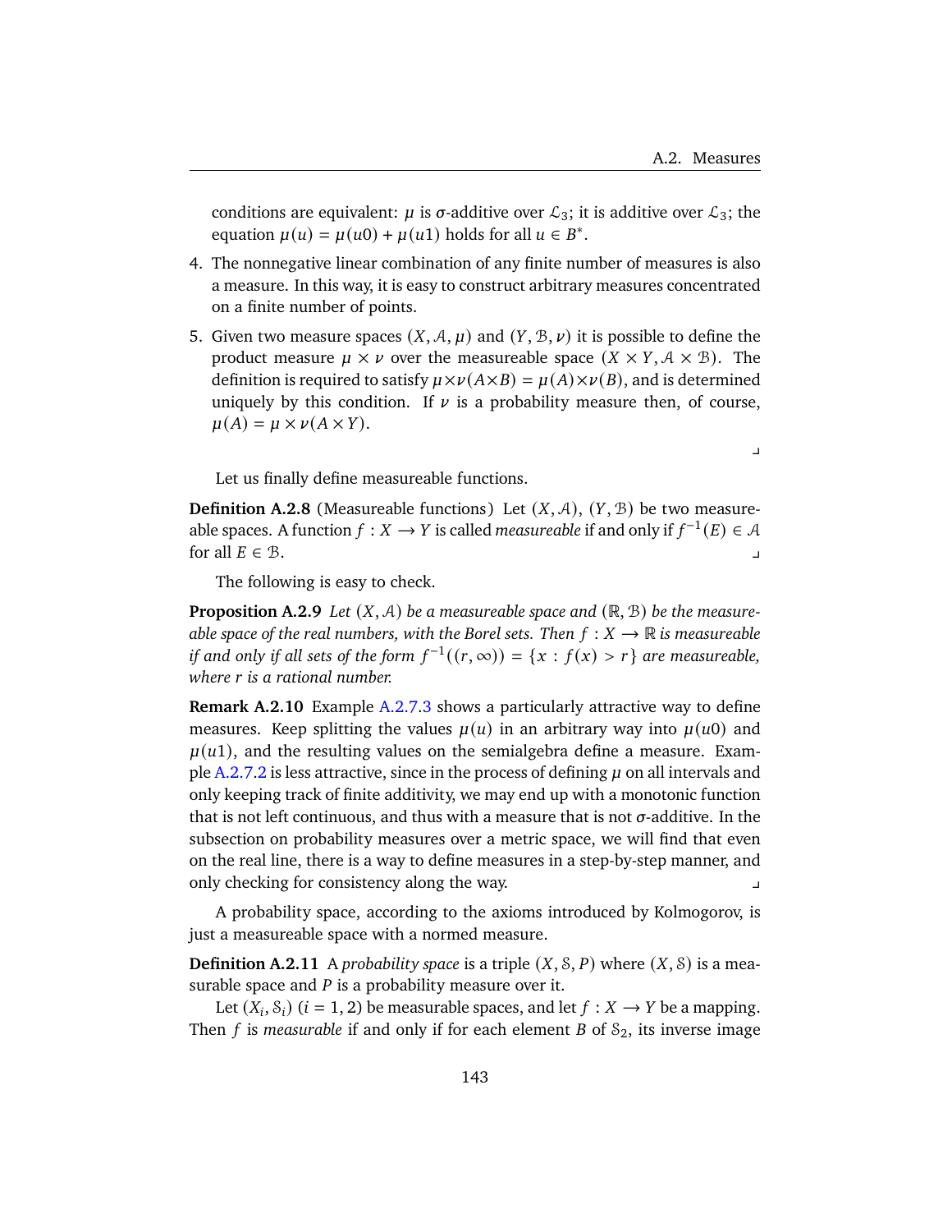conditions are equivalent: $\mu$ is $\sigma$-additive over $\mathcal{L}_3$; it is additive over $\mathcal{L}_3$; the equation $\mu(u) = \mu(u0) + \mu(u1)$ holds for all $u \in B^*$.

4. The nonnegative linear combination of any finite number of measures is also a measure. In this way, it is easy to construct arbitrary measures concentrated on a finite number of points.

5. Given two measure spaces $(X, \mathcal{A}, \mu)$ and $(Y, \mathcal{B}, \nu)$ it is possible to define the product measure $\mu \times \nu$ over the measureable space $(X \times Y, \mathcal{A} \times \mathcal{B})$. The definition is required to satisfy $\mu \times \nu(A \times B) = \mu(A) \times \nu(B)$, and is determined uniquely by this condition. If $\nu$ is a probability measure then, of course, $\mu(A) = \mu \times \nu(A \times Y)$.

⌟

Let us finally define measureable functions.

**Definition A.2.8** (Measureable functions) Let $(X, \mathcal{A})$, $(Y, \mathcal{B})$ be two measureable spaces. A function $f : X \to Y$ is called *measureable* if and only if $f^{-1}(E) \in \mathcal{A}$ for all $E \in \mathcal{B}$. ⌟

The following is easy to check.

**Proposition A.2.9** *Let $(X, \mathcal{A})$ be a measureable space and $(\mathbb{R}, \mathcal{B})$ be the measureable space of the real numbers, with the Borel sets. Then $f : X \to \mathbb{R}$ is measureable if and only if all sets of the form $f^{-1}((r, \infty)) = \{x : f(x) > r\}$ are measureable, where $r$ is a rational number.*

**Remark A.2.10** Example A.2.7.3 shows a particularly attractive way to define measures. Keep splitting the values $\mu(u)$ in an arbitrary way into $\mu(u0)$ and $\mu(u1)$, and the resulting values on the semialgebra define a measure. Example A.2.7.2 is less attractive, since in the process of defining $\mu$ on all intervals and only keeping track of finite additivity, we may end up with a monotonic function that is not left continuous, and thus with a measure that is not $\sigma$-additive. In the subsection on probability measures over a metric space, we will find that even on the real line, there is a way to define measures in a step-by-step manner, and only checking for consistency along the way. ⌟

A probability space, according to the axioms introduced by Kolmogorov, is just a measureable space with a normed measure.

**Definition A.2.11** A *probability space* is a triple $(X, \mathcal{S}, P)$ where $(X, \mathcal{S})$ is a measurable space and $P$ is a probability measure over it.

Let $(X_i, \mathcal{S}_i)$ $(i = 1, 2)$ be measurable spaces, and let $f : X \to Y$ be a mapping. Then $f$ is *measurable* if and only if for each element $B$ of $\mathcal{S}_2$, its inverse image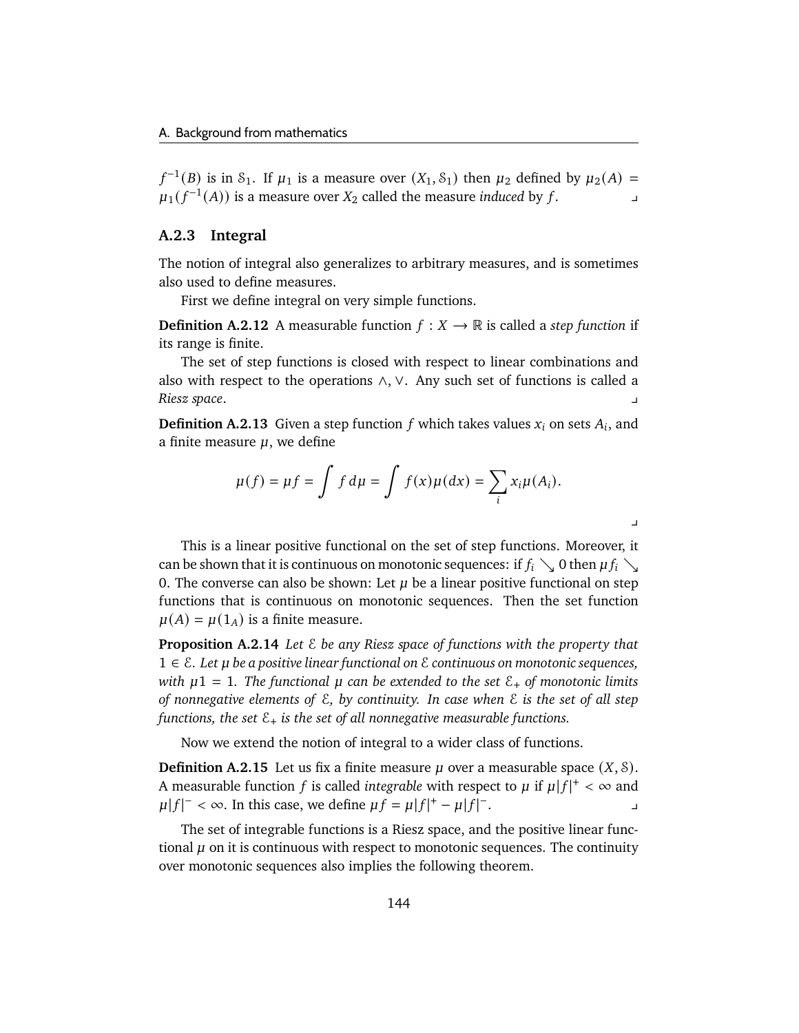$f^{-1}(B)$ is in $\mathcal{S}_1$. If $\mu_1$ is a measure over $(X_1, \mathcal{S}_1)$ then $\mu_2$ defined by $\mu_2(A) = \mu_1(f^{-1}(A))$ is a measure over $X_2$ called the measure *induced* by $f$. ⌟

### A.2.3 Integral

The notion of integral also generalizes to arbitrary measures, and is sometimes also used to define measures.

First we define integral on very simple functions.

**Definition A.2.12** A measurable function $f : X \to \mathbb{R}$ is called a *step function* if its range is finite.

The set of step functions is closed with respect to linear combinations and also with respect to the operations $\wedge, \vee$. Any such set of functions is called a *Riesz space*. ⌟

**Definition A.2.13** Given a step function $f$ which takes values $x_i$ on sets $A_i$, and a finite measure $\mu$, we define

$$\mu(f) = \mu f = \int f \, d\mu = \int f(x)\mu(dx) = \sum_i x_i \mu(A_i).$$

⌟

This is a linear positive functional on the set of step functions. Moreover, it can be shown that it is continuous on monotonic sequences: if $f_i \searrow 0$ then $\mu f_i \searrow 0$. The converse can also be shown: Let $\mu$ be a linear positive functional on step functions that is continuous on monotonic sequences. Then the set function $\mu(A) = \mu(1_A)$ is a finite measure.

**Proposition A.2.14** *Let $\mathcal{E}$ be any Riesz space of functions with the property that $1 \in \mathcal{E}$. Let $\mu$ be a positive linear functional on $\mathcal{E}$ continuous on monotonic sequences, with $\mu 1 = 1$. The functional $\mu$ can be extended to the set $\mathcal{E}_+$ of monotonic limits of nonnegative elements of $\mathcal{E}$, by continuity. In case when $\mathcal{E}$ is the set of all step functions, the set $\mathcal{E}_+$ is the set of all nonnegative measurable functions.*

Now we extend the notion of integral to a wider class of functions.

**Definition A.2.15** Let us fix a finite measure $\mu$ over a measurable space $(X, \mathcal{S})$. A measurable function $f$ is called *integrable* with respect to $\mu$ if $\mu|f|^+ < \infty$ and $\mu|f|^- < \infty$. In this case, we define $\mu f = \mu|f|^+ - \mu|f|^-$. ⌟

The set of integrable functions is a Riesz space, and the positive linear functional $\mu$ on it is continuous with respect to monotonic sequences. The continuity over monotonic sequences also implies the following theorem.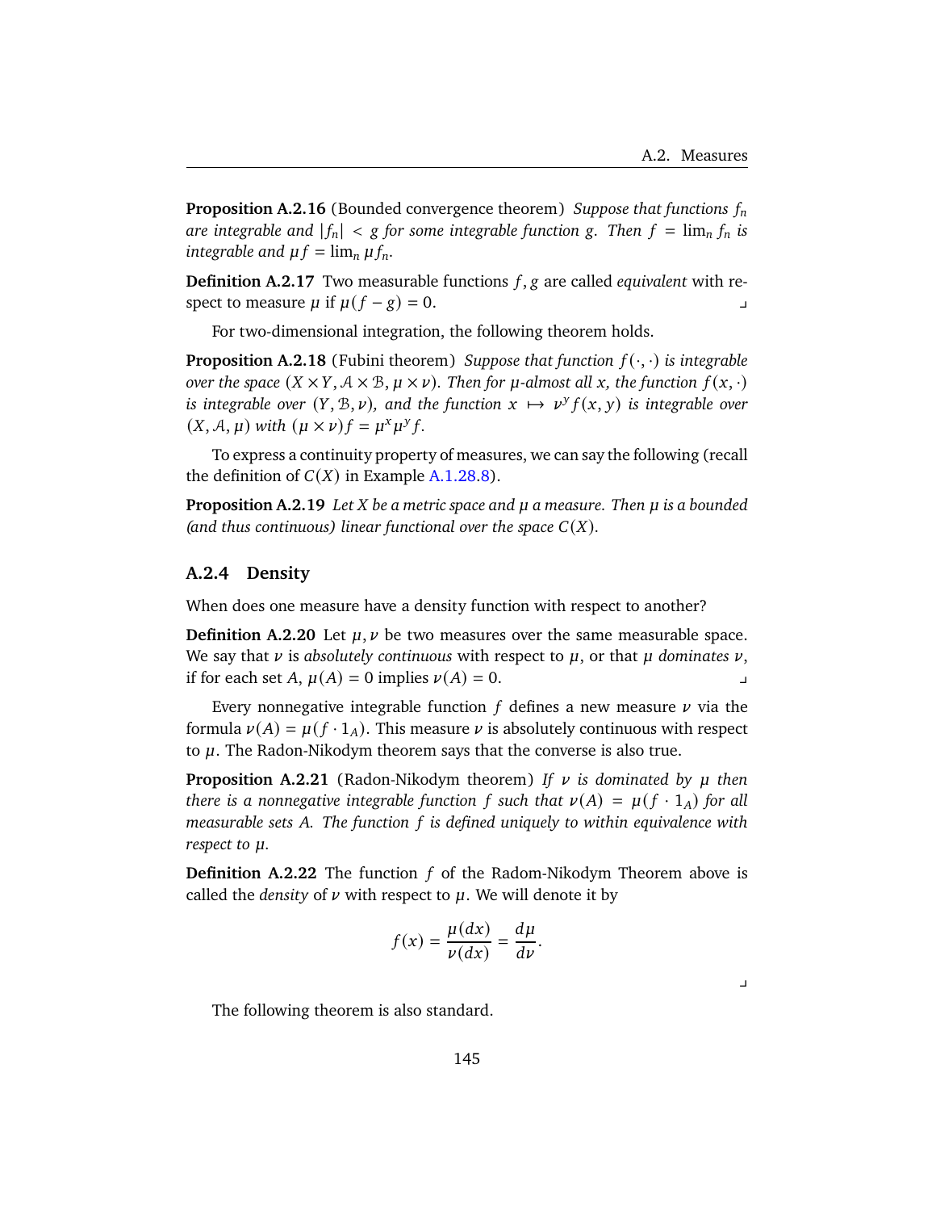**Proposition A.2.16** (Bounded convergence theorem) *Suppose that functions $f_n$ are integrable and $|f_n| < g$ for some integrable function $g$. Then $f = \lim_n f_n$ is integrable and $\mu f = \lim_n \mu f_n$.*

**Definition A.2.17** Two measurable functions $f, g$ are called *equivalent* with respect to measure $\mu$ if $\mu(f - g) = 0$. ⌟

For two-dimensional integration, the following theorem holds.

**Proposition A.2.18** (Fubini theorem) *Suppose that function $f(\cdot, \cdot)$ is integrable over the space $(X \times Y, \mathcal{A} \times \mathcal{B}, \mu \times \nu)$. Then for $\mu$-almost all $x$, the function $f(x, \cdot)$ is integrable over $(Y, \mathcal{B}, \nu)$, and the function $x \mapsto \nu^y f(x, y)$ is integrable over $(X, \mathcal{A}, \mu)$ with $(\mu \times \nu) f = \mu^x \mu^y f$.*

To express a continuity property of measures, we can say the following (recall the definition of $C(X)$ in Example A.1.28.8).

**Proposition A.2.19** *Let $X$ be a metric space and $\mu$ a measure. Then $\mu$ is a bounded (and thus continuous) linear functional over the space $C(X)$.*

### A.2.4 Density

When does one measure have a density function with respect to another?

**Definition A.2.20** Let $\mu, \nu$ be two measures over the same measurable space. We say that $\nu$ is *absolutely continuous* with respect to $\mu$, or that $\mu$ *dominates* $\nu$, if for each set $A$, $\mu(A) = 0$ implies $\nu(A) = 0$. ⌟

Every nonnegative integrable function $f$ defines a new measure $\nu$ via the formula $\nu(A) = \mu(f \cdot 1_A)$. This measure $\nu$ is absolutely continuous with respect to $\mu$. The Radon-Nikodym theorem says that the converse is also true.

**Proposition A.2.21** (Radon-Nikodym theorem) *If $\nu$ is dominated by $\mu$ then there is a nonnegative integrable function $f$ such that $\nu(A) = \mu(f \cdot 1_A)$ for all measurable sets $A$. The function $f$ is defined uniquely to within equivalence with respect to $\mu$.*

**Definition A.2.22** The function $f$ of the Radom-Nikodym Theorem above is called the *density* of $\nu$ with respect to $\mu$. We will denote it by

$$f(x) = \frac{\mu(dx)}{\nu(dx)} = \frac{d\mu}{d\nu}.$$

⌟

The following theorem is also standard.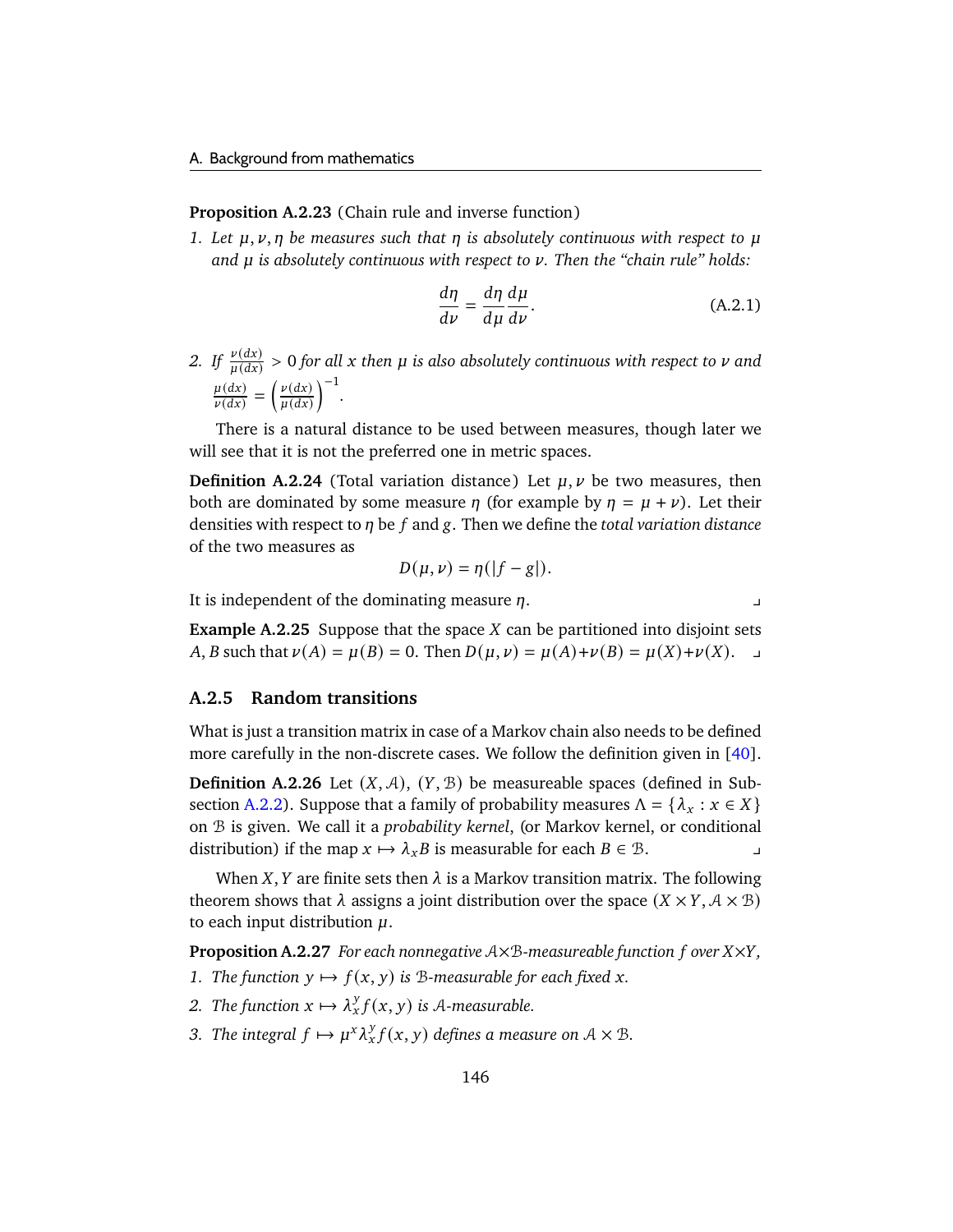**Proposition A.2.23** (Chain rule and inverse function)

1. *Let $\mu, \nu, \eta$ be measures such that $\eta$ is absolutely continuous with respect to $\mu$ and $\mu$ is absolutely continuous with respect to $\nu$. Then the "chain rule" holds:*

$$\frac{d\eta}{d\nu} = \frac{d\eta}{d\mu}\frac{d\mu}{d\nu}. \tag{A.2.1}$$

2. *If $\frac{\nu(dx)}{\mu(dx)} > 0$ for all $x$ then $\mu$ is also absolutely continuous with respect to $\nu$ and $\frac{\mu(dx)}{\nu(dx)} = \left(\frac{\nu(dx)}{\mu(dx)}\right)^{-1}$.*

There is a natural distance to be used between measures, though later we will see that it is not the preferred one in metric spaces.

**Definition A.2.24** (Total variation distance) Let $\mu, \nu$ be two measures, then both are dominated by some measure $\eta$ (for example by $\eta = \mu + \nu$). Let their densities with respect to $\eta$ be $f$ and $g$. Then we define the *total variation distance* of the two measures as

$$D(\mu, \nu) = \eta(|f - g|).$$

It is independent of the dominating measure $\eta$. ⌟

**Example A.2.25** Suppose that the space $X$ can be partitioned into disjoint sets $A, B$ such that $\nu(A) = \mu(B) = 0$. Then $D(\mu, \nu) = \mu(A) + \nu(B) = \mu(X) + \nu(X)$. ⌟

### A.2.5 Random transitions

What is just a transition matrix in case of a Markov chain also needs to be defined more carefully in the non-discrete cases. We follow the definition given in [40].

**Definition A.2.26** Let $(X, \mathcal{A})$, $(Y, \mathcal{B})$ be measureable spaces (defined in Subsection A.2.2). Suppose that a family of probability measures $\Lambda = \{\lambda_x : x \in X\}$ on $\mathcal{B}$ is given. We call it a *probability kernel*, (or Markov kernel, or conditional distribution) if the map $x \mapsto \lambda_x B$ is measurable for each $B \in \mathcal{B}$. ⌟

When $X, Y$ are finite sets then $\lambda$ is a Markov transition matrix. The following theorem shows that $\lambda$ assigns a joint distribution over the space $(X \times Y, \mathcal{A} \times \mathcal{B})$ to each input distribution $\mu$.

**Proposition A.2.27** *For each nonnegative $\mathcal{A}\times\mathcal{B}$-measureable function $f$ over $X \times Y$,*

1. *The function $y \mapsto f(x, y)$ is $\mathcal{B}$-measurable for each fixed $x$.*
2. *The function $x \mapsto \lambda_x^y f(x, y)$ is $\mathcal{A}$-measurable.*
3. *The integral $f \mapsto \mu^x \lambda_x^y f(x, y)$ defines a measure on $\mathcal{A} \times \mathcal{B}$.*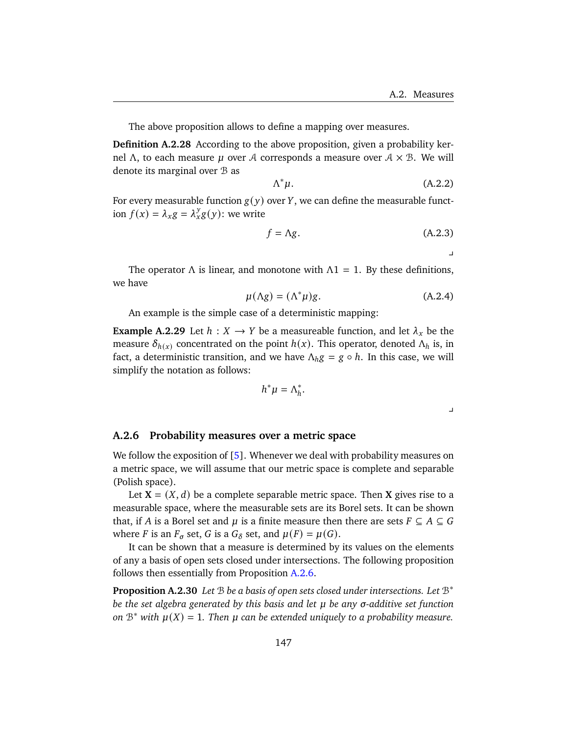The above proposition allows to define a mapping over measures.

**Definition A.2.28** According to the above proposition, given a probability kernel $\Lambda$, to each measure $\mu$ over $\mathcal{A}$ corresponds a measure over $\mathcal{A} \times \mathcal{B}$. We will denote its marginal over $\mathcal{B}$ as

$$\Lambda^* \mu. \tag{A.2.2}$$

For every measurable function $g(y)$ over $Y$, we can define the measurable function $f(x) = \lambda_x g = \lambda_x^y g(y)$: we write

$$f = \Lambda g. \tag{A.2.3}$$

⌟

The operator $\Lambda$ is linear, and monotone with $\Lambda 1 = 1$. By these definitions, we have

$$\mu(\Lambda g) = (\Lambda^* \mu) g. \tag{A.2.4}$$

An example is the simple case of a deterministic mapping:

**Example A.2.29** Let $h : X \to Y$ be a measureable function, and let $\lambda_x$ be the measure $\delta_{h(x)}$ concentrated on the point $h(x)$. This operator, denoted $\Lambda_h$ is, in fact, a deterministic transition, and we have $\Lambda_h g = g \circ h$. In this case, we will simplify the notation as follows:

$$h^* \mu = \Lambda_h^*.$$

⌟

### A.2.6 Probability measures over a metric space

We follow the exposition of [5]. Whenever we deal with probability measures on a metric space, we will assume that our metric space is complete and separable (Polish space).

Let $\mathbf{X} = (X, d)$ be a complete separable metric space. Then $\mathbf{X}$ gives rise to a measurable space, where the measurable sets are its Borel sets. It can be shown that, if $A$ is a Borel set and $\mu$ is a finite measure then there are sets $F \subseteq A \subseteq G$ where $F$ is an $F_\sigma$ set, $G$ is a $G_\delta$ set, and $\mu(F) = \mu(G)$.

It can be shown that a measure is determined by its values on the elements of any a basis of open sets closed under intersections. The following proposition follows then essentially from Proposition A.2.6.

**Proposition A.2.30** *Let $\mathcal{B}$ be a basis of open sets closed under intersections. Let $\mathcal{B}^*$ be the set algebra generated by this basis and let $\mu$ be any $\sigma$-additive set function on $\mathcal{B}^*$ with $\mu(X) = 1$. Then $\mu$ can be extended uniquely to a probability measure.*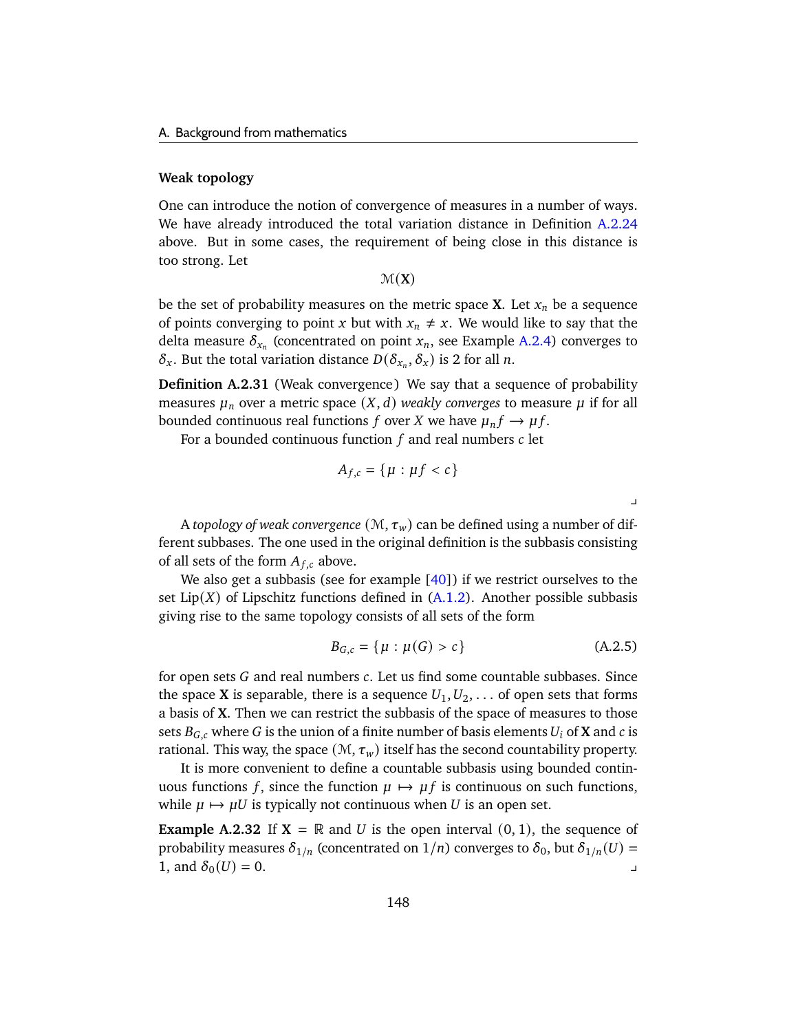### Weak topology

One can introduce the notion of convergence of measures in a number of ways. We have already introduced the total variation distance in Definition A.2.24 above. But in some cases, the requirement of being close in this distance is too strong. Let

$$\mathcal{M}(\mathbf{X})$$

be the set of probability measures on the metric space $\mathbf{X}$. Let $x_n$ be a sequence of points converging to point $x$ but with $x_n \neq x$. We would like to say that the delta measure $\delta_{x_n}$ (concentrated on point $x_n$, see Example A.2.4) converges to $\delta_x$. But the total variation distance $D(\delta_{x_n}, \delta_x)$ is 2 for all $n$.

**Definition A.2.31** (Weak convergence) We say that a sequence of probability measures $\mu_n$ over a metric space $(X, d)$ *weakly converges* to measure $\mu$ if for all bounded continuous real functions $f$ over $X$ we have $\mu_n f \to \mu f$.

For a bounded continuous function $f$ and real numbers $c$ let

$$A_{f,c} = \{\mu : \mu f < c\}$$

⌟

A *topology of weak convergence* $(\mathcal{M}, \tau_w)$ can be defined using a number of different subbases. The one used in the original definition is the subbasis consisting of all sets of the form $A_{f,c}$ above.

We also get a subbasis (see for example [40]) if we restrict ourselves to the set $\mathrm{Lip}(X)$ of Lipschitz functions defined in (A.1.2). Another possible subbasis giving rise to the same topology consists of all sets of the form

$$B_{G,c} = \{\mu : \mu(G) > c\} \tag{A.2.5}$$

for open sets $G$ and real numbers $c$. Let us find some countable subbases. Since the space $\mathbf{X}$ is separable, there is a sequence $U_1, U_2, \dots$ of open sets that forms a basis of $\mathbf{X}$. Then we can restrict the subbasis of the space of measures to those sets $B_{G,c}$ where $G$ is the union of a finite number of basis elements $U_i$ of $\mathbf{X}$ and $c$ is rational. This way, the space $(\mathcal{M}, \tau_w)$ itself has the second countability property.

It is more convenient to define a countable subbasis using bounded continuous functions $f$, since the function $\mu \mapsto \mu f$ is continuous on such functions, while $\mu \mapsto \mu U$ is typically not continuous when $U$ is an open set.

**Example A.2.32** If $\mathbf{X} = \mathbb{R}$ and $U$ is the open interval $(0, 1)$, the sequence of probability measures $\delta_{1/n}$ (concentrated on $1/n$) converges to $\delta_0$, but $\delta_{1/n}(U) = 1$, and $\delta_0(U) = 0$. ⌟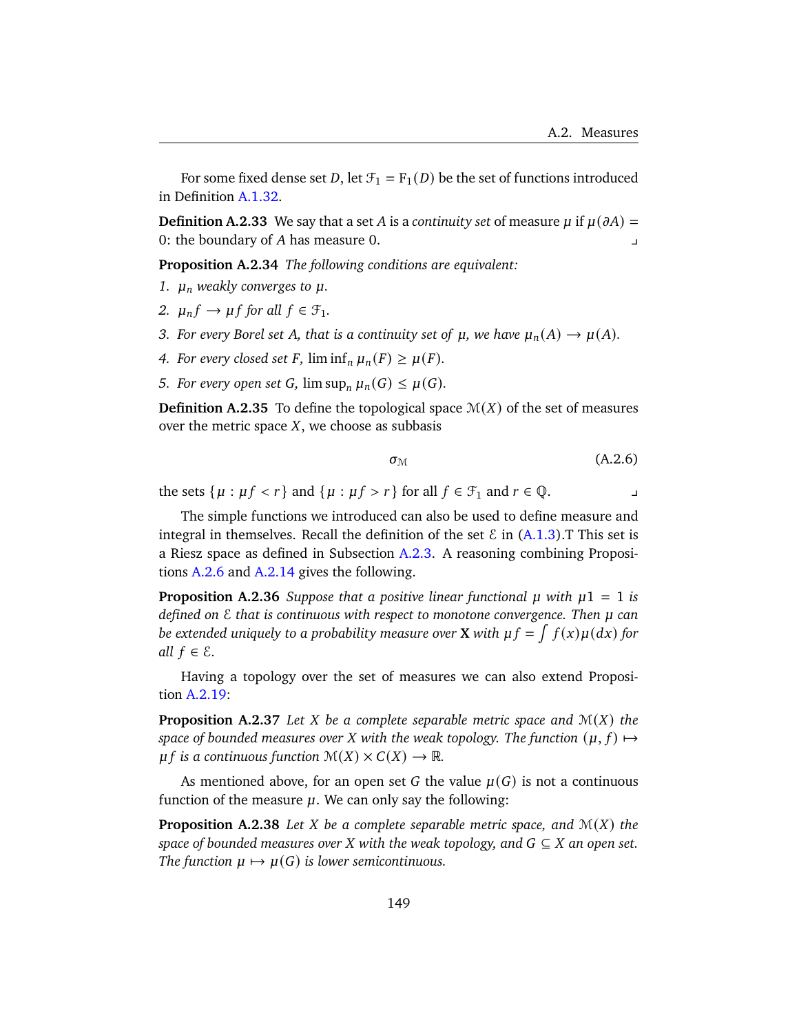For some fixed dense set $D$, let $\mathcal{F}_1 = \mathrm{F}_1(D)$ be the set of functions introduced in Definition A.1.32.

**Definition A.2.33** We say that a set $A$ is a *continuity set* of measure $\mu$ if $\mu(\partial A) = 0$: the boundary of $A$ has measure 0. ⌟

**Proposition A.2.34** *The following conditions are equivalent:*

1. *$\mu_n$ weakly converges to $\mu$.*
2. *$\mu_n f \to \mu f$ for all $f \in \mathcal{F}_1$.*
3. *For every Borel set $A$, that is a continuity set of $\mu$, we have $\mu_n(A) \to \mu(A)$.*
4. *For every closed set $F$, $\liminf_n \mu_n(F) \geq \mu(F)$.*
5. *For every open set $G$, $\limsup_n \mu_n(G) \leq \mu(G)$.*

**Definition A.2.35** To define the topological space $\mathcal{M}(X)$ of the set of measures over the metric space $X$, we choose as subbasis

$$\sigma_{\mathcal{M}} \tag{A.2.6}$$

the sets $\{\mu : \mu f < r\}$ and $\{\mu : \mu f > r\}$ for all $f \in \mathcal{F}_1$ and $r \in \mathbb{Q}$. ⌟

The simple functions we introduced can also be used to define measure and integral in themselves. Recall the definition of the set $\mathcal{E}$ in (A.1.3).T This set is a Riesz space as defined in Subsection A.2.3. A reasoning combining Propositions A.2.6 and A.2.14 gives the following.

**Proposition A.2.36** *Suppose that a positive linear functional $\mu$ with $\mu 1 = 1$ is defined on $\mathcal{E}$ that is continuous with respect to monotone convergence. Then $\mu$ can be extended uniquely to a probability measure over $\mathbf{X}$ with $\mu f = \int f(x)\mu(dx)$ for all $f \in \mathcal{E}$.*

Having a topology over the set of measures we can also extend Proposition A.2.19:

**Proposition A.2.37** *Let $X$ be a complete separable metric space and $\mathcal{M}(X)$ the space of bounded measures over $X$ with the weak topology. The function $(\mu, f) \mapsto \mu f$ is a continuous function $\mathcal{M}(X) \times C(X) \to \mathbb{R}$.*

As mentioned above, for an open set $G$ the value $\mu(G)$ is not a continuous function of the measure $\mu$. We can only say the following:

**Proposition A.2.38** *Let $X$ be a complete separable metric space, and $\mathcal{M}(X)$ the space of bounded measures over $X$ with the weak topology, and $G \subseteq X$ an open set. The function $\mu \mapsto \mu(G)$ is lower semicontinuous.*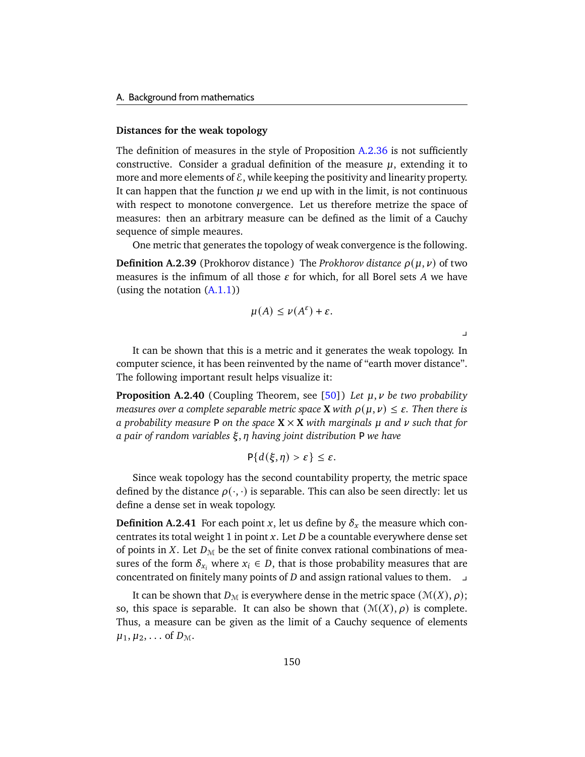### Distances for the weak topology

The definition of measures in the style of Proposition A.2.36 is not sufficiently constructive. Consider a gradual definition of the measure $\mu$, extending it to more and more elements of $\mathcal{E}$, while keeping the positivity and linearity property. It can happen that the function $\mu$ we end up with in the limit, is not continuous with respect to monotone convergence. Let us therefore metrize the space of measures: then an arbitrary measure can be defined as the limit of a Cauchy sequence of simple meaures.

One metric that generates the topology of weak convergence is the following.

**Definition A.2.39** (Prokhorov distance) The *Prokhorov distance* $\rho(\mu, \nu)$ of two measures is the infimum of all those $\varepsilon$ for which, for all Borel sets $A$ we have (using the notation (A.1.1))

$$\mu(A) \leq \nu(A^{\varepsilon}) + \varepsilon.$$

⌟

It can be shown that this is a metric and it generates the weak topology. In computer science, it has been reinvented by the name of "earth mover distance". The following important result helps visualize it:

**Proposition A.2.40** (Coupling Theorem, see [50]) *Let $\mu, \nu$ be two probability measures over a complete separable metric space $\mathbf{X}$ with $\rho(\mu, \nu) \leq \varepsilon$. Then there is a probability measure $\mathsf{P}$ on the space $\mathbf{X} \times \mathbf{X}$ with marginals $\mu$ and $\nu$ such that for a pair of random variables $\xi, \eta$ having joint distribution $\mathsf{P}$ we have*

$$\mathsf{P}\{d(\xi, \eta) > \varepsilon\} \leq \varepsilon.$$

Since weak topology has the second countability property, the metric space defined by the distance $\rho(\cdot, \cdot)$ is separable. This can also be seen directly: let us define a dense set in weak topology.

**Definition A.2.41** For each point $x$, let us define by $\delta_x$ the measure which concentrates its total weight 1 in point $x$. Let $D$ be a countable everywhere dense set of points in $X$. Let $D_{\mathcal{M}}$ be the set of finite convex rational combinations of measures of the form $\delta_{x_i}$ where $x_i \in D$, that is those probability measures that are concentrated on finitely many points of $D$ and assign rational values to them. ⌟

It can be shown that $D_{\mathcal{M}}$ is everywhere dense in the metric space $(\mathcal{M}(X), \rho)$; so, this space is separable. It can also be shown that $(\mathcal{M}(X), \rho)$ is complete. Thus, a measure can be given as the limit of a Cauchy sequence of elements $\mu_1, \mu_2, \ldots$ of $D_{\mathcal{M}}$.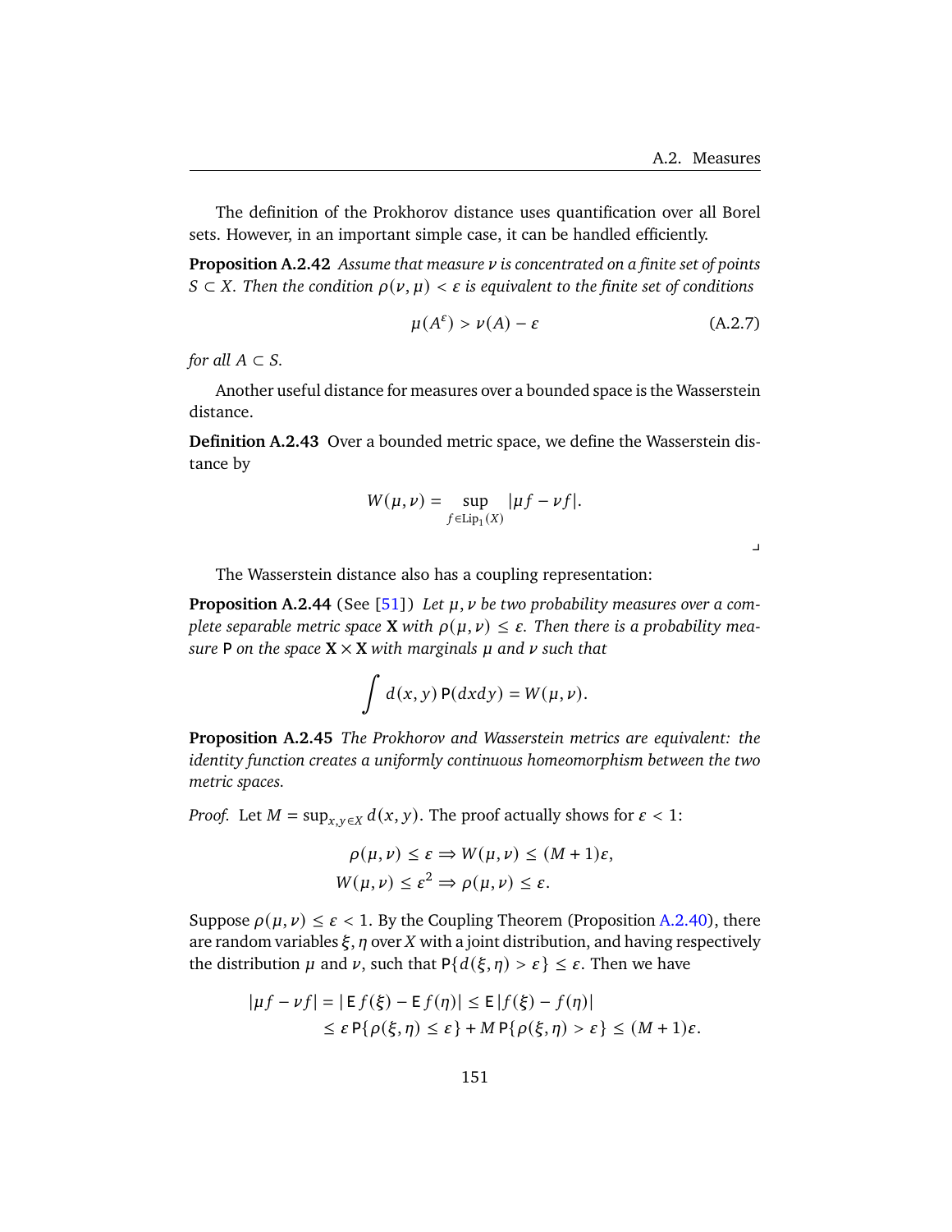The definition of the Prokhorov distance uses quantification over all Borel sets. However, in an important simple case, it can be handled efficiently.

**Proposition A.2.42** *Assume that measure $\nu$ is concentrated on a finite set of points $S \subset X$. Then the condition $\rho(\nu, \mu) < \varepsilon$ is equivalent to the finite set of conditions*

$$\mu(A^{\varepsilon}) > \nu(A) - \varepsilon \tag{A.2.7}$$

*for all $A \subset S$.*

Another useful distance for measures over a bounded space is the Wasserstein distance.

**Definition A.2.43** Over a bounded metric space, we define the Wasserstein distance by

$$W(\mu, \nu) = \sup_{f \in \mathrm{Lip}_1(X)} |\mu f - \nu f|.$$

⌟

The Wasserstein distance also has a coupling representation:

**Proposition A.2.44** (See [51]) *Let $\mu, \nu$ be two probability measures over a complete separable metric space $\mathbf{X}$ with $\rho(\mu, \nu) \leq \varepsilon$. Then there is a probability measure $\mathsf{P}$ on the space $\mathbf{X} \times \mathbf{X}$ with marginals $\mu$ and $\nu$ such that*

$$\int d(x, y)\, \mathsf{P}(dxdy) = W(\mu, \nu).$$

**Proposition A.2.45** *The Prokhorov and Wasserstein metrics are equivalent: the identity function creates a uniformly continuous homeomorphism between the two metric spaces.*

*Proof.* Let $M = \sup_{x,y \in X} d(x, y)$. The proof actually shows for $\varepsilon < 1$:

$$\rho(\mu, \nu) \leq \varepsilon \Rightarrow W(\mu, \nu) \leq (M + 1)\varepsilon,$$
$$W(\mu, \nu) \leq \varepsilon^2 \Rightarrow \rho(\mu, \nu) \leq \varepsilon.$$

Suppose $\rho(\mu, \nu) \leq \varepsilon < 1$. By the Coupling Theorem (Proposition A.2.40), there are random variables $\xi, \eta$ over $X$ with a joint distribution, and having respectively the distribution $\mu$ and $\nu$, such that $\mathsf{P}\{d(\xi, \eta) > \varepsilon\} \leq \varepsilon$. Then we have

$$\begin{aligned}
|\mu f - \nu f| = |\,\mathsf{E}\, f(\xi) - \mathsf{E}\, f(\eta)| &\leq \mathsf{E}\,|f(\xi) - f(\eta)| \\
&\leq \varepsilon\, \mathsf{P}\{\rho(\xi, \eta) \leq \varepsilon\} + M\, \mathsf{P}\{\rho(\xi, \eta) > \varepsilon\} \leq (M + 1)\varepsilon.
\end{aligned}$$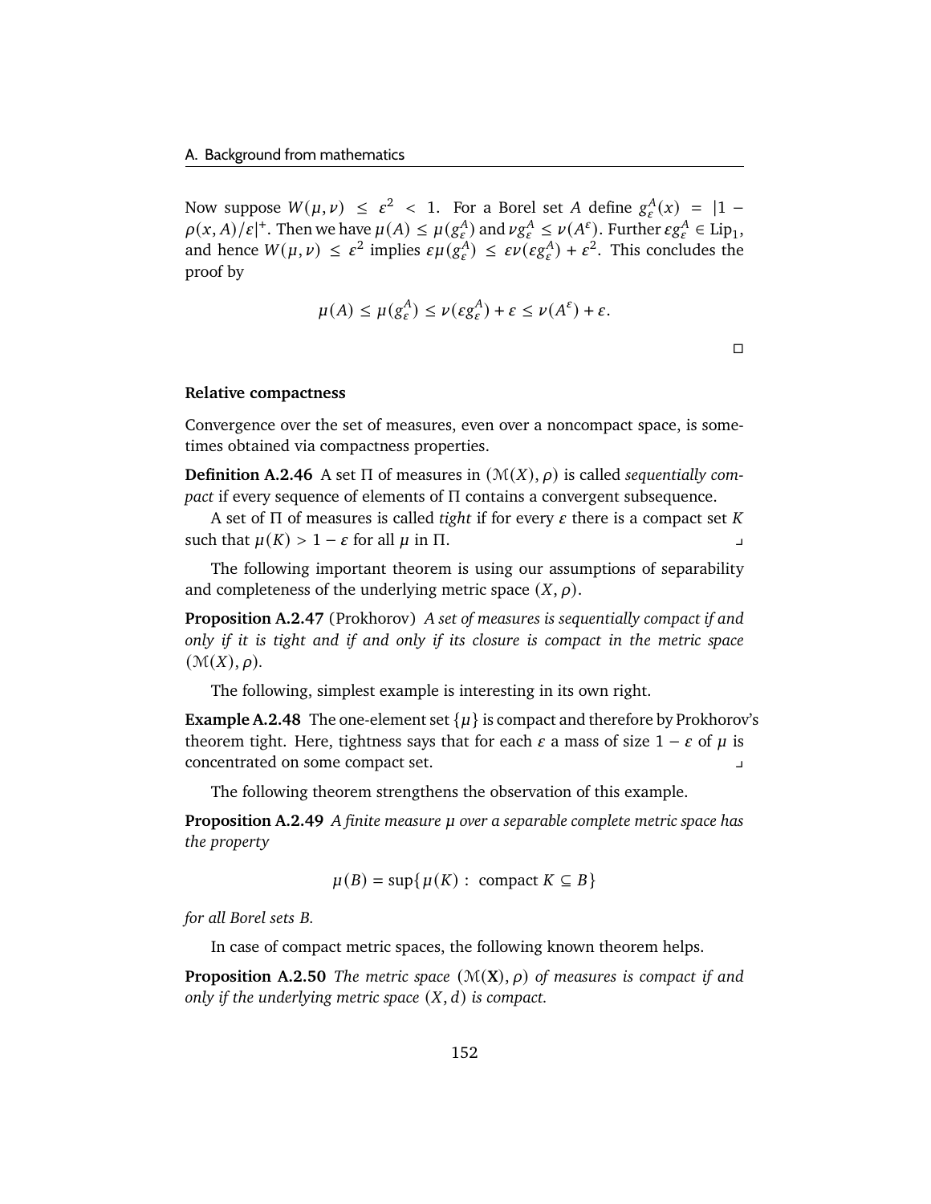Now suppose $W(\mu, \nu) \leq \varepsilon^2 < 1$. For a Borel set $A$ define $g_\varepsilon^A(x) = |1 - \rho(x, A)/\varepsilon|^+$. Then we have $\mu(A) \leq \mu(g_\varepsilon^A)$ and $\nu g_\varepsilon^A \leq \nu(A^\varepsilon)$. Further $\varepsilon g_\varepsilon^A \in \mathrm{Lip}_1$, and hence $W(\mu, \nu) \leq \varepsilon^2$ implies $\varepsilon\mu(g_\varepsilon^A) \leq \varepsilon\nu(\varepsilon g_\varepsilon^A) + \varepsilon^2$. This concludes the proof by

$$\mu(A) \leq \mu(g_\varepsilon^A) \leq \nu(\varepsilon g_\varepsilon^A) + \varepsilon \leq \nu(A^\varepsilon) + \varepsilon.$$

□

**Relative compactness**

Convergence over the set of measures, even over a noncompact space, is sometimes obtained via compactness properties.

**Definition A.2.46** A set $\Pi$ of measures in $(\mathcal{M}(X), \rho)$ is called *sequentially compact* if every sequence of elements of $\Pi$ contains a convergent subsequence.

A set of $\Pi$ of measures is called *tight* if for every $\varepsilon$ there is a compact set $K$ such that $\mu(K) > 1 - \varepsilon$ for all $\mu$ in $\Pi$. ⌟

The following important theorem is using our assumptions of separability and completeness of the underlying metric space $(X, \rho)$.

**Proposition A.2.47** (Prokhorov) *A set of measures is sequentially compact if and only if it is tight and if and only if its closure is compact in the metric space* $(\mathcal{M}(X), \rho)$.

The following, simplest example is interesting in its own right.

**Example A.2.48** The one-element set $\{\mu\}$ is compact and therefore by Prokhorov's theorem tight. Here, tightness says that for each $\varepsilon$ a mass of size $1 - \varepsilon$ of $\mu$ is concentrated on some compact set. ⌟

The following theorem strengthens the observation of this example.

**Proposition A.2.49** *A finite measure $\mu$ over a separable complete metric space has the property*

$$\mu(B) = \sup\{\mu(K) : \text{ compact } K \subseteq B\}$$

*for all Borel sets $B$.*

In case of compact metric spaces, the following known theorem helps.

**Proposition A.2.50** *The metric space $(\mathcal{M}(\mathbf{X}), \rho)$ of measures is compact if and only if the underlying metric space $(X, d)$ is compact.*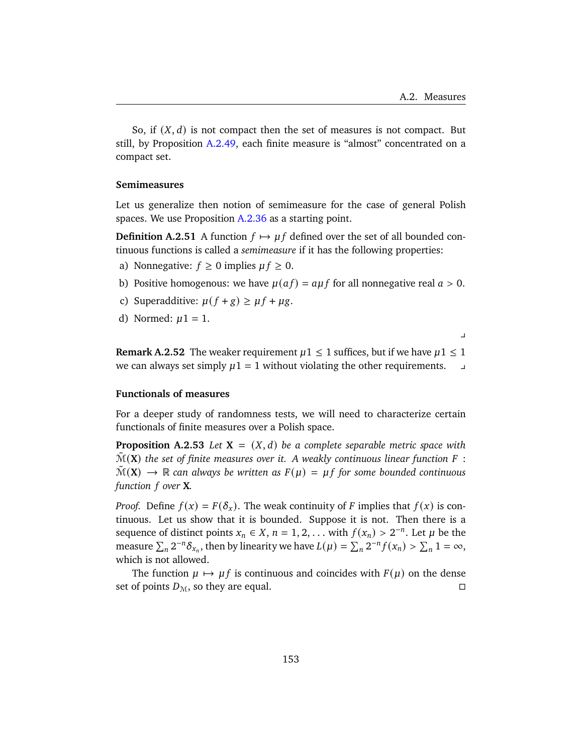So, if $(X, d)$ is not compact then the set of measures is not compact. But still, by Proposition A.2.49, each finite measure is "almost" concentrated on a compact set.

### Semimeasures

Let us generalize then notion of semimeasure for the case of general Polish spaces. We use Proposition A.2.36 as a starting point.

**Definition A.2.51** A function $f \mapsto \mu f$ defined over the set of all bounded continuous functions is called a *semimeasure* if it has the following properties:

a) Nonnegative: $f \geq 0$ implies $\mu f \geq 0$.

b) Positive homogenous: we have $\mu(af) = a\mu f$ for all nonnegative real $a > 0$.

c) Superadditive: $\mu(f + g) \geq \mu f + \mu g$.

d) Normed: $\mu 1 = 1$.

⌟

**Remark A.2.52** The weaker requirement $\mu 1 \leq 1$ suffices, but if we have $\mu 1 \leq 1$ we can always set simply $\mu 1 = 1$ without violating the other requirements. ⌟

### Functionals of measures

For a deeper study of randomness tests, we will need to characterize certain functionals of finite measures over a Polish space.

**Proposition A.2.53** *Let $\mathbf{X} = (X, d)$ be a complete separable metric space with $\tilde{\mathcal{M}}(\mathbf{X})$ the set of finite measures over it. A weakly continuous linear function $F : \tilde{\mathcal{M}}(\mathbf{X}) \to \mathbb{R}$ can always be written as $F(\mu) = \mu f$ for some bounded continuous function $f$ over $\mathbf{X}$.*

*Proof.* Define $f(x) = F(\delta_x)$. The weak continuity of $F$ implies that $f(x)$ is continuous. Let us show that it is bounded. Suppose it is not. Then there is a sequence of distinct points $x_n \in X$, $n = 1, 2, \ldots$ with $f(x_n) > 2^{-n}$. Let $\mu$ be the measure $\sum_n 2^{-n}\delta_{x_n}$, then by linearity we have $L(\mu) = \sum_n 2^{-n} f(x_n) > \sum_n 1 = \infty$, which is not allowed.

The function $\mu \mapsto \mu f$ is continuous and coincides with $F(\mu)$ on the dense set of points $D_{\mathcal{M}}$, so they are equal. ◻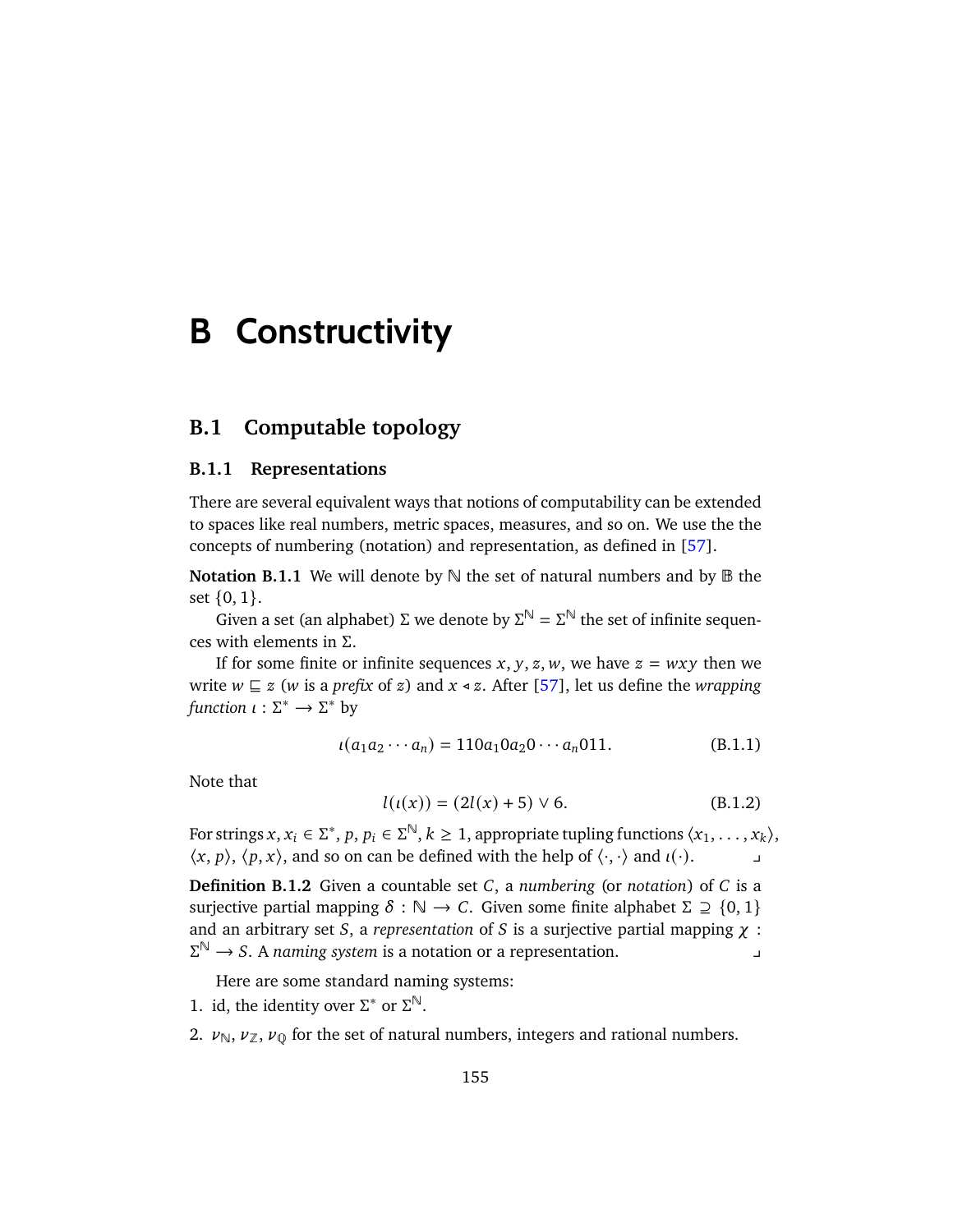# B Constructivity

## B.1 Computable topology

### B.1.1 Representations

There are several equivalent ways that notions of computability can be extended to spaces like real numbers, metric spaces, measures, and so on. We use the the concepts of numbering (notation) and representation, as defined in [57].

**Notation B.1.1** We will denote by $\mathbb{N}$ the set of natural numbers and by $\mathbb{B}$ the set $\{0, 1\}$.

Given a set (an alphabet) $\Sigma$ we denote by $\Sigma^{\mathbb{N}} = \Sigma^{\mathbb{N}}$ the set of infinite sequences with elements in $\Sigma$.

If for some finite or infinite sequences $x, y, z, w$, we have $z = wxy$ then we write $w \sqsubseteq z$ ($w$ is a *prefix* of $z$) and $x \triangleleft z$. After [57], let us define the *wrapping function* $\iota : \Sigma^* \to \Sigma^*$ by

$$\iota(a_1 a_2 \cdots a_n) = 110a_1 0a_2 0 \cdots a_n 011. \tag{B.1.1}$$

Note that

$$l(\iota(x)) = (2l(x) + 5) \vee 6. \tag{B.1.2}$$

For strings $x, x_i \in \Sigma^*$, $p, p_i \in \Sigma^{\mathbb{N}}$, $k \geq 1$, appropriate tupling functions $\langle x_1, \ldots, x_k \rangle$, $\langle x, p \rangle$, $\langle p, x \rangle$, and so on can be defined with the help of $\langle \cdot, \cdot \rangle$ and $\iota(\cdot)$. ⌟

**Definition B.1.2** Given a countable set $C$, a *numbering* (or *notation*) of $C$ is a surjective partial mapping $\delta : \mathbb{N} \to C$. Given some finite alphabet $\Sigma \supseteq \{0, 1\}$ and an arbitrary set $S$, a *representation* of $S$ is a surjective partial mapping $\chi : \Sigma^{\mathbb{N}} \to S$. A *naming system* is a notation or a representation. ⌟

Here are some standard naming systems:

1. id, the identity over $\Sigma^*$ or $\Sigma^{\mathbb{N}}$.
2. $\nu_{\mathbb{N}}$, $\nu_{\mathbb{Z}}$, $\nu_{\mathbb{Q}}$ for the set of natural numbers, integers and rational numbers.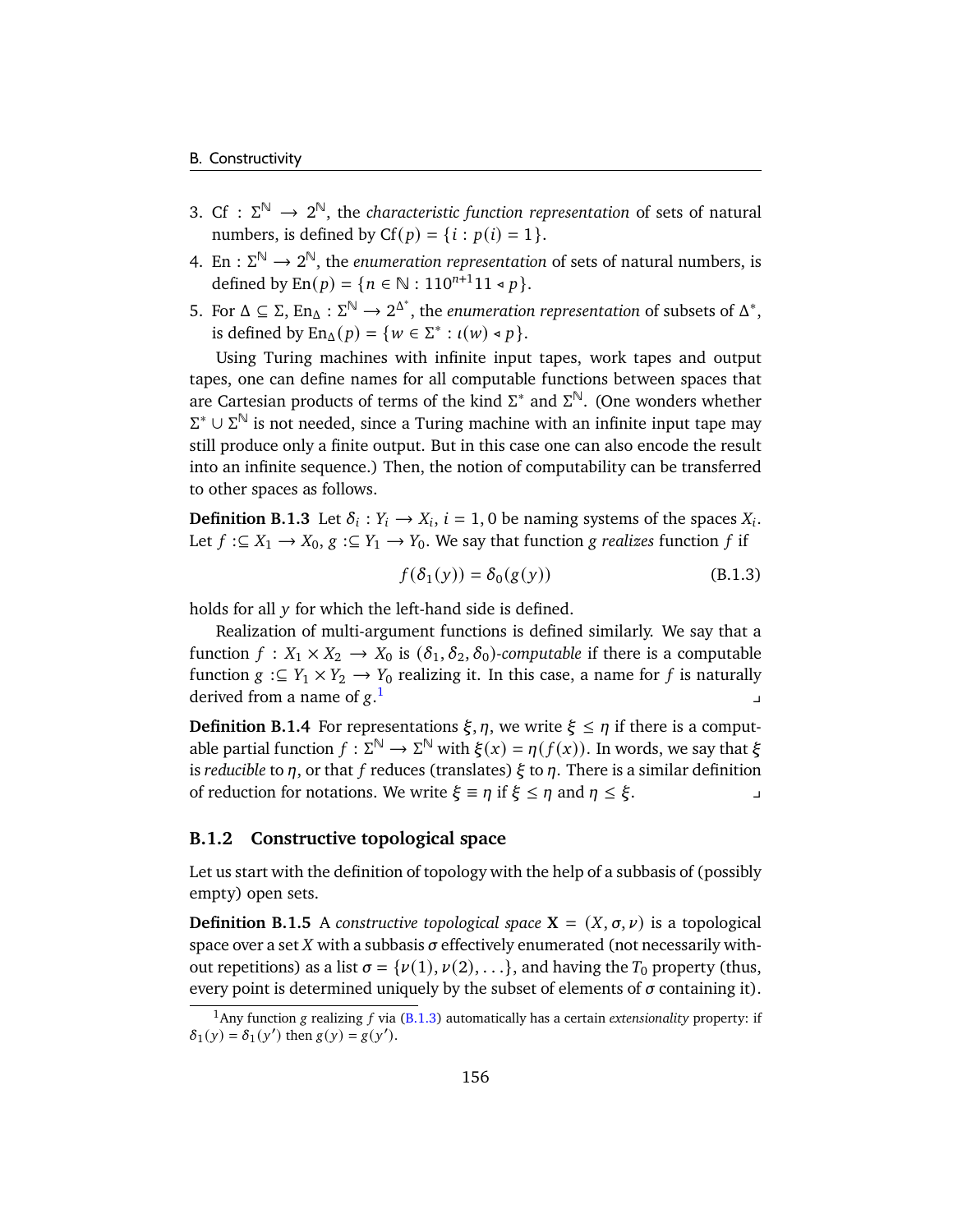3. $\mathrm{Cf} : \Sigma^{\mathbb{N}} \to 2^{\mathbb{N}}$, the *characteristic function representation* of sets of natural numbers, is defined by $\mathrm{Cf}(p) = \{i : p(i) = 1\}$.
4. $\mathrm{En} : \Sigma^{\mathbb{N}} \to 2^{\mathbb{N}}$, the *enumeration representation* of sets of natural numbers, is defined by $\mathrm{En}(p) = \{n \in \mathbb{N} : 110^{n+1}11 \triangleleft p\}$.
5. For $\Delta \subseteq \Sigma$, $\mathrm{En}_\Delta : \Sigma^{\mathbb{N}} \to 2^{\Delta^*}$, the *enumeration representation* of subsets of $\Delta^*$, is defined by $\mathrm{En}_\Delta(p) = \{w \in \Sigma^* : \iota(w) \triangleleft p\}$.

Using Turing machines with infinite input tapes, work tapes and output tapes, one can define names for all computable functions between spaces that are Cartesian products of terms of the kind $\Sigma^*$ and $\Sigma^{\mathbb{N}}$. (One wonders whether $\Sigma^* \cup \Sigma^{\mathbb{N}}$ is not needed, since a Turing machine with an infinite input tape may still produce only a finite output. But in this case one can also encode the result into an infinite sequence.) Then, the notion of computability can be transferred to other spaces as follows.

**Definition B.1.3** Let $\delta_i : Y_i \to X_i$, $i = 1, 0$ be naming systems of the spaces $X_i$. Let $f :\subseteq X_1 \to X_0$, $g :\subseteq Y_1 \to Y_0$. We say that function $g$ *realizes* function $f$ if

$$f(\delta_1(y)) = \delta_0(g(y)) \tag{B.1.3}$$

holds for all $y$ for which the left-hand side is defined.

Realization of multi-argument functions is defined similarly. We say that a function $f : X_1 \times X_2 \to X_0$ is $(\delta_1, \delta_2, \delta_0)$-*computable* if there is a computable function $g :\subseteq Y_1 \times Y_2 \to Y_0$ realizing it. In this case, a name for $f$ is naturally derived from a name of $g$.[1] ⌟

**Definition B.1.4** For representations $\xi, \eta$, we write $\xi \le \eta$ if there is a computable partial function $f : \Sigma^{\mathbb{N}} \to \Sigma^{\mathbb{N}}$ with $\xi(x) = \eta(f(x))$. In words, we say that $\xi$ is *reducible* to $\eta$, or that $f$ reduces (translates) $\xi$ to $\eta$. There is a similar definition of reduction for notations. We write $\xi \equiv \eta$ if $\xi \le \eta$ and $\eta \le \xi$. ⌟

### B.1.2 Constructive topological space

Let us start with the definition of topology with the help of a subbasis of (possibly empty) open sets.

**Definition B.1.5** A *constructive topological space* $\mathbf{X} = (X, \sigma, \nu)$ is a topological space over a set $X$ with a subbasis $\sigma$ effectively enumerated (not necessarily without repetitions) as a list $\sigma = \{\nu(1), \nu(2), \ldots\}$, and having the $T_0$ property (thus, every point is determined uniquely by the subset of elements of $\sigma$ containing it).

[1] Any function $g$ realizing $f$ via (B.1.3) automatically has a certain *extensionality* property: if $\delta_1(y) = \delta_1(y')$ then $g(y) = g(y')$.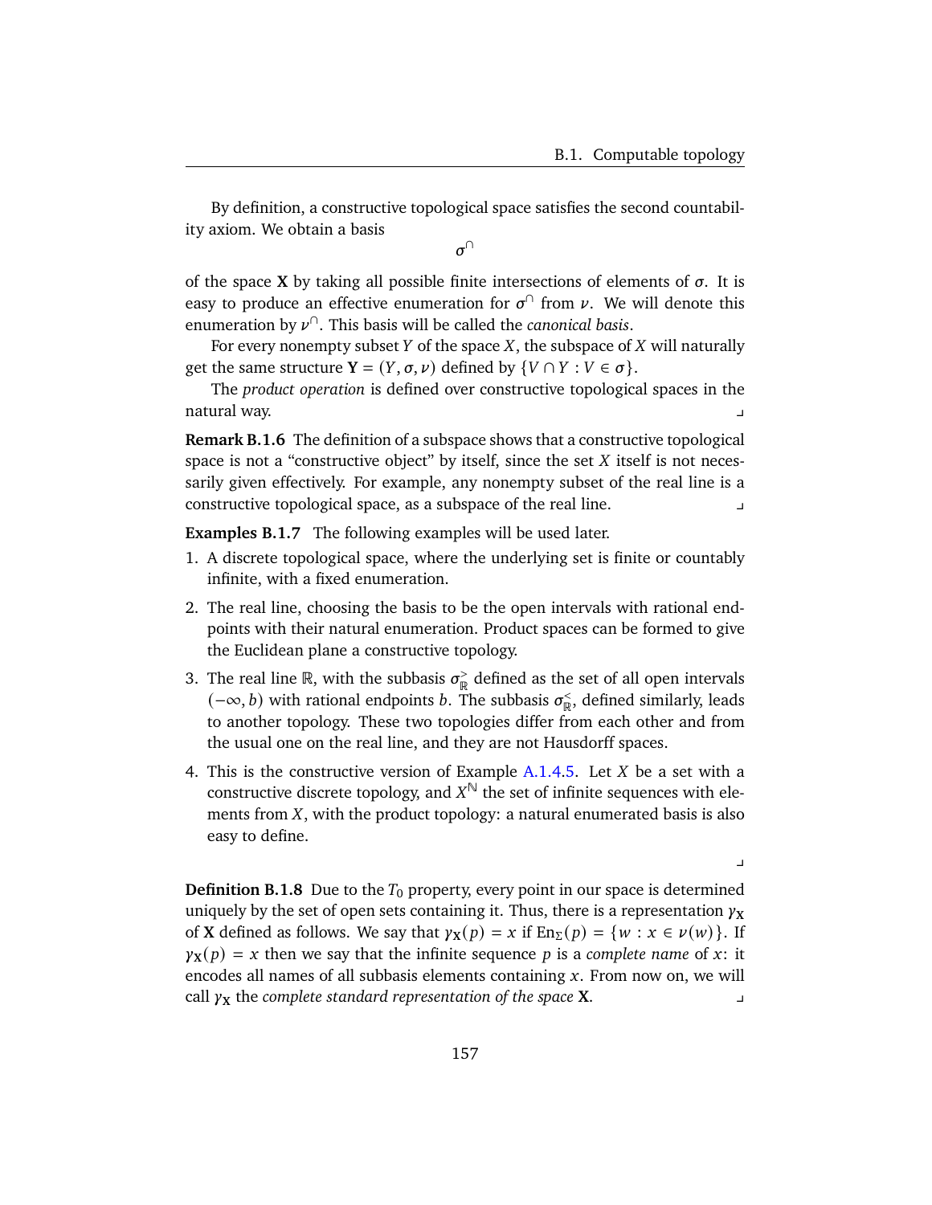By definition, a constructive topological space satisfies the second countability axiom. We obtain a basis

$$\sigma^{\cap}$$

of the space $\mathbf{X}$ by taking all possible finite intersections of elements of $\sigma$. It is easy to produce an effective enumeration for $\sigma^{\cap}$ from $\nu$. We will denote this enumeration by $\nu^{\cap}$. This basis will be called the *canonical basis*.

For every nonempty subset $Y$ of the space $X$, the subspace of $X$ will naturally get the same structure $\mathbf{Y} = (Y, \sigma, \nu)$ defined by $\{V \cap Y : V \in \sigma\}$.

The *product operation* is defined over constructive topological spaces in the natural way. ⌟

**Remark B.1.6** The definition of a subspace shows that a constructive topological space is not a "constructive object" by itself, since the set $X$ itself is not necessarily given effectively. For example, any nonempty subset of the real line is a constructive topological space, as a subspace of the real line. ⌟

**Examples B.1.7** The following examples will be used later.

1. A discrete topological space, where the underlying set is finite or countably infinite, with a fixed enumeration.
2. The real line, choosing the basis to be the open intervals with rational endpoints with their natural enumeration. Product spaces can be formed to give the Euclidean plane a constructive topology.
3. The real line $\mathbb{R}$, with the subbasis $\sigma_{\mathbb{R}}^{>}$ defined as the set of all open intervals $(-\infty, b)$ with rational endpoints $b$. The subbasis $\sigma_{\mathbb{R}}^{<}$, defined similarly, leads to another topology. These two topologies differ from each other and from the usual one on the real line, and they are not Hausdorff spaces.
4. This is the constructive version of Example A.1.4.5. Let $X$ be a set with a constructive discrete topology, and $X^{\mathbb{N}}$ the set of infinite sequences with elements from $X$, with the product topology: a natural enumerated basis is also easy to define.

⌟

**Definition B.1.8** Due to the $T_0$ property, every point in our space is determined uniquely by the set of open sets containing it. Thus, there is a representation $\gamma_{\mathbf{X}}$ of $\mathbf{X}$ defined as follows. We say that $\gamma_{\mathbf{X}}(p) = x$ if $\mathrm{En}_{\Sigma}(p) = \{w : x \in \nu(w)\}$. If $\gamma_{\mathbf{X}}(p) = x$ then we say that the infinite sequence $p$ is a *complete name* of $x$: it encodes all names of all subbasis elements containing $x$. From now on, we will call $\gamma_{\mathbf{X}}$ the *complete standard representation of the space* $\mathbf{X}$. ⌟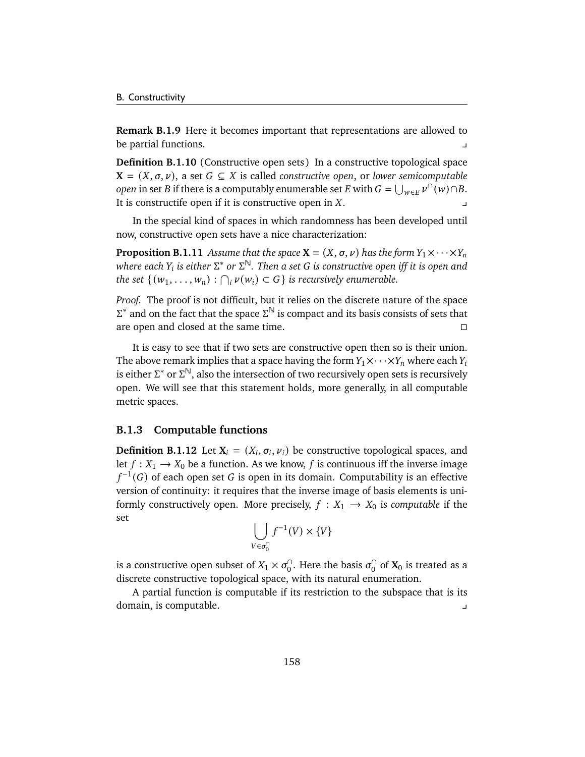**Remark B.1.9** Here it becomes important that representations are allowed to be partial functions. ⌟

**Definition B.1.10** (Constructive open sets) In a constructive topological space $\mathbf{X} = (X, \sigma, \nu)$, a set $G \subseteq X$ is called *constructive open*, or *lower semicomputable open* in set $B$ if there is a computably enumerable set $E$ with $G = \bigcup_{w \in E} \nu^{\cap}(w) \cap B$. It is constructife open if it is constructive open in $X$. ⌟

In the special kind of spaces in which randomness has been developed until now, constructive open sets have a nice characterization:

**Proposition B.1.11** *Assume that the space $\mathbf{X} = (X, \sigma, \nu)$ has the form $Y_1 \times \cdots \times Y_n$ where each $Y_i$ is either $\Sigma^*$ or $\Sigma^{\mathbb{N}}$. Then a set $G$ is constructive open iff it is open and the set $\{ (w_1, \ldots, w_n) : \bigcap_i \nu(w_i) \subset G \}$ is recursively enumerable.*

*Proof.* The proof is not difficult, but it relies on the discrete nature of the space $\Sigma^*$ and on the fact that the space $\Sigma^{\mathbb{N}}$ is compact and its basis consists of sets that are open and closed at the same time. □

It is easy to see that if two sets are constructive open then so is their union. The above remark implies that a space having the form $Y_1 \times \cdots \times Y_n$ where each $Y_i$ is either $\Sigma^*$ or $\Sigma^{\mathbb{N}}$, also the intersection of two recursively open sets is recursively open. We will see that this statement holds, more generally, in all computable metric spaces.

### B.1.3 Computable functions

**Definition B.1.12** Let $\mathbf{X}_i = (X_i, \sigma_i, \nu_i)$ be constructive topological spaces, and let $f : X_1 \to X_0$ be a function. As we know, $f$ is continuous iff the inverse image $f^{-1}(G)$ of each open set $G$ is open in its domain. Computability is an effective version of continuity: it requires that the inverse image of basis elements is uniformly constructively open. More precisely, $f : X_1 \to X_0$ is *computable* if the set

$$\bigcup_{V \in \sigma_0^{\cap}} f^{-1}(V) \times \{V\}$$

is a constructive open subset of $X_1 \times \sigma_0^{\cap}$. Here the basis $\sigma_0^{\cap}$ of $\mathbf{X}_0$ is treated as a discrete constructive topological space, with its natural enumeration.

A partial function is computable if its restriction to the subspace that is its domain, is computable. ⌟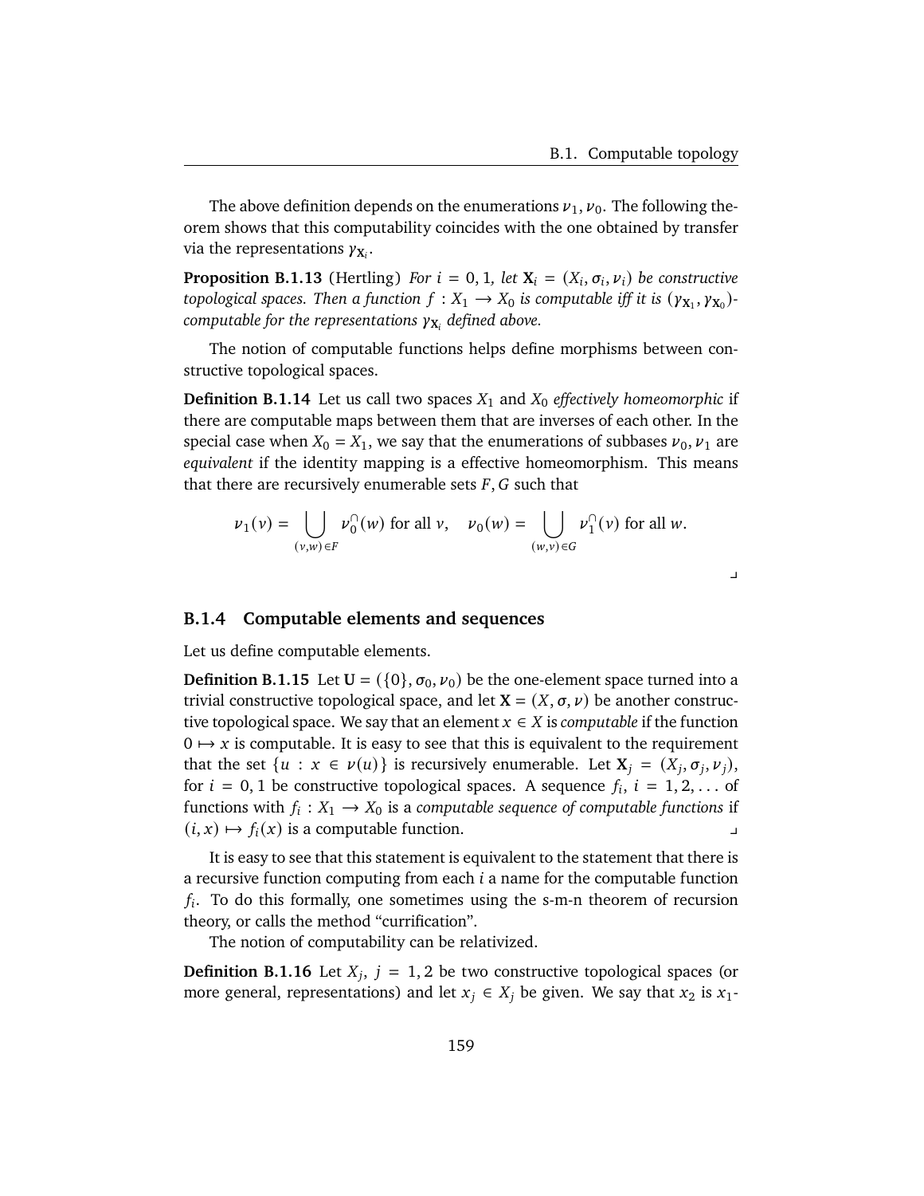The above definition depends on the enumerations $\nu_1, \nu_0$. The following theorem shows that this computability coincides with the one obtained by transfer via the representations $\gamma_{\mathbf{X}_i}$.

**Proposition B.1.13** (Hertling) *For $i = 0, 1$, let $\mathbf{X}_i = (X_i, \sigma_i, \nu_i)$ be constructive topological spaces. Then a function $f : X_1 \to X_0$ is computable iff it is $(\gamma_{\mathbf{X}_1}, \gamma_{\mathbf{X}_0})$-computable for the representations $\gamma_{\mathbf{X}_i}$ defined above.*

The notion of computable functions helps define morphisms between constructive topological spaces.

**Definition B.1.14** Let us call two spaces $X_1$ and $X_0$ *effectively homeomorphic* if there are computable maps between them that are inverses of each other. In the special case when $X_0 = X_1$, we say that the enumerations of subbases $\nu_0, \nu_1$ are *equivalent* if the identity mapping is a effective homeomorphism. This means that there are recursively enumerable sets $F, G$ such that

$$\nu_1(v) = \bigcup_{(v,w)\in F} \nu_0^{\cap}(w) \text{ for all } v, \quad \nu_0(w) = \bigcup_{(w,v)\in G} \nu_1^{\cap}(v) \text{ for all } w.$$

⌟

### B.1.4 Computable elements and sequences

Let us define computable elements.

**Definition B.1.15** Let $\mathbf{U} = (\{0\}, \sigma_0, \nu_0)$ be the one-element space turned into a trivial constructive topological space, and let $\mathbf{X} = (X, \sigma, \nu)$ be another constructive topological space. We say that an element $x \in X$ is *computable* if the function $0 \mapsto x$ is computable. It is easy to see that this is equivalent to the requirement that the set $\{u : x \in \nu(u)\}$ is recursively enumerable. Let $\mathbf{X}_j = (X_j, \sigma_j, \nu_j)$, for $i = 0, 1$ be constructive topological spaces. A sequence $f_i$, $i = 1, 2, \ldots$ of functions with $f_i : X_1 \to X_0$ is a *computable sequence of computable functions* if $(i, x) \mapsto f_i(x)$ is a computable function. ⌟

It is easy to see that this statement is equivalent to the statement that there is a recursive function computing from each $i$ a name for the computable function $f_i$. To do this formally, one sometimes using the s-m-n theorem of recursion theory, or calls the method "currification".

The notion of computability can be relativized.

**Definition B.1.16** Let $X_j$, $j = 1, 2$ be two constructive topological spaces (or more general, representations) and let $x_j \in X_j$ be given. We say that $x_2$ is $x_1$-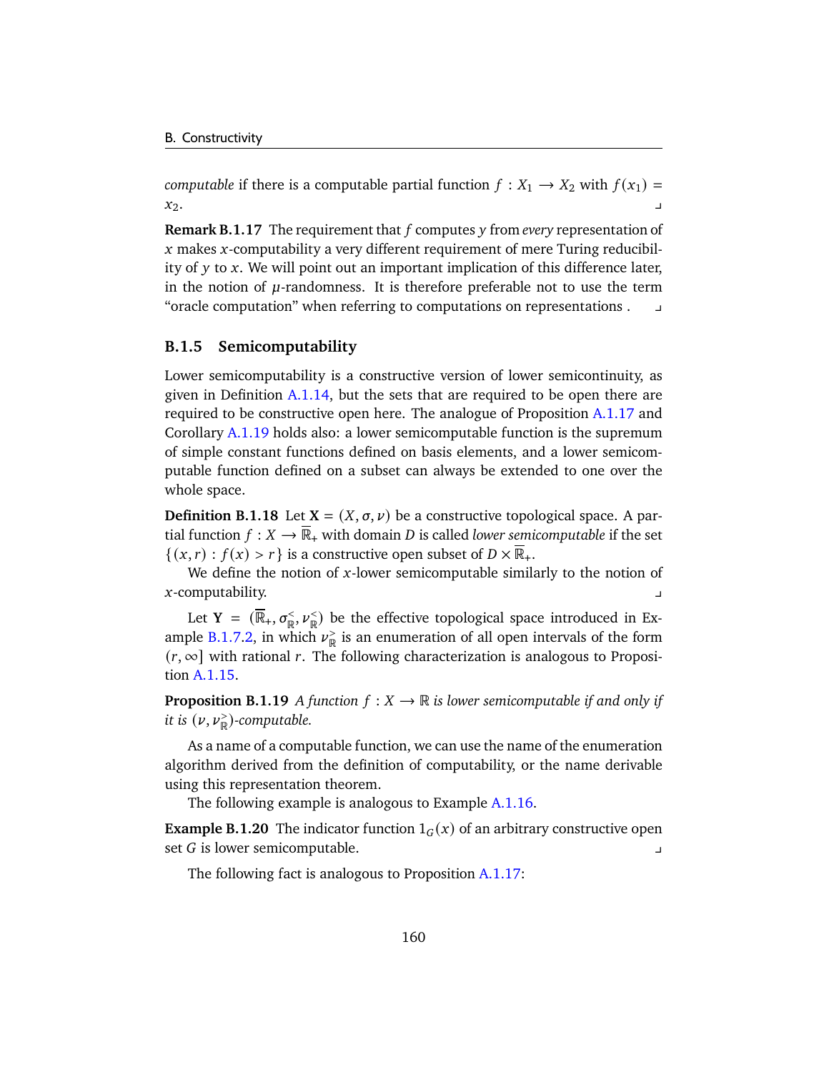*computable* if there is a computable partial function $f : X_1 \longrightarrow X_2$ with $f(x_1) = x_2$. ⌟

**Remark B.1.17** The requirement that $f$ computes $y$ from *every* representation of $x$ makes $x$-computability a very different requirement of mere Turing reducibility of $y$ to $x$. We will point out an important implication of this difference later, in the notion of $\mu$-randomness. It is therefore preferable not to use the term "oracle computation" when referring to computations on representations . ⌟

### B.1.5 Semicomputability

Lower semicomputability is a constructive version of lower semicontinuity, as given in Definition A.1.14, but the sets that are required to be open there are required to be constructive open here. The analogue of Proposition A.1.17 and Corollary A.1.19 holds also: a lower semicomputable function is the supremum of simple constant functions defined on basis elements, and a lower semicomputable function defined on a subset can always be extended to one over the whole space.

**Definition B.1.18** Let $\mathbf{X} = (X, \sigma, \nu)$ be a constructive topological space. A partial function $f : X \longrightarrow \overline{\mathbb{R}}_+$ with domain $D$ is called *lower semicomputable* if the set $\{(x, r) : f(x) > r\}$ is a constructive open subset of $D \times \overline{\mathbb{R}}_+$.

We define the notion of $x$-lower semicomputable similarly to the notion of $x$-computability. ⌟

Let $\mathbf{Y} = (\overline{\mathbb{R}}_+, \sigma_{\mathbb{R}}^{<}, \nu_{\mathbb{R}}^{<})$ be the effective topological space introduced in Example B.1.7.2, in which $\nu_{\mathbb{R}}^{>}$ is an enumeration of all open intervals of the form $(r, \infty]$ with rational $r$. The following characterization is analogous to Proposition A.1.15.

**Proposition B.1.19** *A function $f : X \longrightarrow \mathbb{R}$ is lower semicomputable if and only if it is $(\nu, \nu_{\mathbb{R}}^{>})$-computable.*

As a name of a computable function, we can use the name of the enumeration algorithm derived from the definition of computability, or the name derivable using this representation theorem.

The following example is analogous to Example A.1.16.

**Example B.1.20** The indicator function $1_G(x)$ of an arbitrary constructive open set $G$ is lower semicomputable. ⌟

The following fact is analogous to Proposition A.1.17: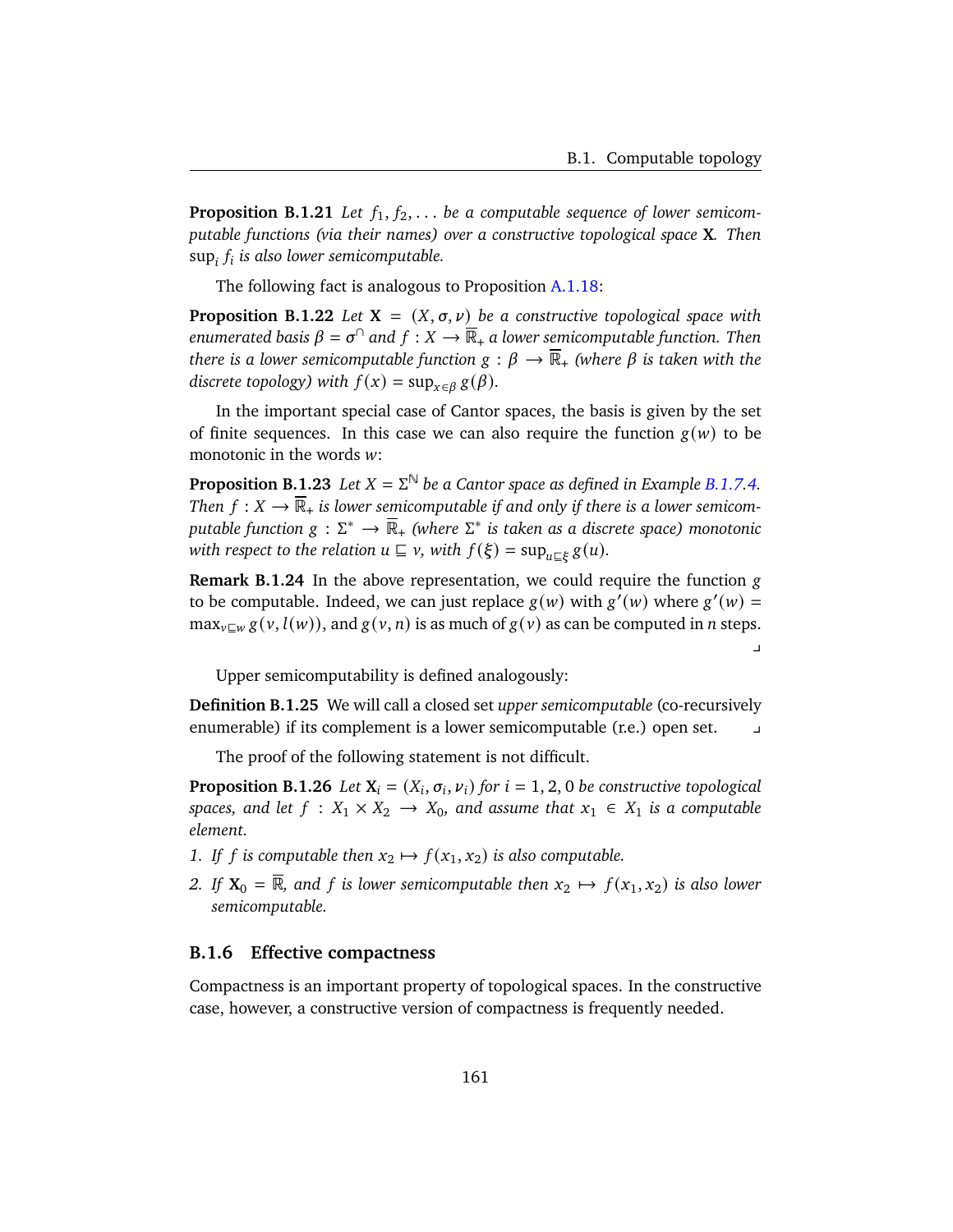**Proposition B.1.21** *Let $f_1, f_2, \dots$ be a computable sequence of lower semicomputable functions (via their names) over a constructive topological space* $\mathbf{X}$*. Then* $\sup_i f_i$ *is also lower semicomputable.*

The following fact is analogous to Proposition A.1.18:

**Proposition B.1.22** *Let $\mathbf{X} = (X, \sigma, \nu)$ be a constructive topological space with enumerated basis $\beta = \sigma^{\cap}$ and $f : X \to \overline{\mathbb{R}}_+$ a lower semicomputable function. Then there is a lower semicomputable function $g : \beta \to \overline{\mathbb{R}}_+$ (where $\beta$ is taken with the discrete topology) with $f(x) = \sup_{x \in \beta} g(\beta)$.*

In the important special case of Cantor spaces, the basis is given by the set of finite sequences. In this case we can also require the function $g(w)$ to be monotonic in the words $w$:

**Proposition B.1.23** *Let $X = \Sigma^{\mathbb{N}}$ be a Cantor space as defined in Example B.1.7.4. Then $f : X \to \overline{\mathbb{R}}_+$ is lower semicomputable if and only if there is a lower semicomputable function $g : \Sigma^* \to \overline{\mathbb{R}}_+$ (where $\Sigma^*$ is taken as a discrete space) monotonic with respect to the relation $u \sqsubseteq v$, with $f(\xi) = \sup_{u \sqsubseteq \xi} g(u)$.*

**Remark B.1.24** In the above representation, we could require the function $g$ to be computable. Indeed, we can just replace $g(w)$ with $g'(w)$ where $g'(w) = \max_{v \sqsubseteq w} g(v, l(w))$, and $g(v, n)$ is as much of $g(v)$ as can be computed in $n$ steps. ⌟

Upper semicomputability is defined analogously:

**Definition B.1.25** We will call a closed set *upper semicomputable* (co-recursively enumerable) if its complement is a lower semicomputable (r.e.) open set. ⌟

The proof of the following statement is not difficult.

**Proposition B.1.26** *Let $\mathbf{X}_i = (X_i, \sigma_i, \nu_i)$ for $i = 1, 2, 0$ be constructive topological spaces, and let $f : X_1 \times X_2 \to X_0$, and assume that $x_1 \in X_1$ is a computable element.*

1. *If $f$ is computable then $x_2 \mapsto f(x_1, x_2)$ is also computable.*
2. *If $\mathbf{X}_0 = \overline{\mathbb{R}}$, and $f$ is lower semicomputable then $x_2 \mapsto f(x_1, x_2)$ is also lower semicomputable.*

### B.1.6 Effective compactness

Compactness is an important property of topological spaces. In the constructive case, however, a constructive version of compactness is frequently needed.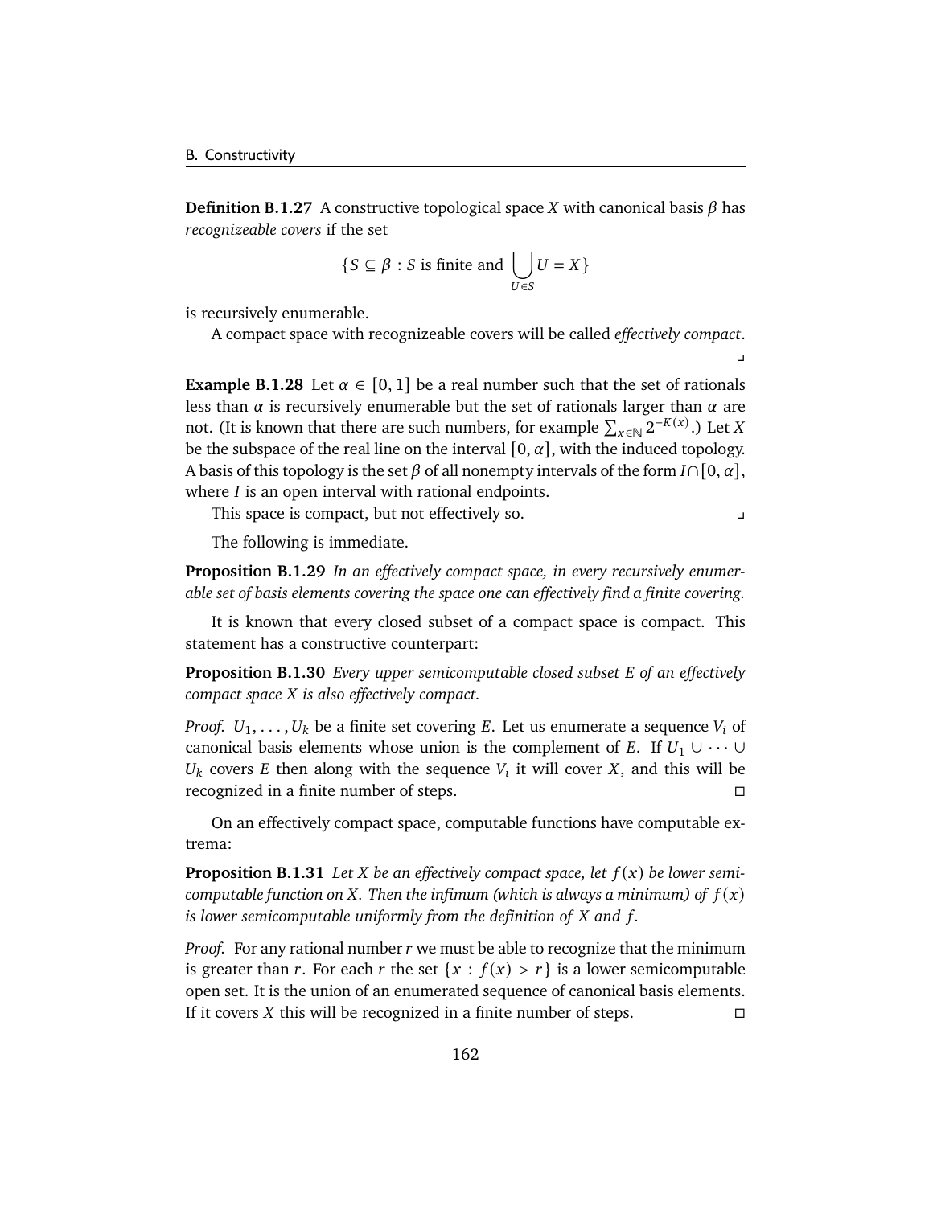**Definition B.1.27** A constructive topological space $X$ with canonical basis $\beta$ has *recognizeable covers* if the set

$$\{S \subseteq \beta : S \text{ is finite and } \bigcup_{U \in S} U = X\}$$

is recursively enumerable.

A compact space with recognizeable covers will be called *effectively compact*. ⌟

**Example B.1.28** Let $\alpha \in [0, 1]$ be a real number such that the set of rationals less than $\alpha$ is recursively enumerable but the set of rationals larger than $\alpha$ are not. (It is known that there are such numbers, for example $\sum_{x \in \mathbb{N}} 2^{-K(x)}$.) Let $X$ be the subspace of the real line on the interval $[0, \alpha]$, with the induced topology. A basis of this topology is the set $\beta$ of all nonempty intervals of the form $I \cap [0, \alpha]$, where $I$ is an open interval with rational endpoints.

This space is compact, but not effectively so. ⌟

The following is immediate.

**Proposition B.1.29** *In an effectively compact space, in every recursively enumerable set of basis elements covering the space one can effectively find a finite covering.*

It is known that every closed subset of a compact space is compact. This statement has a constructive counterpart:

**Proposition B.1.30** *Every upper semicomputable closed subset $E$ of an effectively compact space $X$ is also effectively compact.*

*Proof.* $U_1, \dots, U_k$ be a finite set covering $E$. Let us enumerate a sequence $V_i$ of canonical basis elements whose union is the complement of $E$. If $U_1 \cup \dots \cup U_k$ covers $E$ then along with the sequence $V_i$ it will cover $X$, and this will be recognized in a finite number of steps. □

On an effectively compact space, computable functions have computable extrema:

**Proposition B.1.31** *Let $X$ be an effectively compact space, let $f(x)$ be lower semicomputable function on $X$. Then the infimum (which is always a minimum) of $f(x)$ is lower semicomputable uniformly from the definition of $X$ and $f$.*

*Proof.* For any rational number $r$ we must be able to recognize that the minimum is greater than $r$. For each $r$ the set $\{x : f(x) > r\}$ is a lower semicomputable open set. It is the union of an enumerated sequence of canonical basis elements. If it covers $X$ this will be recognized in a finite number of steps. □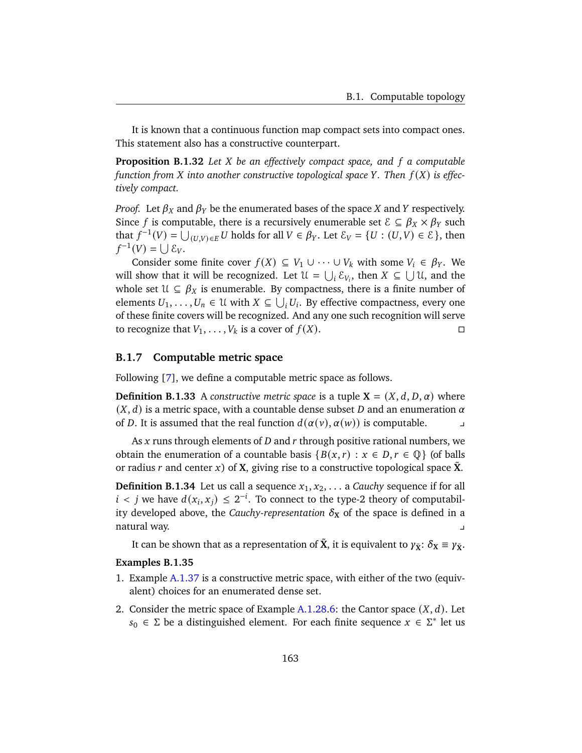It is known that a continuous function map compact sets into compact ones. This statement also has a constructive counterpart.

**Proposition B.1.32** *Let $X$ be an effectively compact space, and $f$ a computable function from $X$ into another constructive topological space $Y$. Then $f(X)$ is effectively compact.*

*Proof.* Let $\beta_X$ and $\beta_Y$ be the enumerated bases of the space $X$ and $Y$ respectively. Since $f$ is computable, there is a recursively enumerable set $\mathcal{E} \subseteq \beta_X \times \beta_Y$ such that $f^{-1}(V) = \bigcup_{(U,V)\in E} U$ holds for all $V \in \beta_Y$. Let $\mathcal{E}_V = \{U : (U,V) \in \mathcal{E}\}$, then $f^{-1}(V) = \bigcup \mathcal{E}_V$.

Consider some finite cover $f(X) \subseteq V_1 \cup \cdots \cup V_k$ with some $V_i \in \beta_Y$. We will show that it will be recognized. Let $\mathcal{U} = \bigcup_i \mathcal{E}_{V_i}$, then $X \subseteq \bigcup \mathcal{U}$, and the whole set $\mathcal{U} \subseteq \beta_X$ is enumerable. By compactness, there is a finite number of elements $U_1, \dots, U_n \in \mathcal{U}$ with $X \subseteq \bigcup_i U_i$. By effective compactness, every one of these finite covers will be recognized. And any one such recognition will serve to recognize that $V_1, \dots, V_k$ is a cover of $f(X)$. □

### B.1.7 Computable metric space

Following [7], we define a computable metric space as follows.

**Definition B.1.33** A *constructive metric space* is a tuple $\mathbf{X} = (X, d, D, \alpha)$ where $(X, d)$ is a metric space, with a countable dense subset $D$ and an enumeration $\alpha$ of $D$. It is assumed that the real function $d(\alpha(v), \alpha(w))$ is computable. ⌟

As $x$ runs through elements of $D$ and $r$ through positive rational numbers, we obtain the enumeration of a countable basis $\{B(x,r) : x \in D, r \in \mathbb{Q}\}$ (of balls or radius $r$ and center $x$) of $\mathbf{X}$, giving rise to a constructive topological space $\tilde{\mathbf{X}}$.

**Definition B.1.34** Let us call a sequence $x_1, x_2, \dots$ a *Cauchy* sequence if for all $i < j$ we have $d(x_i, x_j) \leq 2^{-i}$. To connect to the type-2 theory of computability developed above, the *Cauchy-representation* $\delta_{\mathbf{X}}$ of the space is defined in a natural way. ⌟

It can be shown that as a representation of $\tilde{\mathbf{X}}$, it is equivalent to $\gamma_{\tilde{\mathbf{X}}}$: $\delta_{\mathbf{X}} \equiv \gamma_{\tilde{\mathbf{X}}}$.

**Examples B.1.35**

1. Example A.1.37 is a constructive metric space, with either of the two (equivalent) choices for an enumerated dense set.
2. Consider the metric space of Example A.1.28.6: the Cantor space $(X, d)$. Let $s_0 \in \Sigma$ be a distinguished element. For each finite sequence $x \in \Sigma^*$ let us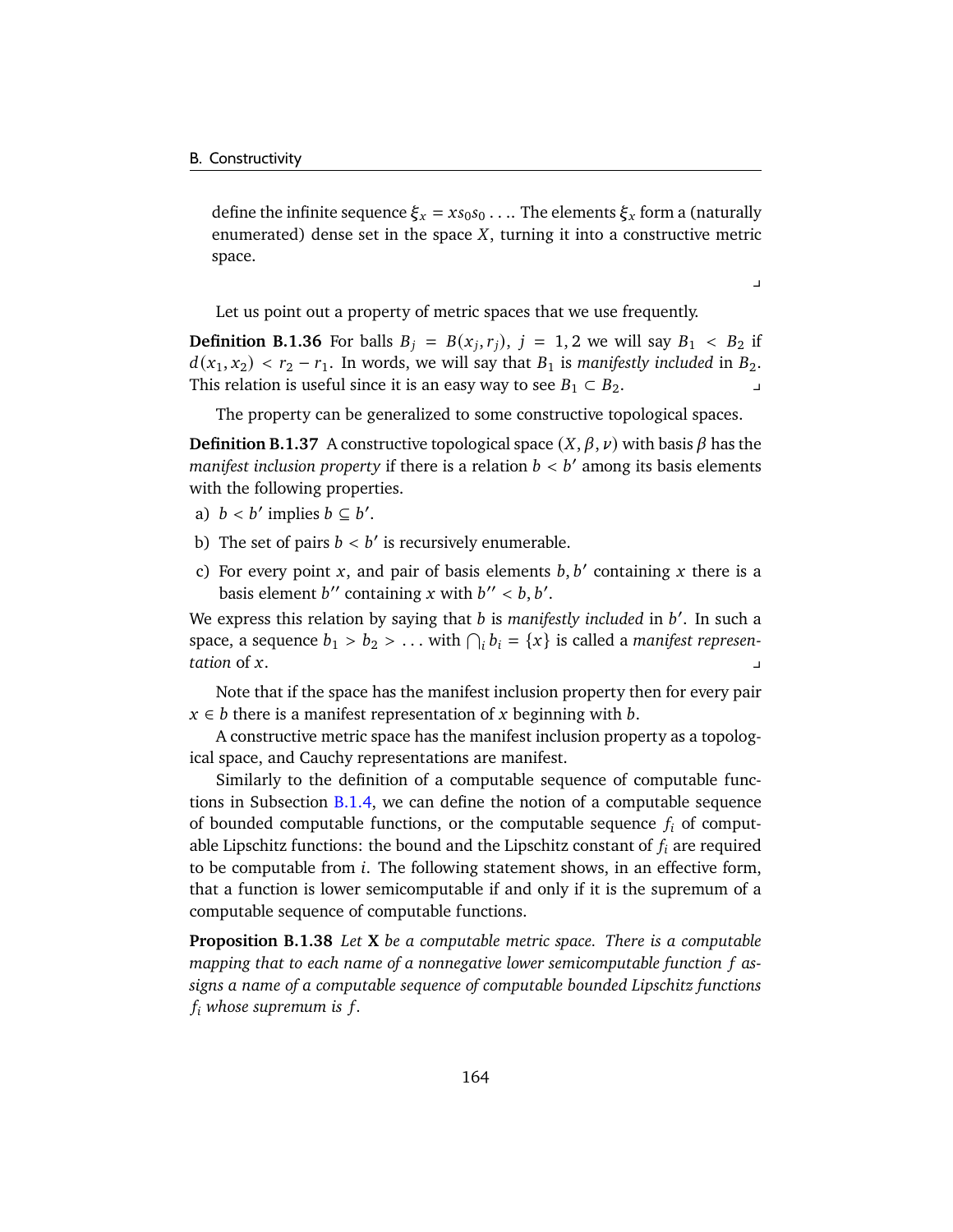define the infinite sequence $\xi_x = xs_0s_0\ldots$. The elements $\xi_x$ form a (naturally enumerated) dense set in the space $X$, turning it into a constructive metric space.

⌟

Let us point out a property of metric spaces that we use frequently.

**Definition B.1.36** For balls $B_j = B(x_j, r_j)$, $j = 1, 2$ we will say $B_1 < B_2$ if $d(x_1, x_2) < r_2 - r_1$. In words, we will say that $B_1$ is *manifestly included* in $B_2$. This relation is useful since it is an easy way to see $B_1 \subset B_2$. ⌟

The property can be generalized to some constructive topological spaces.

**Definition B.1.37** A constructive topological space $(X, \beta, \nu)$ with basis $\beta$ has the *manifest inclusion property* if there is a relation $b < b'$ among its basis elements with the following properties.

a) $b < b'$ implies $b \subseteq b'$.

b) The set of pairs $b < b'$ is recursively enumerable.

c) For every point $x$, and pair of basis elements $b, b'$ containing $x$ there is a basis element $b''$ containing $x$ with $b'' < b, b'$.

We express this relation by saying that $b$ is *manifestly included* in $b'$. In such a space, a sequence $b_1 > b_2 > \ldots$ with $\bigcap_i b_i = \{x\}$ is called a *manifest representation* of $x$. ⌟

Note that if the space has the manifest inclusion property then for every pair $x \in b$ there is a manifest representation of $x$ beginning with $b$.

A constructive metric space has the manifest inclusion property as a topological space, and Cauchy representations are manifest.

Similarly to the definition of a computable sequence of computable functions in Subsection B.1.4, we can define the notion of a computable sequence of bounded computable functions, or the computable sequence $f_i$ of computable Lipschitz functions: the bound and the Lipschitz constant of $f_i$ are required to be computable from $i$. The following statement shows, in an effective form, that a function is lower semicomputable if and only if it is the supremum of a computable sequence of computable functions.

**Proposition B.1.38** *Let* $\mathbf{X}$ *be a computable metric space. There is a computable mapping that to each name of a nonnegative lower semicomputable function* $f$ *assigns a name of a computable sequence of computable bounded Lipschitz functions* $f_i$ *whose supremum is* $f$.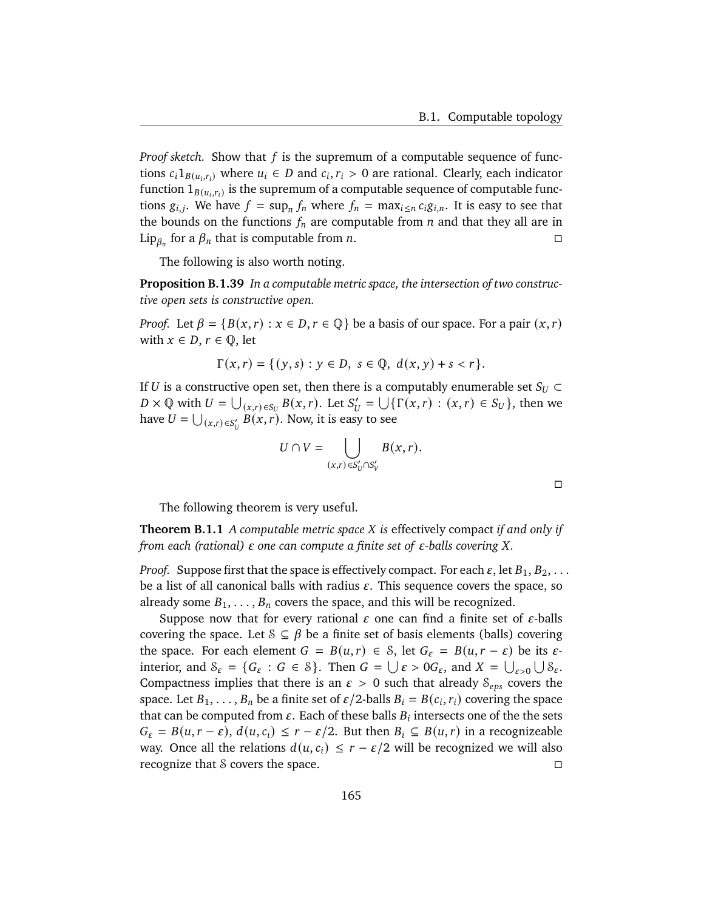*Proof sketch.* Show that $f$ is the supremum of a computable sequence of functions $c_i 1_{B(u_i,r_i)}$ where $u_i \in D$ and $c_i, r_i > 0$ are rational. Clearly, each indicator function $1_{B(u_i,r_i)}$ is the supremum of a computable sequence of computable functions $g_{i,j}$. We have $f = \sup_n f_n$ where $f_n = \max_{i \le n} c_i g_{i,n}$. It is easy to see that the bounds on the functions $f_n$ are computable from $n$ and that they all are in $\mathrm{Lip}_{\beta_n}$ for a $\beta_n$ that is computable from $n$. □

The following is also worth noting.

**Proposition B.1.39** *In a computable metric space, the intersection of two constructive open sets is constructive open.*

*Proof.* Let $\beta = \{B(x,r) : x \in D, r \in \mathbb{Q}\}$ be a basis of our space. For a pair $(x,r)$ with $x \in D$, $r \in \mathbb{Q}$, let

$$\Gamma(x,r) = \{(y,s) : y \in D,\ s \in \mathbb{Q},\ d(x,y) + s < r\}.$$

If $U$ is a constructive open set, then there is a computably enumerable set $S_U \subset D \times \mathbb{Q}$ with $U = \bigcup_{(x,r) \in S_U} B(x,r)$. Let $S'_U = \bigcup\{\Gamma(x,r) : (x,r) \in S_U\}$, then we have $U = \bigcup_{(x,r) \in S'_U} B(x,r)$. Now, it is easy to see

$$U \cap V = \bigcup_{(x,r) \in S'_U \cap S'_V} B(x,r).$$

□

The following theorem is very useful.

**Theorem B.1.1** *A computable metric space $X$ is* effectively compact *if and only if from each (rational) $\varepsilon$ one can compute a finite set of $\varepsilon$-balls covering $X$.*

*Proof.* Suppose first that the space is effectively compact. For each $\varepsilon$, let $B_1, B_2, \dots$ be a list of all canonical balls with radius $\varepsilon$. This sequence covers the space, so already some $B_1, \dots, B_n$ covers the space, and this will be recognized.

Suppose now that for every rational $\varepsilon$ one can find a finite set of $\varepsilon$-balls covering the space. Let $\mathcal{S} \subseteq \beta$ be a finite set of basis elements (balls) covering the space. For each element $G = B(u,r) \in \mathcal{S}$, let $G_\varepsilon = B(u, r - \varepsilon)$ be its $\varepsilon$-interior, and $\mathcal{S}_\varepsilon = \{G_\varepsilon : G \in \mathcal{S}\}$. Then $G = \bigcup \varepsilon > 0 G_\varepsilon$, and $X = \bigcup_{\varepsilon > 0} \bigcup \mathcal{S}_\varepsilon$. Compactness implies that there is an $\varepsilon > 0$ such that already $\mathcal{S}_{eps}$ covers the space. Let $B_1, \dots, B_n$ be a finite set of $\varepsilon/2$-balls $B_i = B(c_i, r_i)$ covering the space that can be computed from $\varepsilon$. Each of these balls $B_i$ intersects one of the the sets $G_\varepsilon = B(u, r - \varepsilon)$, $d(u, c_i) \le r - \varepsilon/2$. But then $B_i \subseteq B(u,r)$ in a recognizeable way. Once all the relations $d(u, c_i) \le r - \varepsilon/2$ will be recognized we will also recognize that $\mathcal{S}$ covers the space. □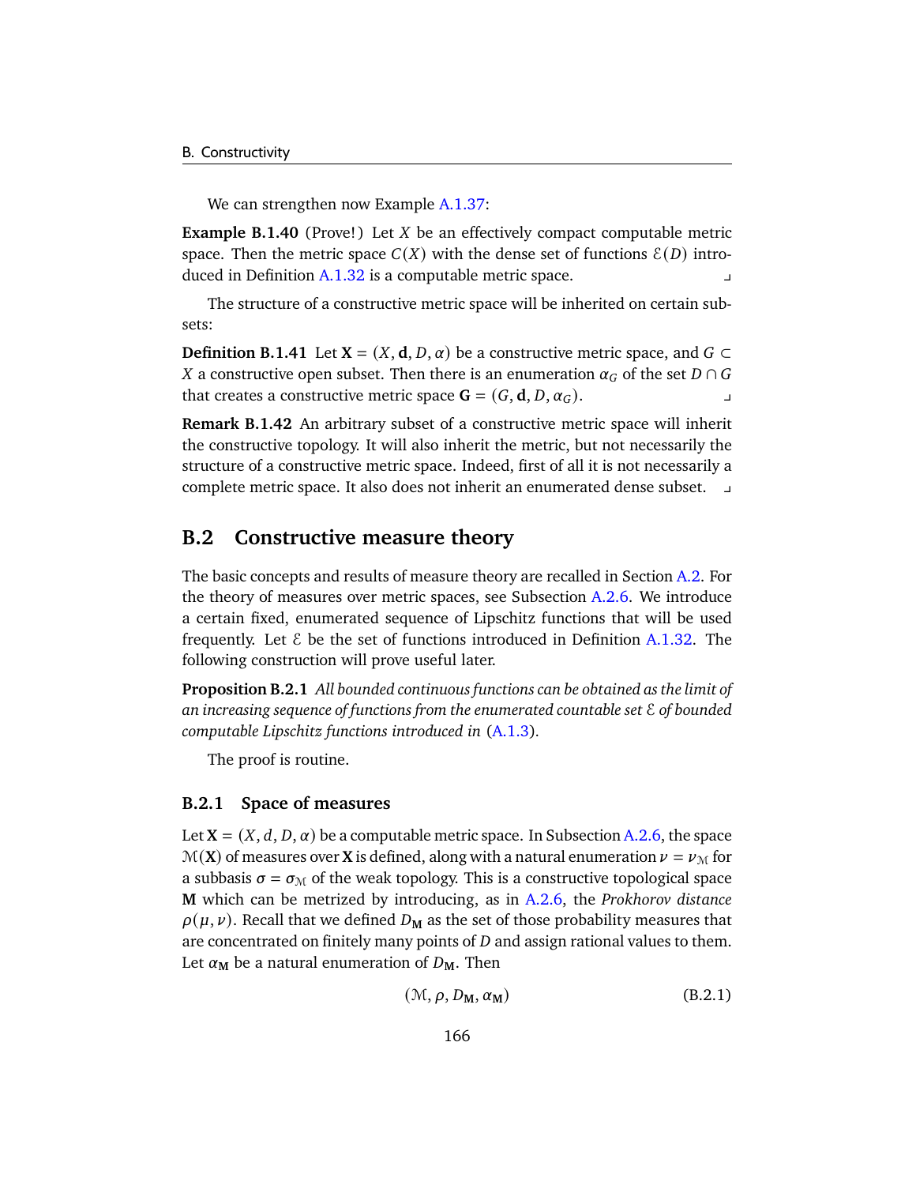We can strengthen now Example A.1.37:

**Example B.1.40** (Prove!) Let $X$ be an effectively compact computable metric space. Then the metric space $C(X)$ with the dense set of functions $\mathcal{E}(D)$ introduced in Definition A.1.32 is a computable metric space. ⌟

The structure of a constructive metric space will be inherited on certain subsets:

**Definition B.1.41** Let $\mathbf{X} = (X, \mathbf{d}, D, \alpha)$ be a constructive metric space, and $G \subset X$ a constructive open subset. Then there is an enumeration $\alpha_G$ of the set $D \cap G$ that creates a constructive metric space $\mathbf{G} = (G, \mathbf{d}, D, \alpha_G)$. ⌟

**Remark B.1.42** An arbitrary subset of a constructive metric space will inherit the constructive topology. It will also inherit the metric, but not necessarily the structure of a constructive metric space. Indeed, first of all it is not necessarily a complete metric space. It also does not inherit an enumerated dense subset. ⌟

## B.2 Constructive measure theory

The basic concepts and results of measure theory are recalled in Section A.2. For the theory of measures over metric spaces, see Subsection A.2.6. We introduce a certain fixed, enumerated sequence of Lipschitz functions that will be used frequently. Let $\mathcal{E}$ be the set of functions introduced in Definition A.1.32. The following construction will prove useful later.

**Proposition B.2.1** *All bounded continuous functions can be obtained as the limit of an increasing sequence of functions from the enumerated countable set $\mathcal{E}$ of bounded computable Lipschitz functions introduced in* (A.1.3).

The proof is routine.

### B.2.1 Space of measures

Let $\mathbf{X} = (X, d, D, \alpha)$ be a computable metric space. In Subsection A.2.6, the space $\mathcal{M}(\mathbf{X})$ of measures over $\mathbf{X}$ is defined, along with a natural enumeration $\nu = \nu_{\mathcal{M}}$ for a subbasis $\sigma = \sigma_{\mathcal{M}}$ of the weak topology. This is a constructive topological space $\mathbf{M}$ which can be metrized by introducing, as in A.2.6, the *Prokhorov distance* $\rho(\mu, \nu)$. Recall that we defined $D_{\mathbf{M}}$ as the set of those probability measures that are concentrated on finitely many points of $D$ and assign rational values to them. Let $\alpha_{\mathbf{M}}$ be a natural enumeration of $D_{\mathbf{M}}$. Then

$$(\mathcal{M}, \rho, D_{\mathbf{M}}, \alpha_{\mathbf{M}}) \tag{B.2.1}$$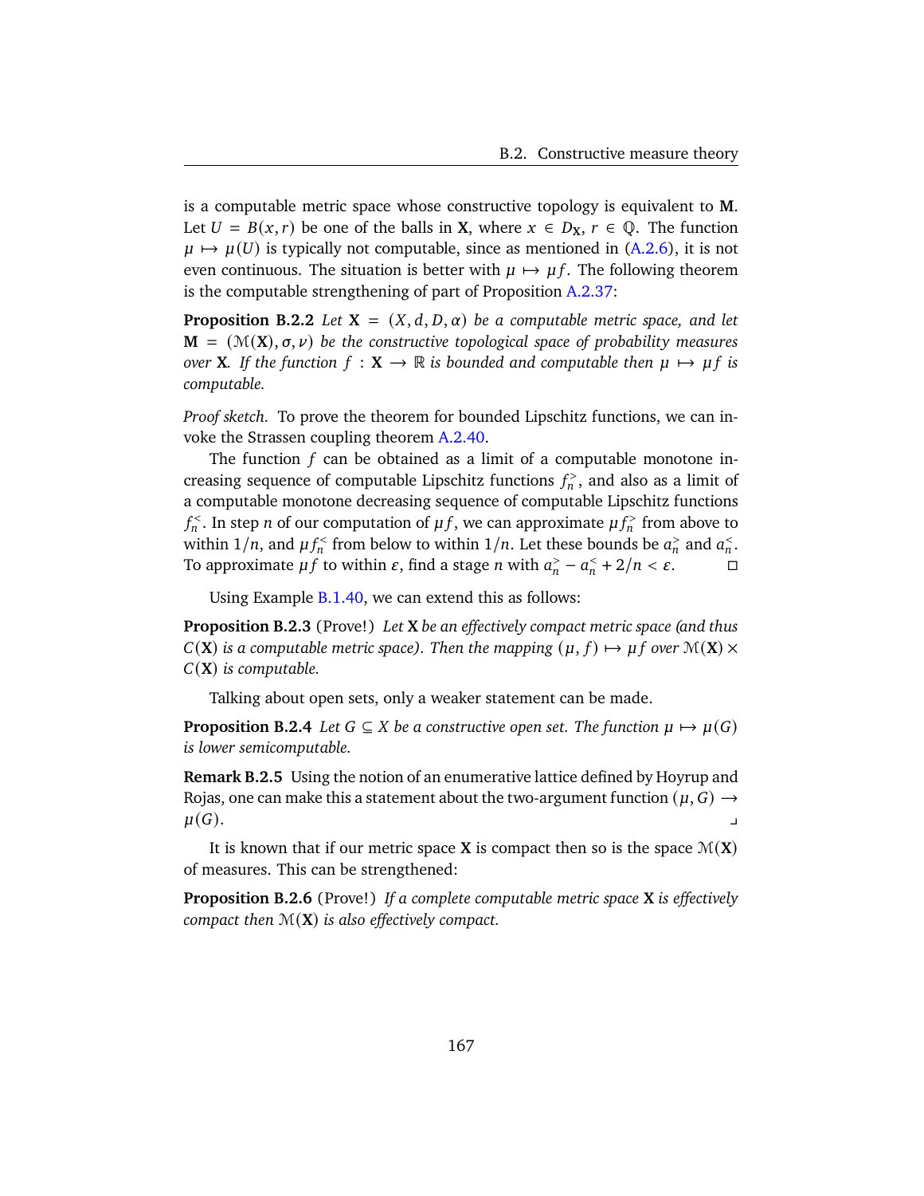is a computable metric space whose constructive topology is equivalent to $\mathbf{M}$. Let $U = B(x, r)$ be one of the balls in $\mathbf{X}$, where $x \in D_{\mathbf{X}}$, $r \in \mathbb{Q}$. The function $\mu \mapsto \mu(U)$ is typically not computable, since as mentioned in (A.2.6), it is not even continuous. The situation is better with $\mu \mapsto \mu f$. The following theorem is the computable strengthening of part of Proposition A.2.37:

**Proposition B.2.2** *Let $\mathbf{X} = (X, d, D, \alpha)$ be a computable metric space, and let $\mathbf{M} = (\mathcal{M}(\mathbf{X}), \sigma, \nu)$ be the constructive topological space of probability measures over $\mathbf{X}$. If the function $f : \mathbf{X} \to \mathbb{R}$ is bounded and computable then $\mu \mapsto \mu f$ is computable.*

*Proof sketch.* To prove the theorem for bounded Lipschitz functions, we can invoke the Strassen coupling theorem A.2.40.

The function $f$ can be obtained as a limit of a computable monotone increasing sequence of computable Lipschitz functions $f^{>}_n$, and also as a limit of a computable monotone decreasing sequence of computable Lipschitz functions $f^{<}_n$. In step $n$ of our computation of $\mu f$, we can approximate $\mu f^{>}_n$ from above to within $1/n$, and $\mu f^{<}_n$ from below to within $1/n$. Let these bounds be $a^{>}_n$ and $a^{<}_n$. To approximate $\mu f$ to within $\varepsilon$, find a stage $n$ with $a^{>}_n - a^{<}_n + 2/n < \varepsilon$. □

Using Example B.1.40, we can extend this as follows:

**Proposition B.2.3** (Prove!) *Let $\mathbf{X}$ be an effectively compact metric space (and thus $C(\mathbf{X})$ is a computable metric space). Then the mapping $(\mu, f) \mapsto \mu f$ over $\mathcal{M}(\mathbf{X}) \times C(\mathbf{X})$ is computable.*

Talking about open sets, only a weaker statement can be made.

**Proposition B.2.4** *Let $G \subseteq X$ be a constructive open set. The function $\mu \mapsto \mu(G)$ is lower semicomputable.*

**Remark B.2.5** Using the notion of an enumerative lattice defined by Hoyrup and Rojas, one can make this a statement about the two-argument function $(\mu, G) \to \mu(G)$. ⌟

It is known that if our metric space $\mathbf{X}$ is compact then so is the space $\mathcal{M}(\mathbf{X})$ of measures. This can be strengthened:

**Proposition B.2.6** (Prove!) *If a complete computable metric space $\mathbf{X}$ is effectively compact then $\mathcal{M}(\mathbf{X})$ is also effectively compact.*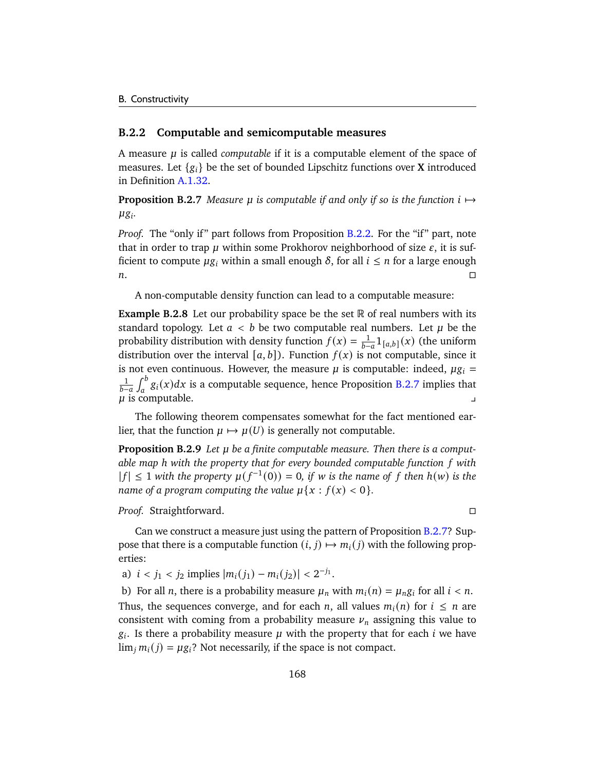### B.2.2 Computable and semicomputable measures

A measure $\mu$ is called *computable* if it is a computable element of the space of measures. Let $\{g_i\}$ be the set of bounded Lipschitz functions over $\mathbf{X}$ introduced in Definition A.1.32.

**Proposition B.2.7** *Measure $\mu$ is computable if and only if so is the function $i \mapsto \mu g_i$.*

*Proof.* The "only if" part follows from Proposition B.2.2. For the "if" part, note that in order to trap $\mu$ within some Prokhorov neighborhood of size $\varepsilon$, it is sufficient to compute $\mu g_i$ within a small enough $\delta$, for all $i \le n$ for a large enough $n$. □

A non-computable density function can lead to a computable measure:

**Example B.2.8** Let our probability space be the set $\mathbb{R}$ of real numbers with its standard topology. Let $a < b$ be two computable real numbers. Let $\mu$ be the probability distribution with density function $f(x) = \frac{1}{b-a} 1_{[a,b]}(x)$ (the uniform distribution over the interval $[a, b]$). Function $f(x)$ is not computable, since it is not even continuous. However, the measure $\mu$ is computable: indeed, $\mu g_i = \frac{1}{b-a} \int_a^b g_i(x)dx$ is a computable sequence, hence Proposition B.2.7 implies that $\mu$ is computable. ⌟

The following theorem compensates somewhat for the fact mentioned earlier, that the function $\mu \mapsto \mu(U)$ is generally not computable.

**Proposition B.2.9** *Let $\mu$ be a finite computable measure. Then there is a computable map $h$ with the property that for every bounded computable function $f$ with $|f| \le 1$ with the property $\mu(f^{-1}(0)) = 0$, if $w$ is the name of $f$ then $h(w)$ is the name of a program computing the value $\mu\{x : f(x) < 0\}$.*

*Proof.* Straightforward. □

Can we construct a measure just using the pattern of Proposition B.2.7? Suppose that there is a computable function $(i, j) \mapsto m_i(j)$ with the following properties:

a) $i < j_1 < j_2$ implies $|m_i(j_1) - m_i(j_2)| < 2^{-j_1}$.

b) For all $n$, there is a probability measure $\mu_n$ with $m_i(n) = \mu_n g_i$ for all $i < n$.

Thus, the sequences converge, and for each $n$, all values $m_i(n)$ for $i \le n$ are consistent with coming from a probability measure $\nu_n$ assigning this value to $g_i$. Is there a probability measure $\mu$ with the property that for each $i$ we have $\lim_j m_i(j) = \mu g_i$? Not necessarily, if the space is not compact.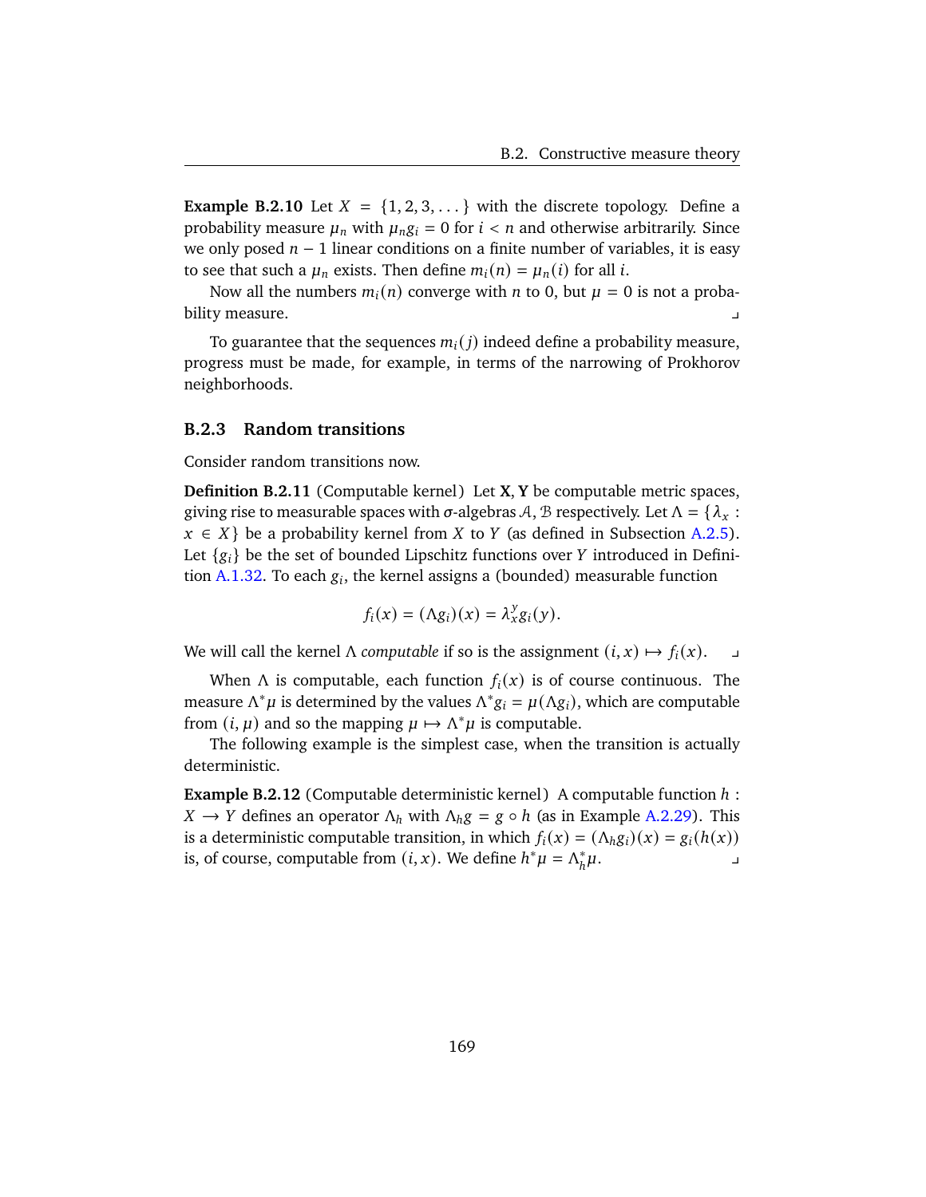**Example B.2.10** Let $X = \{1, 2, 3, \dots\}$ with the discrete topology. Define a probability measure $\mu_n$ with $\mu_n g_i = 0$ for $i < n$ and otherwise arbitrarily. Since we only posed $n - 1$ linear conditions on a finite number of variables, it is easy to see that such a $\mu_n$ exists. Then define $m_i(n) = \mu_n(i)$ for all $i$.

Now all the numbers $m_i(n)$ converge with $n$ to 0, but $\mu = 0$ is not a probability measure. ⌟

To guarantee that the sequences $m_i(j)$ indeed define a probability measure, progress must be made, for example, in terms of the narrowing of Prokhorov neighborhoods.

### B.2.3 Random transitions

Consider random transitions now.

**Definition B.2.11** (Computable kernel) Let $\mathbf{X}, \mathbf{Y}$ be computable metric spaces, giving rise to measurable spaces with $\sigma$-algebras $\mathcal{A}, \mathcal{B}$ respectively. Let $\Lambda = \{\lambda_x : x \in X\}$ be a probability kernel from $X$ to $Y$ (as defined in Subsection A.2.5). Let $\{g_i\}$ be the set of bounded Lipschitz functions over $Y$ introduced in Definition A.1.32. To each $g_i$, the kernel assigns a (bounded) measurable function

$$f_i(x) = (\Lambda g_i)(x) = \lambda_x^y g_i(y).$$

We will call the kernel $\Lambda$ *computable* if so is the assignment $(i, x) \mapsto f_i(x)$. ⌟

When $\Lambda$ is computable, each function $f_i(x)$ is of course continuous. The measure $\Lambda^*\mu$ is determined by the values $\Lambda^* g_i = \mu(\Lambda g_i)$, which are computable from $(i, \mu)$ and so the mapping $\mu \mapsto \Lambda^*\mu$ is computable.

The following example is the simplest case, when the transition is actually deterministic.

**Example B.2.12** (Computable deterministic kernel) A computable function $h : X \to Y$ defines an operator $\Lambda_h$ with $\Lambda_h g = g \circ h$ (as in Example A.2.29). This is a deterministic computable transition, in which $f_i(x) = (\Lambda_h g_i)(x) = g_i(h(x))$ is, of course, computable from $(i, x)$. We define $h^*\mu = \Lambda_h^*\mu$. ⌟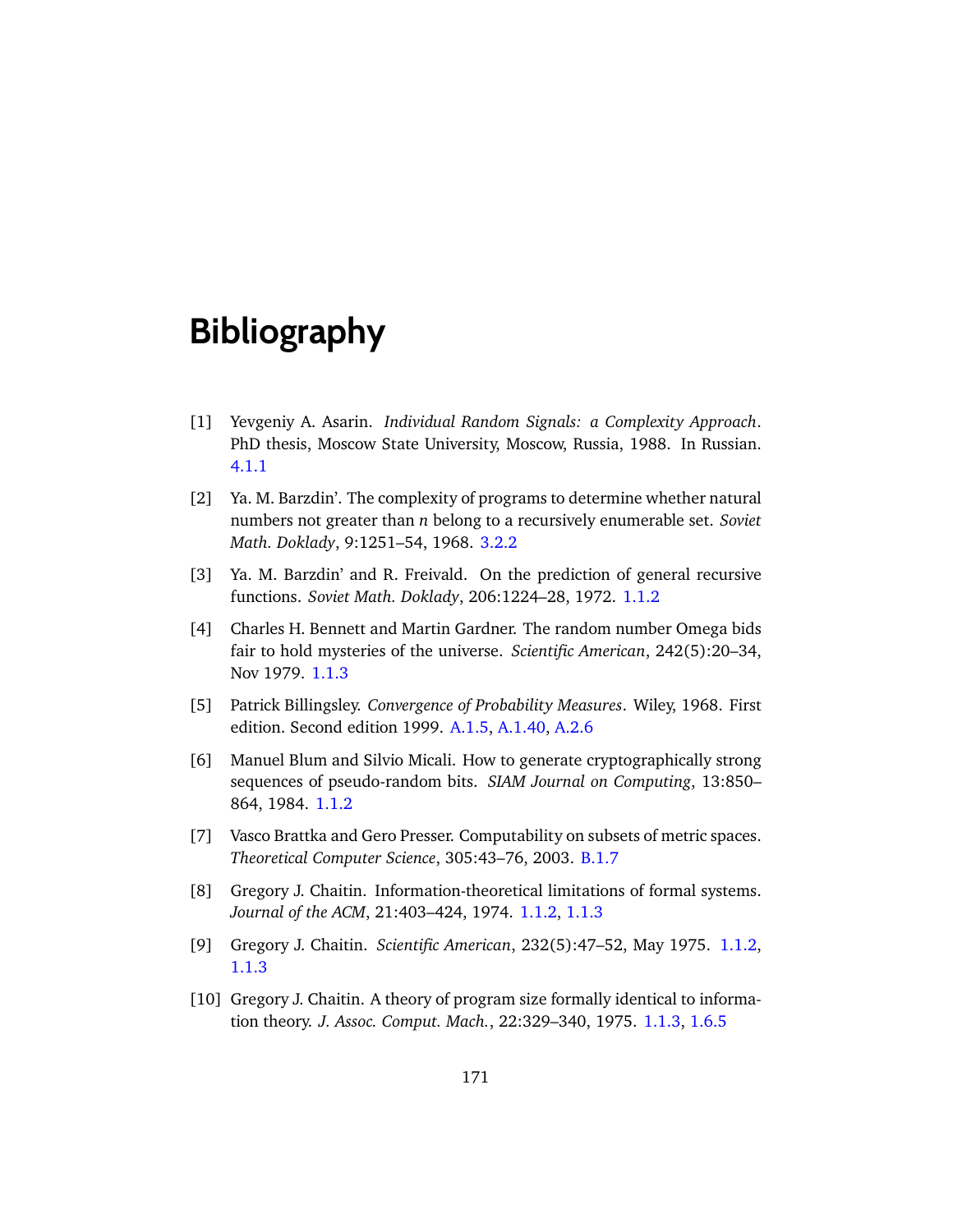# Bibliography

[1] Yevgeniy A. Asarin. *Individual Random Signals: a Complexity Approach*. PhD thesis, Moscow State University, Moscow, Russia, 1988. In Russian. 4.1.1

[2] Ya. M. Barzdin'. The complexity of programs to determine whether natural numbers not greater than $n$ belong to a recursively enumerable set. *Soviet Math. Doklady*, 9:1251–54, 1968. 3.2.2

[3] Ya. M. Barzdin' and R. Freivald. On the prediction of general recursive functions. *Soviet Math. Doklady*, 206:1224–28, 1972. 1.1.2

[4] Charles H. Bennett and Martin Gardner. The random number Omega bids fair to hold mysteries of the universe. *Scientific American*, 242(5):20–34, Nov 1979. 1.1.3

[5] Patrick Billingsley. *Convergence of Probability Measures*. Wiley, 1968. First edition. Second edition 1999. A.1.5, A.1.40, A.2.6

[6] Manuel Blum and Silvio Micali. How to generate cryptographically strong sequences of pseudo-random bits. *SIAM Journal on Computing*, 13:850–864, 1984. 1.1.2

[7] Vasco Brattka and Gero Presser. Computability on subsets of metric spaces. *Theoretical Computer Science*, 305:43–76, 2003. B.1.7

[8] Gregory J. Chaitin. Information-theoretical limitations of formal systems. *Journal of the ACM*, 21:403–424, 1974. 1.1.2, 1.1.3

[9] Gregory J. Chaitin. *Scientific American*, 232(5):47–52, May 1975. 1.1.2, 1.1.3

[10] Gregory J. Chaitin. A theory of program size formally identical to information theory. *J. Assoc. Comput. Mach.*, 22:329–340, 1975. 1.1.3, 1.6.5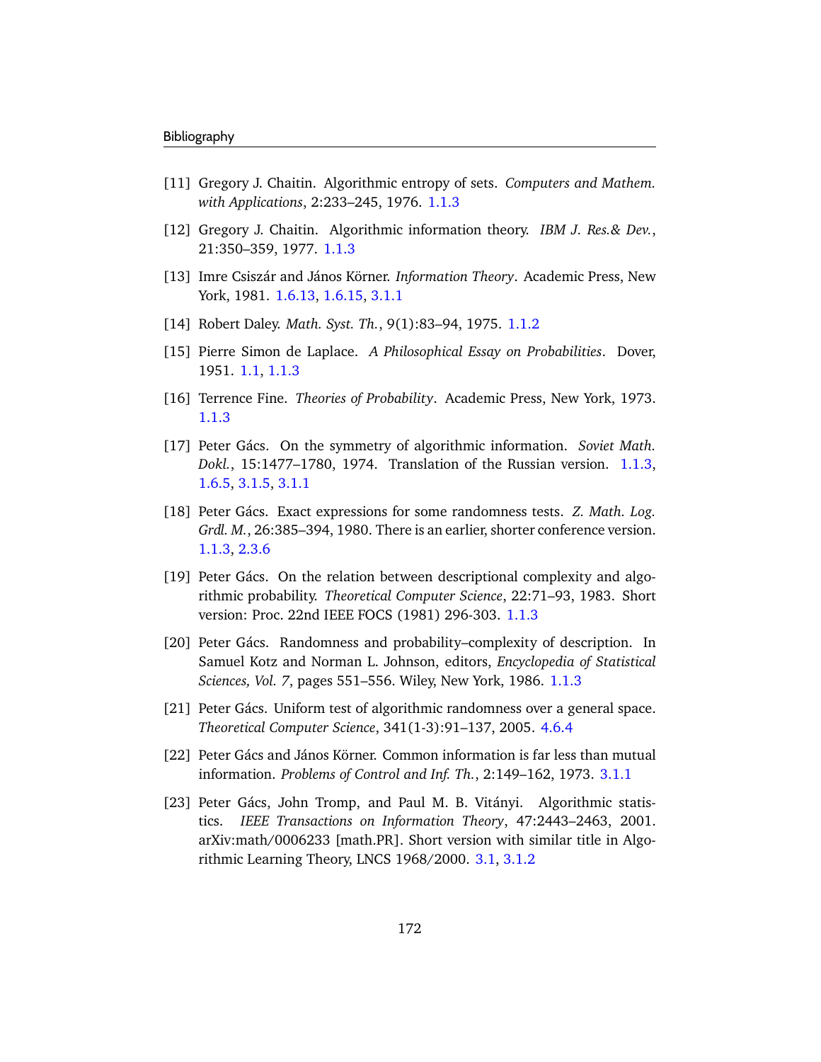[11] Gregory J. Chaitin. Algorithmic entropy of sets. *Computers and Mathem. with Applications*, 2:233–245, 1976. 1.1.3

[12] Gregory J. Chaitin. Algorithmic information theory. *IBM J. Res.& Dev.*, 21:350–359, 1977. 1.1.3

[13] Imre Csiszár and János Körner. *Information Theory*. Academic Press, New York, 1981. 1.6.13, 1.6.15, 3.1.1

[14] Robert Daley. *Math. Syst. Th.*, 9(1):83–94, 1975. 1.1.2

[15] Pierre Simon de Laplace. *A Philosophical Essay on Probabilities*. Dover, 1951. 1.1, 1.1.3

[16] Terrence Fine. *Theories of Probability*. Academic Press, New York, 1973. 1.1.3

[17] Peter Gács. On the symmetry of algorithmic information. *Soviet Math. Dokl.*, 15:1477–1780, 1974. Translation of the Russian version. 1.1.3, 1.6.5, 3.1.5, 3.1.1

[18] Peter Gács. Exact expressions for some randomness tests. *Z. Math. Log. Grdl. M.*, 26:385–394, 1980. There is an earlier, shorter conference version. 1.1.3, 2.3.6

[19] Peter Gács. On the relation between descriptional complexity and algorithmic probability. *Theoretical Computer Science*, 22:71–93, 1983. Short version: Proc. 22nd IEEE FOCS (1981) 296-303. 1.1.3

[20] Peter Gács. Randomness and probability–complexity of description. In Samuel Kotz and Norman L. Johnson, editors, *Encyclopedia of Statistical Sciences, Vol. 7*, pages 551–556. Wiley, New York, 1986. 1.1.3

[21] Peter Gács. Uniform test of algorithmic randomness over a general space. *Theoretical Computer Science*, 341(1-3):91–137, 2005. 4.6.4

[22] Peter Gács and János Körner. Common information is far less than mutual information. *Problems of Control and Inf. Th.*, 2:149–162, 1973. 3.1.1

[23] Peter Gács, John Tromp, and Paul M. B. Vitányi. Algorithmic statistics. *IEEE Transactions on Information Theory*, 47:2443–2463, 2001. arXiv:math/0006233 [math.PR]. Short version with similar title in Algorithmic Learning Theory, LNCS 1968/2000. 3.1, 3.1.2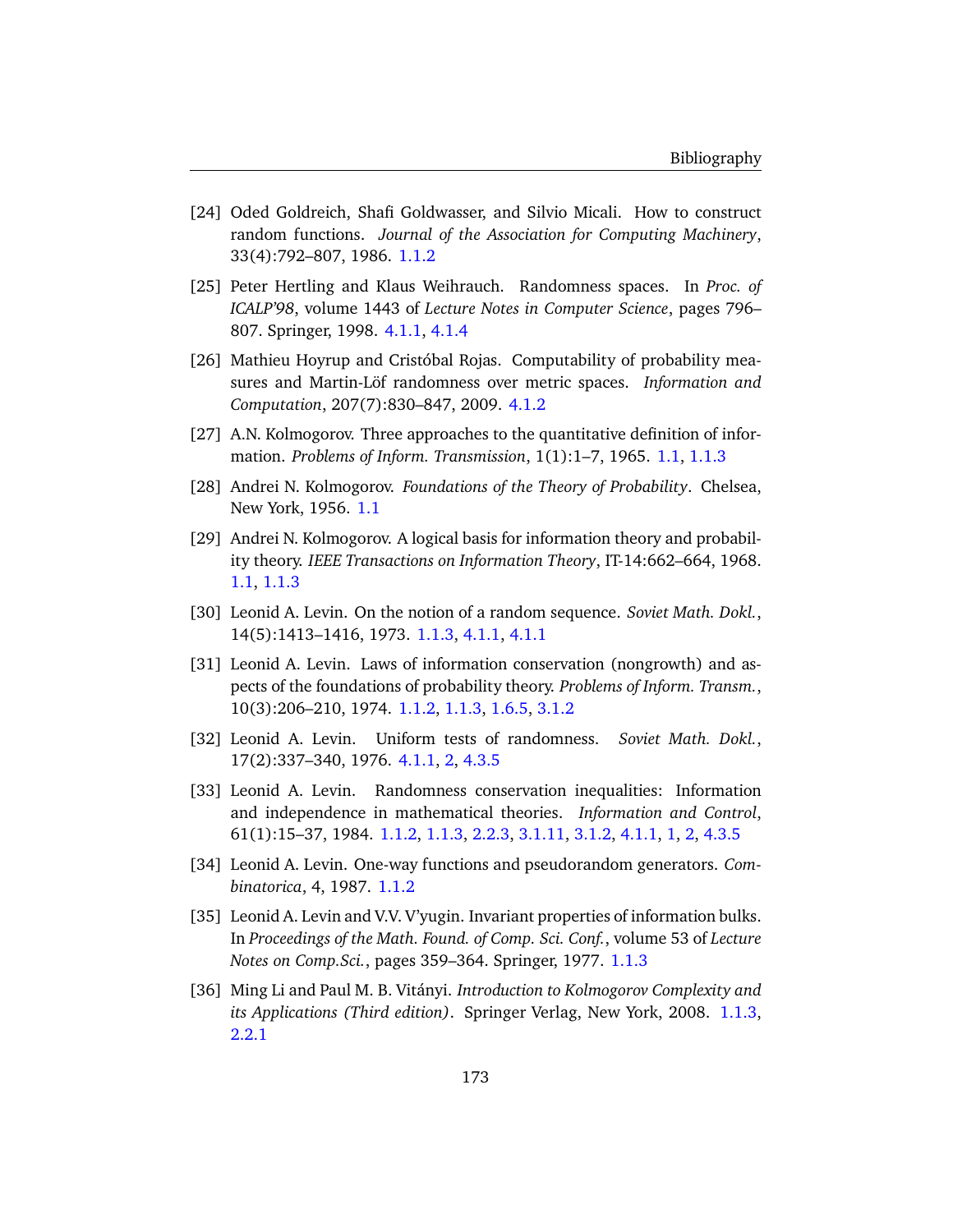[24] Oded Goldreich, Shafi Goldwasser, and Silvio Micali. How to construct random functions. *Journal of the Association for Computing Machinery*, 33(4):792–807, 1986. 1.1.2

[25] Peter Hertling and Klaus Weihrauch. Randomness spaces. In *Proc. of ICALP'98*, volume 1443 of *Lecture Notes in Computer Science*, pages 796–807. Springer, 1998. 4.1.1, 4.1.4

[26] Mathieu Hoyrup and Cristóbal Rojas. Computability of probability measures and Martin-Löf randomness over metric spaces. *Information and Computation*, 207(7):830–847, 2009. 4.1.2

[27] A.N. Kolmogorov. Three approaches to the quantitative definition of information. *Problems of Inform. Transmission*, 1(1):1–7, 1965. 1.1, 1.1.3

[28] Andrei N. Kolmogorov. *Foundations of the Theory of Probability*. Chelsea, New York, 1956. 1.1

[29] Andrei N. Kolmogorov. A logical basis for information theory and probability theory. *IEEE Transactions on Information Theory*, IT-14:662–664, 1968. 1.1, 1.1.3

[30] Leonid A. Levin. On the notion of a random sequence. *Soviet Math. Dokl.*, 14(5):1413–1416, 1973. 1.1.3, 4.1.1, 4.1.1

[31] Leonid A. Levin. Laws of information conservation (nongrowth) and aspects of the foundations of probability theory. *Problems of Inform. Transm.*, 10(3):206–210, 1974. 1.1.2, 1.1.3, 1.6.5, 3.1.2

[32] Leonid A. Levin. Uniform tests of randomness. *Soviet Math. Dokl.*, 17(2):337–340, 1976. 4.1.1, 2, 4.3.5

[33] Leonid A. Levin. Randomness conservation inequalities: Information and independence in mathematical theories. *Information and Control*, 61(1):15–37, 1984. 1.1.2, 1.1.3, 2.2.3, 3.1.11, 3.1.2, 4.1.1, 1, 2, 4.3.5

[34] Leonid A. Levin. One-way functions and pseudorandom generators. *Combinatorica*, 4, 1987. 1.1.2

[35] Leonid A. Levin and V.V. V'yugin. Invariant properties of information bulks. In *Proceedings of the Math. Found. of Comp. Sci. Conf.*, volume 53 of *Lecture Notes on Comp.Sci.*, pages 359–364. Springer, 1977. 1.1.3

[36] Ming Li and Paul M. B. Vitányi. *Introduction to Kolmogorov Complexity and its Applications (Third edition)*. Springer Verlag, New York, 2008. 1.1.3, 2.2.1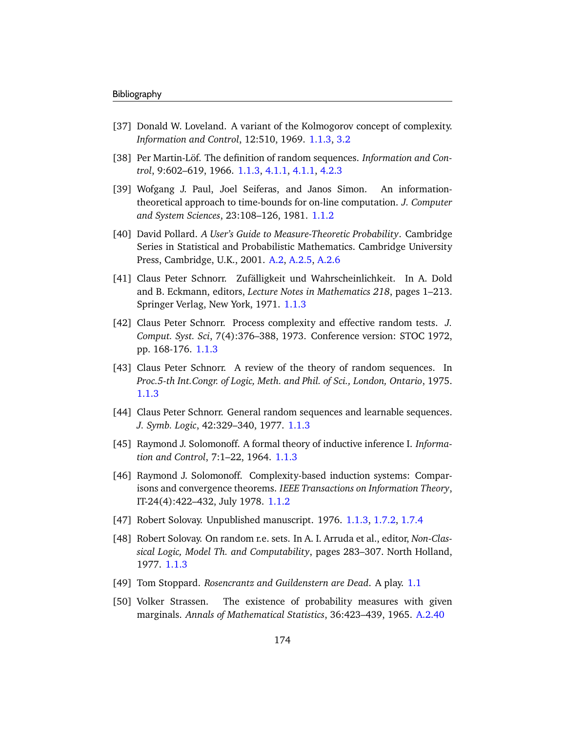[37] Donald W. Loveland. A variant of the Kolmogorov concept of complexity. *Information and Control*, 12:510, 1969. 1.1.3, 3.2

[38] Per Martin-Löf. The definition of random sequences. *Information and Control*, 9:602–619, 1966. 1.1.3, 4.1.1, 4.1.1, 4.2.3

[39] Wolfgang J. Paul, Joel Seiferas, and Janos Simon. An information-theoretical approach to time-bounds for on-line computation. *J. Computer and System Sciences*, 23:108–126, 1981. 1.1.2

[40] David Pollard. *A User's Guide to Measure-Theoretic Probability*. Cambridge Series in Statistical and Probabilistic Mathematics. Cambridge University Press, Cambridge, U.K., 2001. A.2, A.2.5, A.2.6

[41] Claus Peter Schnorr. Zufälligkeit und Wahrscheinlichkeit. In A. Dold and B. Eckmann, editors, *Lecture Notes in Mathematics 218*, pages 1–213. Springer Verlag, New York, 1971. 1.1.3

[42] Claus Peter Schnorr. Process complexity and effective random tests. *J. Comput. Syst. Sci*, 7(4):376–388, 1973. Conference version: STOC 1972, pp. 168-176. 1.1.3

[43] Claus Peter Schnorr. A review of the theory of random sequences. In *Proc.5-th Int.Congr. of Logic, Meth. and Phil. of Sci., London, Ontario*, 1975. 1.1.3

[44] Claus Peter Schnorr. General random sequences and learnable sequences. *J. Symb. Logic*, 42:329–340, 1977. 1.1.3

[45] Raymond J. Solomonoff. A formal theory of inductive inference I. *Information and Control*, 7:1–22, 1964. 1.1.3

[46] Raymond J. Solomonoff. Complexity-based induction systems: Comparisons and convergence theorems. *IEEE Transactions on Information Theory*, IT-24(4):422–432, July 1978. 1.1.2

[47] Robert Solovay. Unpublished manuscript. 1976. 1.1.3, 1.7.2, 1.7.4

[48] Robert Solovay. On random r.e. sets. In A. I. Arruda et al., editor, *Non-Classical Logic, Model Th. and Computability*, pages 283–307. North Holland, 1977. 1.1.3

[49] Tom Stoppard. *Rosencrantz and Guildenstern are Dead*. A play. 1.1

[50] Volker Strassen. The existence of probability measures with given marginals. *Annals of Mathematical Statistics*, 36:423–439, 1965. A.2.40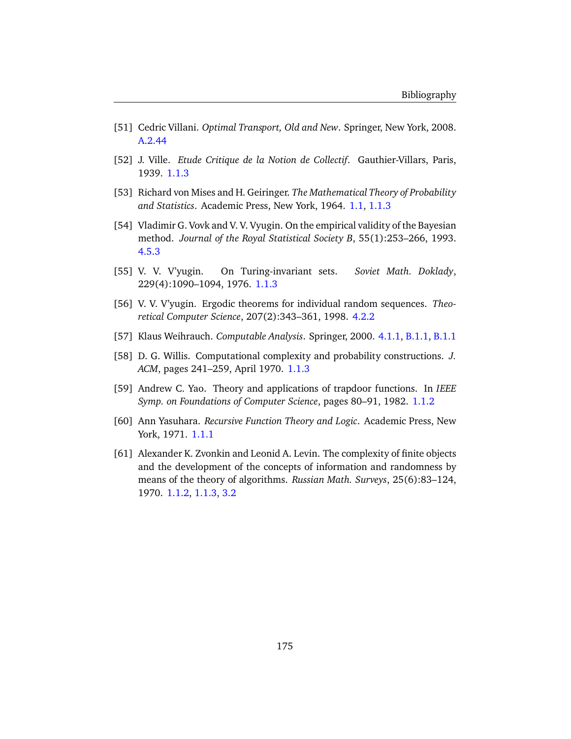[51] Cedric Villani. *Optimal Transport, Old and New*. Springer, New York, 2008. A.2.44

[52] J. Ville. *Etude Critique de la Notion de Collectif*. Gauthier-Villars, Paris, 1939. 1.1.3

[53] Richard von Mises and H. Geiringer. *The Mathematical Theory of Probability and Statistics*. Academic Press, New York, 1964. 1.1, 1.1.3

[54] Vladimir G. Vovk and V. V. Vyugin. On the empirical validity of the Bayesian method. *Journal of the Royal Statistical Society B*, 55(1):253–266, 1993. 4.5.3

[55] V. V. V'yugin. On Turing-invariant sets. *Soviet Math. Doklady*, 229(4):1090–1094, 1976. 1.1.3

[56] V. V. V'yugin. Ergodic theorems for individual random sequences. *Theoretical Computer Science*, 207(2):343–361, 1998. 4.2.2

[57] Klaus Weihrauch. *Computable Analysis*. Springer, 2000. 4.1.1, B.1.1, B.1.1

[58] D. G. Willis. Computational complexity and probability constructions. *J. ACM*, pages 241–259, April 1970. 1.1.3

[59] Andrew C. Yao. Theory and applications of trapdoor functions. In *IEEE Symp. on Foundations of Computer Science*, pages 80–91, 1982. 1.1.2

[60] Ann Yasuhara. *Recursive Function Theory and Logic*. Academic Press, New York, 1971. 1.1.1

[61] Alexander K. Zvonkin and Leonid A. Levin. The complexity of finite objects and the development of the concepts of information and randomness by means of the theory of algorithms. *Russian Math. Surveys*, 25(6):83–124, 1970. 1.1.2, 1.1.3, 3.2